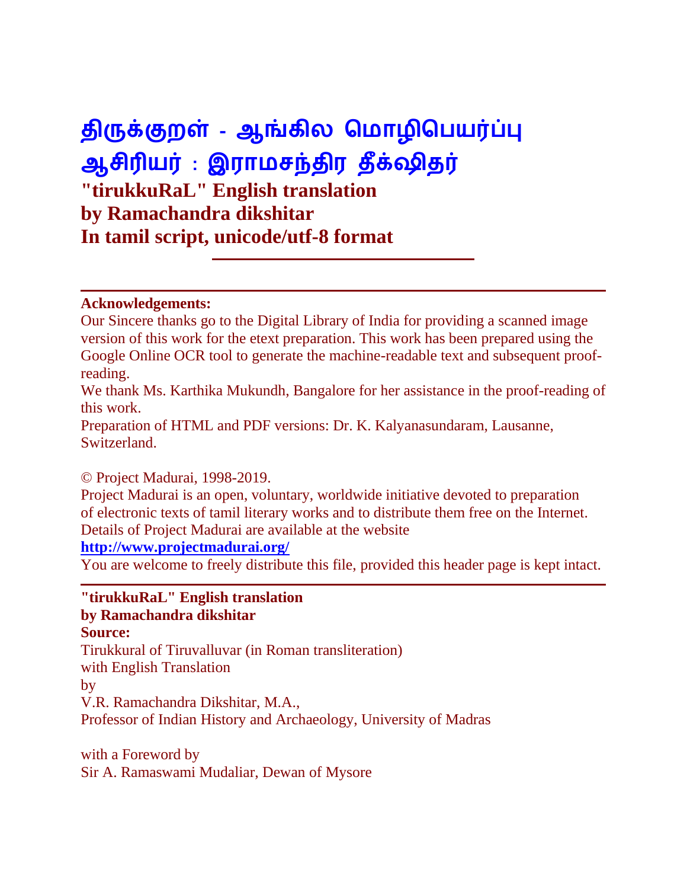# திருக்குறள் - ஆங்கில மொழிபெயர்ப்பு
# ஆசிரியர் : இராமசந்திர தீக்ஷிதர்

## "tirukkuRaL" English translation
## by Ramachandra dikshitar
## In tamil script, unicode/utf-8 format

---

**Acknowledgements:**

Our Sincere thanks go to the Digital Library of India for providing a scanned image version of this work for the etext preparation. This work has been prepared using the Google Online OCR tool to generate the machine-readable text and subsequent proof-reading.

We thank Ms. Karthika Mukundh, Bangalore for her assistance in the proof-reading of this work.

Preparation of HTML and PDF versions: Dr. K. Kalyanasundaram, Lausanne, Switzerland.

© Project Madurai, 1998-2019.

Project Madurai is an open, voluntary, worldwide initiative devoted to preparation of electronic texts of tamil literary works and to distribute them free on the Internet. Details of Project Madurai are available at the website

**http://www.projectmadurai.org/**

You are welcome to freely distribute this file, provided this header page is kept intact.

---

**"tirukkuRaL" English translation**
**by Ramachandra dikshitar**
**Source:**

Tirukkural of Tiruvalluvar (in Roman transliteration)
with English Translation
by
V.R. Ramachandra Dikshitar, M.A.,
Professor of Indian History and Archaeology, University of Madras

with a Foreword by
Sir A. Ramaswami Mudaliar, Dewan of Mysore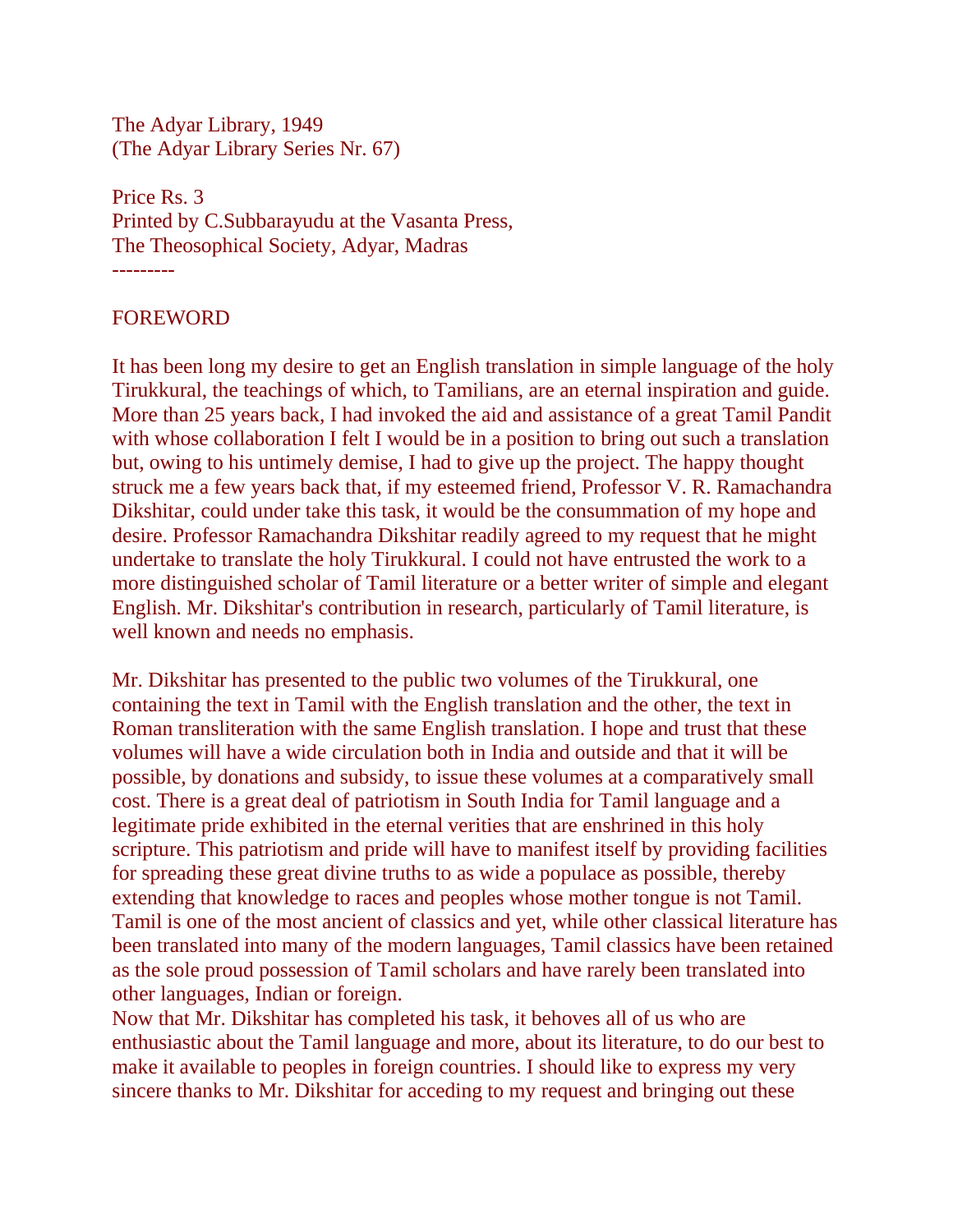The Adyar Library, 1949
(The Adyar Library Series Nr. 67)

Price Rs. 3
Printed by C.Subbarayudu at the Vasanta Press,
The Theosophical Society, Adyar, Madras

---------

## FOREWORD

It has been long my desire to get an English translation in simple language of the holy Tirukkural, the teachings of which, to Tamilians, are an eternal inspiration and guide. More than 25 years back, I had invoked the aid and assistance of a great Tamil Pandit with whose collaboration I felt I would be in a position to bring out such a translation but, owing to his untimely demise, I had to give up the project. The happy thought struck me a few years back that, if my esteemed friend, Professor V. R. Ramachandra Dikshitar, could under take this task, it would be the consummation of my hope and desire. Professor Ramachandra Dikshitar readily agreed to my request that he might undertake to translate the holy Tirukkural. I could not have entrusted the work to a more distinguished scholar of Tamil literature or a better writer of simple and elegant English. Mr. Dikshitar's contribution in research, particularly of Tamil literature, is well known and needs no emphasis.

Mr. Dikshitar has presented to the public two volumes of the Tirukkural, one containing the text in Tamil with the English translation and the other, the text in Roman transliteration with the same English translation. I hope and trust that these volumes will have a wide circulation both in India and outside and that it will be possible, by donations and subsidy, to issue these volumes at a comparatively small cost. There is a great deal of patriotism in South India for Tamil language and a legitimate pride exhibited in the eternal verities that are enshrined in this holy scripture. This patriotism and pride will have to manifest itself by providing facilities for spreading these great divine truths to as wide a populace as possible, thereby extending that knowledge to races and peoples whose mother tongue is not Tamil. Tamil is one of the most ancient of classics and yet, while other classical literature has been translated into many of the modern languages, Tamil classics have been retained as the sole proud possession of Tamil scholars and have rarely been translated into other languages, Indian or foreign.
Now that Mr. Dikshitar has completed his task, it behoves all of us who are enthusiastic about the Tamil language and more, about its literature, to do our best to make it available to peoples in foreign countries. I should like to express my very sincere thanks to Mr. Dikshitar for acceding to my request and bringing out these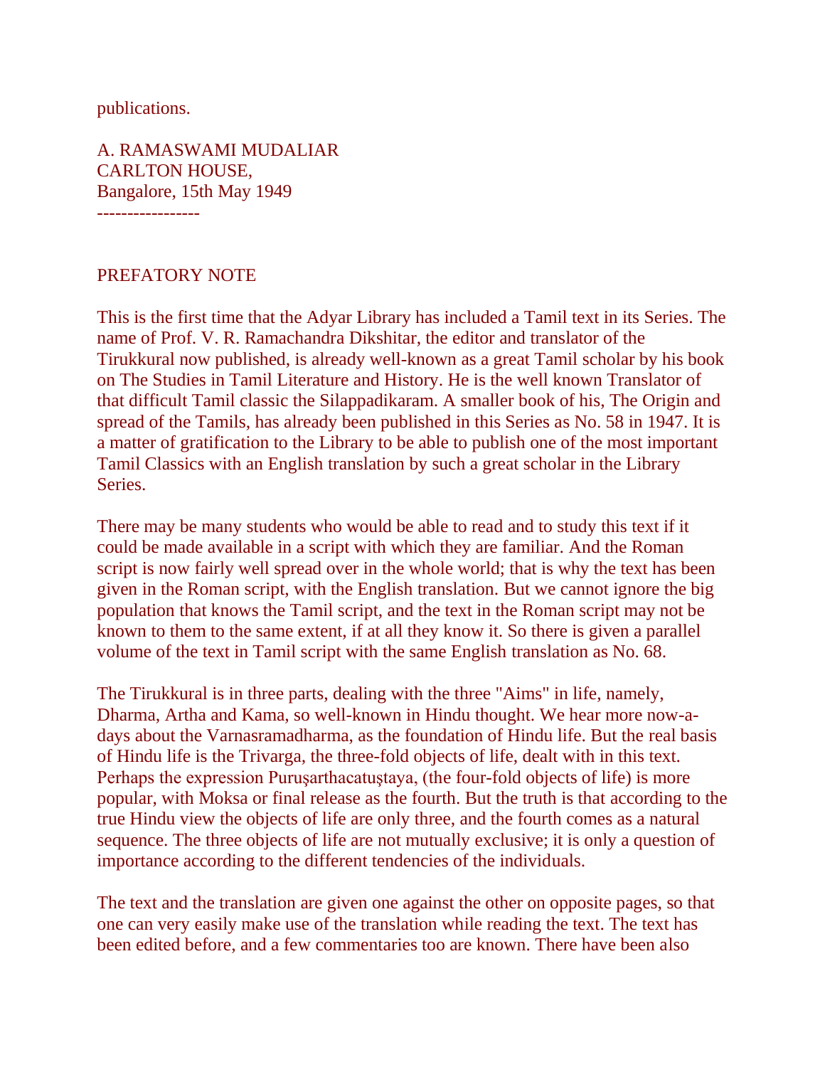publications.

A. RAMASWAMI MUDALIAR
CARLTON HOUSE,
Bangalore, 15th May 1949

-----------------

## PREFATORY NOTE

This is the first time that the Adyar Library has included a Tamil text in its Series. The name of Prof. V. R. Ramachandra Dikshitar, the editor and translator of the Tirukkural now published, is already well-known as a great Tamil scholar by his book on The Studies in Tamil Literature and History. He is the well known Translator of that difficult Tamil classic the Silappadikaram. A smaller book of his, The Origin and spread of the Tamils, has already been published in this Series as No. 58 in 1947. It is a matter of gratification to the Library to be able to publish one of the most important Tamil Classics with an English translation by such a great scholar in the Library Series.

There may be many students who would be able to read and to study this text if it could be made available in a script with which they are familiar. And the Roman script is now fairly well spread over in the whole world; that is why the text has been given in the Roman script, with the English translation. But we cannot ignore the big population that knows the Tamil script, and the text in the Roman script may not be known to them to the same extent, if at all they know it. So there is given a parallel volume of the text in Tamil script with the same English translation as No. 68.

The Tirukkural is in three parts, dealing with the three "Aims" in life, namely, Dharma, Artha and Kama, so well-known in Hindu thought. We hear more now-a-days about the Varnasramadharma, as the foundation of Hindu life. But the real basis of Hindu life is the Trivarga, the three-fold objects of life, dealt with in this text. Perhaps the expression Puruşarthacatuştaya, (the four-fold objects of life) is more popular, with Moksa or final release as the fourth. But the truth is that according to the true Hindu view the objects of life are only three, and the fourth comes as a natural sequence. The three objects of life are not mutually exclusive; it is only a question of importance according to the different tendencies of the individuals.

The text and the translation are given one against the other on opposite pages, so that one can very easily make use of the translation while reading the text. The text has been edited before, and a few commentaries too are known. There have been also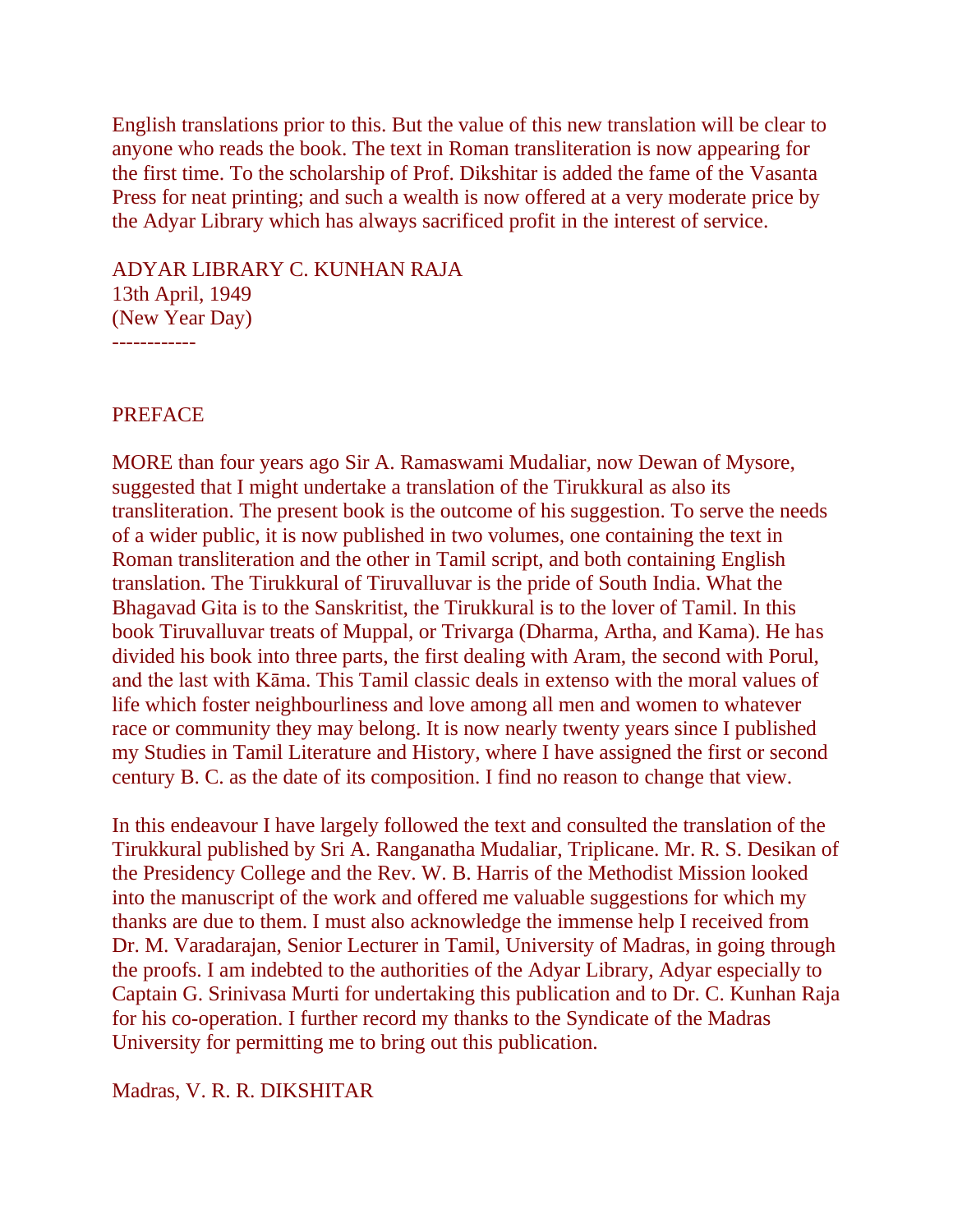English translations prior to this. But the value of this new translation will be clear to anyone who reads the book. The text in Roman transliteration is now appearing for the first time. To the scholarship of Prof. Dikshitar is added the fame of the Vasanta Press for neat printing; and such a wealth is now offered at a very moderate price by the Adyar Library which has always sacrificed profit in the interest of service.

ADYAR LIBRARY C. KUNHAN RAJA
13th April, 1949
(New Year Day)
------------

## PREFACE

MORE than four years ago Sir A. Ramaswami Mudaliar, now Dewan of Mysore, suggested that I might undertake a translation of the Tirukkural as also its transliteration. The present book is the outcome of his suggestion. To serve the needs of a wider public, it is now published in two volumes, one containing the text in Roman transliteration and the other in Tamil script, and both containing English translation. The Tirukkural of Tiruvalluvar is the pride of South India. What the Bhagavad Gita is to the Sanskritist, the Tirukkural is to the lover of Tamil. In this book Tiruvalluvar treats of Muppal, or Trivarga (Dharma, Artha, and Kama). He has divided his book into three parts, the first dealing with Aram, the second with Porul, and the last with Kāma. This Tamil classic deals in extenso with the moral values of life which foster neighbourliness and love among all men and women to whatever race or community they may belong. It is now nearly twenty years since I published my Studies in Tamil Literature and History, where I have assigned the first or second century B. C. as the date of its composition. I find no reason to change that view.

In this endeavour I have largely followed the text and consulted the translation of the Tirukkural published by Sri A. Ranganatha Mudaliar, Triplicane. Mr. R. S. Desikan of the Presidency College and the Rev. W. B. Harris of the Methodist Mission looked into the manuscript of the work and offered me valuable suggestions for which my thanks are due to them. I must also acknowledge the immense help I received from Dr. M. Varadarajan, Senior Lecturer in Tamil, University of Madras, in going through the proofs. I am indebted to the authorities of the Adyar Library, Adyar especially to Captain G. Srinivasa Murti for undertaking this publication and to Dr. C. Kunhan Raja for his co-operation. I further record my thanks to the Syndicate of the Madras University for permitting me to bring out this publication.

Madras, V. R. R. DIKSHITAR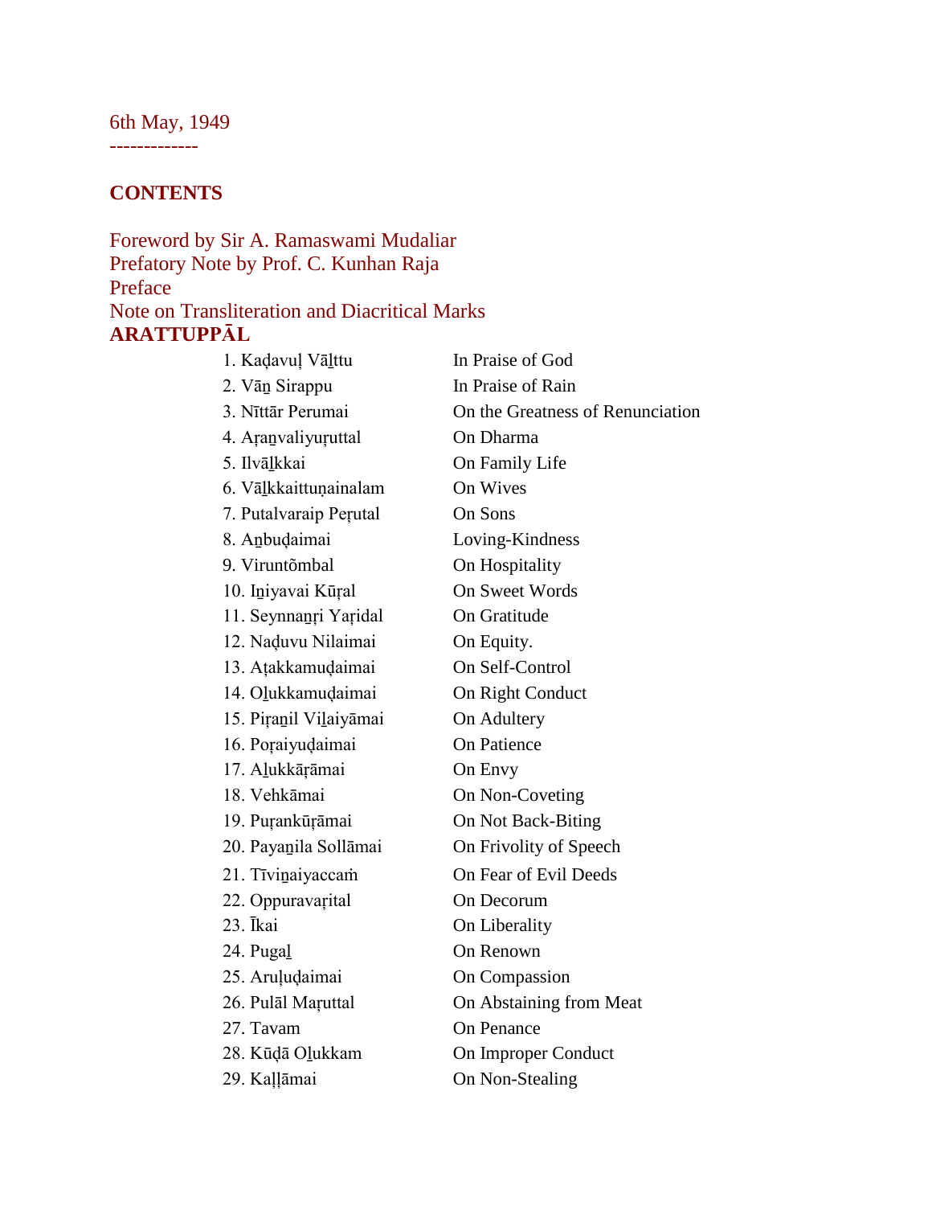6th May, 1949

-------------

## CONTENTS

Foreword by Sir A. Ramaswami Mudaliar
Prefatory Note by Prof. C. Kunhan Raja
Preface
Note on Transliteration and Diacritical Marks

**ARATTUPPĀL**

| | |
|---|---|
| 1. Kaḍavuḷ Vā̱ttu | In Praise of God |
| 2. Vā̱n Sirappu | In Praise of Rain |
| 3. Nīttār Perumai | On the Greatness of Renunciation |
| 4. Aṛa̱nvaliyuṛuttal | On Dharma |
| 5. Ilvā̱lkkai | On Family Life |
| 6. Vā̱lkkaittuṇainalam | On Wives |
| 7. Putalvaraip Peṛutal | On Sons |
| 8. A̱nbuḍaimai | Loving-Kindness |
| 9. Viruntõmbal | On Hospitality |
| 10. I̱niyavai Kūṛal | On Sweet Words |
| 11. Seynna̱ṛi Yaṛidal | On Gratitude |
| 12. Naḍuvu Nilaimai | On Equity. |
| 13. Aṭakkamuḍaimai | On Self-Control |
| 14. O̱lukkamuḍaimai | On Right Conduct |
| 15. Piṛa̱nil Vi̱laiyāmai | On Adultery |
| 16. Poṛaiyuḍaimai | On Patience |
| 17. A̱lukkāṛāmai | On Envy |
| 18. Vehkāmai | On Non-Coveting |
| 19. Puṛankūṛāmai | On Not Back-Biting |
| 20. Paya̱nila Sollāmai | On Frivolity of Speech |
| 21. Tīvi̱naiyaccaṁ | On Fear of Evil Deeds |
| 22. Oppuravaṛital | On Decorum |
| 23. Īkai | On Liberality |
| 24. Puga̱l | On Renown |
| 25. Aruḷuḍaimai | On Compassion |
| 26. Pulāl Maṛuttal | On Abstaining from Meat |
| 27. Tavam | On Penance |
| 28. Kūḍā O̱lukkam | On Improper Conduct |
| 29. Kaḷ̱ḷāmai | On Non-Stealing |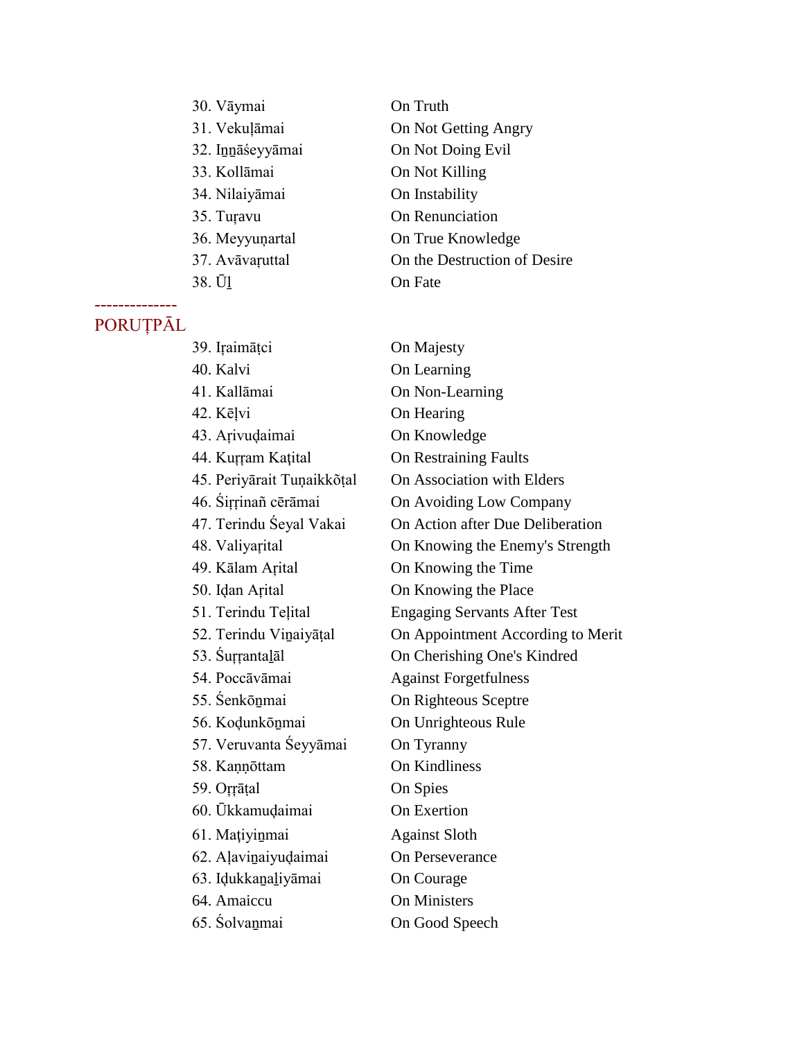30. Vāymai — On Truth
31. Vekuḷāmai — On Not Getting Angry
32. Iṉṉāśeyyāmai — On Not Doing Evil
33. Kollāmai — On Not Killing
34. Nilaiyāmai — On Instability
35. Tuṛavu — On Renunciation
36. Meyyuṇartal — On True Knowledge
37. Avāvaṛuttal — On the Destruction of Desire
38. Ūḻ — On Fate

-------------

## PORUṬPĀL

39. Iṛaimāṭci — On Majesty
40. Kalvi — On Learning
41. Kallāmai — On Non-Learning
42. Kēḷvi — On Hearing
43. Aṛivuḍaimai — On Knowledge
44. Kuṛṛam Kaṭital — On Restraining Faults
45. Periyārait Tuṇaikkōṭal — On Association with Elders
46. Śiṛṛinañ cērāmai — On Avoiding Low Company
47. Terindu Śeyal Vakai — On Action after Due Deliberation
48. Valiyaṛital — On Knowing the Enemy's Strength
49. Kālam Aṛital — On Knowing the Time
50. Iḍan Aṛital — On Knowing the Place
51. Terindu Teḷital — Engaging Servants After Test
52. Terindu Viṉaiyāṭal — On Appointment According to Merit
53. Śuṛṛantaḻāl — On Cherishing One's Kindred
54. Poccāvāmai — Against Forgetfulness
55. Śenkōṉmai — On Righteous Sceptre
56. Koḍunkōṉmai — On Unrighteous Rule
57. Veruvanta Śeyyāmai — On Tyranny
58. Kaṇṇōttam — On Kindliness
59. Oṛṛāṭal — On Spies
60. Ūkkamuḍaimai — On Exertion
61. Maṭiyiṉmai — Against Sloth
62. Aḷaviṉaiyuḍaimai — On Perseverance
63. Iḍukkaṉaḻiyāmai — On Courage
64. Amaiccu — On Ministers
65. Śolvaṉmai — On Good Speech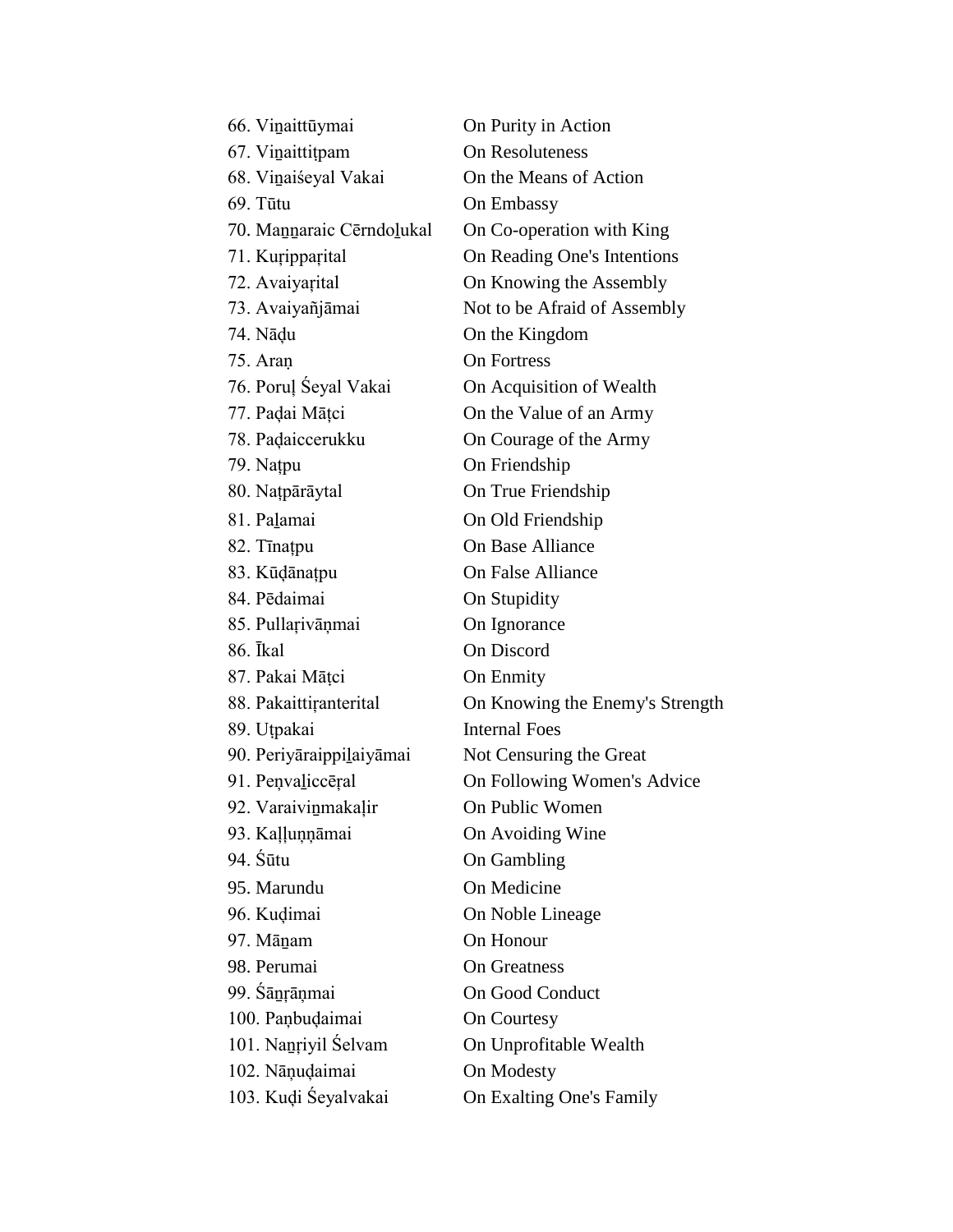| | |
|---|---|
| 66. Viṉaittūymai | On Purity in Action |
| 67. Viṉaittiṭpam | On Resoluteness |
| 68. Viṉaiśeyal Vakai | On the Means of Action |
| 69. Tūtu | On Embassy |
| 70. Maṉṉaraic Cērndoḻukal | On Co-operation with King |
| 71. Kuṛippaṛital | On Reading One's Intentions |
| 72. Avaiyaṛital | On Knowing the Assembly |
| 73. Avaiyañjāmai | Not to be Afraid of Assembly |
| 74. Nāḍu | On the Kingdom |
| 75. Araṇ | On Fortress |
| 76. Poruḷ Śeyal Vakai | On Acquisition of Wealth |
| 77. Paḍai Māṭci | On the Value of an Army |
| 78. Paḍaiccerukku | On Courage of the Army |
| 79. Naṭpu | On Friendship |
| 80. Naṭpārāytal | On True Friendship |
| 81. Paḻamai | On Old Friendship |
| 82. Tīnaṭpu | On Base Alliance |
| 83. Kūḍānaṭpu | On False Alliance |
| 84. Pēdaimai | On Stupidity |
| 85. Pullaṛivāṇmai | On Ignorance |
| 86. Īkal | On Discord |
| 87. Pakai Māṭci | On Enmity |
| 88. Pakaittiṛanterital | On Knowing the Enemy's Strength |
| 89. Uṭpakai | Internal Foes |
| 90. Periyāraippiḻaiyāmai | Not Censuring the Great |
| 91. Peṇvaḻiccēṛal | On Following Women's Advice |
| 92. Varaiviṉmakaḷir | On Public Women |
| 93. Kaḷḷuṇṇāmai | On Avoiding Wine |
| 94. Śūtu | On Gambling |
| 95. Marundu | On Medicine |
| 96. Kuḍimai | On Noble Lineage |
| 97. Māṉam | On Honour |
| 98. Perumai | On Greatness |
| 99. Śāṉṛāṇmai | On Good Conduct |
| 100. Paṇbuḍaimai | On Courtesy |
| 101. Naṉṛiyil Śelvam | On Unprofitable Wealth |
| 102. Nāṇuḍaimai | On Modesty |
| 103. Kuḍi Śeyalvakai | On Exalting One's Family |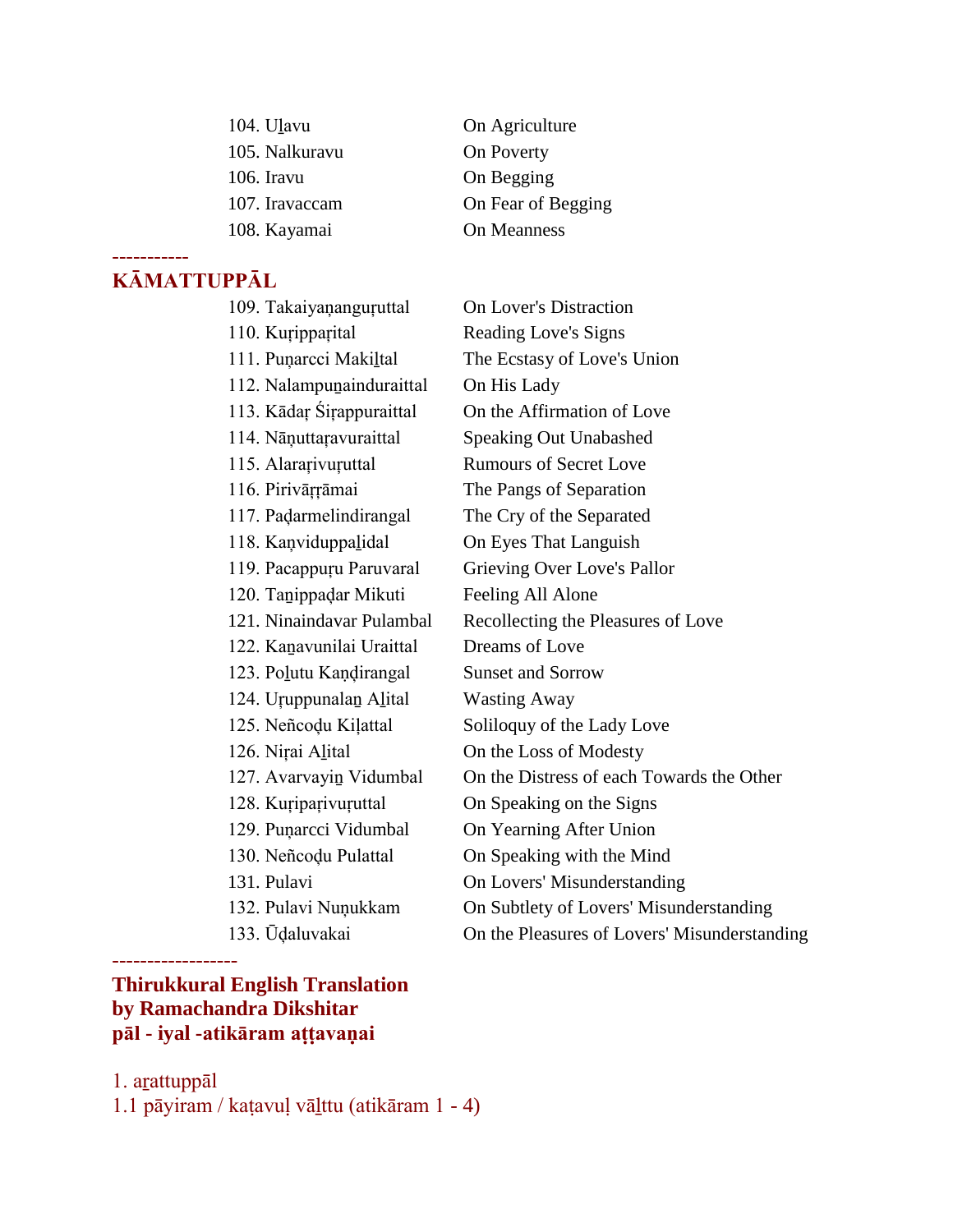| | |
|---|---|
| 104. Uḻavu | On Agriculture |
| 105. Nalkuravu | On Poverty |
| 106. Iravu | On Begging |
| 107. Iravaccam | On Fear of Begging |
| 108. Kayamai | On Meanness |

-----------

## KĀMATTUPPĀL

| | |
|---|---|
| 109. Takaiyaṇanguṛuttal | On Lover's Distraction |
| 110. Kuṛippaṛital | Reading Love's Signs |
| 111. Puṇarcci Makiḻtal | The Ecstasy of Love's Union |
| 112. Nalampuṉainduraittal | On His Lady |
| 113. Kādaṛ Śiṛappuraittal | On the Affirmation of Love |
| 114. Nāṇuttaṛavuraittal | Speaking Out Unabashed |
| 115. Alaraṛivuṛuttal | Rumours of Secret Love |
| 116. Pirivāṛṛāmai | The Pangs of Separation |
| 117. Paḍarmelindirangal | The Cry of the Separated |
| 118. Kaṇviduppaḻidal | On Eyes That Languish |
| 119. Pacappuṛu Paruvaral | Grieving Over Love's Pallor |
| 120. Taṉippaḍar Mikuti | Feeling All Alone |
| 121. Ninaindavar Pulambal | Recollecting the Pleasures of Love |
| 122. Kaṉavunilai Uraittal | Dreams of Love |
| 123. Poḻutu Kaṇḍirangal | Sunset and Sorrow |
| 124. Uṛuppunalaṉ Aḻital | Wasting Away |
| 125. Neñcoḍu Kiḷattal | Soliloquy of the Lady Love |
| 126. Niṛai Aḻital | On the Loss of Modesty |
| 127. Avarvayiṉ Vidumbal | On the Distress of each Towards the Other |
| 128. Kuṛipaṛivuṛuttal | On Speaking on the Signs |
| 129. Puṇarcci Vidumbal | On Yearning After Union |
| 130. Neñcoḍu Pulattal | On Speaking with the Mind |
| 131. Pulavi | On Lovers' Misunderstanding |
| 132. Pulavi Nuṇukkam | On Subtlety of Lovers' Misunderstanding |
| 133. Ūḍaluvakai | On the Pleasures of Lovers' Misunderstanding |

------------------

**Thirukkural English Translation**
**by Ramachandra Dikshitar**
**pāl - iyal -atikāram aṭṭavaṇai**

1. aṟattuppāl
1.1 pāyiram / kaṭavuḷ vāḻttu (atikāram 1 - 4)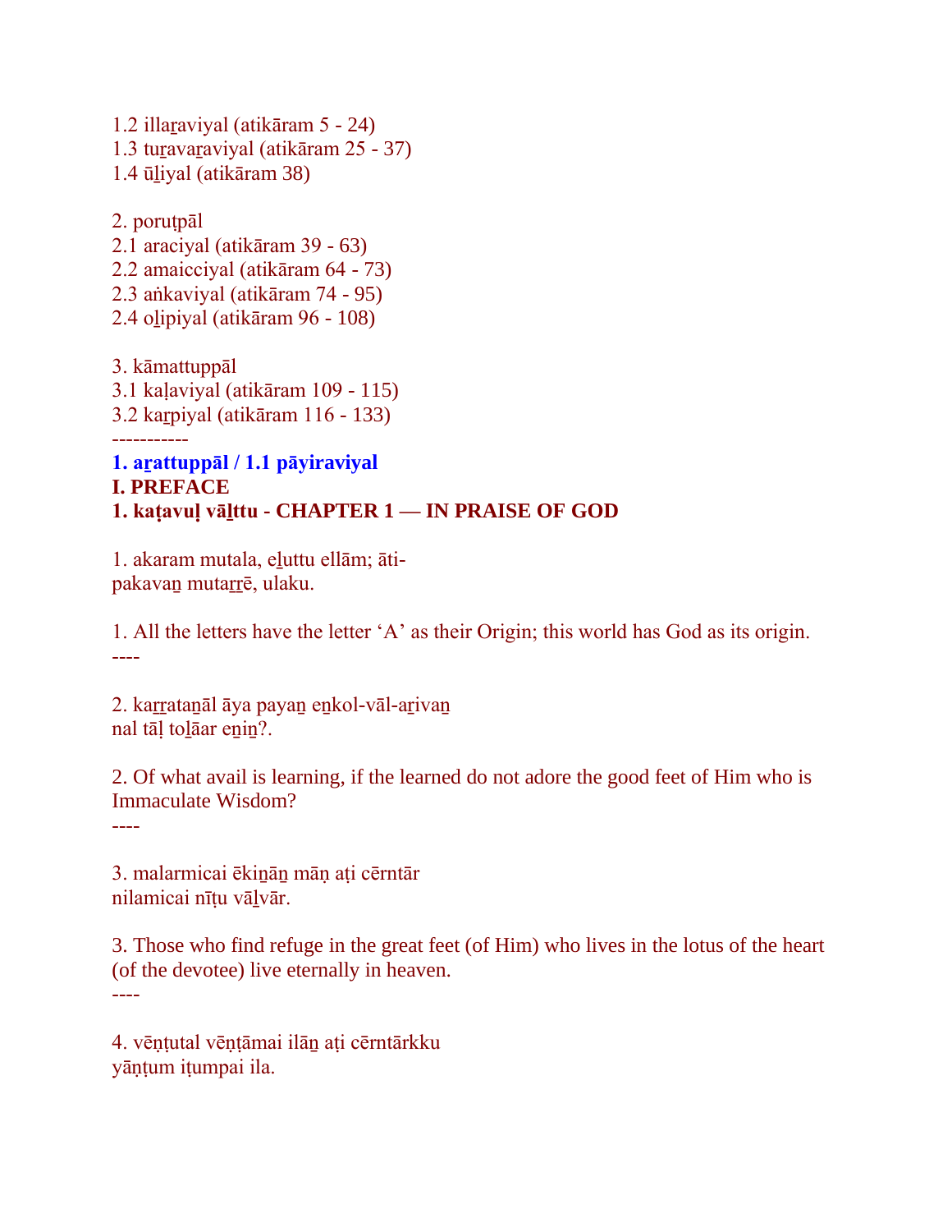1.2 illaṟaviyal (atikāram 5 - 24)
1.3 tuṟavaṟaviyal (atikāram 25 - 37)
1.4 ūḻiyal (atikāram 38)

2. poruṭpāl
2.1 araciyal (atikāram 39 - 63)
2.2 amaicciyal (atikāram 64 - 73)
2.3 aṅkaviyal (atikāram 74 - 95)
2.4 oḻipiyal (atikāram 96 - 108)

3. kāmattuppāl
3.1 kaḷaviyal (atikāram 109 - 115)
3.2 kaṟpiyal (atikāram 116 - 133)

-----------

**1. aṟattuppāl / 1.1 pāyiraviyal**

**I. PREFACE**

**1. kaṭavuḷ vāḻttu - CHAPTER 1 — IN PRAISE OF GOD**

1. akaram mutala, eḻuttu ellām; āti-
pakavaṉ mutaṟṟē, ulaku.

1. All the letters have the letter 'A' as their Origin; this world has God as its origin.

----

2. kaṟṟataṉāl āya payaṉ eṉkol-vāl-aṟivaṉ
nal tāḷ toḻāar eṉiṉ?.

2. Of what avail is learning, if the learned do not adore the good feet of Him who is Immaculate Wisdom?

----

3. malarmicai ēkiṉāṉ māṇ aṭi cērntār
nilamicai nīṭu vāḻvār.

3. Those who find refuge in the great feet (of Him) who lives in the lotus of the heart (of the devotee) live eternally in heaven.

----

4. vēṇṭutal vēṇṭāmai ilāṉ aṭi cērntārkku
yāṇṭum iṭumpai ila.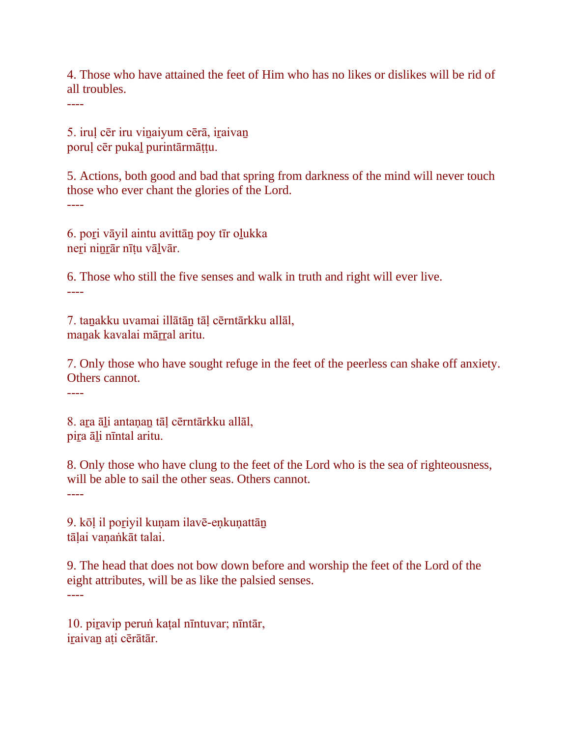4. Those who have attained the feet of Him who has no likes or dislikes will be rid of all troubles.

----

5. iruḷ cēr iru viṉaiyum cērā, iṟaivaṉ
poruḷ cēr pukaḻ purintārmāṭṭu.

5. Actions, both good and bad that spring from darkness of the mind will never touch those who ever chant the glories of the Lord.

----

6. poṟi vāyil aintu avittāṉ poy tīr oḻukka
neṟi niṉṟār nīṭu vāḻvār.

6. Those who still the five senses and walk in truth and right will ever live.

----

7. taṉakku uvamai illātāṉ tāḷ cērntārkku allāl,
maṉak kavalai māṟṟal aritu.

7. Only those who have sought refuge in the feet of the peerless can shake off anxiety. Others cannot.

----

8. aṟa āḻi antaṇaṉ tāḷ cērntārkku allāl,
piṟa āḻi nīntal aritu.

8. Only those who have clung to the feet of the Lord who is the sea of righteousness, will be able to sail the other seas. Others cannot.

----

9. kōḷ il poṟiyil kuṇam ilavē-eṇkuṇattāṉ
tāḷai vaṇaṅkāt talai.

9. The head that does not bow down before and worship the feet of the Lord of the eight attributes, will be as like the palsied senses.

----

10. piṟavip peruṅ kaṭal nīntuvar; nīntār,
iṟaivaṉ aṭi cērātār.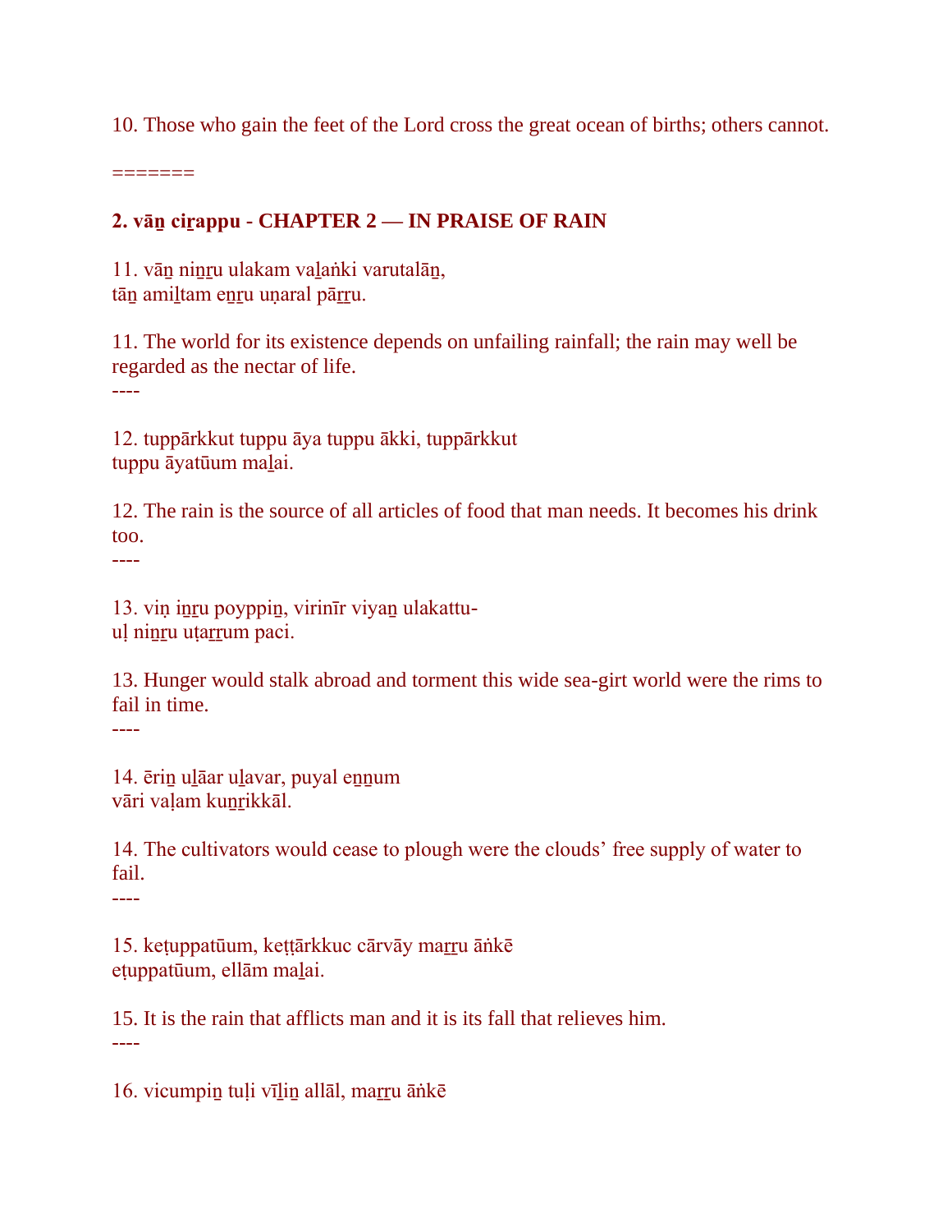10. Those who gain the feet of the Lord cross the great ocean of births; others cannot.

=======

**2. vāṉ ciṟappu - CHAPTER 2 — IN PRAISE OF RAIN**

11. vāṉ niṉṟu ulakam vaḻaṅki varutalāṉ,
tāṉ amiḻtam eṉṟu uṇaral pāṟṟu.

11. The world for its existence depends on unfailing rainfall; the rain may well be regarded as the nectar of life.
----

12. tuppārkkut tuppu āya tuppu ākki, tuppārkkut
tuppu āyatūum maḻai.

12. The rain is the source of all articles of food that man needs. It becomes his drink too.
----

13. viṇ iṉṟu poyppiṉ, virinīr viyaṉ ulakattu-
uḷ niṉṟu uṭaṟṟum paci.

13. Hunger would stalk abroad and torment this wide sea-girt world were the rims to fail in time.
----

14. ēriṉ uḻāar uḻavar, puyal eṉṉum
vāri vaḷam kuṉṟikkāl.

14. The cultivators would cease to plough were the clouds' free supply of water to fail.
----

15. keṭuppatūum, keṭṭārkkuc cārvāy maṟṟu āṅkē
eṭuppatūum, ellām maḻai.

15. It is the rain that afflicts man and it is its fall that relieves him.
----

16. vicumpiṉ tuḷi vīḻiṉ allāl, maṟṟu āṅkē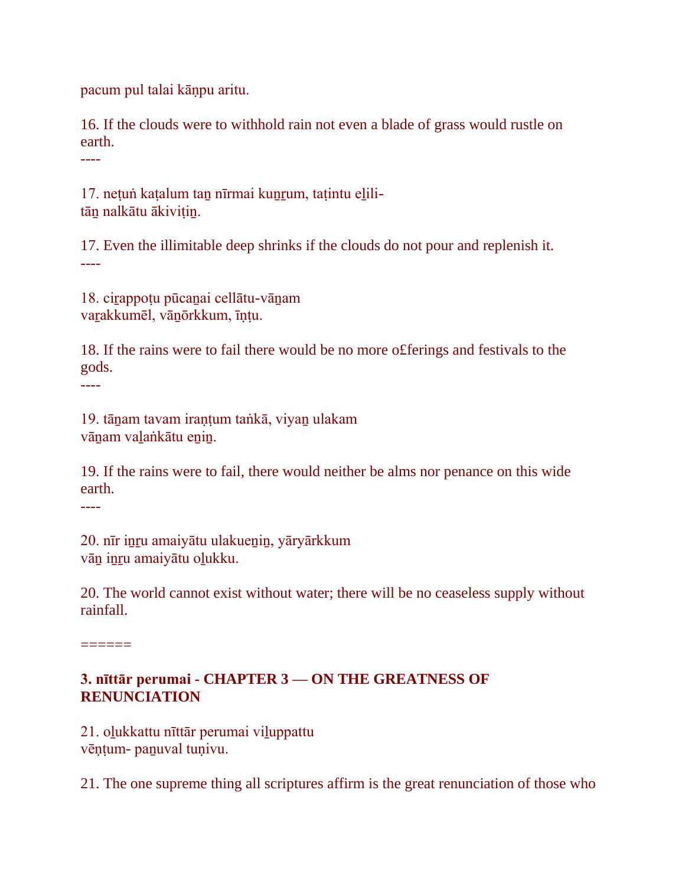pacum pul talai kāṇpu aritu.

16. If the clouds were to withhold rain not even a blade of grass would rustle on earth.
----

17. neṭuṅ kaṭalum taṉ nīrmai kuṉṟum, taṭintu eḻili-
tāṉ nalkātu ākiviṭiṉ.

17. Even the illimitable deep shrinks if the clouds do not pour and replenish it.
----

18. ciṟappoṭu pūcaṉai cellātu-vāṉam
vaṟakkumēl, vāṉōrkkum, īṇṭu.

18. If the rains were to fail there would be no more o£ferings and festivals to the gods.
----

19. tāṉam tavam iraṇṭum taṅkā, viyaṉ ulakam
vāṉam vaḻaṅkātu eṉiṉ.

19. If the rains were to fail, there would neither be alms nor penance on this wide earth.
----

20. nīr iṉṟu amaiyātu ulakueṉiṉ, yāryārkkum
vāṉ iṉṟu amaiyātu oḻukku.

20. The world cannot exist without water; there will be no ceaseless supply without rainfall.

======

### 3. nīttār perumai - CHAPTER 3 — ON THE GREATNESS OF RENUNCIATION

21. oḻukkattu nīttār perumai viḻuppattu
vēṇṭum- paṉuval tuṇivu.

21. The one supreme thing all scriptures affirm is the great renunciation of those who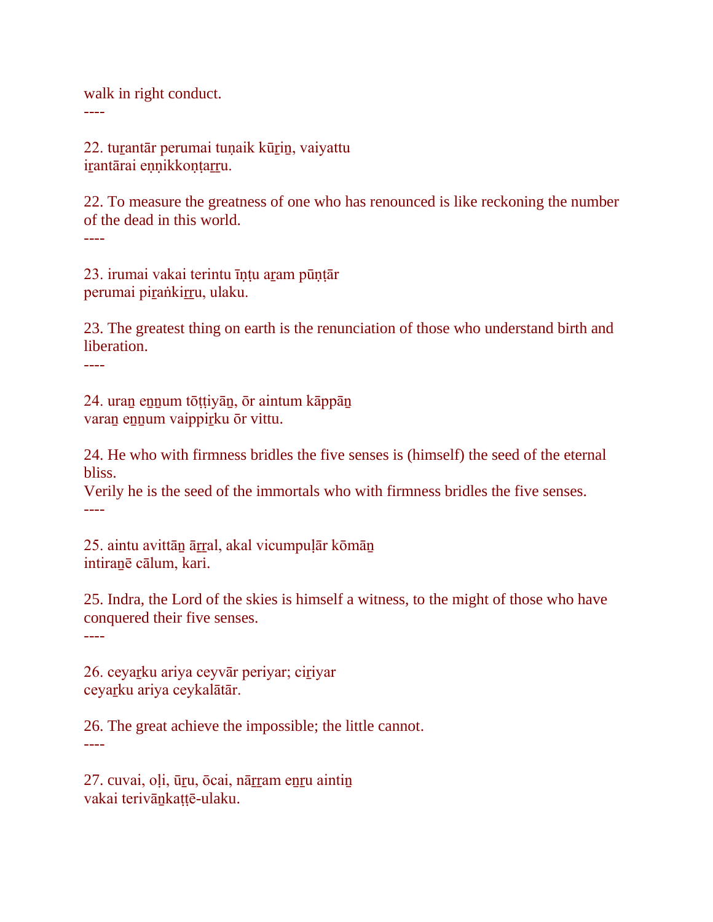walk in right conduct.
----

22. tuṟantār perumai tuṇaik kūṟiṉ, vaiyattu
iṟantārai eṇṇikkoṇṭaṟṟu.

22. To measure the greatness of one who has renounced is like reckoning the number of the dead in this world.
----

23. irumai vakai terintu īṇṭu aṟam pūṇṭār
perumai piṟaṅkiṟṟu, ulaku.

23. The greatest thing on earth is the renunciation of those who understand birth and liberation.
----

24. uraṉ eṉṉum tōṭṭiyāṉ, ōr aintum kāppāṉ
varaṉ eṉṉum vaippiṟku ōr vittu.

24. He who with firmness bridles the five senses is (himself) the seed of the eternal bliss.
Verily he is the seed of the immortals who with firmness bridles the five senses.
----

25. aintu avittāṉ āṟṟal, akal vicumpuḷār kōmāṉ
intiraṉē cālum, kari.

25. Indra, the Lord of the skies is himself a witness, to the might of those who have conquered their five senses.
----

26. ceyaṟku ariya ceyvār periyar; ciṟiyar
ceyaṟku ariya ceykalātār.

26. The great achieve the impossible; the little cannot.
----

27. cuvai, oḷi, ūṟu, ōcai, nāṟṟam eṉṟu aintiṉ
vakai terivāṉkaṭṭē-ulaku.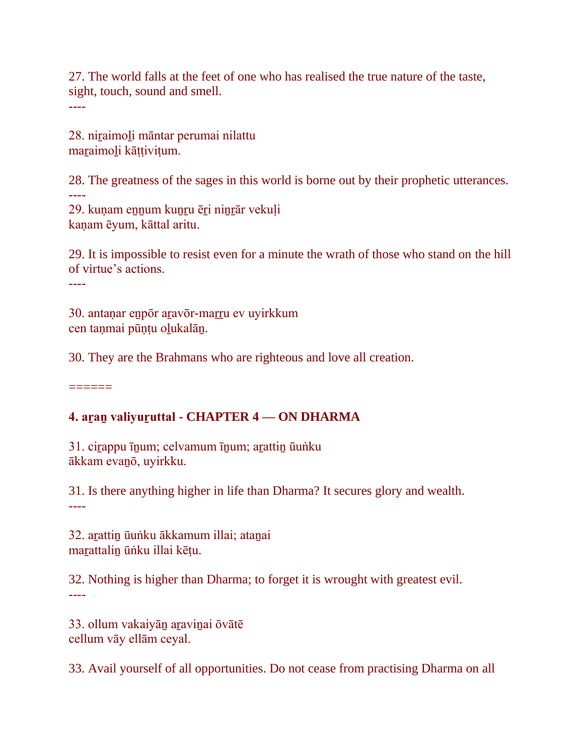27. The world falls at the feet of one who has realised the true nature of the taste, sight, touch, sound and smell.

----

28. niṟaimoḻi māntar perumai nilattu
maṟaimoḻi kāṭṭiviṭum.

28. The greatness of the sages in this world is borne out by their prophetic utterances.

----

29. kuṇam eṉṉum kuṉṟu ēṟi niṉṟār vekuḷi
kaṇam ēyum, kāttal aritu.

29. It is impossible to resist even for a minute the wrath of those who stand on the hill of virtue's actions.

----

30. antaṇar eṉpōr aṟavōr-maṟṟu ev uyirkkum
cen taṇmai pūṇṭu oḻukalāṉ.

30. They are the Brahmans who are righteous and love all creation.

======

**4. aṟaṉ valiyuṟuttal - CHAPTER 4 — ON DHARMA**

31. ciṟappu īṉum; celvamum īṉum; aṟattiṉ ūuṅku
ākkam evaṉō, uyirkku.

31. Is there anything higher in life than Dharma? It secures glory and wealth.

----

32. aṟattiṉ ūuṅku ākkamum illai; ataṉai
maṟattaliṉ ūṅku illai kēṭu.

32. Nothing is higher than Dharma; to forget it is wrought with greatest evil.

----

33. ollum vakaiyāṉ aṟaviṉai ōvātē
cellum vāy ellām ceyal.

33. Avail yourself of all opportunities. Do not cease from practising Dharma on all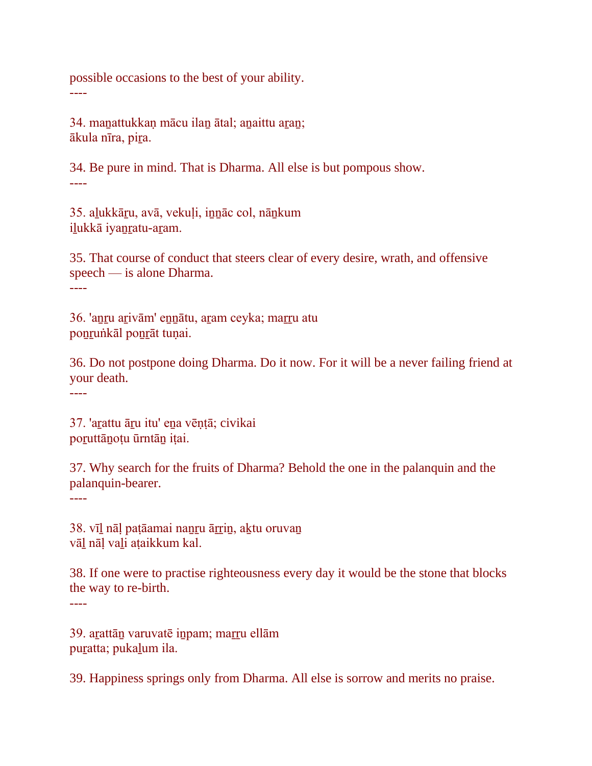possible occasions to the best of your ability.
----

34. maṉattukkaṇ mācu ilaṉ ātal; aṉaittu aṟaṉ;
ākula nīra, piṟa.

34. Be pure in mind. That is Dharma. All else is but pompous show.
----

35. aḻukkāṟu, avā, vekuḷi, iṉṉāc col, nāṉkum
iḻukkā iyaṉṟatu-aṟam.

35. That course of conduct that steers clear of every desire, wrath, and offensive speech — is alone Dharma.
----

36. 'aṉṟu aṟivām' eṉṉātu, aṟam ceyka; maṟṟu atu
poṉṟuṅkāl poṉṟāt tuṇai.

36. Do not postpone doing Dharma. Do it now. For it will be a never failing friend at your death.
----

37. 'aṟattu āṟu itu' eṉa vēṇṭā; civikai
poṟuttāṉoṭu ūrntāṉ iṭai.

37. Why search for the fruits of Dharma? Behold the one in the palanquin and the palanquin-bearer.
----

38. vīḻ nāḷ paṭāamai naṉṟu āṟṟiṉ, aḵtu oruvaṉ
vāḻ nāḷ vaḻi aṭaikkum kal.

38. If one were to practise righteousness every day it would be the stone that blocks the way to re-birth.
----

39. aṟattāṉ varuvatē iṉpam; maṟṟu ellām
puṟatta; pukaḻum ila.

39. Happiness springs only from Dharma. All else is sorrow and merits no praise.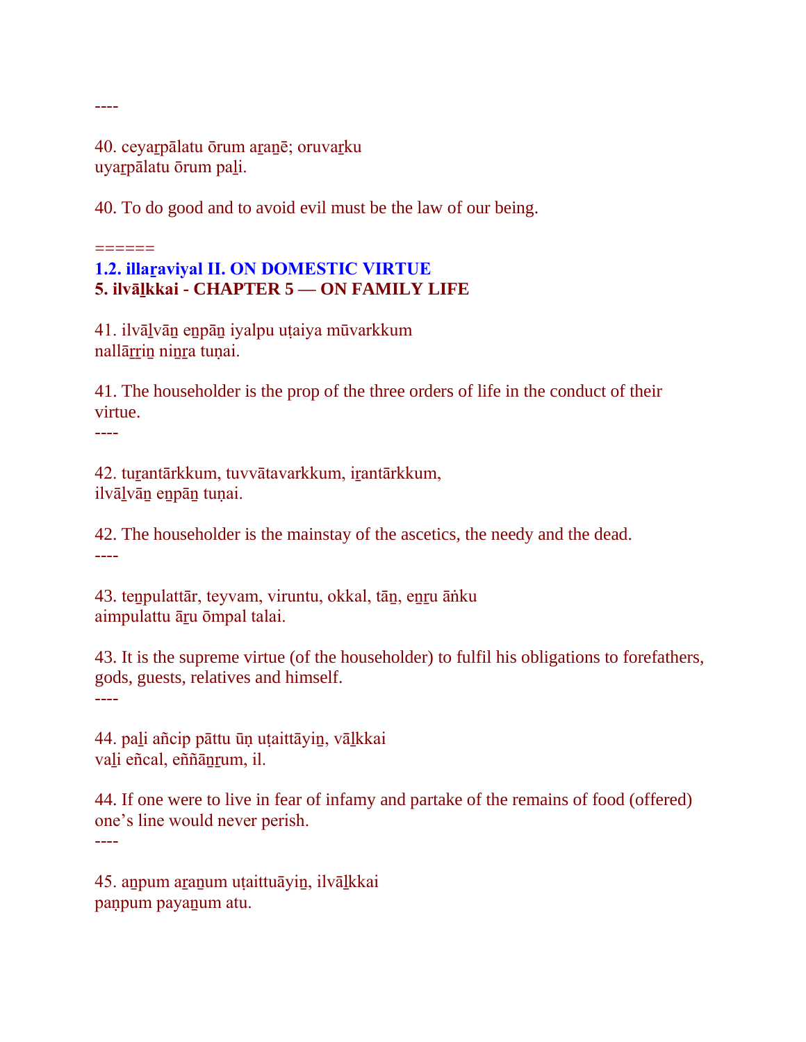----

40. ceyaṟpālatu ōrum aṟaṉē; oruvaṟku
uyaṟpālatu ōrum paḻi.

40. To do good and to avoid evil must be the law of our being.

======

## 1.2. illaṟaviyal II. ON DOMESTIC VIRTUE

### 5. ilvāḻkkai - CHAPTER 5 — ON FAMILY LIFE

41. ilvāḻvāṉ eṉpāṉ iyalpu uṭaiya mūvarkkum
nallāṟṟiṉ niṉṟa tuṇai.

41. The householder is the prop of the three orders of life in the conduct of their virtue.

----

42. tuṟantārkkum, tuvvātavarkkum, iṟantārkkum,
ilvāḻvāṉ eṉpāṉ tuṇai.

42. The householder is the mainstay of the ascetics, the needy and the dead.

----

43. teṉpulattār, teyvam, viruntu, okkal, tāṉ, eṉṟu āṅku
aimpulattu āṟu ōmpal talai.

43. It is the supreme virtue (of the householder) to fulfil his obligations to forefathers, gods, guests, relatives and himself.

----

44. paḻi añcip pāttu ūṇ uṭaittāyiṉ, vāḻkkai
vaḻi eñcal, eññāṉṟum, il.

44. If one were to live in fear of infamy and partake of the remains of food (offered) one's line would never perish.

----

45. aṉpum aṟaṉum uṭaittuāyiṉ, ilvāḻkkai
paṇpum payaṉum atu.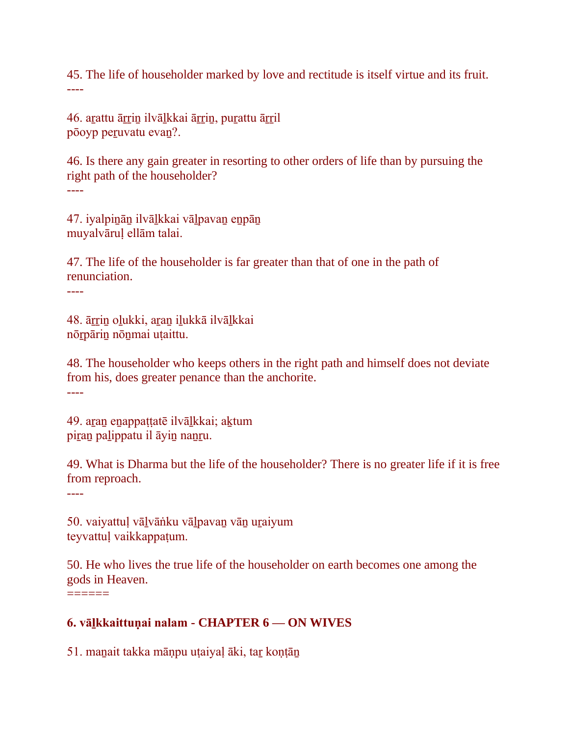45. The life of householder marked by love and rectitude is itself virtue and its fruit.
----

46. aṟattu āṟṟiṉ ilvāḻkkai āṟṟiṉ, puṟattu āṟṟil
pōoyp peṟuvatu evaṉ?.

46. Is there any gain greater in resorting to other orders of life than by pursuing the right path of the householder?
----

47. iyalpiṉāṉ ilvāḻkkai vāḻpavaṉ eṉpāṉ
muyalvāruḷ ellām talai.

47. The life of the householder is far greater than that of one in the path of renunciation.
----

48. āṟṟiṉ oḻukki, aṟaṉ iḻukkā ilvāḻkkai
nōṟpāriṉ nōṉmai uṭaittu.

48. The householder who keeps others in the right path and himself does not deviate from his, does greater penance than the anchorite.
----

49. aṟaṉ eṉappaṭṭatē ilvāḻkkai; aḵtum
piṟaṉ paḻippatu il āyiṉ naṉṟu.

49. What is Dharma but the life of the householder? There is no greater life if it is free from reproach.
----

50. vaiyattuḷ vāḻvāṅku vāḻpavaṉ vāṉ uṟaiyum
teyvattuḷ vaikkappaṭum.

50. He who lives the true life of the householder on earth becomes one among the gods in Heaven.
======

**6. vāḻkkaittuṇai nalam - CHAPTER 6 — ON WIVES**

51. maṉait takka māṇpu uṭaiyaḷ āki, taṟ koṇṭāṉ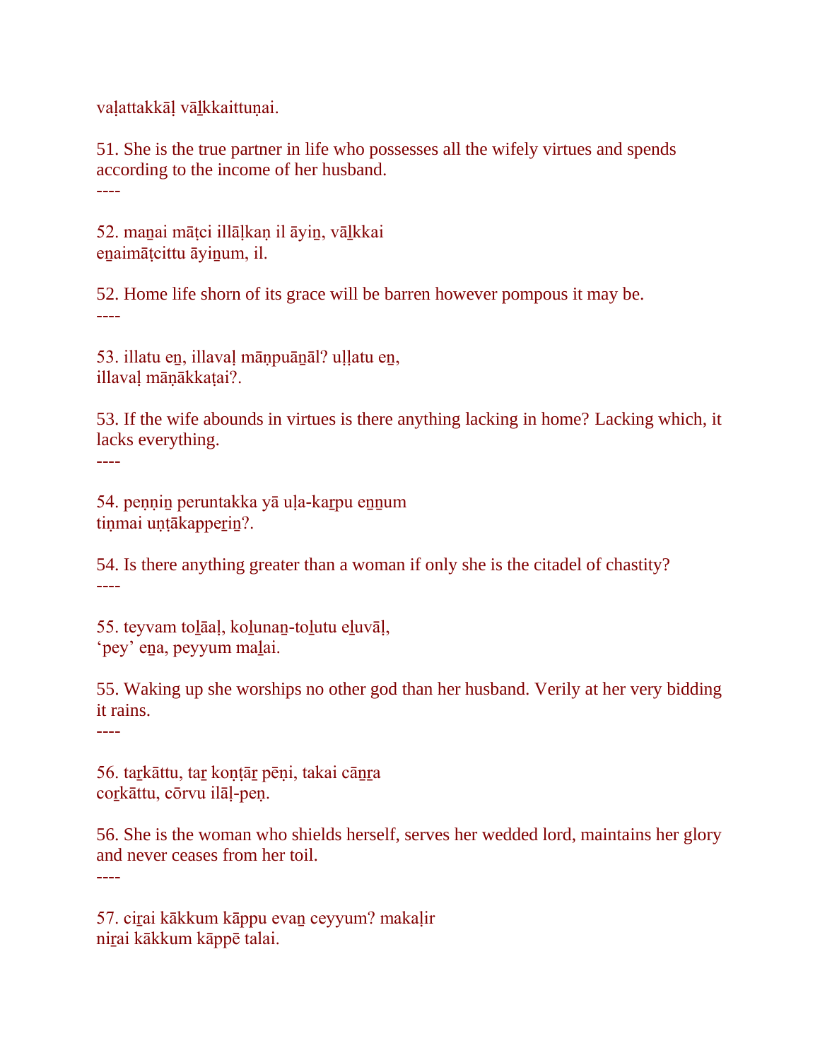vaḷattakkāḷ vāḻkkaittuṇai.

51. She is the true partner in life who possesses all the wifely virtues and spends according to the income of her husband.
----

52. maṉai māṭci illāḷkaṇ il āyiṉ, vāḻkkai
eṉaimāṭcittu āyiṉum, il.

52. Home life shorn of its grace will be barren however pompous it may be.
----

53. illatu eṉ, illavaḷ māṇpuāṉāl? uḷḷatu eṉ,
illavaḷ māṇākkaṭai?.

53. If the wife abounds in virtues is there anything lacking in home? Lacking which, it lacks everything.
----

54. peṇṇiṉ peruntakka yā uḷa-kaṟpu eṉṉum
tiṇmai uṇṭākappeṟiṉ?.

54. Is there anything greater than a woman if only she is the citadel of chastity?
----

55. teyvam toḻāaḷ, koḻunaṉ-toḻutu eḻuvāḷ,
'pey' eṉa, peyyum maḻai.

55. Waking up she worships no other god than her husband. Verily at her very bidding it rains.
----

56. taṟkāttu, taṟ koṇṭāṟ pēṇi, takai cāṉṟa
coṟkāttu, cōrvu ilāḷ-peṇ.

56. She is the woman who shields herself, serves her wedded lord, maintains her glory and never ceases from her toil.
----

57. ciṟai kākkum kāppu evaṉ ceyyum? makaḷir
niṟai kākkum kāppē talai.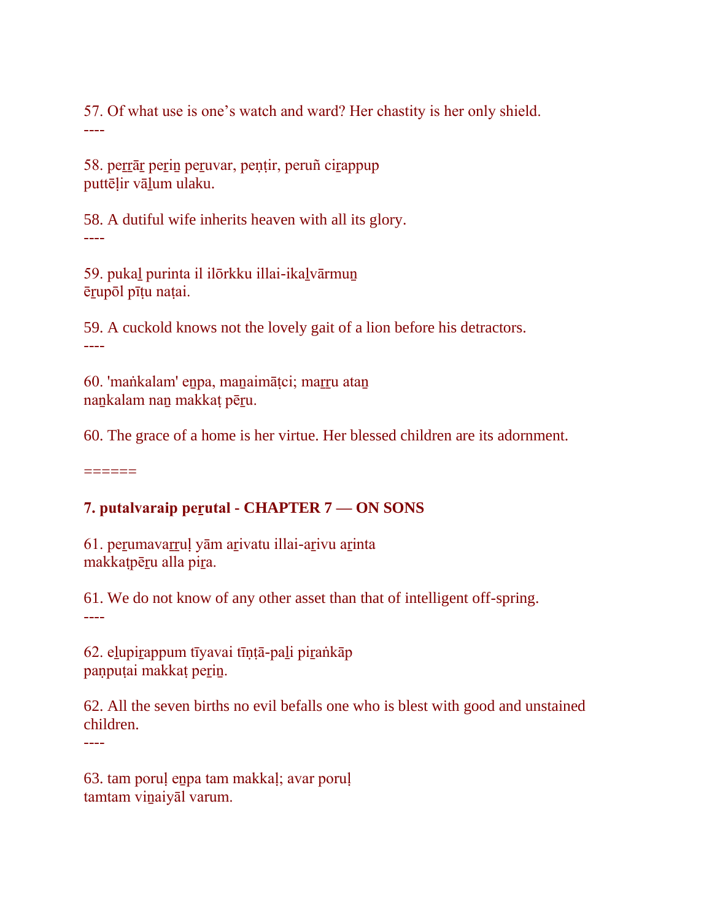57. Of what use is one’s watch and ward? Her chastity is her only shield.
----

58. peṟṟāṟ peṟiṉ peṟuvar, peṇṭir, peruñ ciṟappup
puttēḷir vāḻum ulaku.

58. A dutiful wife inherits heaven with all its glory.
----

59. pukaḻ purinta il ilōrkku illai-ikaḻvārmuṉ
ēṟupōl pīṭu naṭai.

59. A cuckold knows not the lovely gait of a lion before his detractors.
----

60. 'maṅkalam' eṉpa, maṉaimāṭci; maṟṟu ataṉ
naṉkalam naṉ makkaṭ pēṟu.

60. The grace of a home is her virtue. Her blessed children are its adornment.

======

**7. putalvaraip peṟutal - CHAPTER 7 — ON SONS**

61. peṟumavaṟṟuḷ yām aṟivatu illai-aṟivu aṟinta
makkaṭpēṟu alla piṟa.

61. We do not know of any other asset than that of intelligent off-spring.
----

62. eḻupiṟappum tīyavai tīṇṭā-paḻi piṟaṅkāp
paṇpuṭai makkaṭ peṟiṉ.

62. All the seven births no evil befalls one who is blest with good and unstained children.
----

63. tam poruḷ eṉpa tam makkaḷ; avar poruḷ
tamtam viṉaiyāl varum.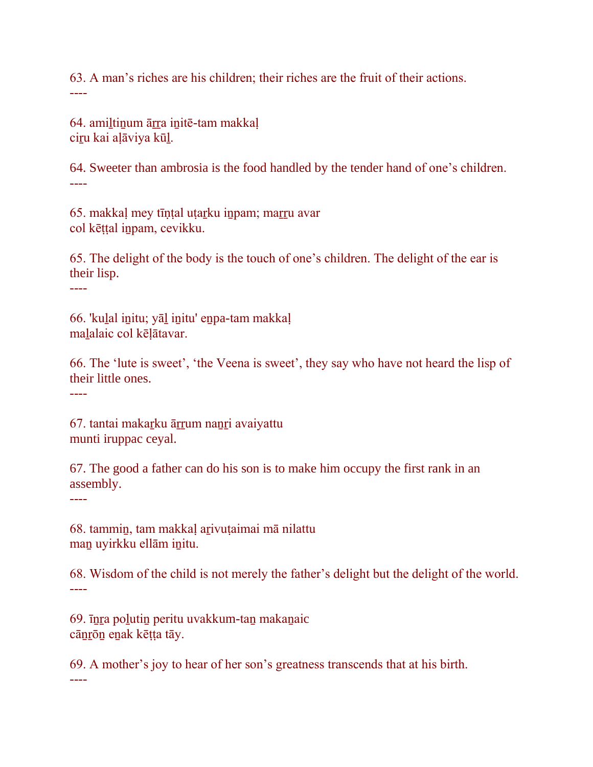63. A man’s riches are his children; their riches are the fruit of their actions.
----

64. amiḻtiṉum āṟṟa iṉitē-tam makkaḷ
ciṟu kai aḷāviya kūḻ.

64. Sweeter than ambrosia is the food handled by the tender hand of one’s children.
----

65. makkaḷ mey tīṇṭal uṭaṟku iṉpam; maṟṟu avar
col kēṭṭal iṉpam, cevikku.

65. The delight of the body is the touch of one’s children. The delight of the ear is their lisp.
----

66. 'kuḻal iṉitu; yāḻ iṉitu' eṉpa-tam makkaḷ
maḻalaic col kēḷātavar.

66. The ‘lute is sweet’, ‘the Veena is sweet’, they say who have not heard the lisp of their little ones.
----

67. tantai makaṟku āṟṟum naṉṟi avaiyattu
munti iruppac ceyal.

67. The good a father can do his son is to make him occupy the first rank in an assembly.
----

68. tammiṉ, tam makkaḷ aṟivuṭaimai mā nilattu
maṉ uyirkku ellām iṉitu.

68. Wisdom of the child is not merely the father’s delight but the delight of the world.
----

69. īṉṟa poḻutiṉ peritu uvakkum-taṉ makaṉaic
cāṉṟōṉ eṉak kēṭṭa tāy.

69. A mother’s joy to hear of her son’s greatness transcends that at his birth.
----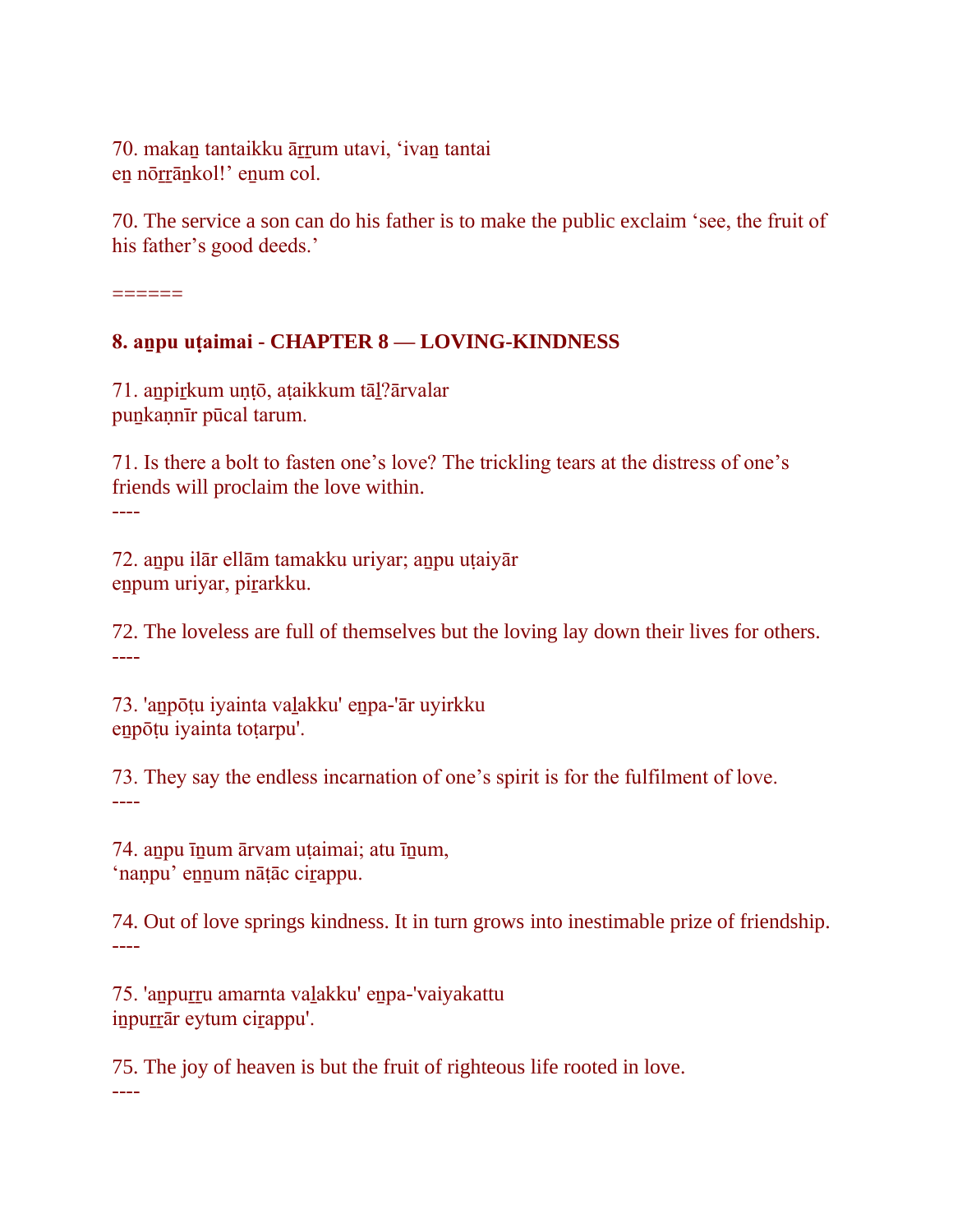70. makaṉ tantaikku āṟṟum utavi, ‘ivaṉ tantai
eṉ nōṟṟāṉkol!’ eṉum col.

70. The service a son can do his father is to make the public exclaim ‘see, the fruit of his father’s good deeds.’

======

**8. aṉpu uṭaimai - CHAPTER 8 — LOVING-KINDNESS**

71. aṉpiṟkum uṇṭō, aṭaikkum tāḻ?ārvalar
puṉkaṇnīr pūcal tarum.

71. Is there a bolt to fasten one’s love? The trickling tears at the distress of one’s friends will proclaim the love within.
----

72. aṉpu ilār ellām tamakku uriyar; aṉpu uṭaiyār
eṉpum uriyar, piṟarkku.

72. The loveless are full of themselves but the loving lay down their lives for others.
----

73. 'aṉpōṭu iyainta vaḻakku' eṉpa-'ār uyirkku
eṉpōṭu iyainta toṭarpu'.

73. They say the endless incarnation of one’s spirit is for the fulfilment of love.
----

74. aṉpu īṉum ārvam uṭaimai; atu īṉum,
‘naṇpu’ eṉṉum nāṭāc ciṟappu.

74. Out of love springs kindness. It in turn grows into inestimable prize of friendship.
----

75. 'aṉpuṟṟu amarnta vaḻakku' eṉpa-'vaiyakattu
iṉpuṟṟār eytum ciṟappu'.

75. The joy of heaven is but the fruit of righteous life rooted in love.
----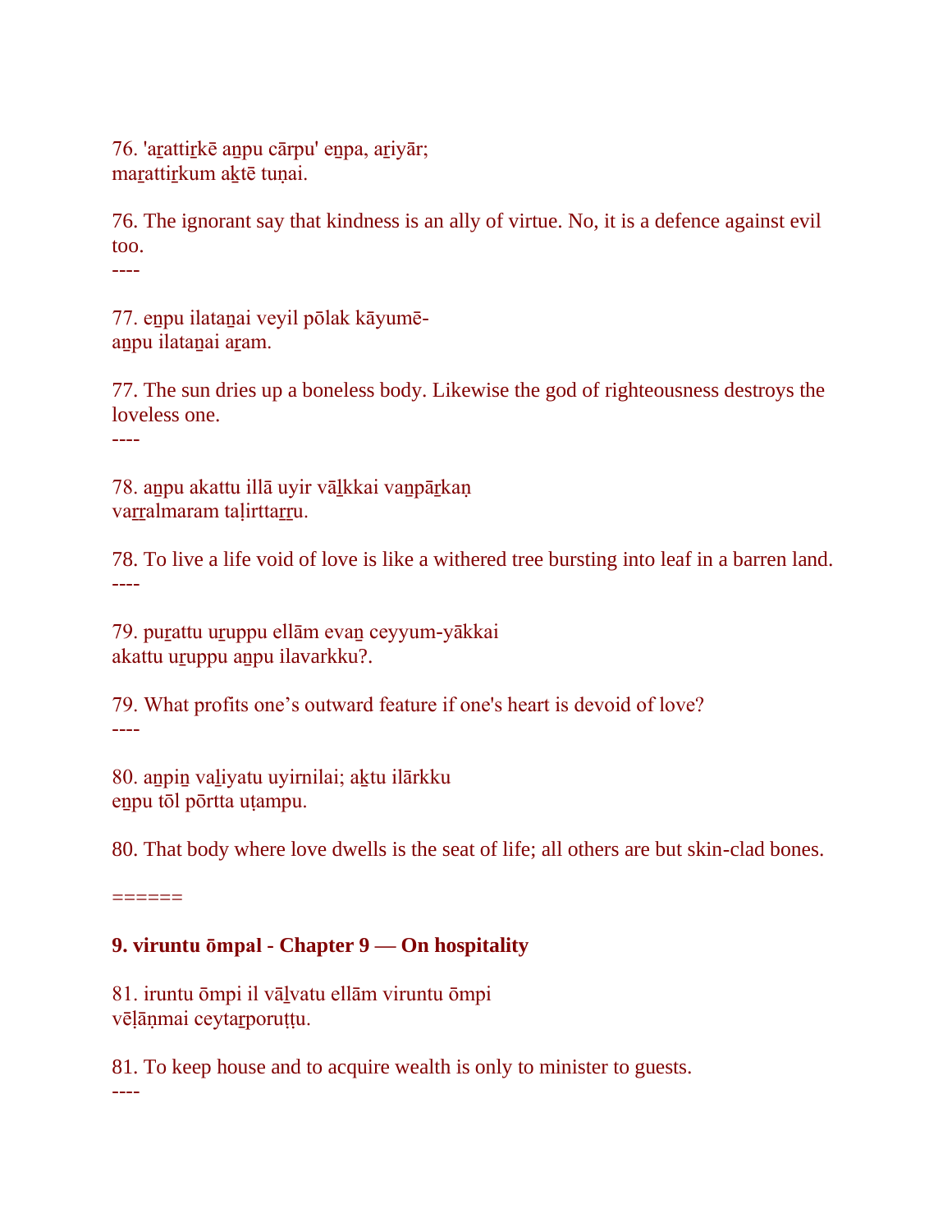76. 'a̲ṟattiṟkē a̲ṉpu cārpu' eṉpa, aṟiyār;
maṟattiṟkum aḵtē tuṇai.

76. The ignorant say that kindness is an ally of virtue. No, it is a defence against evil too.
----

77. eṉpu ilataṉai veyil pōlak kāyumē-
aṉpu ilataṉai aṟam.

77. The sun dries up a boneless body. Likewise the god of righteousness destroys the loveless one.
----

78. aṉpu akattu illā uyir vāḻkkai vaṉpāṟkaṇ
vaṟṟalmaram taḷirttaṟṟu.

78. To live a life void of love is like a withered tree bursting into leaf in a barren land.
----

79. puṟattu uṟuppu ellām evaṉ ceyyum-yākkai
akattu uṟuppu aṉpu ilavarkku?.

79. What profits one’s outward feature if one's heart is devoid of love?
----

80. aṉpiṉ vaḻiyatu uyirnilai; aḵtu ilārkku
eṉpu tōl pōrtta uṭampu.

80. That body where love dwells is the seat of life; all others are but skin-clad bones.

======

**9. viruntu ōmpal - Chapter 9 — On hospitality**

81. iruntu ōmpi il vāḻvatu ellām viruntu ōmpi
vēḷāṇmai ceytaṟporuṭṭu.

81. To keep house and to acquire wealth is only to minister to guests.
----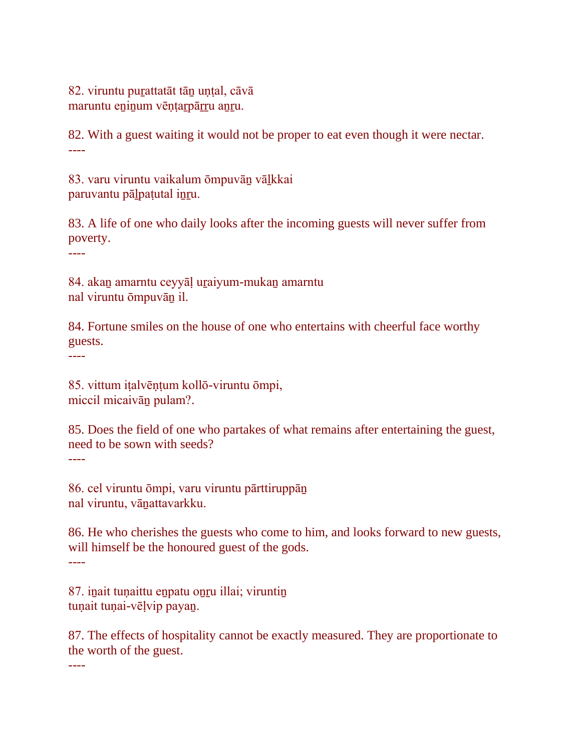82. viruntu puṟattatāt tāṉ uṇṭal, cāvā
maruntu eṉiṉum vēṇṭaṟpāṟṟu aṉṟu.

82. With a guest waiting it would not be proper to eat even though it were nectar.
----

83. varu viruntu vaikalum ōmpuvāṉ vāḻkkai
paruvantu pāḻpaṭutal iṉṟu.

83. A life of one who daily looks after the incoming guests will never suffer from poverty.
----

84. akaṉ amarntu ceyyāḷ uṟaiyum-mukaṉ amarntu
nal viruntu ōmpuvāṉ il.

84. Fortune smiles on the house of one who entertains with cheerful face worthy guests.
----

85. vittum iṭalvēṇṭum kollō-viruntu ōmpi,
miccil micaivāṉ pulam?.

85. Does the field of one who partakes of what remains after entertaining the guest, need to be sown with seeds?
----

86. cel viruntu ōmpi, varu viruntu pārttiruppāṉ
nal viruntu, vāṉattavarkku.

86. He who cherishes the guests who come to him, and looks forward to new guests, will himself be the honoured guest of the gods.
----

87. iṉait tuṇaittu eṉpatu oṉṟu illai; viruntiṉ
tuṇait tuṇai-vēḷvip payaṉ.

87. The effects of hospitality cannot be exactly measured. They are proportionate to the worth of the guest.
----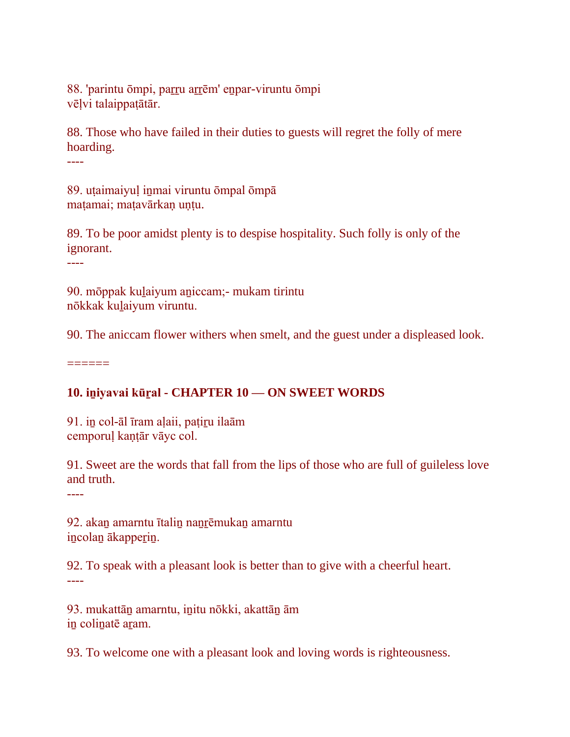88. 'parintu ōmpi, paṟṟu aṟṟēm' eṉpar-viruntu ōmpi
vēḷvi talaippaṭātār.

88. Those who have failed in their duties to guests will regret the folly of mere hoarding.

----

89. uṭaimaiyuḷ iṉmai viruntu ōmpal ōmpā
maṭamai; maṭavārkaṇ uṇṭu.

89. To be poor amidst plenty is to despise hospitality. Such folly is only of the ignorant.

----

90. mōppak kuḻaiyum aṉiccam;- mukam tirintu
nōkkak kuḻaiyum viruntu.

90. The aniccam flower withers when smelt, and the guest under a displeased look.

======

## 10. iṉiyavai kūṟal - CHAPTER 10 — ON SWEET WORDS

91. iṉ col-āl īram aḷaii, paṭiṟu ilaām
cemporuḷ kaṇṭār vāyc col.

91. Sweet are the words that fall from the lips of those who are full of guileless love and truth.

----

92. akaṉ amarntu ītaliṉ naṉṟēmukaṉ amarntu
iṉcolaṉ ākappeṟiṉ.

92. To speak with a pleasant look is better than to give with a cheerful heart.

----

93. mukattāṉ amarntu, iṉitu nōkki, akattāṉ ām
iṉ coliṉatē aṟam.

93. To welcome one with a pleasant look and loving words is righteousness.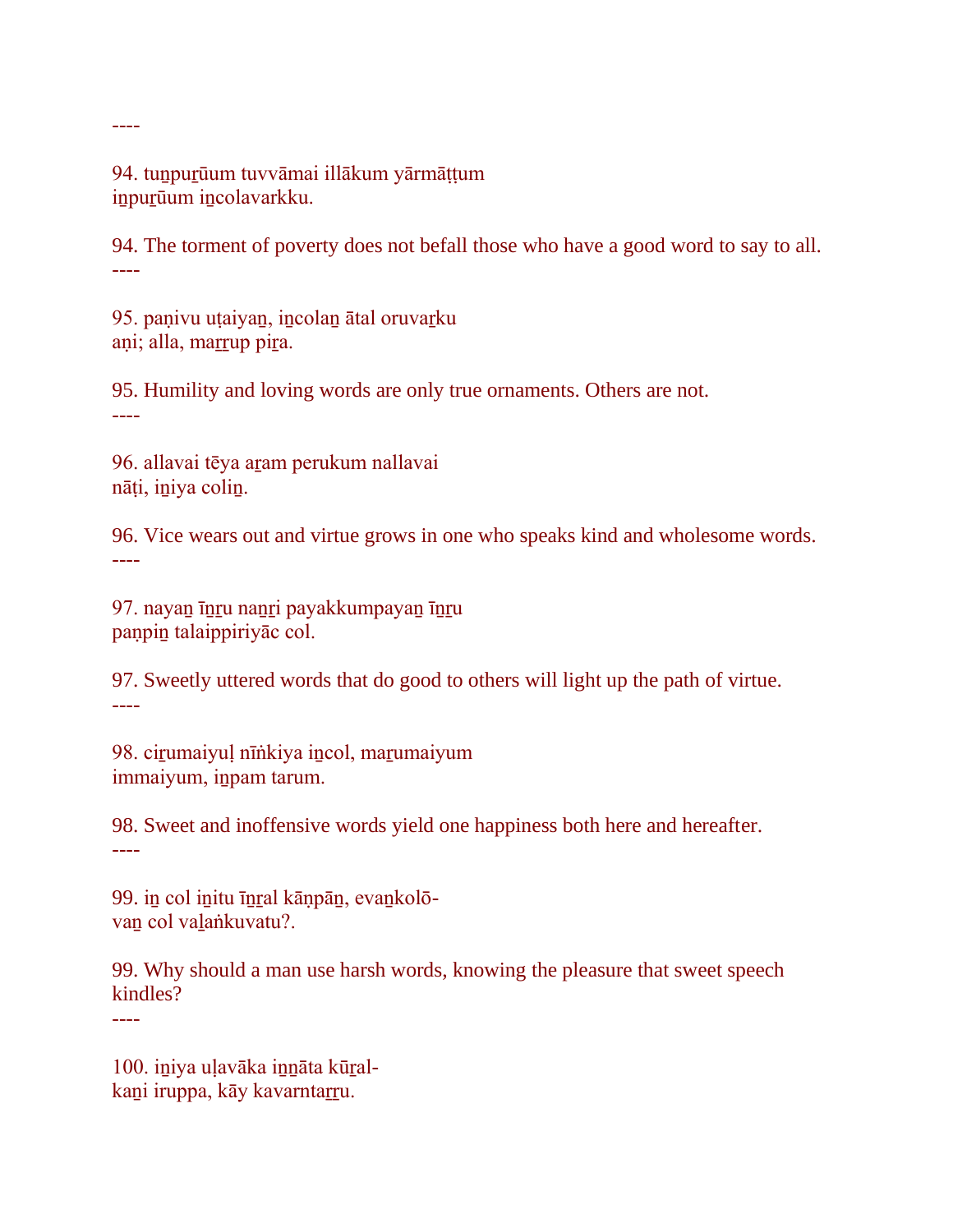----

94. tuṉpuṟūum tuvvāmai illākum yārmāṭṭum
iṉpuṟūum iṉcolavarkku.

94. The torment of poverty does not befall those who have a good word to say to all.
----

95. paṇivu uṭaiyaṉ, iṉcolaṉ ātal oruvaṟku
aṇi; alla, maṟṟup piṟa.

95. Humility and loving words are only true ornaments. Others are not.
----

96. allavai tēya aṟam perukum nallavai
nāṭi, iṉiya coliṉ.

96. Vice wears out and virtue grows in one who speaks kind and wholesome words.
----

97. nayaṉ īṉṟu naṉṟi payakkumpayaṉ īṉṟu
paṇpiṉ talaippiriyāc col.

97. Sweetly uttered words that do good to others will light up the path of virtue.
----

98. ciṟumaiyuḷ nīṅkiya iṉcol, maṟumaiyum
immaiyum, iṉpam tarum.

98. Sweet and inoffensive words yield one happiness both here and hereafter.
----

99. iṉ col iṉitu īṉṟal kāṇpāṉ, evaṉkolō-
vaṉ col vaḻaṅkuvatu?.

99. Why should a man use harsh words, knowing the pleasure that sweet speech kindles?
----

100. iṉiya uḷavāka iṉṉāta kūṟal-
kaṉi iruppa, kāy kavarntaṟṟu.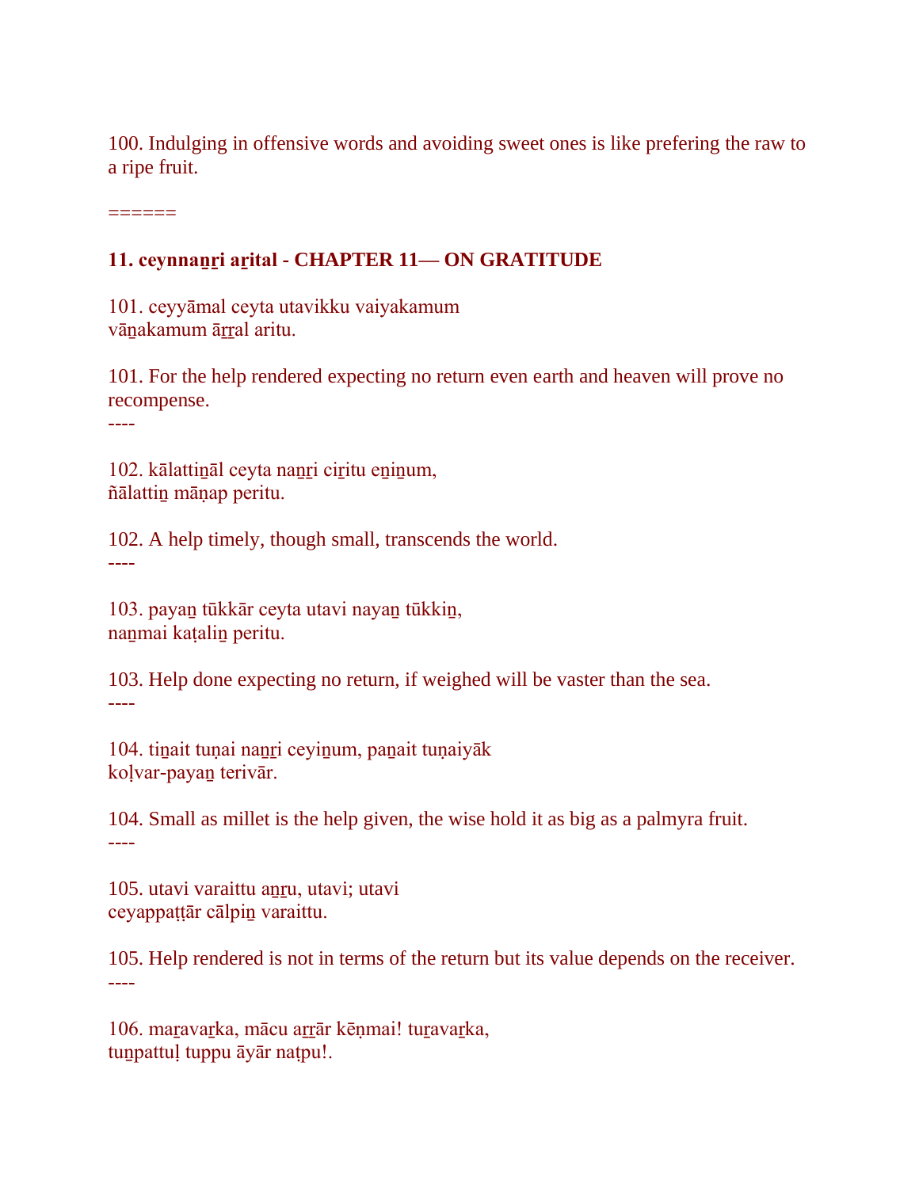100. Indulging in offensive words and avoiding sweet ones is like prefering the raw to a ripe fruit.

======

**11. ceynnaṉṟi aṟital - CHAPTER 11— ON GRATITUDE**

101. ceyyāmal ceyta utavikku vaiyakamum
vāṉakamum āṟṟal aritu.

101. For the help rendered expecting no return even earth and heaven will prove no recompense.

----

102. kālattiṉāl ceyta naṉṟi ciṟitu eṉiṉum,
ñālattiṉ māṇap peritu.

102. A help timely, though small, transcends the world.

----

103. payaṉ tūkkār ceyta utavi nayaṉ tūkkiṉ,
naṉmai kaṭaliṉ peritu.

103. Help done expecting no return, if weighed will be vaster than the sea.

----

104. tiṉait tuṇai naṉṟi ceyiṉum, paṉait tuṇaiyāk
koḷvar-payaṉ terivār.

104. Small as millet is the help given, the wise hold it as big as a palmyra fruit.

----

105. utavi varaittu aṉṟu, utavi; utavi
ceyappaṭṭār cālpiṉ varaittu.

105. Help rendered is not in terms of the return but its value depends on the receiver.

----

106. maṟavaṟka, mācu aṟṟār kēṇmai! tuṟavaṟka,
tuṉpattuḷ tuppu āyār naṭpu!.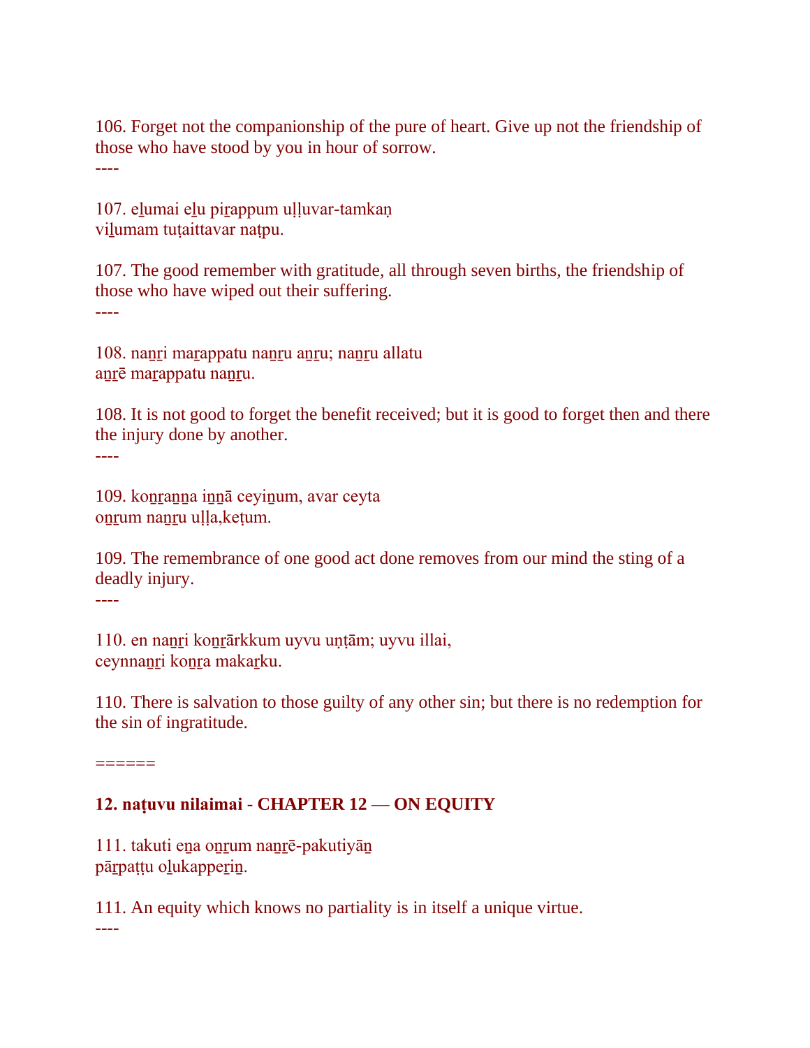106. Forget not the companionship of the pure of heart. Give up not the friendship of those who have stood by you in hour of sorrow.
----

107. eḻumai eḻu piṟappum uḷḷuvar-tamkaṇ
viḻumam tuṭaittavar naṭpu.

107. The good remember with gratitude, all through seven births, the friendship of those who have wiped out their suffering.
----

108. naṉṟi maṟappatu naṉṟu aṉṟu; naṉṟu allatu
aṉṟē maṟappatu naṉṟu.

108. It is not good to forget the benefit received; but it is good to forget then and there the injury done by another.
----

109. koṉṟaṉṉa iṉṉā ceyiṉum, avar ceyta
oṉṟum naṉṟu uḷḷa,keṭum.

109. The remembrance of one good act done removes from our mind the sting of a deadly injury.
----

110. en naṉṟi koṉṟārkkum uyvu uṇṭām; uyvu illai,
ceynnaṉṟi koṉṟa makaṟku.

110. There is salvation to those guilty of any other sin; but there is no redemption for the sin of ingratitude.

======

**12. naṭuvu nilaimai - CHAPTER 12 — ON EQUITY**

111. takuti eṉa oṉṟum naṉṟē-pakutiyāṉ
pāṟpaṭṭu oḻukappeṟiṉ.

111. An equity which knows no partiality is in itself a unique virtue.
----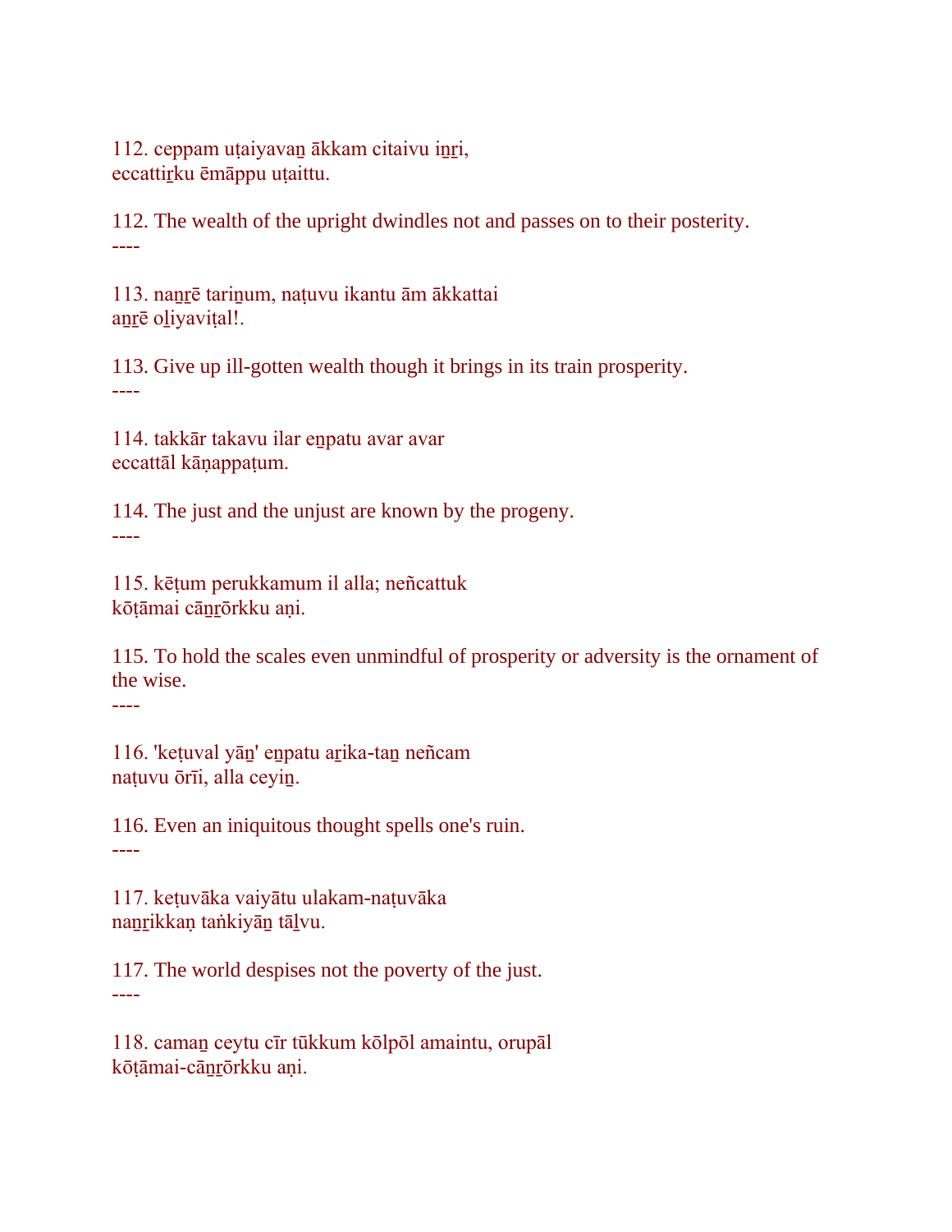112. ceppam uṭaiyavaṉ ākkam citaivu iṉṟi,
eccattiṟku ēmāppu uṭaittu.

112. The wealth of the upright dwindles not and passes on to their posterity.
----

113. naṉṟē tariṉum, naṭuvu ikantu ām ākkattai
aṉṟē oḻiyaviṭal!.

113. Give up ill-gotten wealth though it brings in its train prosperity.
----

114. takkār takavu ilar eṉpatu avar avar
eccattāl kāṇappaṭum.

114. The just and the unjust are known by the progeny.
----

115. kēṭum perukkamum il alla; neñcattuk
kōṭāmai cāṉṟōrkku aṇi.

115. To hold the scales even unmindful of prosperity or adversity is the ornament of the wise.
----

116. 'keṭuval yāṉ' eṉpatu aṟika-taṉ neñcam
naṭuvu ōrīi, alla ceyiṉ.

116. Even an iniquitous thought spells one's ruin.
----

117. keṭuvāka vaiyātu ulakam-naṭuvāka
naṉṟikkaṇ taṅkiyāṉ tāḻvu.

117. The world despises not the poverty of the just.
----

118. camaṉ ceytu cīr tūkkum kōlpōl amaintu, orupāl
kōṭāmai-cāṉṟōrkku aṇi.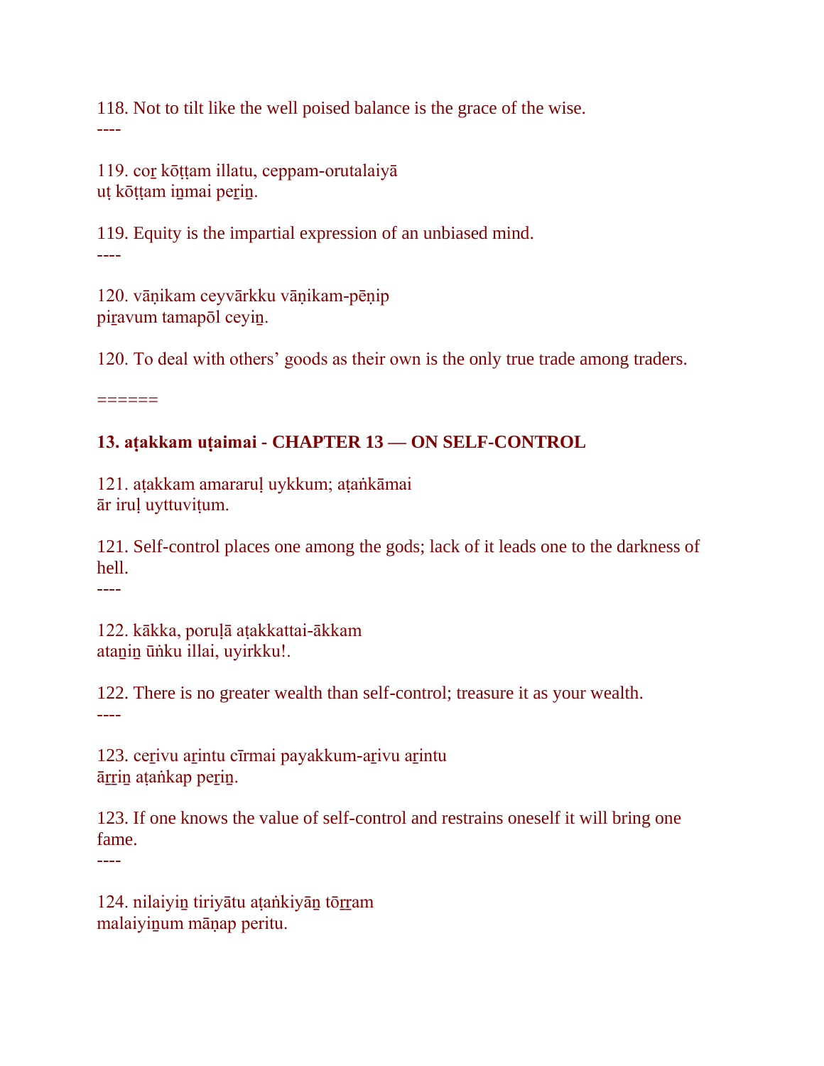118. Not to tilt like the well poised balance is the grace of the wise.

----

119. coṟ kōṭṭam illatu, ceppam-orutalaiyā
uṭ kōṭṭam iṉmai peṟiṉ.

119. Equity is the impartial expression of an unbiased mind.

----

120. vāṇikam ceyvārkku vāṇikam-pēṇip
piṟavum tamapōl ceyiṉ.

120. To deal with others' goods as their own is the only true trade among traders.

======

**13. aṭakkam uṭaimai - CHAPTER 13 — ON SELF-CONTROL**

121. aṭakkam amararuḷ uykkum; aṭaṅkāmai
ār iruḷ uyttuviṭum.

121. Self-control places one among the gods; lack of it leads one to the darkness of hell.

----

122. kākka, poruḷā aṭakkattai-ākkam
ataṉiṉ ūṅku illai, uyirkku!.

122. There is no greater wealth than self-control; treasure it as your wealth.

----

123. ceṟivu aṟintu cīrmai payakkum-aṟivu aṟintu
āṟṟiṉ aṭaṅkap peṟiṉ.

123. If one knows the value of self-control and restrains oneself it will bring one fame.

----

124. nilaiyiṉ tiriyātu aṭaṅkiyāṉ tōṟṟam
malaiyiṉum māṇap peritu.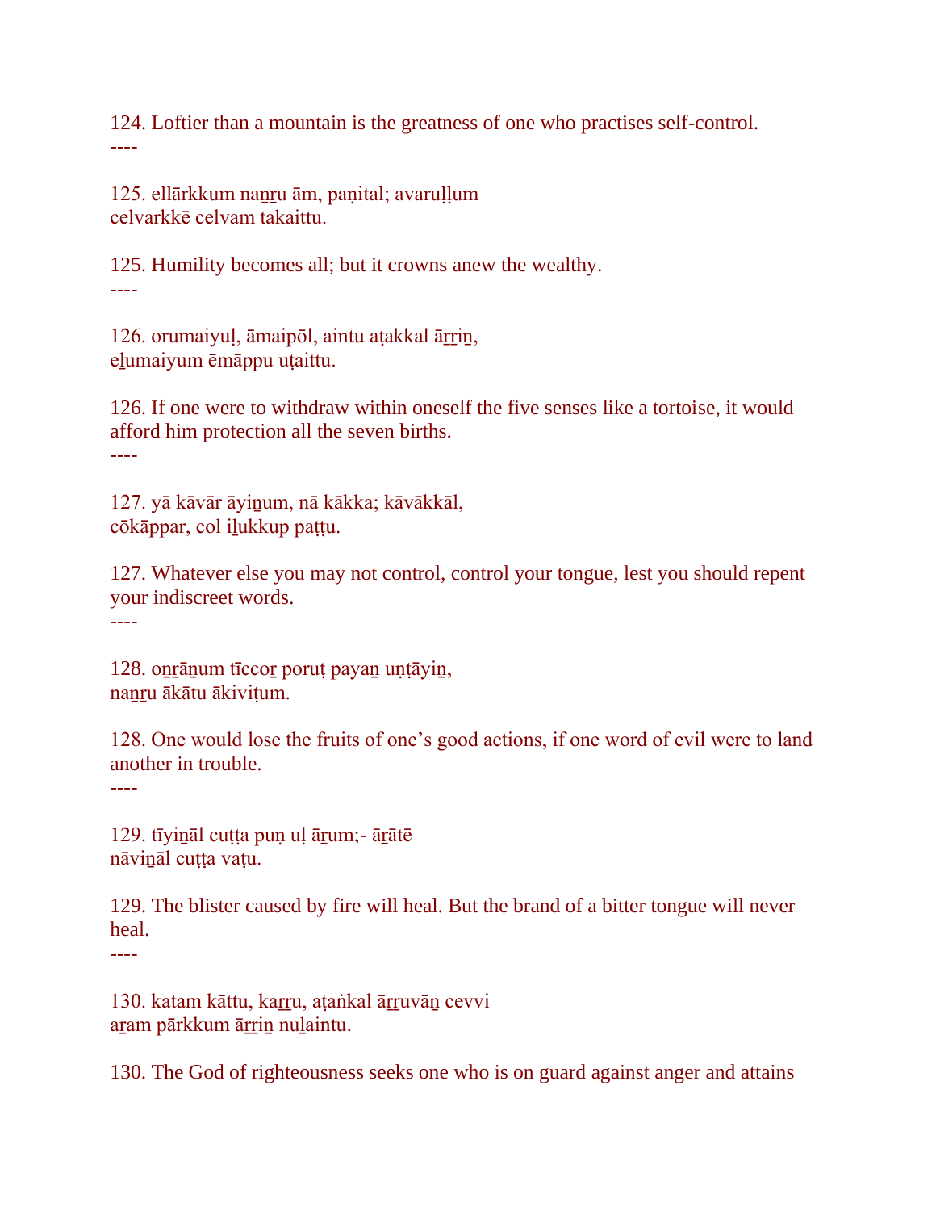124. Loftier than a mountain is the greatness of one who practises self-control.
----

125. ellārkkum naṉṟu ām, paṇital; avaruḷḷum
celvarkkē celvam takaittu.

125. Humility becomes all; but it crowns anew the wealthy.
----

126. orumaiyuḷ, āmaipōl, aintu aṭakkal āṟṟiṉ,
eḻumaiyum ēmāppu uṭaittu.

126. If one were to withdraw within oneself the five senses like a tortoise, it would afford him protection all the seven births.
----

127. yā kāvār āyiṉum, nā kākka; kāvākkāl,
cōkāppar, col iḻukkup paṭṭu.

127. Whatever else you may not control, control your tongue, lest you should repent your indiscreet words.
----

128. oṉṟāṉum tīccoṟ poruṭ payaṉ uṇṭāyiṉ,
naṉṟu ākātu ākiviṭum.

128. One would lose the fruits of one’s good actions, if one word of evil were to land another in trouble.
----

129. tīyiṉāl cuṭṭa puṇ uḷ āṟum;- āṟātē
nāviṉāl cuṭṭa vaṭu.

129. The blister caused by fire will heal. But the brand of a bitter tongue will never heal.
----

130. katam kāttu, kaṟṟu, aṭaṅkal āṟṟuvāṉ cevvi
aṟam pārkkum āṟṟiṉ nuḻaintu.

130. The God of righteousness seeks one who is on guard against anger and attains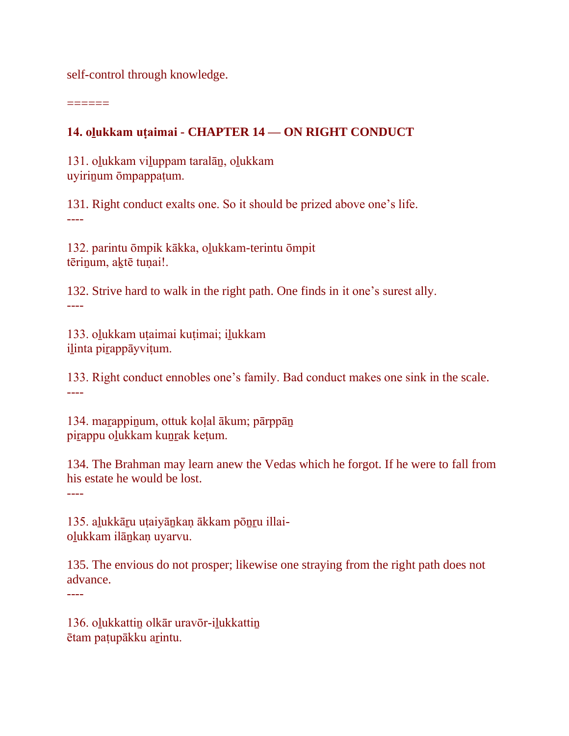self-control through knowledge.

======

## 14. oḻukkam uṭaimai - CHAPTER 14 — ON RIGHT CONDUCT

131. oḻukkam viḻuppam taralāṉ, oḻukkam
uyiriṉum ōmpappaṭum.

131. Right conduct exalts one. So it should be prized above one's life.
----

132. parintu ōmpik kākka, oḻukkam-terintu ōmpit
tēriṉum, aḵtē tuṇai!.

132. Strive hard to walk in the right path. One finds in it one's surest ally.
----

133. oḻukkam uṭaimai kuṭimai; iḻukkam
iḻinta piṟappāyviṭum.

133. Right conduct ennobles one's family. Bad conduct makes one sink in the scale.
----

134. maṟappiṉum, ottuk koḷal ākum; pārppāṉ
piṟappu oḻukkam kuṉṟak keṭum.

134. The Brahman may learn anew the Vedas which he forgot. If he were to fall from his estate he would be lost.
----

135. aḻukkāṟu uṭaiyāṉkaṇ ākkam pōṉṟu illai-
oḻukkam ilāṉkaṇ uyarvu.

135. The envious do not prosper; likewise one straying from the right path does not advance.
----

136. oḻukkattiṉ olkār uravōr-iḻukkattiṉ
ētam paṭupākku aṟintu.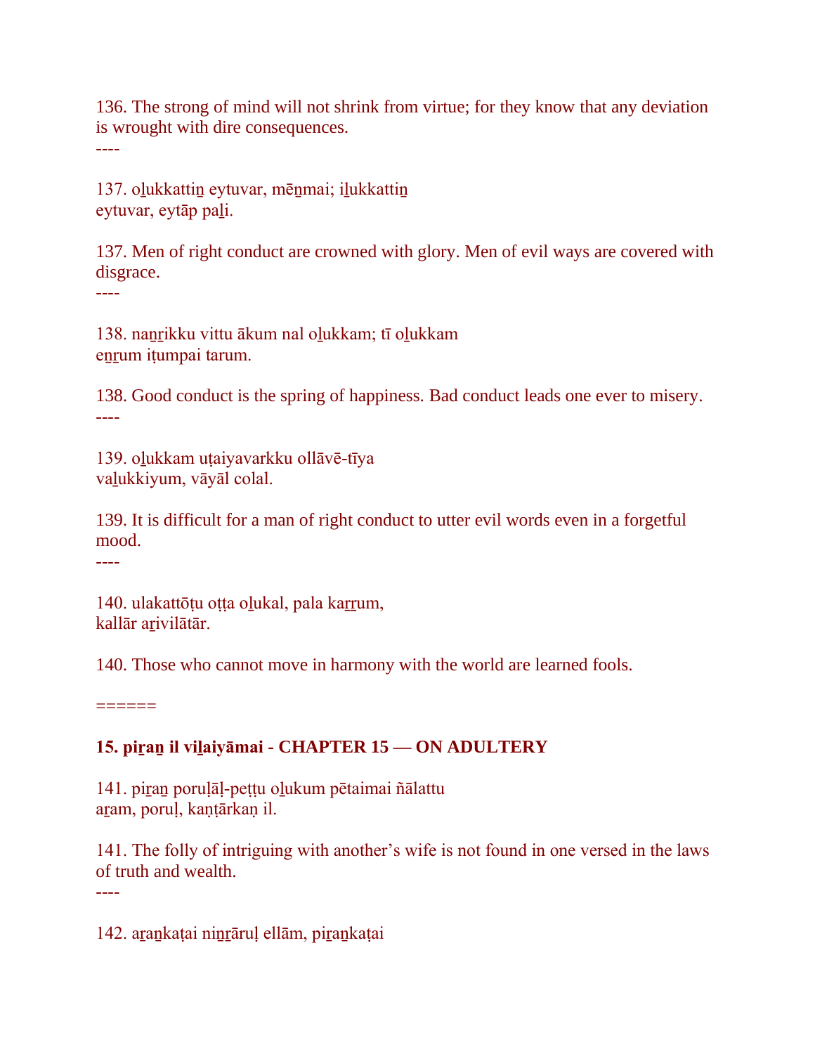136. The strong of mind will not shrink from virtue; for they know that any deviation is wrought with dire consequences.

----

137. oḻukkattiṉ eytuvar, mēṉmai; iḻukkattiṉ
eytuvar, eytāp paḻi.

137. Men of right conduct are crowned with glory. Men of evil ways are covered with disgrace.

----

138. naṉṟikku vittu ākum nal oḻukkam; tī oḻukkam
eṉṟum iṭumpai tarum.

138. Good conduct is the spring of happiness. Bad conduct leads one ever to misery.

----

139. oḻukkam uṭaiyavarkku ollāvē-tīya
vaḻukkiyum, vāyāl colal.

139. It is difficult for a man of right conduct to utter evil words even in a forgetful mood.

----

140. ulakattōṭu oṭṭa oḻukal, pala kaṟṟum,
kallār aṟivilātār.

140. Those who cannot move in harmony with the world are learned fools.

======

**15. piṟaṉ il viḻaiyāmai - CHAPTER 15 — ON ADULTERY**

141. piṟaṉ poruḷāḷ-peṭṭu oḻukum pētaimai ñālattu
aṟam, poruḷ, kaṇṭārkaṇ il.

141. The folly of intriguing with another's wife is not found in one versed in the laws of truth and wealth.

----

142. aṟaṉkaṭai niṉṟāruḷ ellām, piṟaṉkaṭai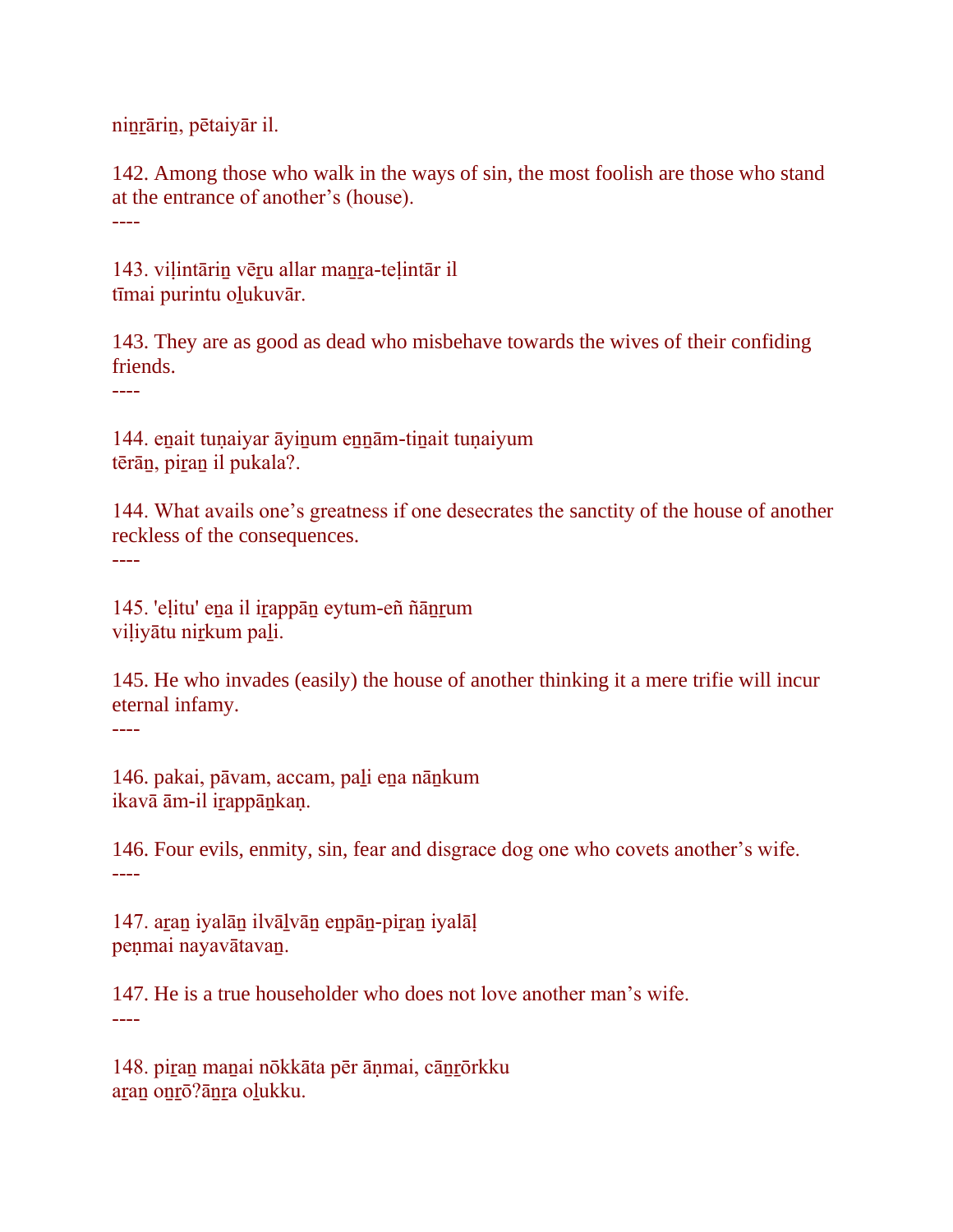niṉṟāriṉ, pētaiyār il.

142. Among those who walk in the ways of sin, the most foolish are those who stand at the entrance of another’s (house).

----

143. viḷintāriṉ vēṟu allar maṉṟa-teḷintār il
tīmai purintu oḻukuvār.

143. They are as good as dead who misbehave towards the wives of their confiding friends.

----

144. eṉait tuṇaiyar āyiṉum eṉṉām-tiṉait tuṇaiyum
tērāṉ, piṟaṉ il pukala?.

144. What avails one’s greatness if one desecrates the sanctity of the house of another reckless of the consequences.

----

145. 'eḷitu' eṉa il iṟappāṉ eytum-eñ ñāṉṟum
viḷiyātu niṟkum paḻi.

145. He who invades (easily) the house of another thinking it a mere trifie will incur eternal infamy.

----

146. pakai, pāvam, accam, paḻi eṉa nāṉkum
ikavā ām-il iṟappāṉkaṇ.

146. Four evils, enmity, sin, fear and disgrace dog one who covets another’s wife.

----

147. aṟaṉ iyalāṉ ilvāḻvāṉ eṉpāṉ-piṟaṉ iyalāḷ
peṇmai nayavātavaṉ.

147. He is a true householder who does not love another man’s wife.

----

148. piṟaṉ maṉai nōkkāta pēr āṇmai, cāṉṟōrkku
aṟaṉ oṉṟō?āṉṟa oḻukku.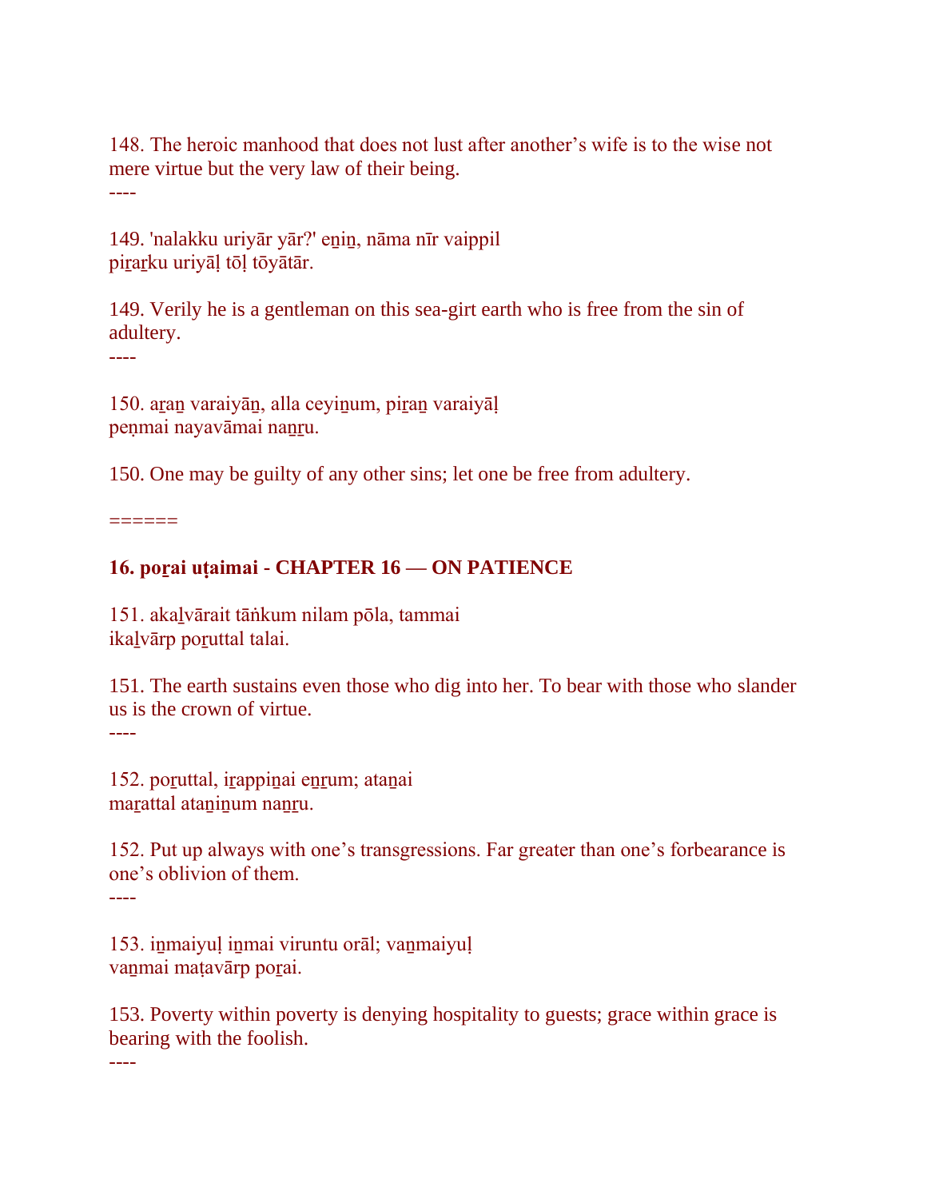148. The heroic manhood that does not lust after another's wife is to the wise not mere virtue but the very law of their being.

----

149. 'nalakku uriyār yār?' eṉiṉ, nāma nīr vaippil
piṟaṟku uriyāḷ tōḷ tōyātār.

149. Verily he is a gentleman on this sea-girt earth who is free from the sin of adultery.

----

150. aṟaṉ varaiyāṉ, alla ceyiṉum, piṟaṉ varaiyāḷ
peṇmai nayavāmai naṉṟu.

150. One may be guilty of any other sins; let one be free from adultery.

======

### 16. poṟai uṭaimai - CHAPTER 16 — ON PATIENCE

151. akaḻvārait tāṅkum nilam pōla, tammai
ikaḻvārp poṟuttal talai.

151. The earth sustains even those who dig into her. To bear with those who slander us is the crown of virtue.

----

152. poṟuttal, iṟappiṉai eṉṟum; ataṉai
maṟattal ataṉiṉum naṉṟu.

152. Put up always with one's transgressions. Far greater than one's forbearance is one's oblivion of them.

----

153. iṉmaiyuḷ iṉmai viruntu orāl; vaṉmaiyuḷ
vaṉmai maṭavārp poṟai.

153. Poverty within poverty is denying hospitality to guests; grace within grace is bearing with the foolish.

----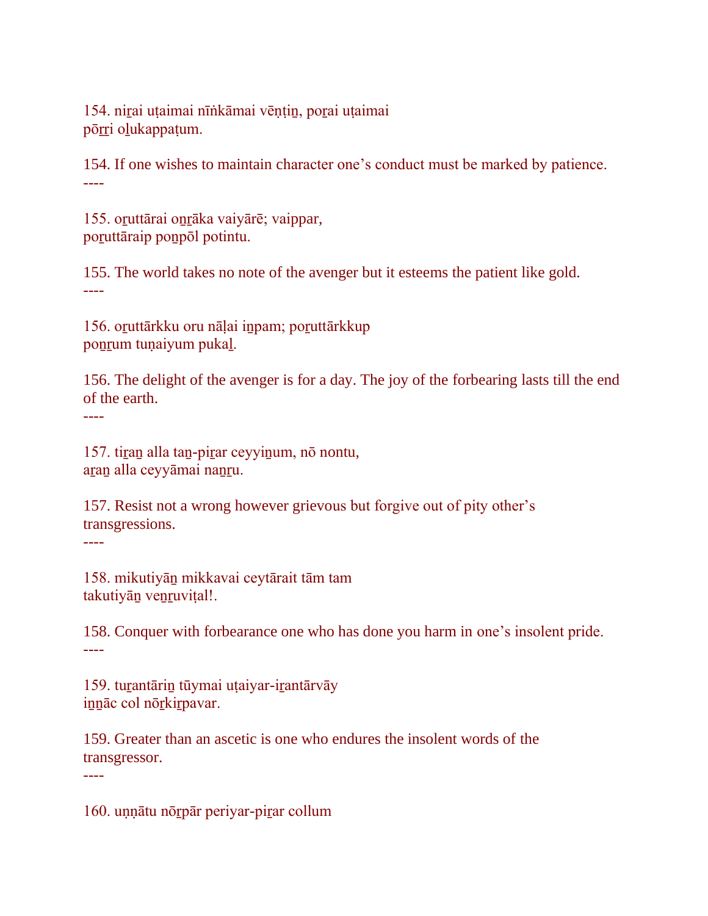154. niṟai uṭaimai nīṅkāmai vēṇṭiṉ, poṟai uṭaimai
pōṟṟi oḻukappaṭum.

154. If one wishes to maintain character one's conduct must be marked by patience.
----

155. oṟuttārai oṉṟāka vaiyārē; vaippar,
poṟuttāraip poṉpōl potintu.

155. The world takes no note of the avenger but it esteems the patient like gold.
----

156. oṟuttārkku oru nāḷai iṉpam; poṟuttārkkup
poṉṟum tuṇaiyum pukaḻ.

156. The delight of the avenger is for a day. The joy of the forbearing lasts till the end of the earth.
----

157. tiṟaṉ alla taṉ-piṟar ceyyiṉum, nō nontu,
aṟaṉ alla ceyyāmai naṉṟu.

157. Resist not a wrong however grievous but forgive out of pity other's transgressions.
----

158. mikutiyāṉ mikkavai ceytārait tām tam
takutiyāṉ veṉṟuviṭal!.

158. Conquer with forbearance one who has done you harm in one's insolent pride.
----

159. tuṟantāriṉ tūymai uṭaiyar-iṟantārvāy
iṉṉāc col nōṟkiṟpavar.

159. Greater than an ascetic is one who endures the insolent words of the transgressor.
----

160. uṇṇātu nōṟpār periyar-piṟar collum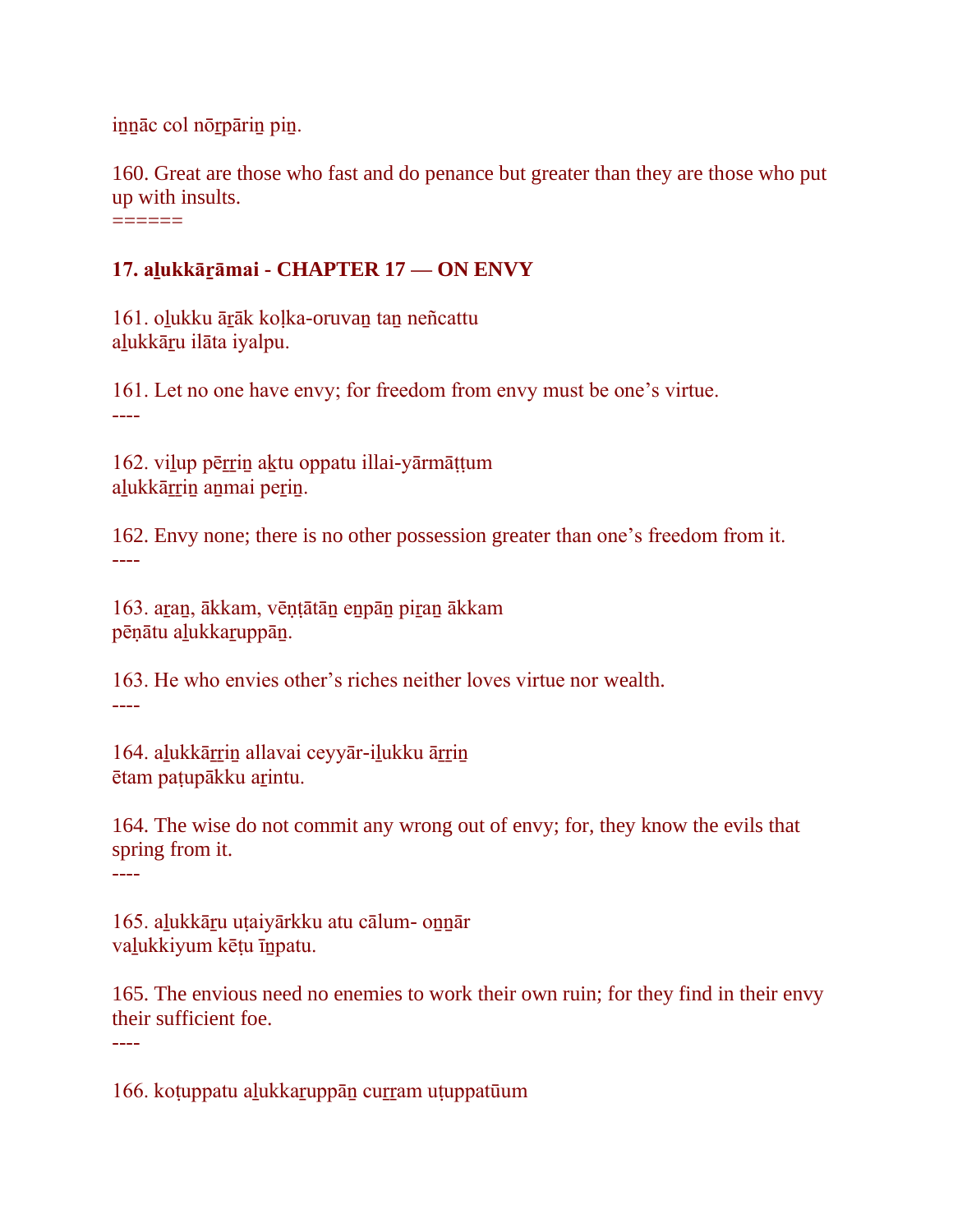iṉṉāc col nōṟpāriṉ piṉ.

160. Great are those who fast and do penance but greater than they are those who put up with insults.
======

**17. aḻukkāṟāmai - CHAPTER 17 — ON ENVY**

161. oḻukku āṟāk koḷka-oruvaṉ taṉ neñcattu
aḻukkāṟu ilāta iyalpu.

161. Let no one have envy; for freedom from envy must be one's virtue.
----

162. viḻup pēṟṟiṉ aḵtu oppatu illai-yārmāṭṭum
aḻukkāṟṟiṉ aṉmai peṟiṉ.

162. Envy none; there is no other possession greater than one's freedom from it.
----

163. aṟaṉ, ākkam, vēṇṭātāṉ eṉpāṉ piṟaṉ ākkam
pēṇātu aḻukkaṟuppāṉ.

163. He who envies other's riches neither loves virtue nor wealth.
----

164. aḻukkāṟṟiṉ allavai ceyyār-iḻukku āṟṟiṉ
ētam paṭupākku aṟintu.

164. The wise do not commit any wrong out of envy; for, they know the evils that spring from it.
----

165. aḻukkāṟu uṭaiyārkku atu cālum- oṉṉār
vaḻukkiyum kēṭu īṉpatu.

165. The envious need no enemies to work their own ruin; for they find in their envy their sufficient foe.
----

166. koṭuppatu aḻukkaṟuppāṉ cuṟṟam uṭuppatūum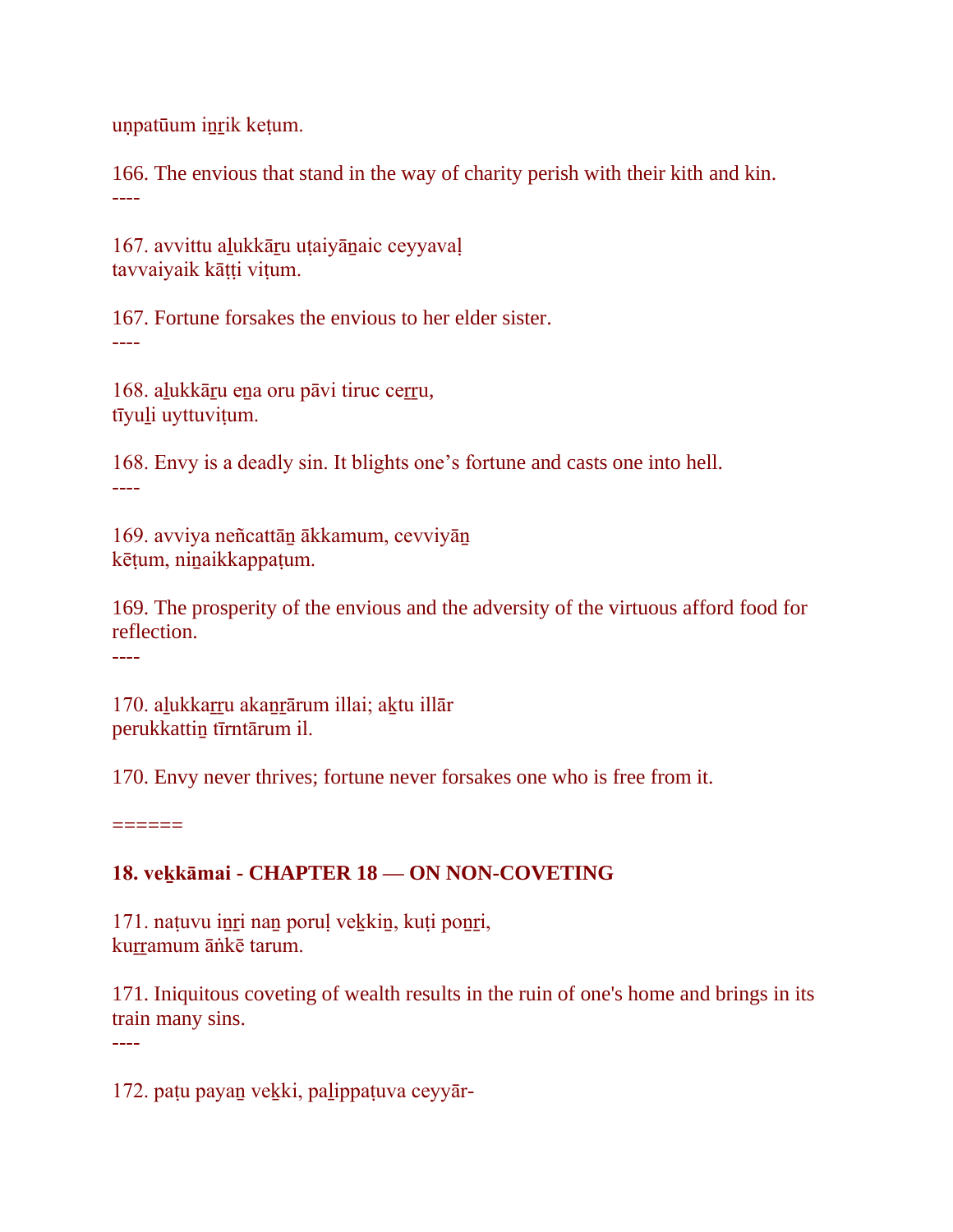uṇpatūum iṉṟik keṭum.

166. The envious that stand in the way of charity perish with their kith and kin.
----

167. avvittu aḻukkāṟu uṭaiyāṉaic ceyyavaḷ
tavvaiyaik kāṭṭi viṭum.

167. Fortune forsakes the envious to her elder sister.
----

168. aḻukkāṟu eṉa oru pāvi tiruc ceṟṟu,
tīyuḻi uyttuviṭum.

168. Envy is a deadly sin. It blights one's fortune and casts one into hell.
----

169. avviya neñcattāṉ ākkamum, cevviyāṉ
kēṭum, niṉaikkappaṭum.

169. The prosperity of the envious and the adversity of the virtuous afford food for reflection.
----

170. aḻukkaṟṟu akaṉṟārum illai; aḵtu illār
perukkattiṉ tīrntārum il.

170. Envy never thrives; fortune never forsakes one who is free from it.

======

## 18. veḵkāmai - CHAPTER 18 — ON NON-COVETING

171. naṭuvu iṉṟi naṉ poruḷ veḵkiṉ, kuṭi poṉṟi,
kuṟṟamum āṅkē tarum.

171. Iniquitous coveting of wealth results in the ruin of one's home and brings in its train many sins.
----

172. paṭu payaṉ veḵki, paḻippaṭuva ceyyār-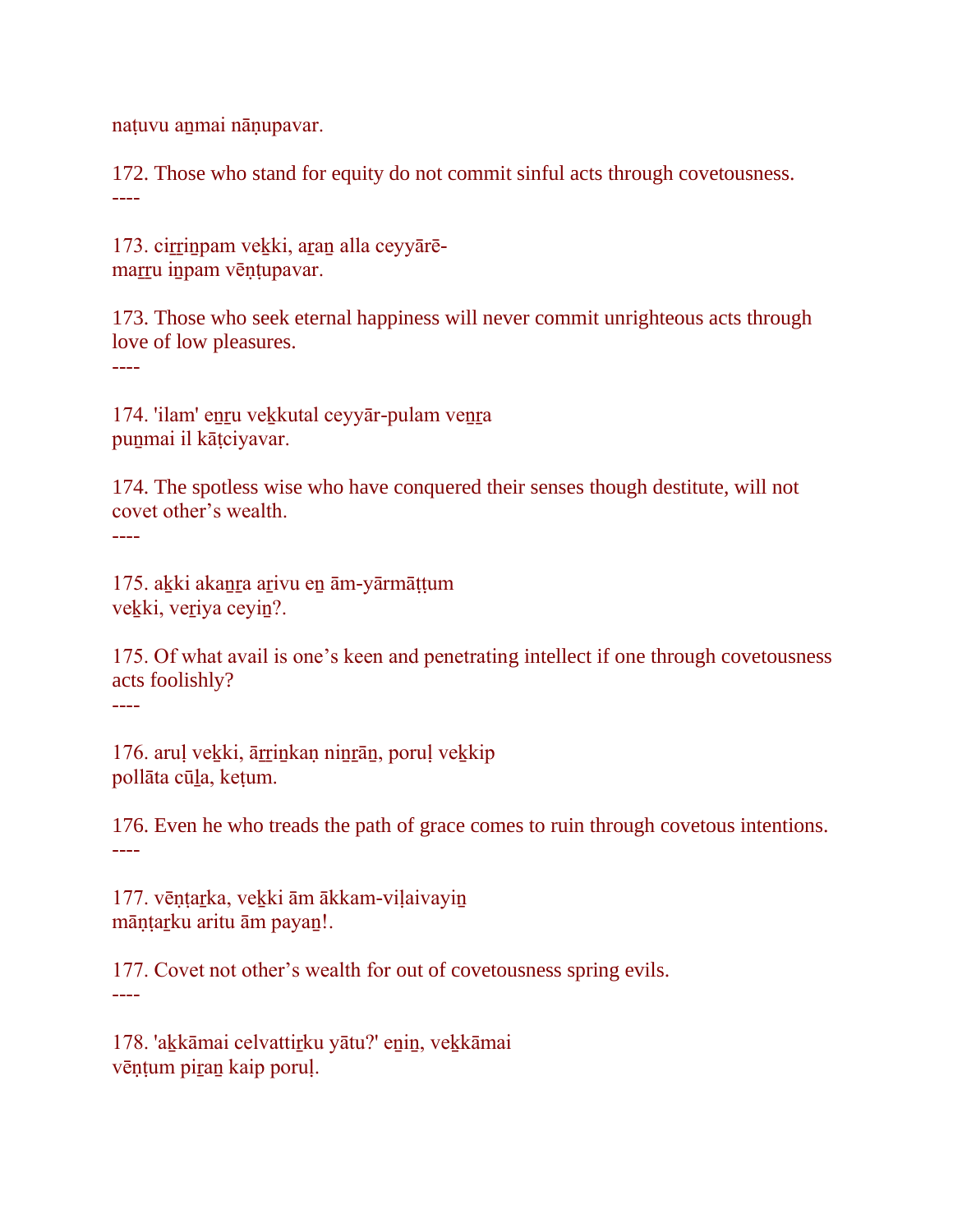naṭuvu aṉmai nāṇupavar.

172. Those who stand for equity do not commit sinful acts through covetousness.
----

173. ciṟṟiṉpam veḵki, aṟaṉ alla ceyyārē-
maṟṟu iṉpam vēṇṭupavar.

173. Those who seek eternal happiness will never commit unrighteous acts through love of low pleasures.
----

174. 'ilam' eṉṟu veḵkutal ceyyār-pulam veṉṟa
puṉmai il kāṭciyavar.

174. The spotless wise who have conquered their senses though destitute, will not covet other's wealth.
----

175. aḵki akaṉṟa aṟivu eṉ ām-yārmāṭṭum
veḵki, veṟiya ceyiṉ?.

175. Of what avail is one's keen and penetrating intellect if one through covetousness acts foolishly?
----

176. aruḷ veḵki, āṟṟiṉkaṇ niṉṟāṉ, poruḷ veḵkip
pollāta cūḻa, keṭum.

176. Even he who treads the path of grace comes to ruin through covetous intentions.
----

177. vēṇṭaṟka, veḵki ām ākkam-viḷaivayiṉ
māṇṭaṟku aritu ām payaṉ!.

177. Covet not other's wealth for out of covetousness spring evils.
----

178. 'aḵkāmai celvattiṟku yātu?' eṉiṉ, veḵkāmai
vēṇṭum piṟaṉ kaip poruḷ.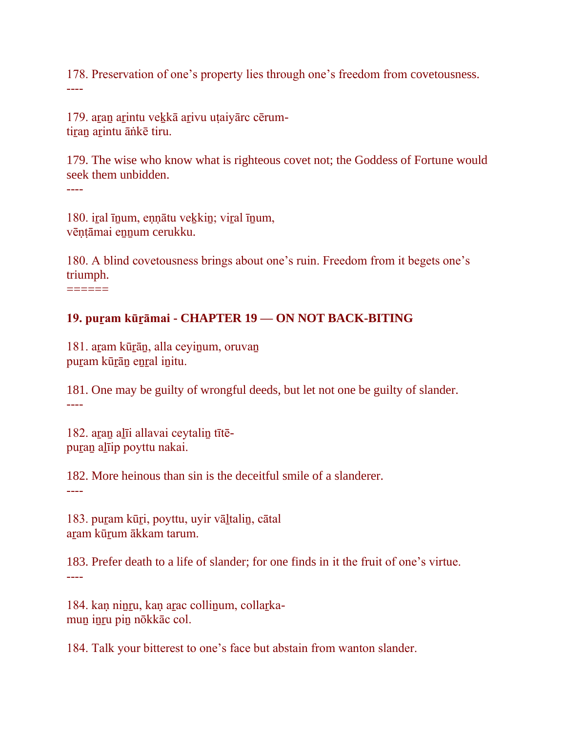178. Preservation of one’s property lies through one’s freedom from covetousness.
----

179. aṟaṉ aṟintu veḵkā aṟivu uṭaiyārc cērum-
tiṟaṉ aṟintu āṅkē tiru.

179. The wise who know what is righteous covet not; the Goddess of Fortune would seek them unbidden.
----

180. iṟal īṉum, eṇṇātu veḵkiṉ; viṟal īṉum,
vēṇṭāmai eṉṉum cerukku.

180. A blind covetousness brings about one’s ruin. Freedom from it begets one’s triumph.
======

**19. puṟam kūṟāmai - CHAPTER 19 — ON NOT BACK-BITING**

181. aṟam kūṟāṉ, alla ceyiṉum, oruvaṉ
puṟam kūṟāṉ eṉṟal iṉitu.

181. One may be guilty of wrongful deeds, but let not one be guilty of slander.
----

182. aṟaṉ aḻīi allavai ceytaliṉ tītē-
puṟaṉ aḻīip poyttu nakai.

182. More heinous than sin is the deceitful smile of a slanderer.
----

183. puṟam kūṟi, poyttu, uyir vāḻtaliṉ, cātal
aṟam kūṟum ākkam tarum.

183. Prefer death to a life of slander; for one finds in it the fruit of one’s virtue.
----

184. kaṇ niṉṟu, kaṇ aṟac colliṉum, collaṟka-
muṉ iṉṟu piṉ nōkkāc col.

184. Talk your bitterest to one’s face but abstain from wanton slander.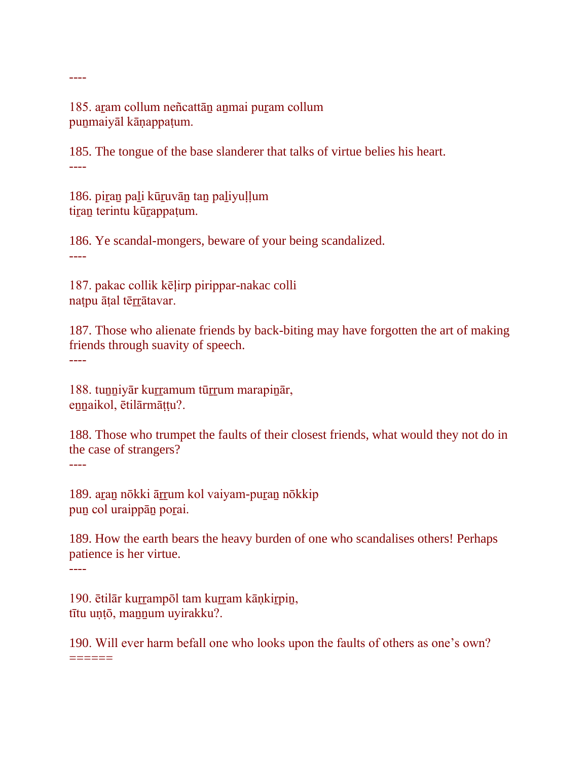----

185. aṟam collum neñcattāṉ aṉmai puṟam collum
puṉmaiyāl kāṇappaṭum.

185. The tongue of the base slanderer that talks of virtue belies his heart.
----

186. piṟaṉ paḻi kūṟuvāṉ taṉ paḻiyuḷḷum
tiṟaṉ terintu kūṟappaṭum.

186. Ye scandal-mongers, beware of your being scandalized.
----

187. pakac collik kēḷirp pirippar-nakac colli
naṭpu āṭal tēṟṟātavar.

187. Those who alienate friends by back-biting may have forgotten the art of making friends through suavity of speech.
----

188. tuṉṉiyār kuṟṟamum tūṟṟum marapiṉār,
eṉṉaikol, ētilārmāṭṭu?.

188. Those who trumpet the faults of their closest friends, what would they not do in the case of strangers?
----

189. aṟaṉ nōkki āṟṟum kol vaiyam-puṟaṉ nōkkip
puṉ col uraippāṉ poṟai.

189. How the earth bears the heavy burden of one who scandalises others! Perhaps patience is her virtue.
----

190. ētilār kuṟṟampōl tam kuṟṟam kāṇkiṟpiṉ,
tītu uṇṭō, maṉṉum uyirakku?.

190. Will ever harm befall one who looks upon the faults of others as one's own?
======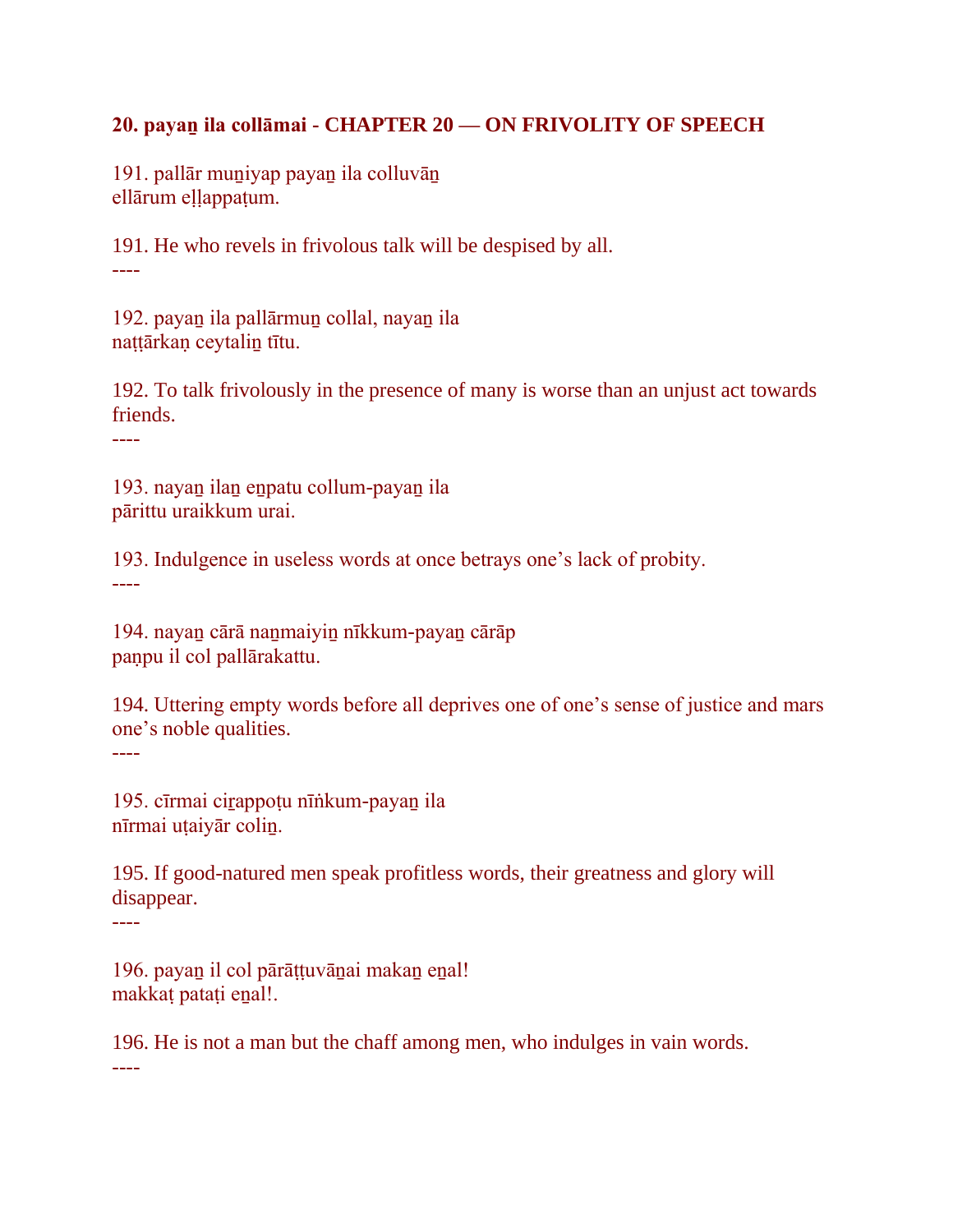## 20. payaṉ ila collāmai - CHAPTER 20 — ON FRIVOLITY OF SPEECH

191. pallār muṉiyap payaṉ ila colluvāṉ
ellārum eḷḷappaṭum.

191. He who revels in frivolous talk will be despised by all.

----

192. payaṉ ila pallārmuṉ collal, nayaṉ ila
naṭṭārkaṇ ceytaliṉ tītu.

192. To talk frivolously in the presence of many is worse than an unjust act towards friends.

----

193. nayaṉ ilaṉ eṉpatu collum-payaṉ ila
pārittu uraikkum urai.

193. Indulgence in useless words at once betrays one's lack of probity.

----

194. nayaṉ cārā naṉmaiyiṉ nīkkum-payaṉ cārāp
paṇpu il col pallārakattu.

194. Uttering empty words before all deprives one of one's sense of justice and mars one's noble qualities.

----

195. cīrmai ciṟappoṭu nīṅkum-payaṉ ila
nīrmai uṭaiyār coliṉ.

195. If good-natured men speak profitless words, their greatness and glory will disappear.

----

196. payaṉ il col pārāṭṭuvāṉai makaṉ eṉal!
makkaṭ pataṭi eṉal!.

196. He is not a man but the chaff among men, who indulges in vain words.

----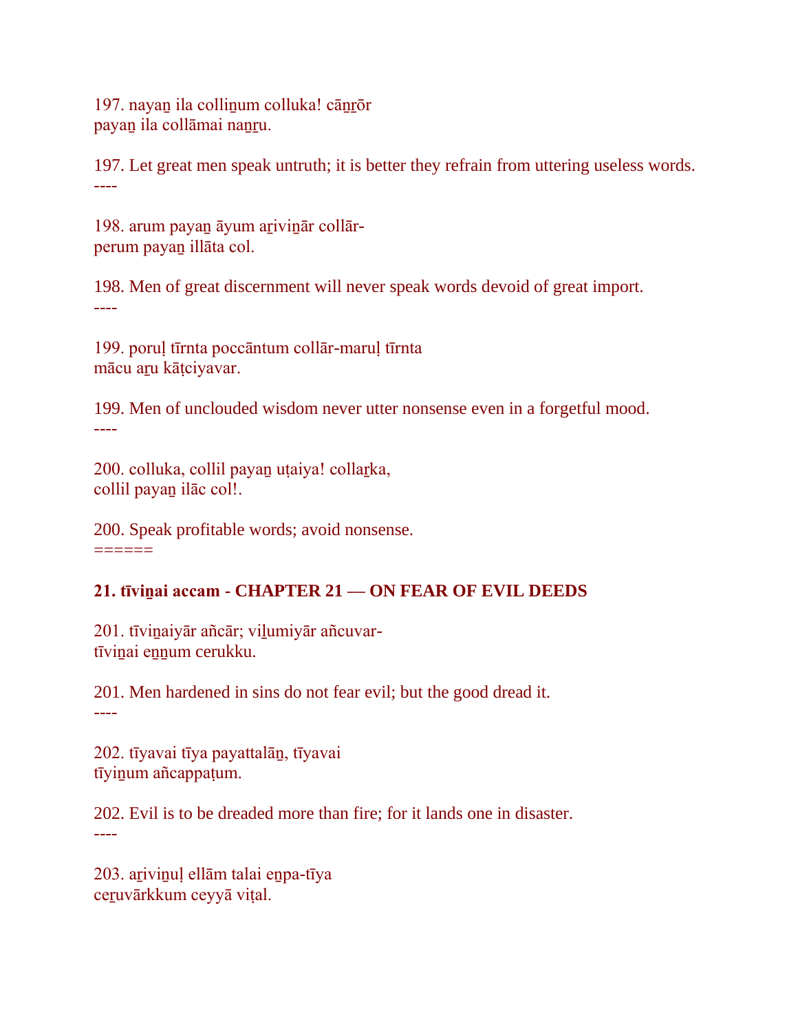197. nayaṉ ila colliṉum colluka! cāṉṟōr
payaṉ ila collāmai naṉṟu.

197. Let great men speak untruth; it is better they refrain from uttering useless words.
----

198. arum payaṉ āyum aṟiviṉār collār-
perum payaṉ illāta col.

198. Men of great discernment will never speak words devoid of great import.
----

199. poruḷ tīrnta poccāntum collār-maruḷ tīrnta
mācu aṟu kāṭciyavar.

199. Men of unclouded wisdom never utter nonsense even in a forgetful mood.
----

200. colluka, collil payaṉ uṭaiya! collaṟka,
collil payaṉ ilāc col!.

200. Speak profitable words; avoid nonsense.
======

**21. tīviṉai accam - CHAPTER 21 — ON FEAR OF EVIL DEEDS**

201. tīviṉaiyār añcār; viḻumiyār añcuvar-
tīviṉai eṉṉum cerukku.

201. Men hardened in sins do not fear evil; but the good dread it.
----

202. tīyavai tīya payattalāṉ, tīyavai
tīyiṉum añcappaṭum.

202. Evil is to be dreaded more than fire; for it lands one in disaster.
----

203. aṟiviṉuḷ ellām talai eṉpa-tīya
ceṟuvārkkum ceyyā viṭal.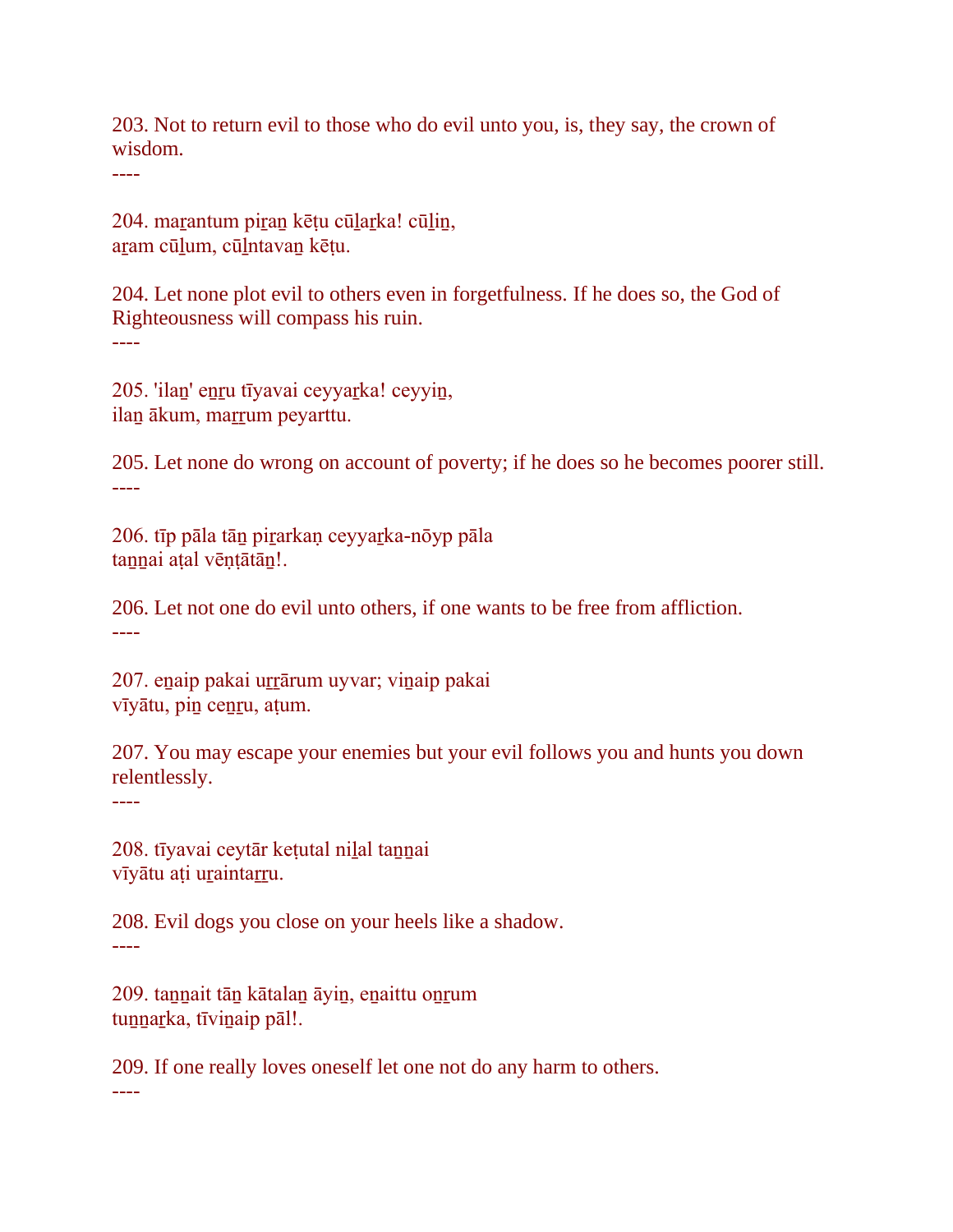203. Not to return evil to those who do evil unto you, is, they say, the crown of wisdom.
----

204. maṟantum piṟaṉ kēṭu cūḻaṟka! cūḻiṉ,
aṟam cūḻum, cūḻntavaṉ kēṭu.

204. Let none plot evil to others even in forgetfulness. If he does so, the God of Righteousness will compass his ruin.
----

205. 'ilaṉ' eṉṟu tīyavai ceyyaṟka! ceyyiṉ,
ilaṉ ākum, maṟṟum peyarttu.

205. Let none do wrong on account of poverty; if he does so he becomes poorer still.
----

206. tīp pāla tāṉ piṟarkaṇ ceyyaṟka-nōyp pāla
taṉṉai aṭal vēṇṭātāṉ!.

206. Let not one do evil unto others, if one wants to be free from affliction.
----

207. eṉaip pakai uṟṟārum uyvar; viṉaip pakai
vīyātu, piṉ ceṉṟu, aṭum.

207. You may escape your enemies but your evil follows you and hunts you down relentlessly.
----

208. tīyavai ceytār keṭutal niḻal taṉṉai
vīyātu aṭi uṟaintaṟṟu.

208. Evil dogs you close on your heels like a shadow.
----

209. taṉṉait tāṉ kātalaṉ āyiṉ, eṉaittu oṉṟum
tuṉṉaṟka, tīviṉaip pāl!.

209. If one really loves oneself let one not do any harm to others.
----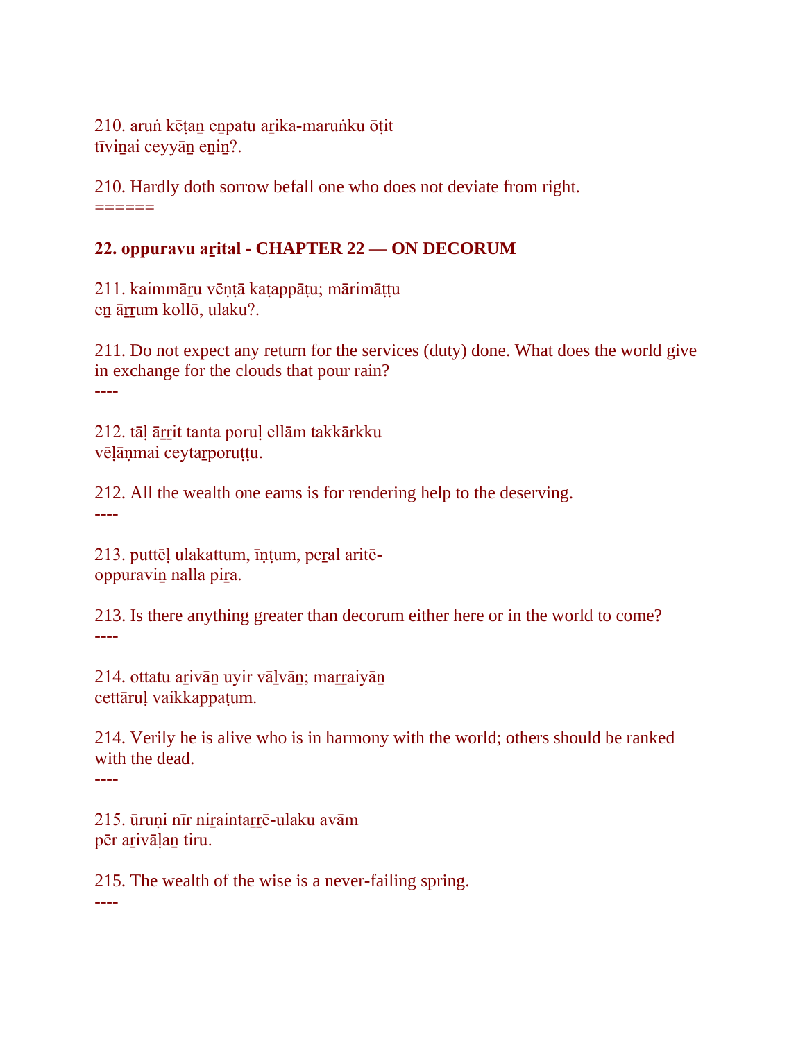210. aruṅ kēṭaṉ eṉpatu aṟika-maruṅku ōṭit
tīviṉai ceyyāṉ eṉiṉ?.

210. Hardly doth sorrow befall one who does not deviate from right.
======

**22. oppuravu aṟital - CHAPTER 22 — ON DECORUM**

211. kaimmāṟu vēṇṭā kaṭappāṭu; mārimāṭṭu
eṉ āṟṟum kollō, ulaku?.

211. Do not expect any return for the services (duty) done. What does the world give in exchange for the clouds that pour rain?
----

212. tāḷ āṟṟit tanta poruḷ ellām takkārkku
vēḷāṇmai ceytaṟporuṭṭu.

212. All the wealth one earns is for rendering help to the deserving.
----

213. puttēḷ ulakattum, īṇṭum, peṟal aritē-
oppuraviṉ nalla piṟa.

213. Is there anything greater than decorum either here or in the world to come?
----

214. ottatu aṟivāṉ uyir vāḻvāṉ; maṟṟaiyāṉ
cettāruḷ vaikkappaṭum.

214. Verily he is alive who is in harmony with the world; others should be ranked with the dead.
----

215. ūruṇi nīr niṟaintaṟṟē-ulaku avām
pēr aṟivāḷaṉ tiru.

215. The wealth of the wise is a never-failing spring.
----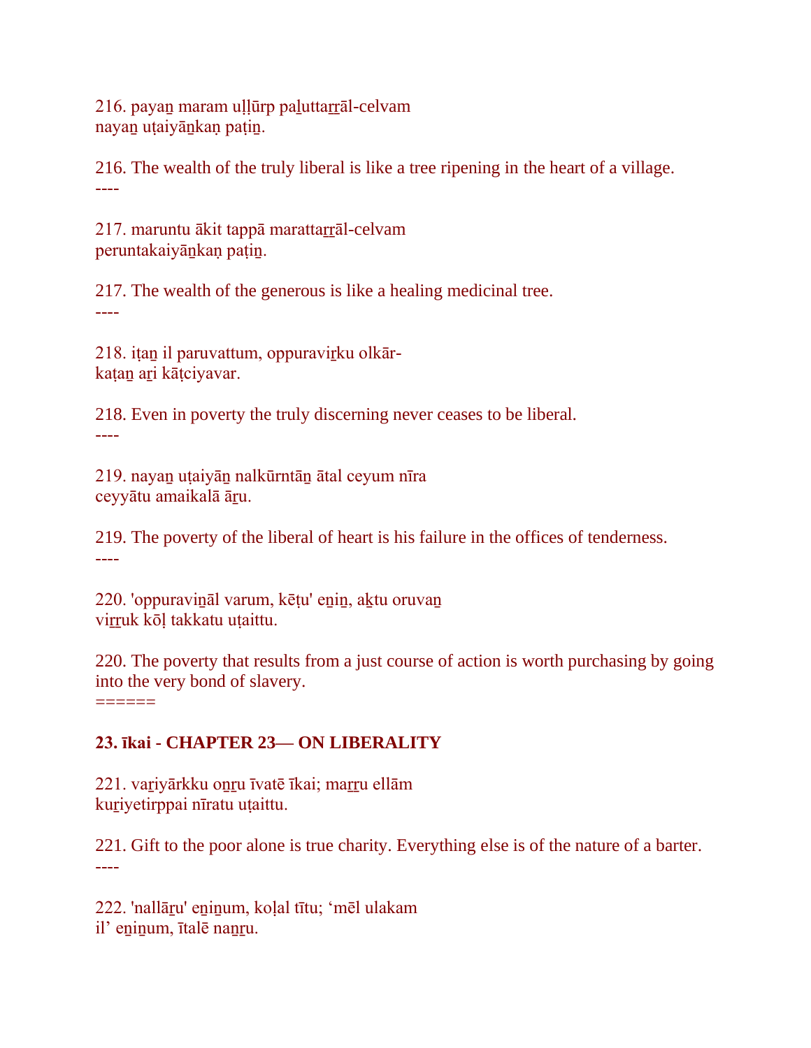216. payaṉ maram uḷḷūrp paḻuttaṟṟāl-celvam
nayaṉ uṭaiyāṉkaṇ paṭiṉ.

216. The wealth of the truly liberal is like a tree ripening in the heart of a village.
----

217. maruntu ākit tappā marattaṟṟāl-celvam
peruntakaiyāṉkaṇ paṭiṉ.

217. The wealth of the generous is like a healing medicinal tree.
----

218. iṭaṉ il paruvattum, oppuraviṟku olkār-
kaṭaṉ aṟi kāṭciyavar.

218. Even in poverty the truly discerning never ceases to be liberal.
----

219. nayaṉ uṭaiyāṉ nalkūrntāṉ ātal ceyum nīra
ceyyātu amaikalā āṟu.

219. The poverty of the liberal of heart is his failure in the offices of tenderness.
----

220. 'oppuraviṉāl varum, kēṭu' eṉiṉ, aḵtu oruvaṉ
viṟṟuk kōḷ takkatu uṭaittu.

220. The poverty that results from a just course of action is worth purchasing by going into the very bond of slavery.
======

**23. īkai - CHAPTER 23— ON LIBERALITY**

221. vaṟiyārkku oṉṟu īvatē īkai; maṟṟu ellām
kuṟiyetirppai nīratu uṭaittu.

221. Gift to the poor alone is true charity. Everything else is of the nature of a barter.
----

222. 'nallāṟu' eṉiṉum, koḷal tītu; 'mēl ulakam
il' eṉiṉum, ītalē naṉṟu.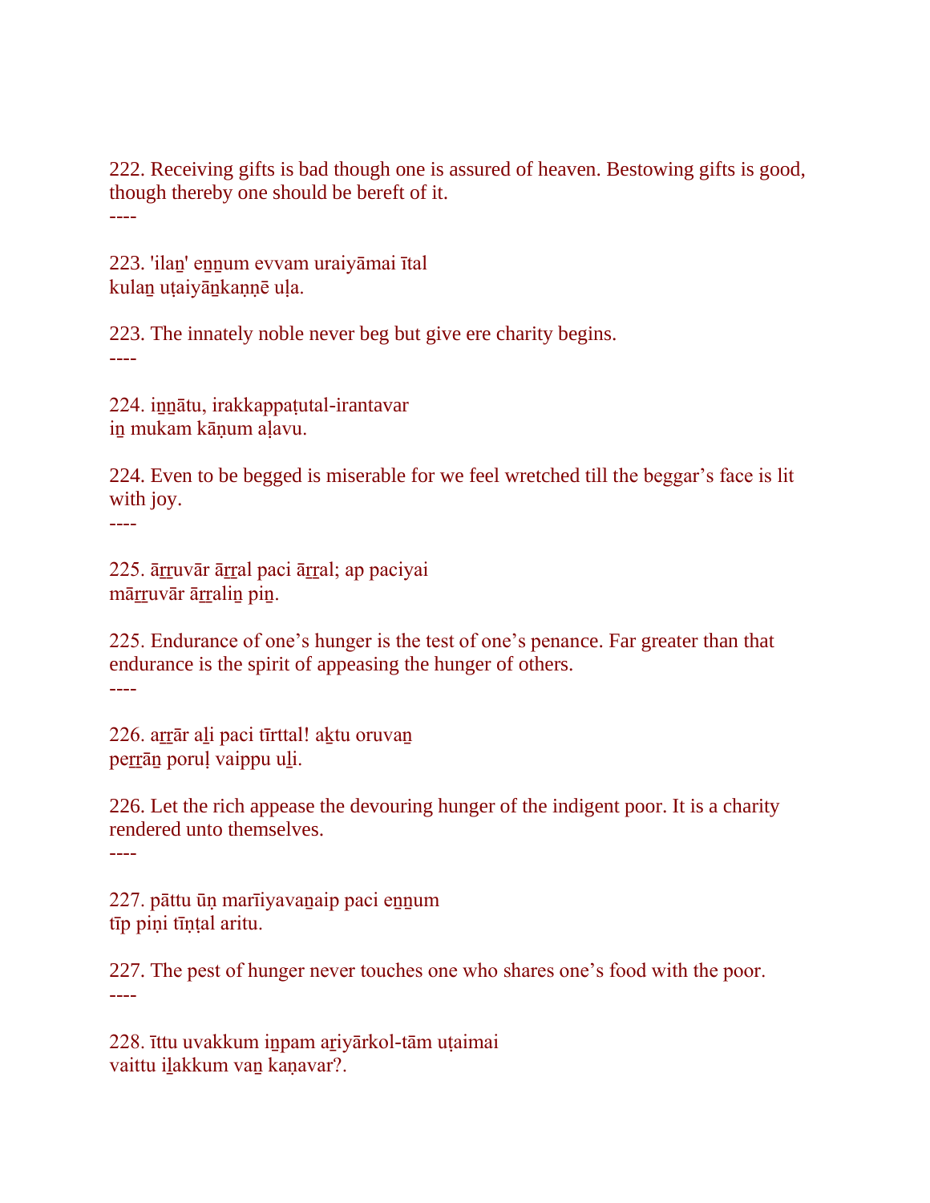222. Receiving gifts is bad though one is assured of heaven. Bestowing gifts is good, though thereby one should be bereft of it.
----

223. 'ilaṉ' eṉṉum evvam uraiyāmai ītal
kulaṉ uṭaiyāṉkaṇṇē uḷa.

223. The innately noble never beg but give ere charity begins.
----

224. iṉṉātu, irakkappaṭutal-irantavar
iṉ mukam kāṇum aḷavu.

224. Even to be begged is miserable for we feel wretched till the beggar's face is lit with joy.
----

225. āṟṟuvār āṟṟal paci āṟṟal; ap paciyai
māṟṟuvār āṟṟaliṉ piṉ.

225. Endurance of one's hunger is the test of one's penance. Far greater than that endurance is the spirit of appeasing the hunger of others.
----

226. aṟṟār aḻi paci tīrttal! aḵtu oruvaṉ
peṟṟāṉ poruḷ vaippu uḻi.

226. Let the rich appease the devouring hunger of the indigent poor. It is a charity rendered unto themselves.
----

227. pāttu ūṇ marīiyavaṉaip paci eṉṉum
tīp piṇi tīṇṭal aritu.

227. The pest of hunger never touches one who shares one's food with the poor.
----

228. īttu uvakkum iṉpam aṟiyārkol-tām uṭaimai
vaittu iḻakkum vaṉ kaṇavar?.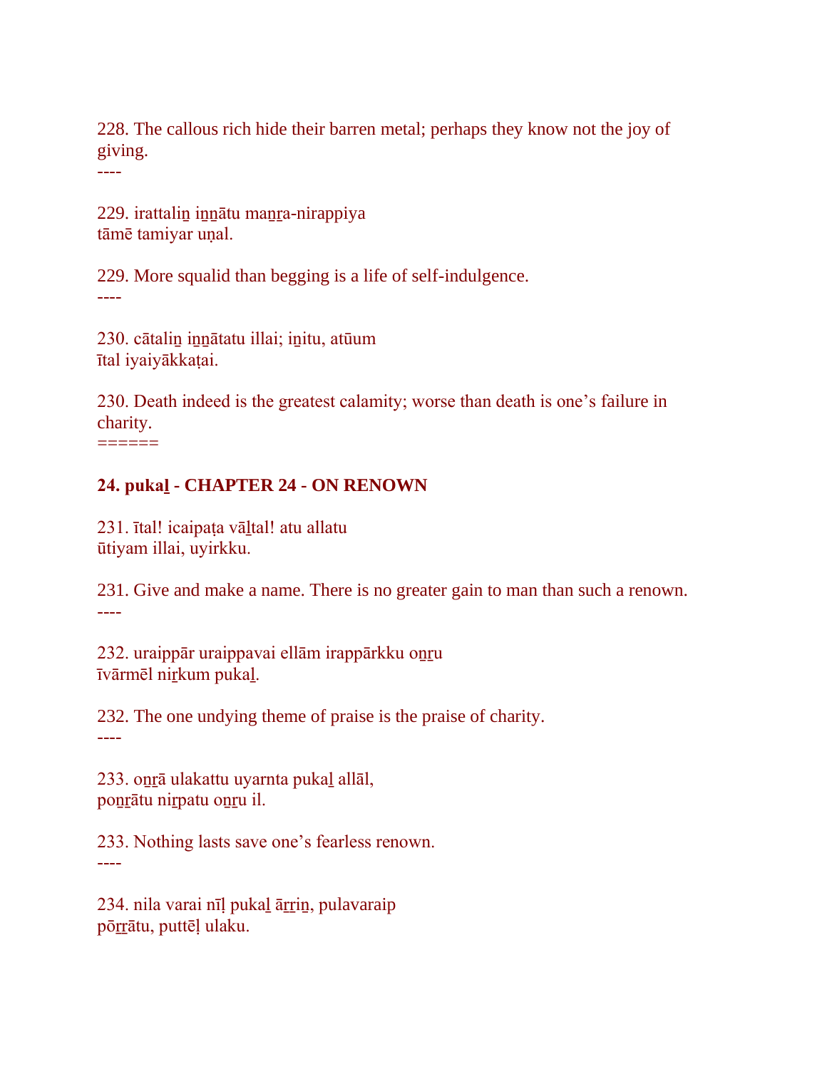228. The callous rich hide their barren metal; perhaps they know not the joy of giving.
----

229. irattaliṉ iṉṉātu maṉṟa-nirappiya
tāmē tamiyar uṇal.

229. More squalid than begging is a life of self-indulgence.
----

230. cātaliṉ iṉṉātatu illai; iṉitu, atūum
ītal iyaiyākkaṭai.

230. Death indeed is the greatest calamity; worse than death is one's failure in charity.
======

**24. pukaḻ - CHAPTER 24 - ON RENOWN**

231. ītal! icaipaṭa vāḻtal! atu allatu
ūtiyam illai, uyirkku.

231. Give and make a name. There is no greater gain to man than such a renown.
----

232. uraippār uraippavai ellām irappārkku oṉṟu
īvārmēl niṟkum pukaḻ.

232. The one undying theme of praise is the praise of charity.
----

233. oṉṟā ulakattu uyarnta pukaḻ allāl,
poṉṟātu niṟpatu oṉṟu il.

233. Nothing lasts save one's fearless renown.
----

234. nila varai nīḷ pukaḻ āṟṟiṉ, pulavaraip
pōṟṟātu, puttēḷ ulaku.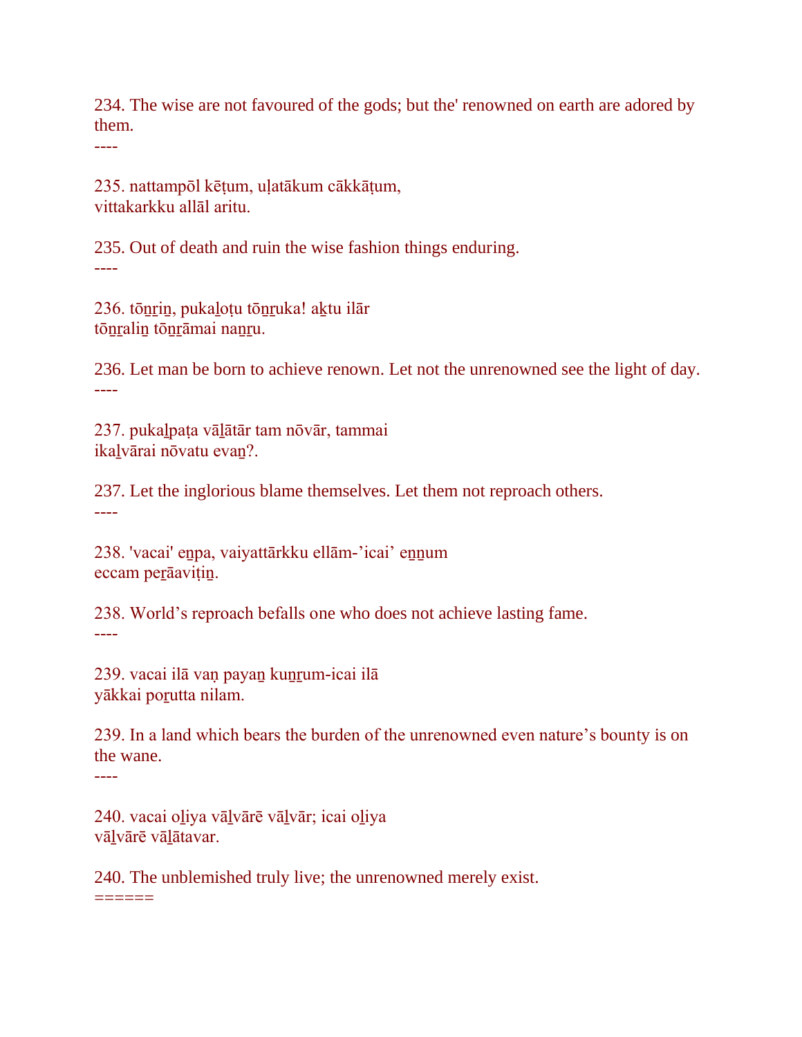234. The wise are not favoured of the gods; but the' renowned on earth are adored by them.
----

235. nattampōl kēṭum, uḷatākum cākkāṭum,
vittakarkku allāl aritu.

235. Out of death and ruin the wise fashion things enduring.
----

236. tōṉṟiṉ, pukaḻoṭu tōṉṟuka! aḵtu ilār
tōṉṟaliṉ tōṉṟāmai naṉṟu.

236. Let man be born to achieve renown. Let not the unrenowned see the light of day.
----

237. pukaḻpaṭa vāḻātār tam nōvār, tammai
ikaḻvārai nōvatu evaṉ?.

237. Let the inglorious blame themselves. Let them not reproach others.
----

238. 'vacai' eṉpa, vaiyattārkku ellām-’icai’ eṉṉum
eccam peṟāaviṭiṉ.

238. World’s reproach befalls one who does not achieve lasting fame.
----

239. vacai ilā vaṇ payaṉ kuṉṟum-icai ilā
yākkai poṟutta nilam.

239. In a land which bears the burden of the unrenowned even nature’s bounty is on the wane.
----

240. vacai oḻiya vāḻvārē vāḻvār; icai oḻiya
vāḻvārē vāḻātavar.

240. The unblemished truly live; the unrenowned merely exist.
======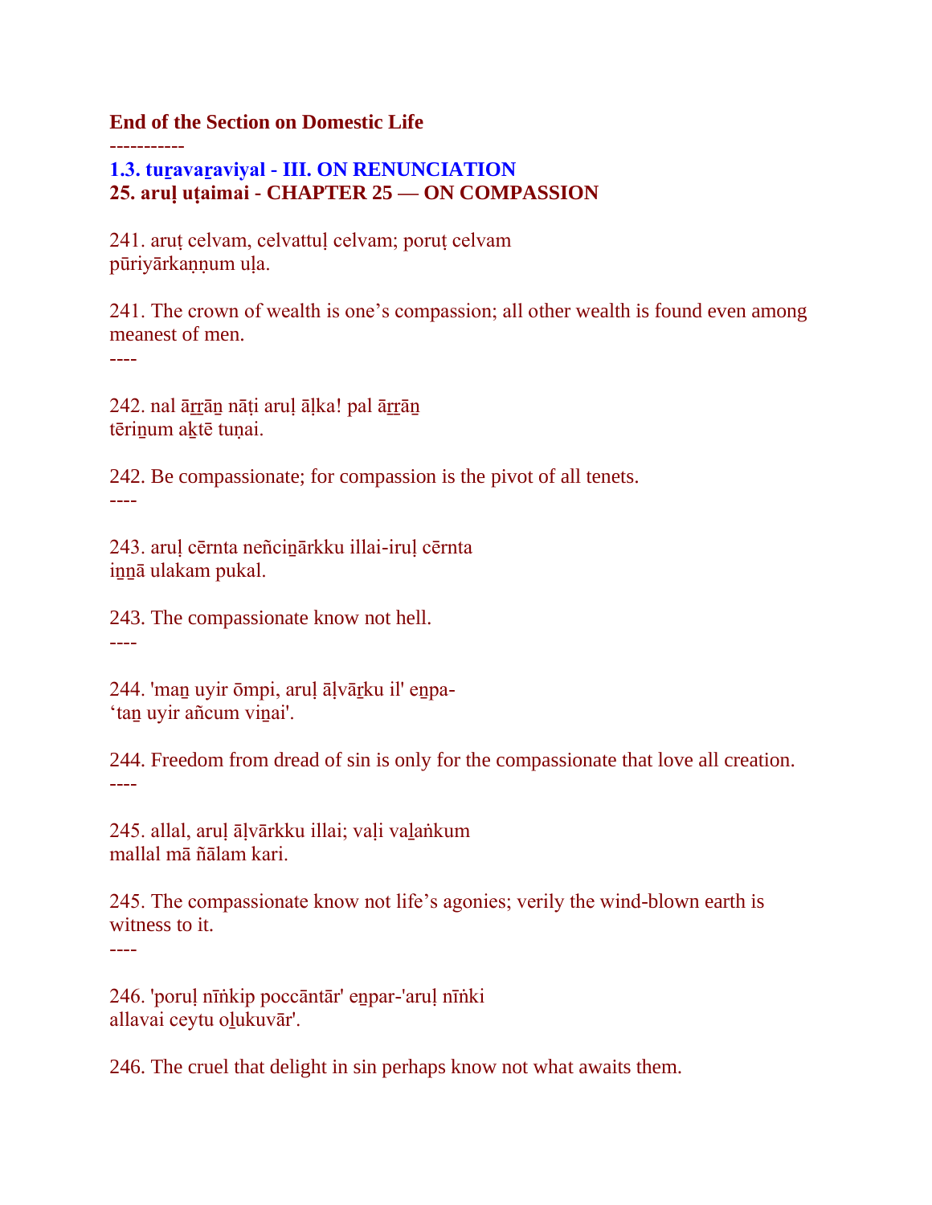**End of the Section on Domestic Life**

-----------

### 1.3. tuṟavaṟaviyal - III. ON RENUNCIATION

### 25. aruḷ uṭaimai - CHAPTER 25 — ON COMPASSION

241. aruṭ celvam, celvattuḷ celvam; poruṭ celvam
pūriyārkaṇṇum uḷa.

241. The crown of wealth is one's compassion; all other wealth is found even among meanest of men.

----

242. nal āṟṟāṉ nāṭi aruḷ āḷka! pal āṟṟāṉ
tēriṉum aḵtē tuṇai.

242. Be compassionate; for compassion is the pivot of all tenets.

----

243. aruḷ cērnta neñciṉārkku illai-iruḷ cērnta
iṉṉā ulakam pukal.

243. The compassionate know not hell.

----

244. 'maṉ uyir ōmpi, aruḷ āḷvāṟku il' eṉpa-
'taṉ uyir añcum viṉai'.

244. Freedom from dread of sin is only for the compassionate that love all creation.

----

245. allal, aruḷ āḷvārkku illai; vaḷi vaḻaṅkum
mallal mā ñālam kari.

245. The compassionate know not life's agonies; verily the wind-blown earth is witness to it.

----

246. 'poruḷ nīṅkip poccāntār' eṉpar-'aruḷ nīṅki
allavai ceytu oḻukuvār'.

246. The cruel that delight in sin perhaps know not what awaits them.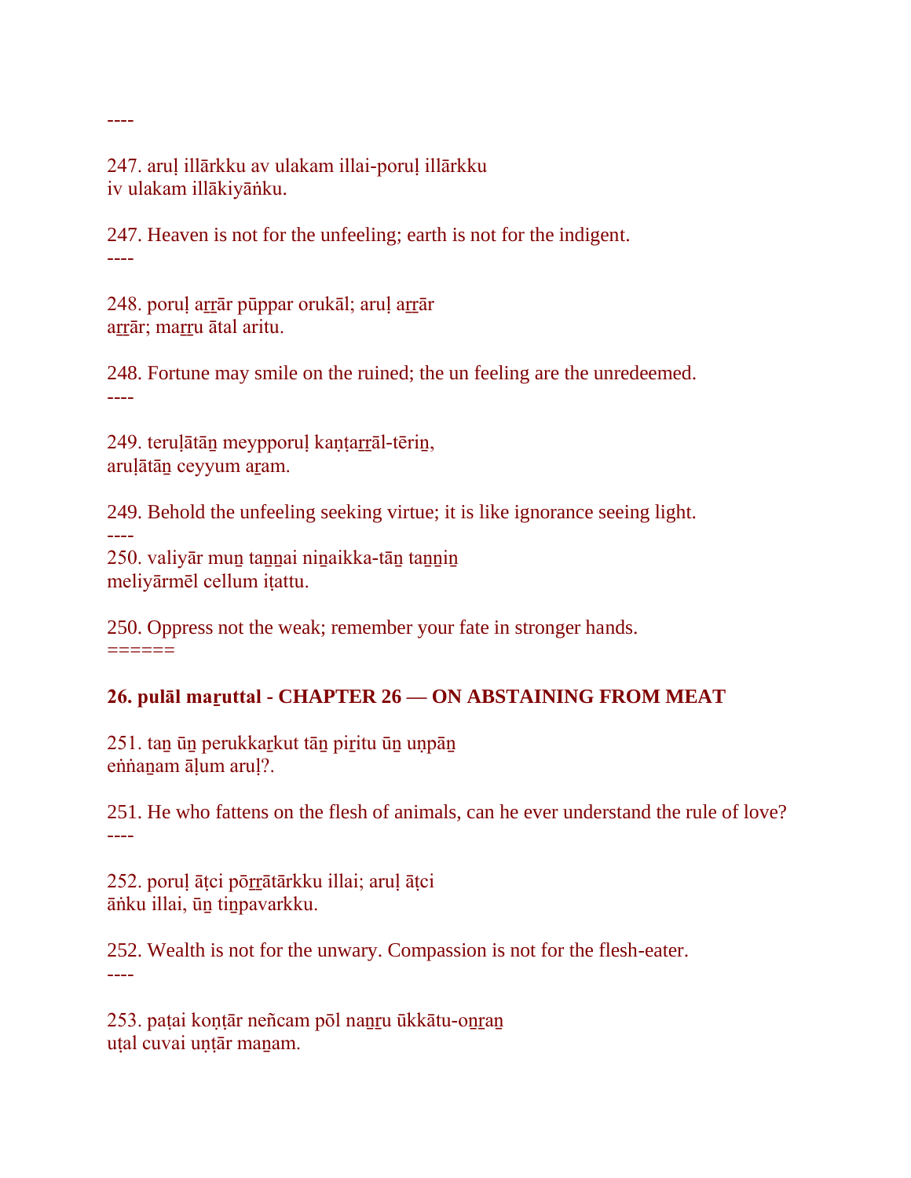----

247. aruḷ illārkku av ulakam illai-poruḷ illārkku
iv ulakam illākiyāṅku.

247. Heaven is not for the unfeeling; earth is not for the indigent.
----

248. poruḷ aṟṟār pūppar orukāl; aruḷ aṟṟār
aṟṟār; maṟṟu ātal aritu.

248. Fortune may smile on the ruined; the un feeling are the unredeemed.
----

249. teruḷātāṉ meypporuḷ kaṇṭaṟṟāl-tēriṉ,
aruḷātāṉ ceyyum aṟam.

249. Behold the unfeeling seeking virtue; it is like ignorance seeing light.
----
250. valiyār muṉ taṉṉai niṉaikka-tāṉ taṉṉiṉ
meliyārmēl cellum iṭattu.

250. Oppress not the weak; remember your fate in stronger hands.
======

**26. pulāl maṟuttal - CHAPTER 26 — ON ABSTAINING FROM MEAT**

251. taṉ ūṉ perukkaṟkut tāṉ piṟitu ūṉ uṇpāṉ
eṅṅaṉam āḷum aruḷ?.

251. He who fattens on the flesh of animals, can he ever understand the rule of love?
----

252. poruḷ āṭci pōṟṟātārkku illai; aruḷ āṭci
āṅku illai, ūṉ tiṉpavarkku.

252. Wealth is not for the unwary. Compassion is not for the flesh-eater.
----

253. paṭai koṇṭār neñcam pōl naṉṟu ūkkātu-oṉṟaṉ
uṭal cuvai uṇṭār maṉam.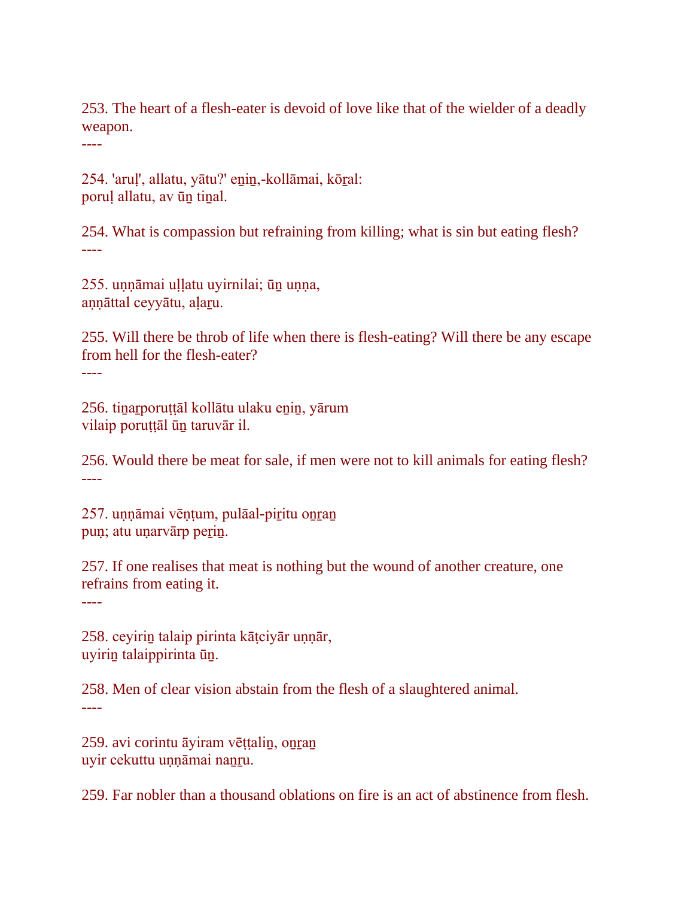253. The heart of a flesh-eater is devoid of love like that of the wielder of a deadly weapon.

----

254. 'aruḷ', allatu, yātu?' eṉiṉ,-kollāmai, kōṟal:
poruḷ allatu, av ūṉ tiṉal.

254. What is compassion but refraining from killing; what is sin but eating flesh?

----

255. uṇṇāmai uḷḷatu uyirnilai; ūṉ uṇṇa,
aṇṇāttal ceyyātu, aḷaṟu.

255. Will there be throb of life when there is flesh-eating? Will there be any escape from hell for the flesh-eater?

----

256. tiṉaṟporuṭṭāl kollātu ulaku eṉiṉ, yārum
vilaip poruṭṭāl ūṉ taruvār il.

256. Would there be meat for sale, if men were not to kill animals for eating flesh?

----

257. uṇṇāmai vēṇṭum, pulāal-piṟitu oṉṟaṉ
puṇ; atu uṇarvārp peṟiṉ.

257. If one realises that meat is nothing but the wound of another creature, one refrains from eating it.

----

258. ceyiriṉ talaip pirinta kāṭciyār uṇṇār,
uyiriṉ talaippirinta ūṉ.

258. Men of clear vision abstain from the flesh of a slaughtered animal.

----

259. avi corintu āyiram vēṭṭaliṉ, oṉṟaṉ
uyir cekuttu uṇṇāmai naṉṟu.

259. Far nobler than a thousand oblations on fire is an act of abstinence from flesh.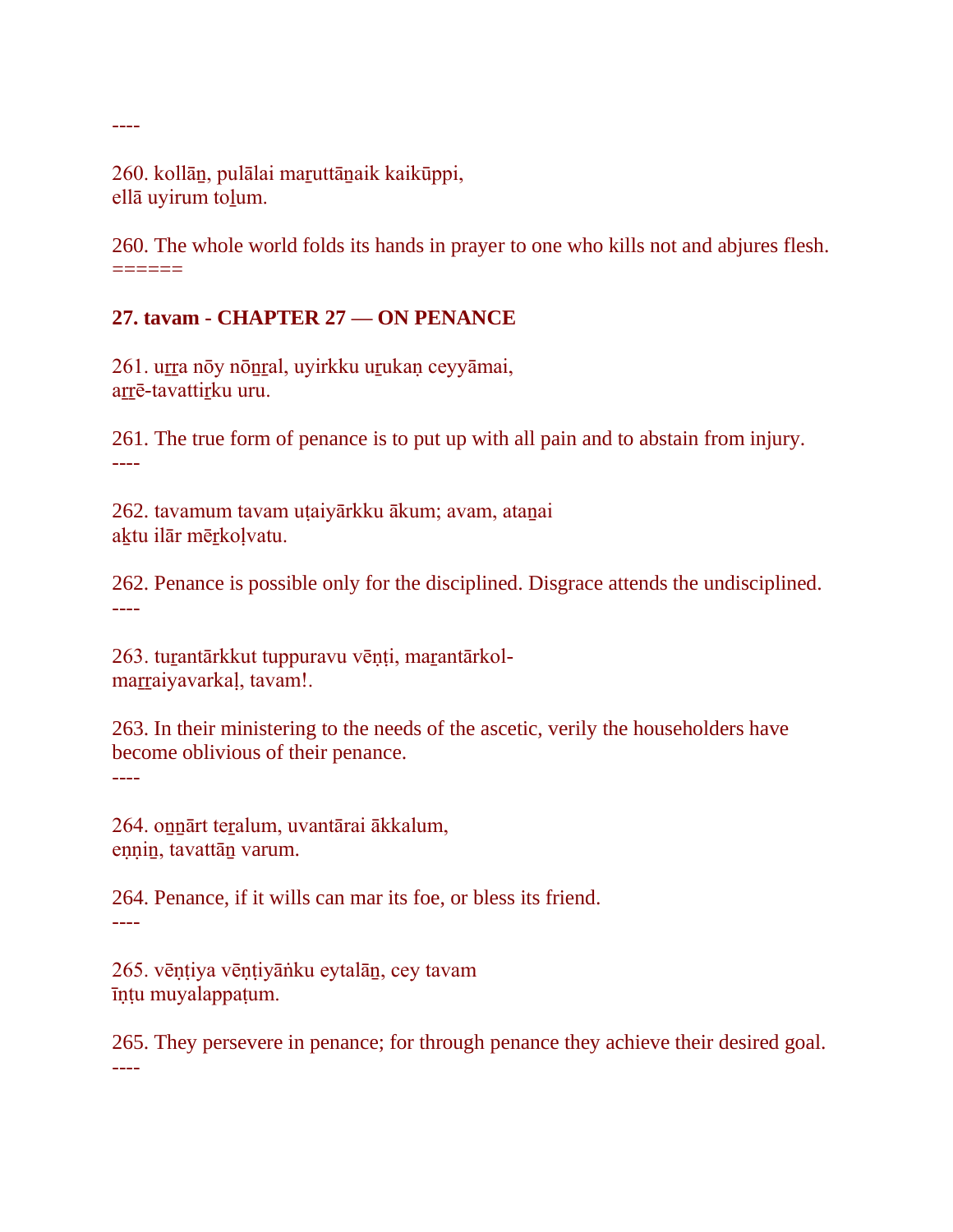----

260. kollāṉ, pulālai maṟuttāṉaik kaikūppi,
ellā uyirum toḻum.

260. The whole world folds its hands in prayer to one who kills not and abjures flesh.
======

**27. tavam - CHAPTER 27 — ON PENANCE**

261. uṟṟa nōy nōṉṟal, uyirkku uṟukaṇ ceyyāmai,
aṟṟē-tavattiṟku uru.

261. The true form of penance is to put up with all pain and to abstain from injury.
----

262. tavamum tavam uṭaiyārkku ākum; avam, ataṉai
aḵtu ilār mēṟkoḷvatu.

262. Penance is possible only for the disciplined. Disgrace attends the undisciplined.
----

263. tuṟantārkkut tuppuravu vēṇṭi, maṟantārkol-
maṟṟaiyavarkaḷ, tavam!.

263. In their ministering to the needs of the ascetic, verily the householders have become oblivious of their penance.
----

264. oṉṉārt teṟalum, uvantārai ākkalum,
eṇṇiṉ, tavattāṉ varum.

264. Penance, if it wills can mar its foe, or bless its friend.
----

265. vēṇṭiya vēṇṭiyāṅku eytalāṉ, cey tavam
īṇṭu muyalappaṭum.

265. They persevere in penance; for through penance they achieve their desired goal.
----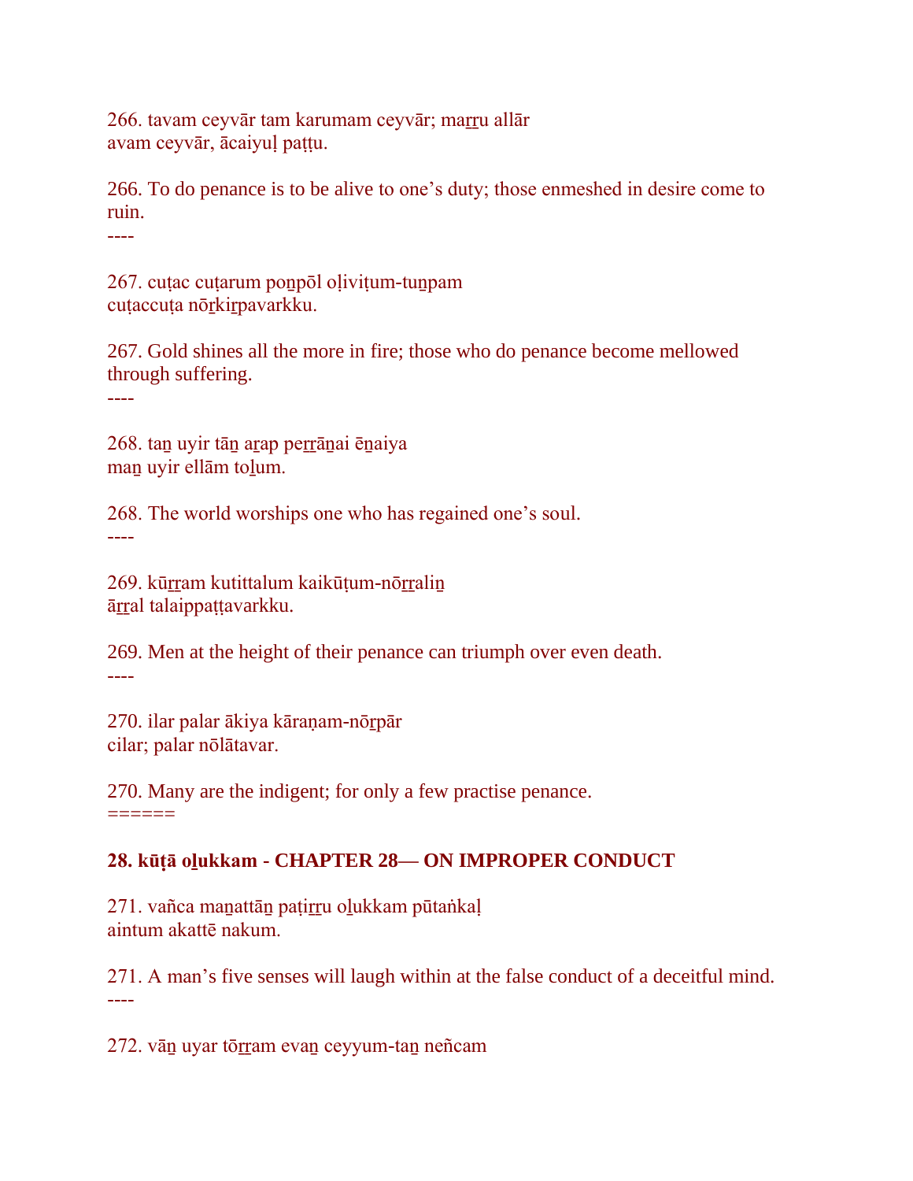266. tavam ceyvār tam karumam ceyvār; maṟṟu allār
avam ceyvār, ācaiyuḷ paṭṭu.

266. To do penance is to be alive to one's duty; those enmeshed in desire come to ruin.
----

267. cuṭac cuṭarum poṉpōl oḷiviṭum-tuṉpam
cuṭaccuṭa nōṟkiṟpavarkku.

267. Gold shines all the more in fire; those who do penance become mellowed through suffering.
----

268. taṉ uyir tāṉ aṟap peṟṟāṉai ēṉaiya
maṉ uyir ellām toḻum.

268. The world worships one who has regained one's soul.
----

269. kūṟṟam kutittalum kaikūṭum-nōṟṟaliṉ
āṟṟal talaippaṭṭavarkku.

269. Men at the height of their penance can triumph over even death.
----

270. ilar palar ākiya kāraṇam-nōṟpār
cilar; palar nōlātavar.

270. Many are the indigent; for only a few practise penance.
======

**28. kūṭā oḻukkam - CHAPTER 28— ON IMPROPER CONDUCT**

271. vañca maṉattāṉ paṭiṟṟu oḻukkam pūtaṅkaḷ
aintum akattē nakum.

271. A man's five senses will laugh within at the false conduct of a deceitful mind.
----

272. vāṉ uyar tōṟṟam evaṉ ceyyum-taṉ neñcam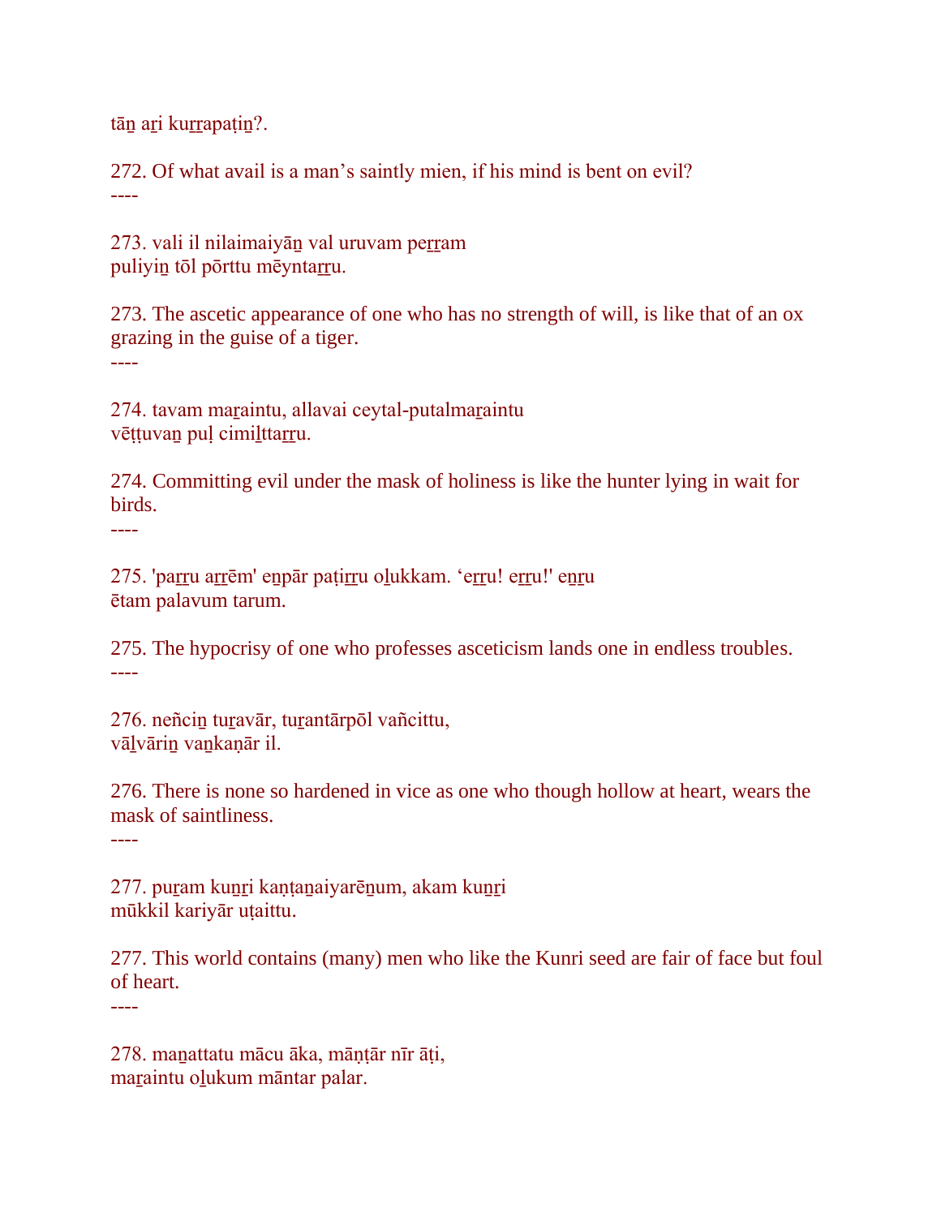tāṉ aṟi kuṟṟapaṭiṉ?.

272. Of what avail is a man’s saintly mien, if his mind is bent on evil?
----

273. vali il nilaimaiyāṉ val uruvam peṟṟam
puliyiṉ tōl pōrttu mēyntaṟṟu.

273. The ascetic appearance of one who has no strength of will, is like that of an ox grazing in the guise of a tiger.
----

274. tavam maṟaintu, allavai ceytal-putalmaṟaintu
vēṭṭuvaṉ puḷ cimiḻttaṟṟu.

274. Committing evil under the mask of holiness is like the hunter lying in wait for birds.
----

275. 'paṟṟu aṟṟēm' eṉpār paṭiṟṟu oḻukkam. ‘eṟṟu! eṟṟu!' eṉṟu
ētam palavum tarum.

275. The hypocrisy of one who professes asceticism lands one in endless troubles.
----

276. neñciṉ tuṟavār, tuṟantārpōl vañcittu,
vāḻvāriṉ vaṉkaṇār il.

276. There is none so hardened in vice as one who though hollow at heart, wears the mask of saintliness.
----

277. puṟam kuṉṟi kaṇṭaṉaiyarēṉum, akam kuṉṟi
mūkkil kariyār uṭaittu.

277. This world contains (many) men who like the Kunri seed are fair of face but foul of heart.
----

278. maṉattatu mācu āka, māṇṭār nīr āṭi,
maṟaintu oḻukum māntar palar.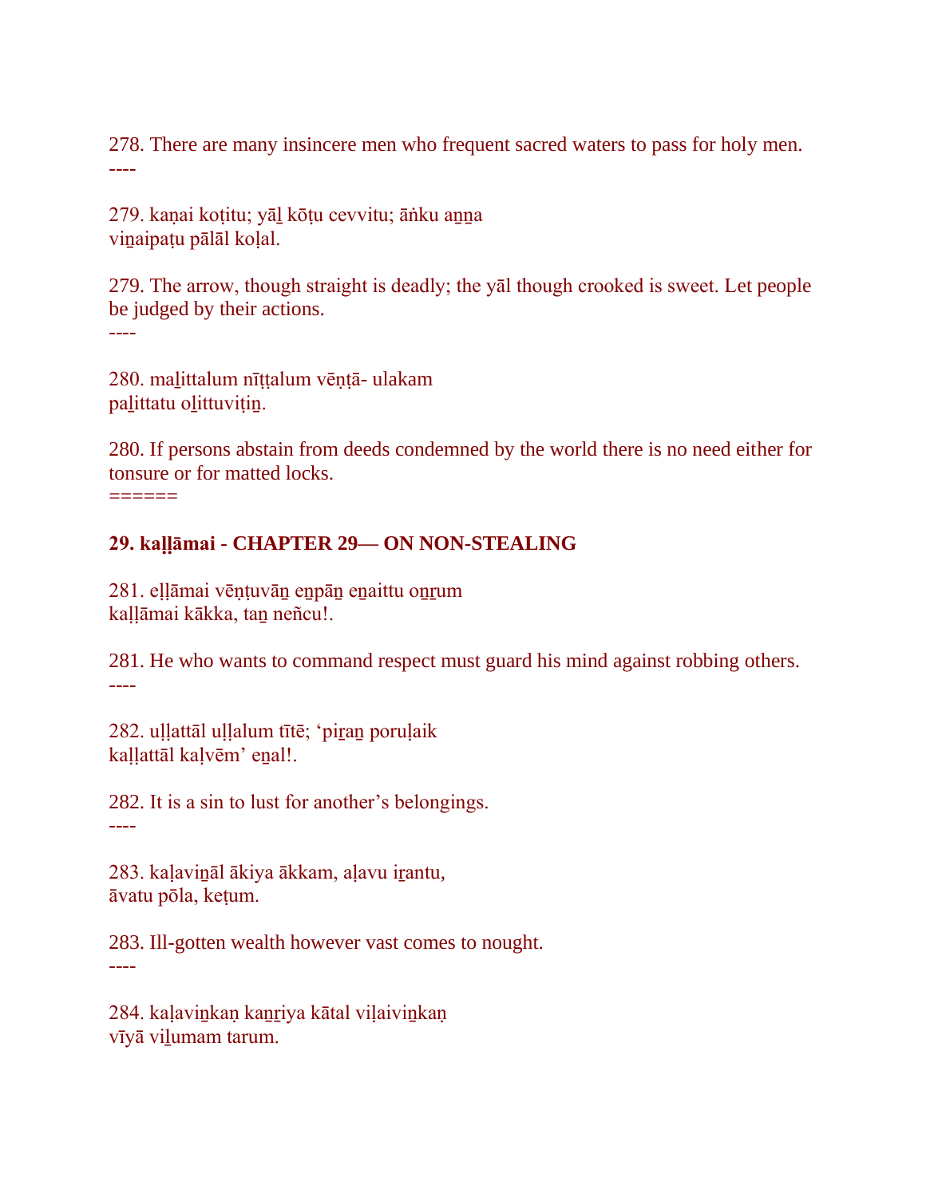278. There are many insincere men who frequent sacred waters to pass for holy men.
----

279. kaṇai koṭitu; yāḻ kōṭu cevvitu; āṅku aṉṉa
viṉaipaṭu pālāl koḷal.

279. The arrow, though straight is deadly; the yāl though crooked is sweet. Let people be judged by their actions.
----

280. maḻittalum nīṭṭalum vēṇṭā- ulakam
paḻittatu oḻittuviṭiṉ.

280. If persons abstain from deeds condemned by the world there is no need either for tonsure or for matted locks.
======

**29. kaḷḷāmai - CHAPTER 29— ON NON-STEALING**

281. eḷḷāmai vēṇṭuvāṉ eṉpāṉ eṉaittu oṉṟum
kaḷḷāmai kākka, taṉ neñcu!.

281. He who wants to command respect must guard his mind against robbing others.
----

282. uḷḷattāl uḷḷalum tītē; ‘piṟaṉ poruḷaik
kaḷḷattāl kaḷvēm’ eṉal!.

282. It is a sin to lust for another’s belongings.
----

283. kaḷaviṉāl ākiya ākkam, aḷavu iṟantu,
āvatu pōla, keṭum.

283. Ill-gotten wealth however vast comes to nought.
----

284. kaḷaviṉkaṇ kaṉṟiya kātal viḷaiviṉkaṇ
vīyā viḻumam tarum.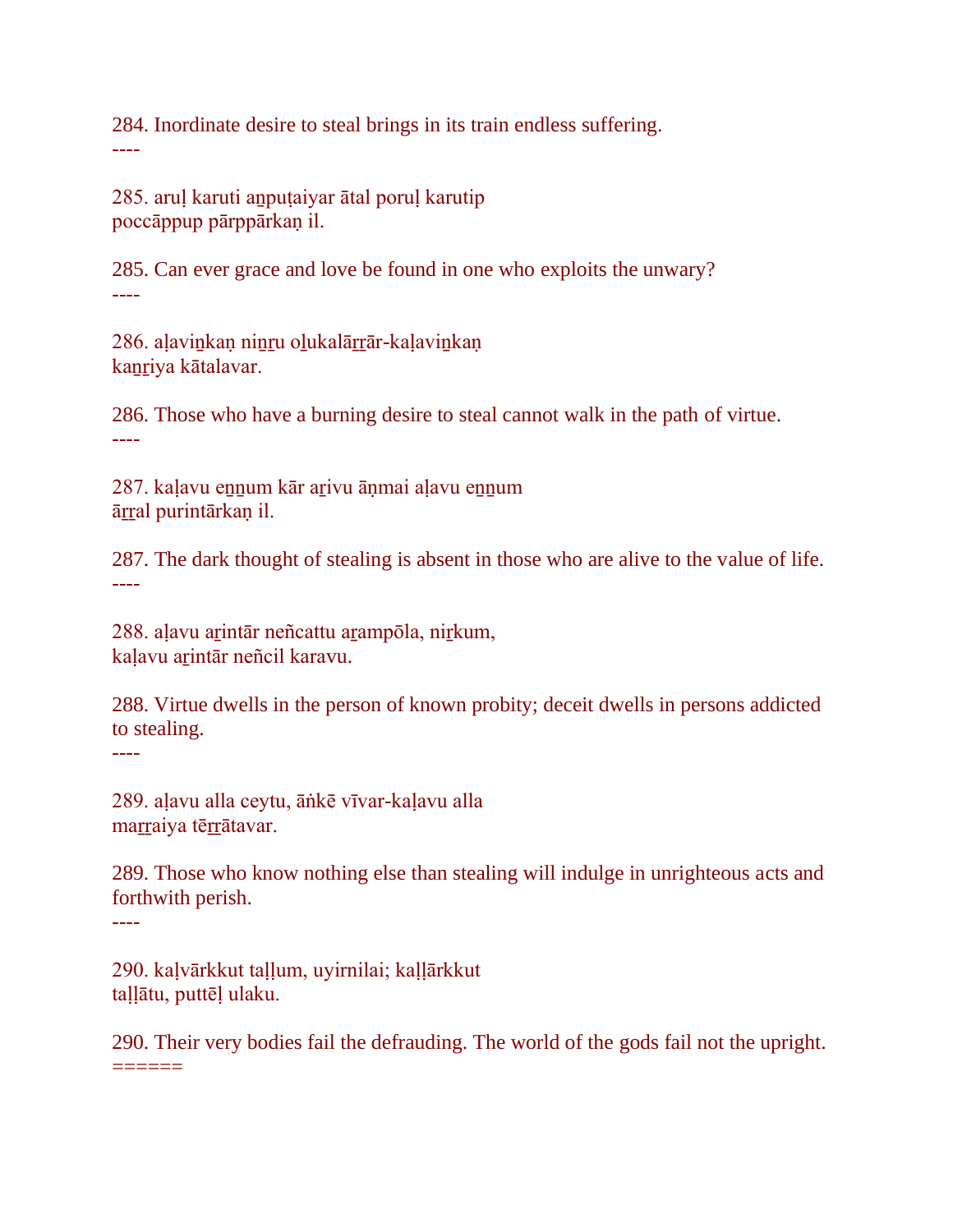284. Inordinate desire to steal brings in its train endless suffering.
----

285. aruḷ karuti aṉpuṭaiyar ātal poruḷ karutip
poccāppup pārppārkaṇ il.

285. Can ever grace and love be found in one who exploits the unwary?
----

286. aḷaviṉkaṇ niṉṟu oḻukalāṟṟār-kaḷaviṉkaṇ
kaṉṟiya kātalavar.

286. Those who have a burning desire to steal cannot walk in the path of virtue.
----

287. kaḷavu eṉṉum kār aṟivu āṇmai aḷavu eṉṉum
āṟṟal purintārkaṇ il.

287. The dark thought of stealing is absent in those who are alive to the value of life.
----

288. aḷavu aṟintār neñcattu aṟampōla, niṟkum,
kaḷavu aṟintār neñcil karavu.

288. Virtue dwells in the person of known probity; deceit dwells in persons addicted to stealing.
----

289. aḷavu alla ceytu, āṅkē vīvar-kaḷavu alla
maṟṟaiya tēṟṟātavar.

289. Those who know nothing else than stealing will indulge in unrighteous acts and forthwith perish.
----

290. kaḷvārkkut taḷḷum, uyirnilai; kaḷḷārkkut
taḷḷātu, puttēḷ ulaku.

290. Their very bodies fail the defrauding. The world of the gods fail not the upright.
======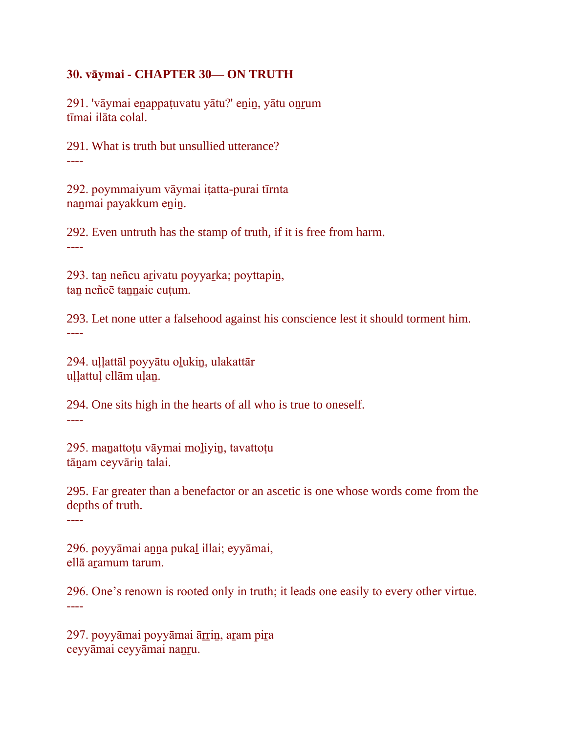**30. vāymai - CHAPTER 30— ON TRUTH**

291. 'vāymai eṉappaṭuvatu yātu?' eṉiṉ, yātu oṉṟum
tīmai ilāta colal.

291. What is truth but unsullied utterance?
----

292. poymmaiyum vāymai iṭatta-purai tīrnta
naṉmai payakkum eṉiṉ.

292. Even untruth has the stamp of truth, if it is free from harm.
----

293. taṉ neñcu aṟivatu poyyaṟka; poyttapiṉ,
taṉ neñcē taṉṉaic cuṭum.

293. Let none utter a falsehood against his conscience lest it should torment him.
----

294. uḷḷattāl poyyātu oḻukiṉ, ulakattār
uḷḷattuḷ ellām uḷaṉ.

294. One sits high in the hearts of all who is true to oneself.
----

295. maṉattoṭu vāymai moḻiyiṉ, tavattoṭu
tāṉam ceyvāriṉ talai.

295. Far greater than a benefactor or an ascetic is one whose words come from the depths of truth.
----

296. poyyāmai aṉṉa pukaḻ illai; eyyāmai,
ellā aṟamum tarum.

296. One's renown is rooted only in truth; it leads one easily to every other virtue.
----

297. poyyāmai poyyāmai āṟṟiṉ, aṟam piṟa
ceyyāmai ceyyāmai naṉṟu.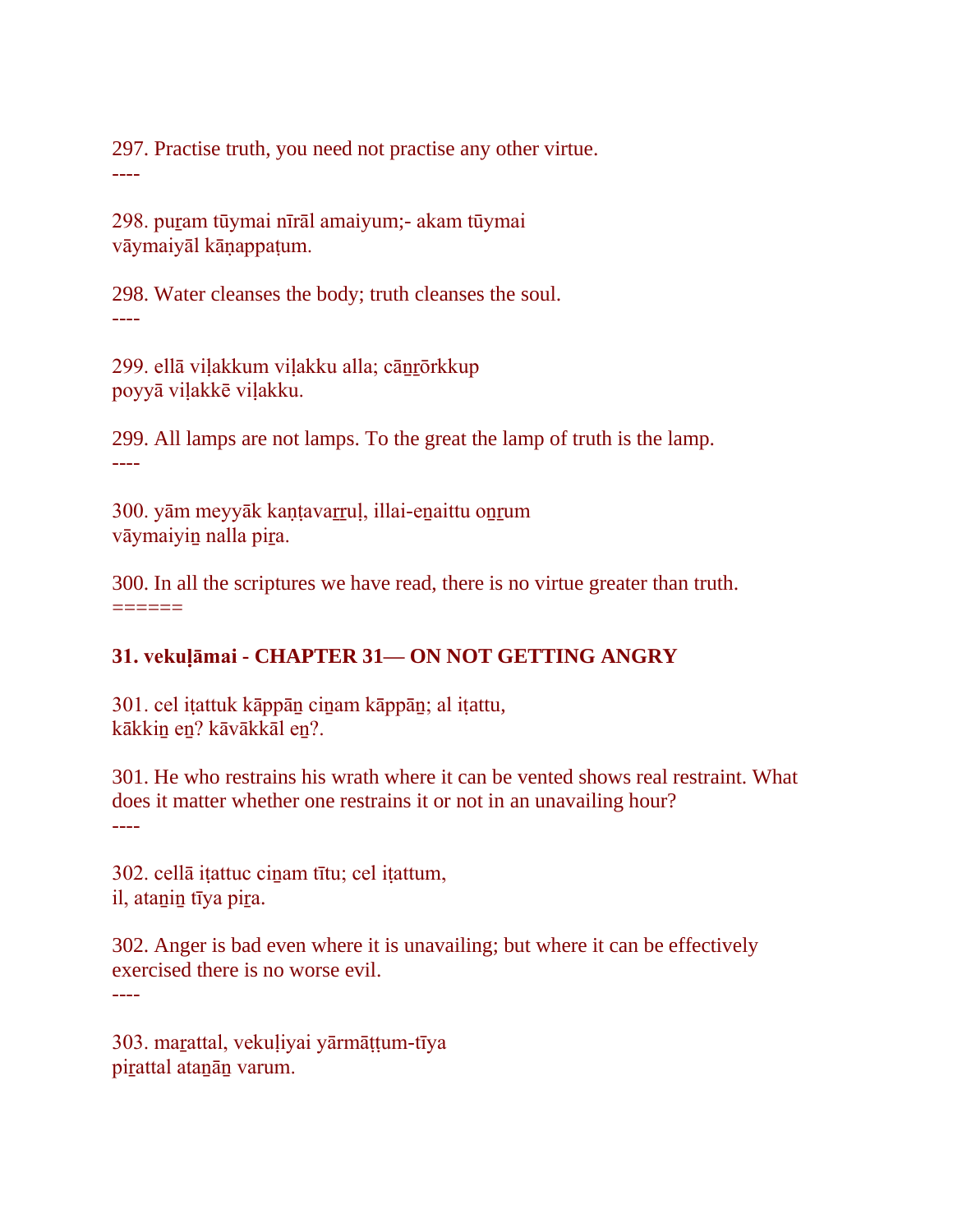297. Practise truth, you need not practise any other virtue.
----

298. puṟam tūymai nīrāl amaiyum;- akam tūymai
vāymaiyāl kāṇappaṭum.

298. Water cleanses the body; truth cleanses the soul.
----

299. ellā viḷakkum viḷakku alla; cāṉṟōrkkup
poyyā viḷakkē viḷakku.

299. All lamps are not lamps. To the great the lamp of truth is the lamp.
----

300. yām meyyāk kaṇṭavaṟṟuḷ, illai-eṉaittu oṉṟum
vāymaiyiṉ nalla piṟa.

300. In all the scriptures we have read, there is no virtue greater than truth.
======

**31. vekuḷāmai - CHAPTER 31— ON NOT GETTING ANGRY**

301. cel iṭattuk kāppāṉ ciṉam kāppāṉ; al iṭattu,
kākkiṉ eṉ? kāvākkāl eṉ?.

301. He who restrains his wrath where it can be vented shows real restraint. What does it matter whether one restrains it or not in an unavailing hour?
----

302. cellā iṭattuc ciṉam tītu; cel iṭattum,
il, ataṉiṉ tīya piṟa.

302. Anger is bad even where it is unavailing; but where it can be effectively exercised there is no worse evil.
----

303. maṟattal, vekuḷiyai yārmāṭṭum-tīya
piṟattal ataṉāṉ varum.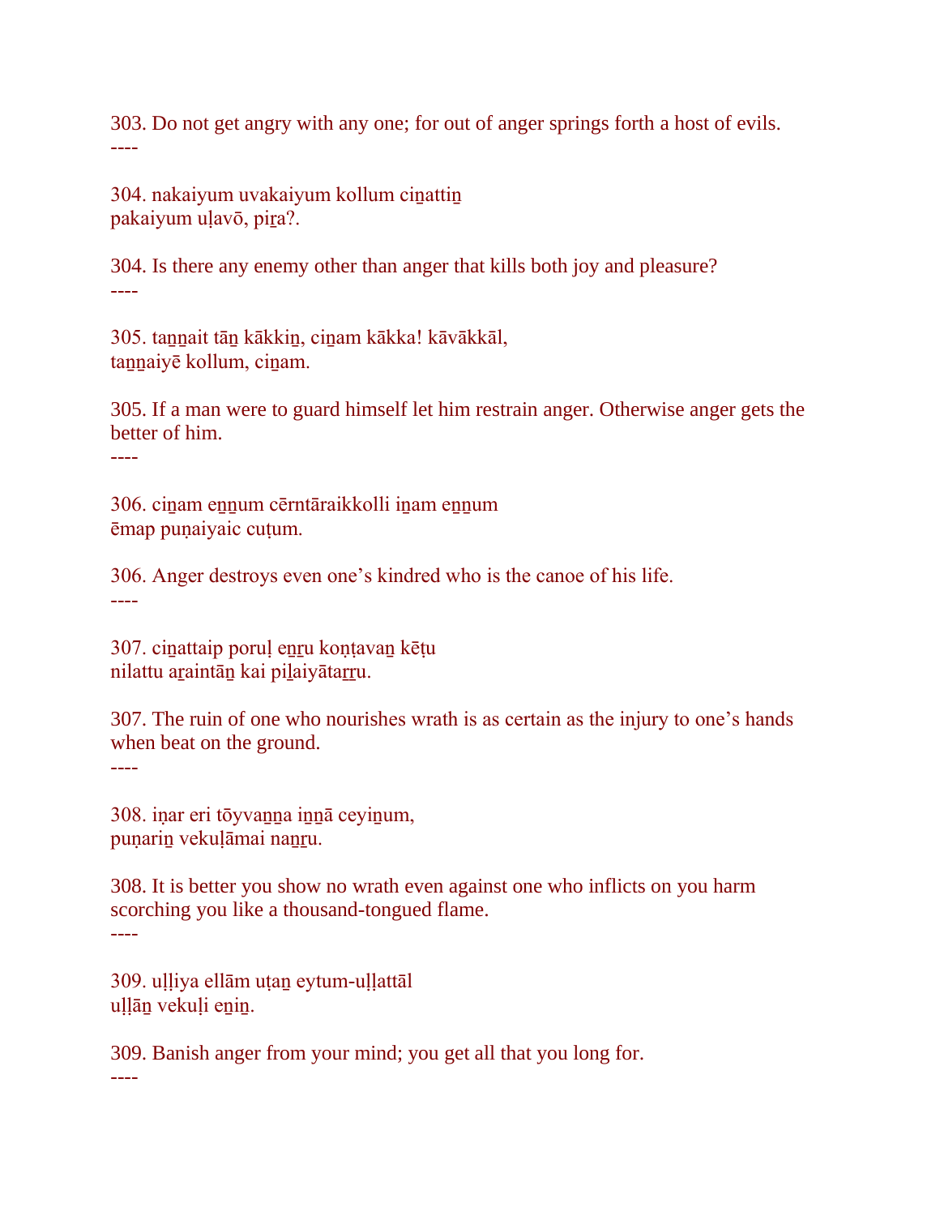303. Do not get angry with any one; for out of anger springs forth a host of evils.
----

304. nakaiyum uvakaiyum kollum ciṉattiṉ
pakaiyum uḷavō, piṟa?.

304. Is there any enemy other than anger that kills both joy and pleasure?
----

305. taṉṉait tāṉ kākkiṉ, ciṉam kākka! kāvākkāl,
taṉṉaiyē kollum, ciṉam.

305. If a man were to guard himself let him restrain anger. Otherwise anger gets the better of him.
----

306. ciṉam eṉṉum cērntāraikkolli iṉam eṉṉum
ēmap puṇaiyaic cuṭum.

306. Anger destroys even one's kindred who is the canoe of his life.
----

307. ciṉattaip poruḷ eṉṟu koṇṭavaṉ kēṭu
nilattu aṟaintāṉ kai piḻaiyātaṟṟu.

307. The ruin of one who nourishes wrath is as certain as the injury to one's hands when beat on the ground.
----

308. iṇar eri tōyvaṉṉa iṉṉā ceyiṉum,
puṇariṉ vekuḷāmai naṉṟu.

308. It is better you show no wrath even against one who inflicts on you harm scorching you like a thousand-tongued flame.
----

309. uḷḷiya ellām uṭaṉ eytum-uḷḷattāl
uḷḷāṉ vekuḷi eṉiṉ.

309. Banish anger from your mind; you get all that you long for.
----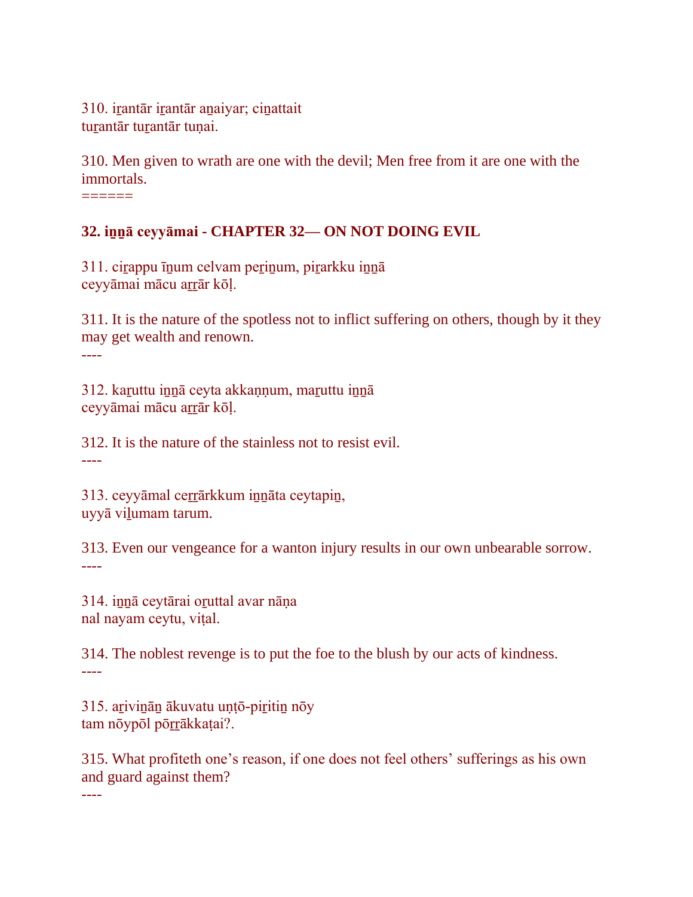310. iṟantār iṟantār aṉaiyar; ciṉattait
tuṟantār tuṟantār tuṇai.

310. Men given to wrath are one with the devil; Men free from it are one with the immortals.
======

**32. iṉṉā ceyyāmai - CHAPTER 32— ON NOT DOING EVIL**

311. ciṟappu īṉum celvam peṟiṉum, piṟarkku iṉṉā
ceyyāmai mācu aṟṟār kōḷ.

311. It is the nature of the spotless not to inflict suffering on others, though by it they may get wealth and renown.
----

312. kaṟuttu iṉṉā ceyta akkaṇṇum, maṟuttu iṉṉā
ceyyāmai mācu aṟṟār kōḷ.

312. It is the nature of the stainless not to resist evil.
----

313. ceyyāmal ceṟṟārkkum iṉṉāta ceytapiṉ,
uyyā viḻumam tarum.

313. Even our vengeance for a wanton injury results in our own unbearable sorrow.
----

314. iṉṉā ceytārai oṟuttal avar nāṇa
nal nayam ceytu, viṭal.

314. The noblest revenge is to put the foe to the blush by our acts of kindness.
----

315. aṟiviṉāṉ ākuvatu uṇṭō-piṟitiṉ nōy
tam nōypōl pōṟṟākkaṭai?.

315. What profiteth one's reason, if one does not feel others' sufferings as his own and guard against them?
----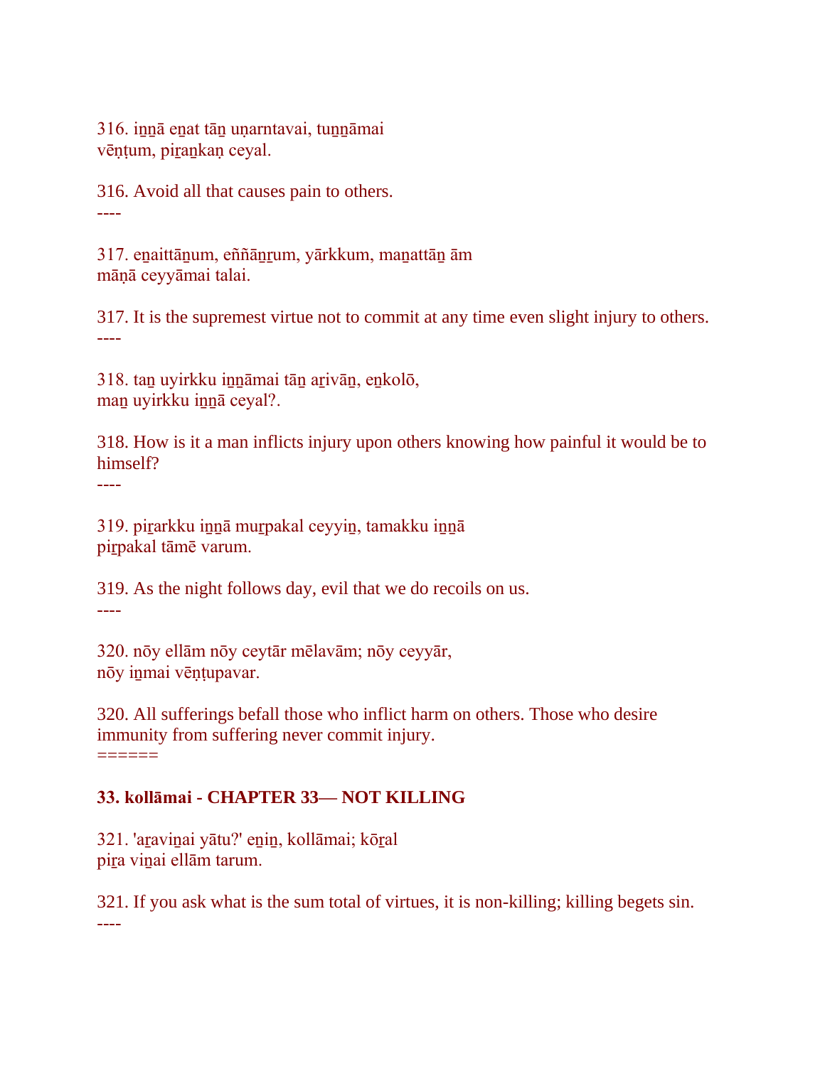316. iṉṉā eṉat tāṉ uṇarntavai, tuṉṉāmai
vēṇṭum, piṟaṉkaṇ ceyal.

316. Avoid all that causes pain to others.
----

317. eṉaittāṉum, eññāṉṟum, yārkkum, maṉattāṉ ām
māṇā ceyyāmai talai.

317. It is the supremest virtue not to commit at any time even slight injury to others.
----

318. taṉ uyirkku iṉṉāmai tāṉ aṟivāṉ, eṉkolō,
maṉ uyirkku iṉṉā ceyal?.

318. How is it a man inflicts injury upon others knowing how painful it would be to himself?
----

319. piṟarkku iṉṉā muṟpakal ceyyiṉ, tamakku iṉṉā
piṟpakal tāmē varum.

319. As the night follows day, evil that we do recoils on us.
----

320. nōy ellām nōy ceytār mēlavām; nōy ceyyār,
nōy iṉmai vēṇṭupavar.

320. All sufferings befall those who inflict harm on others. Those who desire immunity from suffering never commit injury.
======

**33. kollāmai - CHAPTER 33— NOT KILLING**

321. 'aṟaviṉai yātu?' eṉiṉ, kollāmai; kōṟal
piṟa viṉai ellām tarum.

321. If you ask what is the sum total of virtues, it is non-killing; killing begets sin.
----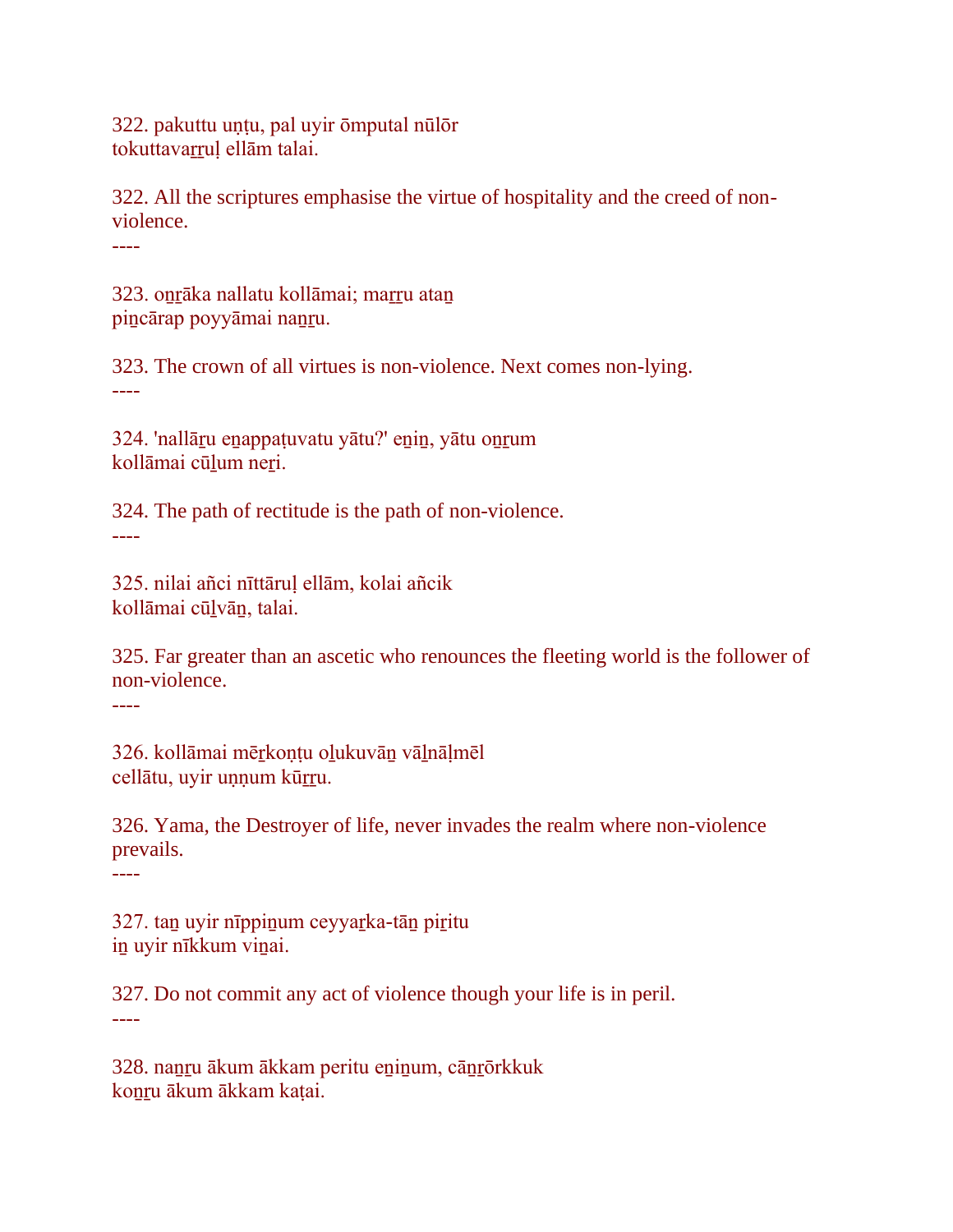322. pakuttu uṇṭu, pal uyir ōmputal nūlōr
tokuttavaṟṟuḷ ellām talai.

322. All the scriptures emphasise the virtue of hospitality and the creed of non-violence.
----

323. oṉṟāka nallatu kollāmai; maṟṟu ataṉ
piṉcārap poyyāmai naṉṟu.

323. The crown of all virtues is non-violence. Next comes non-lying.
----

324. 'nallāṟu eṉappaṭuvatu yātu?' eṉiṉ, yātu oṉṟum
kollāmai cūḻum neṟi.

324. The path of rectitude is the path of non-violence.
----

325. nilai añci nīttāruḷ ellām, kolai añcik
kollāmai cūḻvāṉ, talai.

325. Far greater than an ascetic who renounces the fleeting world is the follower of non-violence.
----

326. kollāmai mēṟkoṇṭu oḻukuvāṉ vāḻnāḷmēl
cellātu, uyir uṇṇum kūṟṟu.

326. Yama, the Destroyer of life, never invades the realm where non-violence prevails.
----

327. taṉ uyir nīppiṉum ceyyaṟka-tāṉ piṟitu
iṉ uyir nīkkum viṉai.

327. Do not commit any act of violence though your life is in peril.
----

328. naṉṟu ākum ākkam peritu eṉiṉum, cāṉṟōrkkuk
koṉṟu ākum ākkam kaṭai.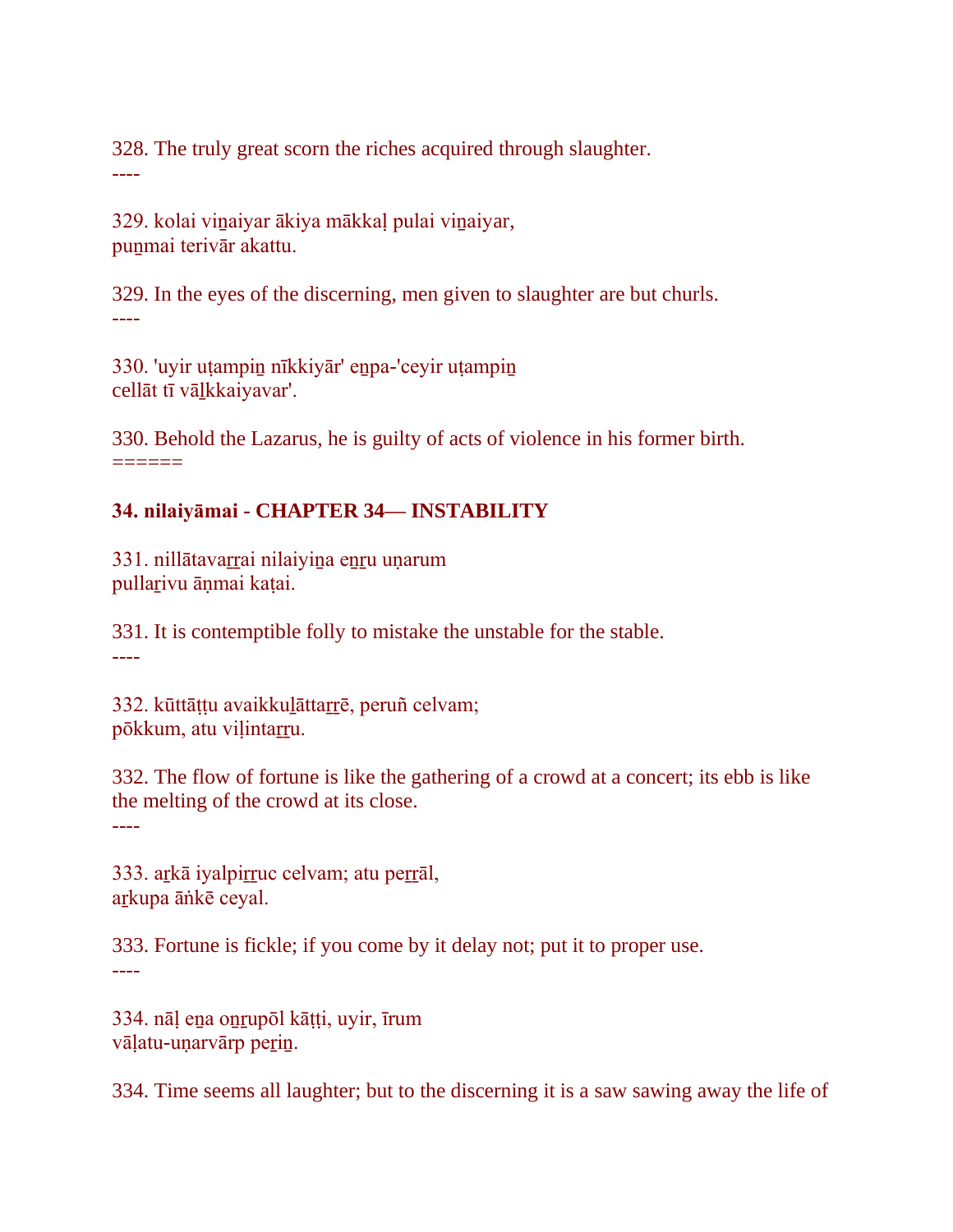328. The truly great scorn the riches acquired through slaughter.
----

329. kolai viṉaiyar ākiya mākkaḷ pulai viṉaiyar,
puṉmai terivār akattu.

329. In the eyes of the discerning, men given to slaughter are but churls.
----

330. 'uyir uṭampiṉ nīkkiyār' eṉpa-'ceyir uṭampiṉ
cellāt tī vāḻkkaiyavar'.

330. Behold the Lazarus, he is guilty of acts of violence in his former birth.
======

**34. nilaiyāmai - CHAPTER 34— INSTABILITY**

331. nillātavaṟṟai nilaiyiṉa eṉṟu uṇarum
pullaṟivu āṇmai kaṭai.

331. It is contemptible folly to mistake the unstable for the stable.
----

332. kūttāṭṭu avaikkuḻāttaṟṟē, peruñ celvam;
pōkkum, atu viḷintaṟṟu.

332. The flow of fortune is like the gathering of a crowd at a concert; its ebb is like the melting of the crowd at its close.
----

333. aṟkā iyalpiṟṟuc celvam; atu peṟṟāl,
aṟkupa āṅkē ceyal.

333. Fortune is fickle; if you come by it delay not; put it to proper use.
----

334. nāḷ eṉa oṉṟupōl kāṭṭi, uyir, īrum
vāḷatu-uṇarvārp peṟiṉ.

334. Time seems all laughter; but to the discerning it is a saw sawing away the life of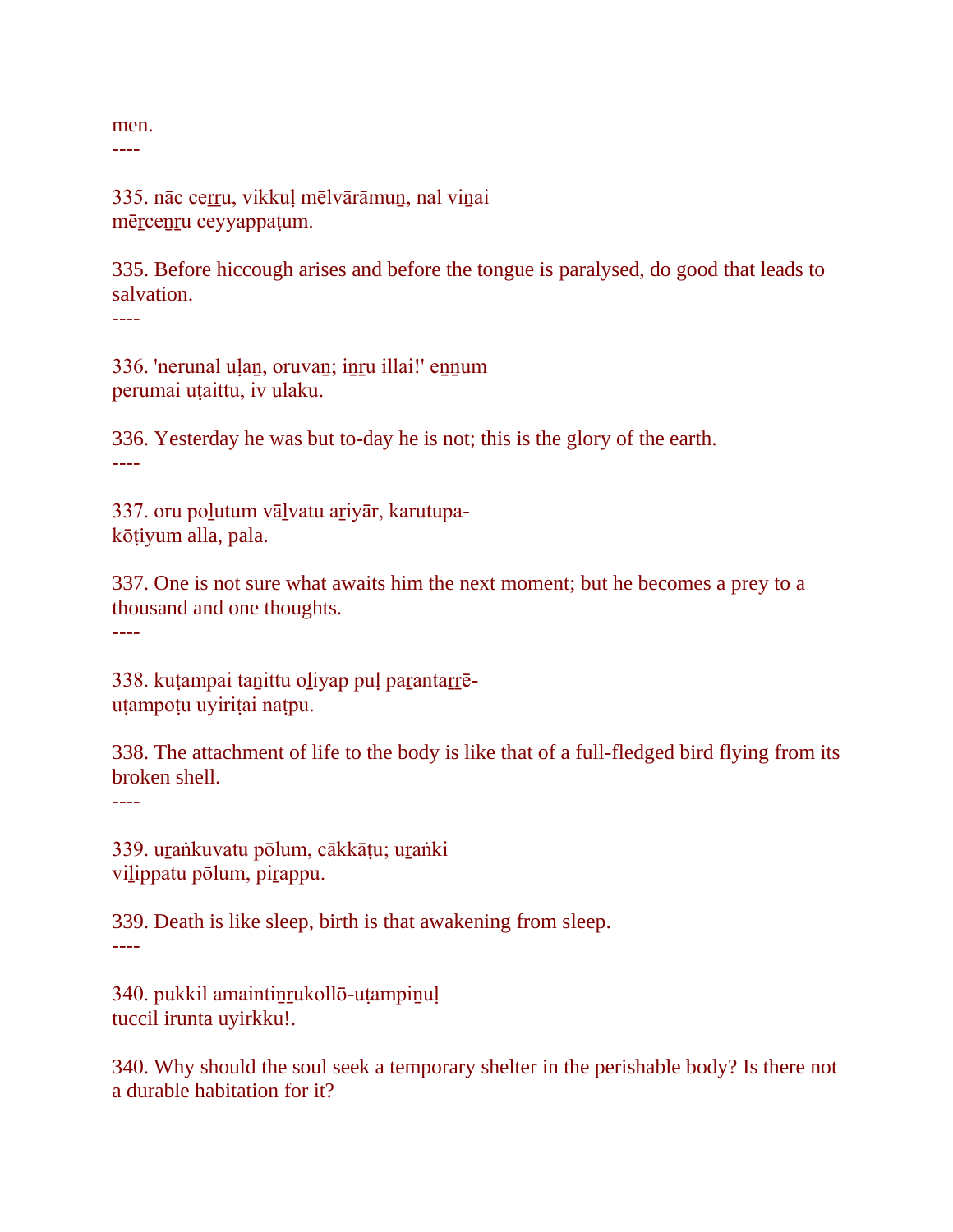men.
----

335. nāc ceṟṟu, vikkuḷ mēlvārāmuṉ, nal viṉai
mēṟceṉṟu ceyyappaṭum.

335. Before hiccough arises and before the tongue is paralysed, do good that leads to salvation.
----

336. 'nerunal uḷaṉ, oruvaṉ; iṉṟu illai!' eṉṉum
perumai uṭaittu, iv ulaku.

336. Yesterday he was but to-day he is not; this is the glory of the earth.
----

337. oru poḻutum vāḻvatu aṟiyār, karutupa-
kōṭiyum alla, pala.

337. One is not sure what awaits him the next moment; but he becomes a prey to a thousand and one thoughts.
----

338. kuṭampai taṉittu oḻiyap puḷ paṟantaṟṟē-
uṭampoṭu uyiriṭai naṭpu.

338. The attachment of life to the body is like that of a full-fledged bird flying from its broken shell.
----

339. uṟaṅkuvatu pōlum, cākkāṭu; uṟaṅki
viḻippatu pōlum, piṟappu.

339. Death is like sleep, birth is that awakening from sleep.
----

340. pukkil amaintiṉṟukollō-uṭampiṉuḷ
tuccil irunta uyirkku!.

340. Why should the soul seek a temporary shelter in the perishable body? Is there not a durable habitation for it?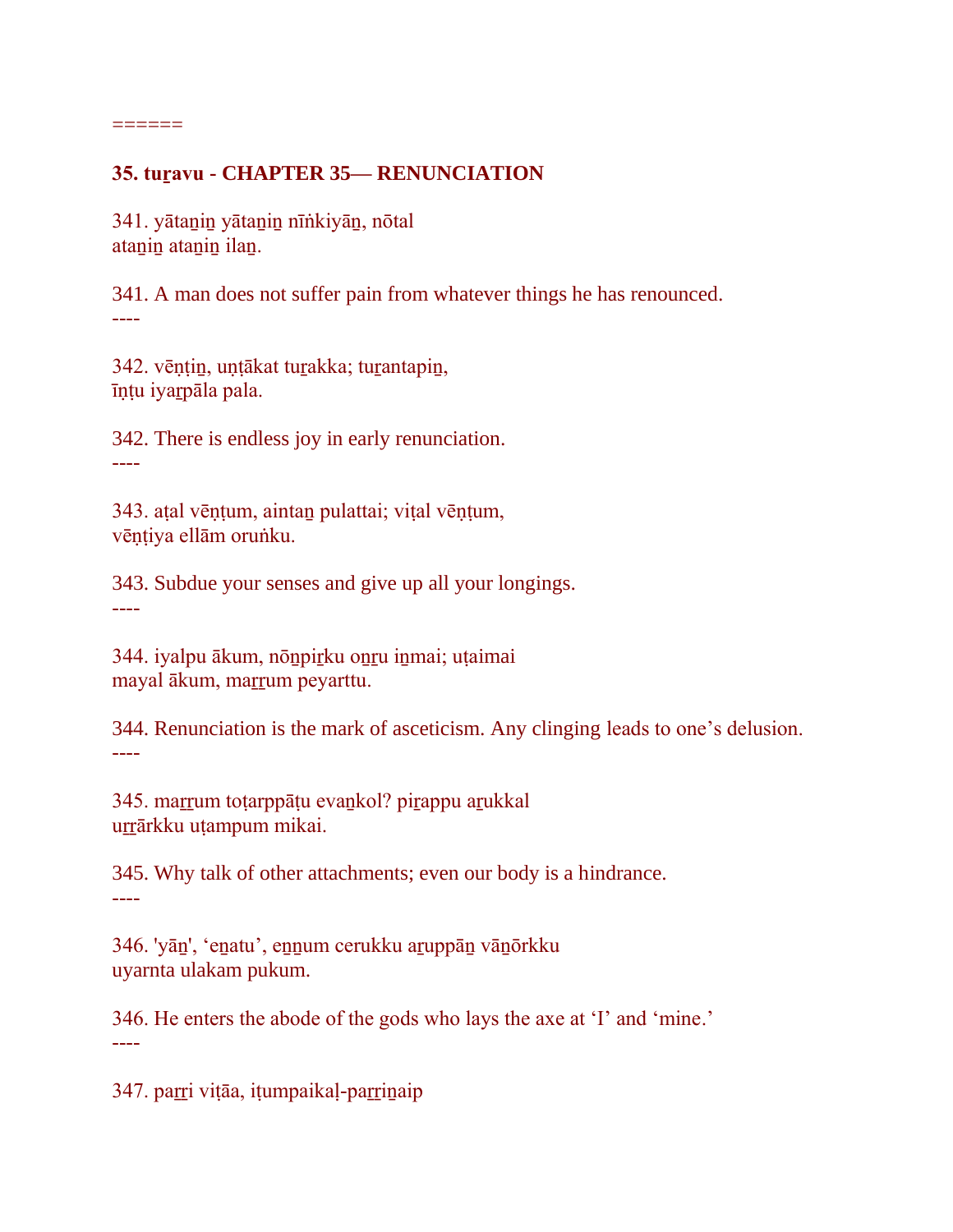======

## 35. tuṟavu - CHAPTER 35— RENUNCIATION

341. yātaṉiṉ yātaṉiṉ nīṅkiyāṉ, nōtal
ataṉiṉ ataṉiṉ ilaṉ.

341. A man does not suffer pain from whatever things he has renounced.
----

342. vēṇṭiṉ, uṇṭākat tuṟakka; tuṟantapiṉ,
īṇṭu iyaṟpāla pala.

342. There is endless joy in early renunciation.
----

343. aṭal vēṇṭum, aintaṉ pulattai; viṭal vēṇṭum,
vēṇṭiya ellām oruṅku.

343. Subdue your senses and give up all your longings.
----

344. iyalpu ākum, nōṉpiṟku oṉṟu iṉmai; uṭaimai
mayal ākum, maṟṟum peyarttu.

344. Renunciation is the mark of asceticism. Any clinging leads to one's delusion.
----

345. maṟṟum toṭarppāṭu evaṉkol? piṟappu aṟukkal
uṟṟārkku uṭampum mikai.

345. Why talk of other attachments; even our body is a hindrance.
----

346. 'yāṉ', 'eṉatu', eṉṉum cerukku aṟuppāṉ vāṉōrkku
uyarnta ulakam pukum.

346. He enters the abode of the gods who lays the axe at 'I' and 'mine.'
----

347. paṟṟi viṭāa, iṭumpaikaḷ-paṟṟiṉaip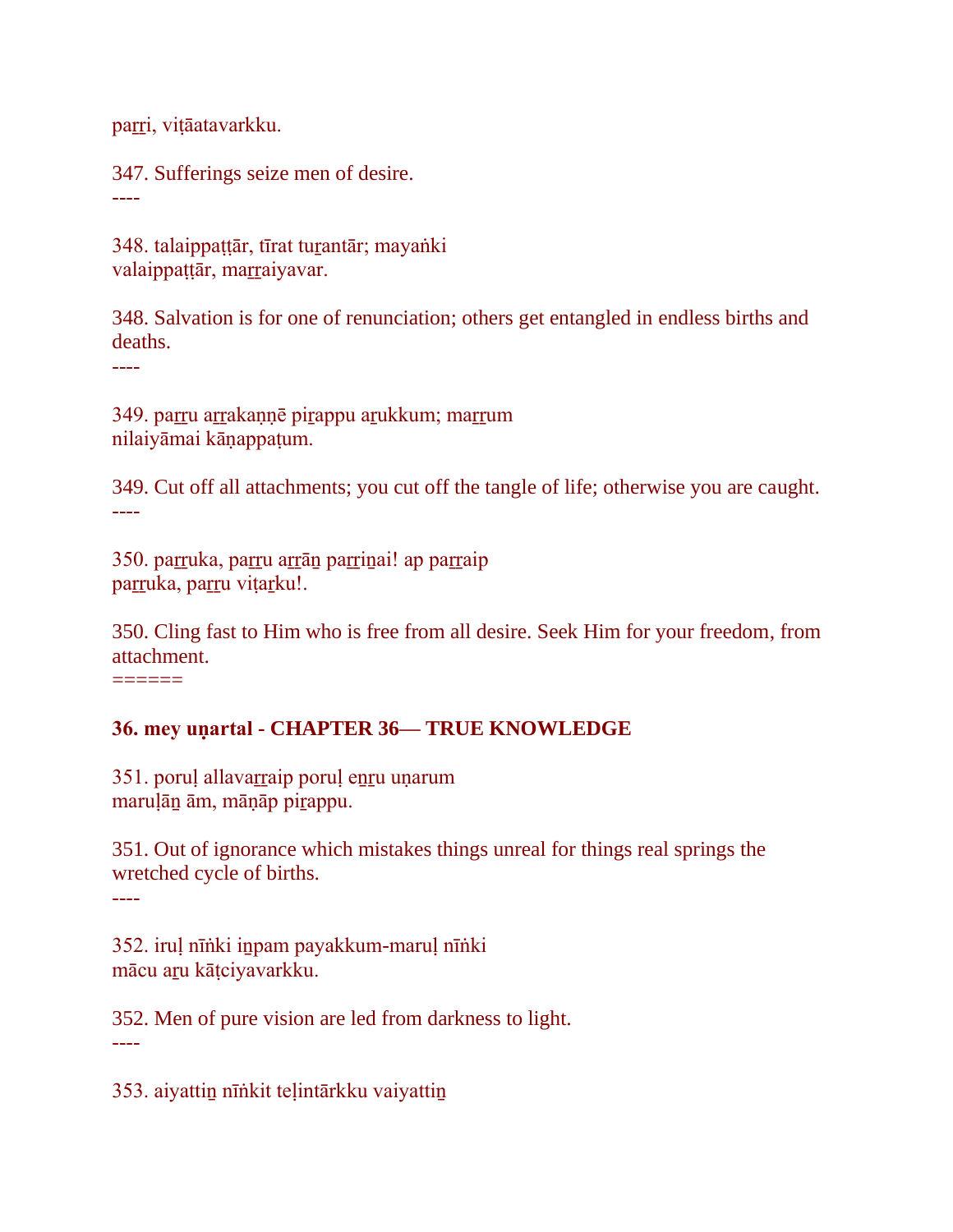paṟṟi, viṭāatavarkku.

347. Sufferings seize men of desire.
----

348. talaippaṭṭār, tīrat tuṟantār; mayaṅki
valaippaṭṭār, maṟṟaiyavar.

348. Salvation is for one of renunciation; others get entangled in endless births and deaths.
----

349. paṟṟu aṟṟakaṇṇē piṟappu aṟukkum; maṟṟum
nilaiyāmai kāṇappaṭum.

349. Cut off all attachments; you cut off the tangle of life; otherwise you are caught.
----

350. paṟṟuka, paṟṟu aṟṟāṉ paṟṟiṉai! ap paṟṟaip
paṟṟuka, paṟṟu viṭaṟku!.

350. Cling fast to Him who is free from all desire. Seek Him for your freedom, from attachment.
======

**36. mey uṇartal - CHAPTER 36— TRUE KNOWLEDGE**

351. poruḷ allavaṟṟaip poruḷ eṉṟu uṇarum
maruḷāṉ ām, māṇāp piṟappu.

351. Out of ignorance which mistakes things unreal for things real springs the wretched cycle of births.
----

352. iruḷ nīṅki iṉpam payakkum-maruḷ nīṅki
mācu aṟu kāṭciyavarkku.

352. Men of pure vision are led from darkness to light.
----

353. aiyattiṉ nīṅkit teḷintārkku vaiyattiṉ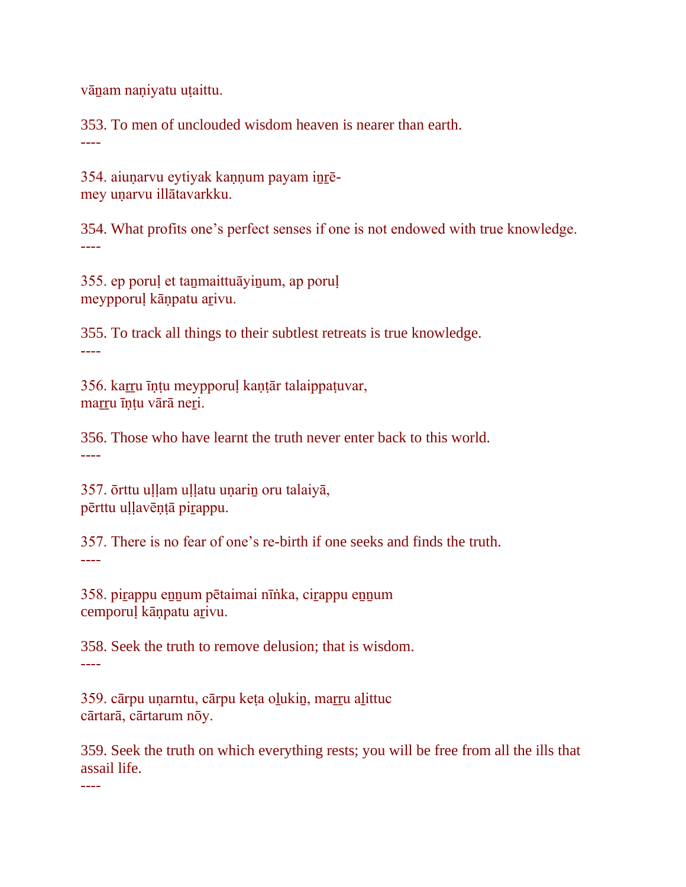vāṉam naṇiyatu uṭaittu.

353. To men of unclouded wisdom heaven is nearer than earth.
----

354. aiuṇarvu eytiyak kaṇṇum payam iṉṟē-
mey uṇarvu illātavarkku.

354. What profits one's perfect senses if one is not endowed with true knowledge.
----

355. ep poruḷ et taṉmaittuāyiṉum, ap poruḷ
meypporuḷ kāṇpatu aṟivu.

355. To track all things to their subtlest retreats is true knowledge.
----

356. kaṟṟu īṇṭu meypporuḷ kaṇṭār talaippaṭuvar,
maṟṟu īṇṭu vārā neṟi.

356. Those who have learnt the truth never enter back to this world.
----

357. ōrttu uḷḷam uḷḷatu uṇariṉ oru talaiyā,
pērttu uḷḷavēṇṭā piṟappu.

357. There is no fear of one's re-birth if one seeks and finds the truth.
----

358. piṟappu eṉṉum pētaimai nīṅka, ciṟappu eṉṉum
cemporuḷ kāṇpatu aṟivu.

358. Seek the truth to remove delusion; that is wisdom.
----

359. cārpu uṇarntu, cārpu keṭa oḻukiṉ, maṟṟu aḻittuc
cārtarā, cārtarum nōy.

359. Seek the truth on which everything rests; you will be free from all the ills that assail life.
----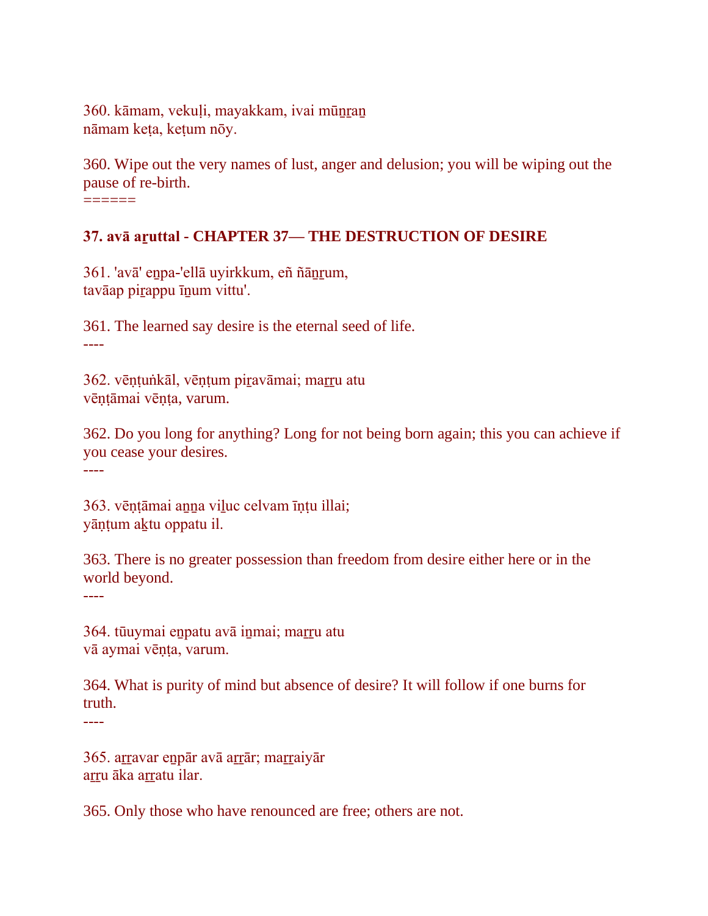360. kāmam, vekuḷi, mayakkam, ivai mūṉṟaṉ
nāmam keṭa, keṭum nōy.

360. Wipe out the very names of lust, anger and delusion; you will be wiping out the pause of re-birth.
======

**37. avā aṟuttal - CHAPTER 37— THE DESTRUCTION OF DESIRE**

361. 'avā' eṉpa-'ellā uyirkkum, eñ ñāṉṟum,
tavāap piṟappu īṉum vittu'.

361. The learned say desire is the eternal seed of life.
----

362. vēṇṭuṅkāl, vēṇṭum piṟavāmai; maṟṟu atu
vēṇṭāmai vēṇṭa, varum.

362. Do you long for anything? Long for not being born again; this you can achieve if you cease your desires.
----

363. vēṇṭāmai aṉṉa viḻuc celvam īṇṭu illai;
yāṇṭum aḵtu oppatu il.

363. There is no greater possession than freedom from desire either here or in the world beyond.
----

364. tūuymai eṉpatu avā iṉmai; maṟṟu atu
vā aymai vēṇṭa, varum.

364. What is purity of mind but absence of desire? It will follow if one burns for truth.
----

365. aṟṟavar eṉpār avā aṟṟār; maṟṟaiyār
aṟṟu āka aṟṟatu ilar.

365. Only those who have renounced are free; others are not.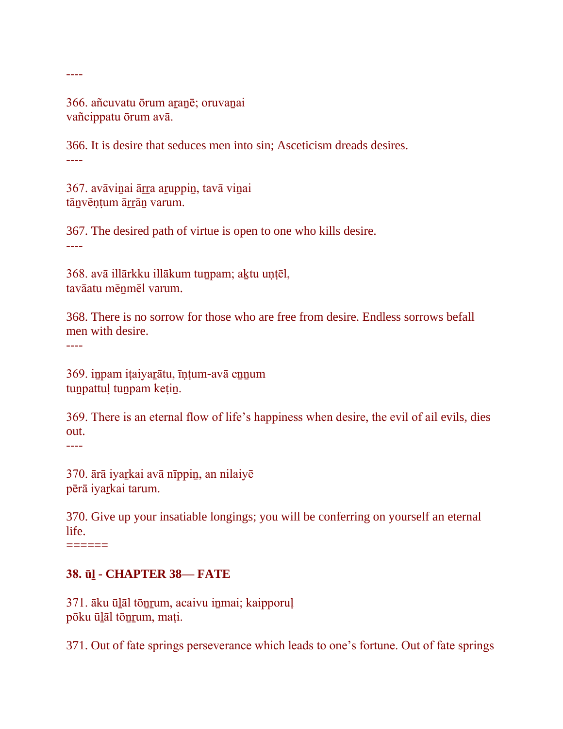----

366. añcuvatu ōrum aṟaṉē; oruvaṉai
vañcippatu ōrum avā.

366. It is desire that seduces men into sin; Asceticism dreads desires.
----

367. avāviṉai āṟṟa aṟuppiṉ, tavā viṉai
tāṉvēṇṭum āṟṟāṉ varum.

367. The desired path of virtue is open to one who kills desire.
----

368. avā illārkku illākum tuṉpam; aḵtu uṇṭēl,
tavāatu mēṉmēl varum.

368. There is no sorrow for those who are free from desire. Endless sorrows befall men with desire.
----

369. iṉpam iṭaiyaṟātu, īṇṭum-avā eṉṉum
tuṉpattuḷ tuṉpam keṭiṉ.

369. There is an eternal flow of life's happiness when desire, the evil of ail evils, dies out.
----

370. ārā iyaṟkai avā nīppiṉ, an nilaiyē
pērā iyaṟkai tarum.

370. Give up your insatiable longings; you will be conferring on yourself an eternal life.
======

**38. ūḻ - CHAPTER 38— FATE**

371. āku ūḻāl tōṉṟum, acaivu iṉmai; kaipporuḷ
pōku ūḻāl tōṉṟum, maṭi.

371. Out of fate springs perseverance which leads to one's fortune. Out of fate springs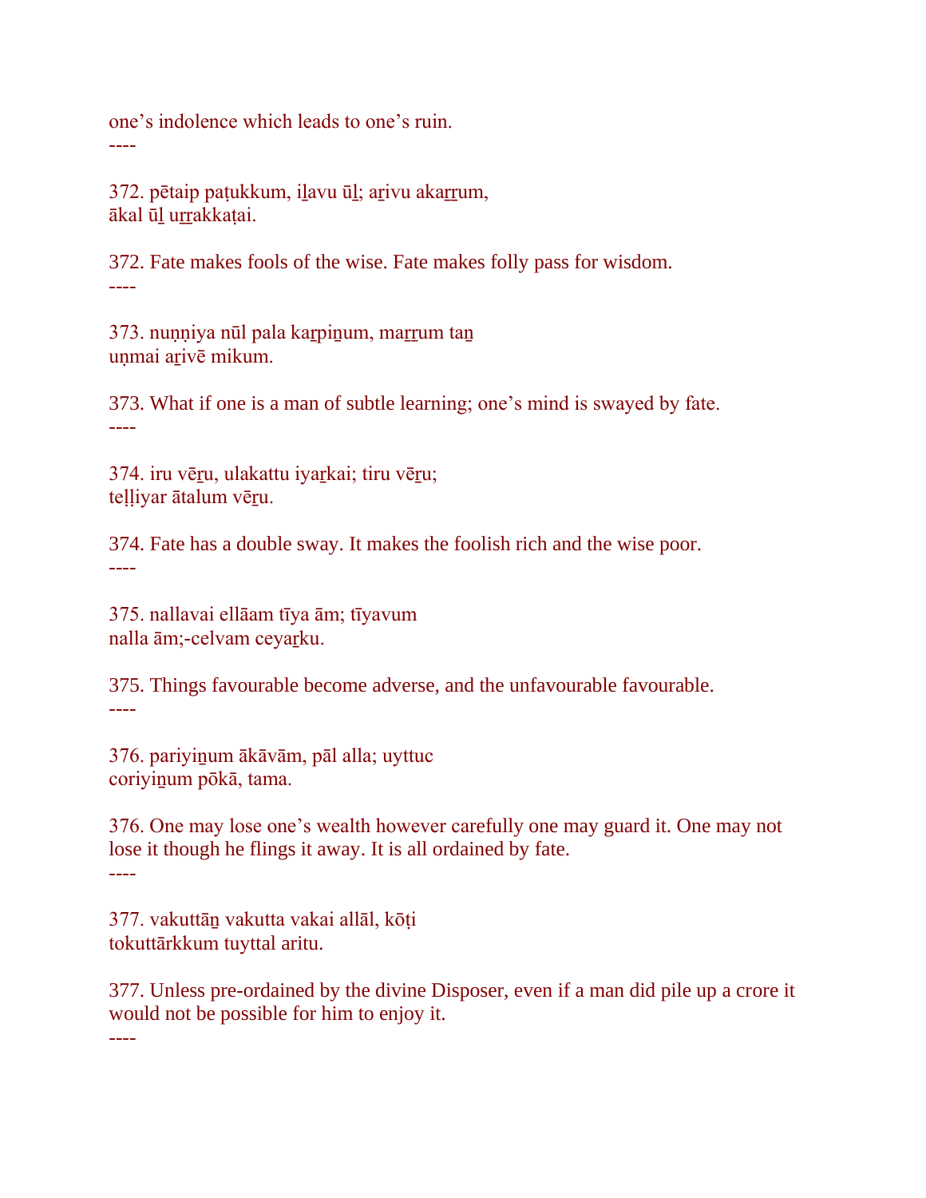one's indolence which leads to one's ruin.
----

372. pētaip paṭukkum, iḻavu ūḻ; aṟivu akaṟṟum,
ākal ūḻ uṟṟakkaṭai.

372. Fate makes fools of the wise. Fate makes folly pass for wisdom.
----

373. nuṇṇiya nūl pala kaṟpiṉum, maṟṟum taṉ
uṇmai aṟivē mikum.

373. What if one is a man of subtle learning; one's mind is swayed by fate.
----

374. iru vēṟu, ulakattu iyaṟkai; tiru vēṟu;
teḷḷiyar ātalum vēṟu.

374. Fate has a double sway. It makes the foolish rich and the wise poor.
----

375. nallavai ellāam tīya ām; tīyavum
nalla ām;-celvam ceyaṟku.

375. Things favourable become adverse, and the unfavourable favourable.
----

376. pariyiṉum ākāvām, pāl alla; uyttuc
coriyiṉum pōkā, tama.

376. One may lose one's wealth however carefully one may guard it. One may not lose it though he flings it away. It is all ordained by fate.
----

377. vakuttāṉ vakutta vakai allāl, kōṭi
tokuttārkkum tuyttal aritu.

377. Unless pre-ordained by the divine Disposer, even if a man did pile up a crore it would not be possible for him to enjoy it.
----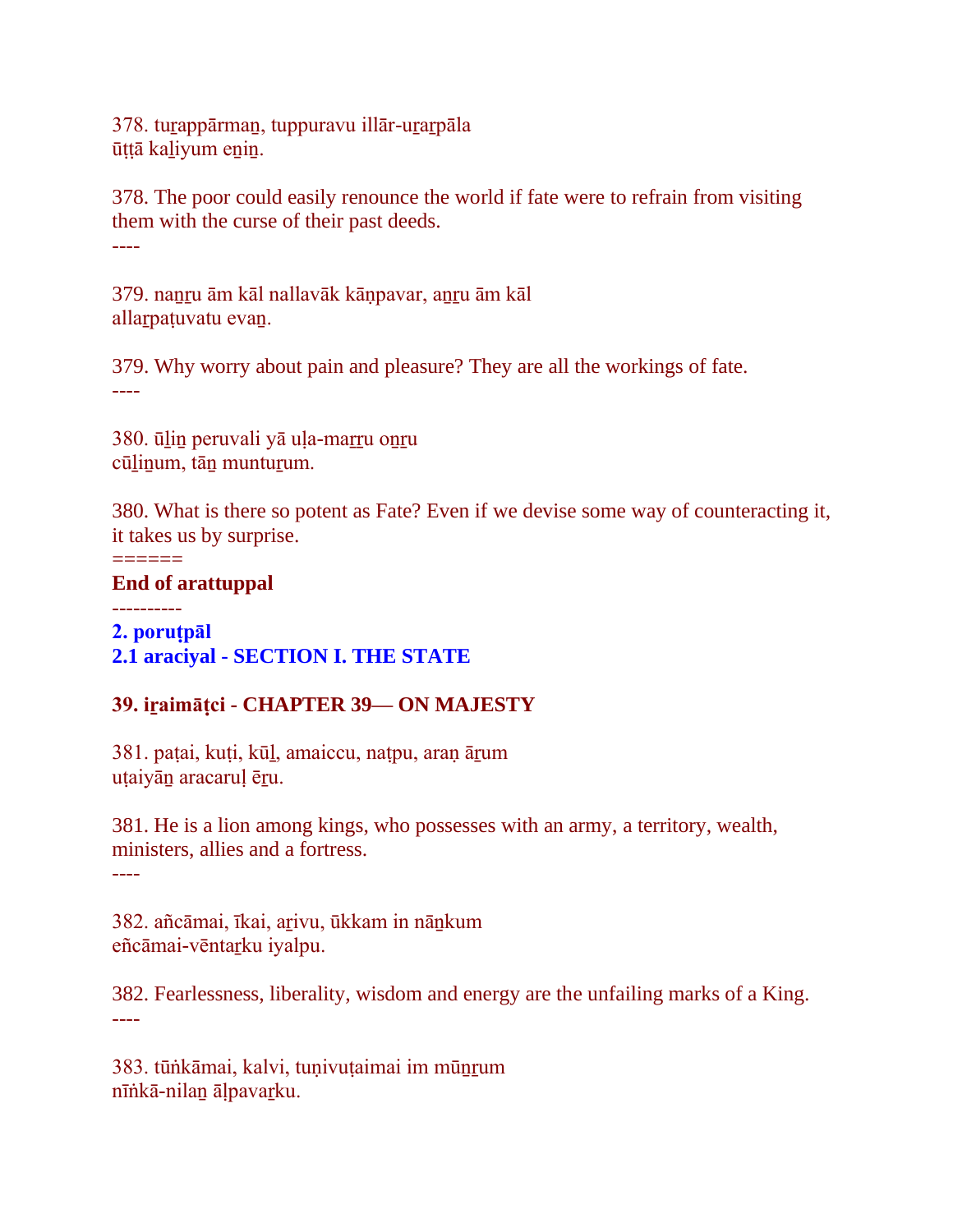378. tuṟappārmaṉ, tuppuravu illār-uṟaṟpāla
ūṭṭā kaḻiyum eṉiṉ.

378. The poor could easily renounce the world if fate were to refrain from visiting them with the curse of their past deeds.
----

379. naṉṟu ām kāl nallavāk kāṇpavar, aṉṟu ām kāl
allaṟpaṭuvatu evaṉ.

379. Why worry about pain and pleasure? They are all the workings of fate.
----

380. ūḻiṉ peruvali yā uḷa-maṟṟu oṉṟu
cūḻiṉum, tāṉ muntuṟum.

380. What is there so potent as Fate? Even if we devise some way of counteracting it, it takes us by surprise.
======

**End of arattuppal**

----------

**2. poruṭpāl**

**2.1 araciyal - SECTION I. THE STATE**

**39. iṟaimāṭci - CHAPTER 39— ON MAJESTY**

381. paṭai, kuṭi, kūḻ, amaiccu, naṭpu, araṇ āṟum
uṭaiyāṉ aracaruḷ ēṟu.

381. He is a lion among kings, who possesses with an army, a territory, wealth, ministers, allies and a fortress.
----

382. añcāmai, īkai, aṟivu, ūkkam in nāṉkum
eñcāmai-vēntaṟku iyalpu.

382. Fearlessness, liberality, wisdom and energy are the unfailing marks of a King.
----

383. tūṅkāmai, kalvi, tuṇivuṭaimai im mūṉṟum
nīṅkā-nilaṉ āḷpavaṟku.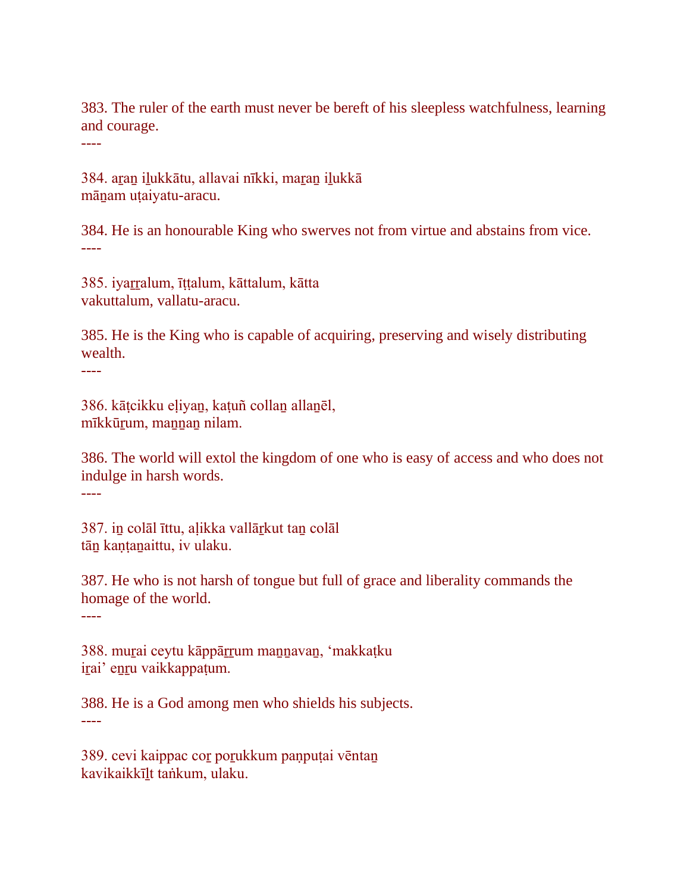383. The ruler of the earth must never be bereft of his sleepless watchfulness, learning and courage.

----

384. aṟaṉ iḻukkātu, allavai nīkki, maṟaṉ iḻukkā
māṉam uṭaiyatu-aracu.

384. He is an honourable King who swerves not from virtue and abstains from vice.

----

385. iyaṟṟalum, īṭṭalum, kāttalum, kātta
vakuttalum, vallatu-aracu.

385. He is the King who is capable of acquiring, preserving and wisely distributing wealth.

----

386. kāṭcikku eḷiyaṉ, kaṭuñ collaṉ allaṉēl,
mīkkūṟum, maṉṉaṉ nilam.

386. The world will extol the kingdom of one who is easy of access and who does not indulge in harsh words.

----

387. iṉ colāl īttu, aḷikka vallāṟkut taṉ colāl
tāṉ kaṇṭaṉaittu, iv ulaku.

387. He who is not harsh of tongue but full of grace and liberality commands the homage of the world.

----

388. muṟai ceytu kāppāṟṟum maṉṉavaṉ, 'makkaṭku
iṟai' eṉṟu vaikkappaṭum.

388. He is a God among men who shields his subjects.

----

389. cevi kaippac coṟ poṟukkum paṇpuṭai vēntaṉ
kavikaikkīḻt taṅkum, ulaku.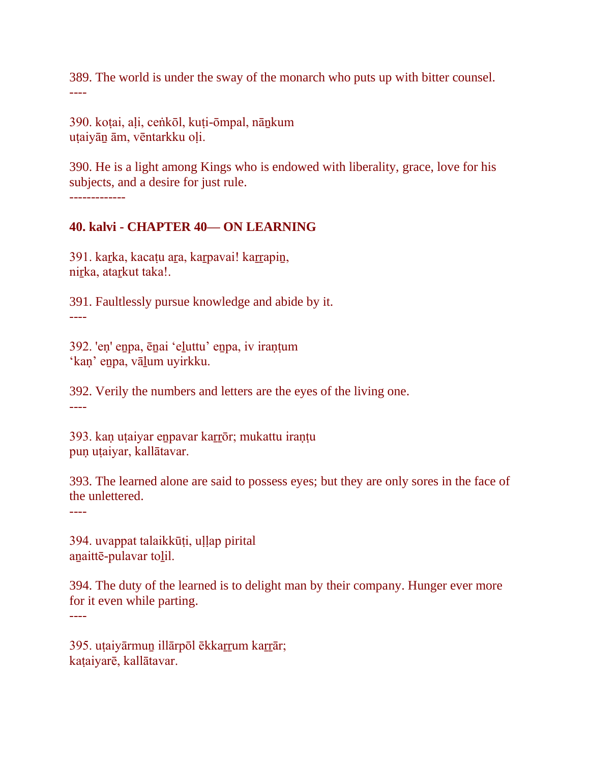389. The world is under the sway of the monarch who puts up with bitter counsel.
----

390. koṭai, aḷi, ceṅkōl, kuṭi-ōmpal, nāṉkum
uṭaiyāṉ ām, vēntarkku oḷi.

390. He is a light among Kings who is endowed with liberality, grace, love for his subjects, and a desire for just rule.
-------------

## 40. kalvi - CHAPTER 40— ON LEARNING

391. kaṟka, kacaṭu aṟa, kaṟpavai! kaṟṟapiṉ,
niṟka, ataṟkut taka!.

391. Faultlessly pursue knowledge and abide by it.
----

392. 'eṇ' eṉpa, ēṉai ‘eḻuttu’ eṉpa, iv iraṇṭum
‘kaṇ’ eṉpa, vāḻum uyirkku.

392. Verily the numbers and letters are the eyes of the living one.
----

393. kaṇ uṭaiyar eṉpavar kaṟṟōr; mukattu iraṇṭu
puṇ uṭaiyar, kallātavar.

393. The learned alone are said to possess eyes; but they are only sores in the face of the unlettered.
----

394. uvappat talaikkūṭi, uḷḷap pirital
aṉaittē-pulavar toḻil.

394. The duty of the learned is to delight man by their company. Hunger ever more for it even while parting.
----

395. uṭaiyārmuṉ illārpōl ēkkaṟṟum kaṟṟār;
kaṭaiyarē, kallātavar.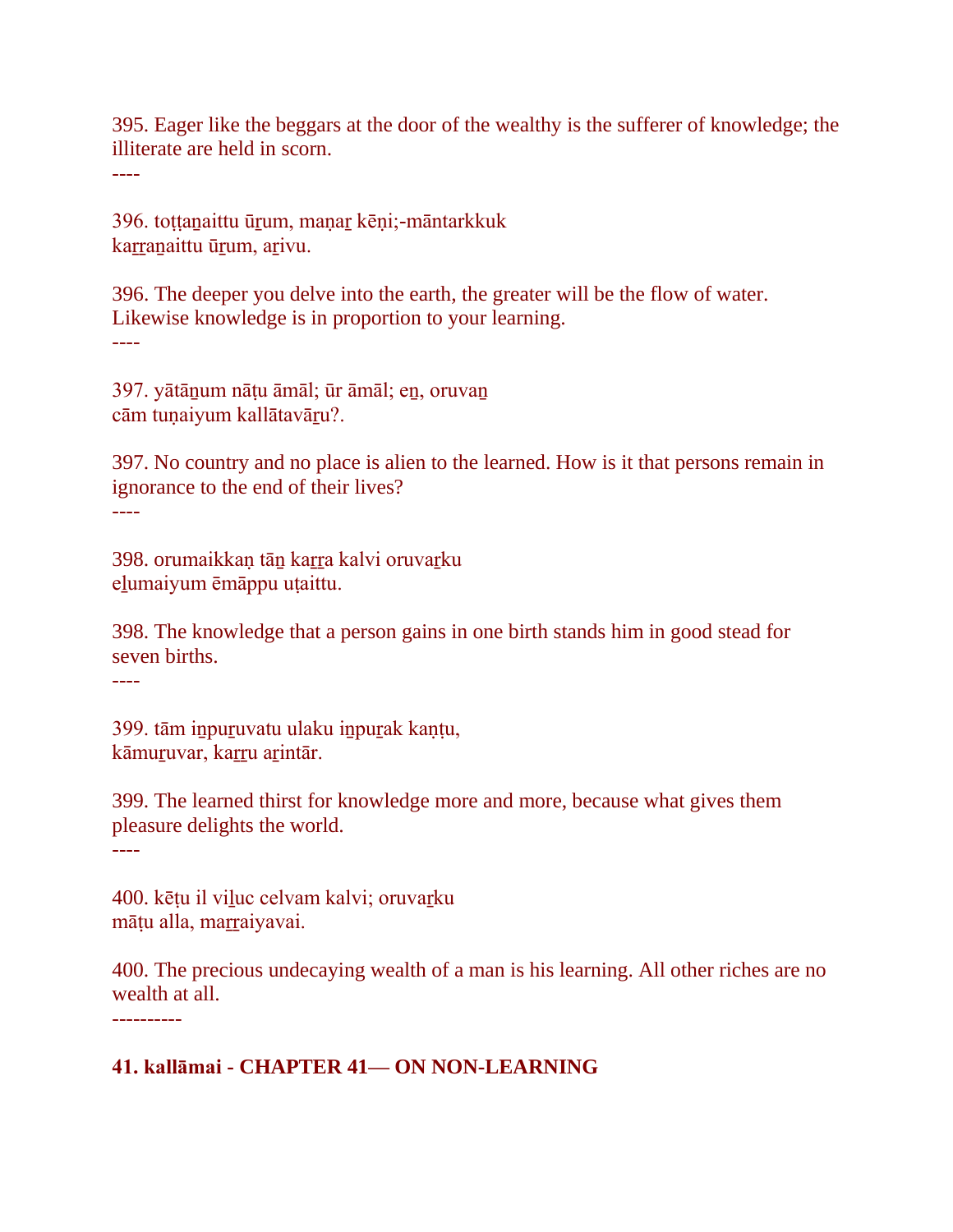395. Eager like the beggars at the door of the wealthy is the sufferer of knowledge; the illiterate are held in scorn.
----

396. toṭṭaṉaittu ūṟum, maṇaṟ kēṇi;-māntarkkuk
kaṟṟaṉaittu ūṟum, aṟivu.

396. The deeper you delve into the earth, the greater will be the flow of water. Likewise knowledge is in proportion to your learning.
----

397. yātāṉum nāṭu āmāl; ūr āmāl; eṉ, oruvaṉ
cām tuṇaiyum kallātavāṟu?.

397. No country and no place is alien to the learned. How is it that persons remain in ignorance to the end of their lives?
----

398. orumaikkaṇ tāṉ kaṟṟa kalvi oruvaṟku
eḻumaiyum ēmāppu uṭaittu.

398. The knowledge that a person gains in one birth stands him in good stead for seven births.
----

399. tām iṉpuṟuvatu ulaku iṉpuṟak kaṇṭu,
kāmuṟuvar, kaṟṟu aṟintār.

399. The learned thirst for knowledge more and more, because what gives them pleasure delights the world.
----

400. kēṭu il viḻuc celvam kalvi; oruvaṟku
māṭu alla, maṟṟaiyavai.

400. The precious undecaying wealth of a man is his learning. All other riches are no wealth at all.
----------

**41. kallāmai - CHAPTER 41— ON NON-LEARNING**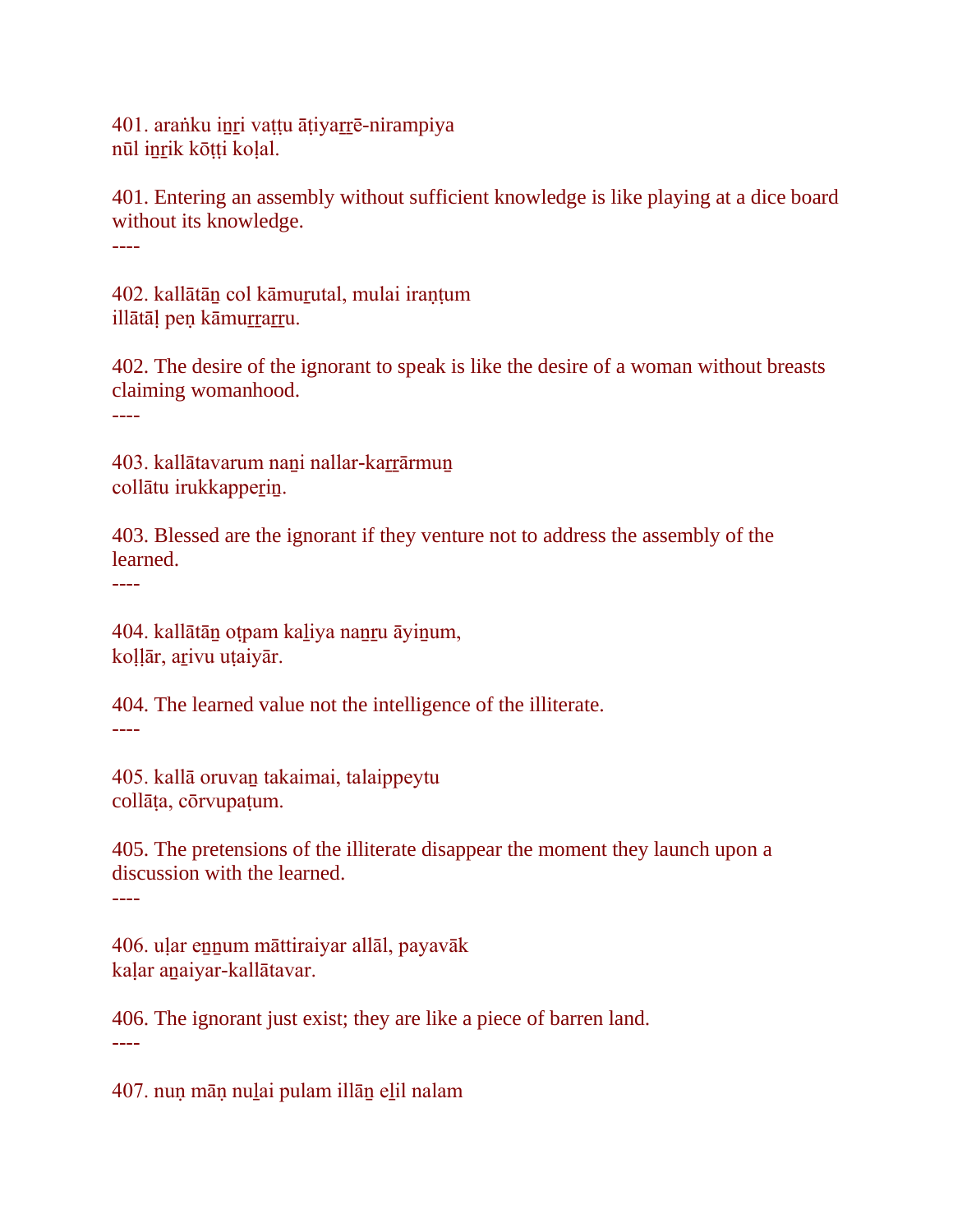401. araṅku iṉṟi vaṭṭu āṭiyaṟṟē-nirampiya
nūl iṉṟik kōṭṭi koḷal.

401. Entering an assembly without sufficient knowledge is like playing at a dice board without its knowledge.
----

402. kallātāṉ col kāmuṟutal, mulai iraṇṭum
illātāḷ peṇ kāmuṟṟaṟṟu.

402. The desire of the ignorant to speak is like the desire of a woman without breasts claiming womanhood.
----

403. kallātavarum naṉi nallar-kaṟṟārmuṉ
collātu irukkappeṟiṉ.

403. Blessed are the ignorant if they venture not to address the assembly of the learned.
----

404. kallātāṉ oṭpam kaḻiya naṉṟu āyiṉum,
koḷḷār, aṟivu uṭaiyār.

404. The learned value not the intelligence of the illiterate.
----

405. kallā oruvaṉ takaimai, talaippeytu
collāṭa, cōrvupaṭum.

405. The pretensions of the illiterate disappear the moment they launch upon a discussion with the learned.
----

406. uḷar eṉṉum māttiraiyar allāl, payavāk
kaḷar aṉaiyar-kallātavar.

406. The ignorant just exist; they are like a piece of barren land.
----

407. nuṇ māṇ nuḻai pulam illāṉ eḻil nalam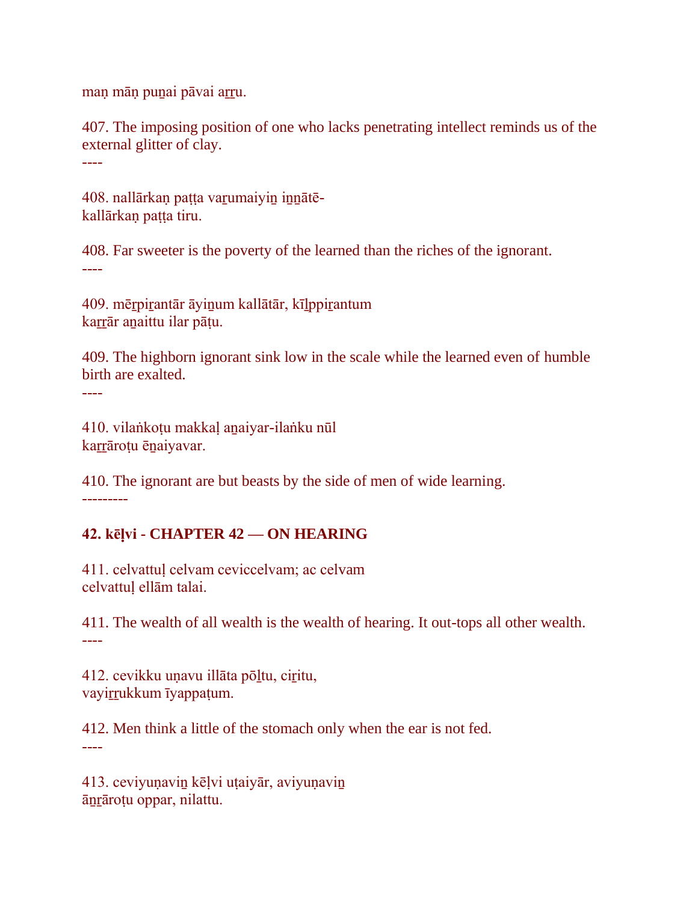maṇ māṇ puṉai pāvai aṟṟu.

407. The imposing position of one who lacks penetrating intellect reminds us of the external glitter of clay.

----

408. nallārkaṇ paṭṭa vaṟumaiyiṉ iṉṉātē-
kallārkaṇ paṭṭa tiru.

408. Far sweeter is the poverty of the learned than the riches of the ignorant.

----

409. mēṟpiṟantār āyiṉum kallātār, kīḻppiṟantum
kaṟṟār aṉaittu ilar pāṭu.

409. The highborn ignorant sink low in the scale while the learned even of humble birth are exalted.

----

410. vilaṅkoṭu makkaḷ aṉaiyar-ilaṅku nūl
kaṟṟāroṭu ēṉaiyavar.

410. The ignorant are but beasts by the side of men of wide learning.

---------

**42. kēḷvi - CHAPTER 42 — ON HEARING**

411. celvattuḷ celvam ceviccelvam; ac celvam
celvattuḷ ellām talai.

411. The wealth of all wealth is the wealth of hearing. It out-tops all other wealth.

----

412. cevikku uṇavu illāta pōḻtu, ciṟitu,
vayiṟṟukkum īyappaṭum.

412. Men think a little of the stomach only when the ear is not fed.

----

413. ceviyuṇaviṉ kēḷvi uṭaiyār, aviyuṇaviṉ
āṉṟāroṭu oppar, nilattu.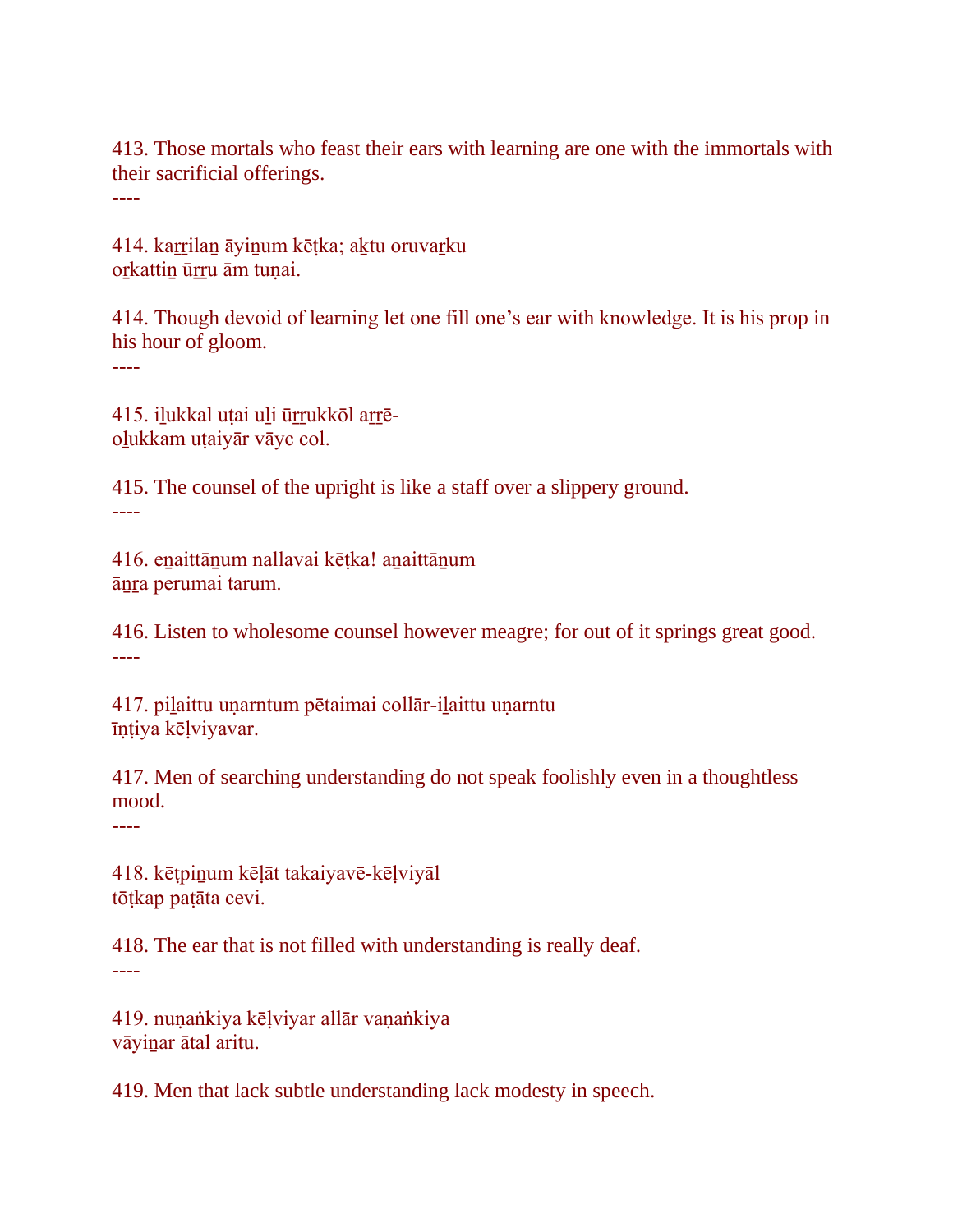413. Those mortals who feast their ears with learning are one with the immortals with their sacrificial offerings.

----

414. kaṟṟilaṉ āyiṉum kēṭka; aḵtu oruvaṟku
oṟkattiṉ ūṟṟu ām tuṇai.

414. Though devoid of learning let one fill one's ear with knowledge. It is his prop in his hour of gloom.

----

415. iḻukkal uṭai uḻi ūṟṟukkōl aṟṟē-
oḻukkam uṭaiyār vāyc col.

415. The counsel of the upright is like a staff over a slippery ground.

----

416. eṉaittāṉum nallavai kēṭka! aṉaittāṉum
āṉṟa perumai tarum.

416. Listen to wholesome counsel however meagre; for out of it springs great good.

----

417. piḻaittu uṇarntum pētaimai collār-iḻaittu uṇarntu
īṇṭiya kēḷviyavar.

417. Men of searching understanding do not speak foolishly even in a thoughtless mood.

----

418. kēṭpiṉum kēḷāt takaiyavē-kēḷviyāl
tōṭkap paṭāta cevi.

418. The ear that is not filled with understanding is really deaf.

----

419. nuṇaṅkiya kēḷviyar allār vaṇaṅkiya
vāyiṉar ātal aritu.

419. Men that lack subtle understanding lack modesty in speech.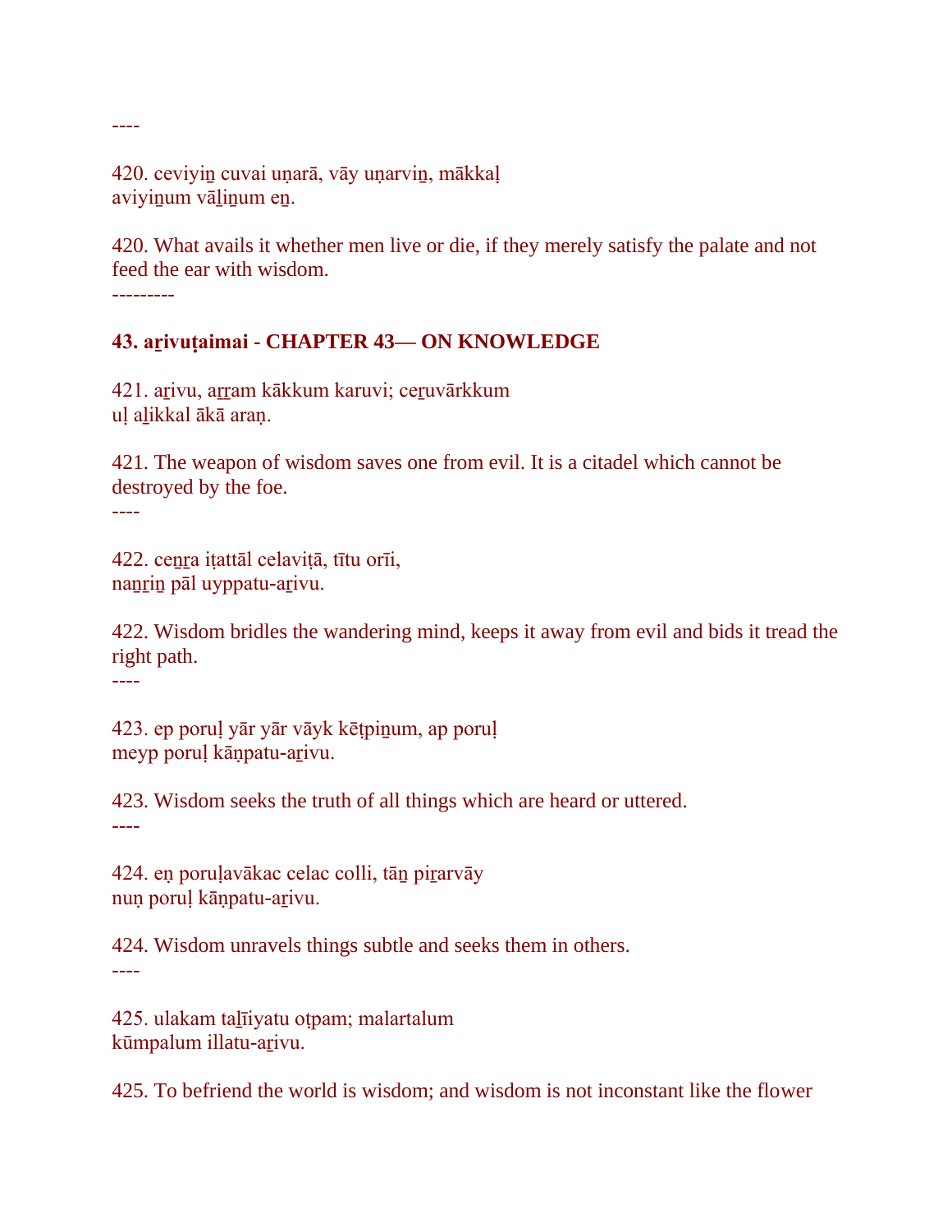----

420. ceviyiṉ cuvai uṇarā, vāy uṇarviṉ, mākkaḷ
aviyiṉum vāḻiṉum eṉ.

420. What avails it whether men live or die, if they merely satisfy the palate and not feed the ear with wisdom.

---------

**43. aṟivuṭaimai - CHAPTER 43— ON KNOWLEDGE**

421. aṟivu, aṟṟam kākkum karuvi; ceṟuvārkkum
uḷ aḻikkal ākā araṇ.

421. The weapon of wisdom saves one from evil. It is a citadel which cannot be destroyed by the foe.

----

422. ceṉṟa iṭattāl celaviṭā, tītu orīi,
naṉṟiṉ pāl uyppatu-aṟivu.

422. Wisdom bridles the wandering mind, keeps it away from evil and bids it tread the right path.

----

423. ep poruḷ yār yār vāyk kēṭpiṉum, ap poruḷ
meyp poruḷ kāṇpatu-aṟivu.

423. Wisdom seeks the truth of all things which are heard or uttered.

----

424. eṇ poruḷavākac celac colli, tāṉ piṟarvāy
nuṇ poruḷ kāṇpatu-aṟivu.

424. Wisdom unravels things subtle and seeks them in others.

----

425. ulakam taḻīiyatu oṭpam; malartalum
kūmpalum illatu-aṟivu.

425. To befriend the world is wisdom; and wisdom is not inconstant like the flower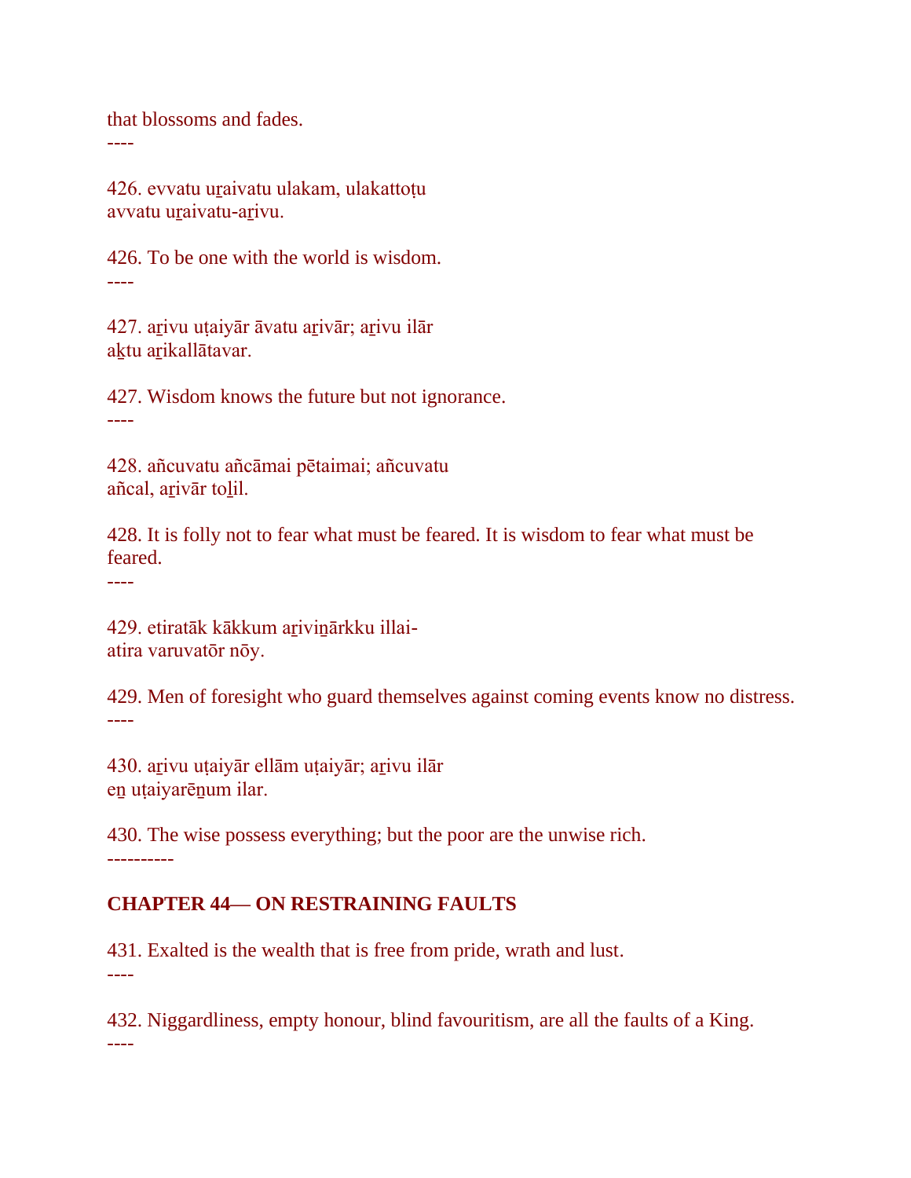that blossoms and fades.
----

426. evvatu uṟaivatu ulakam, ulakattoṭu
avvatu uṟaivatu-aṟivu.

426. To be one with the world is wisdom.
----

427. aṟivu uṭaiyār āvatu aṟivār; aṟivu ilār
aḵtu aṟikallātavar.

427. Wisdom knows the future but not ignorance.
----

428. añcuvatu añcāmai pētaimai; añcuvatu
añcal, aṟivār toḻil.

428. It is folly not to fear what must be feared. It is wisdom to fear what must be feared.
----

429. etiratāk kākkum aṟiviṉārkku illai-
atira varuvatōr nōy.

429. Men of foresight who guard themselves against coming events know no distress.
----

430. aṟivu uṭaiyār ellām uṭaiyār; aṟivu ilār
eṉ uṭaiyarēṉum ilar.

430. The wise possess everything; but the poor are the unwise rich.
----------

**CHAPTER 44— ON RESTRAINING FAULTS**

431. Exalted is the wealth that is free from pride, wrath and lust.
----

432. Niggardliness, empty honour, blind favouritism, are all the faults of a King.
----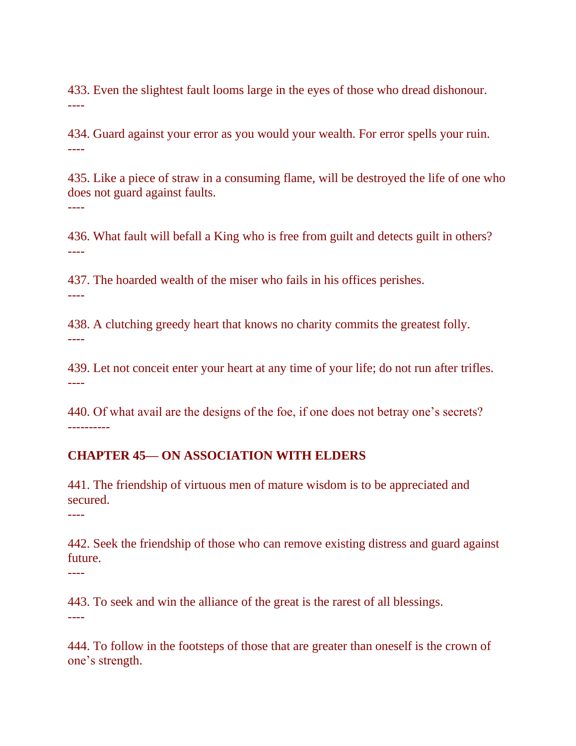433. Even the slightest fault looms large in the eyes of those who dread dishonour.
----

434. Guard against your error as you would your wealth. For error spells your ruin.
----

435. Like a piece of straw in a consuming flame, will be destroyed the life of one who does not guard against faults.
----

436. What fault will befall a King who is free from guilt and detects guilt in others?
----

437. The hoarded wealth of the miser who fails in his offices perishes.
----

438. A clutching greedy heart that knows no charity commits the greatest folly.
----

439. Let not conceit enter your heart at any time of your life; do not run after trifles.
----

440. Of what avail are the designs of the foe, if one does not betray one's secrets?
----------

## CHAPTER 45— ON ASSOCIATION WITH ELDERS

441. The friendship of virtuous men of mature wisdom is to be appreciated and secured.
----

442. Seek the friendship of those who can remove existing distress and guard against future.
----

443. To seek and win the alliance of the great is the rarest of all blessings.
----

444. To follow in the footsteps of those that are greater than oneself is the crown of one's strength.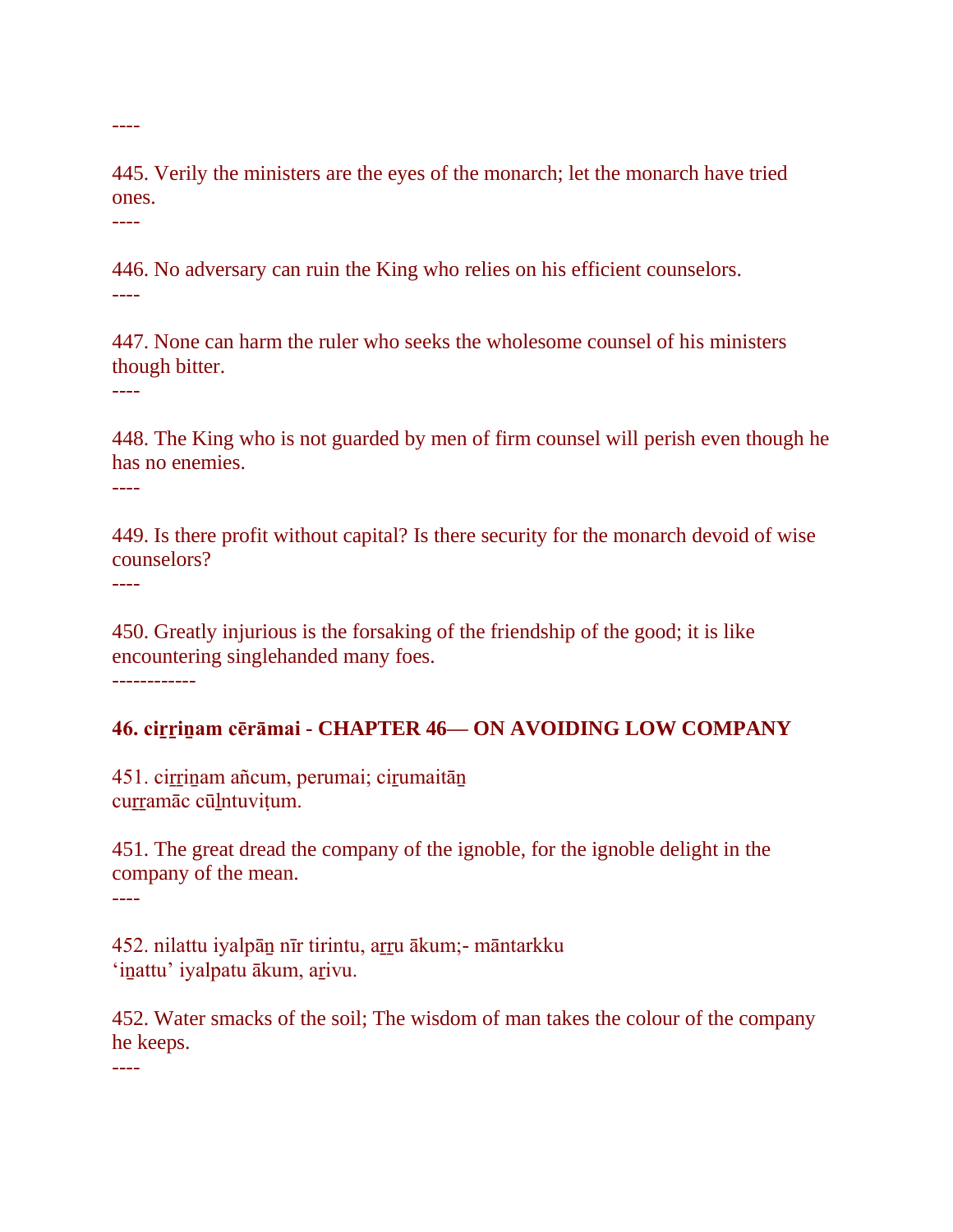----

445. Verily the ministers are the eyes of the monarch; let the monarch have tried ones.

----

446. No adversary can ruin the King who relies on his efficient counselors.

----

447. None can harm the ruler who seeks the wholesome counsel of his ministers though bitter.

----

448. The King who is not guarded by men of firm counsel will perish even though he has no enemies.

----

449. Is there profit without capital? Is there security for the monarch devoid of wise counselors?

----

450. Greatly injurious is the forsaking of the friendship of the good; it is like encountering singlehanded many foes.

------------

### 46. ciṟṟiṉam cērāmai - CHAPTER 46— ON AVOIDING LOW COMPANY

451. ciṟṟiṉam añcum, perumai; ciṟumaitāṉ
cuṟṟamāc cūḻntuviṭum.

451. The great dread the company of the ignoble, for the ignoble delight in the company of the mean.

----

452. nilattu iyalpāṉ nīr tirintu, aṟṟu ākum;- māntarkku
'iṉattu' iyalpatu ākum, aṟivu.

452. Water smacks of the soil; The wisdom of man takes the colour of the company he keeps.

----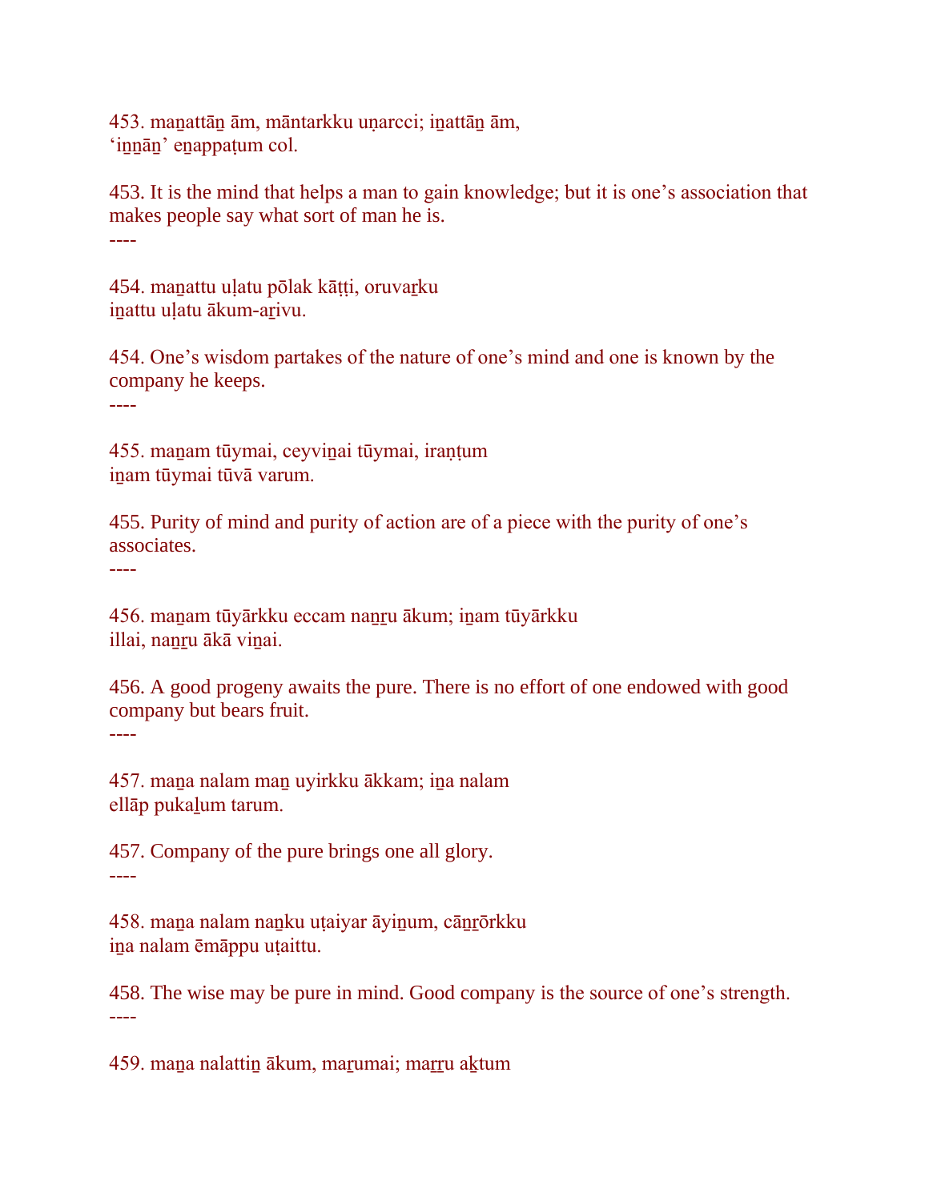453. maṉattāṉ ām, māntarkku uṇarcci; iṉattāṉ ām,
'iṉṉāṉ' eṉappaṭum col.

453. It is the mind that helps a man to gain knowledge; but it is one's association that makes people say what sort of man he is.

----

454. maṉattu uḷatu pōlak kāṭṭi, oruvaṟku
iṉattu uḷatu ākum-aṟivu.

454. One's wisdom partakes of the nature of one's mind and one is known by the company he keeps.

----

455. maṉam tūymai, ceyviṉai tūymai, iraṇṭum
iṉam tūymai tūvā varum.

455. Purity of mind and purity of action are of a piece with the purity of one's associates.

----

456. maṉam tūyārkku eccam naṉṟu ākum; iṉam tūyārkku
illai, naṉṟu ākā viṉai.

456. A good progeny awaits the pure. There is no effort of one endowed with good company but bears fruit.

----

457. maṉa nalam maṉ uyirkku ākkam; iṉa nalam
ellāp pukaḻum tarum.

457. Company of the pure brings one all glory.

----

458. maṉa nalam naṉku uṭaiyar āyiṉum, cāṉṟōrkku
iṉa nalam ēmāppu uṭaittu.

458. The wise may be pure in mind. Good company is the source of one's strength.

----

459. maṉa nalattiṉ ākum, maṟumai; maṟṟu aḵtum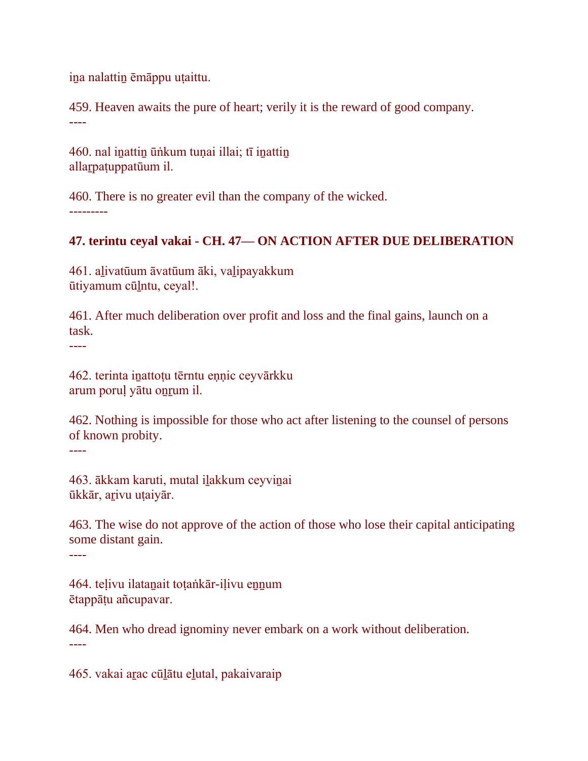iṉa nalattiṉ ēmāppu uṭaittu.

459. Heaven awaits the pure of heart; verily it is the reward of good company.
----

460. nal iṉattiṉ ūṅkum tuṇai illai; tī iṉattiṉ
allaṟpaṭuppatūum il.

460. There is no greater evil than the company of the wicked.
---------

**47. terintu ceyal vakai - CH. 47— ON ACTION AFTER DUE DELIBERATION**

461. aḻivatūum āvatūum āki, vaḻipayakkum
ūtiyamum cūḻntu, ceyal!.

461. After much deliberation over profit and loss and the final gains, launch on a task.
----

462. terinta iṉattoṭu tērntu eṇṇic ceyvārkku
arum poruḷ yātu oṉṟum il.

462. Nothing is impossible for those who act after listening to the counsel of persons of known probity.
----

463. ākkam karuti, mutal iḻakkum ceyviṉai
ūkkār, aṟivu uṭaiyār.

463. The wise do not approve of the action of those who lose their capital anticipating some distant gain.
----

464. teḷivu ilataṉait toṭaṅkār-iḷivu eṉṉum
ētappāṭu añcupavar.

464. Men who dread ignominy never embark on a work without deliberation.
----

465. vakai aṟac cūḻātu eḻutal, pakaivaraip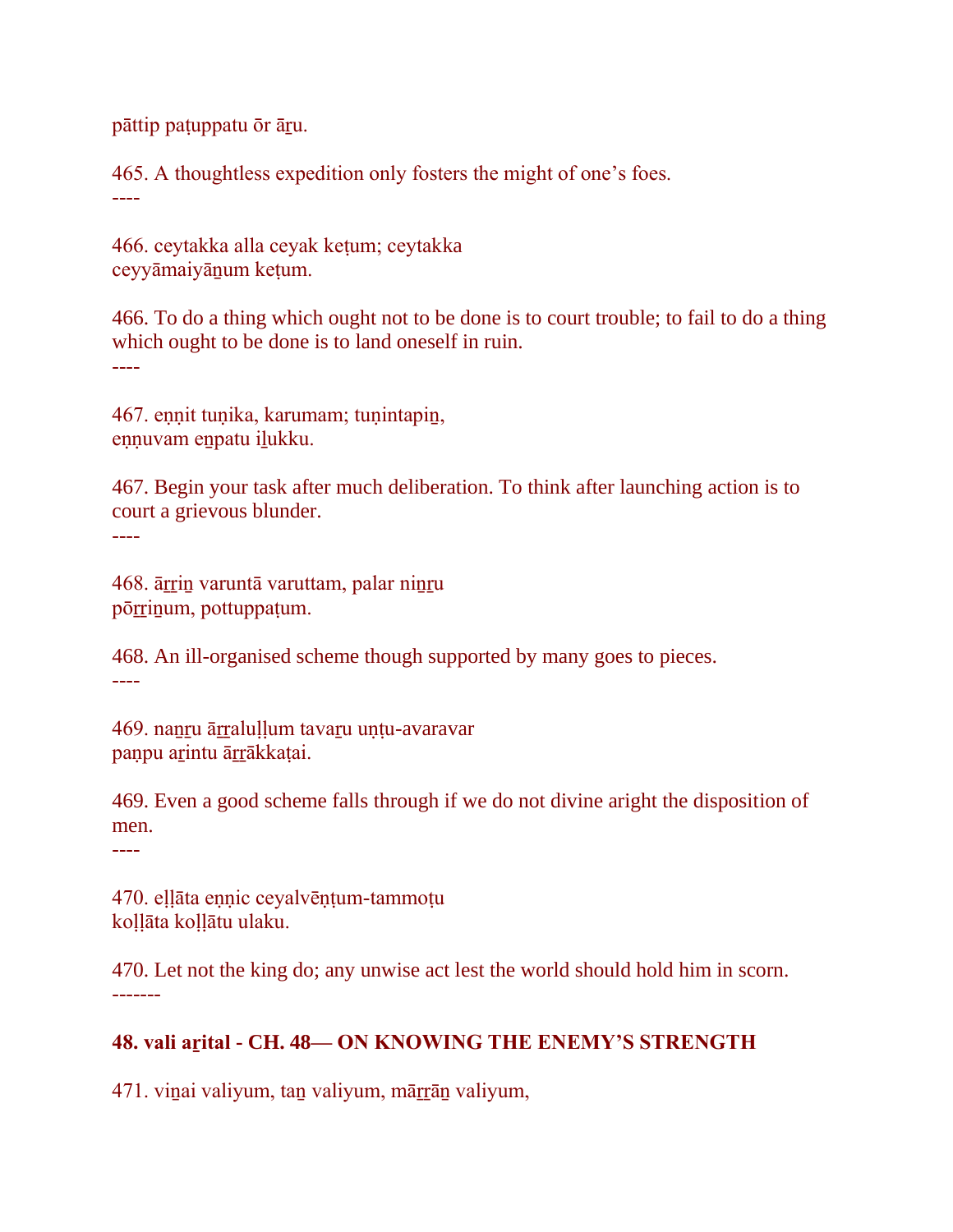pāttip paṭuppatu ōr āṟu.

465. A thoughtless expedition only fosters the might of one’s foes.
----

466. ceytakka alla ceyak keṭum; ceytakka
ceyyāmaiyāṉum keṭum.

466. To do a thing which ought not to be done is to court trouble; to fail to do a thing which ought to be done is to land oneself in ruin.
----

467. eṇṇit tuṇika, karumam; tuṇintapiṉ,
eṇṇuvam eṉpatu iḻukku.

467. Begin your task after much deliberation. To think after launching action is to court a grievous blunder.
----

468. āṟṟiṉ varuntā varuttam, palar niṉṟu
pōṟṟiṉum, pottuppaṭum.

468. An ill-organised scheme though supported by many goes to pieces.
----

469. naṉṟu āṟṟaluḷḷum tavaṟu uṇṭu-avaravar
paṇpu aṟintu āṟṟākkaṭai.

469. Even a good scheme falls through if we do not divine aright the disposition of men.
----

470. eḷḷāta eṇṇic ceyalvēṇṭum-tammoṭu
koḷḷāta koḷḷātu ulaku.

470. Let not the king do; any unwise act lest the world should hold him in scorn.
-------

## 48. vali aṟital - CH. 48— ON KNOWING THE ENEMY’S STRENGTH

471. viṉai valiyum, taṉ valiyum, māṟṟāṉ valiyum,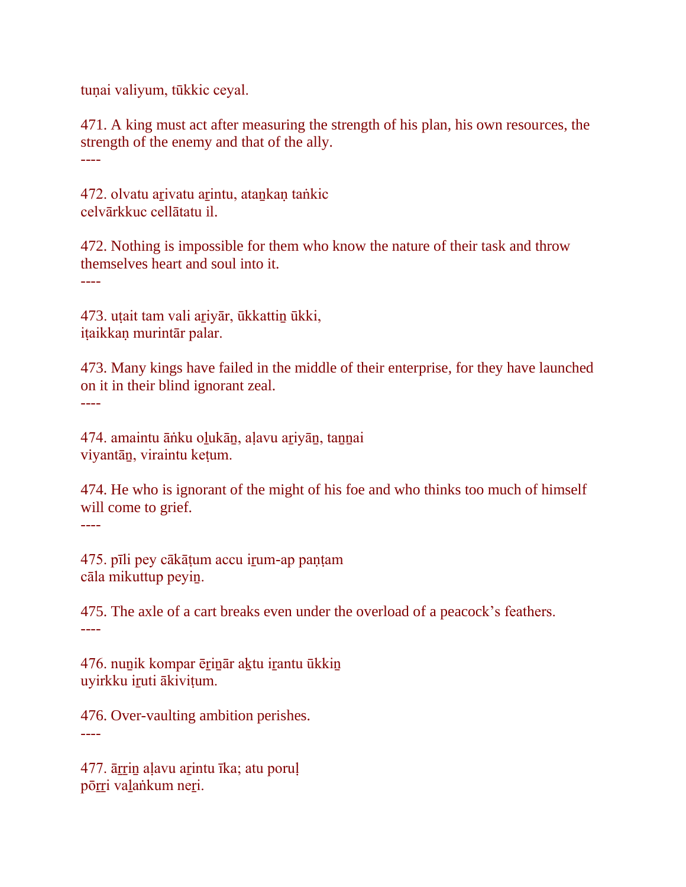tuṇai valiyum, tūkkic ceyal.

471. A king must act after measuring the strength of his plan, his own resources, the strength of the enemy and that of the ally.

----

472. olvatu aṟivatu aṟintu, ataṉkaṇ taṅkic
celvārkkuc cellātatu il.

472. Nothing is impossible for them who know the nature of their task and throw themselves heart and soul into it.

----

473. uṭait tam vali aṟiyār, ūkkattiṉ ūkki,
iṭaikkaṇ murintār palar.

473. Many kings have failed in the middle of their enterprise, for they have launched on it in their blind ignorant zeal.

----

474. amaintu āṅku oḻukāṉ, aḷavu aṟiyāṉ, taṉṉai
viyantāṉ, viraintu keṭum.

474. He who is ignorant of the might of his foe and who thinks too much of himself will come to grief.

----

475. pīli pey cākāṭum accu iṟum-ap paṇṭam
cāla mikuttup peyiṉ.

475. The axle of a cart breaks even under the overload of a peacock's feathers.

----

476. nuṉik kompar ēṟiṉār aḵtu iṟantu ūkkiṉ
uyirkku iṟuti ākiviṭum.

476. Over-vaulting ambition perishes.

----

477. āṟṟiṉ aḷavu aṟintu īka; atu poruḷ
pōṟṟi vaḻaṅkum neṟi.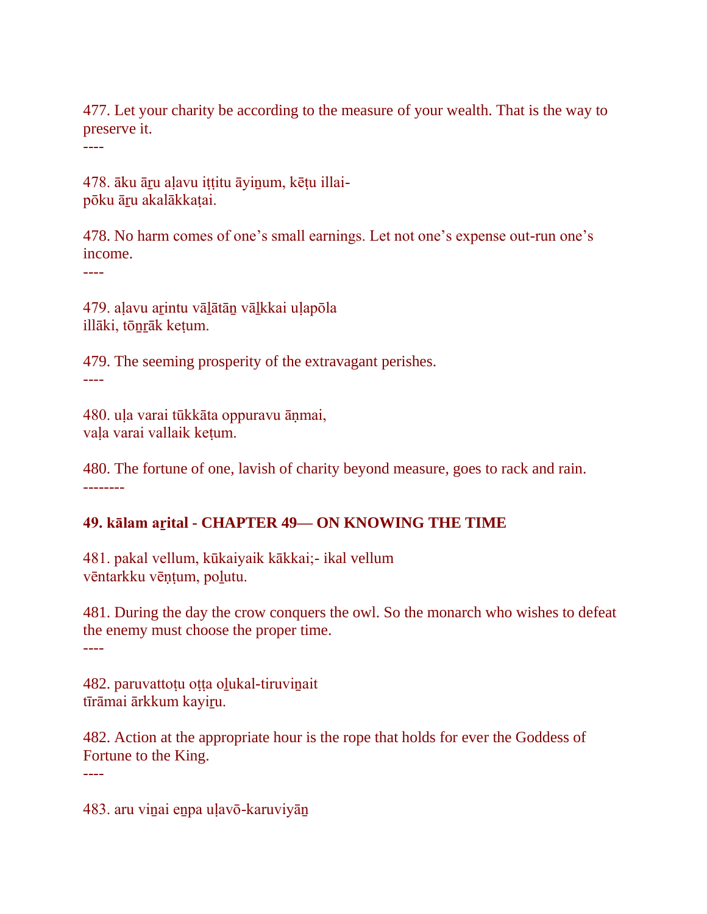477. Let your charity be according to the measure of your wealth. That is the way to preserve it.
----

478. āku āṟu aḷavu iṭṭitu āyiṉum, kēṭu illai-
pōku āṟu akalākkaṭai.

478. No harm comes of one’s small earnings. Let not one’s expense out-run one’s income.
----

479. aḷavu aṟintu vāḻātāṉ vāḻkkai uḷapōla
illāki, tōṉṟāk keṭum.

479. The seeming prosperity of the extravagant perishes.
----

480. uḷa varai tūkkāta oppuravu āṇmai,
vaḷa varai vallaik keṭum.

480. The fortune of one, lavish of charity beyond measure, goes to rack and rain.
--------

**49. kālam aṟital - CHAPTER 49— ON KNOWING THE TIME**

481. pakal vellum, kūkaiyaik kākkai;- ikal vellum
vēntarkku vēṇṭum, poḻutu.

481. During the day the crow conquers the owl. So the monarch who wishes to defeat the enemy must choose the proper time.
----

482. paruvattoṭu oṭṭa oḻukal-tiruviṉait
tīrāmai ārkkum kayiṟu.

482. Action at the appropriate hour is the rope that holds for ever the Goddess of Fortune to the King.
----

483. aru viṉai eṉpa uḷavō-karuviyāṉ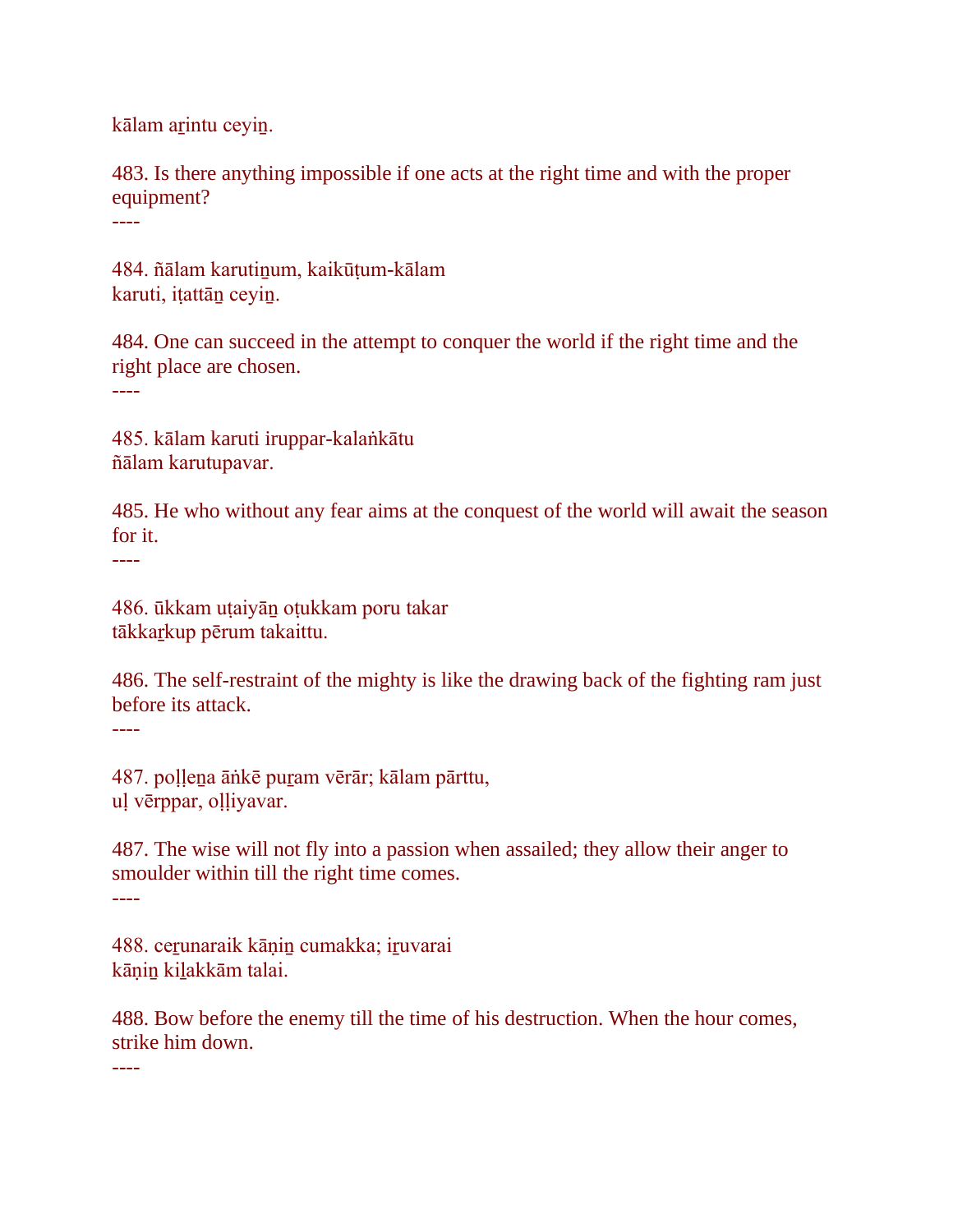kālam aṟintu ceyiṉ.

483. Is there anything impossible if one acts at the right time and with the proper equipment?
----

484. ñālam karutiṉum, kaikūṭum-kālam
karuti, iṭattāṉ ceyiṉ.

484. One can succeed in the attempt to conquer the world if the right time and the right place are chosen.
----

485. kālam karuti iruppar-kalaṅkātu
ñālam karutupavar.

485. He who without any fear aims at the conquest of the world will await the season for it.
----

486. ūkkam uṭaiyāṉ oṭukkam poru takar
tākkaṟkup pērum takaittu.

486. The self-restraint of the mighty is like the drawing back of the fighting ram just before its attack.
----

487. poḷḷeṉa āṅkē puṟam vērār; kālam pārttu,
uḷ vērppar, oḷḷiyavar.

487. The wise will not fly into a passion when assailed; they allow their anger to smoulder within till the right time comes.
----

488. ceṟunaraik kāṇiṉ cumakka; iṟuvarai
kāṇiṉ kiḻakkām talai.

488. Bow before the enemy till the time of his destruction. When the hour comes, strike him down.
----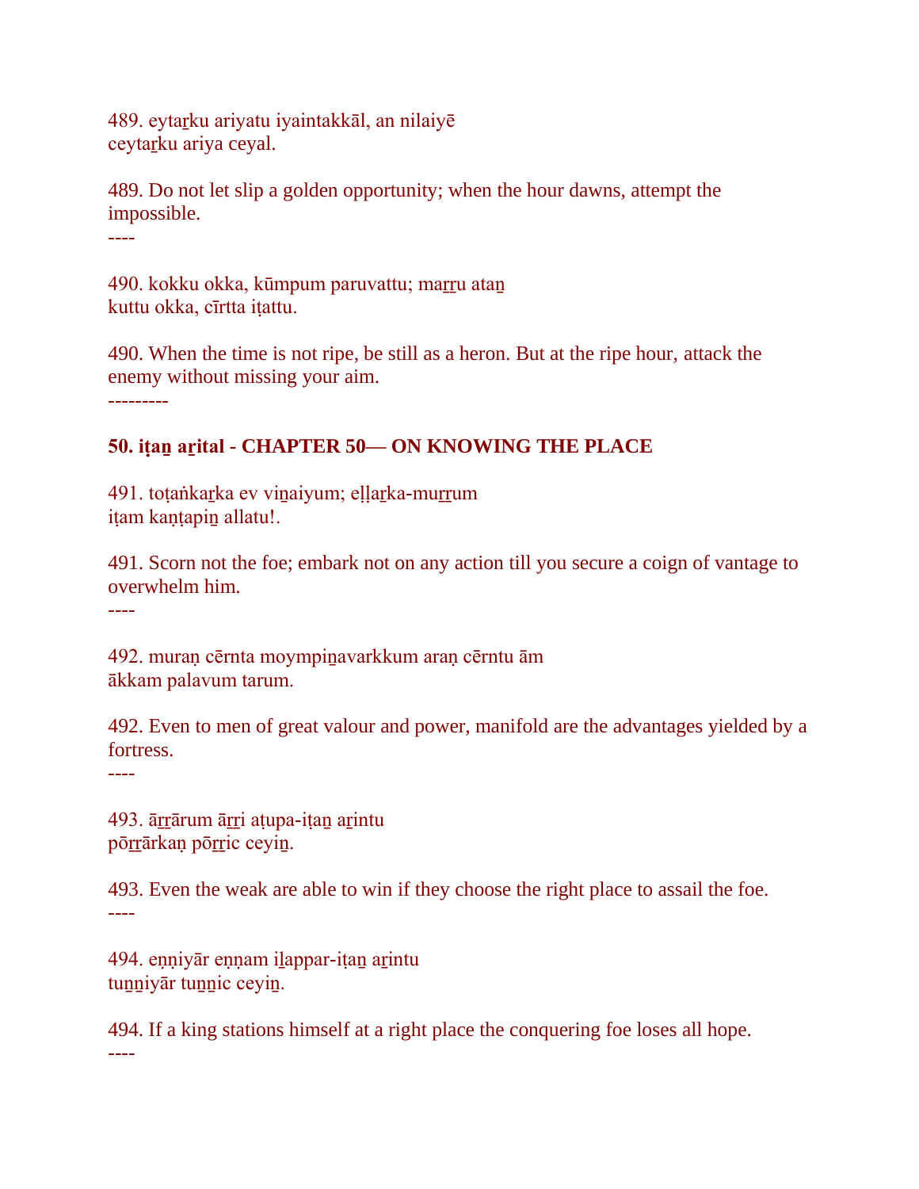489. eytaṟku ariyatu iyaintakkāl, an nilaiyē
ceytaṟku ariya ceyal.

489. Do not let slip a golden opportunity; when the hour dawns, attempt the impossible.

----

490. kokku okka, kūmpum paruvattu; maṟṟu ataṉ
kuttu okka, cīrtta iṭattu.

490. When the time is not ripe, be still as a heron. But at the ripe hour, attack the enemy without missing your aim.

---------

**50. iṭaṉ aṟital - CHAPTER 50— ON KNOWING THE PLACE**

491. toṭaṅkaṟka ev viṉaiyum; eḷḷaṟka-muṟṟum
iṭam kaṇṭapiṉ allatu!.

491. Scorn not the foe; embark not on any action till you secure a coign of vantage to overwhelm him.

----

492. muraṇ cērnta moympiṉavarkkum araṇ cērntu ām
ākkam palavum tarum.

492. Even to men of great valour and power, manifold are the advantages yielded by a fortress.

----

493. āṟṟārum āṟṟi aṭupa-iṭaṉ aṟintu
pōṟṟārkaṇ pōṟṟic ceyiṉ.

493. Even the weak are able to win if they choose the right place to assail the foe.

----

494. eṇṇiyār eṇṇam iḻappar-iṭaṉ aṟintu
tuṉṉiyār tuṉṉic ceyiṉ.

494. If a king stations himself at a right place the conquering foe loses all hope.

----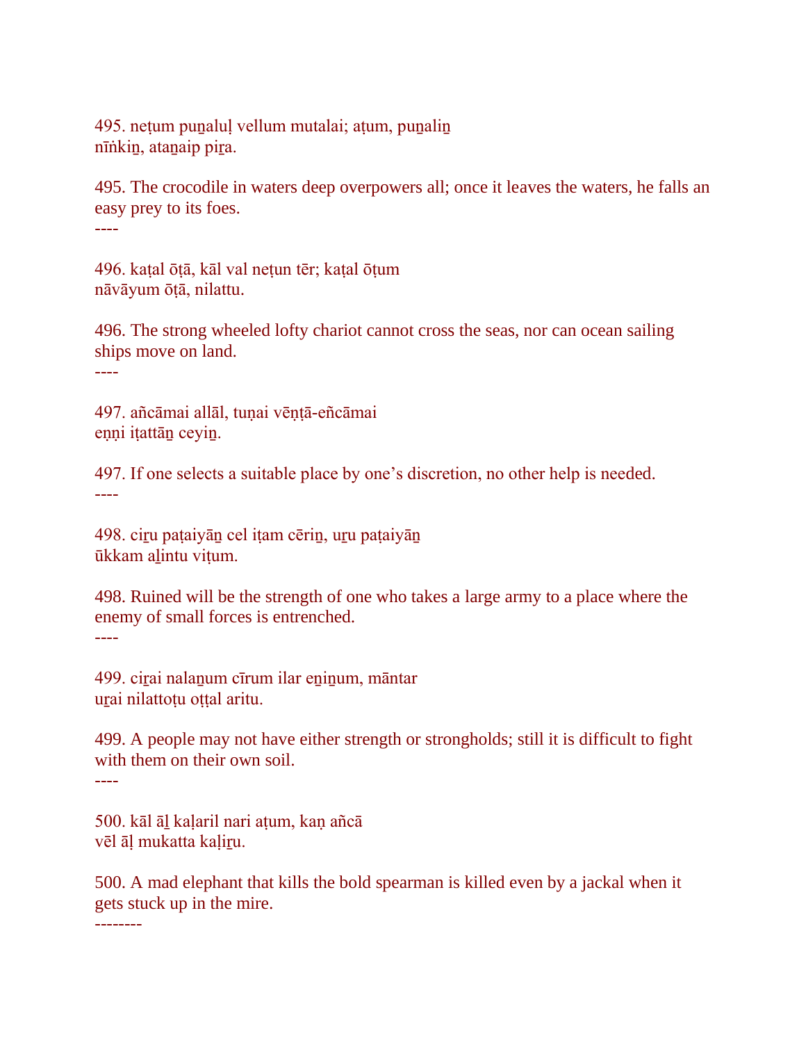495. neṭum puṉaluḷ vellum mutalai; aṭum, puṉaliṉ
nīṅkiṉ, ataṉaip piṟa.

495. The crocodile in waters deep overpowers all; once it leaves the waters, he falls an easy prey to its foes.

----

496. kaṭal ōṭā, kāl val neṭun tēr; kaṭal ōṭum
nāvāyum ōṭā, nilattu.

496. The strong wheeled lofty chariot cannot cross the seas, nor can ocean sailing ships move on land.

----

497. añcāmai allāl, tuṇai vēṇṭā-eñcāmai
eṇṇi iṭattāṉ ceyiṉ.

497. If one selects a suitable place by one's discretion, no other help is needed.

----

498. ciṟu paṭaiyāṉ cel iṭam cēriṉ, uṟu paṭaiyāṉ
ūkkam aḻintu viṭum.

498. Ruined will be the strength of one who takes a large army to a place where the enemy of small forces is entrenched.

----

499. ciṟai nalaṉum cīrum ilar eṉiṉum, māntar
uṟai nilattoṭu oṭṭal aritu.

499. A people may not have either strength or strongholds; still it is difficult to fight with them on their own soil.

----

500. kāl āḻ kaḷaril nari aṭum, kaṇ añcā
vēl āḷ mukatta kaḷiṟu.

500. A mad elephant that kills the bold spearman is killed even by a jackal when it gets stuck up in the mire.

--------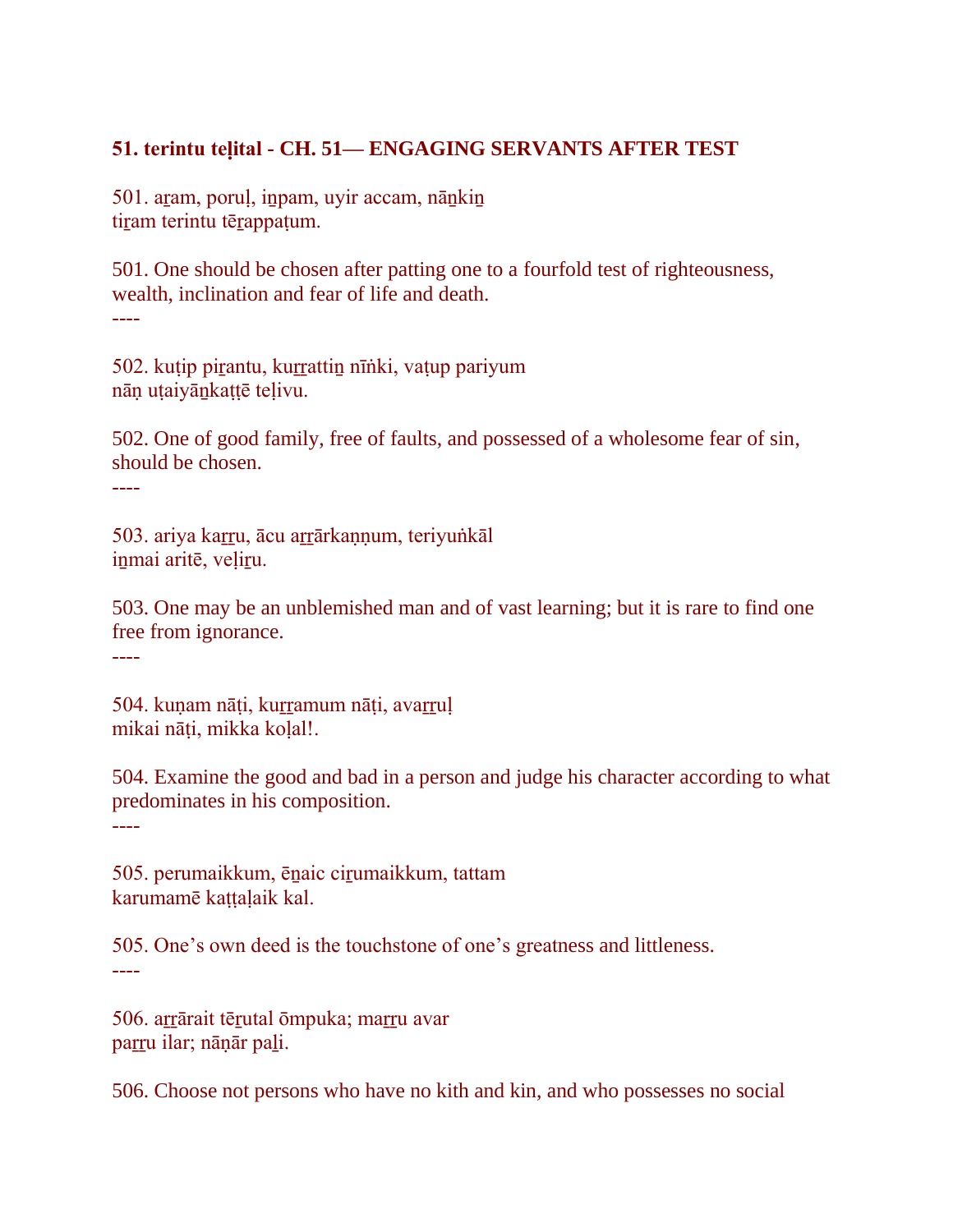## 51. terintu teḷital - CH. 51— ENGAGING SERVANTS AFTER TEST

501. aṟam, poruḷ, iṉpam, uyir accam, nāṉkiṉ
tiṟam terintu tēṟappaṭum.

501. One should be chosen after patting one to a fourfold test of righteousness, wealth, inclination and fear of life and death.

----

502. kuṭip piṟantu, kuṟṟattiṉ nīṅki, vaṭup pariyum
nāṇ uṭaiyāṉkaṭṭē teḷivu.

502. One of good family, free of faults, and possessed of a wholesome fear of sin, should be chosen.

----

503. ariya kaṟṟu, ācu aṟṟārkaṇṇum, teriyuṅkāl
iṉmai aritē, veḷiṟu.

503. One may be an unblemished man and of vast learning; but it is rare to find one free from ignorance.

----

504. kuṇam nāṭi, kuṟṟamum nāṭi, avaṟṟuḷ
mikai nāṭi, mikka koḷal!.

504. Examine the good and bad in a person and judge his character according to what predominates in his composition.

----

505. perumaikkum, ēṉaic ciṟumaikkum, tattam
karumamē kaṭṭaḷaik kal.

505. One's own deed is the touchstone of one's greatness and littleness.

----

506. aṟṟārait tēṟutal ōmpuka; maṟṟu avar
paṟṟu ilar; nāṇār paḻi.

506. Choose not persons who have no kith and kin, and who possesses no social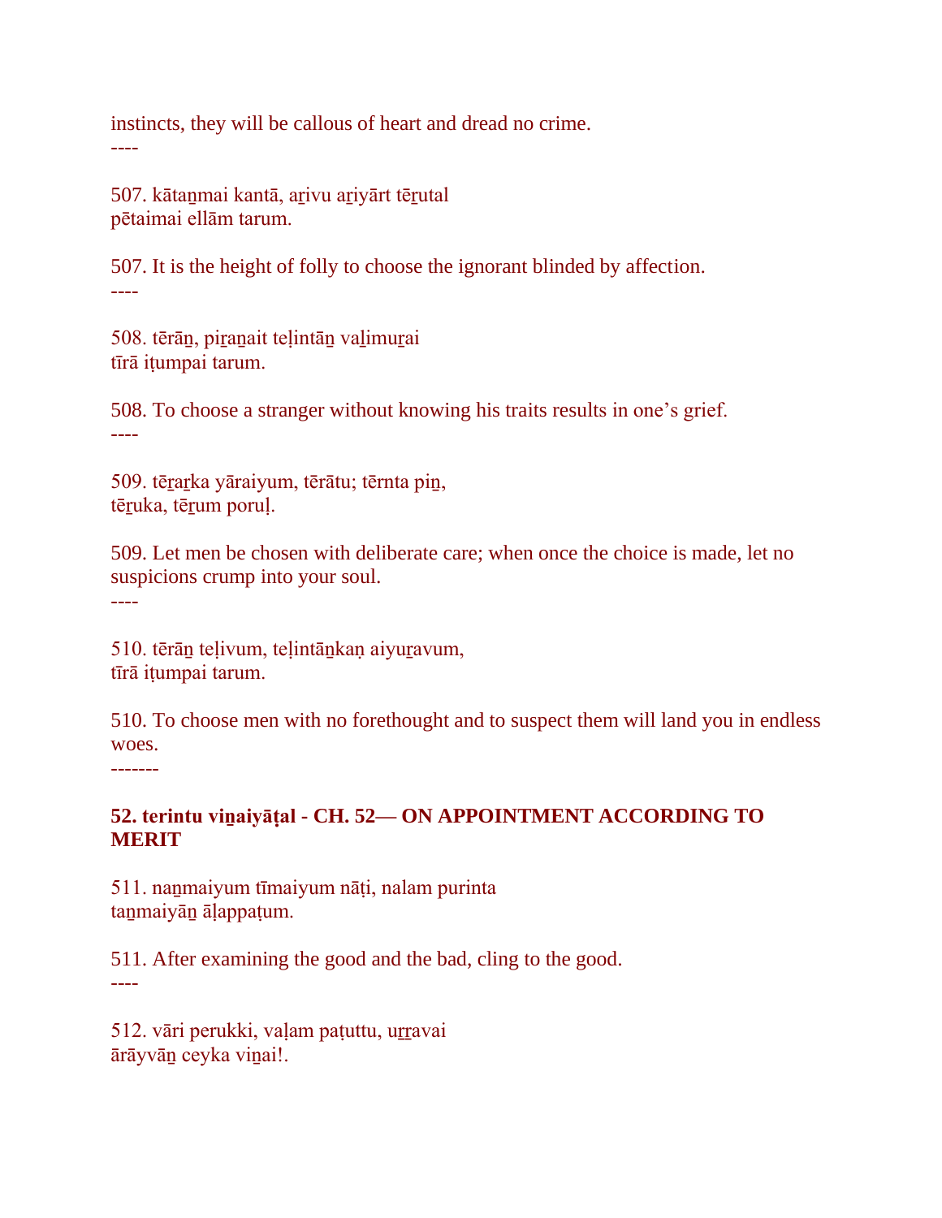instincts, they will be callous of heart and dread no crime.

----

507. kātaṉmai kantā, aṟivu aṟiyārt tēṟutal
pētaimai ellām tarum.

507. It is the height of folly to choose the ignorant blinded by affection.

----

508. tērāṉ, piṟaṉait teḷintāṉ vaḻimuṟai
tīrā iṭumpai tarum.

508. To choose a stranger without knowing his traits results in one’s grief.

----

509. tēṟaṟka yāraiyum, tērātu; tērnta piṉ,
tēṟuka, tēṟum poruḷ.

509. Let men be chosen with deliberate care; when once the choice is made, let no suspicions crump into your soul.

----

510. tērāṉ teḷivum, teḷintāṉkaṇ aiyuṟavum,
tīrā iṭumpai tarum.

510. To choose men with no forethought and to suspect them will land you in endless woes.

-------

**52. terintu viṉaiyāṭal - CH. 52— ON APPOINTMENT ACCORDING TO MERIT**

511. naṉmaiyum tīmaiyum nāṭi, nalam purinta
taṉmaiyāṉ āḷappaṭum.

511. After examining the good and the bad, cling to the good.

----

512. vāri perukki, vaḷam paṭuttu, uṟṟavai
ārāyvāṉ ceyka viṉai!.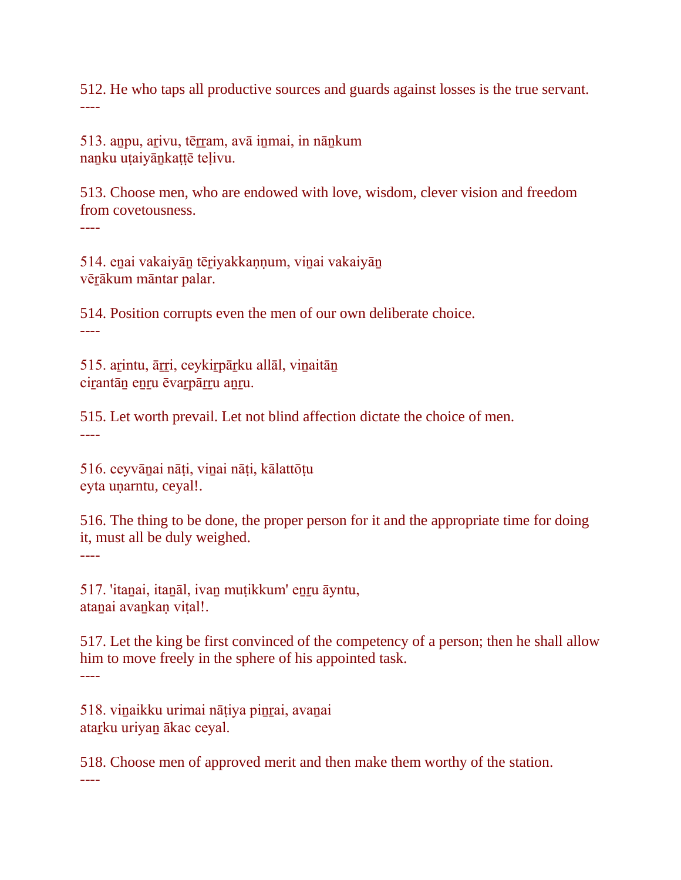512. He who taps all productive sources and guards against losses is the true servant.
----

513. aṉpu, aṟivu, tēṟṟam, avā iṉmai, in nāṉkum
naṉku uṭaiyāṉkaṭṭē teḷivu.

513. Choose men, who are endowed with love, wisdom, clever vision and freedom from covetousness.
----

514. eṉai vakaiyāṉ tēṟiyakkaṇṇum, viṉai vakaiyāṉ
vēṟākum māntar palar.

514. Position corrupts even the men of our own deliberate choice.
----

515. aṟintu, āṟṟi, ceykiṟpāṟku allāl, viṉaitāṉ
ciṟantāṉ eṉṟu ēvaṟpāṟṟu aṉṟu.

515. Let worth prevail. Let not blind affection dictate the choice of men.
----

516. ceyvāṉai nāṭi, viṉai nāṭi, kālattōṭu
eyta uṇarntu, ceyal!.

516. The thing to be done, the proper person for it and the appropriate time for doing it, must all be duly weighed.
----

517. 'itaṉai, itaṉāl, ivaṉ muṭikkum' eṉṟu āyntu,
ataṉai avaṉkaṇ viṭal!.

517. Let the king be first convinced of the competency of a person; then he shall allow him to move freely in the sphere of his appointed task.
----

518. viṉaikku urimai nāṭiya piṉṟai, avaṉai
ataṟku uriyaṉ ākac ceyal.

518. Choose men of approved merit and then make them worthy of the station.
----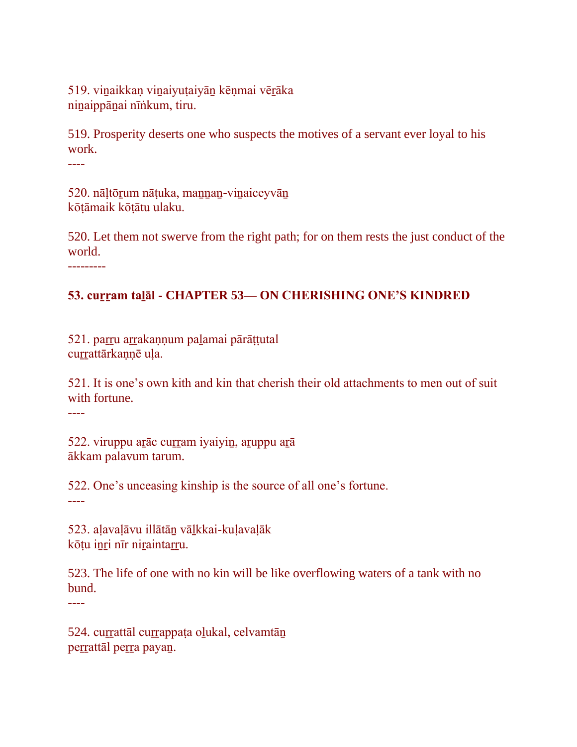519. viṉaikkaṇ viṉaiyuṭaiyāṉ kēṇmai vēṟāka
niṉaippāṉai nīṅkum, tiru.

519. Prosperity deserts one who suspects the motives of a servant ever loyal to his work.

----

520. nāḷtōṟum nāṭuka, maṉṉaṉ-viṉaiceyvāṉ
kōṭāmaik kōṭātu ulaku.

520. Let them not swerve from the right path; for on them rests the just conduct of the world.

---------

## 53. cuṟṟam taḻāl - CHAPTER 53— ON CHERISHING ONE'S KINDRED

521. paṟṟu aṟṟakaṇṇum paḻamai pārāṭṭutal
cuṟṟattārkaṇṇē uḷa.

521. It is one's own kith and kin that cherish their old attachments to men out of suit with fortune.

----

522. viruppu aṟāc cuṟṟam iyaiyiṉ, aṟuppu aṟā
ākkam palavum tarum.

522. One's unceasing kinship is the source of all one's fortune.

----

523. aḷavaḷāvu illātāṉ vāḻkkai-kuḷavaḷāk
kōṭu iṉṟi nīr niṟaintaṟṟu.

523. The life of one with no kin will be like overflowing waters of a tank with no bund.

----

524. cuṟṟattāl cuṟṟappaṭa oḻukal, celvamtāṉ
peṟṟattāl peṟṟa payaṉ.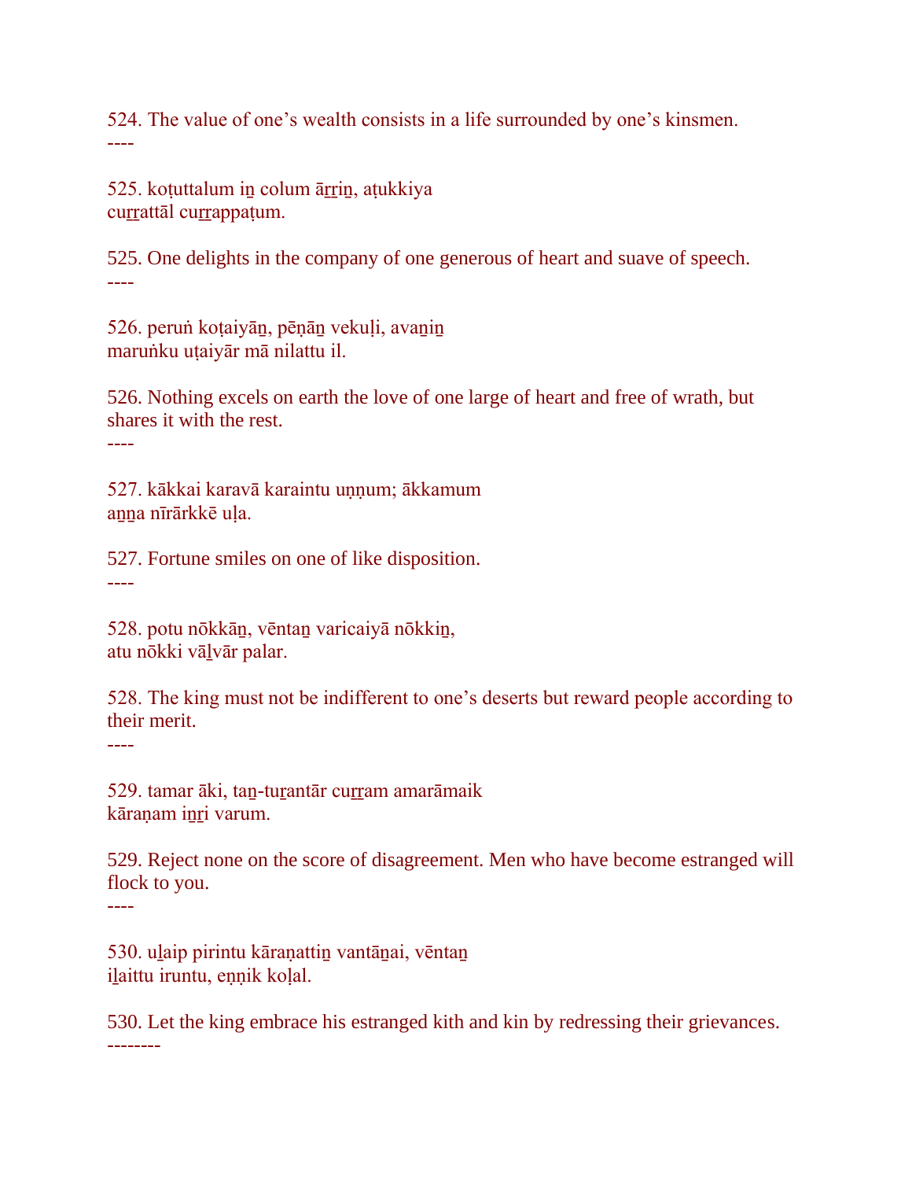524. The value of one's wealth consists in a life surrounded by one's kinsmen.
----

525. koṭuttalum iṉ colum āṟṟiṉ, aṭukkiya
cuṟṟattāl cuṟṟappaṭum.

525. One delights in the company of one generous of heart and suave of speech.
----

526. peruṅ koṭaiyāṉ, pēṇāṉ vekuḷi, avaṉiṉ
maruṅku uṭaiyār mā nilattu il.

526. Nothing excels on earth the love of one large of heart and free of wrath, but shares it with the rest.
----

527. kākkai karavā karaintu uṇṇum; ākkamum
aṉṉa nīrārkkē uḷa.

527. Fortune smiles on one of like disposition.
----

528. potu nōkkāṉ, vēntaṉ varicaiyā nōkkiṉ,
atu nōkki vāḻvār palar.

528. The king must not be indifferent to one's deserts but reward people according to their merit.
----

529. tamar āki, taṉ-tuṟantār cuṟṟam amarāmaik
kāraṇam iṉṟi varum.

529. Reject none on the score of disagreement. Men who have become estranged will flock to you.
----

530. uḻaip pirintu kāraṇattiṉ vantāṉai, vēntaṉ
iḻaittu iruntu, eṇṇik koḷal.

530. Let the king embrace his estranged kith and kin by redressing their grievances.
--------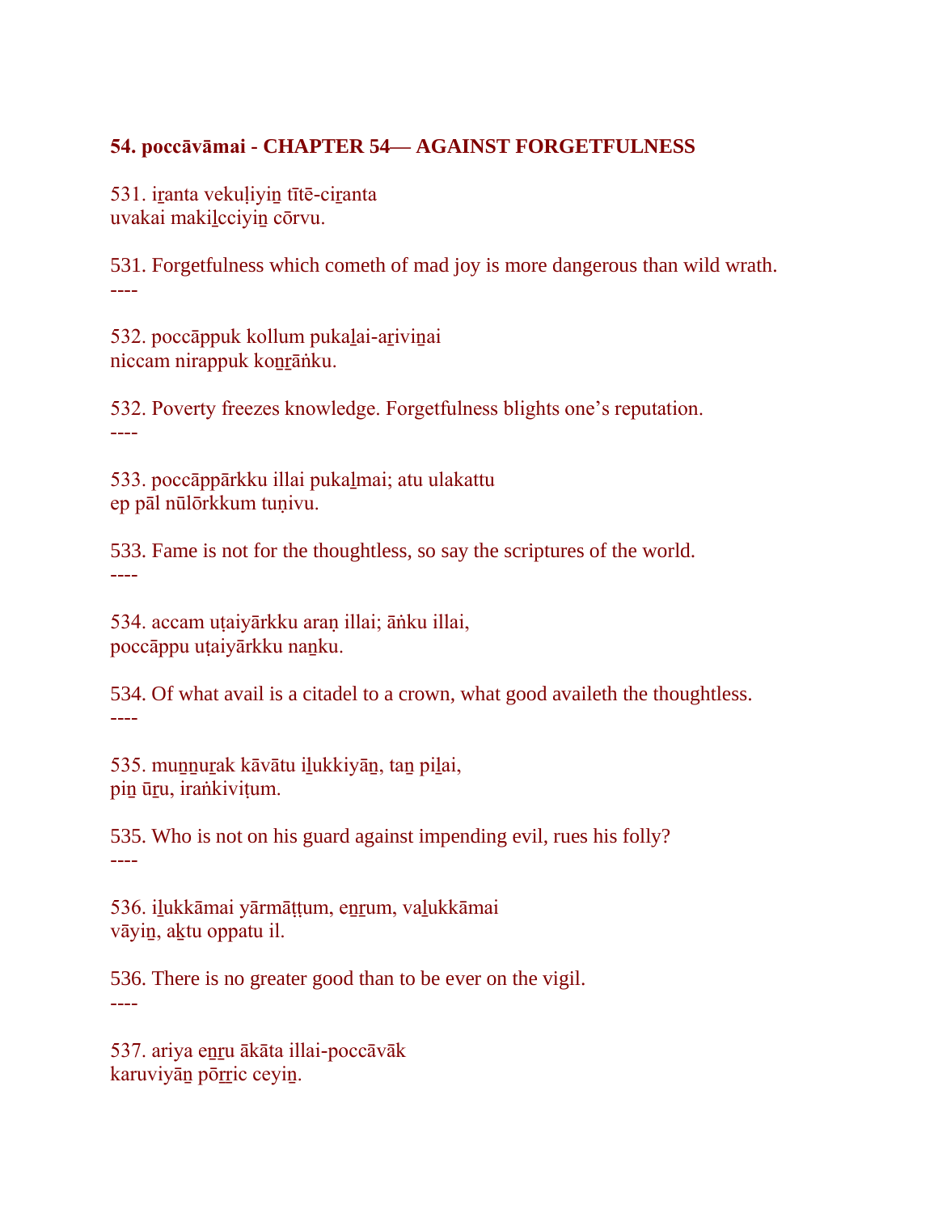**54. poccāvāmai - CHAPTER 54— AGAINST FORGETFULNESS**

531. iṟanta vekuḷiyiṉ tītē-ciṟanta
uvakai makiḻcciyiṉ cōrvu.

531. Forgetfulness which cometh of mad joy is more dangerous than wild wrath.
----

532. poccāppuk kollum pukaḻai-aṟiviṉai
niccam nirappuk koṉṟāṅku.

532. Poverty freezes knowledge. Forgetfulness blights one’s reputation.
----

533. poccāppārkku illai pukaḻmai; atu ulakattu
ep pāl nūlōrkkum tuṇivu.

533. Fame is not for the thoughtless, so say the scriptures of the world.
----

534. accam uṭaiyārkku araṇ illai; āṅku illai,
poccāppu uṭaiyārkku naṉku.

534. Of what avail is a citadel to a crown, what good availeth the thoughtless.
----

535. muṉṉuṟak kāvātu iḻukkiyāṉ, taṉ piḻai,
piṉ ūṟu, iraṅkiviṭum.

535. Who is not on his guard against impending evil, rues his folly?
----

536. iḻukkāmai yārmāṭṭum, eṉṟum, vaḻukkāmai
vāyiṉ, aḵtu oppatu il.

536. There is no greater good than to be ever on the vigil.
----

537. ariya eṉṟu ākāta illai-poccāvāk
karuviyāṉ pōṟṟic ceyiṉ.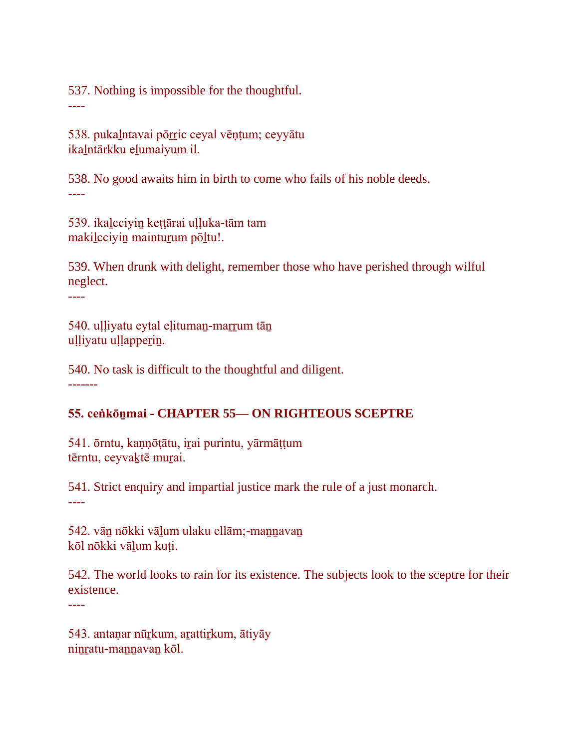537. Nothing is impossible for the thoughtful.
----

538. pukaḻntavai pōṟṟic ceyal vēṇṭum; ceyyātu
ikaḻntārkku eḻumaiyum il.

538. No good awaits him in birth to come who fails of his noble deeds.
----

539. ikaḻcciyiṉ keṭṭārai uḷḷuka-tām tam
makiḻcciyiṉ mainturum pōḻtu!.

539. When drunk with delight, remember those who have perished through wilful neglect.
----

540. uḷḷiyatu eytal eḷitumaṉ-maṟṟum tāṉ
uḷḷiyatu uḷḷapperiṉ.

540. No task is difficult to the thoughtful and diligent.
-------

**55. ceṅkōṉmai - CHAPTER 55— ON RIGHTEOUS SCEPTRE**

541. ōrntu, kaṇṇōṭātu, iṟai purintu, yārmāṭṭum
tērntu, ceyvaḵtē muṟai.

541. Strict enquiry and impartial justice mark the rule of a just monarch.
----

542. vāṉ nōkki vāḻum ulaku ellām;-maṉṉavaṉ
kōl nōkki vāḻum kuṭi.

542. The world looks to rain for its existence. The subjects look to the sceptre for their existence.
----

543. antaṇar nūṟkum, aṟattiṟkum, ātiyāy
niṉṟatu-maṉṉavaṉ kōl.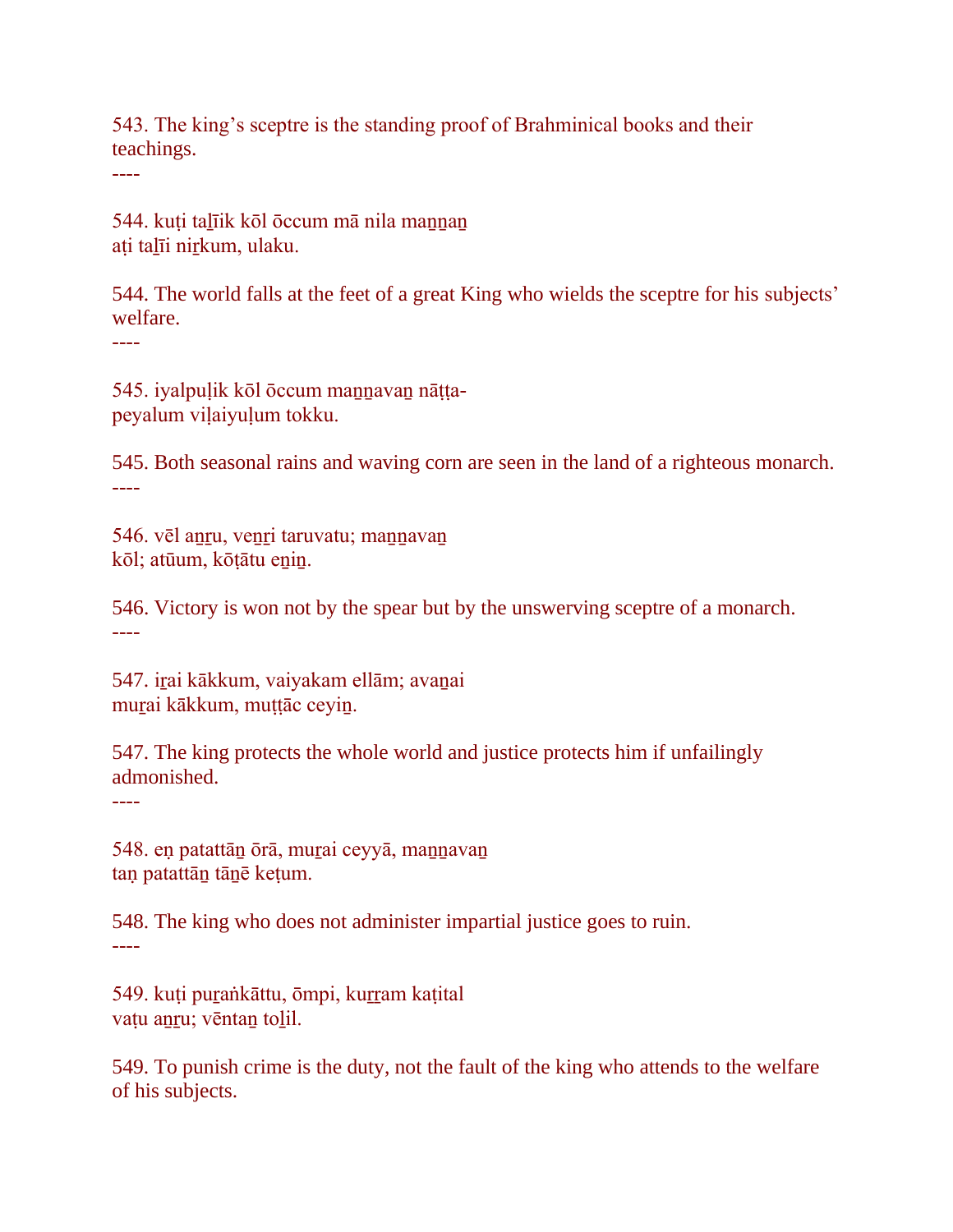543. The king's sceptre is the standing proof of Brahminical books and their teachings.

----

544. kuṭi taḻīik kōl ōccum mā nila maṉṉaṉ
aṭi taḻīi niṟkum, ulaku.

544. The world falls at the feet of a great King who wields the sceptre for his subjects' welfare.

----

545. iyalpuḷik kōl ōccum maṉṉavaṉ nāṭṭa-
peyalum viḷaiyuḷum tokku.

545. Both seasonal rains and waving corn are seen in the land of a righteous monarch.

----

546. vēl aṉṟu, veṉṟi taruvatu; maṉṉavaṉ
kōl; atūum, kōṭātu eṉiṉ.

546. Victory is won not by the spear but by the unswerving sceptre of a monarch.

----

547. iṟai kākkum, vaiyakam ellām; avaṉai
muṟai kākkum, muṭṭāc ceyiṉ.

547. The king protects the whole world and justice protects him if unfailingly admonished.

----

548. eṇ patattāṉ ōrā, muṟai ceyyā, maṉṉavaṉ
taṇ patattāṉ tāṉē keṭum.

548. The king who does not administer impartial justice goes to ruin.

----

549. kuṭi puṟaṅkāttu, ōmpi, kuṟṟam kaṭital
vaṭu aṉṟu; vēntaṉ toḻil.

549. To punish crime is the duty, not the fault of the king who attends to the welfare of his subjects.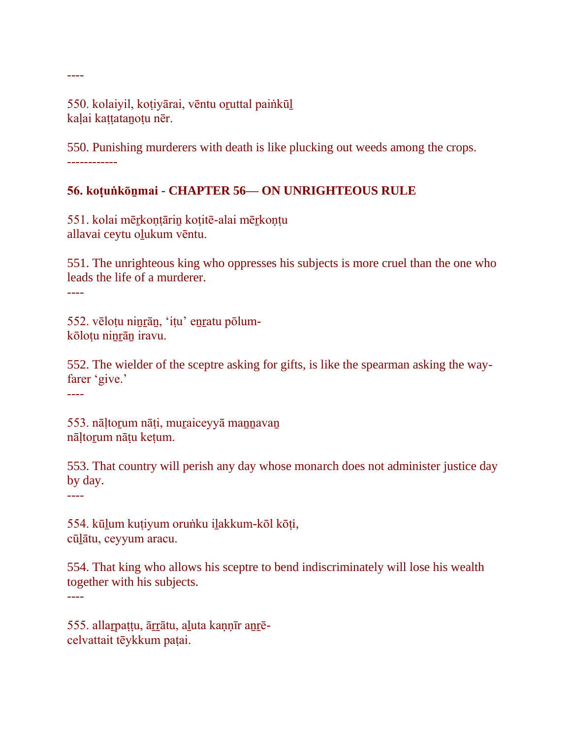----

550. kolaiyil, koṭiyārai, vēntu o̱ruttal paiṅkū̱l
kaḷai kaṭṭataṉoṭu nēr.

550. Punishing murderers with death is like plucking out weeds among the crops.
------------

**56. koṭuṅkōṉmai - CHAPTER 56— ON UNRIGHTEOUS RULE**

551. kolai mē̱rkoṇṭāriṉ koṭitē-alai mē̱rkoṇṭu
allavai ceytu o̱lukum vēntu.

551. The unrighteous king who oppresses his subjects is more cruel than the one who leads the life of a murderer.
----

552. vēloṭu niṉ̱ṟāṉ, 'iṭu' eṉ̱ṟatu pōlum-
kōloṭu niṉ̱ṟāṉ iravu.

552. The wielder of the sceptre asking for gifts, is like the spearman asking the way-farer 'give.'
----

553. nāḷto̱rum nāṭi, mu̱raiceyyā maṉ̱ṉavaṉ
nāḷto̱rum nāṭu keṭum.

553. That country will perish any day whose monarch does not administer justice day by day.
----

554. kū̱lum kuṭiyum oruṅku i̱lakkum-kōl kōṭi,
cū̱lātu, ceyyum aracu.

554. That king who allows his sceptre to bend indiscriminately will lose his wealth together with his subjects.
----

555. alla̱rpaṭṭu, ā̱ṟ̱ṟātu, a̱luta kaṇṇīr aṉ̱ṟē-
celvattait tēykkum paṭai.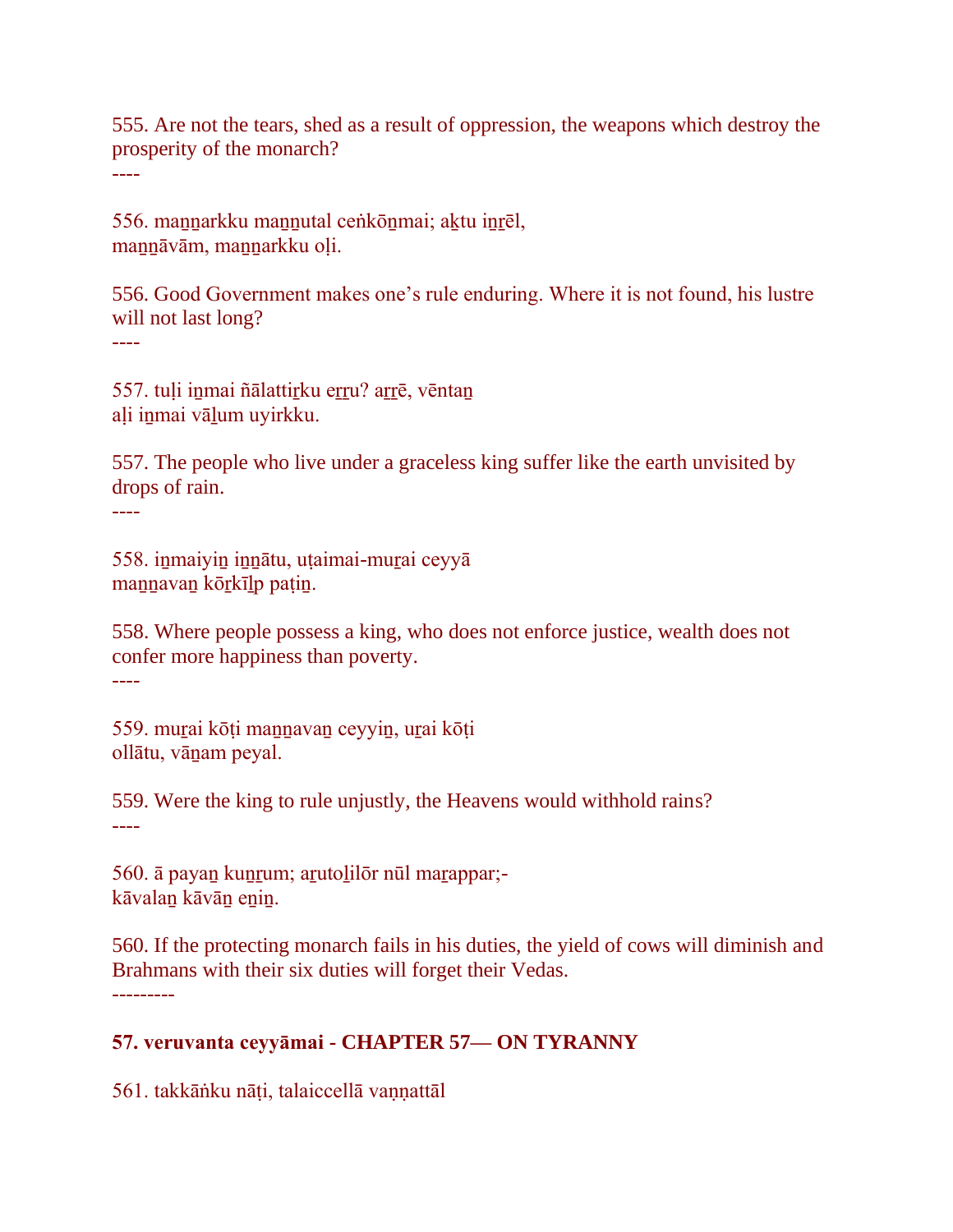555. Are not the tears, shed as a result of oppression, the weapons which destroy the prosperity of the monarch?
----

556. maṉṉarkku maṉṉutal ceṅkōṉmai; aḵtu iṉṟēl,
maṉṉāvām, maṉṉarkku oḷi.

556. Good Government makes one's rule enduring. Where it is not found, his lustre will not last long?
----

557. tuḷi iṉmai ñālattiṟku eṟṟu? aṟṟē, vēntaṉ
aḷi iṉmai vāḻum uyirkku.

557. The people who live under a graceless king suffer like the earth unvisited by drops of rain.
----

558. iṉmaiyiṉ iṉṉātu, uṭaimai-muṟai ceyyā
maṉṉavaṉ kōṟkīḻp paṭiṉ.

558. Where people possess a king, who does not enforce justice, wealth does not confer more happiness than poverty.
----

559. muṟai kōṭi maṉṉavaṉ ceyyiṉ, uṟai kōṭi
ollātu, vāṉam peyal.

559. Were the king to rule unjustly, the Heavens would withhold rains?
----

560. ā payaṉ kuṉṟum; aṟutoḻilōr nūl maṟappar;-
kāvalaṉ kāvāṉ eṉiṉ.

560. If the protecting monarch fails in his duties, the yield of cows will diminish and Brahmans with their six duties will forget their Vedas.
---------

**57. veruvanta ceyyāmai - CHAPTER 57— ON TYRANNY**

561. takkāṅku nāṭi, talaiccellā vaṇṇattāl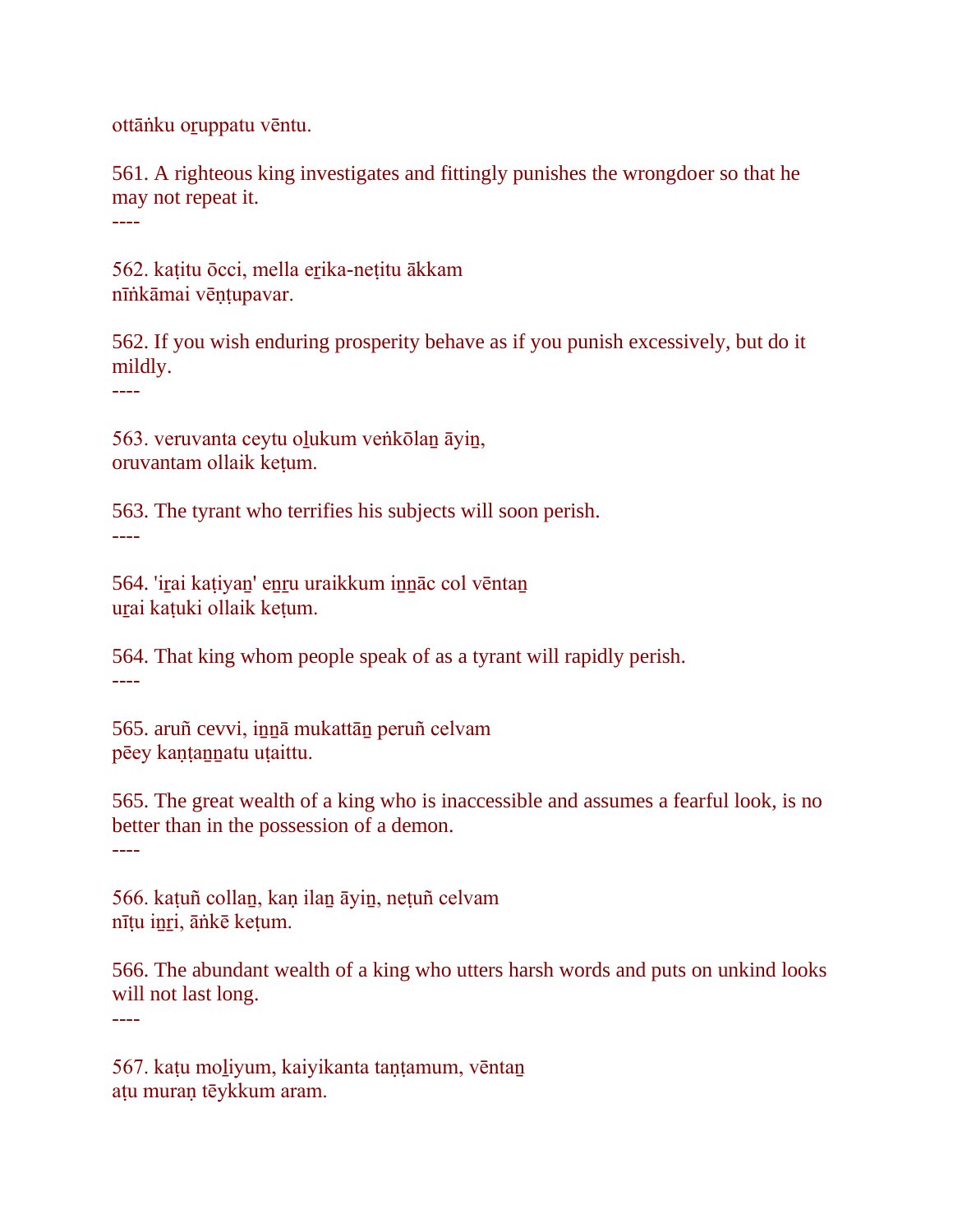ottāṅku oṟuppatu vēntu.

561. A righteous king investigates and fittingly punishes the wrongdoer so that he may not repeat it.

----

562. kaṭitu ōcci, mella eṟika-neṭitu ākkam
nīṅkāmai vēṇṭupavar.

562. If you wish enduring prosperity behave as if you punish excessively, but do it mildly.

----

563. veruvanta ceytu oḻukum veṅkōlaṉ āyiṉ,
oruvantam ollaik keṭum.

563. The tyrant who terrifies his subjects will soon perish.

----

564. 'iṟai kaṭiyaṉ' eṉṟu uraikkum iṉṉāc col vēntaṉ
uṟai kaṭuki ollaik keṭum.

564. That king whom people speak of as a tyrant will rapidly perish.

----

565. aruñ cevvi, iṉṉā mukattāṉ peruñ celvam
pēey kaṇṭaṉṉatu uṭaittu.

565. The great wealth of a king who is inaccessible and assumes a fearful look, is no better than in the possession of a demon.

----

566. kaṭuñ collaṉ, kaṇ ilaṉ āyiṉ, neṭuñ celvam
nīṭu iṉṟi, āṅkē keṭum.

566. The abundant wealth of a king who utters harsh words and puts on unkind looks will not last long.

----

567. kaṭu moḻiyum, kaiyikanta taṇṭamum, vēntaṉ
aṭu muraṇ tēykkum aram.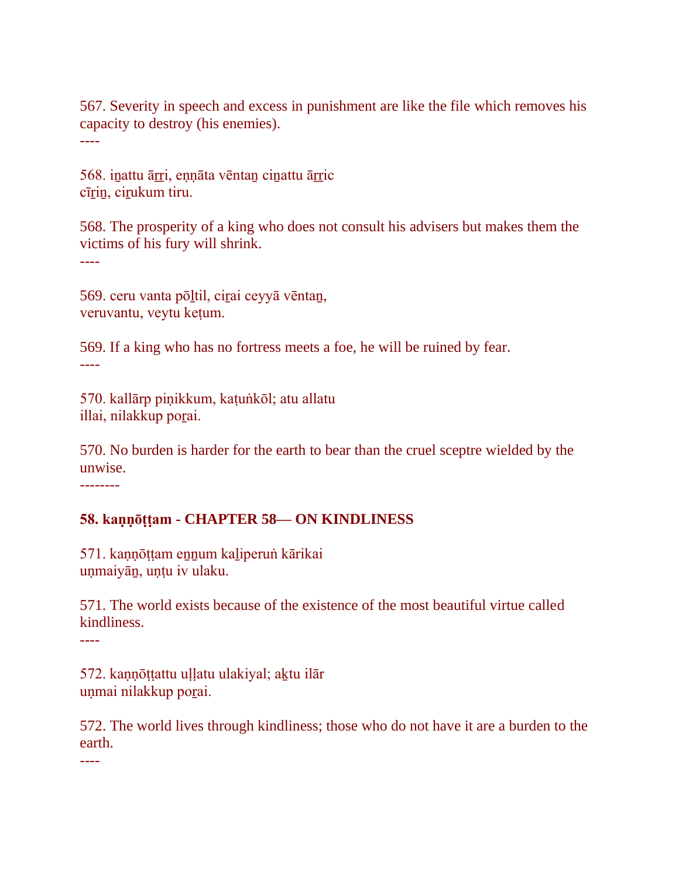567. Severity in speech and excess in punishment are like the file which removes his capacity to destroy (his enemies).

----

568. iṉattu āṟṟi, eṇṇāta vēntaṉ ciṉattu āṟṟic
cīṟiṉ, ciṟukum tiru.

568. The prosperity of a king who does not consult his advisers but makes them the victims of his fury will shrink.

----

569. ceru vanta pōḻtil, ciṟai ceyyā vēntaṉ,
veruvantu, veytu keṭum.

569. If a king who has no fortress meets a foe, he will be ruined by fear.

----

570. kallārp piṇikkum, kaṭuṅkōl; atu allatu
illai, nilakkup poṟai.

570. No burden is harder for the earth to bear than the cruel sceptre wielded by the unwise.

--------

**58. kaṇṇōṭṭam - CHAPTER 58— ON KINDLINESS**

571. kaṇṇōṭṭam eṉṉum kaḻiperuṅ kārikai
uṇmaiyāṉ, uṇṭu iv ulaku.

571. The world exists because of the existence of the most beautiful virtue called kindliness.

----

572. kaṇṇōṭṭattu uḷḷatu ulakiyal; aḵtu ilār
uṇmai nilakkup poṟai.

572. The world lives through kindliness; those who do not have it are a burden to the earth.

----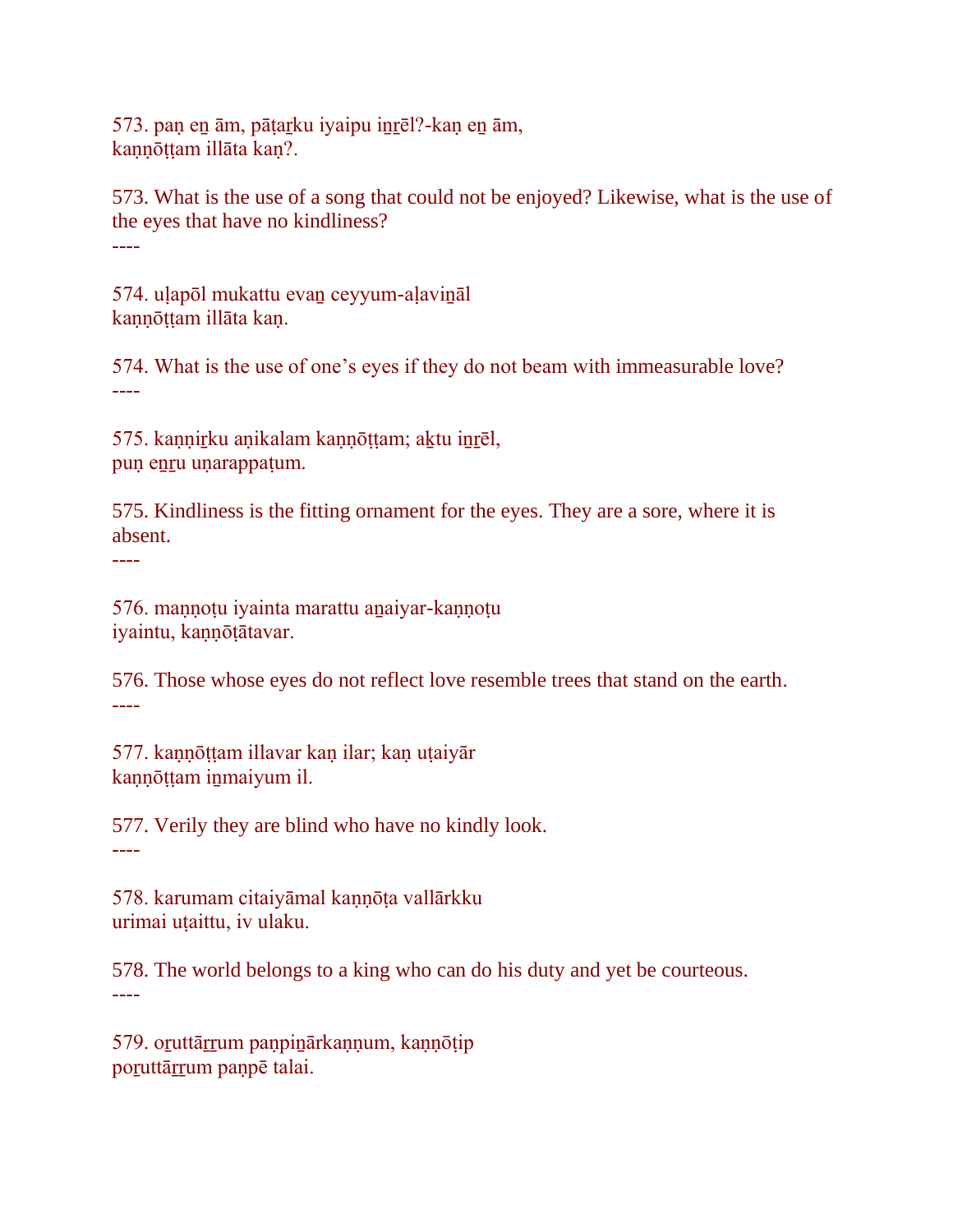573. paṇ eṉ ām, pāṭaṟku iyaipu iṉṟēl?-kaṇ eṉ ām,
kaṇṇōṭṭam illāta kaṇ?.

573. What is the use of a song that could not be enjoyed? Likewise, what is the use of the eyes that have no kindliness?

----

574. uḷapōl mukattu evaṉ ceyyum-aḷaviṉāl
kaṇṇōṭṭam illāta kaṇ.

574. What is the use of one's eyes if they do not beam with immeasurable love?

----

575. kaṇṇiṟku aṇikalam kaṇṇōṭṭam; aḵtu iṉṟēl,
puṇ eṉṟu uṇarappaṭum.

575. Kindliness is the fitting ornament for the eyes. They are a sore, where it is absent.

----

576. maṇṇoṭu iyainta marattu aṉaiyar-kaṇṇoṭu
iyaintu, kaṇṇōṭātavar.

576. Those whose eyes do not reflect love resemble trees that stand on the earth.

----

577. kaṇṇōṭṭam illavar kaṇ ilar; kaṇ uṭaiyār
kaṇṇōṭṭam iṉmaiyum il.

577. Verily they are blind who have no kindly look.

----

578. karumam citaiyāmal kaṇṇōṭa vallārkku
urimai uṭaittu, iv ulaku.

578. The world belongs to a king who can do his duty and yet be courteous.

----

579. oṟuttāṟṟum paṇpiṉārkaṇṇum, kaṇṇōṭip
poṟuttāṟṟum paṇpē talai.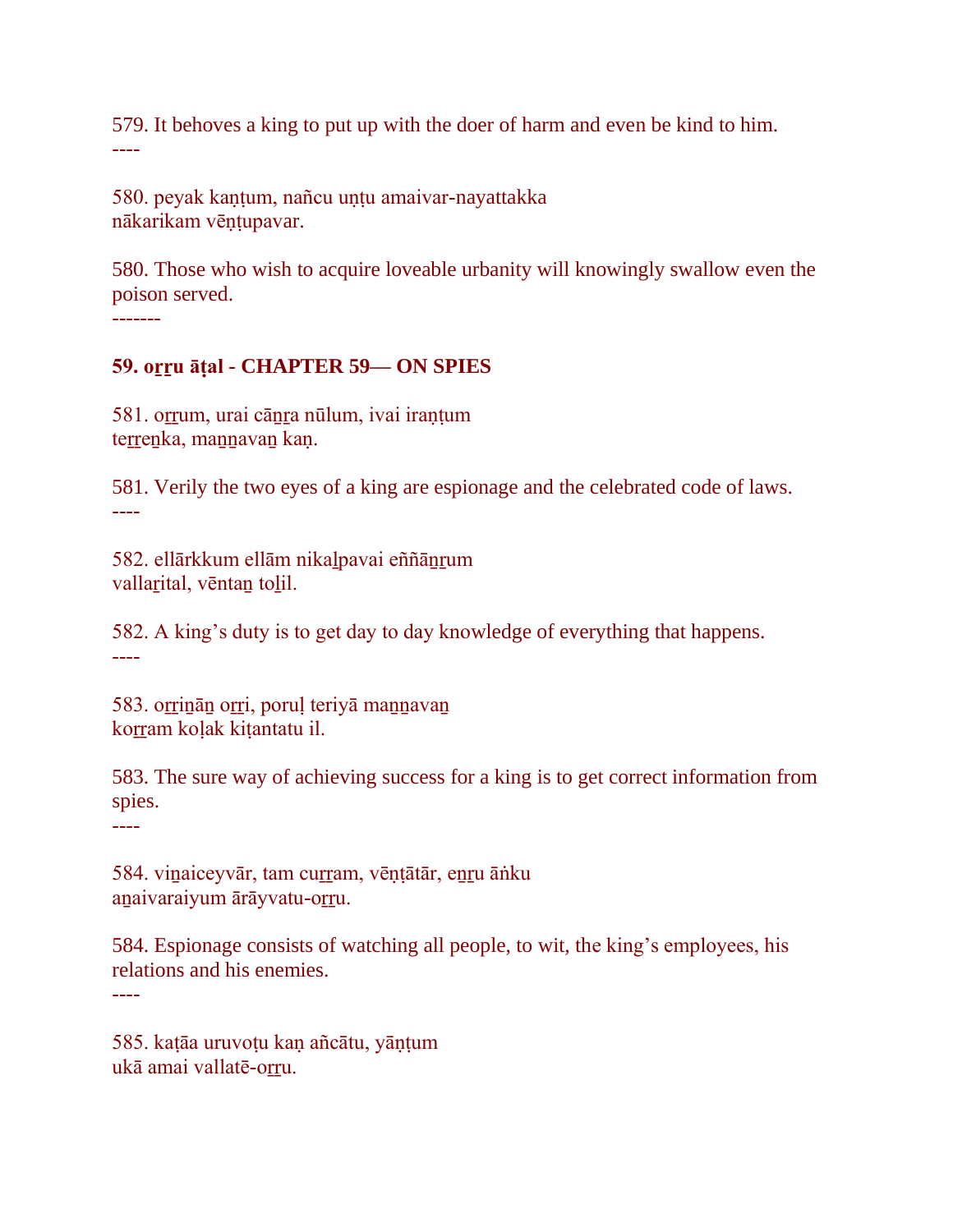579. It behoves a king to put up with the doer of harm and even be kind to him.
----

580. peyak kaṇṭum, nañcu uṇṭu amaivar-nayattakka
nākarikam vēṇṭupavar.

580. Those who wish to acquire loveable urbanity will knowingly swallow even the poison served.
-------

**59. oṟṟu āṭal - CHAPTER 59— ON SPIES**

581. oṟṟum, urai cāṉṟa nūlum, ivai iraṇṭum
teṟṟeṉka, maṉṉavaṉ kaṇ.

581. Verily the two eyes of a king are espionage and the celebrated code of laws.
----

582. ellārkkum ellām nikaḻpavai eññāṉṟum
vallaṟital, vēntaṉ toḻil.

582. A king's duty is to get day to day knowledge of everything that happens.
----

583. oṟṟiṉāṉ oṟṟi, poruḷ teriyā maṉṉavaṉ
koṟṟam koḷak kiṭantatu il.

583. The sure way of achieving success for a king is to get correct information from spies.
----

584. viṉaiceyvār, tam cuṟṟam, vēṇṭātār, eṉṟu āṅku
aṉaivaraiyum ārāyvatu-oṟṟu.

584. Espionage consists of watching all people, to wit, the king's employees, his relations and his enemies.
----

585. kaṭāa uruvoṭu kaṇ añcātu, yāṇṭum
ukā amai vallatē-oṟṟu.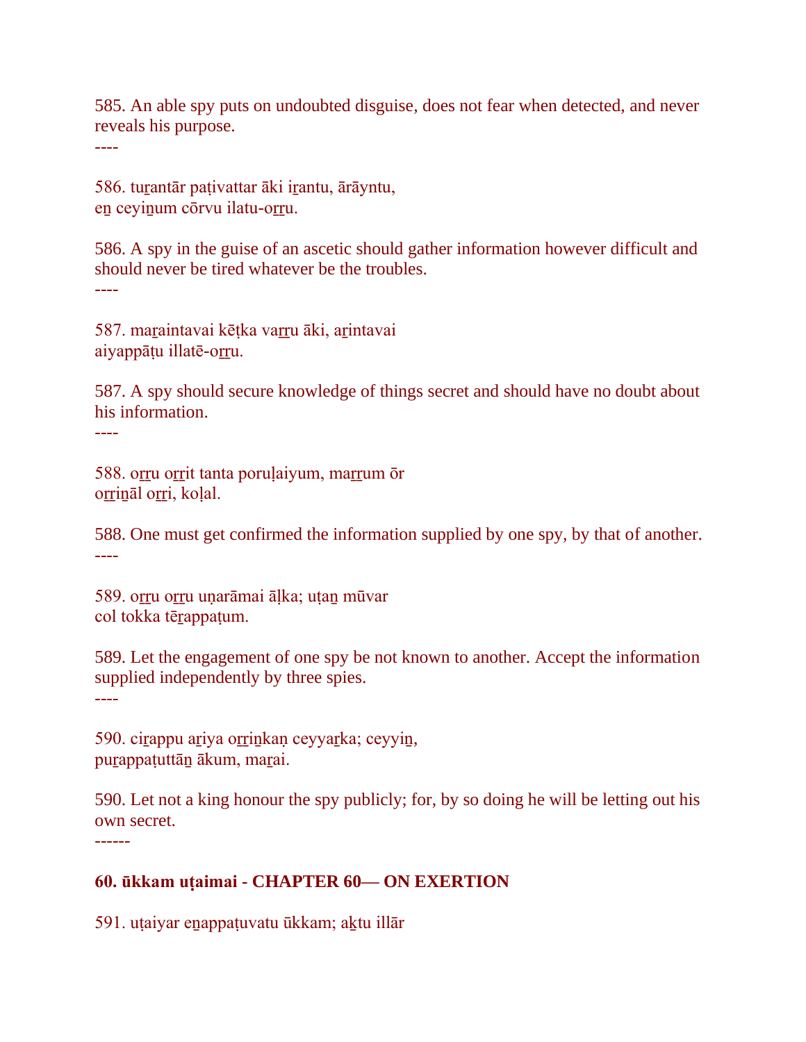585. An able spy puts on undoubted disguise, does not fear when detected, and never reveals his purpose.
----

586. tuṟantār paṭivattar āki iṟantu, ārāyntu,
eṉ ceyiṉum cōrvu ilatu-oṟṟu.

586. A spy in the guise of an ascetic should gather information however difficult and should never be tired whatever be the troubles.
----

587. maṟaintavai kēṭka vaṟṟu āki, aṟintavai
aiyappāṭu illatē-oṟṟu.

587. A spy should secure knowledge of things secret and should have no doubt about his information.
----

588. oṟṟu oṟṟit tanta poruḷaiyum, maṟṟum ōr
oṟṟiṉāl oṟṟi, koḷal.

588. One must get confirmed the information supplied by one spy, by that of another.
----

589. oṟṟu oṟṟu uṇarāmai āḷka; uṭaṉ mūvar
col tokka tēṟappaṭum.

589. Let the engagement of one spy be not known to another. Accept the information supplied independently by three spies.
----

590. ciṟappu aṟiya oṟṟiṉkaṇ ceyyaṟka; ceyyiṉ,
puṟappaṭuttāṉ ākum, maṟai.

590. Let not a king honour the spy publicly; for, by so doing he will be letting out his own secret.
------

## 60. ūkkam uṭaimai - CHAPTER 60— ON EXERTION

591. uṭaiyar eṉappaṭuvatu ūkkam; aḵtu illār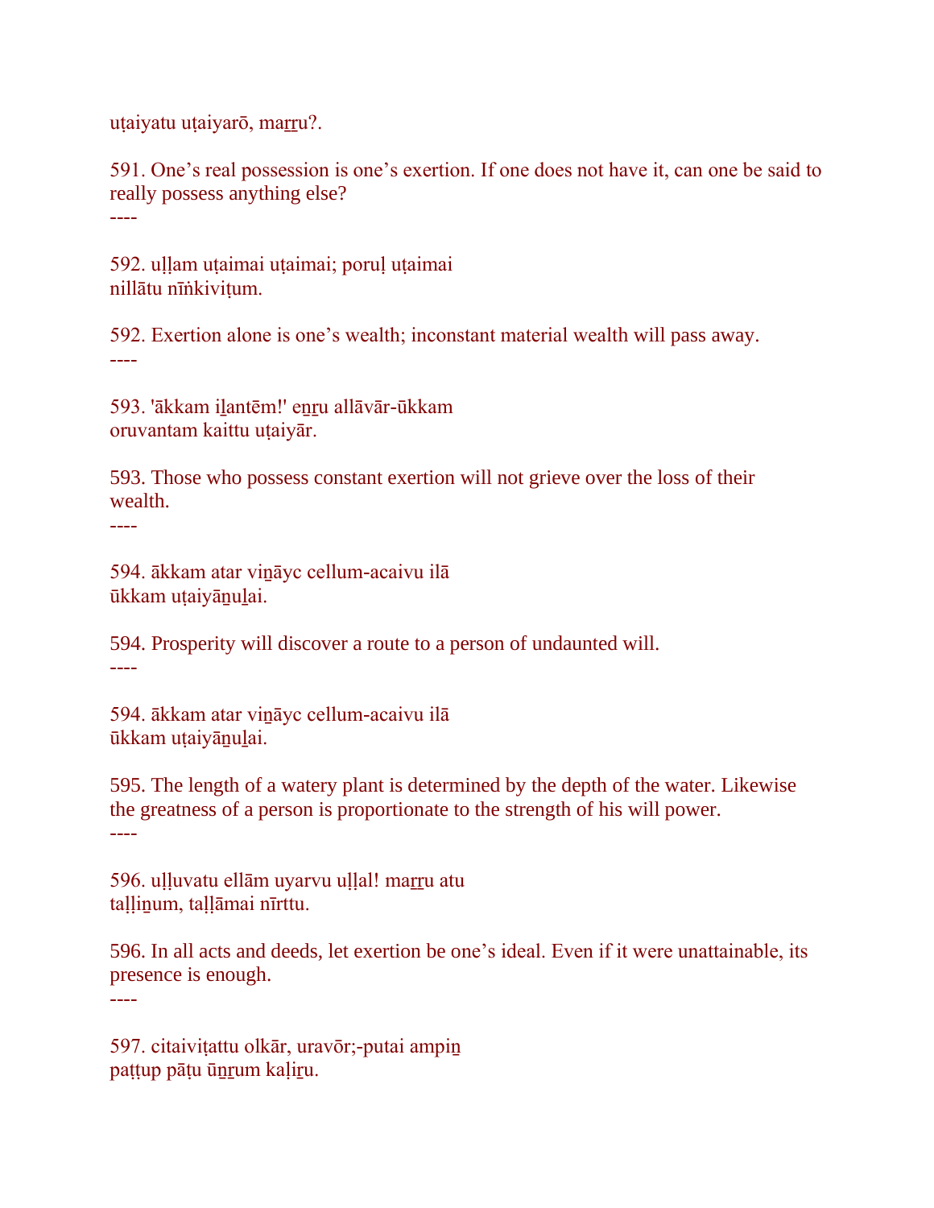uṭaiyatu uṭaiyarō, maṟṟu?.

591. One’s real possession is one’s exertion. If one does not have it, can one be said to really possess anything else?
----

592. uḷḷam uṭaimai uṭaimai; poruḷ uṭaimai
nillātu nīṅkiviṭum.

592. Exertion alone is one’s wealth; inconstant material wealth will pass away.
----

593. 'ākkam iḻantēm!' eṉṟu allāvār-ūkkam
oruvantam kaittu uṭaiyār.

593. Those who possess constant exertion will not grieve over the loss of their wealth.
----

594. ākkam atar viṉāyc cellum-acaivu ilā
ūkkam uṭaiyāṉuḻai.

594. Prosperity will discover a route to a person of undaunted will.
----

594. ākkam atar viṉāyc cellum-acaivu ilā
ūkkam uṭaiyāṉuḻai.

595. The length of a watery plant is determined by the depth of the water. Likewise the greatness of a person is proportionate to the strength of his will power.
----

596. uḷḷuvatu ellām uyarvu uḷḷal! maṟṟu atu
taḷḷiṉum, taḷḷāmai nīrttu.

596. In all acts and deeds, let exertion be one’s ideal. Even if it were unattainable, its presence is enough.
----

597. citaiviṭattu olkār, uravōr;-putai ampiṉ
paṭṭup pāṭu ūṉṟum kaḷiṟu.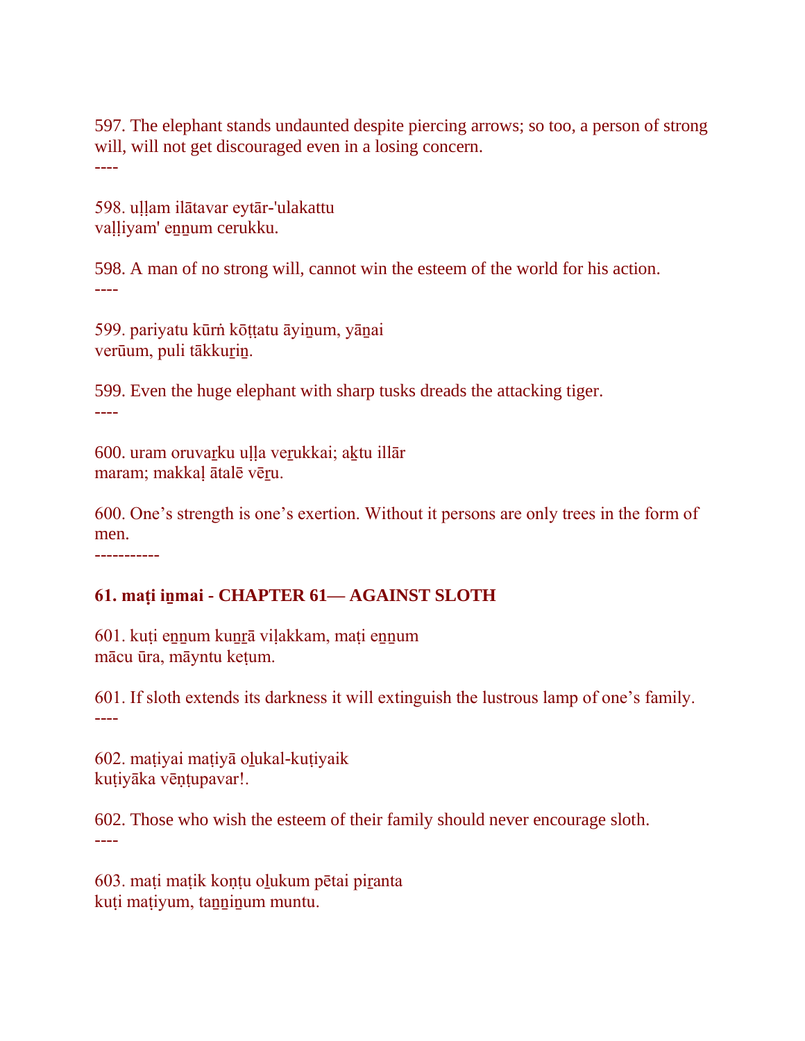597. The elephant stands undaunted despite piercing arrows; so too, a person of strong will, will not get discouraged even in a losing concern.

----

598. uḷḷam ilātavar eytār-'ulakattu
vaḷḷiyam' eṉṉum cerukku.

598. A man of no strong will, cannot win the esteem of the world for his action.

----

599. pariyatu kūrṅ kōṭṭatu āyiṉum, yāṉai
verūum, puli tākkuṟiṉ.

599. Even the huge elephant with sharp tusks dreads the attacking tiger.

----

600. uram oruvaṟku uḷḷa veṟukkai; aḵtu illār
maram; makkaḷ ātalē vēṟu.

600. One's strength is one's exertion. Without it persons are only trees in the form of men.

-----------

**61. maṭi iṉmai - CHAPTER 61— AGAINST SLOTH**

601. kuṭi eṉṉum kuṉṟā viḷakkam, maṭi eṉṉum
mācu ūra, māyntu keṭum.

601. If sloth extends its darkness it will extinguish the lustrous lamp of one's family.

----

602. maṭiyai maṭiyā oḻukal-kuṭiyaik
kuṭiyāka vēṇṭupavar!.

602. Those who wish the esteem of their family should never encourage sloth.

----

603. maṭi maṭik koṇṭu oḻukum pētai piṟanta
kuṭi maṭiyum, taṉṉiṉum muntu.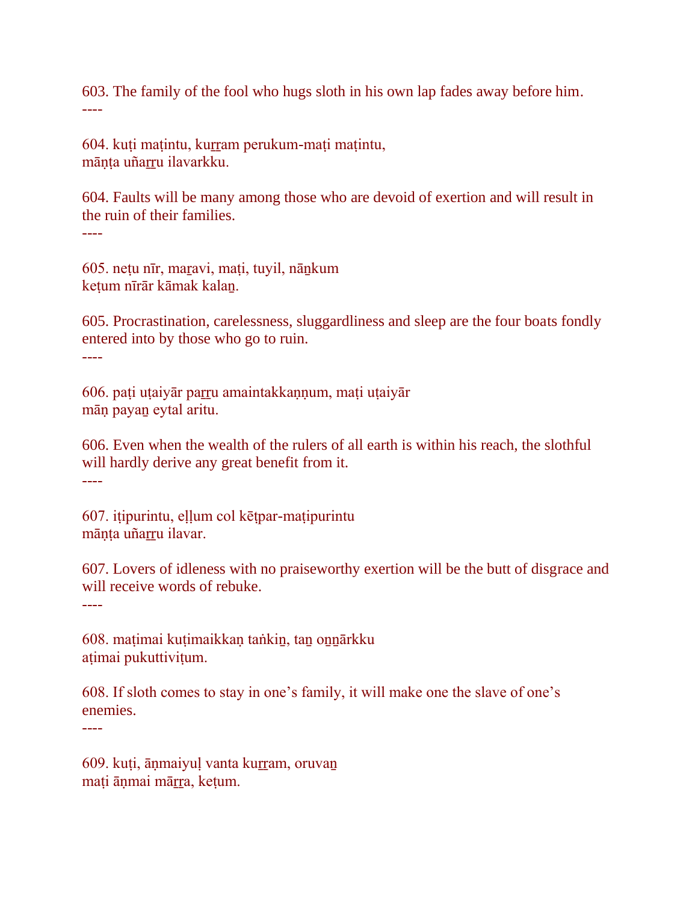603. The family of the fool who hugs sloth in his own lap fades away before him.
----

604. kuṭi maṭintu, kuṟṟam perukum-maṭi maṭintu,
māṇṭa uñaṟṟu ilavarkku.

604. Faults will be many among those who are devoid of exertion and will result in the ruin of their families.
----

605. neṭu nīr, maṟavi, maṭi, tuyil, nāṉkum
keṭum nīrār kāmak kalaṉ.

605. Procrastination, carelessness, sluggardliness and sleep are the four boats fondly entered into by those who go to ruin.
----

606. paṭi uṭaiyār paṟṟu amaintakkaṇṇum, maṭi uṭaiyār
māṇ payaṉ eytal aritu.

606. Even when the wealth of the rulers of all earth is within his reach, the slothful will hardly derive any great benefit from it.
----

607. iṭipurintu, eḷḷum col kēṭpar-maṭipurintu
māṇṭa uñaṟṟu ilavar.

607. Lovers of idleness with no praiseworthy exertion will be the butt of disgrace and will receive words of rebuke.
----

608. maṭimai kuṭimaikkaṇ taṅkiṉ, taṉ oṉṉārkku
aṭimai pukuttiviṭum.

608. If sloth comes to stay in one's family, it will make one the slave of one's enemies.
----

609. kuṭi, āṇmaiyuḷ vanta kuṟṟam, oruvaṉ
maṭi āṇmai māṟṟa, keṭum.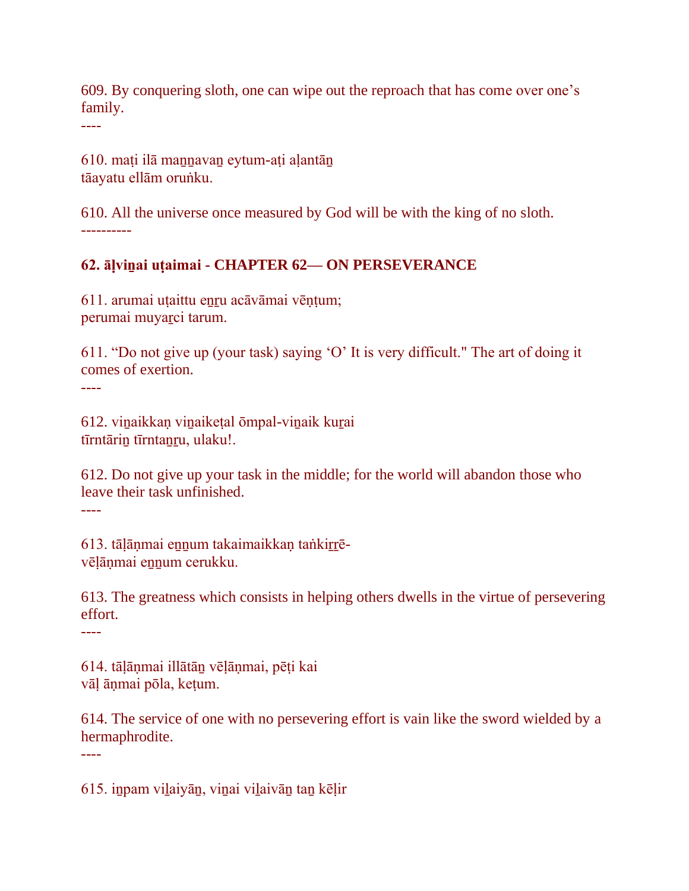609. By conquering sloth, one can wipe out the reproach that has come over one's family.
----

610. maṭi ilā maṉṉavaṉ eytum-aṭi aḷantāṉ
tāayatu ellām oruṅku.

610. All the universe once measured by God will be with the king of no sloth.
----------

**62. āḷviṉai uṭaimai - CHAPTER 62— ON PERSEVERANCE**

611. arumai uṭaittu eṉṟu acāvāmai vēṇṭum;
perumai muyaṟci tarum.

611. "Do not give up (your task) saying 'O' It is very difficult." The art of doing it comes of exertion.
----

612. viṉaikkaṇ viṉaikeṭal ōmpal-viṉaik kuṟai
tīrntāriṉ tīrntaṉṟu, ulaku!.

612. Do not give up your task in the middle; for the world will abandon those who leave their task unfinished.
----

613. tāḷāṇmai eṉṉum takaimaikkaṇ taṅkiṟṟē-
vēḷāṇmai eṉṉum cerukku.

613. The greatness which consists in helping others dwells in the virtue of persevering effort.
----

614. tāḷāṇmai illātāṉ vēḷāṇmai, pēṭi kai
vāḷ āṇmai pōla, keṭum.

614. The service of one with no persevering effort is vain like the sword wielded by a hermaphrodite.
----

615. iṉpam viḻaiyāṉ, viṉai viḻaivāṉ taṉ kēḷir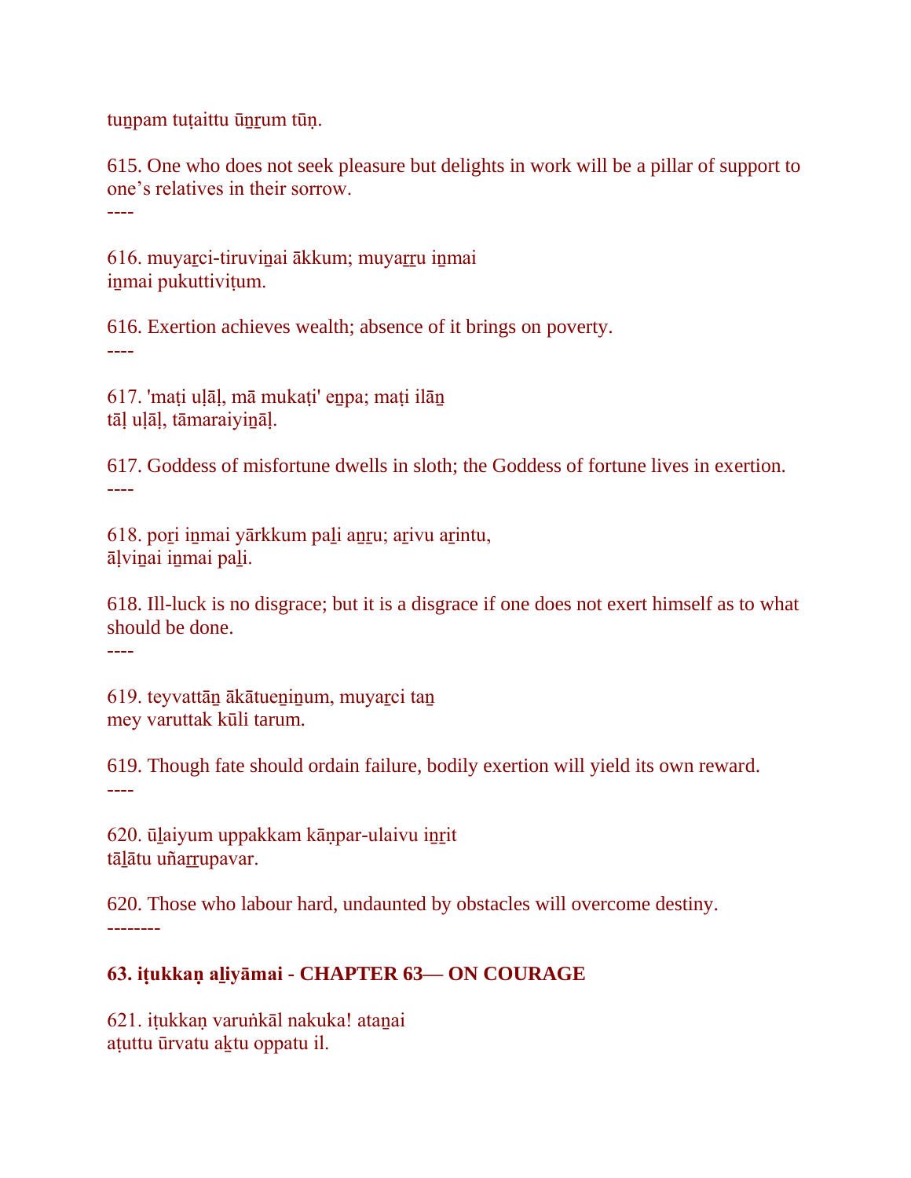tuṉpam tuṭaittu ūṉṟum tūṇ.

615. One who does not seek pleasure but delights in work will be a pillar of support to one's relatives in their sorrow.
----

616. muyaṟci-tiruviṉai ākkum; muyaṟṟu iṉmai
iṉmai pukuttiviṭum.

616. Exertion achieves wealth; absence of it brings on poverty.
----

617. 'maṭi uḷāḷ, mā mukaṭi' eṉpa; maṭi ilāṉ
tāḷ uḷāḷ, tāmaraiyiṉāḷ.

617. Goddess of misfortune dwells in sloth; the Goddess of fortune lives in exertion.
----

618. poṟi iṉmai yārkkum paḻi aṉṟu; aṟivu aṟintu,
āḷviṉai iṉmai paḻi.

618. Ill-luck is no disgrace; but it is a disgrace if one does not exert himself as to what should be done.
----

619. teyvattāṉ ākātueṉiṉum, muyaṟci taṉ
mey varuttak kūli tarum.

619. Though fate should ordain failure, bodily exertion will yield its own reward.
----

620. ūḻaiyum uppakkam kāṇpar-ulaivu iṉṟit
tāḻātu uñaṟṟupavar.

620. Those who labour hard, undaunted by obstacles will overcome destiny.
--------

**63. iṭukkaṇ aḻiyāmai - CHAPTER 63— ON COURAGE**

621. iṭukkaṇ varuṅkāl nakuka! ataṉai
aṭuttu ūrvatu aḵtu oppatu il.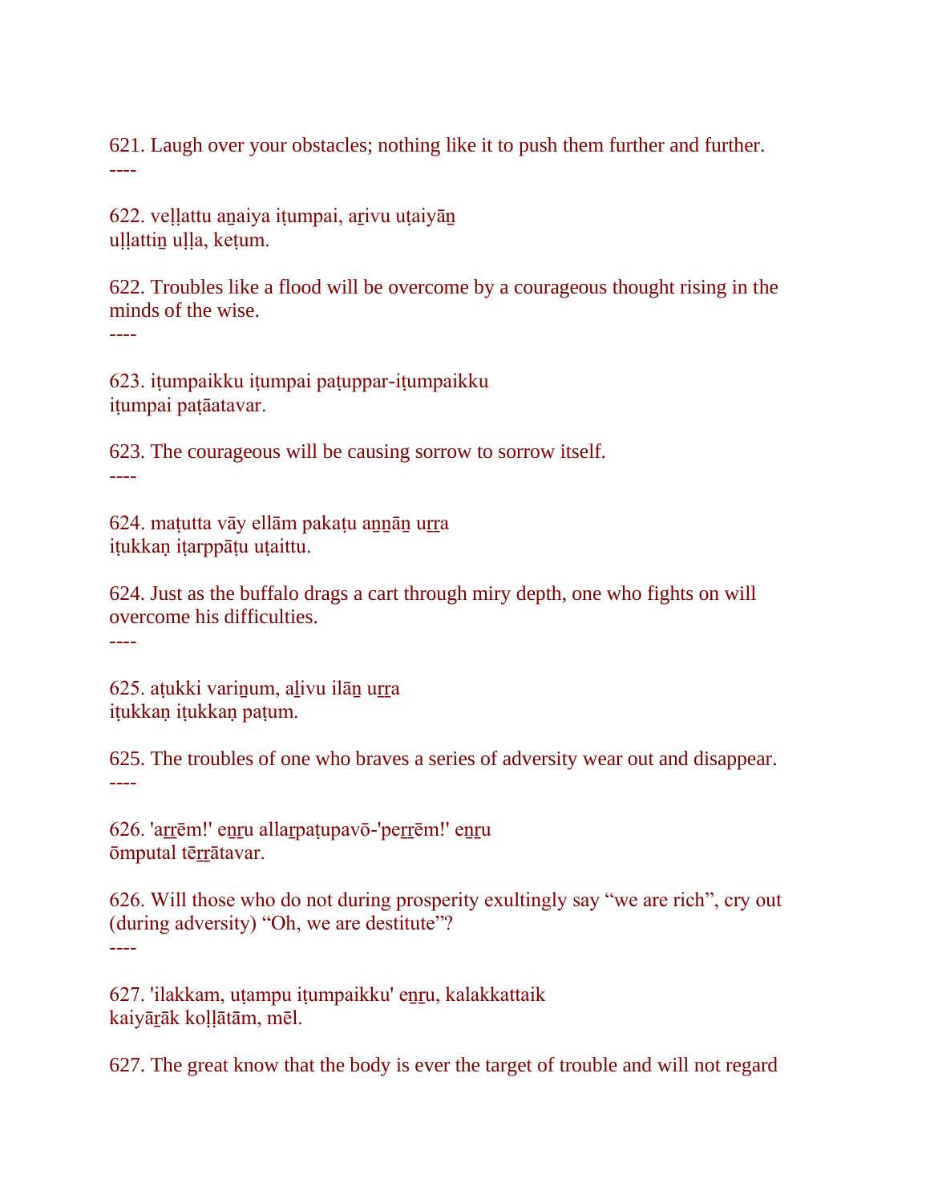621. Laugh over your obstacles; nothing like it to push them further and further.
----

622. veḷḷattu aṉaiya iṭumpai, aṟivu uṭaiyāṉ
uḷḷattiṉ uḷḷa, keṭum.

622. Troubles like a flood will be overcome by a courageous thought rising in the minds of the wise.
----

623. iṭumpaikku iṭumpai paṭuppar-iṭumpaikku
iṭumpai paṭāatavar.

623. The courageous will be causing sorrow to sorrow itself.
----

624. maṭutta vāy ellām pakaṭu aṉṉāṉ uṟṟa
iṭukkaṇ iṭarppāṭu uṭaittu.

624. Just as the buffalo drags a cart through miry depth, one who fights on will overcome his difficulties.
----

625. aṭukki variṉum, aḻivu ilāṉ uṟṟa
iṭukkaṇ iṭukkaṇ paṭum.

625. The troubles of one who braves a series of adversity wear out and disappear.
----

626. 'aṟṟēm!' eṉṟu allaṟpaṭupavō-'peṟṟēm!' eṉṟu
ōmputal tēṟṟātavar.

626. Will those who do not during prosperity exultingly say “we are rich”, cry out (during adversity) “Oh, we are destitute”?
----

627. 'ilakkam, uṭampu iṭumpaikku' eṉṟu, kalakkattaik
kaiyāṟāk koḷḷātām, mēl.

627. The great know that the body is ever the target of trouble and will not regard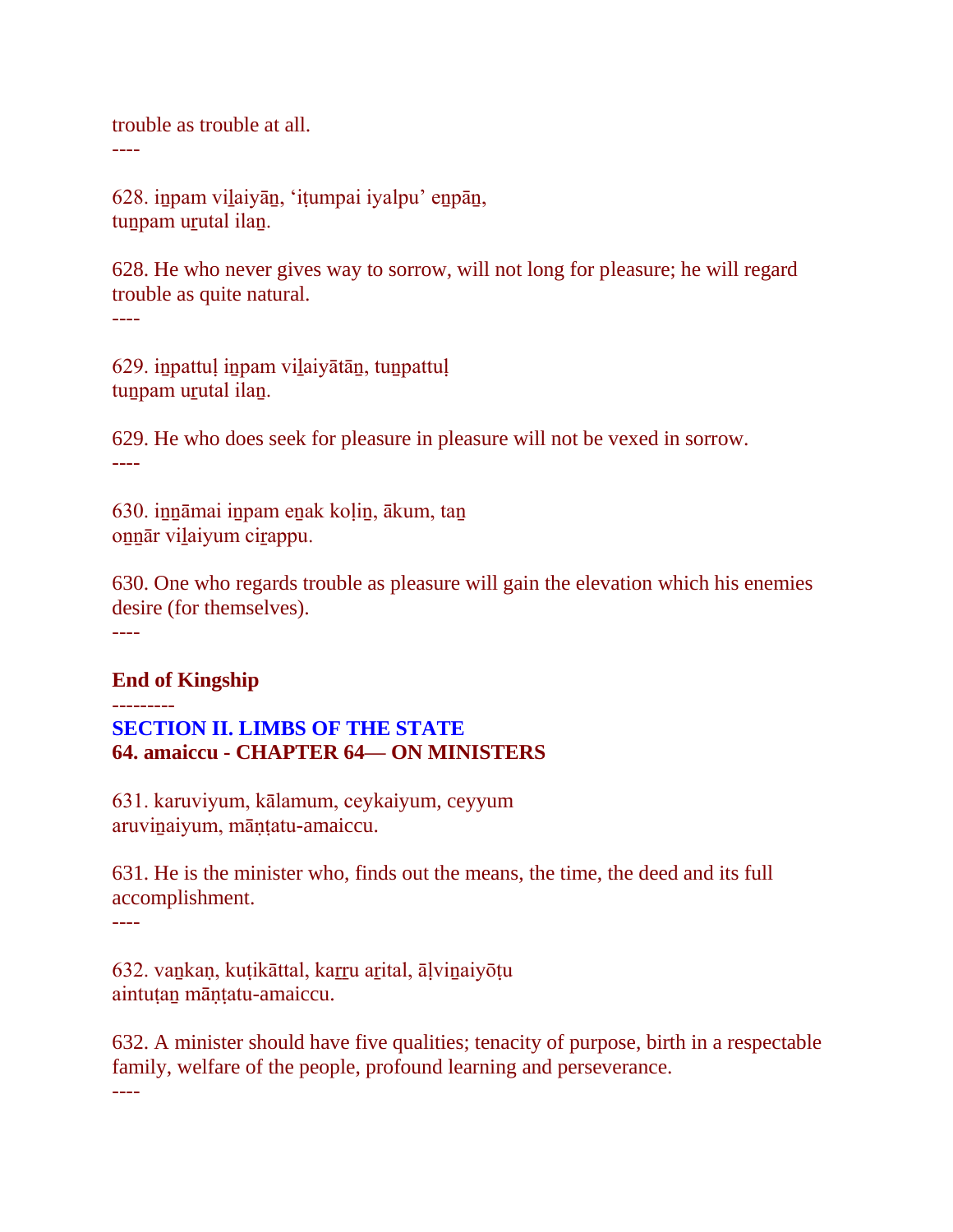trouble as trouble at all.

----

628. iṉpam viḻaiyāṉ, 'iṭumpai iyalpu' eṉpāṉ,
tuṉpam uṟutal ilaṉ.

628. He who never gives way to sorrow, will not long for pleasure; he will regard trouble as quite natural.

----

629. iṉpattuḷ iṉpam viḻaiyātāṉ, tuṉpattuḷ
tuṉpam uṟutal ilaṉ.

629. He who does seek for pleasure in pleasure will not be vexed in sorrow.

----

630. iṉṉāmai iṉpam eṉak koḷiṉ, ākum, taṉ
oṉṉār viḻaiyum ciṟappu.

630. One who regards trouble as pleasure will gain the elevation which his enemies desire (for themselves).

----

**End of Kingship**

---------

## SECTION II. LIMBS OF THE STATE

## 64. amaiccu - CHAPTER 64— ON MINISTERS

631. karuviyum, kālamum, ceykaiyum, ceyyum
aruviṉaiyum, māṇṭatu-amaiccu.

631. He is the minister who, finds out the means, the time, the deed and its full accomplishment.

----

632. vaṉkaṇ, kuṭikāttal, kaṟṟu aṟital, āḷviṉaiyōṭu
aintuṭaṉ māṇṭatu-amaiccu.

632. A minister should have five qualities; tenacity of purpose, birth in a respectable family, welfare of the people, profound learning and perseverance.

----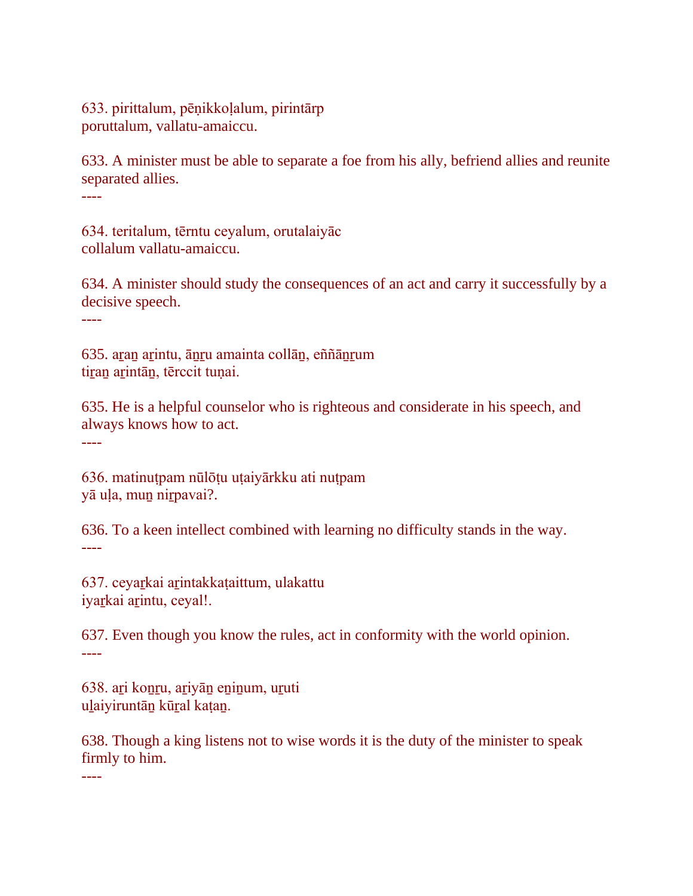633. pirittalum, pēṇikkoḷalum, pirintārp
poruttalum, vallatu-amaiccu.

633. A minister must be able to separate a foe from his ally, befriend allies and reunite separated allies.
----

634. teritalum, tērntu ceyalum, orutalaiyāc
collalum vallatu-amaiccu.

634. A minister should study the consequences of an act and carry it successfully by a decisive speech.
----

635. aṟaṉ aṟintu, āṉṟu amainta collāṉ, eññāṉṟum
tiṟaṉ aṟintāṉ, tērccit tuṇai.

635. He is a helpful counselor who is righteous and considerate in his speech, and always knows how to act.
----

636. matinuṭpam nūlōṭu uṭaiyārkku ati nuṭpam
yā uḷa, muṉ niṟpavai?.

636. To a keen intellect combined with learning no difficulty stands in the way.
----

637. ceyaṟkai aṟintakkaṭaittum, ulakattu
iyaṟkai aṟintu, ceyal!.

637. Even though you know the rules, act in conformity with the world opinion.
----

638. aṟi koṉṟu, aṟiyāṉ eṉiṉum, uṟuti
uḻaiyiruntāṉ kūṟal kaṭaṉ.

638. Though a king listens not to wise words it is the duty of the minister to speak firmly to him.
----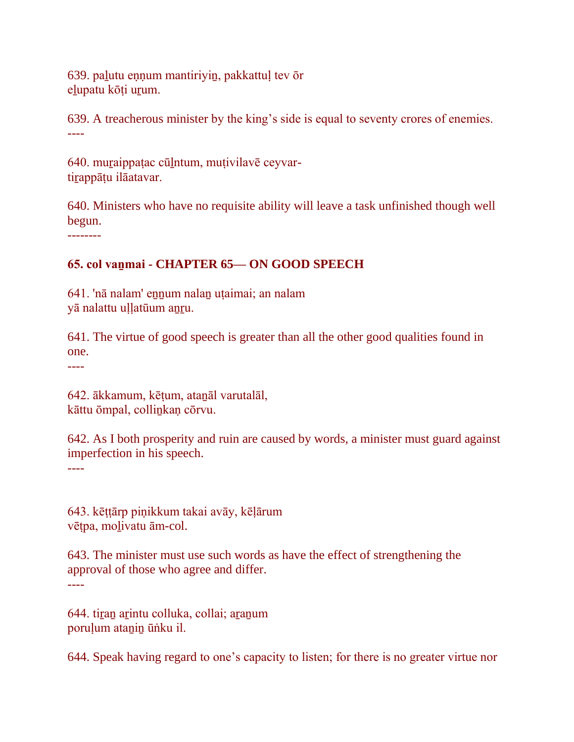639. paḻutu eṉṉum mantiriyiṉ, pakkattuḷ tev ōr
eḻupatu kōṭi uṟum.

639. A treacherous minister by the king’s side is equal to seventy crores of enemies.
----

640. muṟaippaṭac cūḻntum, muṭivilavē ceyvar-
tiṟappāṭu ilāatavar.

640. Ministers who have no requisite ability will leave a task unfinished though well begun.
--------

**65. col vaṉmai - CHAPTER 65— ON GOOD SPEECH**

641. 'nā nalam' eṉṉum nalaṉ uṭaimai; an nalam
yā nalattu uḷḷatūum aṉṟu.

641. The virtue of good speech is greater than all the other good qualities found in one.
----

642. ākkamum, kēṭum, ataṉāl varutalāl,
kāttu ōmpal, colliṉkaṇ cōrvu.

642. As I both prosperity and ruin are caused by words, a minister must guard against imperfection in his speech.
----

643. kēṭṭārp piṇikkum takai avāy, kēḷārum
vēṭpa, moḻivatu ām-col.

643. The minister must use such words as have the effect of strengthening the approval of those who agree and differ.
----

644. tiṟaṉ aṟintu colluka, collai; aṟaṉum
poruḷum ataṉiṉ ūṅku il.

644. Speak having regard to one’s capacity to listen; for there is no greater virtue nor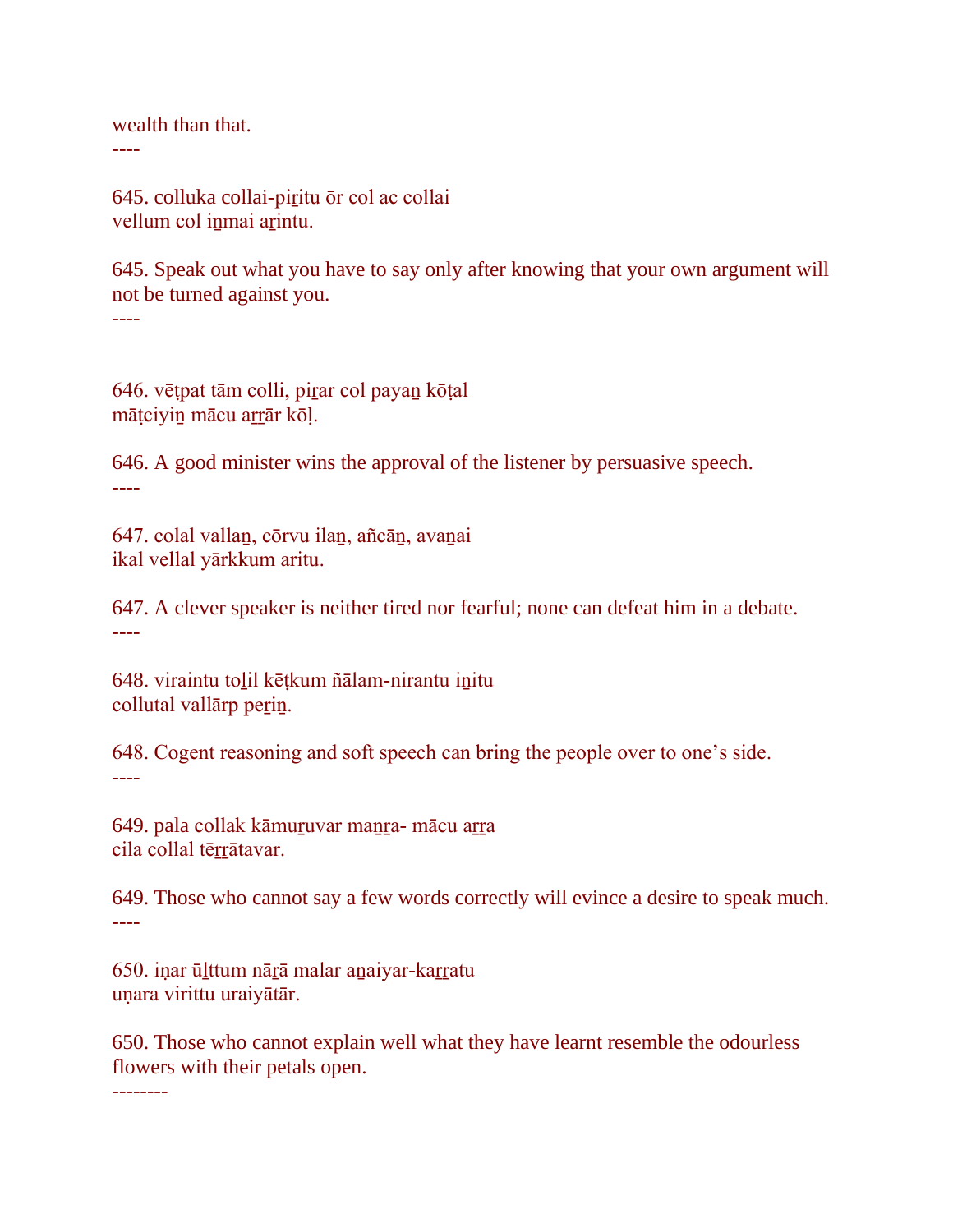wealth than that.

----

645. colluka collai-piṟitu ōr col ac collai
vellum col iṉmai aṟintu.

645. Speak out what you have to say only after knowing that your own argument will not be turned against you.

----

646. vēṭpat tām colli, piṟar col payaṉ kōṭal
māṭciyiṉ mācu aṟṟār kōḷ.

646. A good minister wins the approval of the listener by persuasive speech.

----

647. colal vallaṉ, cōrvu ilaṉ, añcāṉ, avaṉai
ikal vellal yārkkum aritu.

647. A clever speaker is neither tired nor fearful; none can defeat him in a debate.

----

648. viraintu toḻil kēṭkum ñālam-nirantu iṉitu
collutal vallārp peṟiṉ.

648. Cogent reasoning and soft speech can bring the people over to one's side.

----

649. pala collak kāmuṟuvar maṉṟa- mācu aṟṟa
cila collal tēṟṟātavar.

649. Those who cannot say a few words correctly will evince a desire to speak much.

----

650. iṇar ūḻttum nāṟā malar aṉaiyar-kaṟṟatu
uṇara virittu uraiyātār.

650. Those who cannot explain well what they have learnt resemble the odourless flowers with their petals open.

--------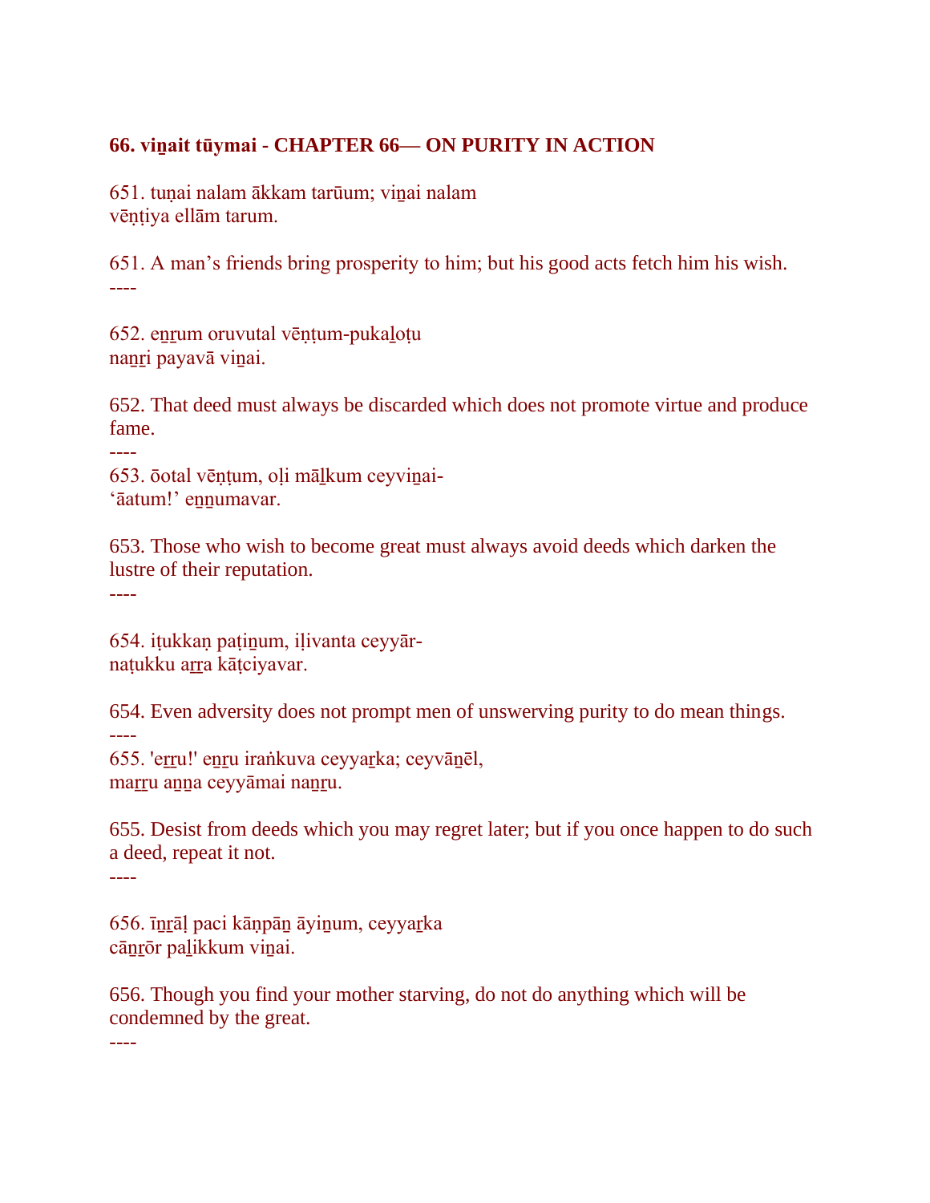## 66. viṉait tūymai - CHAPTER 66— ON PURITY IN ACTION

651. tuṇai nalam ākkam tarūum; viṉai nalam
vēṇṭiya ellām tarum.

651. A man's friends bring prosperity to him; but his good acts fetch him his wish.

----

652. eṉṟum oruvutal vēṇṭum-pukaḻoṭu
naṉṟi payavā viṉai.

652. That deed must always be discarded which does not promote virtue and produce fame.

----

653. ōotal vēṇṭum, oḷi māḻkum ceyviṉai-
'āatum!' eṉṉumavar.

653. Those who wish to become great must always avoid deeds which darken the lustre of their reputation.

----

654. iṭukkaṇ paṭiṉum, iḷivanta ceyyār-
naṭukku aṟṟa kāṭciyavar.

654. Even adversity does not prompt men of unswerving purity to do mean things.

----

655. 'eṟṟu!' eṉṟu iraṅkuva ceyyaṟka; ceyvāṉēl,
maṟṟu aṉṉa ceyyāmai naṉṟu.

655. Desist from deeds which you may regret later; but if you once happen to do such a deed, repeat it not.

----

656. īṉṟāḷ paci kāṇpāṉ āyiṉum, ceyyaṟka
cāṉṟōr paḻikkum viṉai.

656. Though you find your mother starving, do not do anything which will be condemned by the great.

----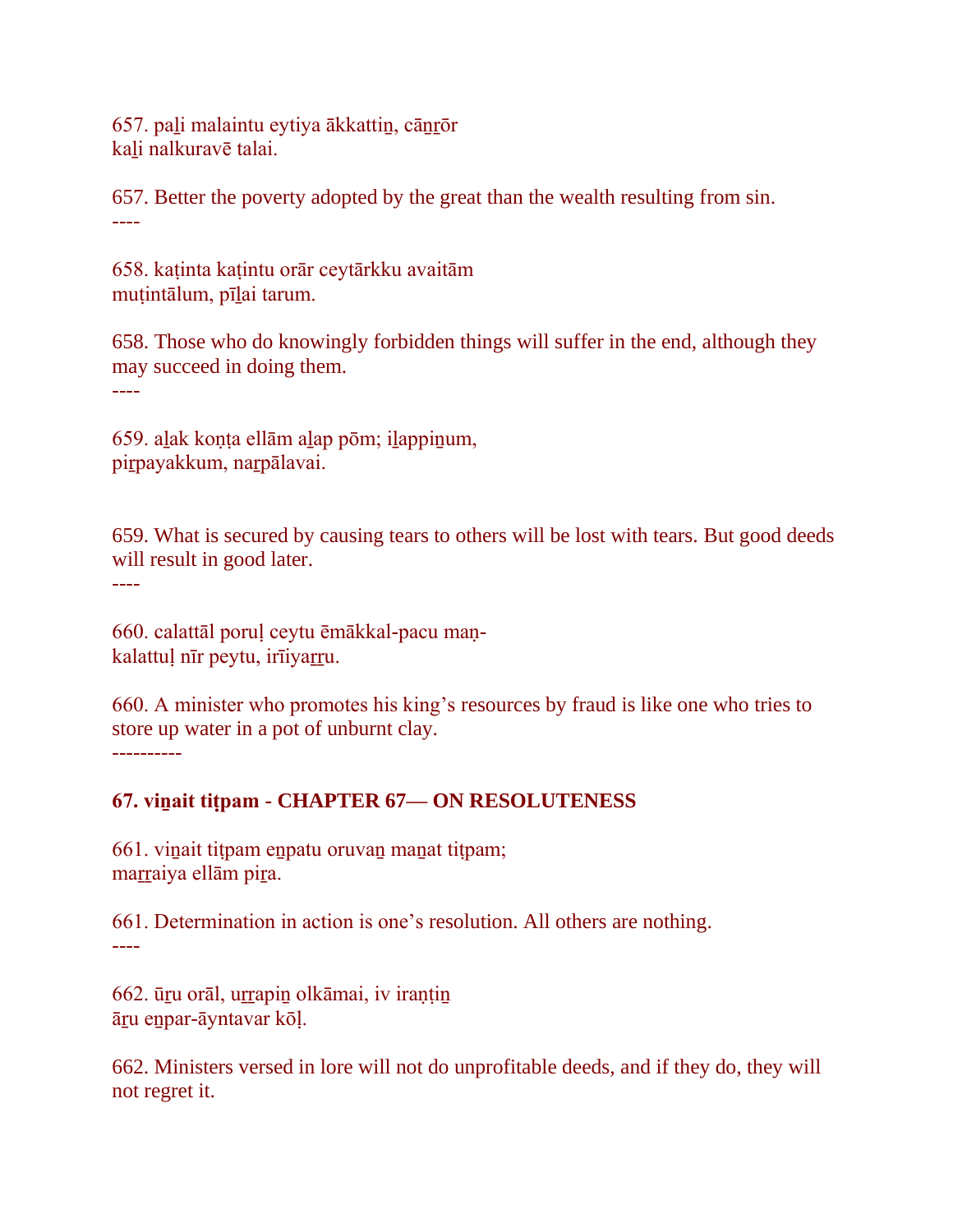657. paḻi malaintu eytiya ākkattiṉ, cāṉṟōr
kaḻi nalkuravē talai.

657. Better the poverty adopted by the great than the wealth resulting from sin.
----

658. kaṭinta kaṭintu orār ceytārkku avaitām
muṭintālum, pīḻai tarum.

658. Those who do knowingly forbidden things will suffer in the end, although they may succeed in doing them.
----

659. aḻak koṇṭa ellām aḻap pōm; iḻappiṉum,
piṟpayakkum, naṟpālavai.

659. What is secured by causing tears to others will be lost with tears. But good deeds will result in good later.
----

660. calattāl poruḷ ceytu ēmākkal-pacu maṇ-
kalattuḷ nīr peytu, irīiyaṟṟu.

660. A minister who promotes his king's resources by fraud is like one who tries to store up water in a pot of unburnt clay.
----------

**67. viṉait tiṭpam - CHAPTER 67— ON RESOLUTENESS**

661. viṉait tiṭpam eṉpatu oruvaṉ maṉat tiṭpam;
maṟṟaiya ellām piṟa.

661. Determination in action is one's resolution. All others are nothing.
----

662. ūṟu orāl, uṟṟapiṉ olkāmai, iv iraṇṭiṉ
āṟu eṉpar-āyntavar kōḷ.

662. Ministers versed in lore will not do unprofitable deeds, and if they do, they will not regret it.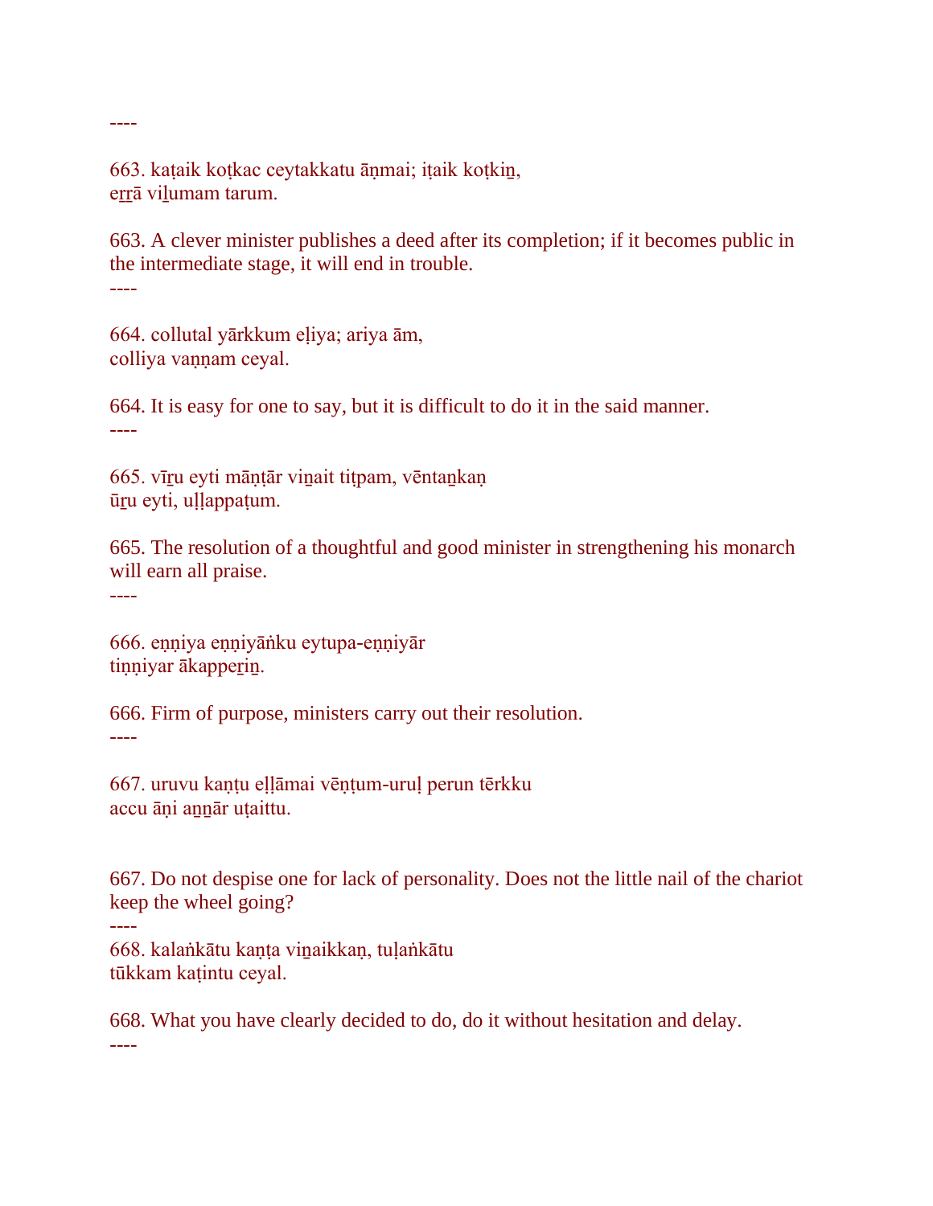----

663. kaṭaik koṭkac ceytakkatu āṇmai; iṭaik koṭkiṉ,
eṟṟā viḻumam tarum.

663. A clever minister publishes a deed after its completion; if it becomes public in the intermediate stage, it will end in trouble.

----

664. collutal yārkkum eḷiya; ariya ām,
colliya vaṇṇam ceyal.

664. It is easy for one to say, but it is difficult to do it in the said manner.

----

665. vīṟu eyti māṇṭār viṉait tiṭpam, vēntaṉkaṇ
ūṟu eyti, uḷḷappaṭum.

665. The resolution of a thoughtful and good minister in strengthening his monarch will earn all praise.

----

666. eṇṇiya eṇṇiyāṅku eytupa-eṇṇiyār
tiṇṇiyar ākappeṟiṉ.

666. Firm of purpose, ministers carry out their resolution.

----

667. uruvu kaṇṭu eḷḷāmai vēṇṭum-uruḷ perun tērkku
accu āṇi aṉṉār uṭaittu.

667. Do not despise one for lack of personality. Does not the little nail of the chariot keep the wheel going?

----

668. kalaṅkātu kaṇṭa viṉaikkaṇ, tuḷaṅkātu
tūkkam kaṭintu ceyal.

668. What you have clearly decided to do, do it without hesitation and delay.

----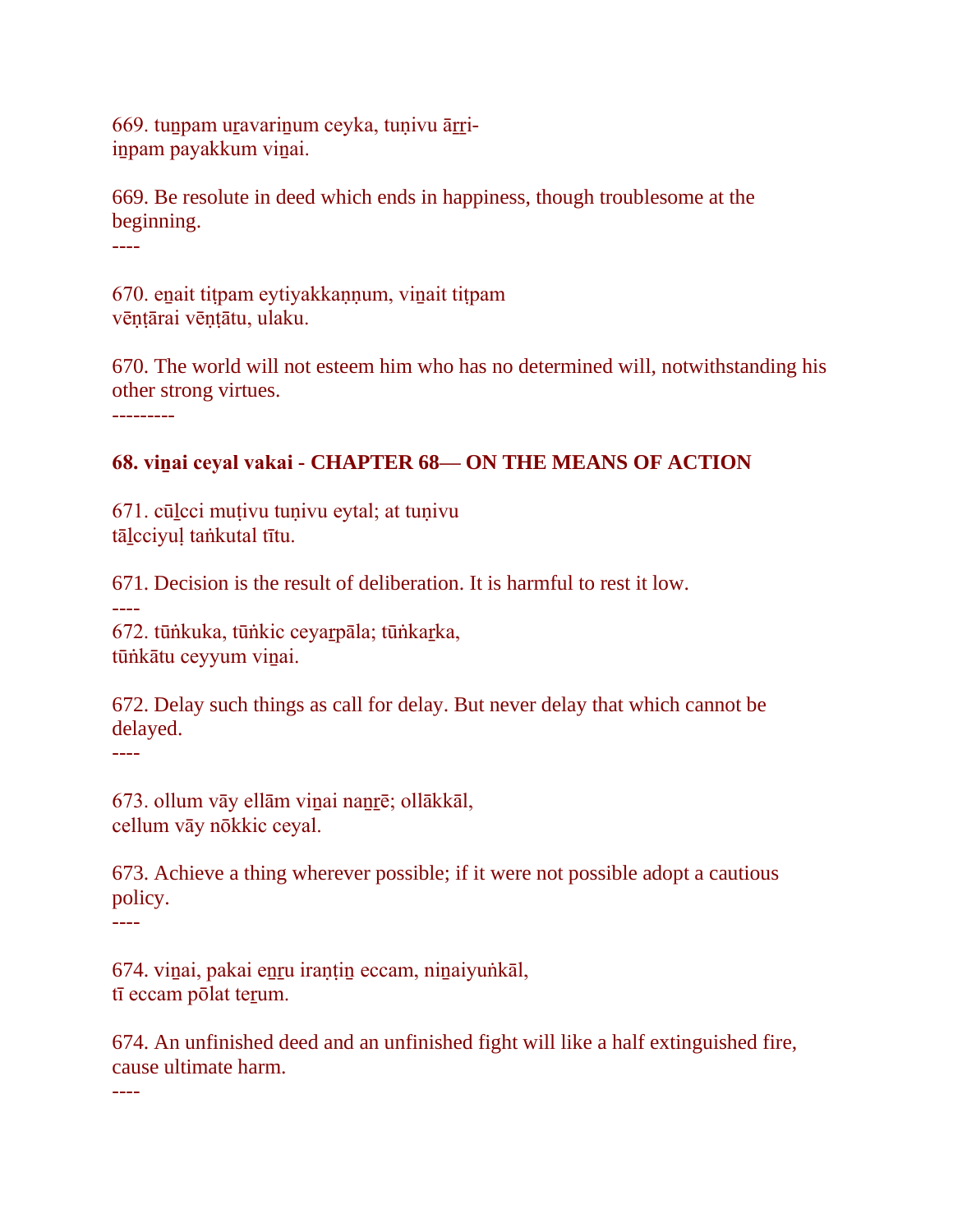669. tuṉpam uṟavariṉum ceyka, tuṇivu āṟṟi-
iṉpam payakkum viṉai.

669. Be resolute in deed which ends in happiness, though troublesome at the beginning.
----

670. eṉait tiṭpam eytiyakkaṇṇum, viṉait tiṭpam
vēṇṭārai vēṇṭātu, ulaku.

670. The world will not esteem him who has no determined will, notwithstanding his other strong virtues.
---------

**68. viṉai ceyal vakai - CHAPTER 68— ON THE MEANS OF ACTION**

671. cūḻcci muṭivu tuṇivu eytal; at tuṇivu
tāḻcciyuḷ taṅkutal tītu.

671. Decision is the result of deliberation. It is harmful to rest it low.
----
672. tūṅkuka, tūṅkic ceyaṟpāla; tūṅkaṟka,
tūṅkātu ceyyum viṉai.

672. Delay such things as call for delay. But never delay that which cannot be delayed.
----

673. ollum vāy ellām viṉai naṉṟē; ollākkāl,
cellum vāy nōkkic ceyal.

673. Achieve a thing wherever possible; if it were not possible adopt a cautious policy.
----

674. viṉai, pakai eṉṟu iraṇṭiṉ eccam, niṉaiyuṅkāl,
tī eccam pōlat teṟum.

674. An unfinished deed and an unfinished fight will like a half extinguished fire, cause ultimate harm.
----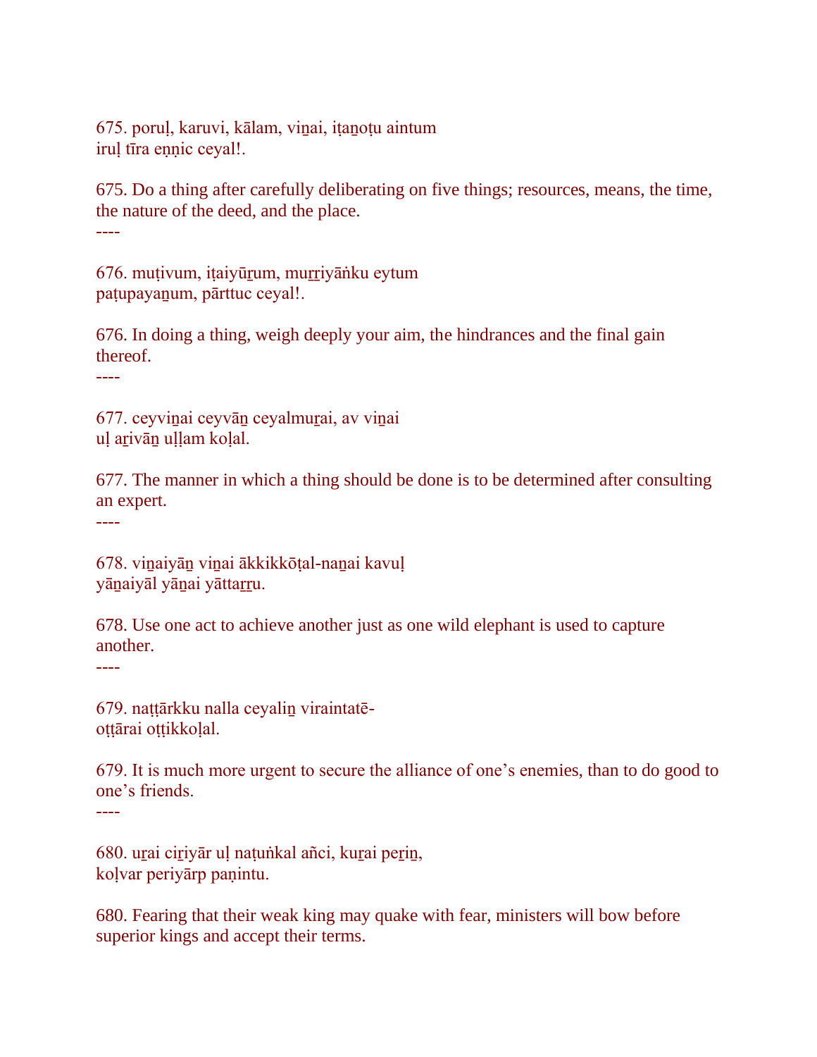675. poruḷ, karuvi, kālam, viṉai, iṭaṉoṭu aintum
iruḷ tīra eṇṇic ceyal!.

675. Do a thing after carefully deliberating on five things; resources, means, the time, the nature of the deed, and the place.
----

676. muṭivum, iṭaiyūṟum, muṟṟiyāṅku eytum
paṭupayaṉum, pārttuc ceyal!.

676. In doing a thing, weigh deeply your aim, the hindrances and the final gain thereof.
----

677. ceyviṉai ceyvāṉ ceyalmuṟai, av viṉai
uḷ aṟivāṉ uḷḷam koḷal.

677. The manner in which a thing should be done is to be determined after consulting an expert.
----

678. viṉaiyāṉ viṉai ākkikkōṭal-naṉai kavuḷ
yāṉaiyāl yāṉai yāttaṟṟu.

678. Use one act to achieve another just as one wild elephant is used to capture another.
----

679. naṭṭārkku nalla ceyaliṉ viraintatē-
oṭṭārai oṭṭikkoḷal.

679. It is much more urgent to secure the alliance of one's enemies, than to do good to one's friends.
----

680. uṟai ciṟiyār uḷ naṭuṅkal añci, kuṟai peṟiṉ,
koḷvar periyārp paṇintu.

680. Fearing that their weak king may quake with fear, ministers will bow before superior kings and accept their terms.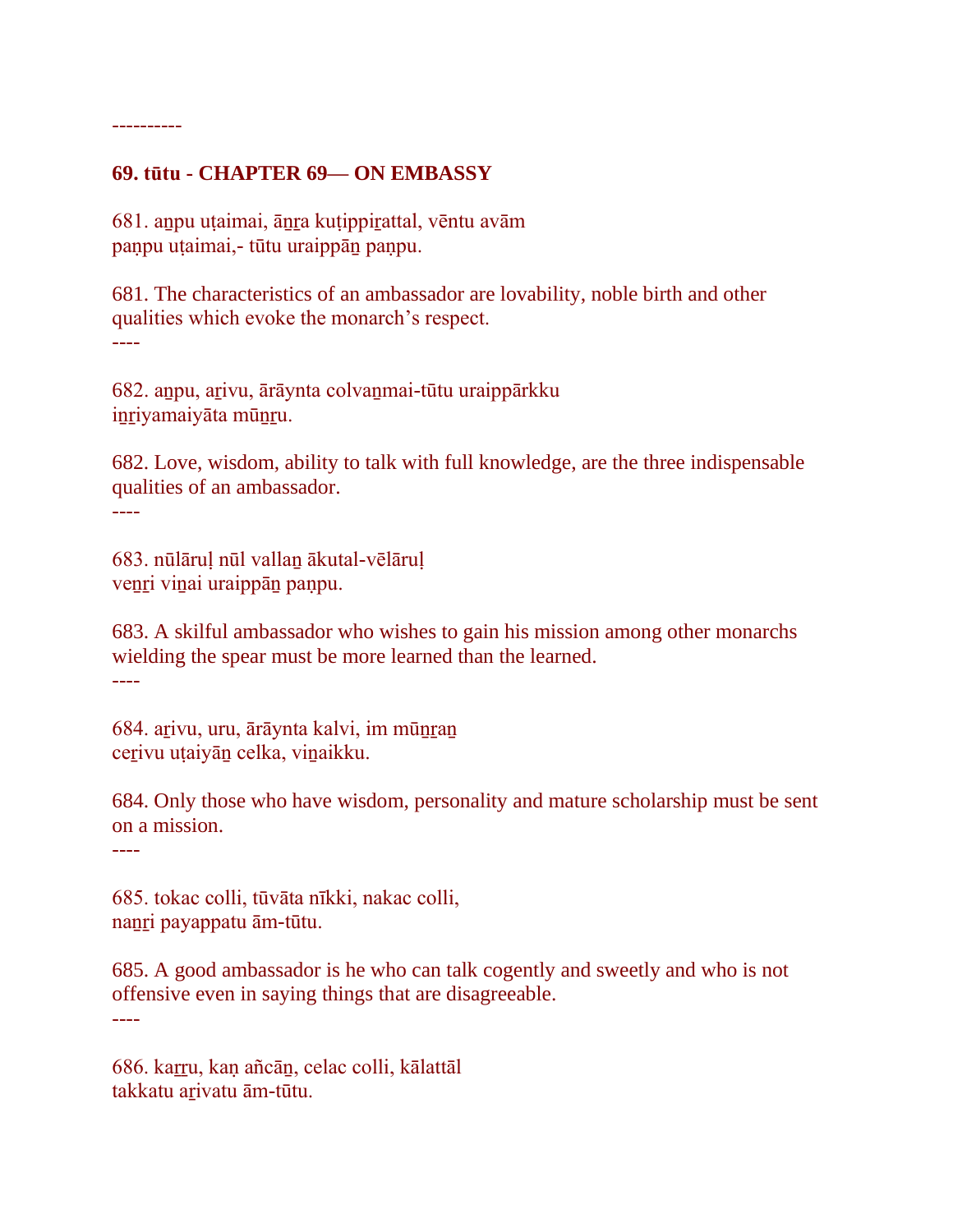----------

### 69. tūtu - CHAPTER 69— ON EMBASSY

681. a̲ṉpu uṭaimai, āṉ̲ṟa kuṭippiṟattal, vēntu avām
paṇpu uṭaimai,- tūtu uraippāṉ paṇpu.

681. The characteristics of an ambassador are lovability, noble birth and other qualities which evoke the monarch's respect.

----

682. aṉpu, aṟivu, ārāynta colvaṉmai-tūtu uraippārkku
iṉṟiyamaiyāta mūṉṟu.

682. Love, wisdom, ability to talk with full knowledge, are the three indispensable qualities of an ambassador.

----

683. nūlāruḷ nūl vallaṉ ākutal-vēlāruḷ
veṉṟi viṉai uraippāṉ paṇpu.

683. A skilful ambassador who wishes to gain his mission among other monarchs wielding the spear must be more learned than the learned.

----

684. aṟivu, uru, ārāynta kalvi, im mūṉṟaṉ
ceṟivu uṭaiyāṉ celka, viṉaikku.

684. Only those who have wisdom, personality and mature scholarship must be sent on a mission.

----

685. tokac colli, tūvāta nīkki, nakac colli,
naṉṟi payappatu ām-tūtu.

685. A good ambassador is he who can talk cogently and sweetly and who is not offensive even in saying things that are disagreeable.

----

686. kaṟṟu, kaṇ añcāṉ, celac colli, kālattāl
takkatu aṟivatu ām-tūtu.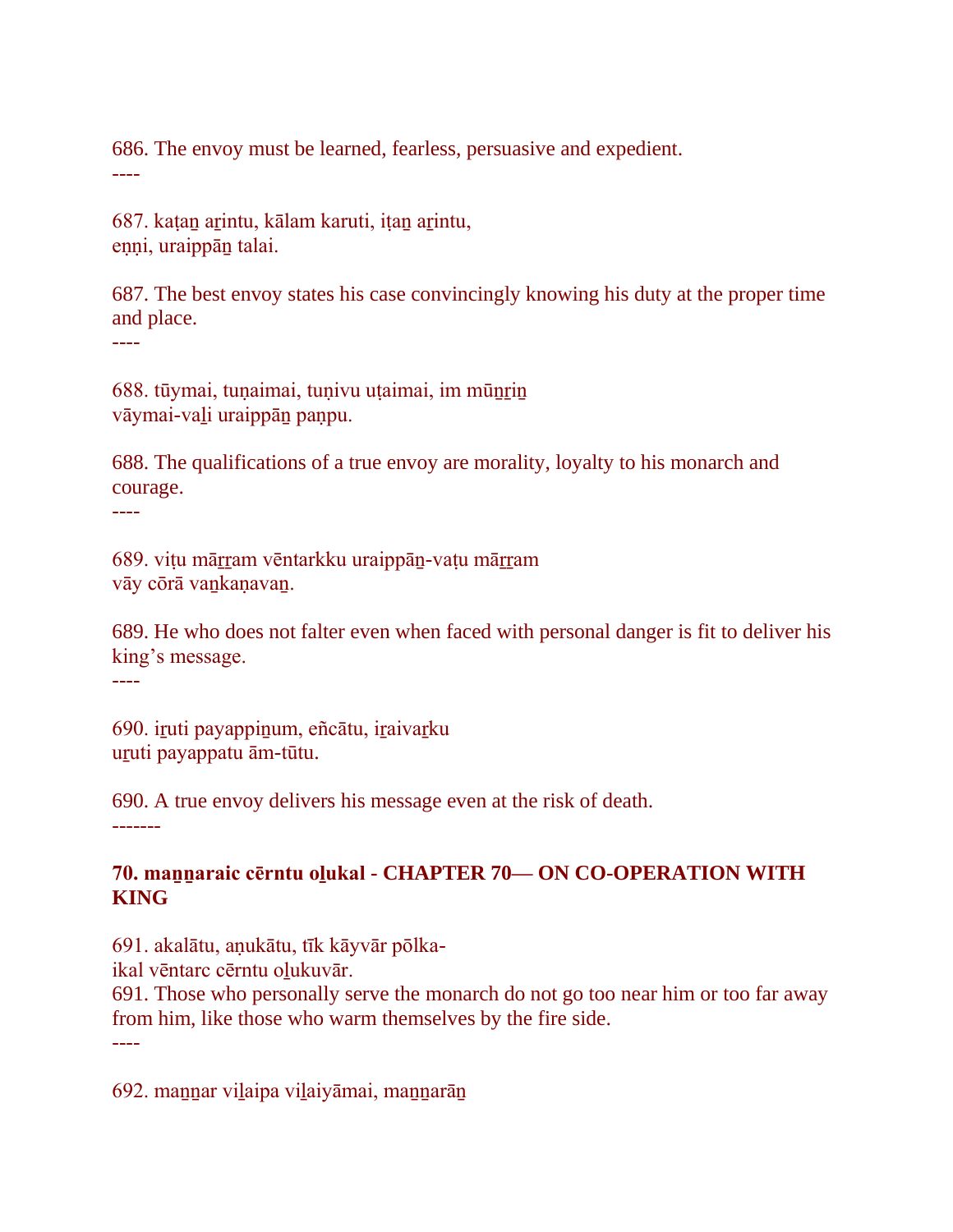686. The envoy must be learned, fearless, persuasive and expedient.
----

687. kaṭaṉ aṟintu, kālam karuti, iṭaṉ aṟintu,
eṇṇi, uraippāṉ talai.

687. The best envoy states his case convincingly knowing his duty at the proper time and place.
----

688. tūymai, tuṇaimai, tuṇivu uṭaimai, im mūṉṟiṉ
vāymai-vaḻi uraippāṉ paṇpu.

688. The qualifications of a true envoy are morality, loyalty to his monarch and courage.
----

689. viṭu māṟṟam vēntarkku uraippāṉ-vaṭu māṟṟam
vāy cōrā vaṉkaṇavaṉ.

689. He who does not falter even when faced with personal danger is fit to deliver his king's message.
----

690. iṟuti payappiṉum, eñcātu, iṟaivaṟku
uṟuti payappatu ām-tūtu.

690. A true envoy delivers his message even at the risk of death.
-------

**70. maṉṉaraic cērntu oḻukal - CHAPTER 70— ON CO-OPERATION WITH KING**

691. akalātu, aṇukātu, tīk kāyvār pōlka-
ikal vēntarc cērntu oḻukuvār.
691. Those who personally serve the monarch do not go too near him or too far away from him, like those who warm themselves by the fire side.
----

692. maṉṉar viḻaipa viḻaiyāmai, maṉṉarāṉ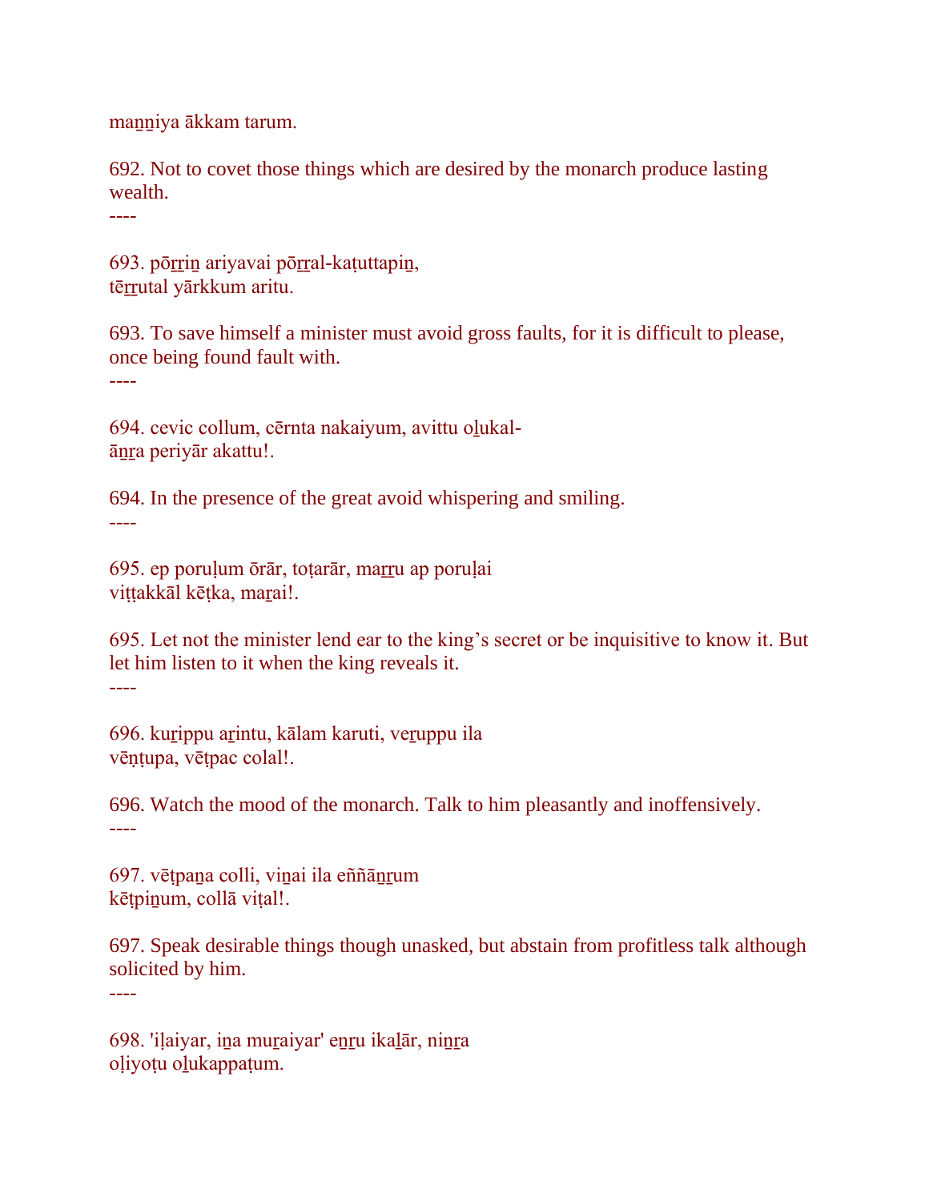maṉṉiya ākkam tarum.

692. Not to covet those things which are desired by the monarch produce lasting wealth.

----

693. pōṟṟiṉ ariyavai pōṟṟal-kaṭuttapiṉ,
tēṟṟutal yārkkum aritu.

693. To save himself a minister must avoid gross faults, for it is difficult to please, once being found fault with.

----

694. cevic collum, cērnta nakaiyum, avittu oḻukal-
āṉṟa periyār akattu!.

694. In the presence of the great avoid whispering and smiling.

----

695. ep poruḷum ōrār, toṭarār, maṟṟu ap poruḷai
viṭṭakkāl kēṭka, maṟai!.

695. Let not the minister lend ear to the king's secret or be inquisitive to know it. But let him listen to it when the king reveals it.

----

696. kuṟippu aṟintu, kālam karuti, veṟuppu ila
vēṇṭupa, vēṭpac colal!.

696. Watch the mood of the monarch. Talk to him pleasantly and inoffensively.

----

697. vēṭpaṉa colli, viṉai ila eññāṉṟum
kēṭpiṉum, collā viṭal!.

697. Speak desirable things though unasked, but abstain from profitless talk although solicited by him.

----

698. 'iḷaiyar, iṉa muṟaiyar' eṉṟu ikaḻār, niṉṟa
oḷiyoṭu oḻukappaṭum.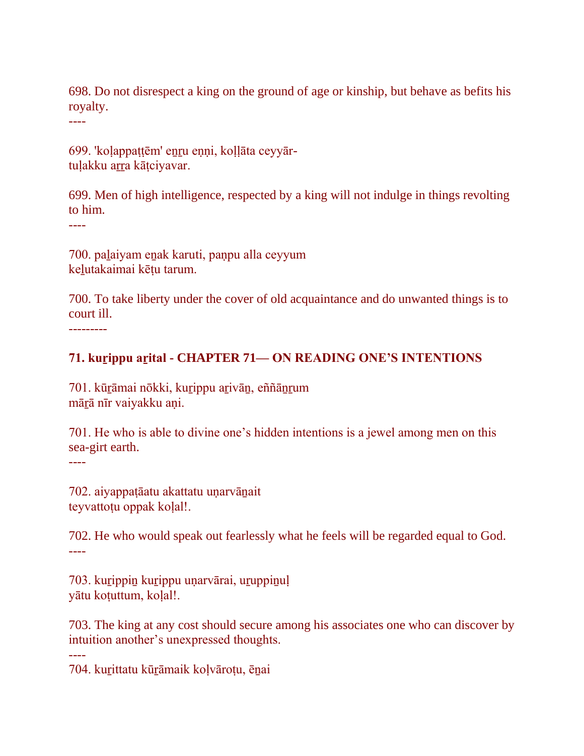698. Do not disrespect a king on the ground of age or kinship, but behave as befits his royalty.

----

699. 'koḷappaṭṭēm' eṉṟu eṇṇi, koḷḷāta ceyyār-
tuḷakku aṟṟa kāṭciyavar.

699. Men of high intelligence, respected by a king will not indulge in things revolting to him.

----

700. paḻaiyam eṉak karuti, paṇpu alla ceyyum
keḻutakaimai kēṭu tarum.

700. To take liberty under the cover of old acquaintance and do unwanted things is to court ill.

---------

**71. kuṟippu aṟital - CHAPTER 71— ON READING ONE'S INTENTIONS**

701. kūṟāmai nōkki, kuṟippu aṟivāṉ, eññāṉṟum
māṟā nīr vaiyakku aṇi.

701. He who is able to divine one's hidden intentions is a jewel among men on this sea-girt earth.

----

702. aiyappaṭāatu akattatu uṇarvāṉait
teyvattoṭu oppak koḷal!.

702. He who would speak out fearlessly what he feels will be regarded equal to God.

----

703. kuṟippiṉ kuṟippu uṇarvārai, uṟuppiṉuḷ
yātu koṭuttum, koḷal!.

703. The king at any cost should secure among his associates one who can discover by intuition another's unexpressed thoughts.

----

704. kuṟittatu kūṟāmaik koḷvāroṭu, ēṉai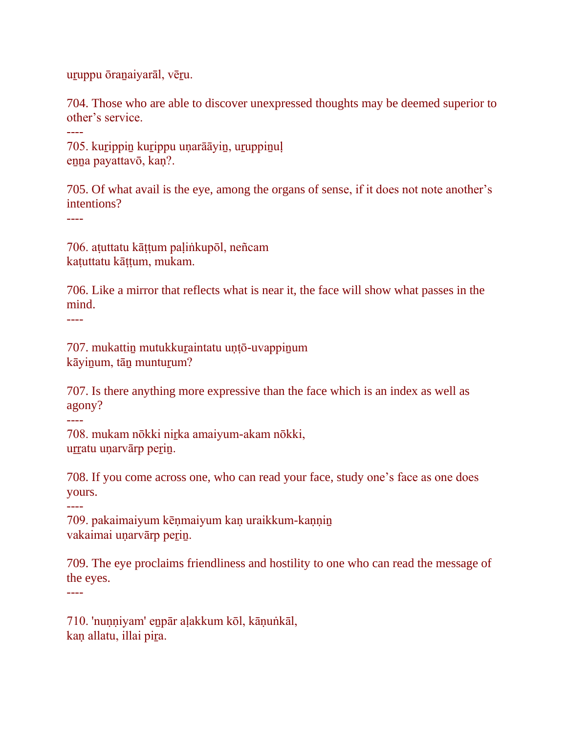uṟuppu ōraṉaiyarāl, vēṟu.

704. Those who are able to discover unexpressed thoughts may be deemed superior to other’s service.

----

705. kuṟippiṉ kuṟippu uṇarāāyiṉ, uṟuppiṉuḷ
eṉṉa payattavō, kaṇ?.

705. Of what avail is the eye, among the organs of sense, if it does not note another’s intentions?

----

706. aṭuttatu kāṭṭum paḷiṅkupōl, neñcam
kaṭuttatu kāṭṭum, mukam.

706. Like a mirror that reflects what is near it, the face will show what passes in the mind.

----

707. mukattiṉ mutukkuṟaintatu uṇṭō-uvappiṉum
kāyiṉum, tāṉ muntuṟum?

707. Is there anything more expressive than the face which is an index as well as agony?

----

708. mukam nōkki niṟka amaiyum-akam nōkki,
uṟṟatu uṇarvārp peṟiṉ.

708. If you come across one, who can read your face, study one’s face as one does yours.

----

709. pakaimaiyum kēṇmaiyum kaṇ uraikkum-kaṇṇiṉ
vakaimai uṇarvārp peṟiṉ.

709. The eye proclaims friendliness and hostility to one who can read the message of the eyes.

----

710. 'nuṇṇiyam' eṉpār aḷakkum kōl, kāṇuṅkāl,
kaṇ allatu, illai piṟa.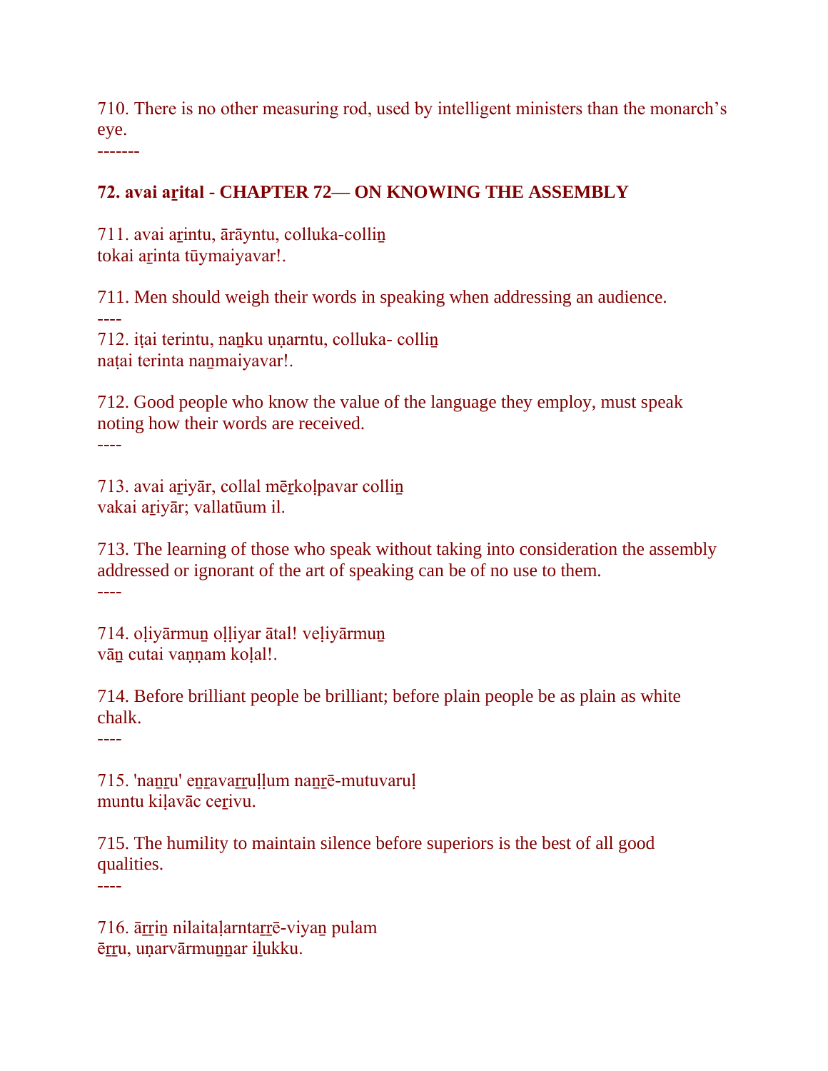710. There is no other measuring rod, used by intelligent ministers than the monarch's eye.
-------

## 72. avai aṟital - CHAPTER 72— ON KNOWING THE ASSEMBLY

711. avai aṟintu, ārāyntu, colluka-colliṉ
tokai aṟinta tūymaiyavar!.

711. Men should weigh their words in speaking when addressing an audience.
----
712. iṭai terintu, naṉku uṇarntu, colluka- colliṉ
naṭai terinta naṉmaiyavar!.

712. Good people who know the value of the language they employ, must speak noting how their words are received.
----

713. avai aṟiyār, collal mēṟkoḷpavar colliṉ
vakai aṟiyār; vallatūum il.

713. The learning of those who speak without taking into consideration the assembly addressed or ignorant of the art of speaking can be of no use to them.
----

714. oḷiyārmuṉ oḷḷiyar ātal! veḷiyārmuṉ
vāṉ cutai vaṇṇam koḷal!.

714. Before brilliant people be brilliant; before plain people be as plain as white chalk.
----

715. 'naṉṟu' eṉravaṟṟuḷḷum naṉṟē-mutuvaruḷ
muntu kiḷavāc ceṟivu.

715. The humility to maintain silence before superiors is the best of all good qualities.
----

716. āṟṟiṉ nilaitaḷarntaṟṟē-viyaṉ pulam
ēṟṟu, uṇarvārmuṉṉar iḻukku.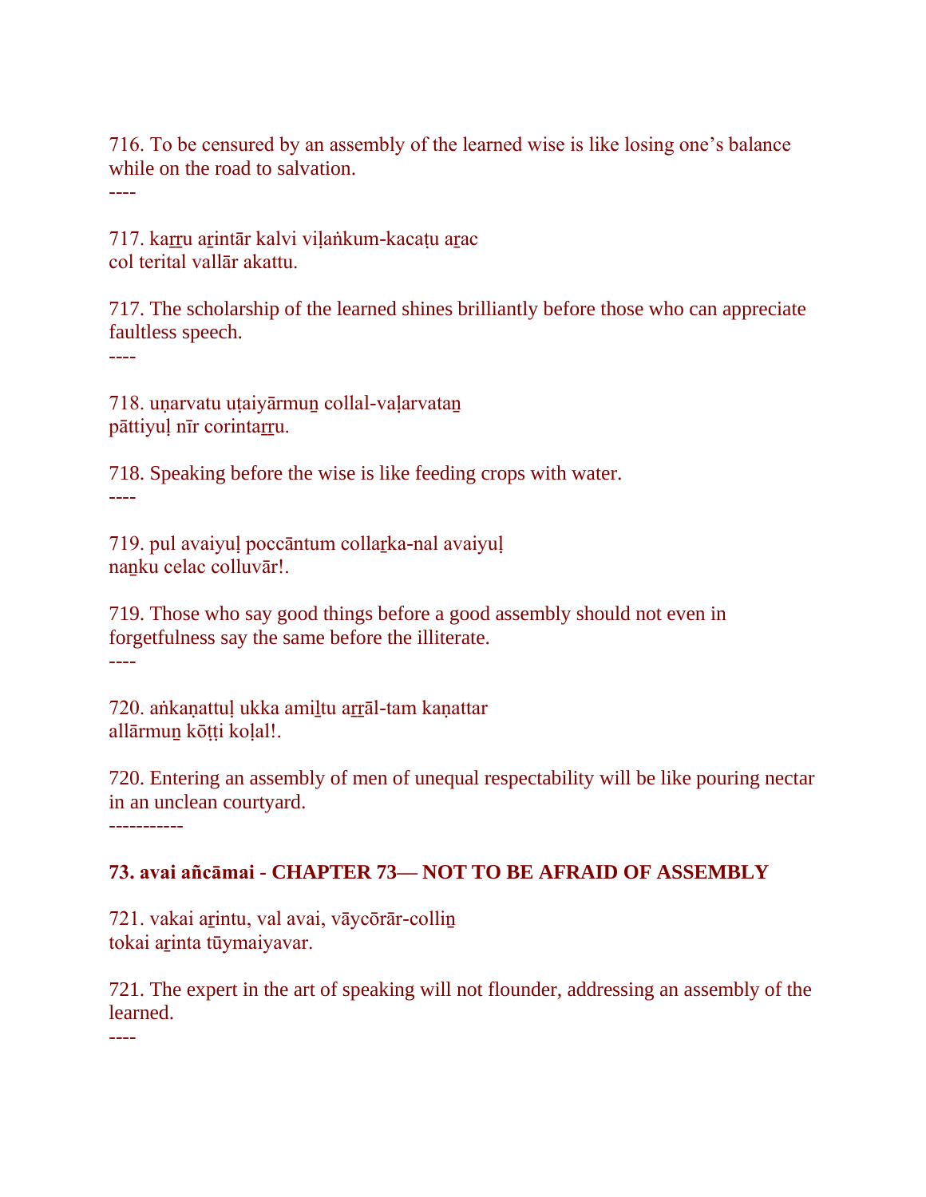716. To be censured by an assembly of the learned wise is like losing one’s balance while on the road to salvation.

----

717. kaṟṟu aṟintār kalvi viḷaṅkum-kacaṭu aṟac
col terital vallār akattu.

717. The scholarship of the learned shines brilliantly before those who can appreciate faultless speech.

----

718. uṇarvatu uṭaiyārmuṉ collal-vaḷarvataṉ
pāttiyuḷ nīr corintaṟṟu.

718. Speaking before the wise is like feeding crops with water.

----

719. pul avaiyuḷ poccāntum collaṟka-nal avaiyuḷ
naṉku celac colluvār!.

719. Those who say good things before a good assembly should not even in forgetfulness say the same before the illiterate.

----

720. aṅkaṇattuḷ ukka amiḻtu aṟṟāl-tam kaṇattar
allārmuṉ kōṭṭi koḷal!.

720. Entering an assembly of men of unequal respectability will be like pouring nectar in an unclean courtyard.

-----------

## 73. avai añcāmai - CHAPTER 73— NOT TO BE AFRAID OF ASSEMBLY

721. vakai aṟintu, val avai, vāycōrār-colliṉ
tokai aṟinta tūymaiyavar.

721. The expert in the art of speaking will not flounder, addressing an assembly of the learned.

----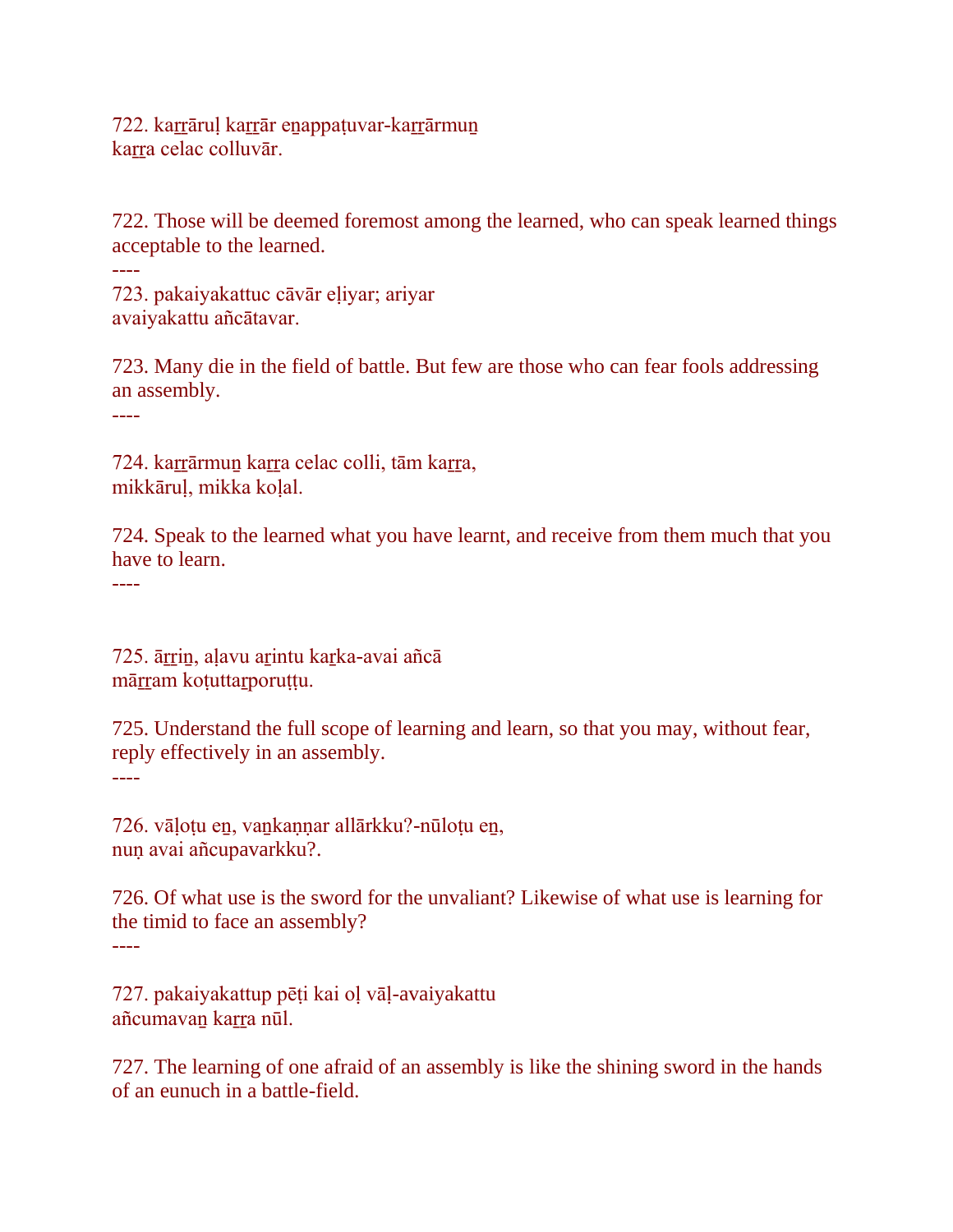722. kaṟṟāruḷ kaṟṟār eṉappaṭuvar-kaṟṟārmuṉ
kaṟṟa celac colluvār.

722. Those will be deemed foremost among the learned, who can speak learned things acceptable to the learned.
----
723. pakaiyakattuc cāvār eḷiyar; ariyar
avaiyakattu añcātavar.

723. Many die in the field of battle. But few are those who can fear fools addressing an assembly.
----

724. kaṟṟārmuṉ kaṟṟa celac colli, tām kaṟṟa,
mikkāruḷ, mikka koḷal.

724. Speak to the learned what you have learnt, and receive from them much that you have to learn.
----

725. āṟṟiṉ, aḷavu aṟintu kaṟka-avai añcā
māṟṟam koṭuttaṟporuṭṭu.

725. Understand the full scope of learning and learn, so that you may, without fear, reply effectively in an assembly.
----

726. vāḷoṭu eṉ, vaṉkaṇṇar allārkku?-nūloṭu eṉ,
nuṇ avai añcupavarkku?.

726. Of what use is the sword for the unvaliant? Likewise of what use is learning for the timid to face an assembly?
----

727. pakaiyakattup pēṭi kai oḷ vāḷ-avaiyakattu
añcumavaṉ kaṟṟa nūl.

727. The learning of one afraid of an assembly is like the shining sword in the hands of an eunuch in a battle-field.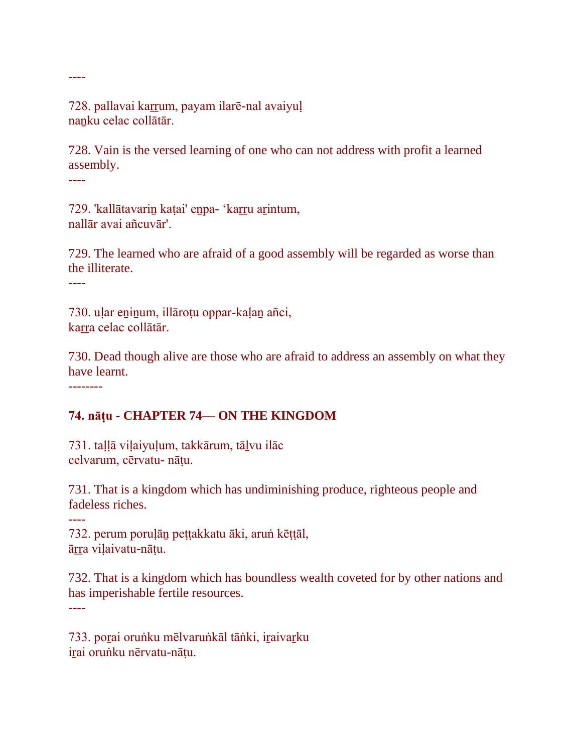----

728. pallavai kaṟṟum, payam ilarē-nal avaiyuḷ
naṉku celac collātār.

728. Vain is the versed learning of one who can not address with profit a learned assembly.

----

729. 'kallātavariṉ kaṭai' eṉpa- 'kaṟṟu aṟintum,
nallār avai añcuvār'.

729. The learned who are afraid of a good assembly will be regarded as worse than the illiterate.

----

730. uḷar eṉiṉum, illāroṭu oppar-kaḷaṉ añci,
kaṟṟa celac collātār.

730. Dead though alive are those who are afraid to address an assembly on what they have learnt.

--------

### 74. nāṭu - CHAPTER 74— ON THE KINGDOM

731. taḷḷā viḷaiyuḷum, takkārum, tāḻvu ilāc
celvarum, cērvatu- nāṭu.

731. That is a kingdom which has undiminishing produce, righteous people and fadeless riches.

----

732. perum poruḷāṉ peṭṭakkatu āki, aruṅ kēṭṭāl,
āṟṟa viḷaivatu-nāṭu.

732. That is a kingdom which has boundless wealth coveted for by other nations and has imperishable fertile resources.

----

733. poṟai oruṅku mēlvaruṅkāl tāṅki, iṟaivaṟku
iṟai oruṅku nērvatu-nāṭu.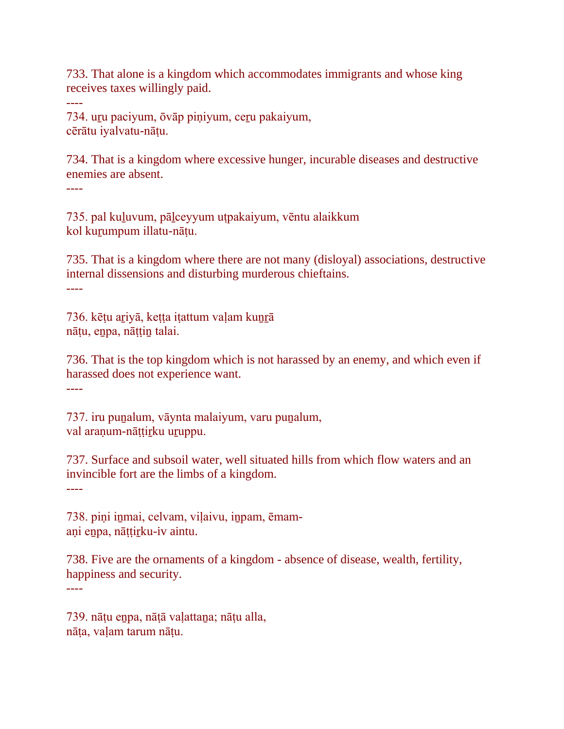733. That alone is a kingdom which accommodates immigrants and whose king receives taxes willingly paid.

----

734. uṟu paciyum, ōvāp piṇiyum, ceṟu pakaiyum,
cērātu iyalvatu-nāṭu.

734. That is a kingdom where excessive hunger, incurable diseases and destructive enemies are absent.

----

735. pal kuḻuvum, pāḻceyyum uṭpakaiyum, vēntu alaikkum
kol kuṟumpum illatu-nāṭu.

735. That is a kingdom where there are not many (disloyal) associations, destructive internal dissensions and disturbing murderous chieftains.

----

736. kēṭu aṟiyā, keṭṭa iṭattum vaḷam kuṉṟā
nāṭu, eṉpa, nāṭṭiṉ talai.

736. That is the top kingdom which is not harassed by an enemy, and which even if harassed does not experience want.

----

737. iru puṉalum, vāynta malaiyum, varu puṉalum,
val araṇum-nāṭṭiṟku uṟuppu.

737. Surface and subsoil water, well situated hills from which flow waters and an invincible fort are the limbs of a kingdom.

----

738. piṇi iṉmai, celvam, viḷaivu, iṉpam, ēmam-
aṇi eṉpa, nāṭṭiṟku-iv aintu.

738. Five are the ornaments of a kingdom - absence of disease, wealth, fertility, happiness and security.

----

739. nāṭu eṉpa, nāṭā vaḷattaṉa; nāṭu alla,
nāṭa, vaḷam tarum nāṭu.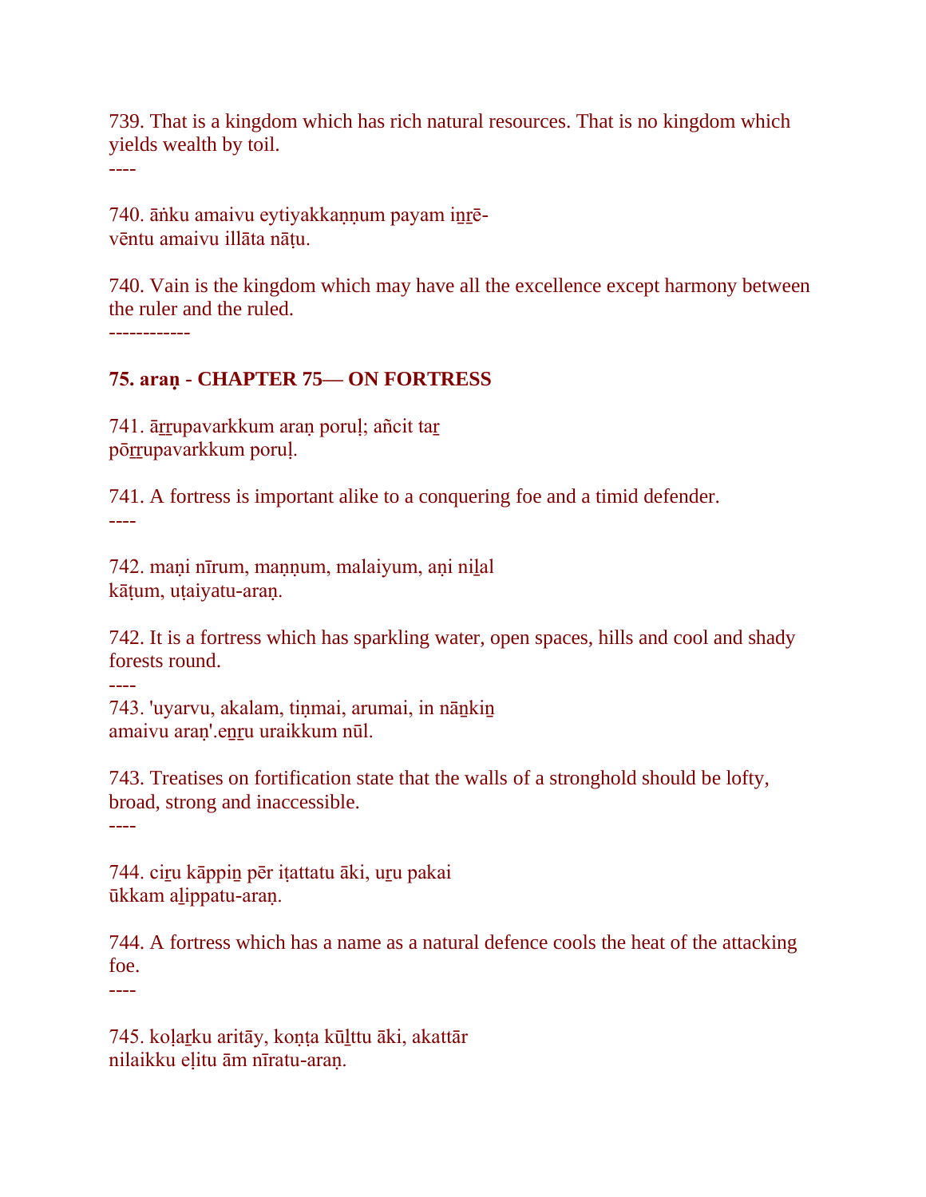739. That is a kingdom which has rich natural resources. That is no kingdom which yields wealth by toil.
----

740. āṅku amaivu eytiyakkaṇṇum payam iṉṟē-
vēntu amaivu illāta nāṭu.

740. Vain is the kingdom which may have all the excellence except harmony between the ruler and the ruled.
------------

**75. araṇ - CHAPTER 75— ON FORTRESS**

741. āṟṟupavarkkum araṇ poruḷ; añcit taṟ
pōṟṟupavarkkum poruḷ.

741. A fortress is important alike to a conquering foe and a timid defender.
----

742. maṇi nīrum, maṇṇum, malaiyum, aṇi niḻal
kāṭum, uṭaiyatu-araṇ.

742. It is a fortress which has sparkling water, open spaces, hills and cool and shady forests round.
----

743. 'uyarvu, akalam, tiṇmai, arumai, in nāṉkiṉ
amaivu araṇ'.eṉṟu uraikkum nūl.

743. Treatises on fortification state that the walls of a stronghold should be lofty, broad, strong and inaccessible.
----

744. ciṟu kāppiṉ pēr iṭattatu āki, uṟu pakai
ūkkam aḻippatu-araṇ.

744. A fortress which has a name as a natural defence cools the heat of the attacking foe.
----

745. koḷaṟku aritāy, koṇṭa kūḻttu āki, akattār
nilaikku eḷitu ām nīratu-araṇ.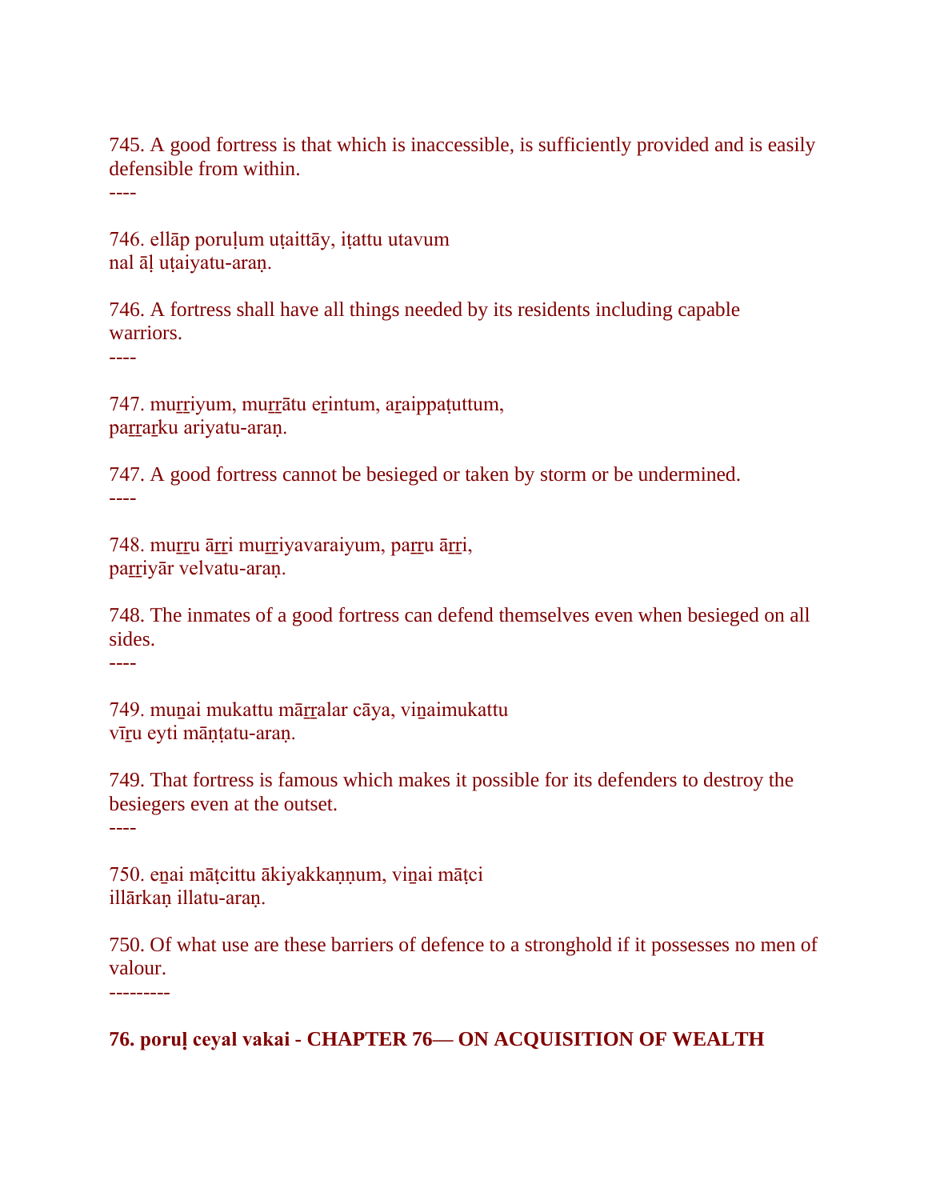745. A good fortress is that which is inaccessible, is sufficiently provided and is easily defensible from within.

----

746. ellāp poruḷum uṭaittāy, iṭattu utavum
nal āḷ uṭaiyatu-araṇ.

746. A fortress shall have all things needed by its residents including capable warriors.

----

747. muṟṟiyum, muṟṟātu eṟintum, aṟaippaṭuttum,
paṟṟaṟku ariyatu-araṇ.

747. A good fortress cannot be besieged or taken by storm or be undermined.

----

748. muṟṟu āṟṟi muṟṟiyavaraiyum, paṟṟu āṟṟi,
paṟṟiyār velvatu-araṇ.

748. The inmates of a good fortress can defend themselves even when besieged on all sides.

----

749. muṉai mukattu māṟṟalar cāya, viṉaimukattu
vīṟu eyti māṇṭatu-araṇ.

749. That fortress is famous which makes it possible for its defenders to destroy the besiegers even at the outset.

----

750. eṉai māṭcittu ākiyakkaṇṇum, viṉai māṭci
illārkaṇ illatu-araṇ.

750. Of what use are these barriers of defence to a stronghold if it possesses no men of valour.

---------

**76. poruḷ ceyal vakai - CHAPTER 76— ON ACQUISITION OF WEALTH**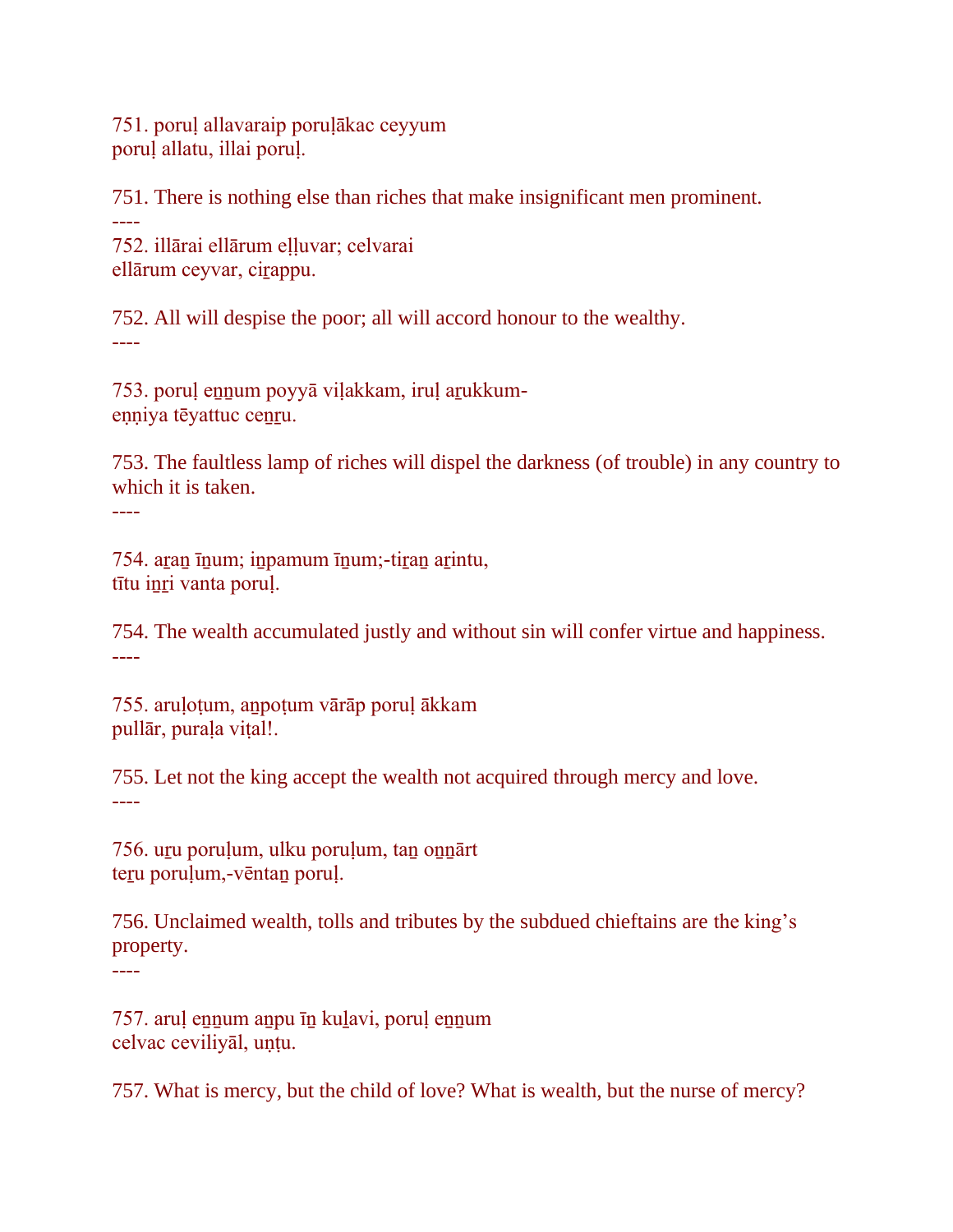751. poruḷ allavaraip poruḷākac ceyyum
poruḷ allatu, illai poruḷ.

751. There is nothing else than riches that make insignificant men prominent.
----
752. illārai ellārum eḷḷuvar; celvarai
ellārum ceyvar, ciṟappu.

752. All will despise the poor; all will accord honour to the wealthy.
----

753. poruḷ eṉṉum poyyā viḷakkam, iruḷ aṟukkum-
eṇṇiya tēyattuc ceṉṟu.

753. The faultless lamp of riches will dispel the darkness (of trouble) in any country to which it is taken.
----

754. aṟaṉ īṉum; iṉpamum īṉum;-tiṟaṉ aṟintu,
tītu iṉṟi vanta poruḷ.

754. The wealth accumulated justly and without sin will confer virtue and happiness.
----

755. aruḷoṭum, aṉpoṭum vārāp poruḷ ākkam
pullār, puraḷa viṭal!.

755. Let not the king accept the wealth not acquired through mercy and love.
----

756. uṟu poruḷum, ulku poruḷum, taṉ oṉṉārt
teṟu poruḷum,-vēntaṉ poruḷ.

756. Unclaimed wealth, tolls and tributes by the subdued chieftains are the king's property.
----

757. aruḷ eṉṉum aṉpu īṉ kuḻavi, poruḷ eṉṉum
celvac ceviliyāl, uṇṭu.

757. What is mercy, but the child of love? What is wealth, but the nurse of mercy?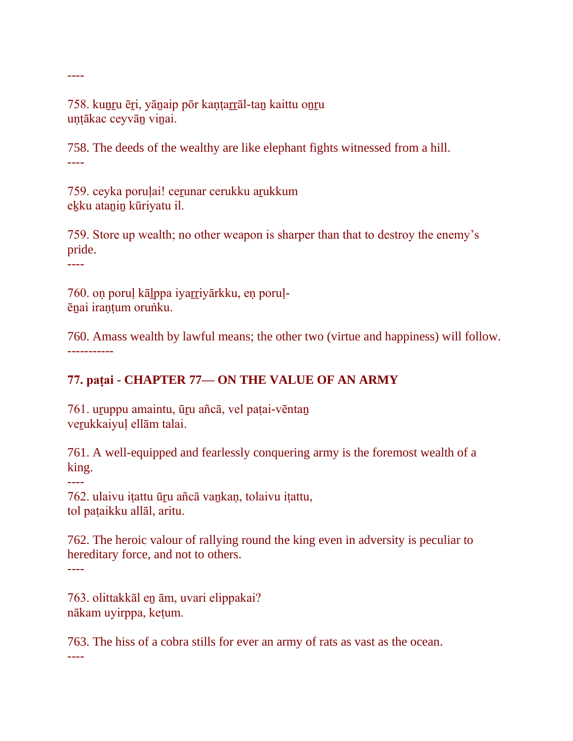----

758. kuṉṟu ēṟi, yāṉaip pōr kaṇṭaṟṟāl-taṉ kaittu oṉṟu
uṇṭākac ceyvāṉ viṉai.

758. The deeds of the wealthy are like elephant fights witnessed from a hill.

----

759. ceyka poruḷai! ceṟunar cerukku aṟukkum
eḵku ataṉiṉ kūriyatu il.

759. Store up wealth; no other weapon is sharper than that to destroy the enemy's pride.

----

760. oṇ poruḷ kāḻppa iyaṟṟiyārkku, eṇ poruḷ-
ēṉai iraṇṭum oruṅku.

760. Amass wealth by lawful means; the other two (virtue and happiness) will follow.

-----------

## 77. paṭai - CHAPTER 77— ON THE VALUE OF AN ARMY

761. uṟuppu amaintu, ūṟu añcā, vel paṭai-vēntaṉ
veṟukkaiyuḷ ellām talai.

761. A well-equipped and fearlessly conquering army is the foremost wealth of a king.

----

762. ulaivu iṭattu ūṟu añcā vaṉkaṇ, tolaivu iṭattu,
tol paṭaikku allāl, aritu.

762. The heroic valour of rallying round the king even in adversity is peculiar to hereditary force, and not to others.

----

763. olittakkāl eṉ ām, uvari elippakai?
nākam uyirppa, keṭum.

763. The hiss of a cobra stills for ever an army of rats as vast as the ocean.

----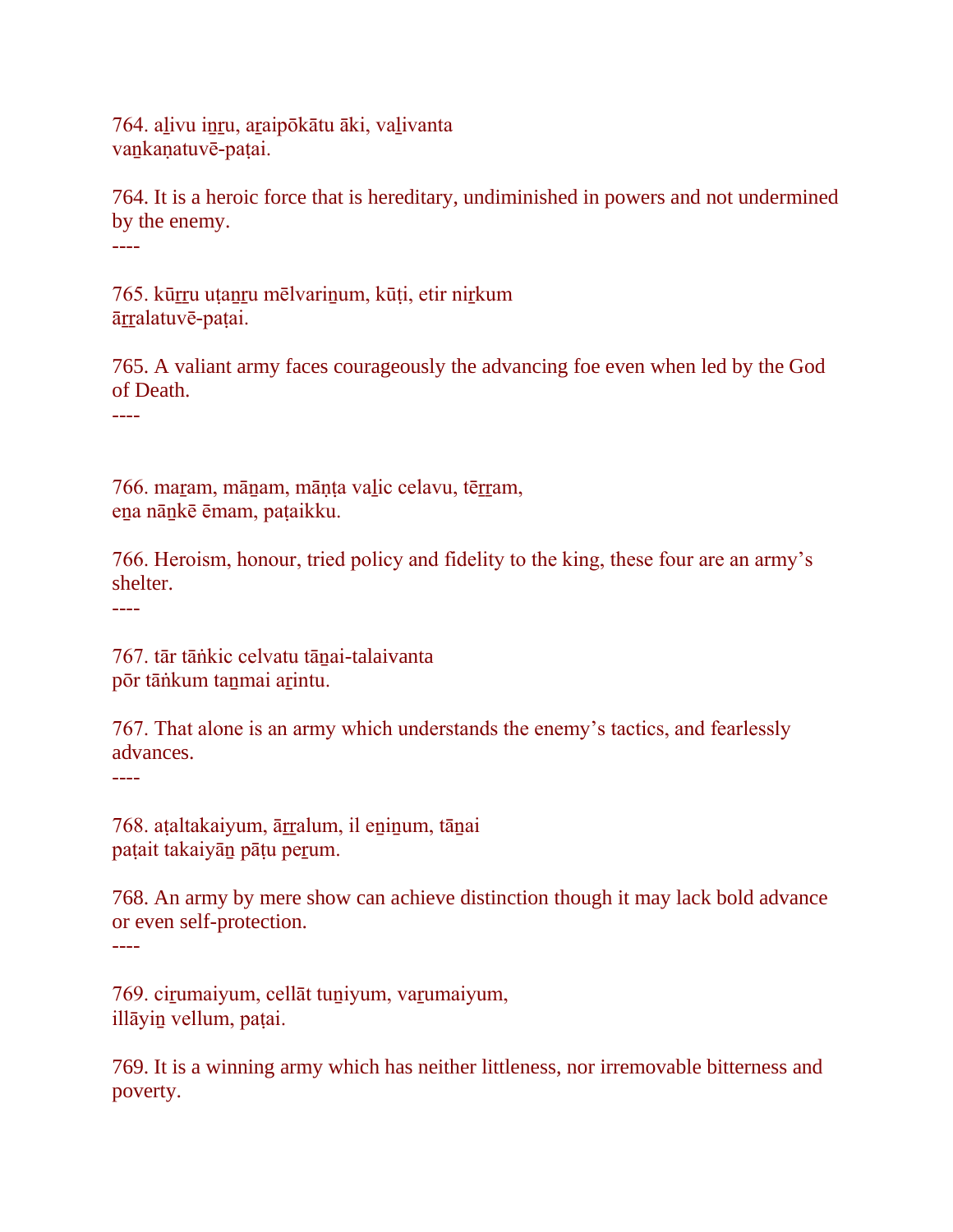764. aḻivu iṉṟu, aṟaipōkātu āki, vaḻivanta
vaṉkaṇatuvē-paṭai.

764. It is a heroic force that is hereditary, undiminished in powers and not undermined by the enemy.
----

765. kūṟṟu uṭaṉṟu mēlvariṉum, kūṭi, etir niṟkum
āṟṟalatuvē-paṭai.

765. A valiant army faces courageously the advancing foe even when led by the God of Death.
----

766. maṟam, māṉam, māṇṭa vaḻic celavu, tēṟṟam,
eṉa nāṉkē ēmam, paṭaikku.

766. Heroism, honour, tried policy and fidelity to the king, these four are an army's shelter.
----

767. tār tāṅkic celvatu tāṉai-talaivanta
pōr tāṅkum taṉmai aṟintu.

767. That alone is an army which understands the enemy's tactics, and fearlessly advances.
----

768. aṭaltakaiyum, āṟṟalum, il eṉiṉum, tāṉai
paṭait takaiyāṉ pāṭu peṟum.

768. An army by mere show can achieve distinction though it may lack bold advance or even self-protection.
----

769. ciṟumaiyum, cellāt tuṉiyum, vaṟumaiyum,
illāyiṉ vellum, paṭai.

769. It is a winning army which has neither littleness, nor irremovable bitterness and poverty.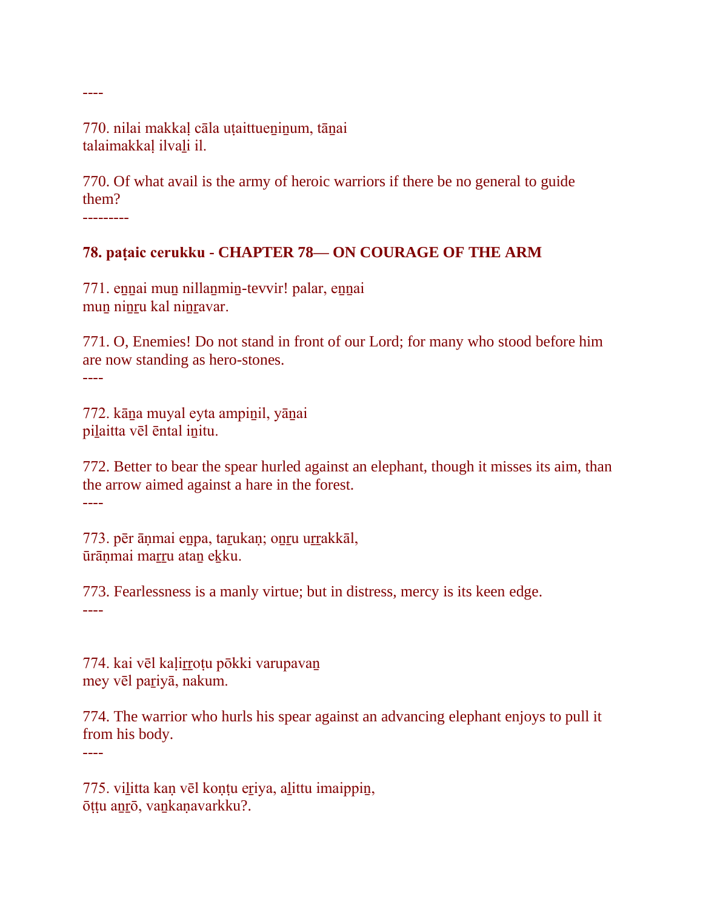----

770. nilai makkaḷ cāla uṭaittueṉiṉum, tāṉai
talaimakkaḷ ilvaḻi il.

770. Of what avail is the army of heroic warriors if there be no general to guide them?

---------

**78. paṭaic cerukku - CHAPTER 78— ON COURAGE OF THE ARM**

771. eṉṉai muṉ nillaṉmiṉ-tevvir! palar, eṉṉai
muṉ niṉṟu kal niṉṟavar.

771. O, Enemies! Do not stand in front of our Lord; for many who stood before him are now standing as hero-stones.

----

772. kāṉa muyal eyta ampiṉil, yāṉai
piḻaitta vēl ēntal iṉitu.

772. Better to bear the spear hurled against an elephant, though it misses its aim, than the arrow aimed against a hare in the forest.

----

773. pēr āṇmai eṉpa, taṟukaṇ; oṉṟu uṟṟakkāl,
ūrāṇmai maṟṟu ataṉ eḵku.

773. Fearlessness is a manly virtue; but in distress, mercy is its keen edge.

----

774. kai vēl kaḷiṟṟoṭu pōkki varupavaṉ
mey vēl paṟiyā, nakum.

774. The warrior who hurls his spear against an advancing elephant enjoys to pull it from his body.

----

775. viḻitta kaṇ vēl koṇṭu eṟiya, aḻittu imaippiṉ,
ōṭṭu aṉṟō, vaṉkaṇavarkku?.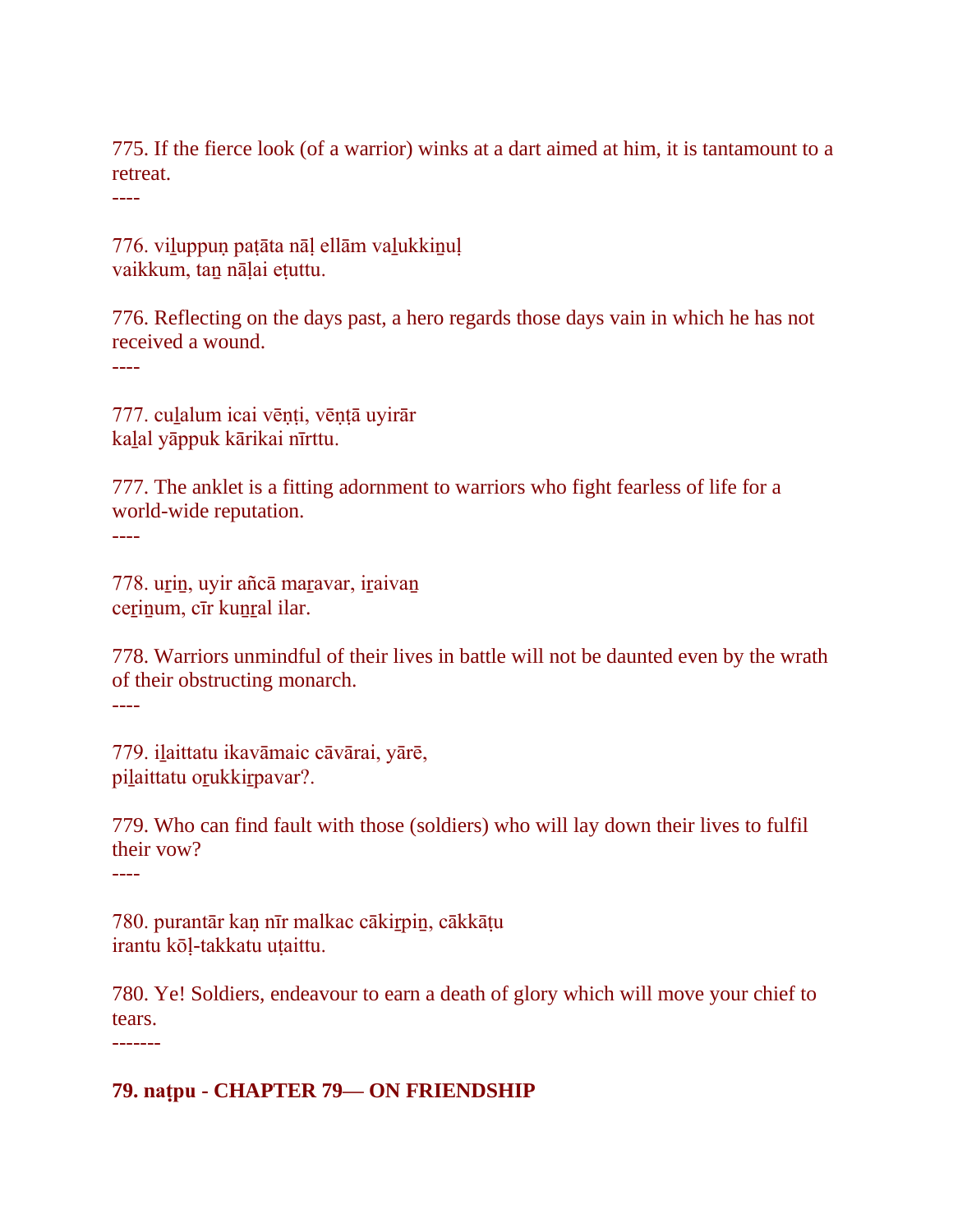775. If the fierce look (of a warrior) winks at a dart aimed at him, it is tantamount to a retreat.
----

776. viḻuppuṇ paṭāta nāḷ ellām vaḻukkiṉuḷ
vaikkum, taṉ nāḷai eṭuttu.

776. Reflecting on the days past, a hero regards those days vain in which he has not received a wound.
----

777. cuḻalum icai vēṇṭi, vēṇṭā uyirār
kaḻal yāppuk kārikai nīrttu.

777. The anklet is a fitting adornment to warriors who fight fearless of life for a world-wide reputation.
----

778. uṟiṉ, uyir añcā maṟavar, iṟaivaṉ
ceṟiṉum, cīr kuṉṟal ilar.

778. Warriors unmindful of their lives in battle will not be daunted even by the wrath of their obstructing monarch.
----

779. iḻaittatu ikavāmaic cāvārai, yārē,
piḻaittatu oṟukkiṟpavar?.

779. Who can find fault with those (soldiers) who will lay down their lives to fulfil their vow?
----

780. purantār kaṇ nīr malkac cākiṟpiṉ, cākkāṭu
irantu kōḷ-takkatu uṭaittu.

780. Ye! Soldiers, endeavour to earn a death of glory which will move your chief to tears.
-------

**79. naṭpu - CHAPTER 79— ON FRIENDSHIP**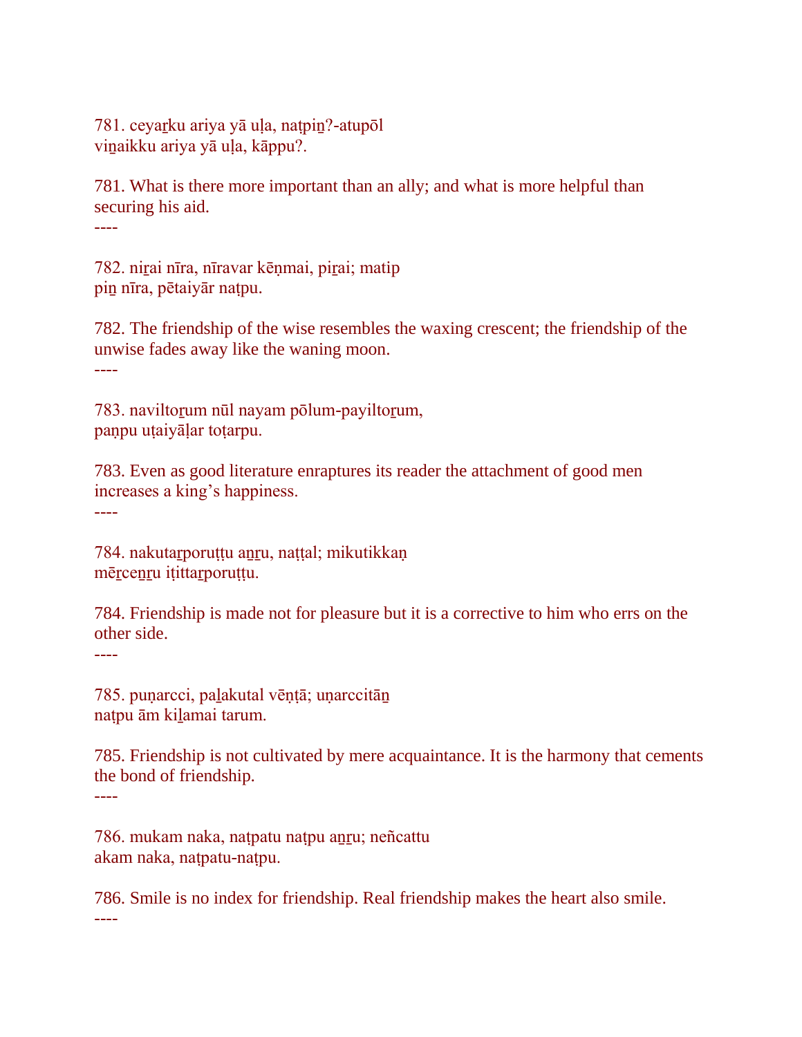781. ceyaṟku ariya yā uḷa, naṭpiṉ?-atupōl
viṉaikku ariya yā uḷa, kāppu?.

781. What is there more important than an ally; and what is more helpful than securing his aid.

----

782. niṟai nīra, nīravar kēṇmai, piṟai; matip
piṉ nīra, pētaiyār naṭpu.

782. The friendship of the wise resembles the waxing crescent; the friendship of the unwise fades away like the waning moon.

----

783. naviltoṟum nūl nayam pōlum-payiltoṟum,
paṇpu uṭaiyāḷar toṭarpu.

783. Even as good literature enraptures its reader the attachment of good men increases a king's happiness.

----

784. nakutaṟporuṭṭu aṉṟu, naṭṭal; mikutikkaṇ
mēṟceṉṟu iṭittaṟporuṭṭu.

784. Friendship is made not for pleasure but it is a corrective to him who errs on the other side.

----

785. puṇarcci, paḻakutal vēṇṭā; uṇarccitāṉ
naṭpu ām kiḻamai tarum.

785. Friendship is not cultivated by mere acquaintance. It is the harmony that cements the bond of friendship.

----

786. mukam naka, naṭpatu naṭpu aṉṟu; neñcattu
akam naka, naṭpatu-naṭpu.

786. Smile is no index for friendship. Real friendship makes the heart also smile.

----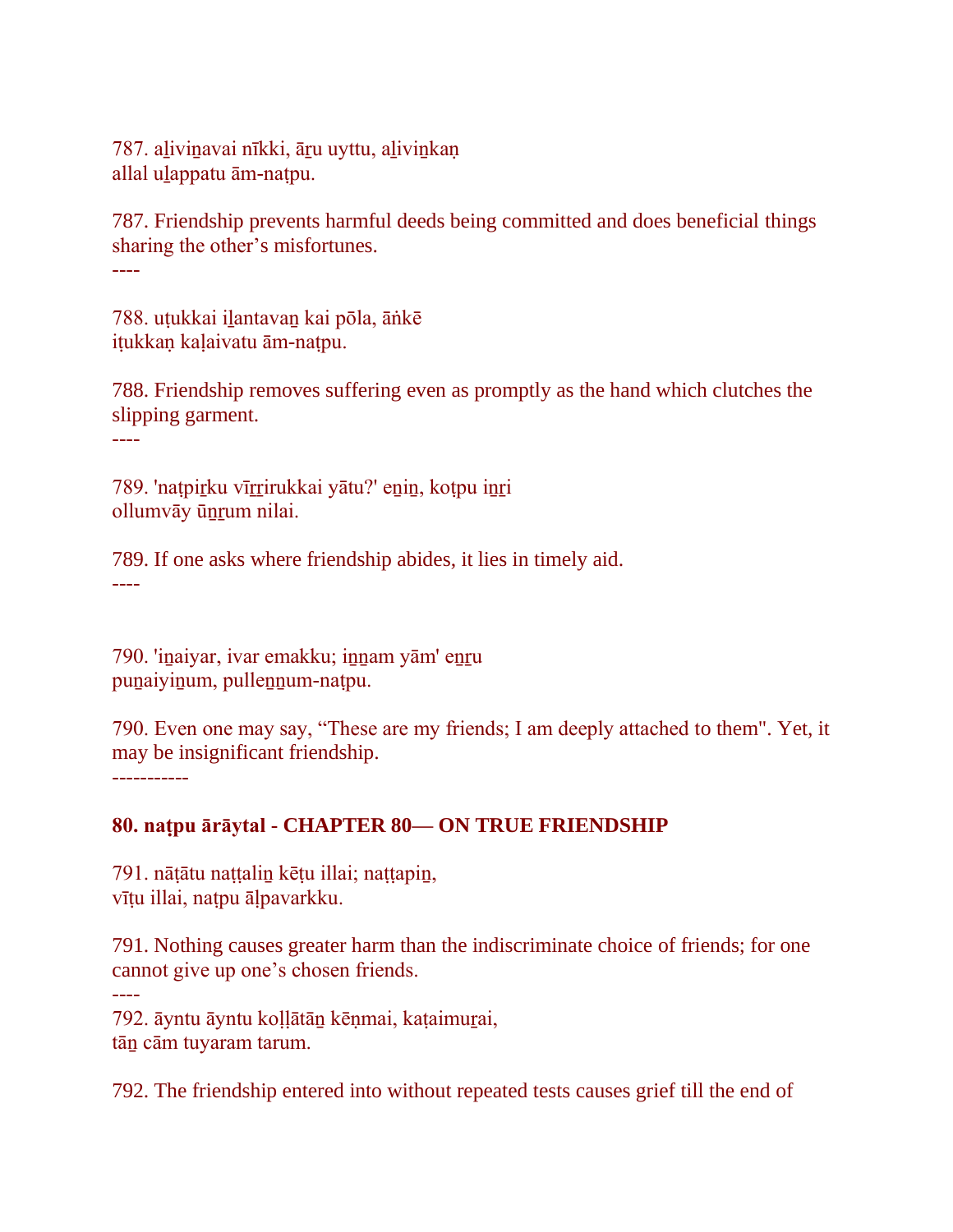787. aḻiviṉavai nīkki, āṟu uyttu, aḻiviṉkaṇ
allal uḻappatu ām-naṭpu.

787. Friendship prevents harmful deeds being committed and does beneficial things sharing the other's misfortunes.

----

788. uṭukkai iḻantavaṉ kai pōla, āṅkē
iṭukkaṇ kaḷaivatu ām-naṭpu.

788. Friendship removes suffering even as promptly as the hand which clutches the slipping garment.

----

789. 'naṭpiṟku vīṟṟirukkai yātu?' eṉiṉ, koṭpu iṉṟi
ollumvāy ūṉṟum nilai.

789. If one asks where friendship abides, it lies in timely aid.

----

790. 'iṉaiyar, ivar emakku; iṉṉam yām' eṉṟu
puṉaiyiṉum, pulleṉṉum-naṭpu.

790. Even one may say, "These are my friends; I am deeply attached to them". Yet, it may be insignificant friendship.

-----------

**80. naṭpu ārāytal - CHAPTER 80— ON TRUE FRIENDSHIP**

791. nāṭātu naṭṭaliṉ kēṭu illai; naṭṭapiṉ,
vīṭu illai, naṭpu āḷpavarkku.

791. Nothing causes greater harm than the indiscriminate choice of friends; for one cannot give up one's chosen friends.

----

792. āyntu āyntu koḷḷātāṉ kēṇmai, kaṭaimuṟai,
tāṉ cām tuyaram tarum.

792. The friendship entered into without repeated tests causes grief till the end of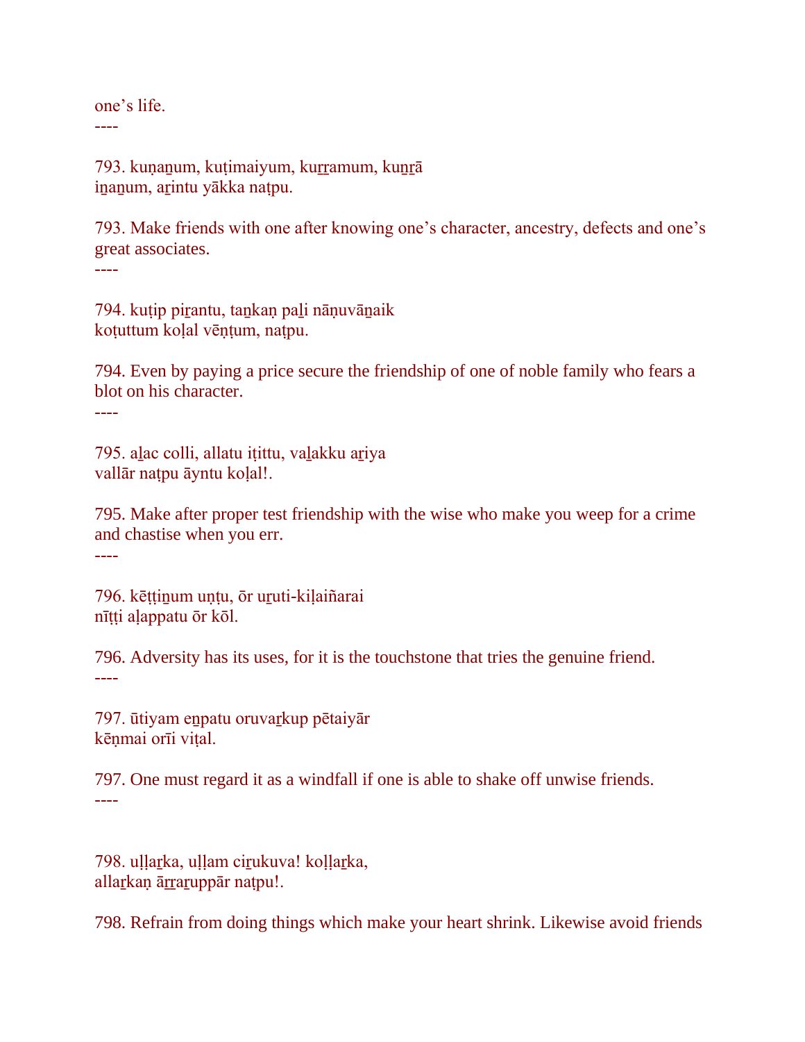one's life.
----

793. kuṇaṉum, kuṭimaiyum, kuṟṟamum, kuṉṟā
iṉaṉum, aṟintu yākka naṭpu.

793. Make friends with one after knowing one's character, ancestry, defects and one's great associates.
----

794. kuṭip piṟantu, taṉkaṇ paḻi nāṇuvāṉaik
koṭuttum koḷal vēṇṭum, naṭpu.

794. Even by paying a price secure the friendship of one of noble family who fears a blot on his character.
----

795. aḻac colli, allatu iṭittu, vaḻakku aṟiya
vallār naṭpu āyntu koḷal!.

795. Make after proper test friendship with the wise who make you weep for a crime and chastise when you err.
----

796. kēṭṭiṉum uṇṭu, ōr uṟuti-kiḷaiñarai
nīṭṭi aḷappatu ōr kōl.

796. Adversity has its uses, for it is the touchstone that tries the genuine friend.
----

797. ūtiyam eṉpatu oruvaṟkup pētaiyār
kēṇmai orīi viṭal.

797. One must regard it as a windfall if one is able to shake off unwise friends.
----

798. uḷḷaṟka, uḷḷam ciṟukuva! koḷḷaṟka,
allaṟkaṇ āṟṟaṟuppār naṭpu!.

798. Refrain from doing things which make your heart shrink. Likewise avoid friends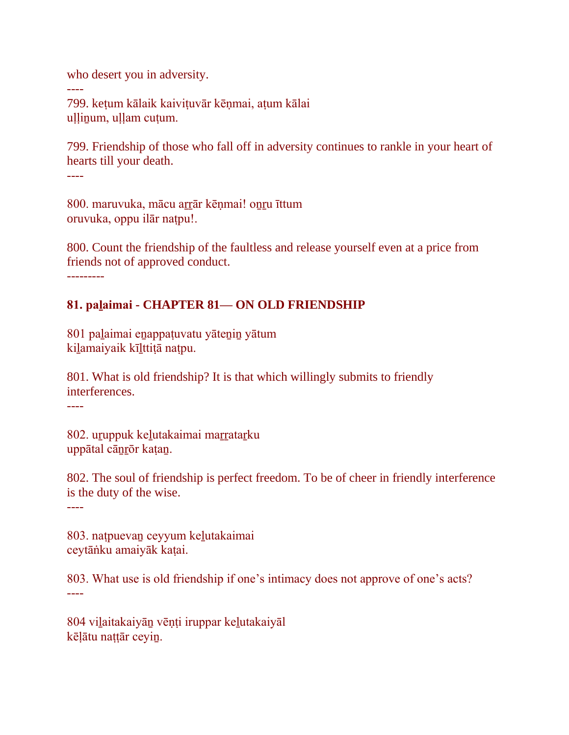who desert you in adversity.

----

799. keṭum kālaik kaiviṭuvār kēṇmai, aṭum kālai
uḷḷiṉum, uḷḷam cuṭum.

799. Friendship of those who fall off in adversity continues to rankle in your heart of hearts till your death.

----

800. maruvuka, mācu aṟṟār kēṇmai! oṉṟu īttum
oruvuka, oppu ilār naṭpu!.

800. Count the friendship of the faultless and release yourself even at a price from friends not of approved conduct.

---------

**81. paḻaimai - CHAPTER 81— ON OLD FRIENDSHIP**

801 paḻaimai eṉappaṭuvatu yāteṉiṉ yātum
kiḻamaiyaik kīḻttiṭā naṭpu.

801. What is old friendship? It is that which willingly submits to friendly interferences.

----

802. uṟuppuk keḻutakaimai maṟṟataṟku
uppātal cāṉṟōr kaṭaṉ.

802. The soul of friendship is perfect freedom. To be of cheer in friendly interference is the duty of the wise.

----

803. naṭpuevaṉ ceyyum keḻutakaimai
ceytāṅku amaiyāk kaṭai.

803. What use is old friendship if one’s intimacy does not approve of one’s acts?

----

804 viḻaitakaiyāṉ vēṇṭi iruppar keḻutakaiyāl
kēḷātu naṭṭār ceyiṉ.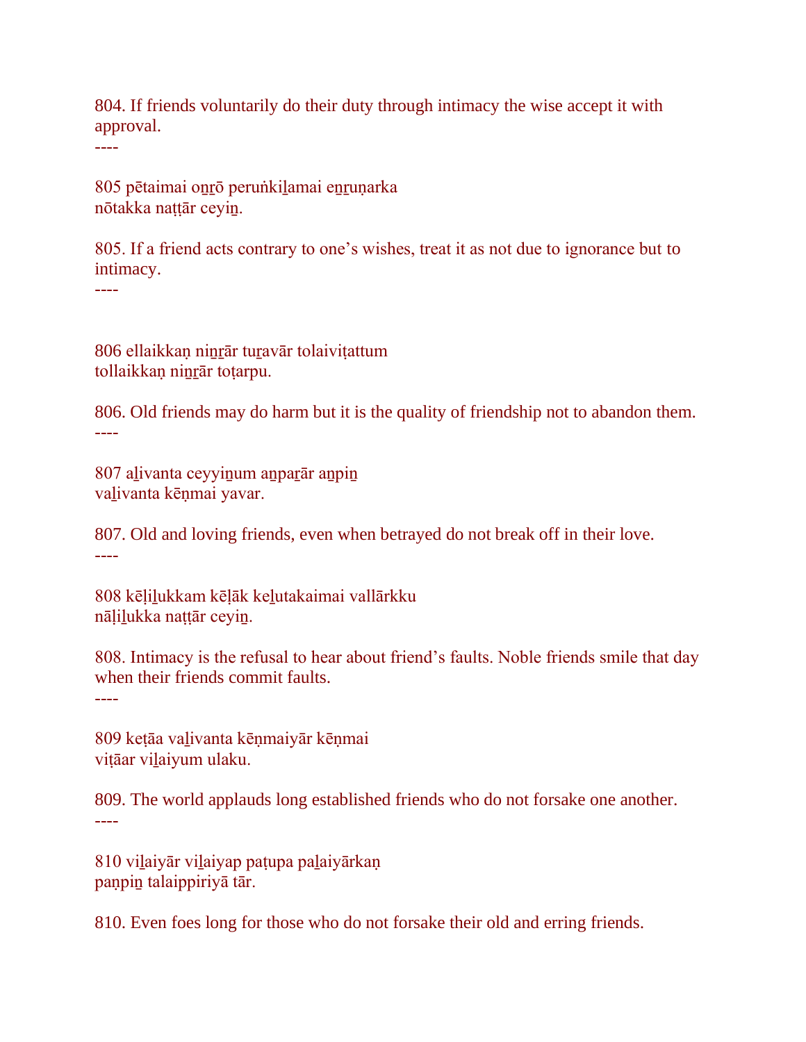804. If friends voluntarily do their duty through intimacy the wise accept it with approval.
----

805 pētaimai oṉṟō peruṅkiḻamai eṉṟuṇarka
nōtakka naṭṭār ceyiṉ.

805. If a friend acts contrary to one's wishes, treat it as not due to ignorance but to intimacy.
----

806 ellaikkaṇ niṉṟār tuṟavār tolaiviṭattum
tollaikkaṇ niṉṟār toṭarpu.

806. Old friends may do harm but it is the quality of friendship not to abandon them.
----

807 aḻivanta ceyyiṉum aṉpaṟār aṉpiṉ
vaḻivanta kēṇmai yavar.

807. Old and loving friends, even when betrayed do not break off in their love.
----

808 kēḷiḻukkam kēḷāk keḻutakaimai vallārkku
nāḷiḻukka naṭṭār ceyiṉ.

808. Intimacy is the refusal to hear about friend's faults. Noble friends smile that day when their friends commit faults.
----

809 keṭāa vaḻivanta kēṇmaiyār kēṇmai
viṭāar viḻaiyum ulaku.

809. The world applauds long established friends who do not forsake one another.
----

810 viḻaiyār viḻaiyap paṭupa paḻaiyārkaṇ
paṇpiṉ talaippiriyā tār.

810. Even foes long for those who do not forsake their old and erring friends.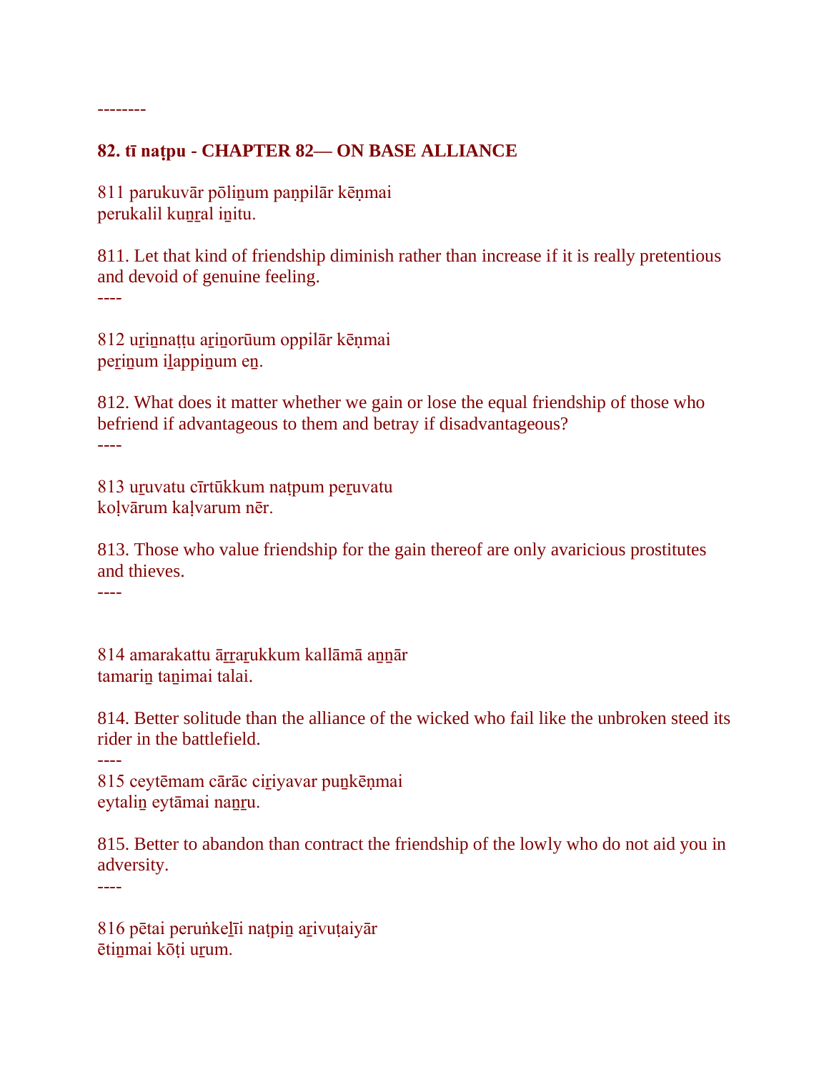--------

## 82. tī naṭpu - CHAPTER 82— ON BASE ALLIANCE

811 parukuvār pōliṉum paṇpilār kēṇmai
perukalil kuṉṟal iṉitu.

811. Let that kind of friendship diminish rather than increase if it is really pretentious and devoid of genuine feeling.

----

812 uṟiṉnaṭṭu aṟiṉorūum oppilār kēṇmai
peṟiṉum iḻappiṉum eṉ.

812. What does it matter whether we gain or lose the equal friendship of those who befriend if advantageous to them and betray if disadvantageous?

----

813 uṟuvatu cīrtūkkum naṭpum peṟuvatu
koḷvārum kaḷvarum nēr.

813. Those who value friendship for the gain thereof are only avaricious prostitutes and thieves.

----

814 amarakattu āṟṟaṟukkum kallāmā aṉṉār
tamariṉ taṉimai talai.

814. Better solitude than the alliance of the wicked who fail like the unbroken steed its rider in the battlefield.

----

815 ceytēmam cārāc ciṟiyavar puṉkēṇmai
eytaliṉ eytāmai naṉṟu.

815. Better to abandon than contract the friendship of the lowly who do not aid you in adversity.

----

816 pētai peruṅkeḻīi naṭpiṉ aṟivuṭaiyār
ētiṉmai kōṭi uṟum.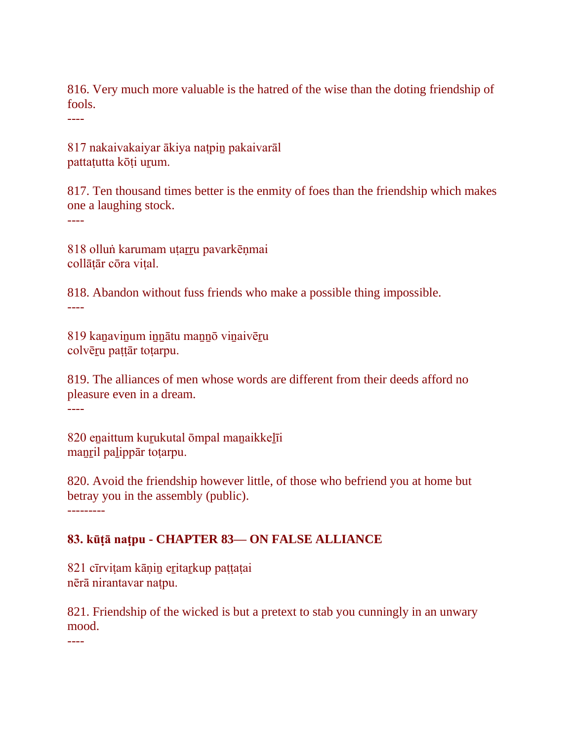816. Very much more valuable is the hatred of the wise than the doting friendship of fools.
----

817 nakaivakaiyar ākiya naṭpiṉ pakaivarāl
pattaṭutta kōṭi uṟum.

817. Ten thousand times better is the enmity of foes than the friendship which makes one a laughing stock.
----

818 olluṅ karumam uṭaṟṟu pavarkēṇmai
collāṭār cōra viṭal.

818. Abandon without fuss friends who make a possible thing impossible.
----

819 kaṉaviṉum iṉṉātu maṉṉō viṉaivēṟu
colvēṟu paṭṭār toṭarpu.

819. The alliances of men whose words are different from their deeds afford no pleasure even in a dream.
----

820 eṉaittum kuṟukutal ōmpal maṉaikkeḻīi
maṉṟil paḻippār toṭarpu.

820. Avoid the friendship however little, of those who befriend you at home but betray you in the assembly (public).
---------

**83. kūṭā naṭpu - CHAPTER 83— ON FALSE ALLIANCE**

821 cīrviṭam kāṇiṉ eṟitaṟkup paṭṭaṭai
nērā nirantavar naṭpu.

821. Friendship of the wicked is but a pretext to stab you cunningly in an unwary mood.
----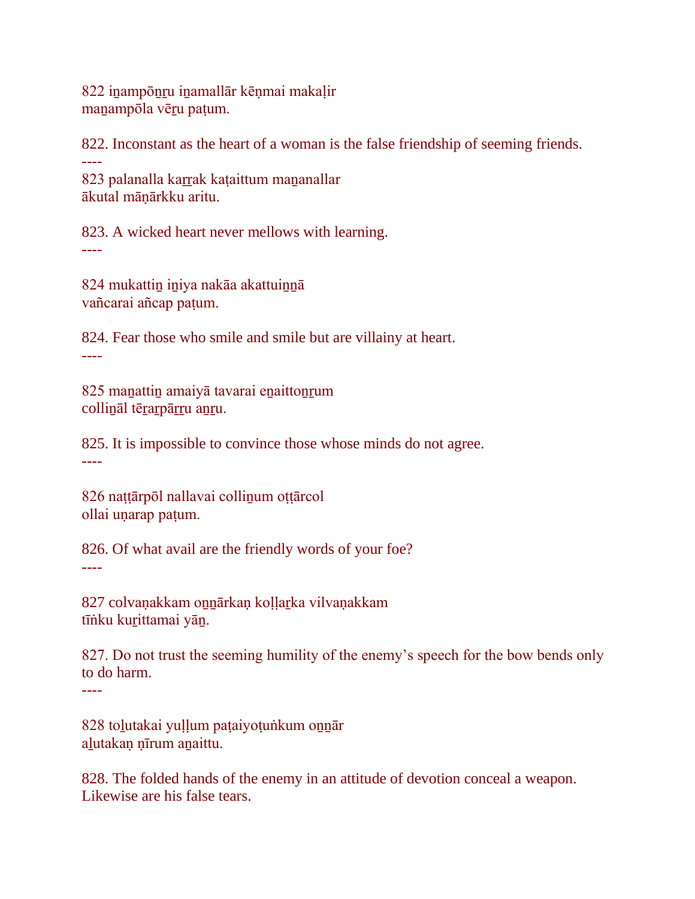822 iṉampōṉṟu iṉamallār kēṇmai makaḷir
maṉampōla vēṟu paṭum.

822. Inconstant as the heart of a woman is the false friendship of seeming friends.

----

823 palanalla kaṟṟak kaṭaittum maṉanallar
ākutal māṇārkku aritu.

823. A wicked heart never mellows with learning.

----

824 mukattiṉ iṉiya nakāa akattuiṉṉā
vañcarai añcap paṭum.

824. Fear those who smile and smile but are villainy at heart.

----

825 maṉattiṉ amaiyā tavarai eṉaittoṉṟum
colliṉāl tēṟaṟpāṟṟu aṉṟu.

825. It is impossible to convince those whose minds do not agree.

----

826 naṭṭārpōl nallavai colliṉum oṭṭārcol
ollai uṇarap paṭum.

826. Of what avail are the friendly words of your foe?

----

827 colvaṇakkam oṉṉārkaṇ koḷḷaṟka vilvaṇakkam
tīṅku kuṟittamai yāṉ.

827. Do not trust the seeming humility of the enemy’s speech for the bow bends only to do harm.

----

828 toḻutakai yuḷḷum paṭaiyoṭuṅkum oṉṉār
aḻutakaṇ ṇīrum aṉaittu.

828. The folded hands of the enemy in an attitude of devotion conceal a weapon. Likewise are his false tears.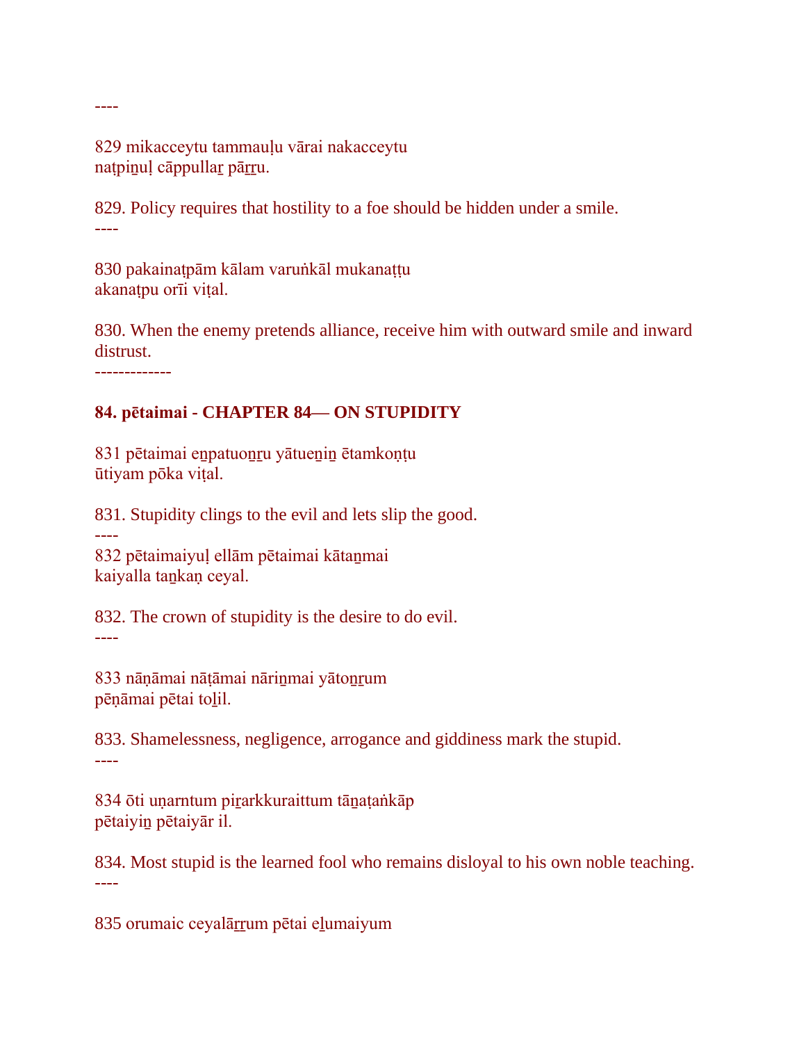----

829 mikacceytu tammauḷu vārai nakacceytu
naṭpiṉuḷ cāppullaṟ pāṟṟu.

829. Policy requires that hostility to a foe should be hidden under a smile.

----

830 pakainaṭpām kālam varuṅkāl mukanaṭṭu
akanaṭpu orīi viṭal.

830. When the enemy pretends alliance, receive him with outward smile and inward distrust.

-------------

**84. pētaimai - CHAPTER 84— ON STUPIDITY**

831 pētaimai eṉpatuoṉṟu yātueṉiṉ ētamkoṇṭu
ūtiyam pōka viṭal.

831. Stupidity clings to the evil and lets slip the good.

----

832 pētaimaiyuḷ ellām pētaimai kātaṉmai
kaiyalla taṉkaṇ ceyal.

832. The crown of stupidity is the desire to do evil.

----

833 nāṇāmai nāṭāmai nāriṉmai yātoṉṟum
pēṇāmai pētai toḻil.

833. Shamelessness, negligence, arrogance and giddiness mark the stupid.

----

834 ōti uṇarntum piṟarkkuraittum tāṉaṭaṅkāp
pētaiyiṉ pētaiyār il.

834. Most stupid is the learned fool who remains disloyal to his own noble teaching.

----

835 orumaic ceyalāṟṟum pētai eḻumaiyum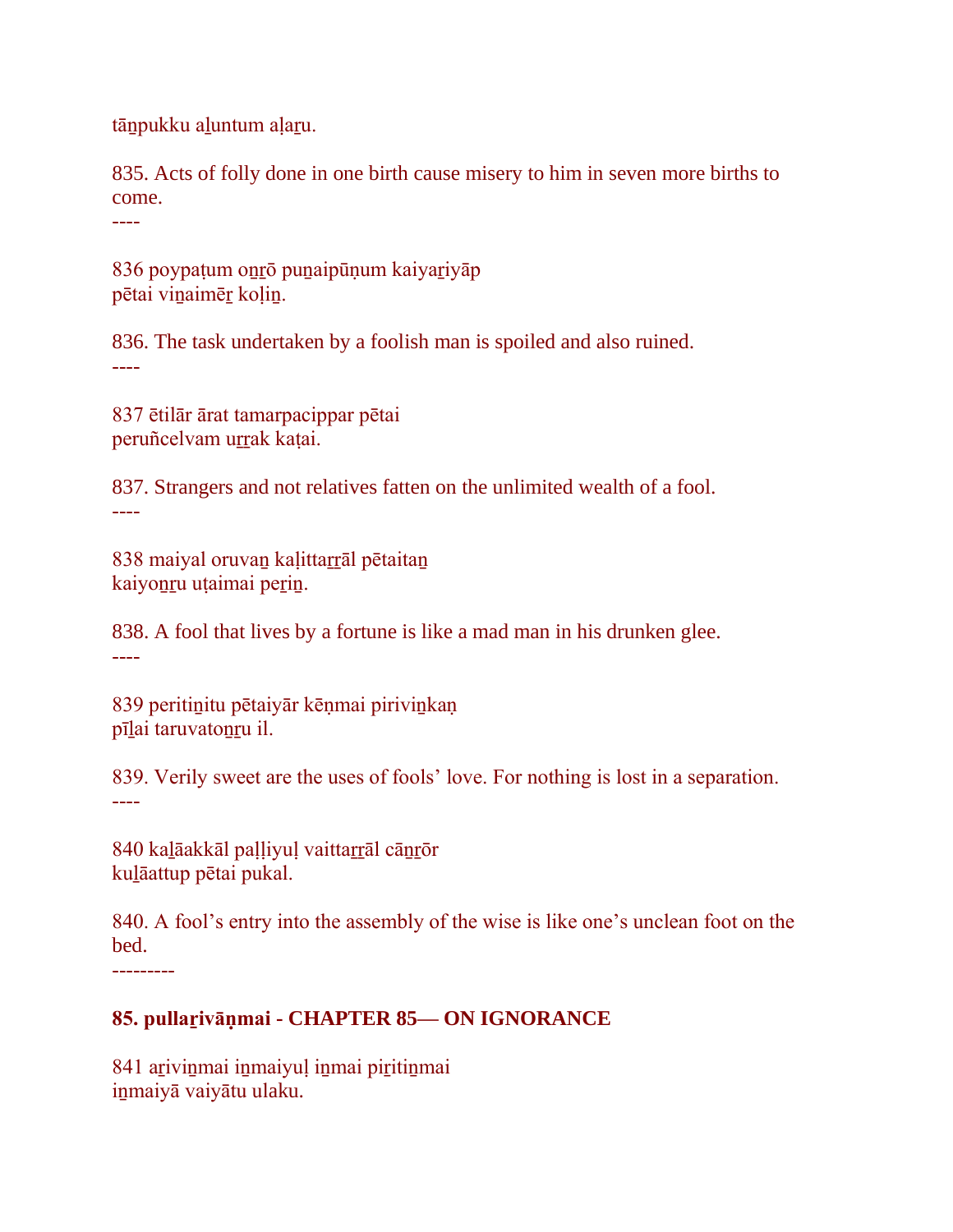tāṉpukku aḻuntum aḷaṟu.

835. Acts of folly done in one birth cause misery to him in seven more births to come.

----

836 poypaṭum oṉṟō puṉaipūṇum kaiyaṟiyāp
pētai viṉaimēṟ koḷiṉ.

836. The task undertaken by a foolish man is spoiled and also ruined.

----

837 ētilār ārat tamarpacippar pētai
peruñcelvam uṟṟak kaṭai.

837. Strangers and not relatives fatten on the unlimited wealth of a fool.

----

838 maiyal oruvaṉ kaḷittaṟṟāl pētaitaṉ
kaiyoṉṟu uṭaimai peṟiṉ.

838. A fool that lives by a fortune is like a mad man in his drunken glee.

----

839 peritiṉitu pētaiyār kēṇmai piriviṉkaṇ
pīḻai taruvatoṉṟu il.

839. Verily sweet are the uses of fools' love. For nothing is lost in a separation.

----

840 kaḻāakkāl paḷḷiyuḷ vaittaṟṟāl cāṉṟōr
kuḻāattup pētai pukal.

840. A fool's entry into the assembly of the wise is like one's unclean foot on the bed.

---------

**85. pullaṟivāṇmai - CHAPTER 85— ON IGNORANCE**

841 aṟiviṉmai iṉmaiyuḷ iṉmai piṟitiṉmai
iṉmaiyā vaiyātu ulaku.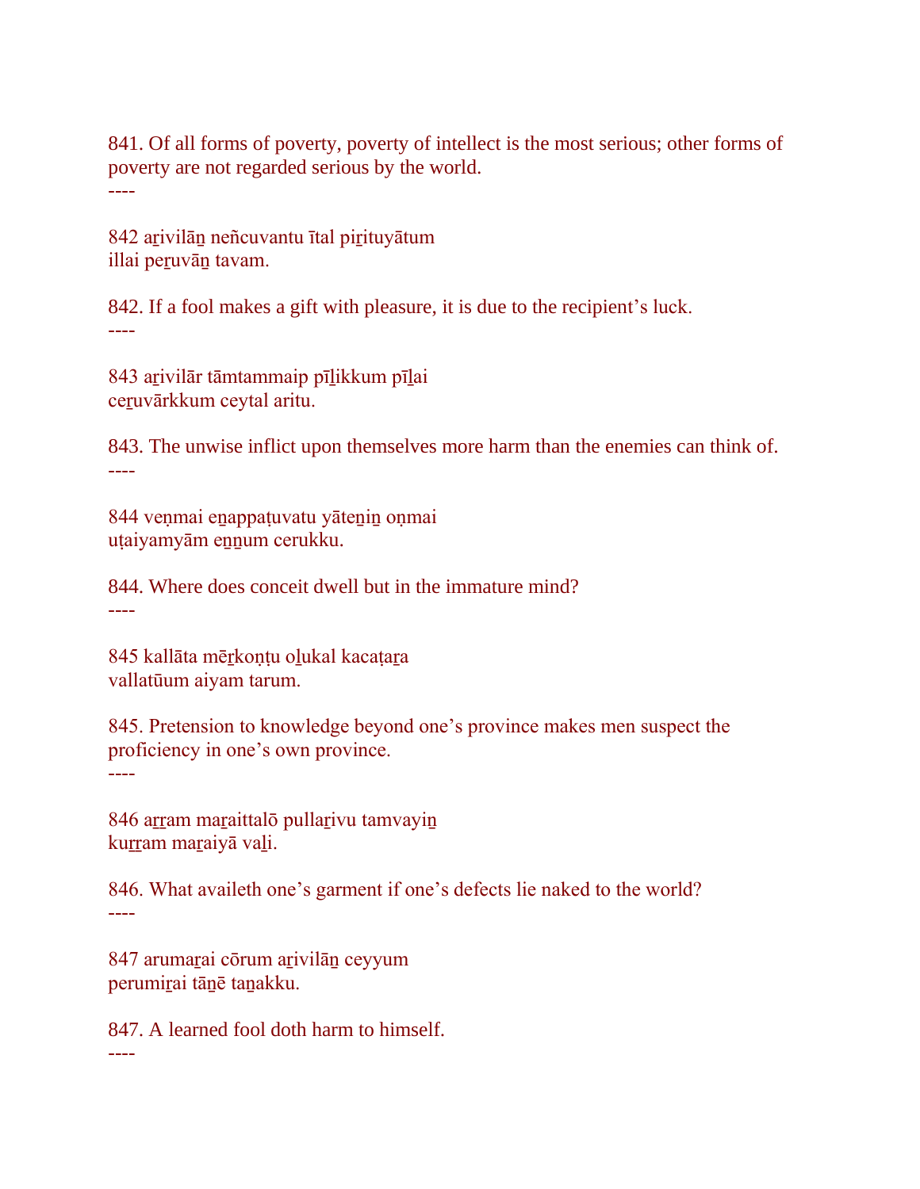841. Of all forms of poverty, poverty of intellect is the most serious; other forms of poverty are not regarded serious by the world.

----

842 aṟivilāṉ neñcuvantu ītal piṟituyātum
illai peṟuvāṉ tavam.

842. If a fool makes a gift with pleasure, it is due to the recipient's luck.

----

843 aṟivilār tāmtammaip pīḻikkum pīḻai
ceṟuvārkkum ceytal aritu.

843. The unwise inflict upon themselves more harm than the enemies can think of.

----

844 veṇmai eṉappaṭuvatu yāteṉiṉ oṇmai
uṭaiyamyām eṉṉum cerukku.

844. Where does conceit dwell but in the immature mind?

----

845 kallāta mēṟkoṇṭu oḻukal kacaṭaṟa
vallatūum aiyam tarum.

845. Pretension to knowledge beyond one's province makes men suspect the proficiency in one's own province.

----

846 aṟṟam maṟaittalō pullaṟivu tamvayiṉ
kuṟṟam maṟaiyā vaḻi.

846. What availeth one's garment if one's defects lie naked to the world?

----

847 arumaṟai cōrum aṟivilāṉ ceyyum
perumiṟai tāṉē taṉakku.

847. A learned fool doth harm to himself.

----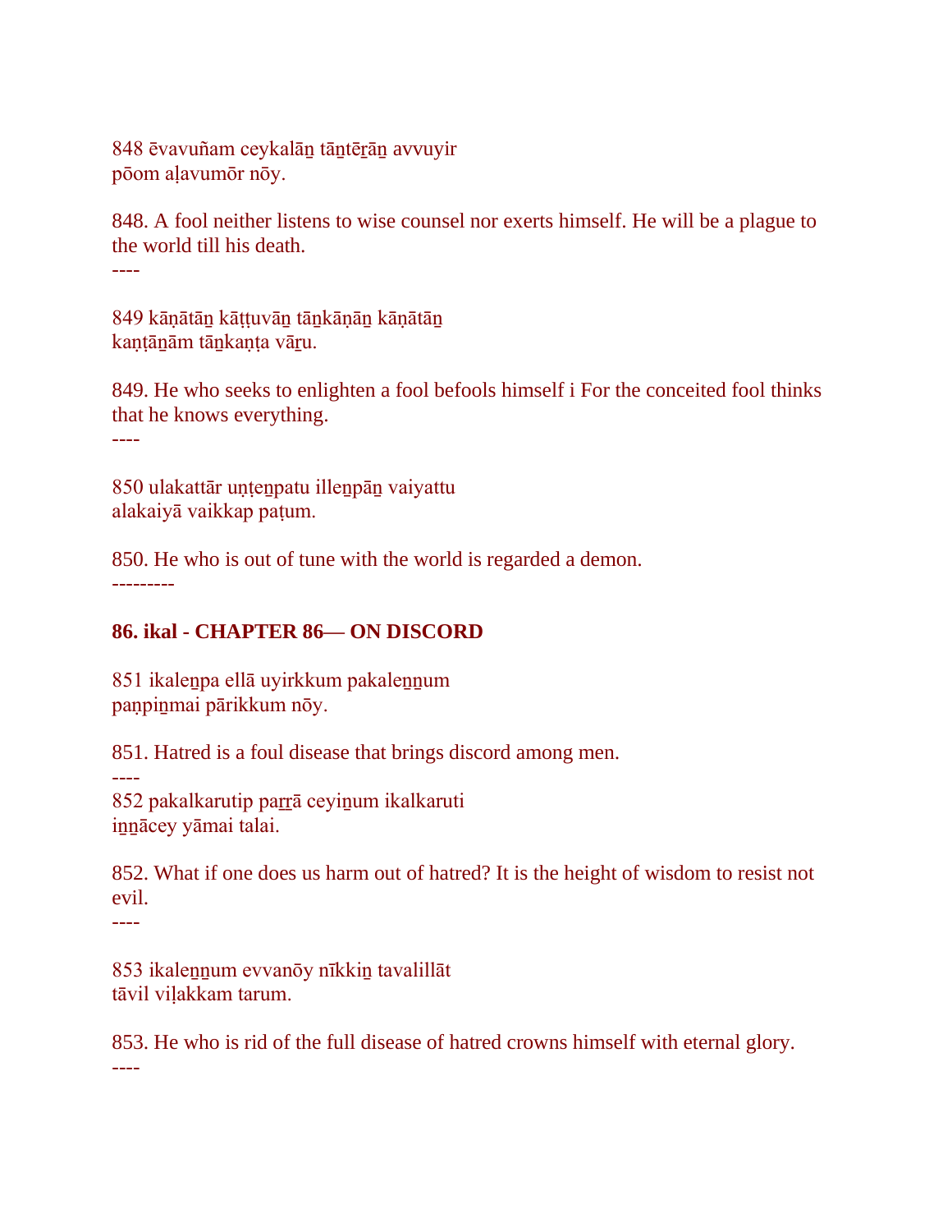848 ēvavuñam ceykalāṉ tāṉtēṟāṉ avvuyir
pōom aḷavumōr nōy.

848. A fool neither listens to wise counsel nor exerts himself. He will be a plague to the world till his death.

----

849 kāṇātāṉ kāṭṭuvāṉ tāṉkāṇāṉ kāṇātāṉ
kaṇṭāṉām tāṉkaṇṭa vāṟu.

849. He who seeks to enlighten a fool befools himself i For the conceited fool thinks that he knows everything.

----

850 ulakattār uṇṭeṉpatu illeṉpāṉ vaiyattu
alakaiyā vaikkap paṭum.

850. He who is out of tune with the world is regarded a demon.

---------

**86. ikal - CHAPTER 86— ON DISCORD**

851 ikaleṉpa ellā uyirkkum pakaleṉṉum
paṇpiṉmai pārikkum nōy.

851. Hatred is a foul disease that brings discord among men.

----

852 pakalkarutip paṟṟā ceyiṉum ikalkaruti
iṉṉācey yāmai talai.

852. What if one does us harm out of hatred? It is the height of wisdom to resist not evil.

----

853 ikaleṉṉum evvanōy nīkkiṉ tavalillāt
tāvil viḷakkam tarum.

853. He who is rid of the full disease of hatred crowns himself with eternal glory.

----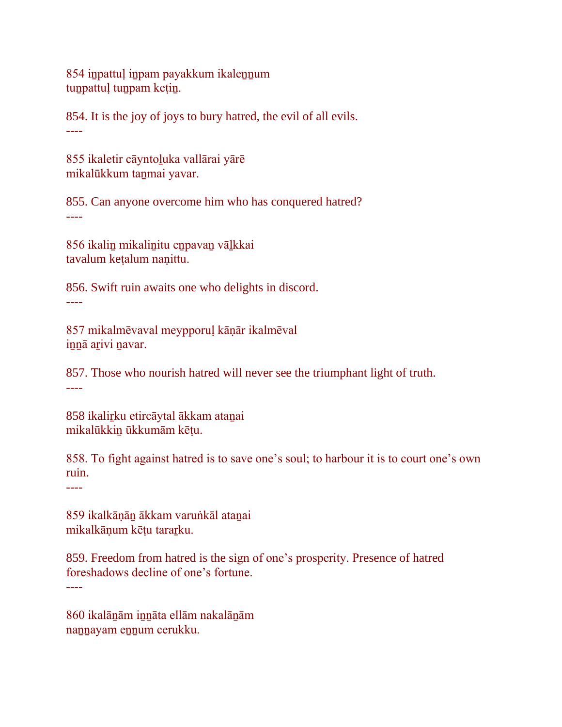854 iṉpattuḷ iṉpam payakkum ikaleṉṉum
tuṉpattuḷ tuṉpam keṭiṉ.

854. It is the joy of joys to bury hatred, the evil of all evils.

----

855 ikaletir cāyntoḻuka vallārai yārē
mikalūkkum taṉmai yavar.

855. Can anyone overcome him who has conquered hatred?

----

856 ikaliṉ mikaliṉitu eṉpavaṉ vāḻkkai
tavalum keṭalum naṇittu.

856. Swift ruin awaits one who delights in discord.

----

857 mikalmēvaval meypporuḷ kāṇār ikalmēval
iṉṉā aṟivi ṉavar.

857. Those who nourish hatred will never see the triumphant light of truth.

----

858 ikaliṟku etircāytal ākkam ataṉai
mikalūkkiṉ ūkkumām kēṭu.

858. To fight against hatred is to save one's soul; to harbour it is to court one's own ruin.

----

859 ikalkāṇāṉ ākkam varuṅkāl ataṉai
mikalkāṇum kēṭu taraṟku.

859. Freedom from hatred is the sign of one's prosperity. Presence of hatred foreshadows decline of one's fortune.

----

860 ikalāṉām iṉṉāta ellām nakalāṉām
naṉṉayam eṉṉum cerukku.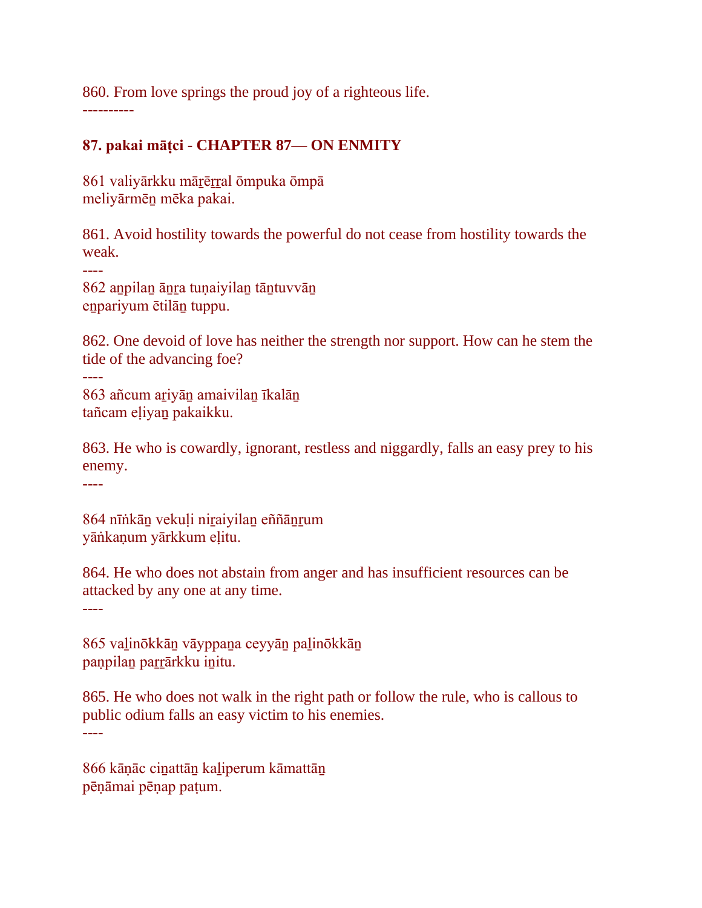860. From love springs the proud joy of a righteous life.
----------

**87. pakai māṭci - CHAPTER 87— ON ENMITY**

861 valiyārkku māṟēṟṟal ōmpuka ōmpā
meliyārmēṉ mēka pakai.

861. Avoid hostility towards the powerful do not cease from hostility towards the weak.
----
862 aṉpilaṉ āṉṟa tuṇaiyilaṉ tāṉtuvvāṉ
eṉpariyum ētilāṉ tuppu.

862. One devoid of love has neither the strength nor support. How can he stem the tide of the advancing foe?
----
863 añcum aṟiyāṉ amaivilaṉ īkalāṉ
tañcam eḷiyaṉ pakaikku.

863. He who is cowardly, ignorant, restless and niggardly, falls an easy prey to his enemy.
----

864 nīṅkāṉ vekuḷi niṟaiyilaṉ eññāṉṟum
yāṅkaṇum yārkkum eḷitu.

864. He who does not abstain from anger and has insufficient resources can be attacked by any one at any time.
----

865 vaḻinōkkāṉ vāyppaṉa ceyyāṉ paḻinōkkāṉ
paṇpilaṉ paṟṟārkku iṉitu.

865. He who does not walk in the right path or follow the rule, who is callous to public odium falls an easy victim to his enemies.
----

866 kāṇāc ciṉattāṉ kaḻiperum kāmattāṉ
pēṇāmai pēṇap paṭum.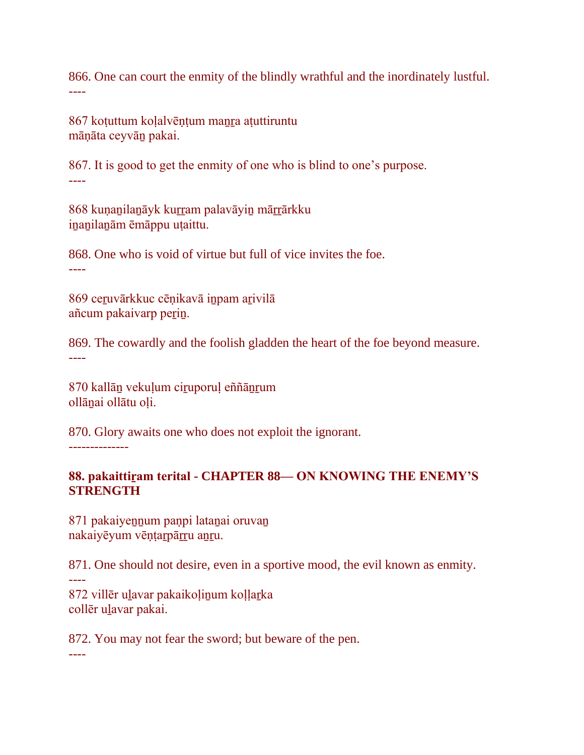866. One can court the enmity of the blindly wrathful and the inordinately lustful.
----

867 koṭuttum koḷalvēṇṭum maṉṟa aṭuttiruntu
māṇāta ceyvāṉ pakai.

867. It is good to get the enmity of one who is blind to one's purpose.
----

868 kuṇaṉilaṉāyk kuṟṟam palavāyiṉ māṟṟārkku
iṉaṉilaṉām ēmāppu uṭaittu.

868. One who is void of virtue but full of vice invites the foe.
----

869 ceṟuvārkkuc cēṇikavā iṉpam aṟivilā
añcum pakaivarp peṟiṉ.

869. The cowardly and the foolish gladden the heart of the foe beyond measure.
----

870 kallāṉ vekuḷum ciṟuporuḷ eññāṉṟum
ollāṉai ollātu oḷi.

870. Glory awaits one who does not exploit the ignorant.
-------------

**88. pakaittiṟam terital - CHAPTER 88— ON KNOWING THE ENEMY'S STRENGTH**

871 pakaiyeṉṉum paṇpi lataṉai oruvaṉ
nakaiyēyum vēṇṭaṟpāṟṟu aṉṟu.

871. One should not desire, even in a sportive mood, the evil known as enmity.
----

872 villēr uḻavar pakaikoḷiṉum koḷḷaṟka
collēr uḻavar pakai.

872. You may not fear the sword; but beware of the pen.
----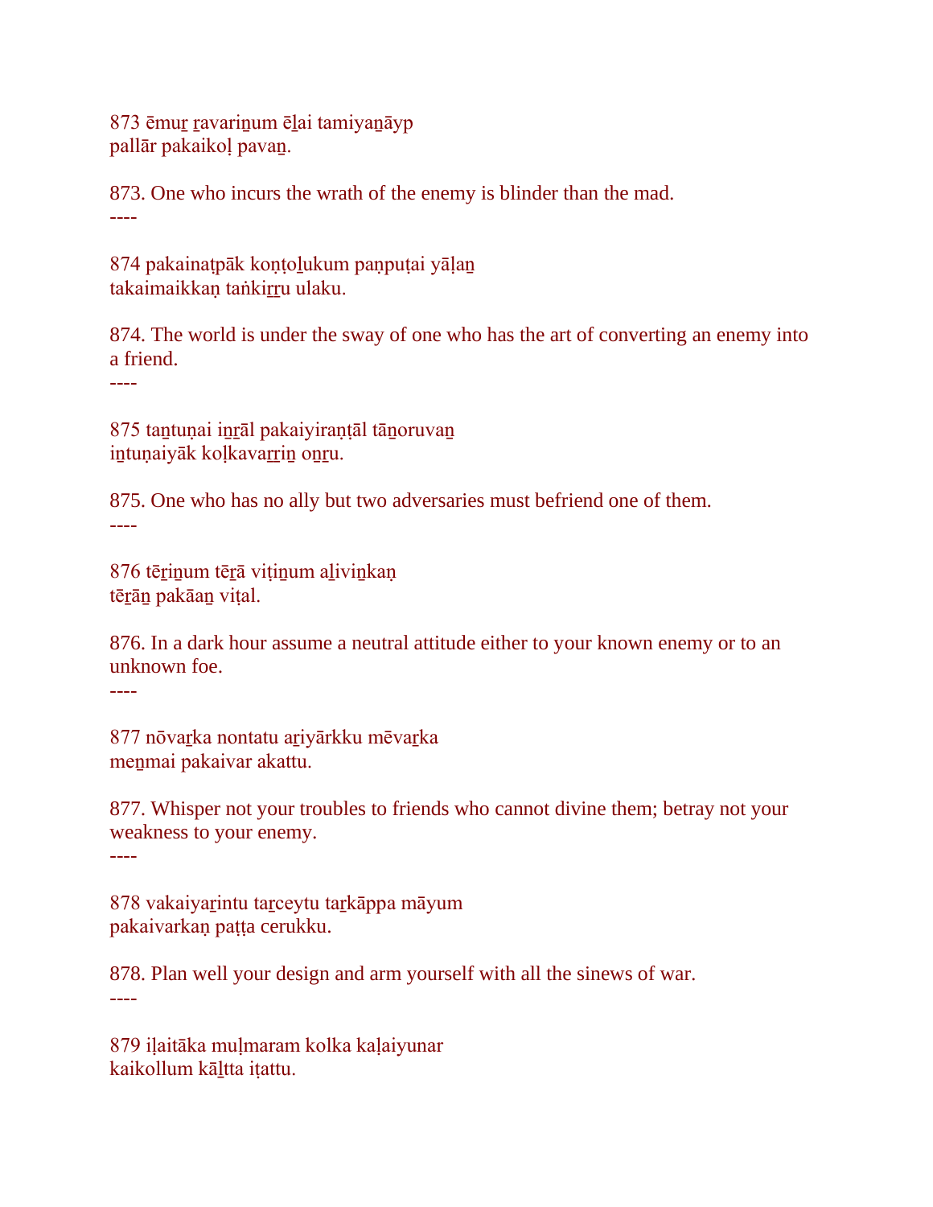873 ēmuṟ ṟavariṉum ēḻai tamiyaṉāyp
pallār pakaikoḷ pavaṉ.

873. One who incurs the wrath of the enemy is blinder than the mad.
----

874 pakainaṭpāk koṇṭoḻukum paṇpuṭai yāḷaṉ
takaimaikkaṇ taṅkiṟṟu ulaku.

874. The world is under the sway of one who has the art of converting an enemy into a friend.
----

875 taṉtuṇai iṉṟāl pakaiyiraṇṭāl tāṉoruvaṉ
iṉtuṇaiyāk koḷkavaṟṟiṉ oṉṟu.

875. One who has no ally but two adversaries must befriend one of them.
----

876 tēṟiṉum tēṟā viṭiṉum aḻiviṉkaṇ
tēṟāṉ pakāaṉ viṭal.

876. In a dark hour assume a neutral attitude either to your known enemy or to an unknown foe.
----

877 nōvaṟka nontatu aṟiyārkku mēvaṟka
meṉmai pakaivar akattu.

877. Whisper not your troubles to friends who cannot divine them; betray not your weakness to your enemy.
----

878 vakaiyaṟintu taṟceytu taṟkāppa māyum
pakaivarkaṇ paṭṭa cerukku.

878. Plan well your design and arm yourself with all the sinews of war.
----

879 iḷaitāka muḷmaram kolka kaḷaiyunar
kaikollum kāḻtta iṭattu.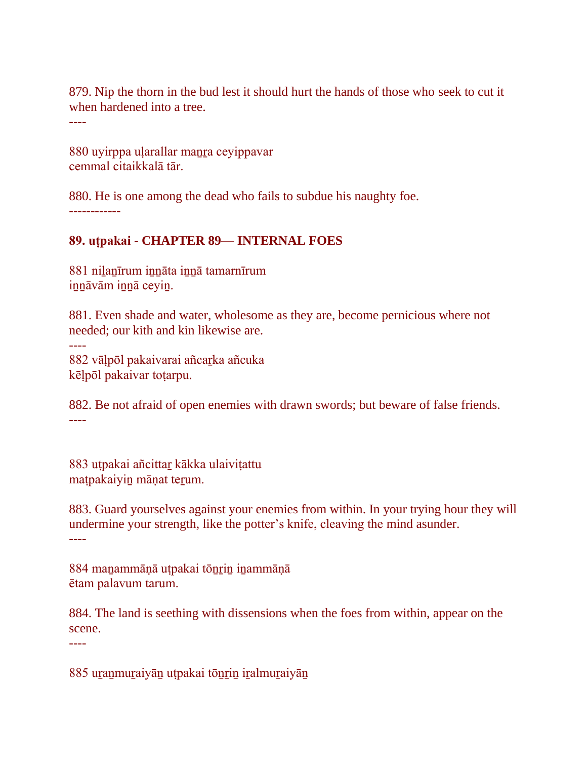879. Nip the thorn in the bud lest it should hurt the hands of those who seek to cut it when hardened into a tree.

----

880 uyirppa uḷarallar maṉṟa ceyippavar
cemmal citaikkalā tār.

880. He is one among the dead who fails to subdue his naughty foe.

-----------

**89. uṭpakai - CHAPTER 89— INTERNAL FOES**

881 niḻaṉīrum iṉṉāta iṉṉā tamarnīrum
iṉṉāvām iṉṉā ceyiṉ.

881. Even shade and water, wholesome as they are, become pernicious where not needed; our kith and kin likewise are.

----

882 vāḷpōl pakaivarai añcaṟka añcuka
kēḷpōl pakaivar toṭarpu.

882. Be not afraid of open enemies with drawn swords; but beware of false friends.

----

883 uṭpakai añcittaṟ kākka ulaiviṭattu
maṭpakaiyiṉ māṇat teṟum.

883. Guard yourselves against your enemies from within. In your trying hour they will undermine your strength, like the potter's knife, cleaving the mind asunder.

----

884 maṉammāṇā uṭpakai tōṉṟiṉ iṉammāṇā
ētam palavum tarum.

884. The land is seething with dissensions when the foes from within, appear on the scene.

----

885 uṟaṉmuṟaiyāṉ uṭpakai tōṉṟiṉ iṟalmuṟaiyāṉ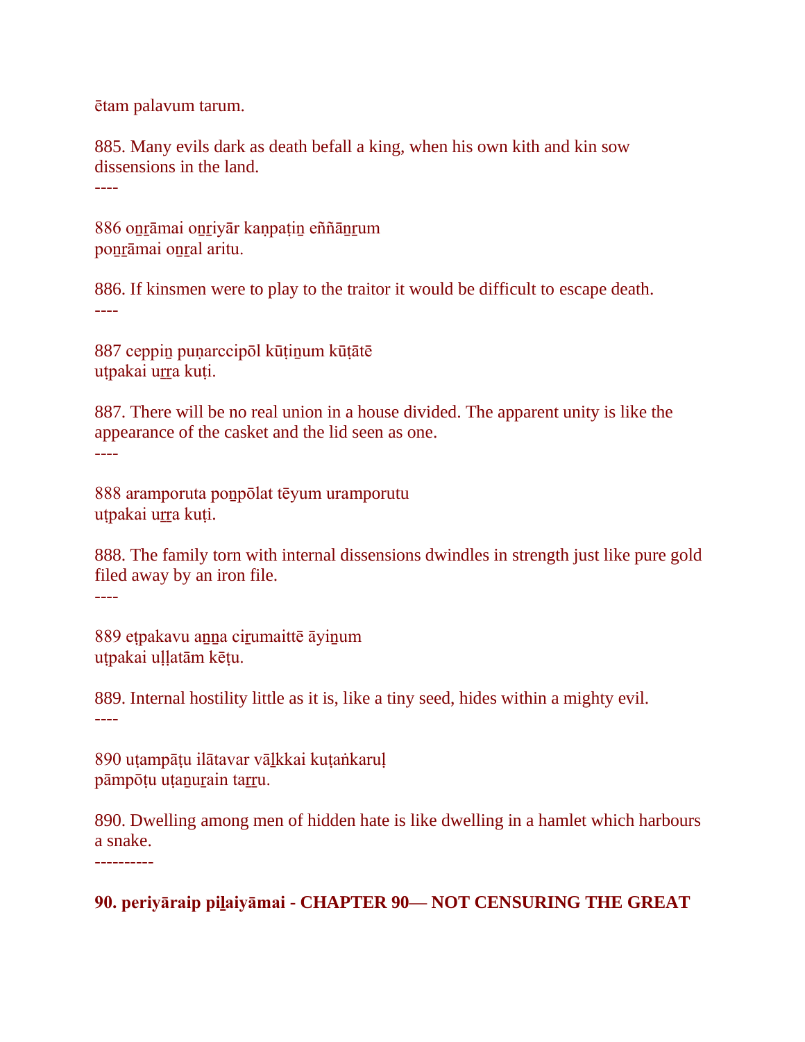ētam palavum tarum.

885. Many evils dark as death befall a king, when his own kith and kin sow dissensions in the land.

----

886 oṉṟāmai oṉṟiyār kaṇpaṭiṉ eññāṉṟum
poṉṟāmai oṉṟal aritu.

886. If kinsmen were to play to the traitor it would be difficult to escape death.

----

887 ceppiṉ puṇarccipōl kūṭiṉum kūṭātē
uṭpakai uṟṟa kuṭi.

887. There will be no real union in a house divided. The apparent unity is like the appearance of the casket and the lid seen as one.

----

888 aramporuta poṉpōlat tēyum uramporutu
uṭpakai uṟṟa kuṭi.

888. The family torn with internal dissensions dwindles in strength just like pure gold filed away by an iron file.

----

889 eṭpakavu aṉṉa ciṟumaittē āyiṉum
uṭpakai uḷḷatām kēṭu.

889. Internal hostility little as it is, like a tiny seed, hides within a mighty evil.

----

890 uṭampāṭu ilātavar vāḻkkai kuṭaṅkaruḷ
pāmpōṭu uṭaṉuṟain taṟṟu.

890. Dwelling among men of hidden hate is like dwelling in a hamlet which harbours a snake.

----------

**90. periyāraip piḻaiyāmai - CHAPTER 90— NOT CENSURING THE GREAT**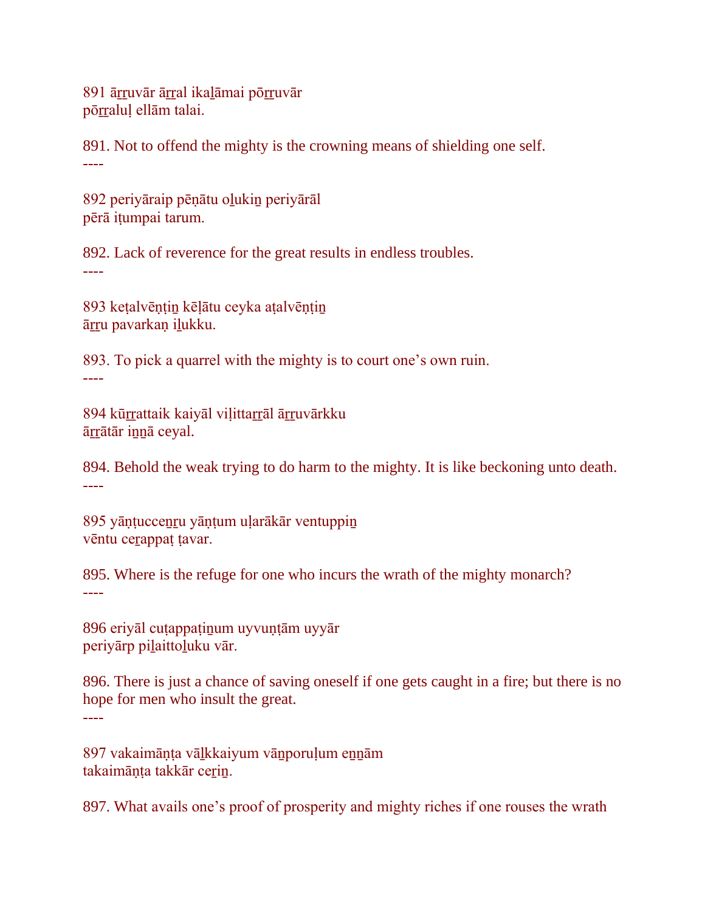891 āṟṟuvār āṟṟal ikaḻāmai pōṟṟuvār
pōṟṟaluḷ ellām talai.

891. Not to offend the mighty is the crowning means of shielding one self.
----

892 periyāraip pēṇātu oḻukiṉ periyārāl
pērā iṭumpai tarum.

892. Lack of reverence for the great results in endless troubles.
----

893 keṭalvēṇṭiṉ kēḷātu ceyka aṭalvēṇṭiṉ
āṟṟu pavarkaṇ iḻukku.

893. To pick a quarrel with the mighty is to court one's own ruin.
----

894 kūṟṟattaik kaiyāl viḷittaṟṟāl āṟṟuvārkku
āṟṟātār iṉṉā ceyal.

894. Behold the weak trying to do harm to the mighty. It is like beckoning unto death.
----

895 yāṇṭucceṉṟu yāṇṭum uḷarākār ventuppiṉ
vēntu ceṟappaṭ ṭavar.

895. Where is the refuge for one who incurs the wrath of the mighty monarch?
----

896 eriyāl cuṭappaṭiṉum uyvuṇṭām uyyār
periyārp piḻaittoḻuku vār.

896. There is just a chance of saving oneself if one gets caught in a fire; but there is no hope for men who insult the great.
----

897 vakaimāṇṭa vāḻkkaiyum vāṉporuḷum eṉṉām
takaimāṇṭa takkār ceṟiṉ.

897. What avails one's proof of prosperity and mighty riches if one rouses the wrath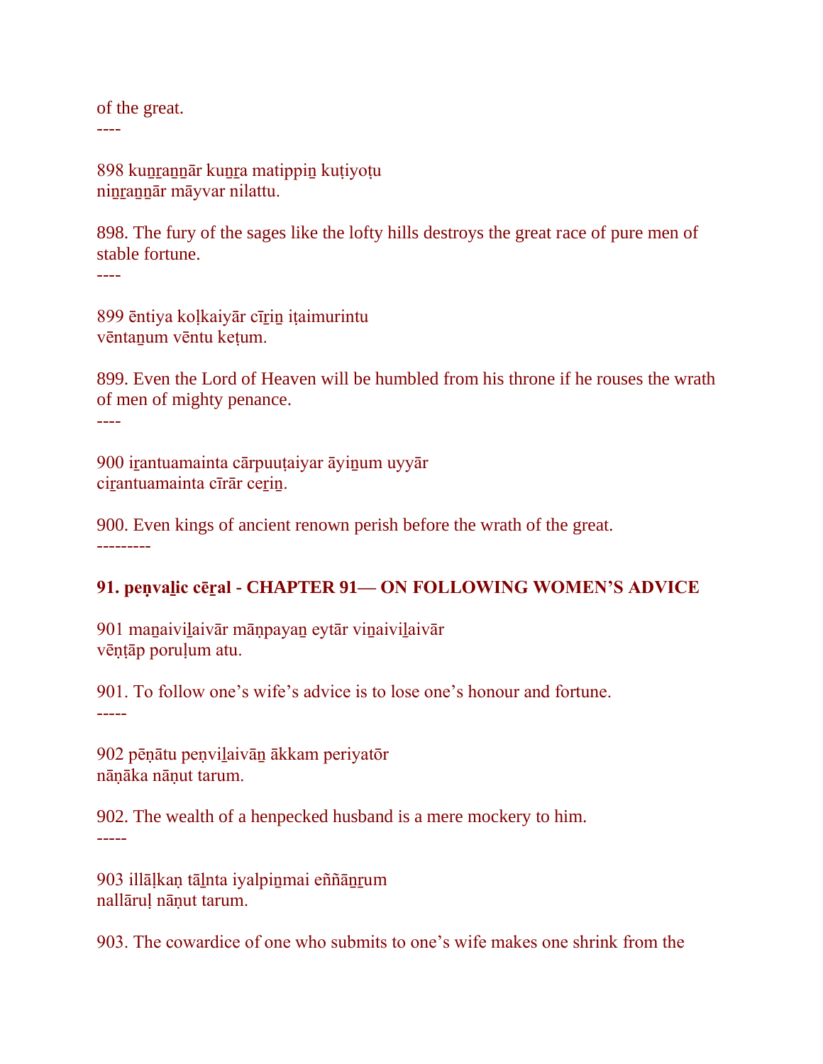of the great.
----

898 kuṉṟaṉṉār kuṉṟa matippiṉ kuṭiyoṭu
niṉṟaṉṉār māyvar nilattu.

898. The fury of the sages like the lofty hills destroys the great race of pure men of stable fortune.
----

899 ēntiya koḷkaiyār cīṟiṉ iṭaimurintu
vēntaṉum vēntu keṭum.

899. Even the Lord of Heaven will be humbled from his throne if he rouses the wrath of men of mighty penance.
----

900 iṟantuamainta cārpuuṭaiyar āyiṉum uyyār
ciṟantuamainta cīrār ceṟiṉ.

900. Even kings of ancient renown perish before the wrath of the great.
---------

**91. peṇvaḻic cēṟal - CHAPTER 91— ON FOLLOWING WOMEN'S ADVICE**

901 maṉaiviḻaivār māṇpayaṉ eytār viṉaiviḻaivār
vēṇṭāp poruḷum atu.

901. To follow one's wife's advice is to lose one's honour and fortune.
-----

902 pēṇātu peṇviḻaivāṉ ākkam periyatōr
nāṇāka nāṇut tarum.

902. The wealth of a henpecked husband is a mere mockery to him.
-----

903 illāḷkaṇ tāḻnta iyalpiṉmai eññāṉṟum
nallāruḷ nāṇut tarum.

903. The cowardice of one who submits to one's wife makes one shrink from the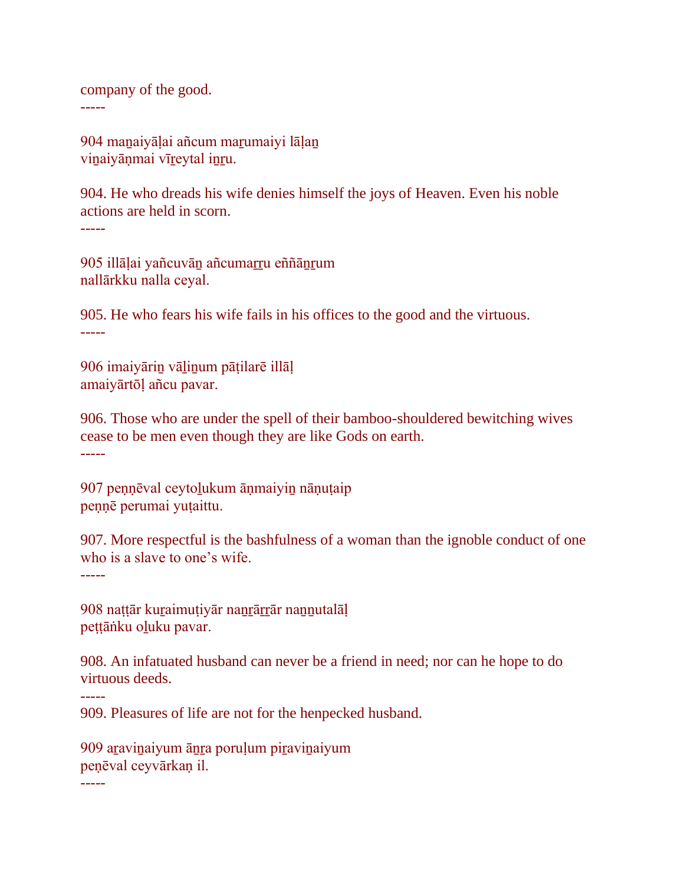company of the good.

-----

904 maṉaiyāḷai añcum maṟumaiyi lāḷaṉ
viṉaiyāṇmai vīṟeytal iṉṟu.

904. He who dreads his wife denies himself the joys of Heaven. Even his noble actions are held in scorn.

-----

905 illāḷai yañcuvāṉ añcumaṟṟu eññāṉṟum
nallārkku nalla ceyal.

905. He who fears his wife fails in his offices to the good and the virtuous.

-----

906 imaiyāriṉ vāḻiṉum pāṭilarē illāḷ
amaiyārtōḷ añcu pavar.

906. Those who are under the spell of their bamboo-shouldered bewitching wives cease to be men even though they are like Gods on earth.

-----

907 peṇṇēval ceytoḻukum āṇmaiyiṉ nāṇuṭaip
peṇṇē perumai yuṭaittu.

907. More respectful is the bashfulness of a woman than the ignoble conduct of one who is a slave to one's wife.

-----

908 naṭṭār kuṟaimuṭiyār naṉṟāṟṟār naṉṉutalāḷ
peṭṭāṅku oḻuku pavar.

908. An infatuated husband can never be a friend in need; nor can he hope to do virtuous deeds.

-----

909. Pleasures of life are not for the henpecked husband.

909 aṟaviṉaiyum āṉṟa poruḷum piṟaviṉaiyum
peṇēval ceyvārkaṇ il.

-----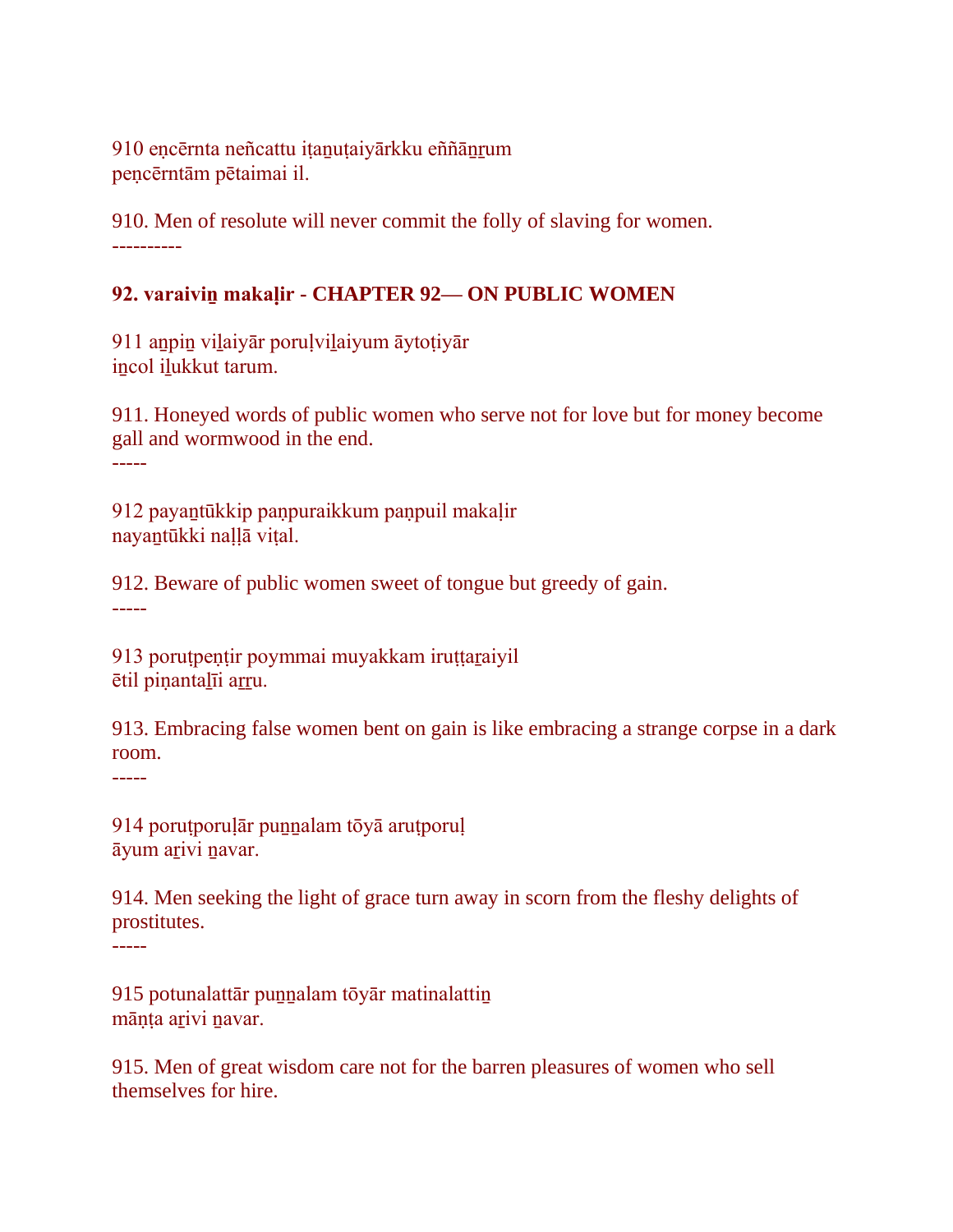910 eṇcērnta neñcattu iṭaṉuṭaiyārkku eññāṉṟum
peṇcērntām pētaimai il.

910. Men of resolute will never commit the folly of slaving for women.
----------

**92. varaiviṉ makaḷir - CHAPTER 92— ON PUBLIC WOMEN**

911 aṉpiṉ viḻaiyār poruḷviḻaiyum āytoṭiyār
iṉcol iḻukkut tarum.

911. Honeyed words of public women who serve not for love but for money become gall and wormwood in the end.
-----

912 payaṉtūkkip paṇpuraikkum paṇpuil makaḷir
nayaṉtūkki naḷḷā viṭal.

912. Beware of public women sweet of tongue but greedy of gain.
-----

913 poruṭpeṇṭir poymmai muyakkam iruṭṭaṟaiyil
ētil piṇantaḻīi aṟṟu.

913. Embracing false women bent on gain is like embracing a strange corpse in a dark room.
-----

914 poruṭporuḷār puṉṉalam tōyā aruṭporuḷ
āyum aṟivi ṉavar.

914. Men seeking the light of grace turn away in scorn from the fleshy delights of prostitutes.
-----

915 potunalattār puṉṉalam tōyār matinalattiṉ
māṇṭa aṟivi ṉavar.

915. Men of great wisdom care not for the barren pleasures of women who sell themselves for hire.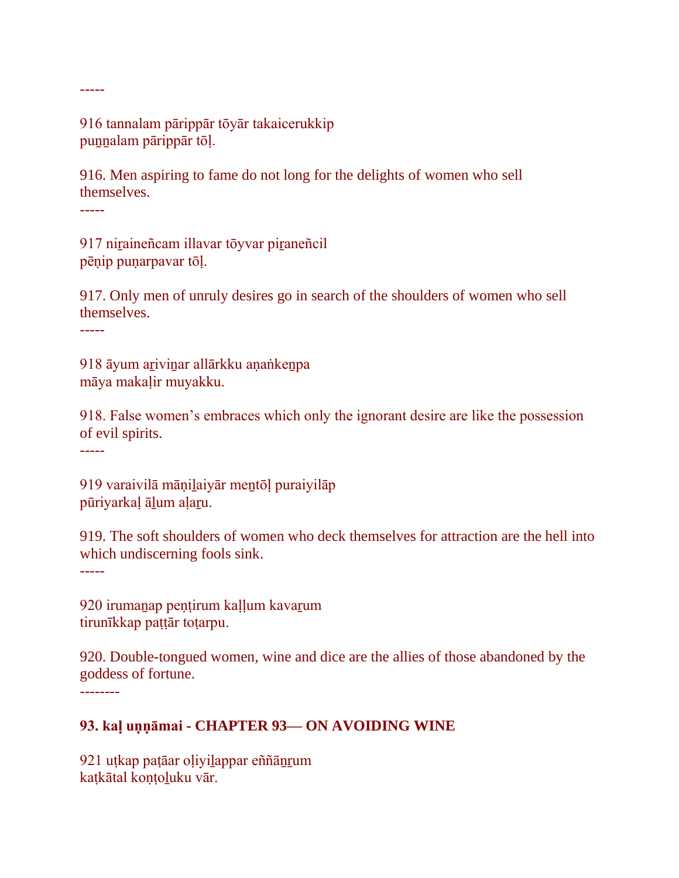-----

916 tannalam pārippār tōyār takaicerukkip
puṉṉalam pārippār tōḷ.

916. Men aspiring to fame do not long for the delights of women who sell themselves.

-----

917 niṟaineñcam illavar tōyvar piṟaneñcil
pēṇip puṇarpavar tōḷ.

917. Only men of unruly desires go in search of the shoulders of women who sell themselves.

-----

918 āyum aṟiviṉar allārkku aṇaṅkeṉpa
māya makaḷir muyakku.

918. False women's embraces which only the ignorant desire are like the possession of evil spirits.

-----

919 varaivilā māṇiḻaiyār meṉtōḷ puraiyilāp
pūriyarkaḷ āḻum aḷaṟu.

919. The soft shoulders of women who deck themselves for attraction are the hell into which undiscerning fools sink.

-----

920 irumaṉap peṇṭirum kaḷḷum kavaṟum
tirunīkkap paṭṭār toṭarpu.

920. Double-tongued women, wine and dice are the allies of those abandoned by the goddess of fortune.

--------

**93. kaḷ uṇṇāmai - CHAPTER 93— ON AVOIDING WINE**

921 uṭkap paṭāar oḷiyiḻappar eññāṉṟum
kaṭkātal koṇṭoḻuku vār.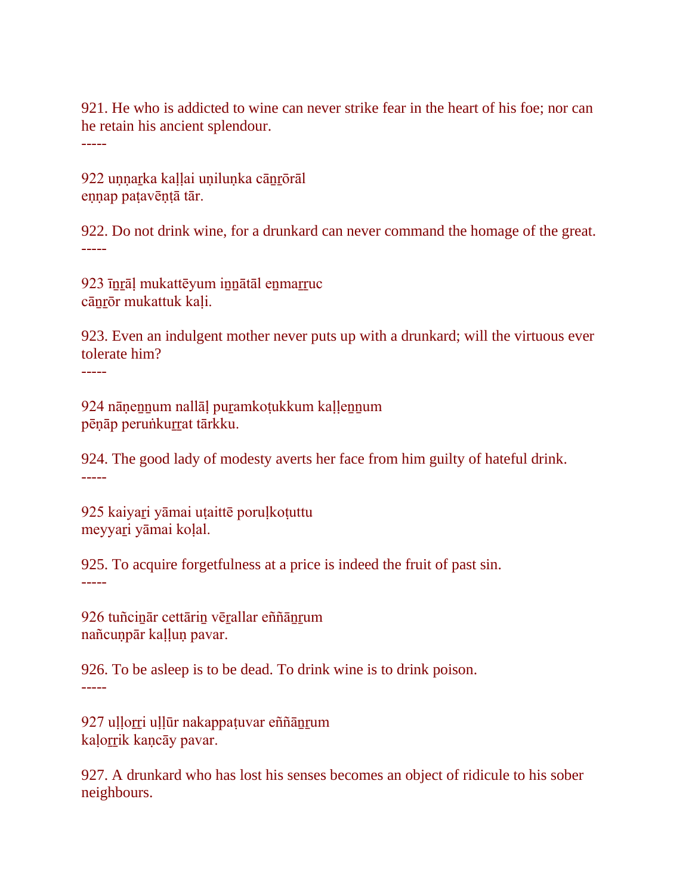921. He who is addicted to wine can never strike fear in the heart of his foe; nor can he retain his ancient splendour.
-----

922 uṇṇaṟka kaḷḷai uṇiluṇka cāṉṟōrāl
eṇṇap paṭavēṇṭā tār.

922. Do not drink wine, for a drunkard can never command the homage of the great.
-----

923 īṉṟāḷ mukattēyum iṉṉātāl eṉmaṟṟuc
cāṉṟōr mukattuk kaḷi.

923. Even an indulgent mother never puts up with a drunkard; will the virtuous ever tolerate him?
-----

924 nāṇeṉṉum nallāḷ puṟamkoṭukkum kaḷḷeṉṉum
pēṇāp peruṅkuṟṟat tārkku.

924. The good lady of modesty averts her face from him guilty of hateful drink.
-----

925 kaiyaṟi yāmai uṭaittē poruḷkoṭuttu
meyyaṟi yāmai koḷal.

925. To acquire forgetfulness at a price is indeed the fruit of past sin.
-----

926 tuñciṉār cettāriṉ vēṟallar eññāṉṟum
nañcuṇpār kaḷḷuṇ pavar.

926. To be asleep is to be dead. To drink wine is to drink poison.
-----

927 uḷḷoṟṟi uḷḷūr nakappaṭuvar eññāṉṟum
kaḷoṟṟik kaṇcāy pavar.

927. A drunkard who has lost his senses becomes an object of ridicule to his sober neighbours.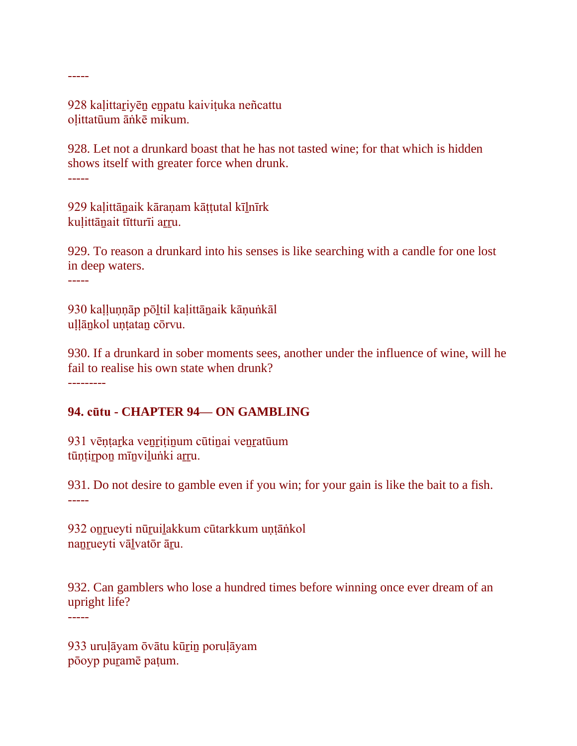-----

928 kaḷittaṟiyēṉ eṉpatu kaiviṭuka neñcattu
oḷittatūum āṅkē mikum.

928. Let not a drunkard boast that he has not tasted wine; for that which is hidden shows itself with greater force when drunk.

-----

929 kaḷittāṉaik kāraṇam kāṭṭutal kīḻnīrk
kuḷittāṉait tītturīi aṟṟu.

929. To reason a drunkard into his senses is like searching with a candle for one lost in deep waters.

-----

930 kaḷḷuṇṇāp pōḻtil kaḷittāṉaik kāṇuṅkāl
uḷḷāṉkol uṇṭataṉ cōrvu.

930. If a drunkard in sober moments sees, another under the influence of wine, will he fail to realise his own state when drunk?

---------

**94. cūtu - CHAPTER 94— ON GAMBLING**

931 vēṇṭaṟka veṉṟiṭiṉum cūtiṉai veṉṟatūum
tūṇṭiṟpoṉ mīṉviḻuṅki aṟṟu.

931. Do not desire to gamble even if you win; for your gain is like the bait to a fish.

-----

932 oṉṟueyti nūṟuiḻakkum cūtarkkum uṇṭāṅkol
naṉṟueyti vāḻvatōr āṟu.

932. Can gamblers who lose a hundred times before winning once ever dream of an upright life?

-----

933 uruḷāyam ōvātu kūṟiṉ poruḷāyam
pōoyp puṟamē paṭum.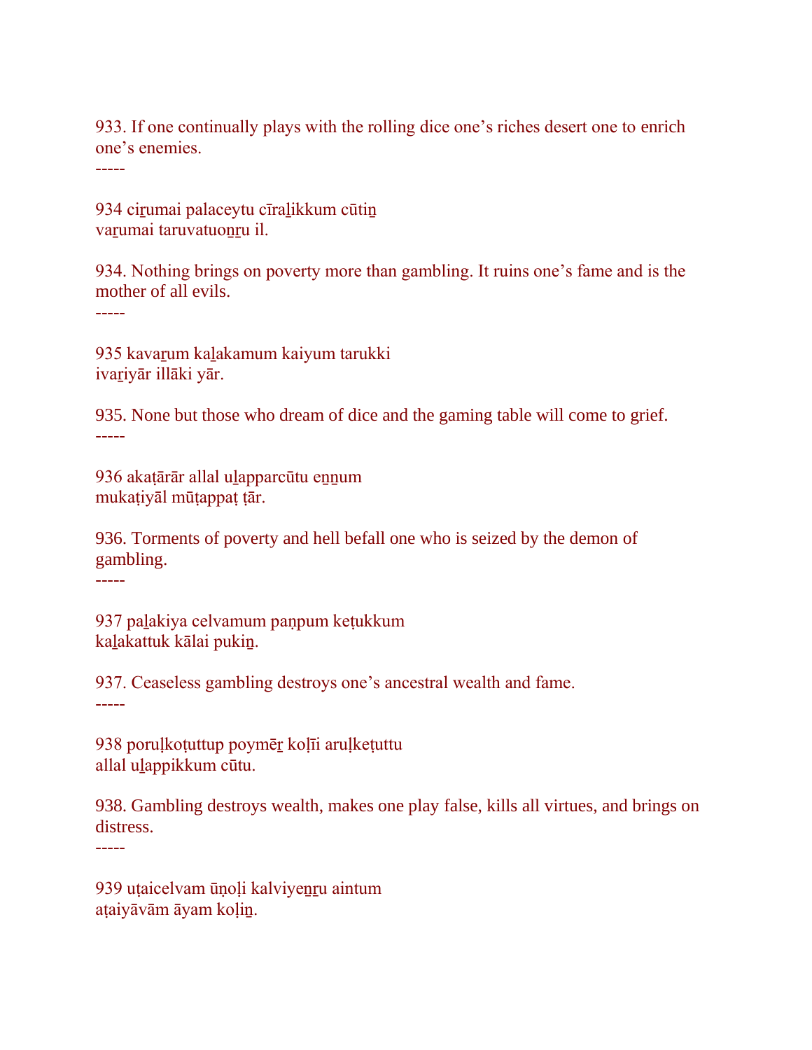933. If one continually plays with the rolling dice one's riches desert one to enrich one's enemies.
-----

934 ciṟumai palaceytu cīraḻikkum cūtiṉ
vaṟumai taruvatuoṉṟu il.

934. Nothing brings on poverty more than gambling. It ruins one's fame and is the mother of all evils.
-----

935 kavaṟum kaḻakamum kaiyum tarukki
ivaṟiyār illāki yār.

935. None but those who dream of dice and the gaming table will come to grief.
-----

936 akaṭārār allal uḻapparcūtu eṉṉum
mukaṭiyāl mūṭappaṭ ṭār.

936. Torments of poverty and hell befall one who is seized by the demon of gambling.
-----

937 paḻakiya celvamum paṇpum keṭukkum
kaḻakattuk kālai pukiṉ.

937. Ceaseless gambling destroys one's ancestral wealth and fame.
-----

938 poruḷkoṭuttup poymēṟ koḷīi aruḷkeṭuttu
allal uḻappikkum cūtu.

938. Gambling destroys wealth, makes one play false, kills all virtues, and brings on distress.
-----

939 uṭaicelvam ūṇoḷi kalviyeṉṟu aintum
aṭaiyāvām āyam koḷiṉ.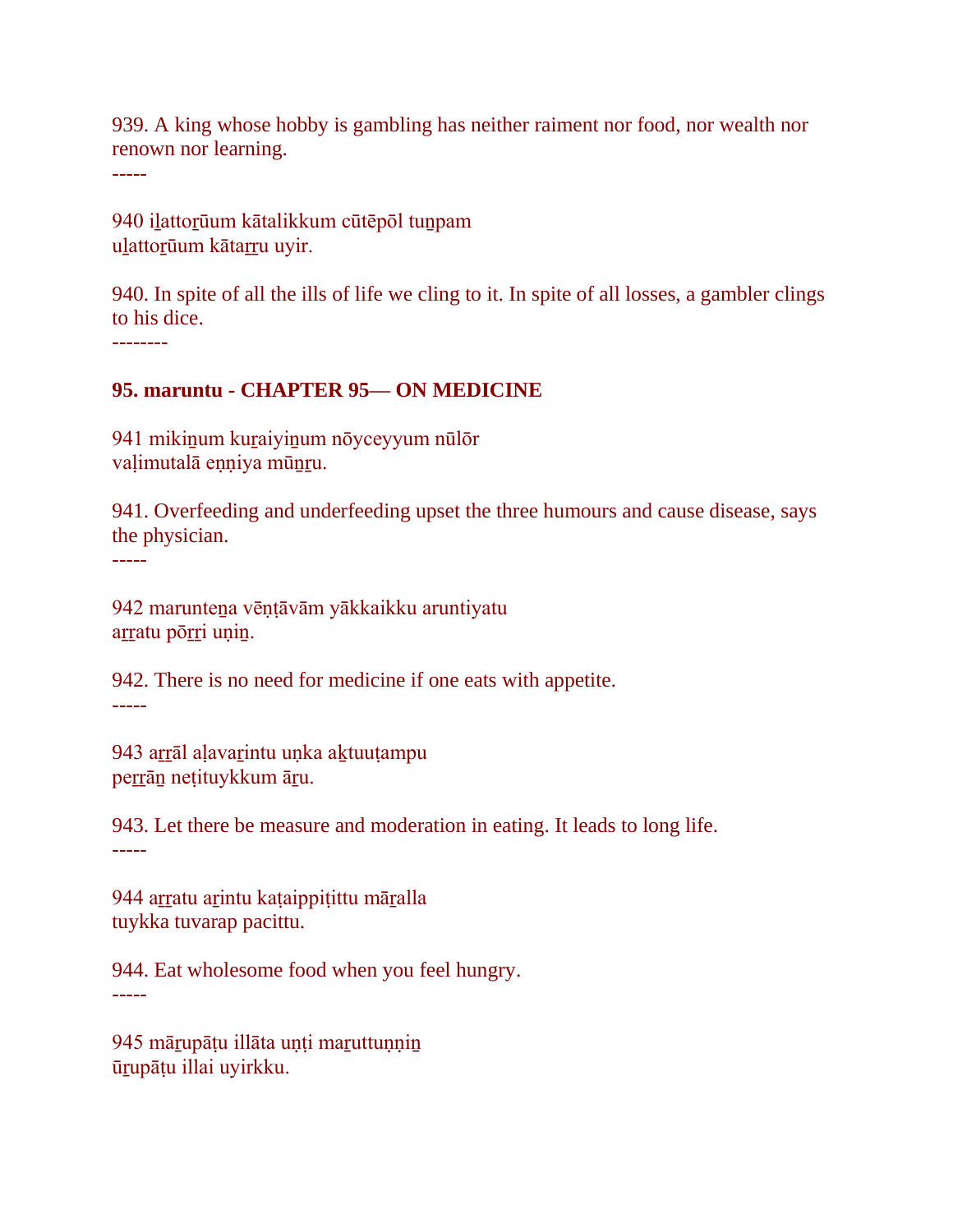939. A king whose hobby is gambling has neither raiment nor food, nor wealth nor renown nor learning.

-----

940 i̲lattoṟūum kātalikkum cūtēpōl tuṉpam
uḻattoṟūum kātaṟṟu uyir.

940. In spite of all the ills of life we cling to it. In spite of all losses, a gambler clings to his dice.

--------

**95. maruntu - CHAPTER 95— ON MEDICINE**

941 mikiṉum kuṟaiyiṉum nōyceyyum nūlōr
vaḷimutalā eṇṇiya mūṉṟu.

941. Overfeeding and underfeeding upset the three humours and cause disease, says the physician.

-----

942 marunteṉa vēṇṭāvām yākkaikku aruntiyatu
aṟṟatu pōṟṟi uṇiṉ.

942. There is no need for medicine if one eats with appetite.

-----

943 aṟṟāl aḷavaṟintu uṇka aḵtuuṭampu
peṟṟāṉ neṭituykkum āṟu.

943. Let there be measure and moderation in eating. It leads to long life.

-----

944 aṟṟatu aṟintu kaṭaippiṭittu māṟalla
tuykka tuvarap pacittu.

944. Eat wholesome food when you feel hungry.

-----

945 māṟupāṭu illāta uṇṭi maṟuttuṇṇiṉ
ūṟupāṭu illai uyirkku.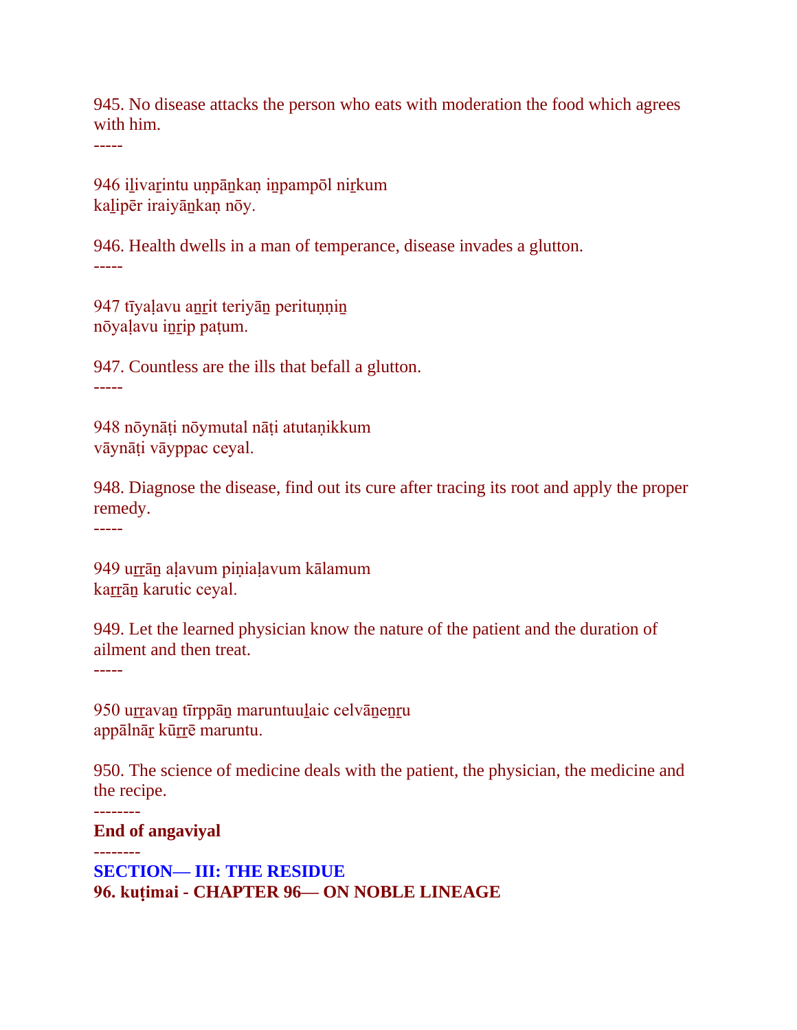945. No disease attacks the person who eats with moderation the food which agrees with him.

-----

946 iḻivaṟintu uṇpāṉkaṇ iṉpampōl niṟkum
kaḻipēr iraiyāṉkaṇ nōy.

946. Health dwells in a man of temperance, disease invades a glutton.

-----

947 tīyaḷavu aṉṟit teriyāṉ perituṇṇiṉ
nōyaḷavu iṉṟip paṭum.

947. Countless are the ills that befall a glutton.

-----

948 nōynāṭi nōymutal nāṭi atutaṇikkum
vāynāṭi vāyppac ceyal.

948. Diagnose the disease, find out its cure after tracing its root and apply the proper remedy.

-----

949 uṟṟāṉ aḷavum piṇiaḷavum kālamum
kaṟṟāṉ karutic ceyal.

949. Let the learned physician know the nature of the patient and the duration of ailment and then treat.

-----

950 uṟṟavaṉ tīrppāṉ maruntuuḻaic celvāṉeṉṟu
appālnāṟ kūṟṟē maruntu.

950. The science of medicine deals with the patient, the physician, the medicine and the recipe.

--------

**End of angaviyal**

--------

## SECTION— III: THE RESIDUE

### 96. kuṭimai - CHAPTER 96— ON NOBLE LINEAGE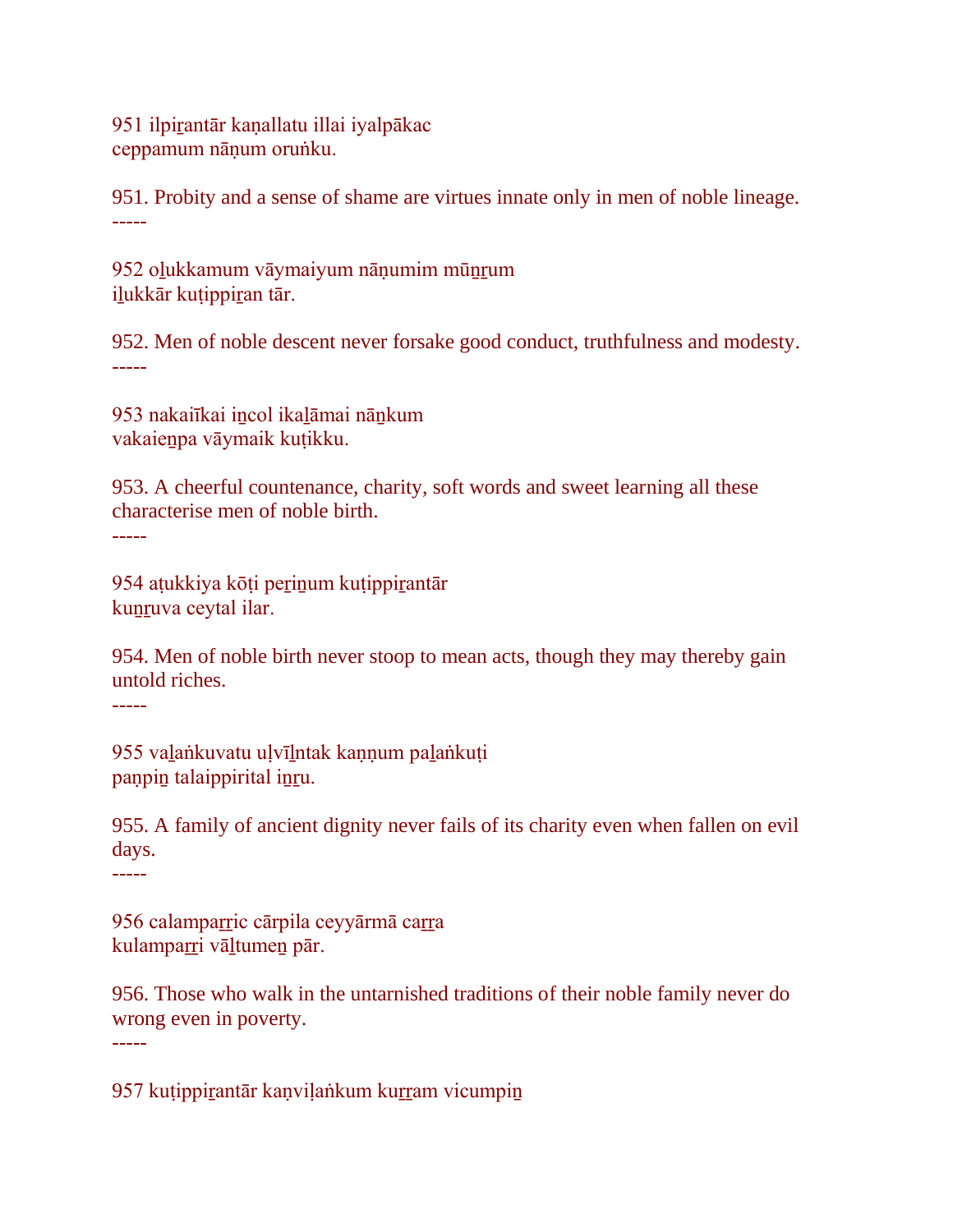951 ilpiṟantār kaṇallatu illai iyalpākac
ceppamum nāṇum oruṅku.

951. Probity and a sense of shame are virtues innate only in men of noble lineage.
-----

952 oḻukkamum vāymaiyum nāṇumim mūṉṟum
iḻukkār kuṭippiṟan tār.

952. Men of noble descent never forsake good conduct, truthfulness and modesty.
-----

953 nakaiīkai iṉcol ikaḻāmai nāṉkum
vakaieṉpa vāymaik kuṭikku.

953. A cheerful countenance, charity, soft words and sweet learning all these characterise men of noble birth.
-----

954 aṭukkiya kōṭi peṟiṉum kuṭippiṟantār
kuṉṟuva ceytal ilar.

954. Men of noble birth never stoop to mean acts, though they may thereby gain untold riches.
-----

955 vaḻaṅkuvatu uḷvīḻntak kaṇṇum paḻaṅkuṭi
paṇpiṉ talaippirital iṉṟu.

955. A family of ancient dignity never fails of its charity even when fallen on evil days.
-----

956 calampaṟṟic cārpila ceyyārmā caṟṟa
kulampaṟṟi vāḻtumeṉ pār.

956. Those who walk in the untarnished traditions of their noble family never do wrong even in poverty.
-----

957 kuṭippiṟantār kaṇviḷaṅkum kuṟṟam vicumpiṉ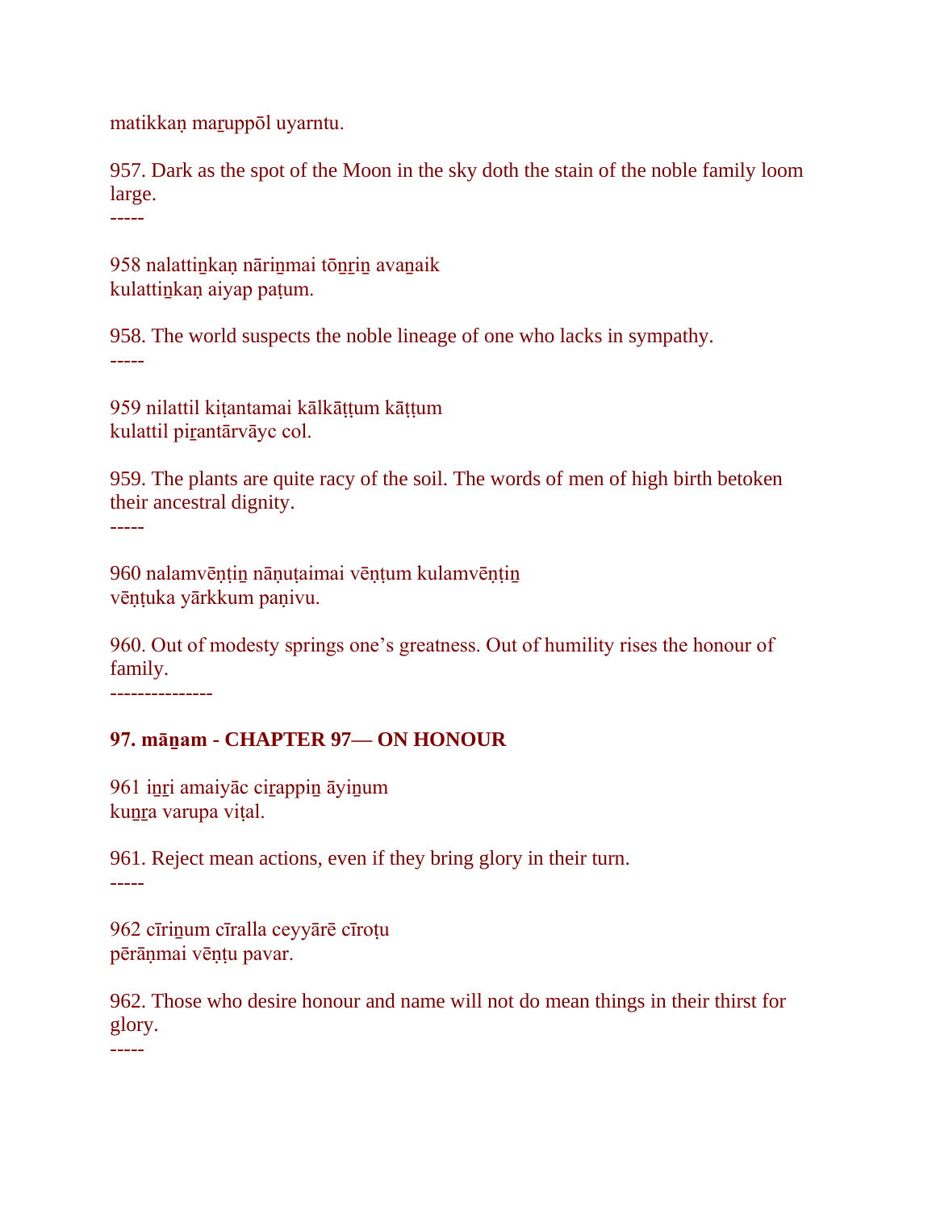matikkaṇ maṟuppōl uyarntu.

957. Dark as the spot of the Moon in the sky doth the stain of the noble family loom large.
-----

958 nalattiṉkaṇ nāriṉmai tōṉṟiṉ avaṉaik
kulattiṉkaṇ aiyap paṭum.

958. The world suspects the noble lineage of one who lacks in sympathy.
-----

959 nilattil kiṭantamai kālkāṭṭum kāṭṭum
kulattil piṟantārvāyc col.

959. The plants are quite racy of the soil. The words of men of high birth betoken their ancestral dignity.
-----

960 nalamvēṇṭiṉ nāṇuṭaimai vēṇṭum kulamvēṇṭiṉ
vēṇṭuka yārkkum paṇivu.

960. Out of modesty springs one's greatness. Out of humility rises the honour of family.
---------------

**97. māṉam - CHAPTER 97— ON HONOUR**

961 iṉṟi amaiyāc ciṟappiṉ āyiṉum
kuṉṟa varupa viṭal.

961. Reject mean actions, even if they bring glory in their turn.
-----

962 cīriṉum cīralla ceyyārē cīroṭu
pērāṇmai vēṇṭu pavar.

962. Those who desire honour and name will not do mean things in their thirst for glory.
-----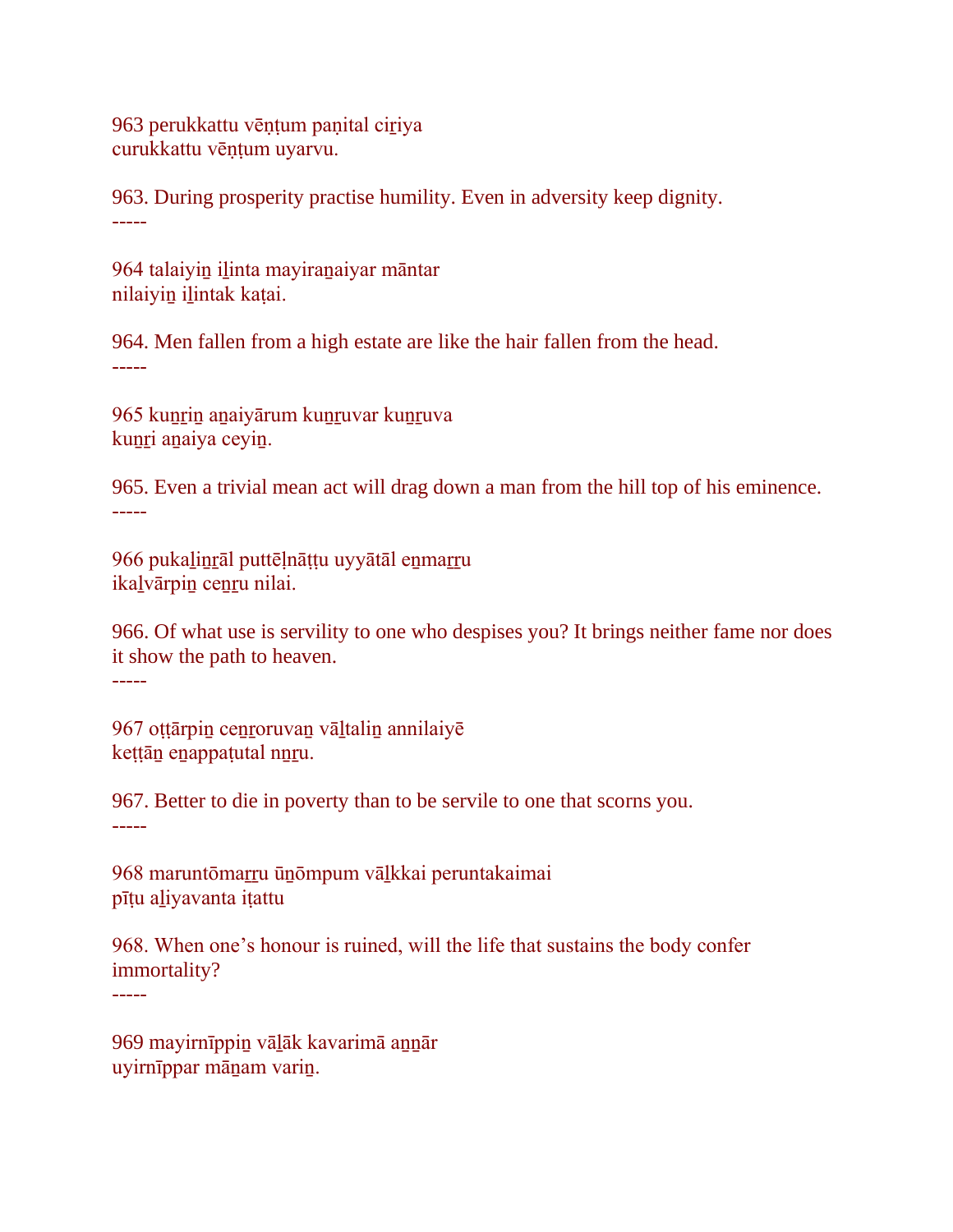963 perukkattu vēṇṭum paṇital ciṟiya
curukkattu vēṇṭum uyarvu.

963. During prosperity practise humility. Even in adversity keep dignity.
-----

964 talaiyiṉ iḻinta mayiraṉaiyar māntar
nilaiyiṉ iḻintak kaṭai.

964. Men fallen from a high estate are like the hair fallen from the head.
-----

965 kuṉṟiṉ aṉaiyārum kuṉṟuvar kuṉṟuva
kuṉṟi aṉaiya ceyiṉ.

965. Even a trivial mean act will drag down a man from the hill top of his eminence.
-----

966 pukaḻiṉṟāl puttēḷnāṭṭu uyyātāl eṉmaṟṟu
ikaḻvārpiṉ ceṉṟu nilai.

966. Of what use is servility to one who despises you? It brings neither fame nor does it show the path to heaven.
-----

967 oṭṭārpiṉ ceṉṟoruvaṉ vāḻtaliṉ annilaiyē
keṭṭāṉ eṉappaṭutal nṉṟu.

967. Better to die in poverty than to be servile to one that scorns you.
-----

968 maruntōmaṟṟu ūṉōmpum vāḻkkai peruntakaimai
pīṭu aḻiyavanta iṭattu

968. When one's honour is ruined, will the life that sustains the body confer immortality?
-----

969 mayirnīppiṉ vāḻāk kavarimā aṉṉār
uyirnīppar māṉam variṉ.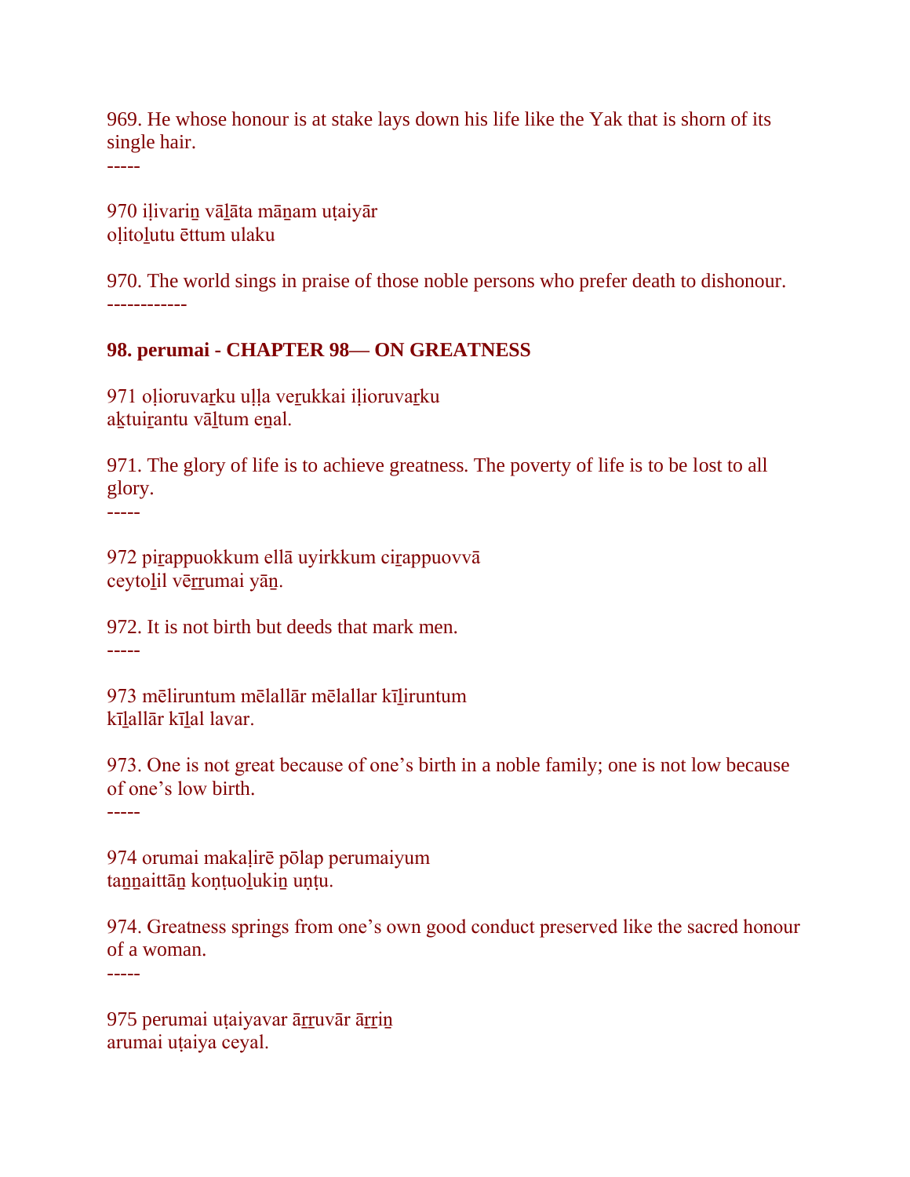969. He whose honour is at stake lays down his life like the Yak that is shorn of its single hair.

-----

970 iḷivariṉ vāḻāta māṉam uṭaiyār
oḷitoḻutu ēttum ulaku

970. The world sings in praise of those noble persons who prefer death to dishonour.

-----------

**98. perumai - CHAPTER 98— ON GREATNESS**

971 oḷioruvaṟku uḷḷa veṟukkai iḷioruvaṟku
aḵtuiṟantu vāḻtum eṉal.

971. The glory of life is to achieve greatness. The poverty of life is to be lost to all glory.

-----

972 piṟappuokkum ellā uyirkkum ciṟappuovvā
ceytoḻil vēṟṟumai yāṉ.

972. It is not birth but deeds that mark men.

-----

973 mēliruntum mēlallār mēlallar kīḻiruntum
kīḻallār kīḻal lavar.

973. One is not great because of one’s birth in a noble family; one is not low because of one’s low birth.

-----

974 orumai makaḷirē pōlap perumaiyum
taṉṉaittāṉ koṇṭuoḻukiṉ uṇṭu.

974. Greatness springs from one’s own good conduct preserved like the sacred honour of a woman.

-----

975 perumai uṭaiyavar āṟṟuvār āṟṟiṉ
arumai uṭaiya ceyal.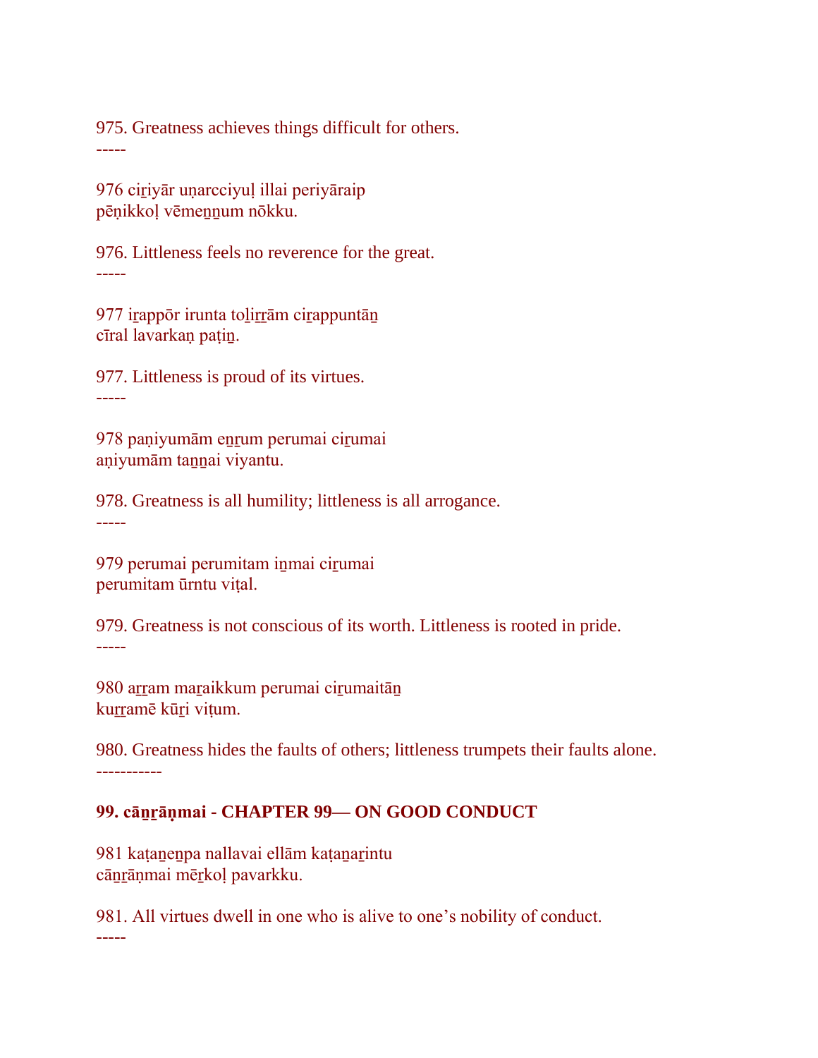975. Greatness achieves things difficult for others.
-----

976 ciṟiyār uṇarcciyuḷ illai periyāraip
pēṇikkoḷ vēmeṉṉum nōkku.

976. Littleness feels no reverence for the great.
-----

977 iṟappōr irunta toḻiṟṟām ciṟappuntāṉ
cīral lavarkaṇ paṭiṉ.

977. Littleness is proud of its virtues.
-----

978 paṇiyumām eṉṟum perumai ciṟumai
aṇiyumām taṉṉai viyantu.

978. Greatness is all humility; littleness is all arrogance.
-----

979 perumai perumitam iṉmai ciṟumai
perumitam ūrntu viṭal.

979. Greatness is not conscious of its worth. Littleness is rooted in pride.
-----

980 aṟṟam maṟaikkum perumai ciṟumaitāṉ
kuṟṟamē kūṟi viṭum.

980. Greatness hides the faults of others; littleness trumpets their faults alone.
-----------

**99. cāṉṟāṇmai - CHAPTER 99— ON GOOD CONDUCT**

981 kaṭaṉeṉpa nallavai ellām kaṭaṉaṟintu
cāṉṟāṇmai mēṟkoḷ pavarkku.

981. All virtues dwell in one who is alive to one's nobility of conduct.
-----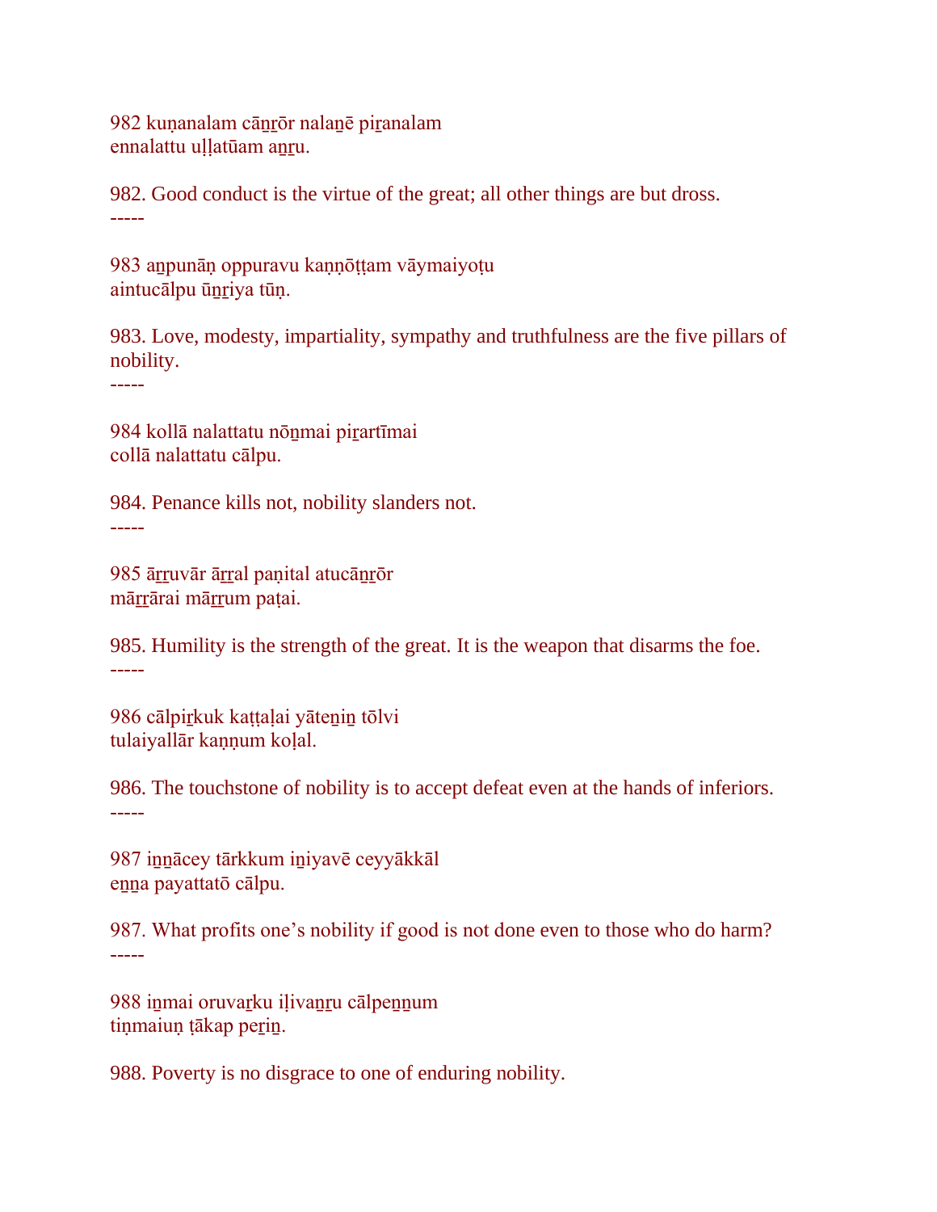982 kuṇanalam cāṉṟōr nalaṉē piṟanalam
ennalattu uḷḷatūam aṉṟu.

982. Good conduct is the virtue of the great; all other things are but dross.
-----

983 aṉpunāṇ oppuravu kaṇṇōṭṭam vāymaiyoṭu
aintucālpu ūṉṟiya tūṇ.

983. Love, modesty, impartiality, sympathy and truthfulness are the five pillars of nobility.
-----

984 kollā nalattatu nōṉmai piṟartīmai
collā nalattatu cālpu.

984. Penance kills not, nobility slanders not.
-----

985 āṟṟuvār āṟṟal paṇital atucāṉṟōr
māṟṟārai māṟṟum paṭai.

985. Humility is the strength of the great. It is the weapon that disarms the foe.
-----

986 cālpiṟkuk kaṭṭaḷai yāteṉiṉ tōlvi
tulaiyallār kaṇṇum koḷal.

986. The touchstone of nobility is to accept defeat even at the hands of inferiors.
-----

987 iṉṉācey tārkkum iṉiyavē ceyyākkāl
eṉṉa payattatō cālpu.

987. What profits one's nobility if good is not done even to those who do harm?
-----

988 iṉmai oruvaṟku iḷivaṉṟu cālpeṉṉum
tiṇmaiuṇ ṭākap peṟiṉ.

988. Poverty is no disgrace to one of enduring nobility.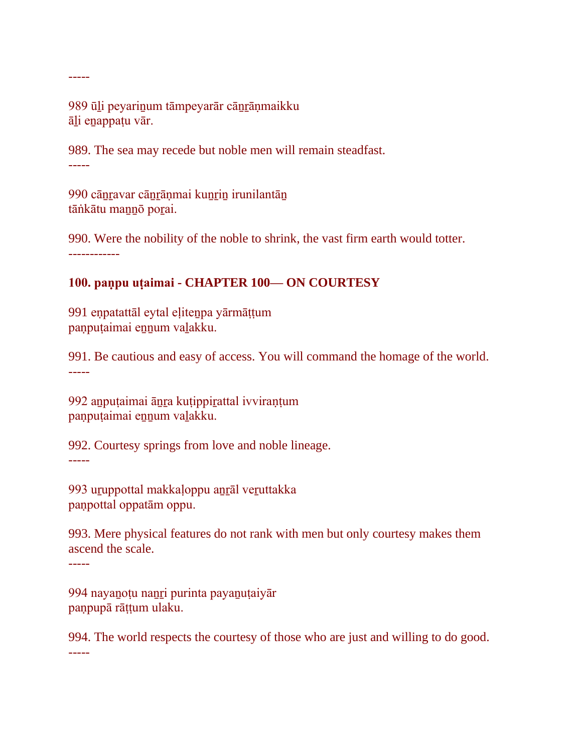-----

989 ūḻi peyariṉum tāmpeyarār cāṉṟāṇmaikku
āḻi eṉappaṭu vār.

989. The sea may recede but noble men will remain steadfast.

-----

990 cāṉṟavar cāṉṟāṇmai kuṉṟiṉ irunilantāṉ
tāṅkātu maṉṉō poṟai.

990. Were the nobility of the noble to shrink, the vast firm earth would totter.

------------

**100. paṇpu uṭaimai - CHAPTER 100— ON COURTESY**

991 eṇpatattāl eytal eḷiteṉpa yārmāṭṭum
paṇpuṭaimai eṉṉum vaḻakku.

991. Be cautious and easy of access. You will command the homage of the world.

-----

992 aṉpuṭaimai āṉṟa kuṭippiṟattal ivviraṇṭum
paṇpuṭaimai eṉṉum vaḻakku.

992. Courtesy springs from love and noble lineage.

-----

993 uṟuppottal makkaḷoppu aṉṟāl veṟuttakka
paṇpottal oppatām oppu.

993. Mere physical features do not rank with men but only courtesy makes them ascend the scale.

-----

994 nayaṉoṭu naṉṟi purinta payaṉuṭaiyār
paṇpupā rāṭṭum ulaku.

994. The world respects the courtesy of those who are just and willing to do good.

-----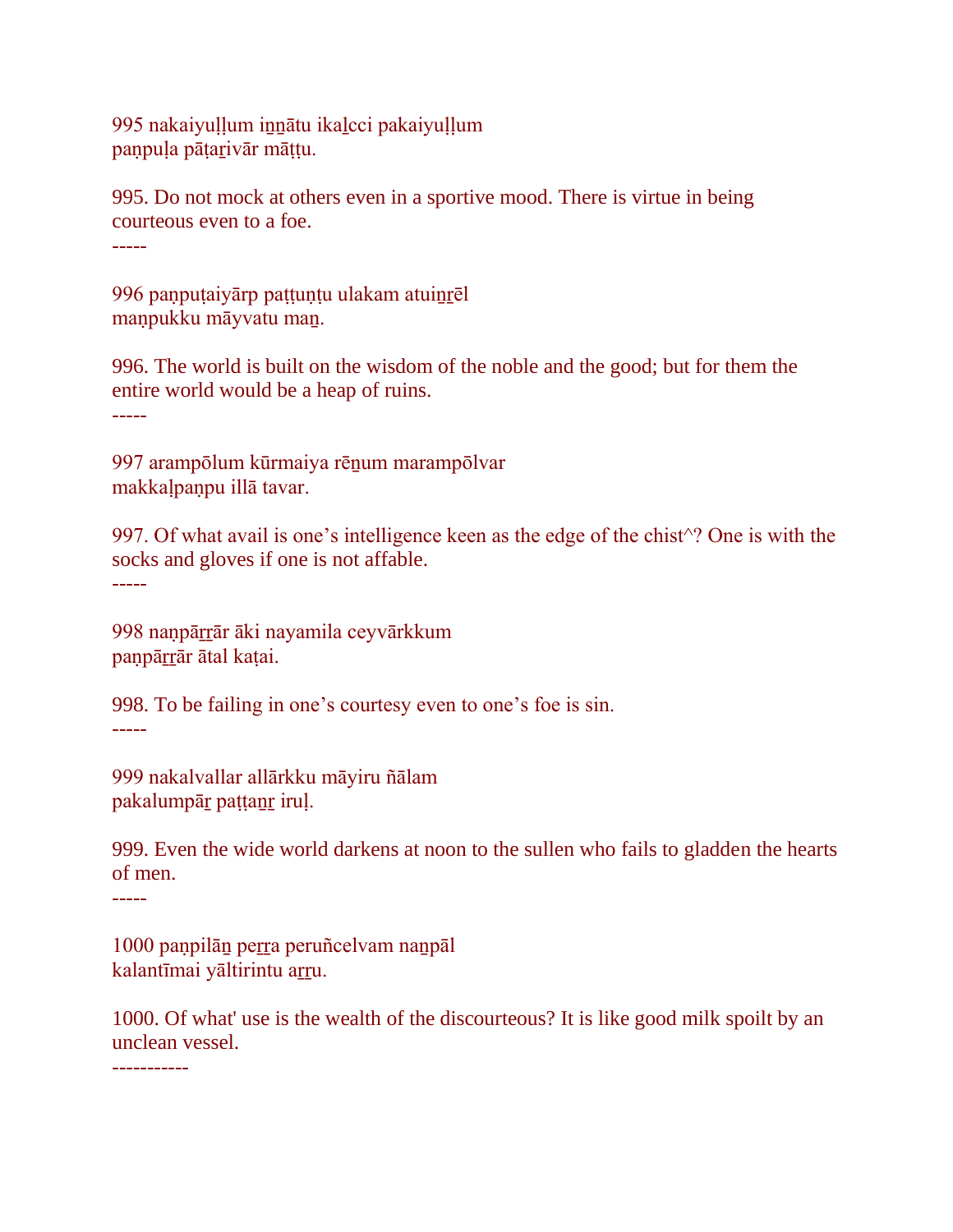995 nakaiyuḷḷum iṉṉātu ikaḻcci pakaiyuḷḷum
paṇpuḷa pāṭaṟivār māṭṭu.

995. Do not mock at others even in a sportive mood. There is virtue in being courteous even to a foe.

-----

996 paṇpuṭaiyārp paṭṭuṇṭu ulakam atuiṉṟēl
maṇpukku māyvatu maṉ.

996. The world is built on the wisdom of the noble and the good; but for them the entire world would be a heap of ruins.

-----

997 arampōlum kūrmaiya rēṉum marampōlvar
makkaḷpaṇpu illā tavar.

997. Of what avail is one's intelligence keen as the edge of the chist^? One is with the socks and gloves if one is not affable.

-----

998 naṇpāṟṟār āki nayamila ceyvārkkum
paṇpāṟṟār ātal kaṭai.

998. To be failing in one's courtesy even to one's foe is sin.

-----

999 nakalvallar allārkku māyiru ñālam
pakalumpāṟ paṭṭaṉṟ iruḷ.

999. Even the wide world darkens at noon to the sullen who fails to gladden the hearts of men.

-----

1000 paṇpilāṉ peṟṟa peruñcelvam naṉpāl
kalantīmai yāltirintu aṟṟu.

1000. Of what' use is the wealth of the discourteous? It is like good milk spoilt by an unclean vessel.

-----------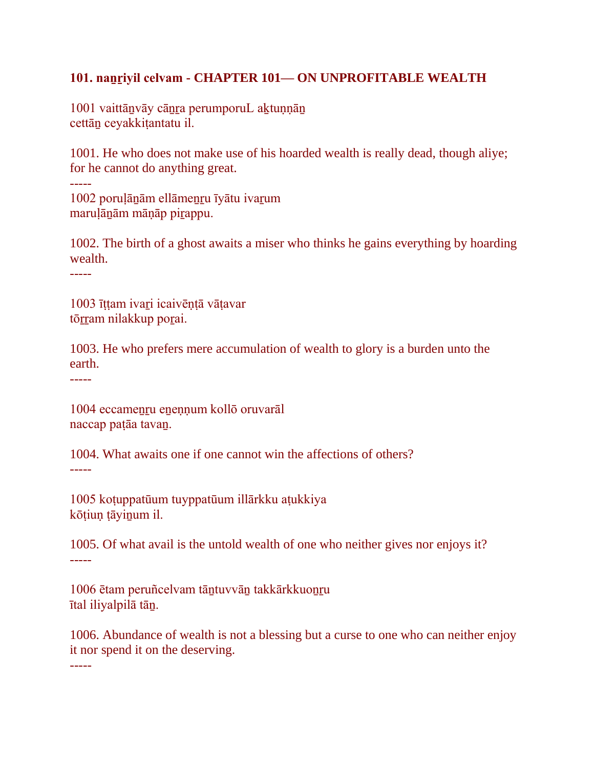### 101. naṉṟiyil celvam - CHAPTER 101— ON UNPROFITABLE WEALTH

1001 vaittāṉvāy cāṉṟa perumporuL aḵtuṇṇāṉ
cettāṉ ceyakkiṭantatu il.

1001. He who does not make use of his hoarded wealth is really dead, though aliye; for he cannot do anything great.

-----

1002 poruḷāṉām ellāmeṉṟu īyātu ivaṟum
maruḷāṉām māṇāp piṟappu.

1002. The birth of a ghost awaits a miser who thinks he gains everything by hoarding wealth.

-----

1003 īṭṭam ivaṟi icaivēṇṭā vāṭavar
tōṟṟam nilakkup poṟai.

1003. He who prefers mere accumulation of wealth to glory is a burden unto the earth.

-----

1004 eccameṉṟu eṉeṇṇum kollō oruvarāl
naccap paṭāa tavaṉ.

1004. What awaits one if one cannot win the affections of others?

-----

1005 koṭuppatūum tuyppatūum illārkku aṭukkiya
kōṭiuṇ ṭāyiṉum il.

1005. Of what avail is the untold wealth of one who neither gives nor enjoys it?

-----

1006 ētam peruñcelvam tāṉtuvvāṉ takkārkkuoṉṟu
ītal iliyalpilā tāṉ.

1006. Abundance of wealth is not a blessing but a curse to one who can neither enjoy it nor spend it on the deserving.

-----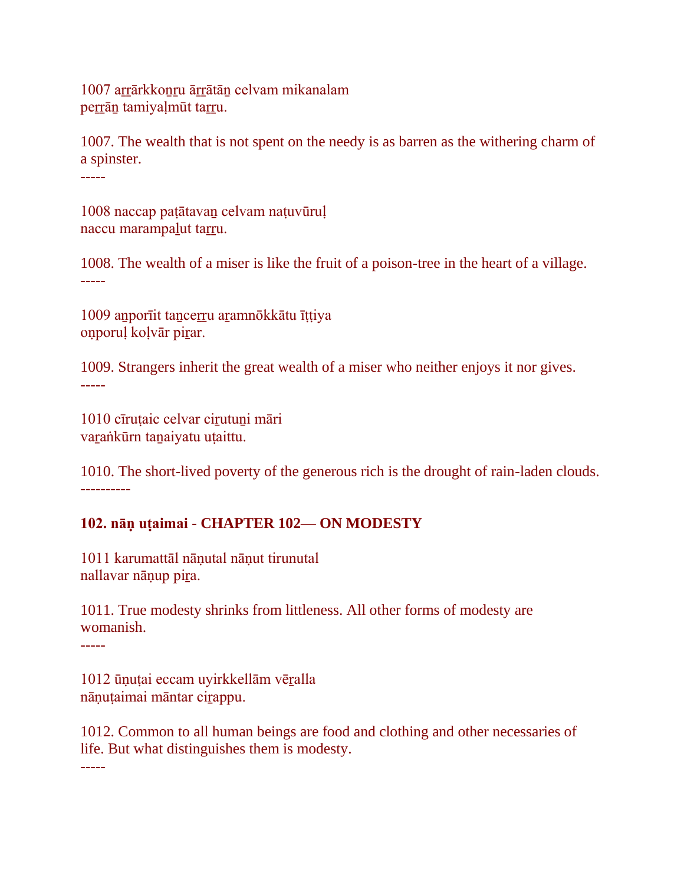1007 aṟṟārkkoṉṟu āṟṟātāṉ celvam mikanalam
peṟṟāṉ tamiyaḷmūt taṟṟu.

1007. The wealth that is not spent on the needy is as barren as the withering charm of a spinster.

-----

1008 naccap paṭātavaṉ celvam naṭuvūruḷ
naccu marampaḻut taṟṟu.

1008. The wealth of a miser is like the fruit of a poison-tree in the heart of a village.

-----

1009 aṉporīit taṉceṟṟu aṟamnōkkātu īṭṭiya
oṇporuḷ koḷvār piṟar.

1009. Strangers inherit the great wealth of a miser who neither enjoys it nor gives.

-----

1010 cīruṭaic celvar ciṟutuṉi māri
vaṟaṅkūrn taṉaiyatu uṭaittu.

1010. The short-lived poverty of the generous rich is the drought of rain-laden clouds.

----------

**102. nāṇ uṭaimai - CHAPTER 102— ON MODESTY**

1011 karumattāl nāṇutal nāṇut tirunutal
nallavar nāṇup piṟa.

1011. True modesty shrinks from littleness. All other forms of modesty are womanish.

-----

1012 ūṇuṭai eccam uyirkkellām vēṟalla
nāṇuṭaimai māntar ciṟappu.

1012. Common to all human beings are food and clothing and other necessaries of life. But what distinguishes them is modesty.

-----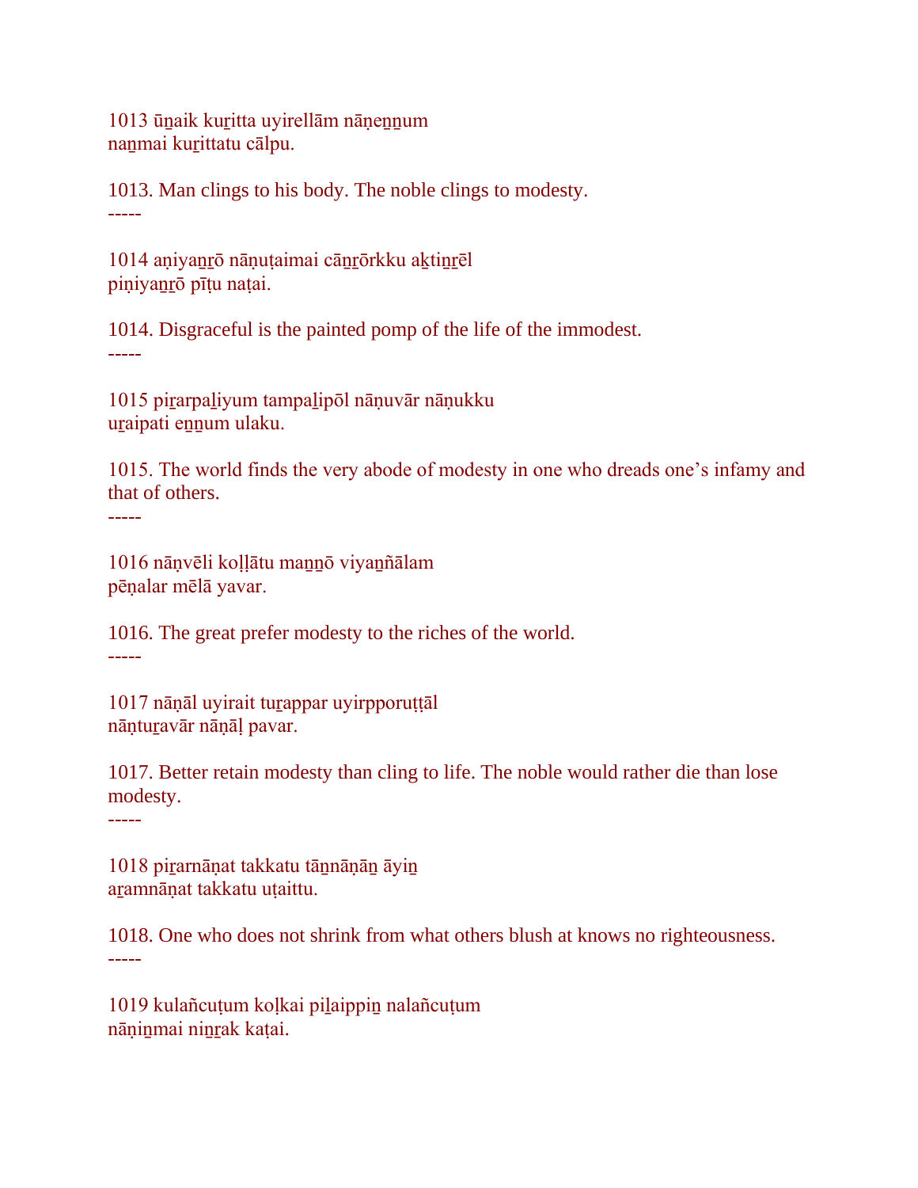1013 ūṉaik kuṟitta uyirellām nāṇeṉṉum
naṉmai kuṟittatu cālpu.

1013. Man clings to his body. The noble clings to modesty.
-----

1014 aṇiyaṉṟō nāṇuṭaimai cāṉṟōrkku aḵtiṉṟēl
piṇiyaṉṟō pīṭu naṭai.

1014. Disgraceful is the painted pomp of the life of the immodest.
-----

1015 piṟarpaḻiyum tampaḻipōl nāṇuvār nāṇukku
uṟaipati eṉṉum ulaku.

1015. The world finds the very abode of modesty in one who dreads one's infamy and that of others.
-----

1016 nāṇvēli koḷḷātu maṉṉō viyaṉñālam
pēṇalar mēlā yavar.

1016. The great prefer modesty to the riches of the world.
-----

1017 nāṇāl uyirait tuṟappar uyirpporuṭṭāl
nāṇtuṟavār nāṇāḷ pavar.

1017. Better retain modesty than cling to life. The noble would rather die than lose modesty.
-----

1018 piṟarnāṇat takkatu tāṉnāṇāṉ āyiṉ
aṟamnāṇat takkatu uṭaittu.

1018. One who does not shrink from what others blush at knows no righteousness.
-----

1019 kulañcuṭum koḷkai piḻaippiṉ nalañcuṭum
nāṇiṉmai niṉṟak kaṭai.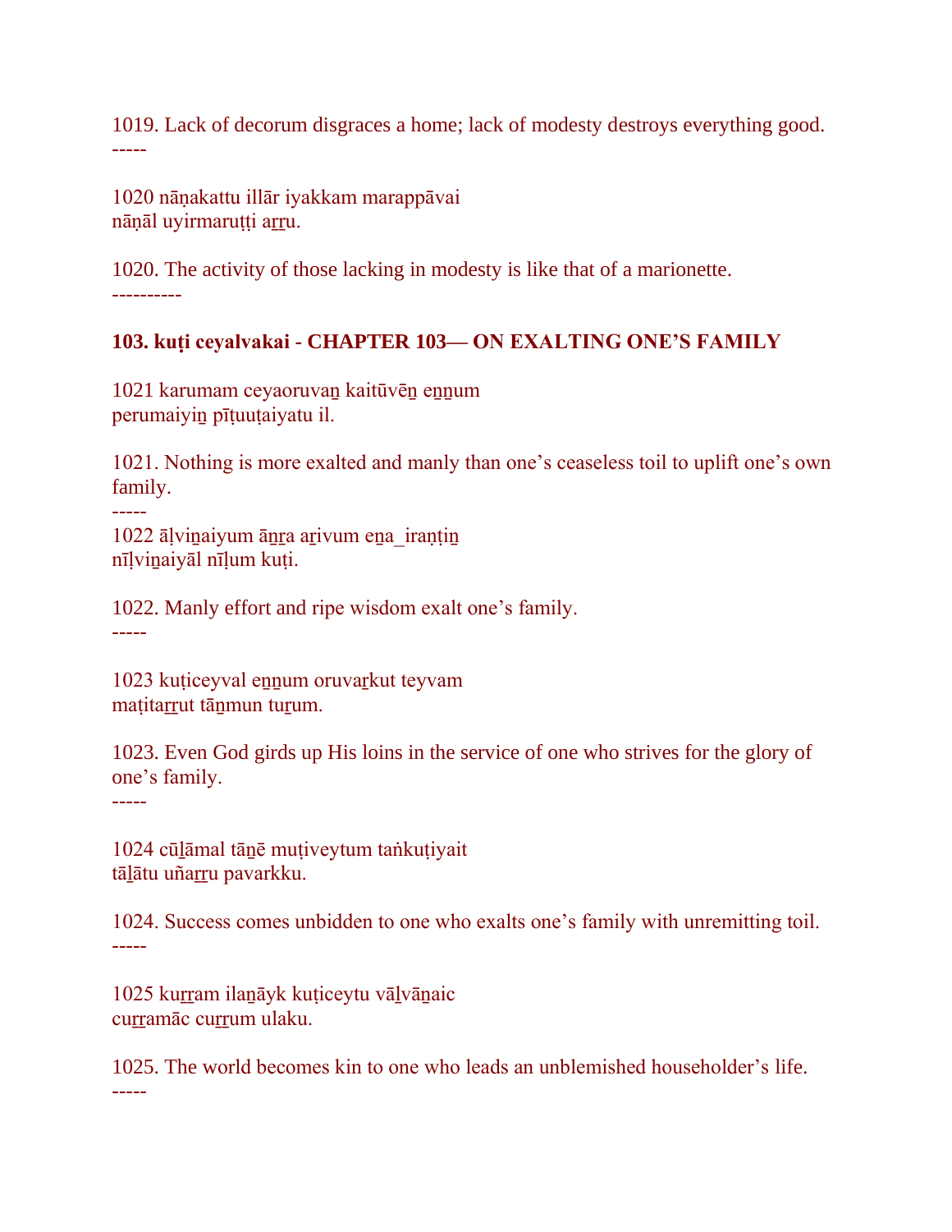1019. Lack of decorum disgraces a home; lack of modesty destroys everything good.
-----

1020 nāṇakattu illār iyakkam marappāvai
nāṇāl uyirmaruṭṭi aṟṟu.

1020. The activity of those lacking in modesty is like that of a marionette.
----------

**103. kuṭi ceyalvakai - CHAPTER 103— ON EXALTING ONE'S FAMILY**

1021 karumam ceyaoruvaṉ kaitūvēṉ eṉṉum
perumaiyiṉ pīṭuuṭaiyatu il.

1021. Nothing is more exalted and manly than one's ceaseless toil to uplift one's own family.
-----
1022 āḷviṉaiyum āṉṟa aṟivum eṉa_iraṇṭiṉ
nīḷviṉaiyāl nīḷum kuṭi.

1022. Manly effort and ripe wisdom exalt one's family.
-----

1023 kuṭiceyval eṉṉum oruvaṟkut teyvam
maṭitaṟṟut tāṉmun tuṟum.

1023. Even God girds up His loins in the service of one who strives for the glory of one's family.
-----

1024 cūḻāmal tāṉē muṭiveytum taṅkuṭiyait
tāḻātu uñaṟṟu pavarkku.

1024. Success comes unbidden to one who exalts one's family with unremitting toil.
-----

1025 kuṟṟam ilaṉāyk kuṭiceytu vāḻvāṉaic
cuṟṟamāc cuṟṟum ulaku.

1025. The world becomes kin to one who leads an unblemished householder's life.
-----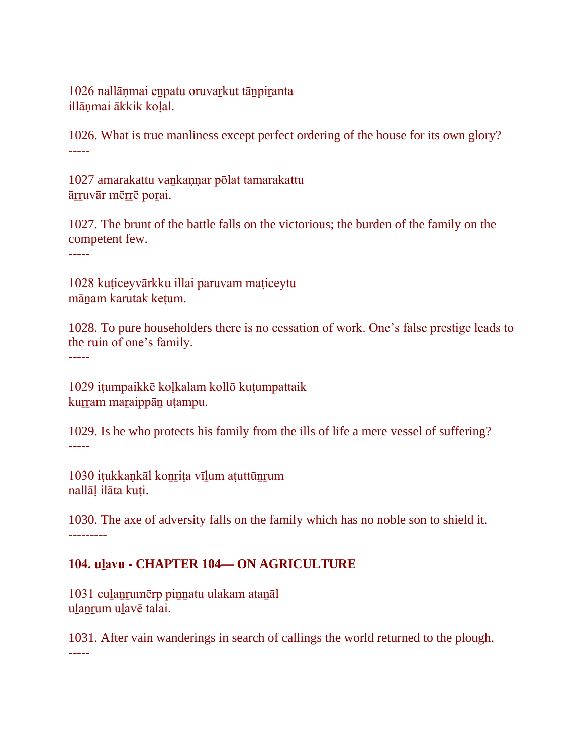1026 nallāṇmai eṉpatu oruvaṟkut tāṉpiṟanta
illāṇmai ākkik koḷal.

1026. What is true manliness except perfect ordering of the house for its own glory?

-----

1027 amarakattu vaṉkaṇṇar pōlat tamarakattu
āṟṟuvār mēṟṟē poṟai.

1027. The brunt of the battle falls on the victorious; the burden of the family on the competent few.

-----

1028 kuṭiceyvārkku illai paruvam maṭiceytu
māṉam karutak keṭum.

1028. To pure householders there is no cessation of work. One's false prestige leads to the ruin of one's family.

-----

1029 iṭumpaikkē koḷkalam kollō kuṭumpattaik
kuṟṟam maṟaippāṉ uṭampu.

1029. Is he who protects his family from the ills of life a mere vessel of suffering?

-----

1030 iṭukkaṇkāl koṉṟiṭa vīḻum aṭuttūṉṟum
nallāḷ ilāta kuṭi.

1030. The axe of adversity falls on the family which has no noble son to shield it.

---------

**104. uḻavu - CHAPTER 104— ON AGRICULTURE**

1031 cuḻaṉṟumērp piṉṉatu ulakam ataṉāl
uḻaṉṟum uḻavē talai.

1031. After vain wanderings in search of callings the world returned to the plough.

-----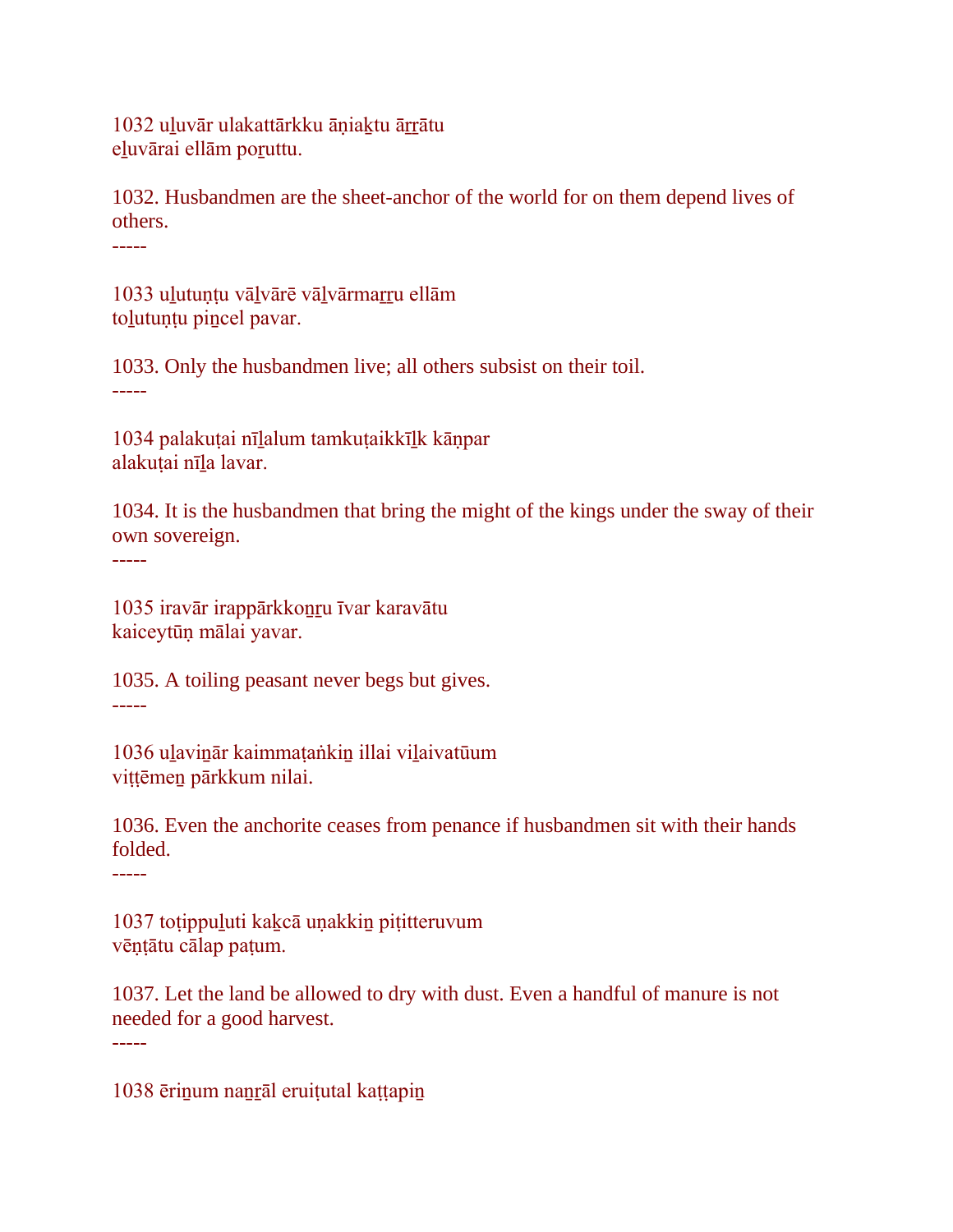1032 uḻuvār ulakattārkku āṇiaḵtu āṟṟātu
eḻuvārai ellām poṟuttu.

1032. Husbandmen are the sheet-anchor of the world for on them depend lives of others.
-----

1033 uḻutuṇṭu vāḻvārē vāḻvārmaṟṟu ellām
toḻutuṇṭu piṉcel pavar.

1033. Only the husbandmen live; all others subsist on their toil.
-----

1034 palakuṭai nīḻalum tamkuṭaikkīḻk kāṇpar
alakuṭai nīḻa lavar.

1034. It is the husbandmen that bring the might of the kings under the sway of their own sovereign.
-----

1035 iravār irappārkkoṉṟu īvar karavātu
kaiceytūṇ mālai yavar.

1035. A toiling peasant never begs but gives.
-----

1036 uḻaviṉār kaimmaṭaṅkiṉ illai viḻaivatūum
viṭṭēmeṉ pārkkum nilai.

1036. Even the anchorite ceases from penance if husbandmen sit with their hands folded.
-----

1037 toṭippuḻuti kaḵcā uṇakkiṉ piṭitteruvum
vēṇṭātu cālap paṭum.

1037. Let the land be allowed to dry with dust. Even a handful of manure is not needed for a good harvest.
-----

1038 ēriṉum naṉṟāl eruiṭutal kaṭṭapiṉ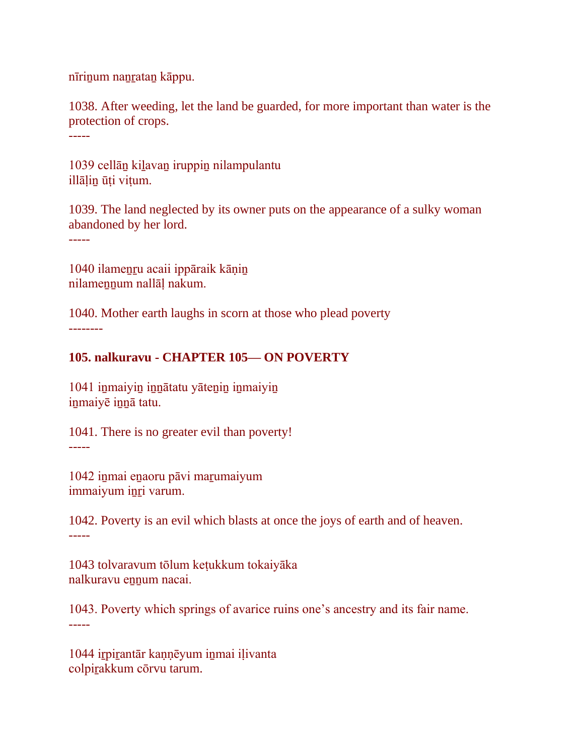nīriṉum naṉṟataṉ kāppu.

1038. After weeding, let the land be guarded, for more important than water is the protection of crops.
-----

1039 cellāṉ kiḻavaṉ iruppiṉ nilampulantu
illāḷiṉ ūṭi viṭum.

1039. The land neglected by its owner puts on the appearance of a sulky woman abandoned by her lord.
-----

1040 ilameṉṟu acaii ippāraik kāṇiṉ
nilameṉṉum nallāḷ nakum.

1040. Mother earth laughs in scorn at those who plead poverty
--------

**105. nalkuravu - CHAPTER 105— ON POVERTY**

1041 iṉmaiyiṉ iṉṉātatu yāteṉiṉ iṉmaiyiṉ
iṉmaiyē iṉṉā tatu.

1041. There is no greater evil than poverty!
-----

1042 iṉmai eṉaoru pāvi maṟumaiyum
immaiyum iṉṟi varum.

1042. Poverty is an evil which blasts at once the joys of earth and of heaven.
-----

1043 tolvaravum tōlum keṭukkum tokaiyāka
nalkuravu eṉṉum nacai.

1043. Poverty which springs of avarice ruins one’s ancestry and its fair name.
-----

1044 iṟpiṟantār kaṇṇēyum iṉmai iḷivanta
colpiṟakkum cōrvu tarum.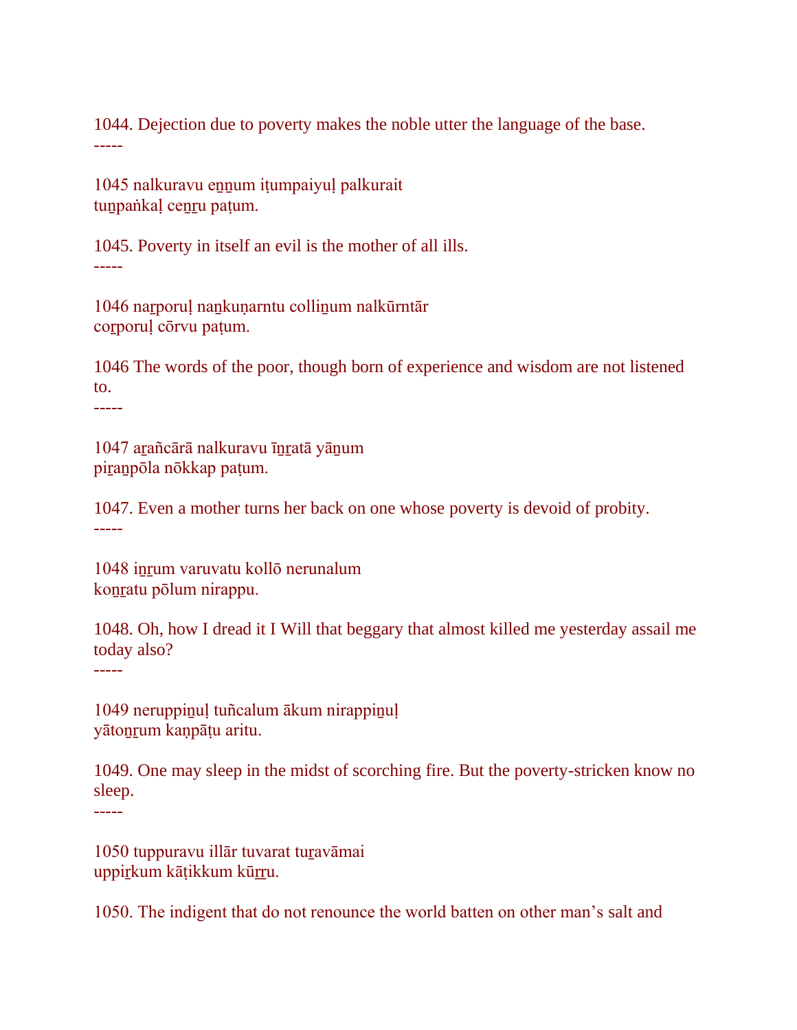1044. Dejection due to poverty makes the noble utter the language of the base.
-----

1045 nalkuravu e̲n̲n̲um iṭumpaiyuḷ palkurait
tun̲paṅkaḷ cen̲r̲u paṭum.

1045. Poverty in itself an evil is the mother of all ills.
-----

1046 naṟporuḷ nan̲kuṇarntu collin̲um nalkūrntār
coṟporuḷ cōrvu paṭum.

1046 The words of the poor, though born of experience and wisdom are not listened to.
-----

1047 aṟañcārā nalkuravu īn̲r̲atā yān̲um
piṟan̲pōla nōkkap paṭum.

1047. Even a mother turns her back on one whose poverty is devoid of probity.
-----

1048 in̲r̲um varuvatu kollō nerunalum
kon̲r̲atu pōlum nirappu.

1048. Oh, how I dread it I Will that beggary that almost killed me yesterday assail me today also?
-----

1049 neruppin̲uḷ tuñcalum ākum nirappin̲uḷ
yāton̲r̲um kaṇpāṭu aritu.

1049. One may sleep in the midst of scorching fire. But the poverty-stricken know no sleep.
-----

1050 tuppuravu illār tuvarat tuṟavāmai
uppiṟkum kāṭikkum kūṟṟu.

1050. The indigent that do not renounce the world batten on other man's salt and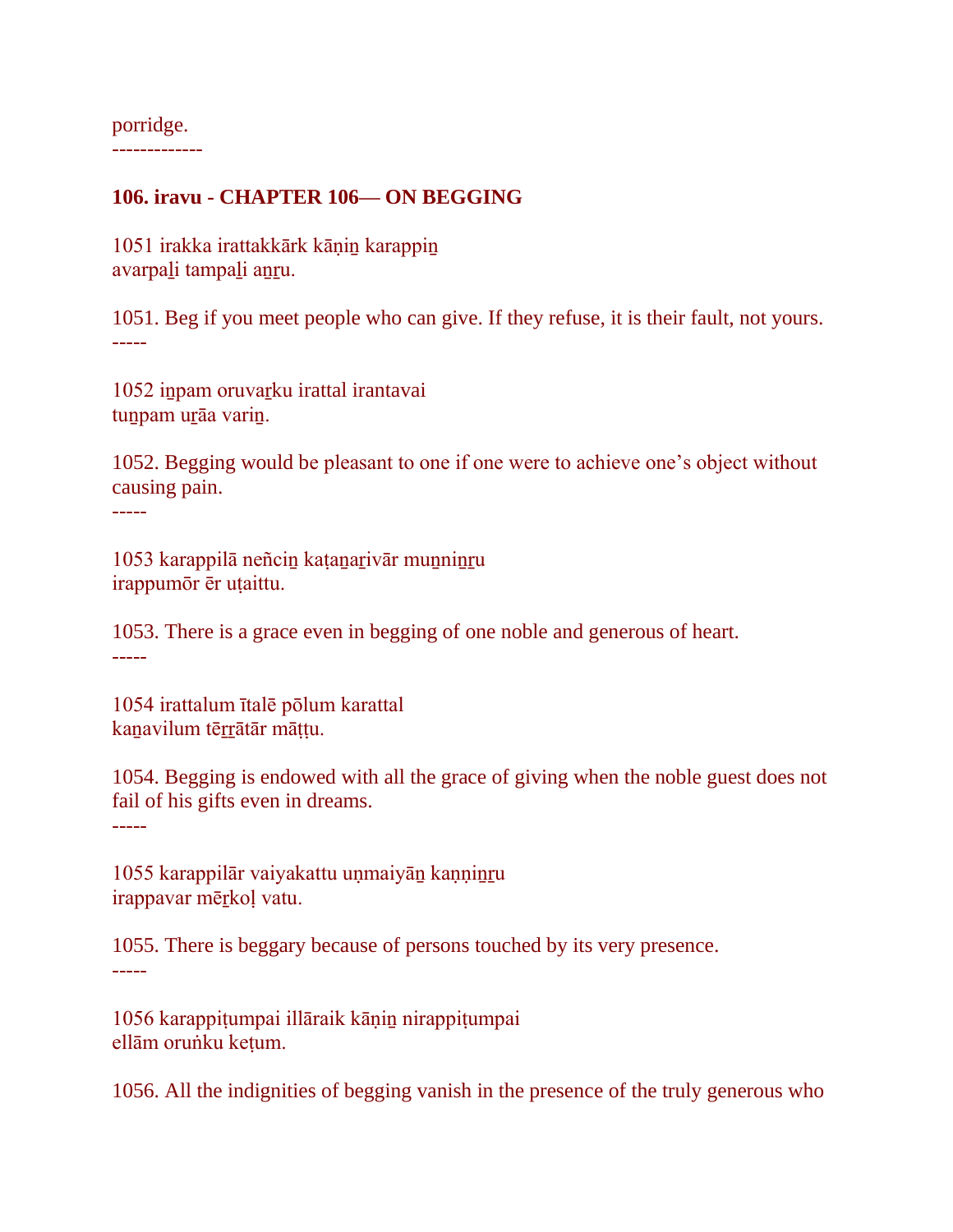porridge.

-------------

**106. iravu - CHAPTER 106— ON BEGGING**

1051 irakka irattakkārk kāṇiṉ karappiṉ
avarpaḻi tampaḻi aṉṟu.

1051. Beg if you meet people who can give. If they refuse, it is their fault, not yours.

-----

1052 iṉpam oruvaṟku irattal irantavai
tuṉpam uṟāa variṉ.

1052. Begging would be pleasant to one if one were to achieve one's object without causing pain.

-----

1053 karappilā neñciṉ kaṭaṉaṟivār muṉniṉṟu
irappumōr ēr uṭaittu.

1053. There is a grace even in begging of one noble and generous of heart.

-----

1054 irattalum ītalē pōlum karattal
kaṉavilum tēṟṟātār māṭṭu.

1054. Begging is endowed with all the grace of giving when the noble guest does not fail of his gifts even in dreams.

-----

1055 karappilār vaiyakattu uṇmaiyāṉ kaṇṇiṉṟu
irappavar mēṟkoḷ vatu.

1055. There is beggary because of persons touched by its very presence.

-----

1056 karappiṭumpai illāraik kāṇiṉ nirappiṭumpai
ellām oruṅku keṭum.

1056. All the indignities of begging vanish in the presence of the truly generous who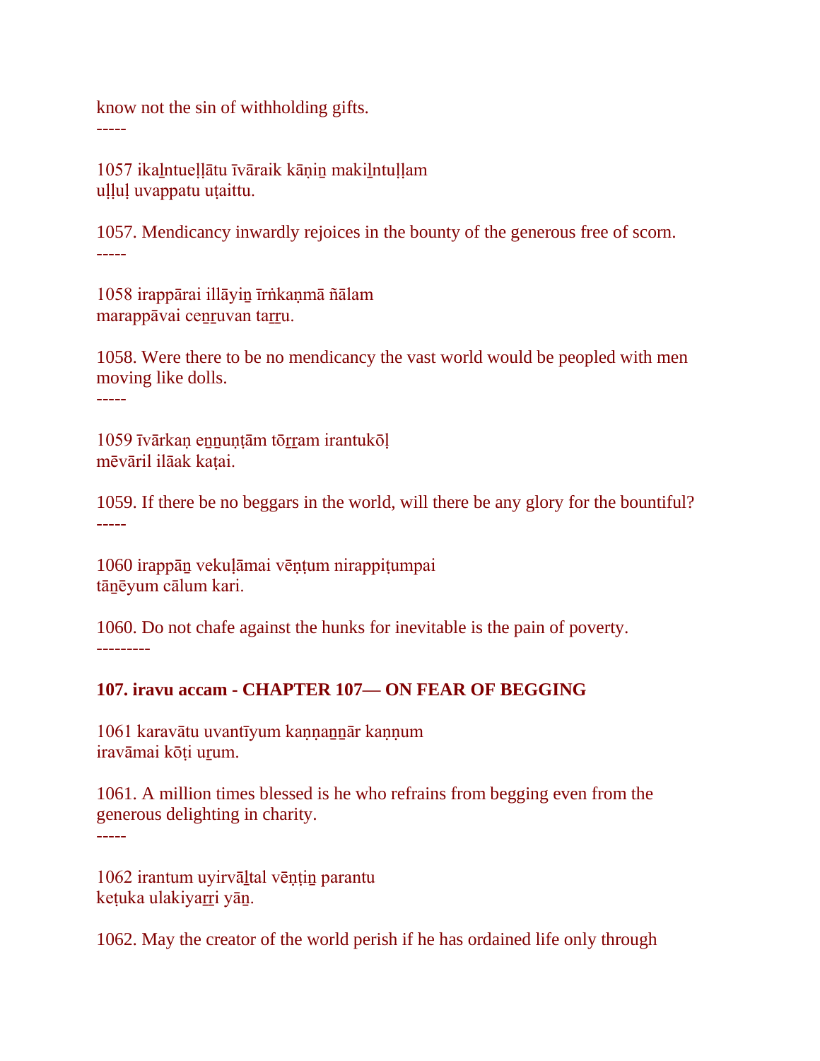know not the sin of withholding gifts.
-----

1057 ikaḻntueḷḷātu īvāraik kāṇiṉ makiḻntuḷḷam
uḷḷuḷ uvappatu uṭaittu.

1057. Mendicancy inwardly rejoices in the bounty of the generous free of scorn.
-----

1058 irappārai illāyiṉ īrṅkaṇmā ñālam
marappāvai ceṉṟuvan taṟṟu.

1058. Were there to be no mendicancy the vast world would be peopled with men moving like dolls.
-----

1059 īvārkaṇ eṉṉuṇṭām tōṟṟam irantukōḷ
mēvāril ilāak kaṭai.

1059. If there be no beggars in the world, will there be any glory for the bountiful?
-----

1060 irappāṉ vekuḷāmai vēṇṭum nirappiṭumpai
tāṉēyum cālum kari.

1060. Do not chafe against the hunks for inevitable is the pain of poverty.
---------

**107. iravu accam - CHAPTER 107— ON FEAR OF BEGGING**

1061 karavātu uvantīyum kaṇṇaṉṉār kaṇṇum
iravāmai kōṭi uṟum.

1061. A million times blessed is he who refrains from begging even from the generous delighting in charity.
-----

1062 irantum uyirvāḻtal vēṇṭiṉ parantu
keṭuka ulakiyaṟṟi yāṉ.

1062. May the creator of the world perish if he has ordained life only through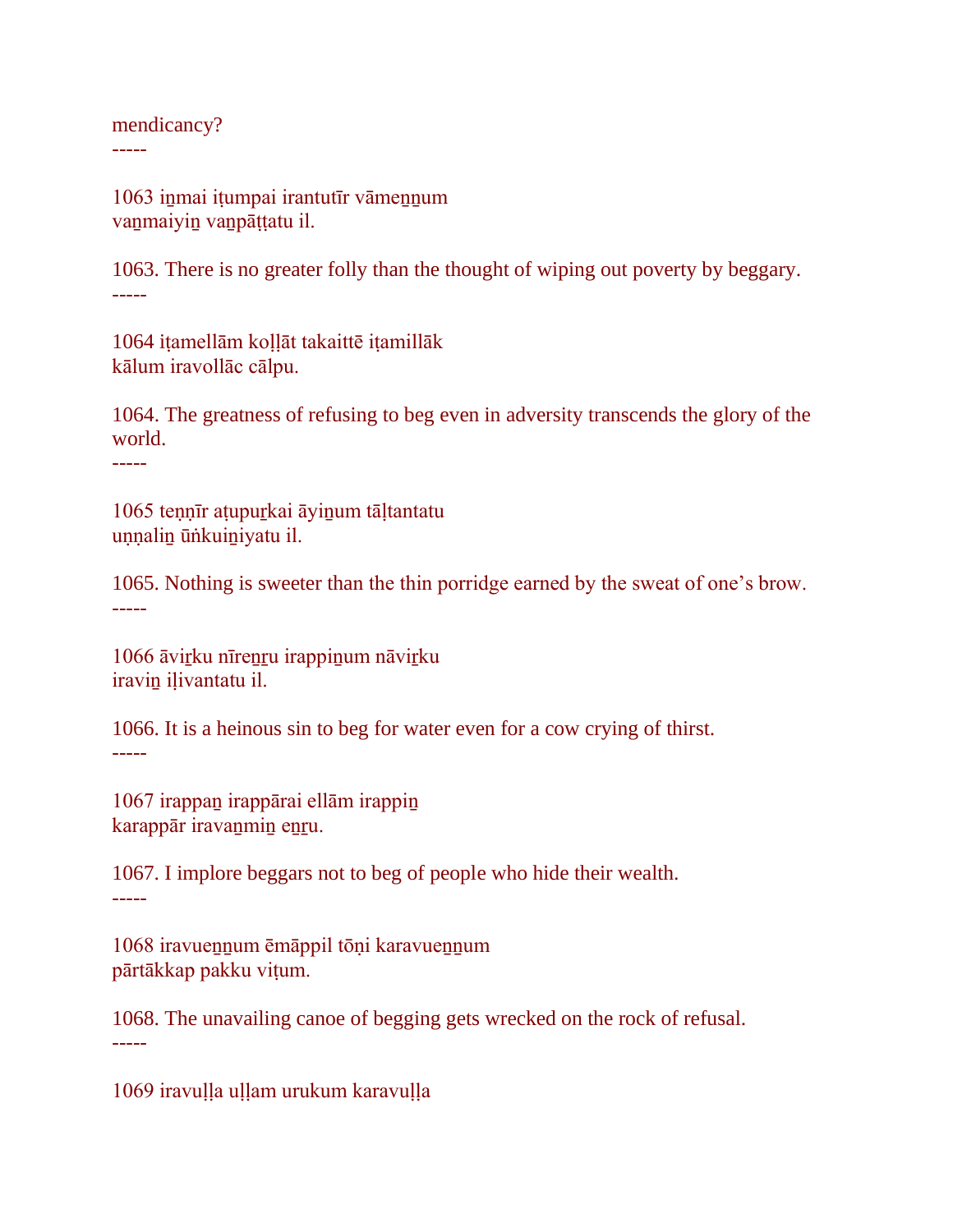mendicancy?
-----

1063 iṉmai iṭumpai irantutīr vāmeṉṉum
vaṉmaiyiṉ vaṉpāṭṭatu il.

1063. There is no greater folly than the thought of wiping out poverty by beggary.
-----

1064 iṭamellām koḷḷāt takaittē iṭamillāk
kālum iravollāc cālpu.

1064. The greatness of refusing to beg even in adversity transcends the glory of the world.
-----

1065 teṇṇīr aṭupuṟkai āyiṉum tāḷtantatu
uṇṇaliṉ ūṅkuiṉiyatu il.

1065. Nothing is sweeter than the thin porridge earned by the sweat of one's brow.
-----

1066 āviṟku nīreṉṟu irappiṉum nāviṟku
iraviṉ iḷivantatu il.

1066. It is a heinous sin to beg for water even for a cow crying of thirst.
-----

1067 irappaṉ irappārai ellām irappiṉ
karappār iravaṉmiṉ eṉṟu.

1067. I implore beggars not to beg of people who hide their wealth.
-----

1068 iravueṉṉum ēmāppil tōṇi karavueṉṉum
pārtākkap pakku viṭum.

1068. The unavailing canoe of begging gets wrecked on the rock of refusal.
-----

1069 iravuḷḷa uḷḷam urukum karavuḷḷa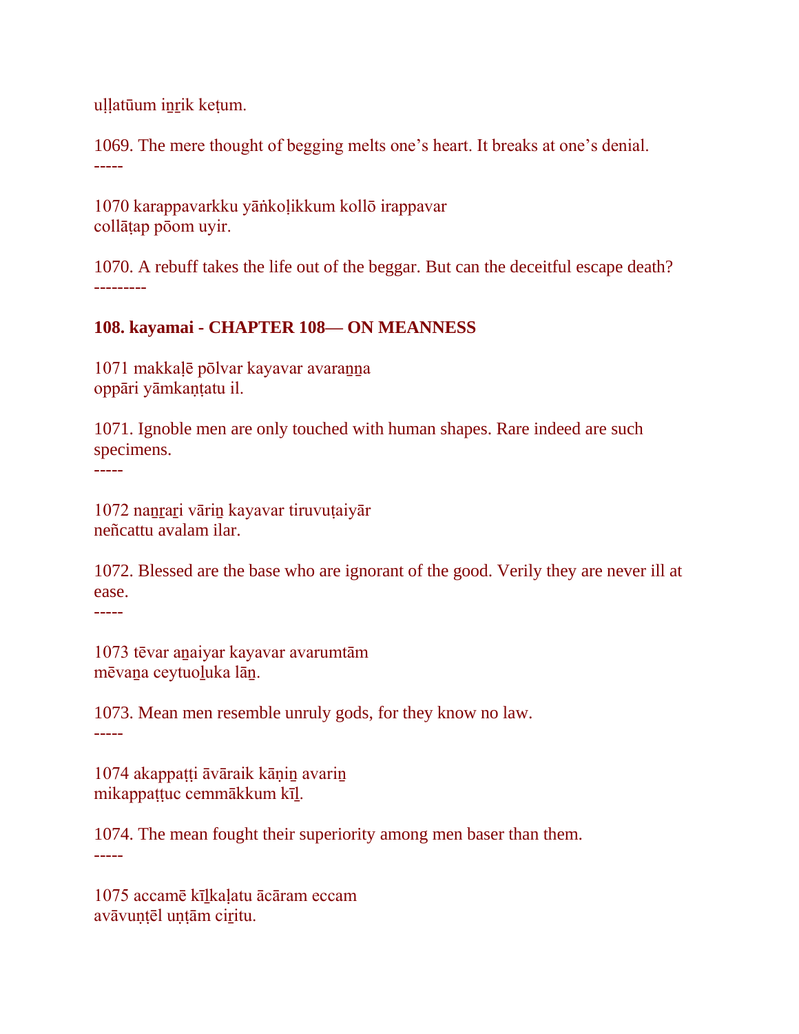uḷḷatūum iṉṟik keṭum.

1069. The mere thought of begging melts one’s heart. It breaks at one’s denial.
-----

1070 karappavarkku yāṅkoḷikkum kollō irappavar
collāṭap pōom uyir.

1070. A rebuff takes the life out of the beggar. But can the deceitful escape death?
---------

**108. kayamai - CHAPTER 108— ON MEANNESS**

1071 makkaḷē pōlvar kayavar avaraṉṉa
oppāri yāmkaṇṭatu il.

1071. Ignoble men are only touched with human shapes. Rare indeed are such specimens.
-----

1072 naṉṟaṟi vāriṉ kayavar tiruvuṭaiyār
neñcattu avalam ilar.

1072. Blessed are the base who are ignorant of the good. Verily they are never ill at ease.
-----

1073 tēvar aṉaiyar kayavar avarumtām
mēvaṉa ceytuoḻuka lāṉ.

1073. Mean men resemble unruly gods, for they know no law.
-----

1074 akappaṭṭi āvāraik kāṇiṉ avariṉ
mikappaṭṭuc cemmākkum kīḻ.

1074. The mean fought their superiority among men baser than them.
-----

1075 accamē kīḻkaḷatu ācāram eccam
avāvuṇṭēl uṇṭām ciṟitu.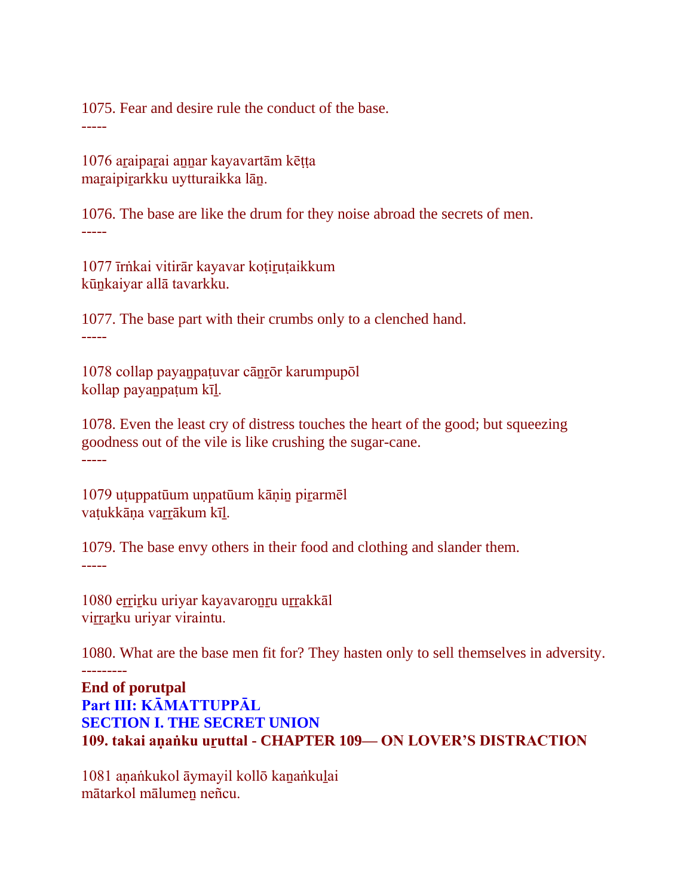1075. Fear and desire rule the conduct of the base.
-----

1076 aṟaipaṟai aṉṉar kayavartām kēṭṭa
maṟaipiṟarkku uytturaikka lāṉ.

1076. The base are like the drum for they noise abroad the secrets of men.
-----

1077 īrṅkai vitirār kayavar koṭiṟuṭaikkum
kūṉkaiyar allā tavarkku.

1077. The base part with their crumbs only to a clenched hand.
-----

1078 collap payaṉpaṭuvar cāṉṟōr karumpupōl
kollap payaṉpaṭum kīḻ.

1078. Even the least cry of distress touches the heart of the good; but squeezing goodness out of the vile is like crushing the sugar-cane.
-----

1079 uṭuppatūum uṇpatūum kāṇiṉ piṟarmēl
vaṭukkāṇa vaṟṟākum kīḻ.

1079. The base envy others in their food and clothing and slander them.
-----

1080 eṟṟiṟku uriyar kayavaroṉṟu uṟṟakkāl
viṟṟaṟku uriyar viraintu.

1080. What are the base men fit for? They hasten only to sell themselves in adversity.
---------

**End of porutpal**

## Part III: KĀMATTUPPĀL

## SECTION I. THE SECRET UNION

### 109. takai aṇaṅku uṟuttal - CHAPTER 109— ON LOVER’S DISTRACTION

1081 aṇaṅkukol āymayil kollō kaṉaṅkuḻai
mātarkol mālumeṉ neñcu.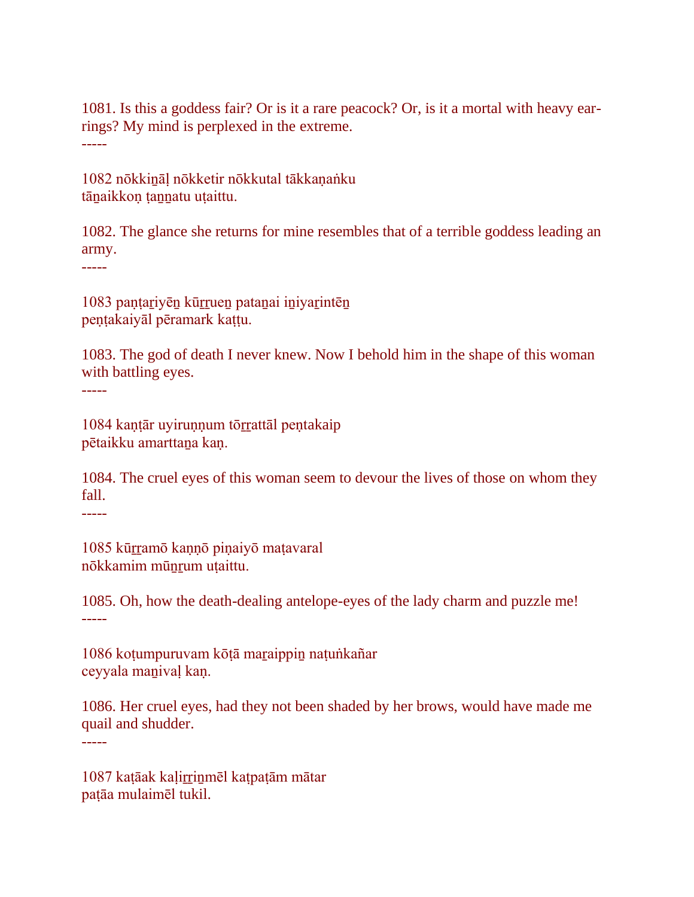1081. Is this a goddess fair? Or is it a rare peacock? Or, is it a mortal with heavy ear-rings? My mind is perplexed in the extreme.

-----

1082 nōkkiṉāḷ nōkketir nōkkutal tākkaṇaṅku
tāṉaikkoṇ ṭaṉṉatu uṭaittu.

1082. The glance she returns for mine resembles that of a terrible goddess leading an army.

-----

1083 paṇṭaṟiyēṉ kūṟṟueṉ pataṉai iṉiyaṟintēṉ
peṇṭakaiyāl pēramark kaṭṭu.

1083. The god of death I never knew. Now I behold him in the shape of this woman with battling eyes.

-----

1084 kaṇṭār uyiruṇṇum tōṟṟattāl peṇtakaip
pētaikku amarttaṉa kaṇ.

1084. The cruel eyes of this woman seem to devour the lives of those on whom they fall.

-----

1085 kūṟṟamō kaṇṇō piṇaiyō maṭavaral
nōkkamim mūṉṟum uṭaittu.

1085. Oh, how the death-dealing antelope-eyes of the lady charm and puzzle me!

-----

1086 koṭumpuruvam kōṭā maṟaippiṉ naṭuṅkañar
ceyyala maṉivaḷ kaṇ.

1086. Her cruel eyes, had they not been shaded by her brows, would have made me quail and shudder.

-----

1087 kaṭāak kaḷiṟṟiṉmēl kaṭpaṭām mātar
paṭāa mulaimēl tukil.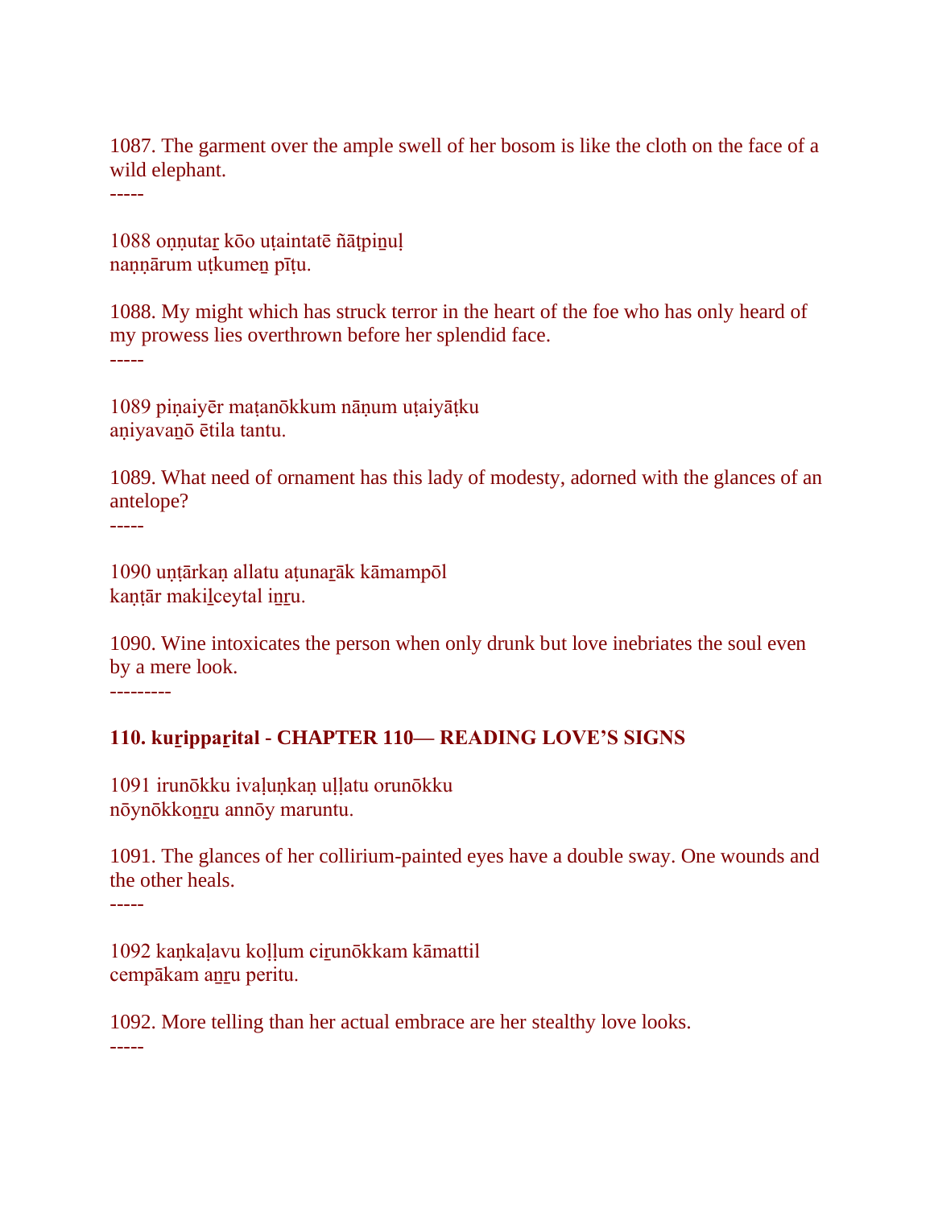1087. The garment over the ample swell of her bosom is like the cloth on the face of a wild elephant.
-----

1088 oṇṇutaṟ kōo uṭaintatē ñāṭpiṉuḷ
naṇṇārum uṭkumeṉ pīṭu.

1088. My might which has struck terror in the heart of the foe who has only heard of my prowess lies overthrown before her splendid face.
-----

1089 piṇaiyēr maṭanōkkum nāṇum uṭaiyāṭku
aṇiyavaṉō ētila tantu.

1089. What need of ornament has this lady of modesty, adorned with the glances of an antelope?
-----

1090 uṇṭārkaṇ allatu aṭunaṟāk kāmampōl
kaṇṭār makiḻceytal iṉṟu.

1090. Wine intoxicates the person when only drunk but love inebriates the soul even by a mere look.
---------

**110. kuṟippaṟital - CHAPTER 110— READING LOVE'S SIGNS**

1091 irunōkku ivaḷuṇkaṇ uḷḷatu orunōkku
nōynōkkoṉṟu annōy maruntu.

1091. The glances of her collirium-painted eyes have a double sway. One wounds and the other heals.
-----

1092 kaṇkaḷavu koḷḷum ciṟunōkkam kāmattil
cempākam aṉṟu peritu.

1092. More telling than her actual embrace are her stealthy love looks.
-----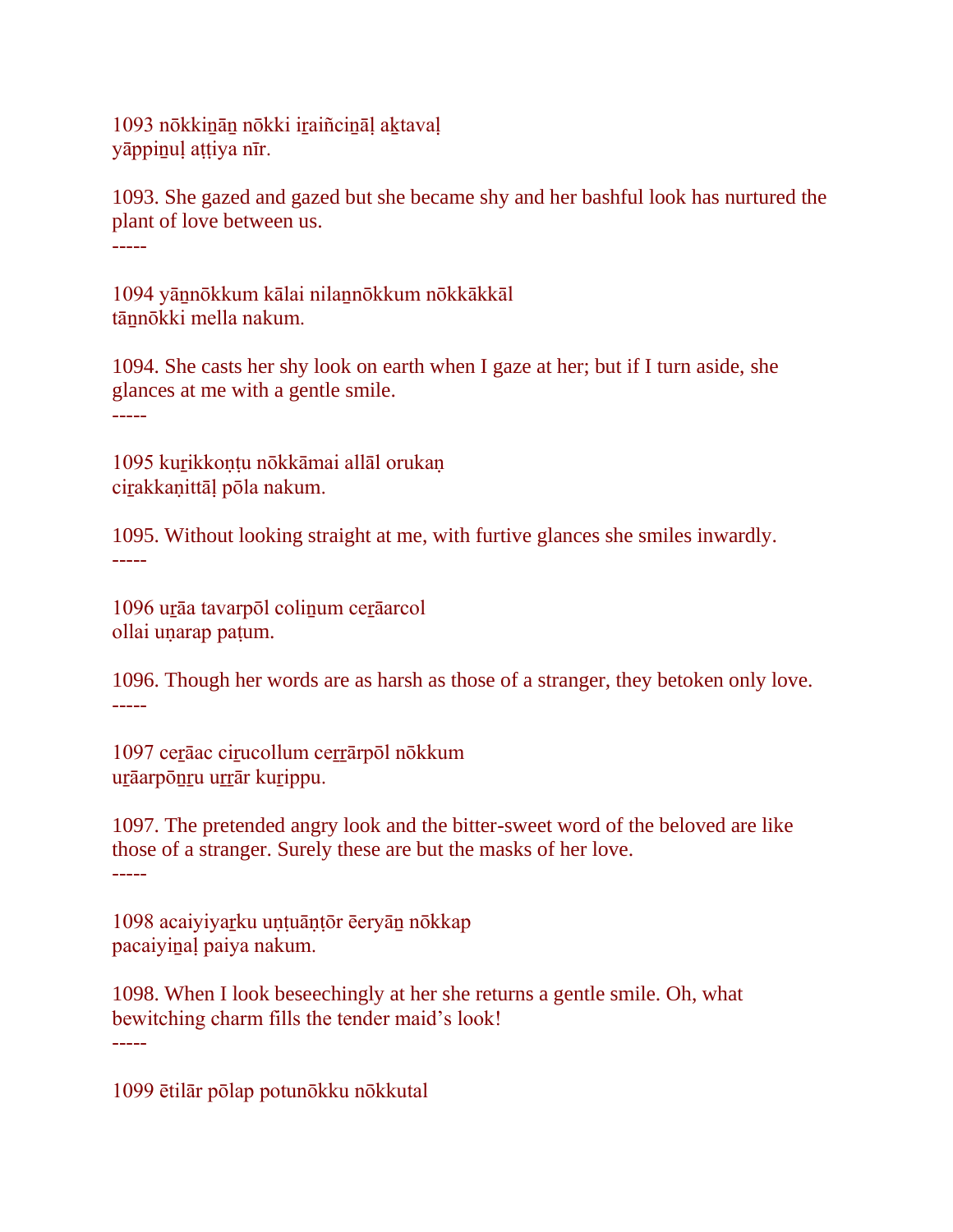1093 nōkkiṉāṉ nōkki iṟaiñciṉāḷ aḵtavaḷ
yāppiṉuḷ aṭṭiya nīr.

1093. She gazed and gazed but she became shy and her bashful look has nurtured the plant of love between us.

-----

1094 yāṉnōkkum kālai nilaṉnōkkum nōkkākkāl
tāṉnōkki mella nakum.

1094. She casts her shy look on earth when I gaze at her; but if I turn aside, she glances at me with a gentle smile.

-----

1095 kuṟikkoṇṭu nōkkāmai allāl orukaṇ
ciṟakkaṇittāḷ pōla nakum.

1095. Without looking straight at me, with furtive glances she smiles inwardly.

-----

1096 uṟāa tavarpōl coliṉum ceṟāarcol
ollai uṇarap paṭum.

1096. Though her words are as harsh as those of a stranger, they betoken only love.

-----

1097 ceṟāac ciṟucollum ceṟṟārpōl nōkkum
uṟāarpōṉṟu uṟṟār kuṟippu.

1097. The pretended angry look and the bitter-sweet word of the beloved are like those of a stranger. Surely these are but the masks of her love.

-----

1098 acaiyiyaṟku uṇṭuāṇṭōr ēeryāṉ nōkkap
pacaiyiṉaḷ paiya nakum.

1098. When I look beseechingly at her she returns a gentle smile. Oh, what bewitching charm fills the tender maid's look!

-----

1099 ētilār pōlap potunōkku nōkkutal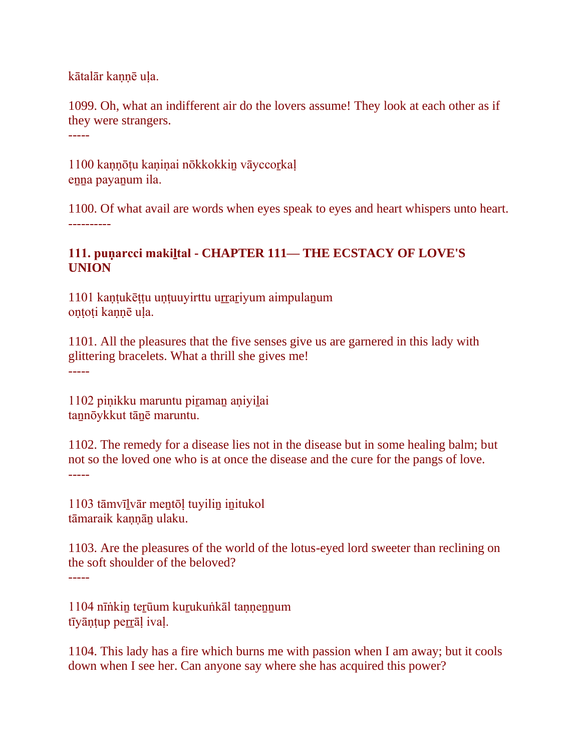kātalār kaṇṇē uḷa.

1099. Oh, what an indifferent air do the lovers assume! They look at each other as if they were strangers.

-----

1100 kaṇṇōṭu kaṇiṇai nōkkokkiṉ vāyccoṟkaḷ
eṉṉa payaṉum ila.

1100. Of what avail are words when eyes speak to eyes and heart whispers unto heart.

----------

**111. puṇarcci makiḻtal - CHAPTER 111— THE ECSTACY OF LOVE'S UNION**

1101 kaṇṭukēṭṭu uṇṭuuyirttu uṟṟaṟiyum aimpulaṉum
oṇṭoṭi kaṇṇē uḷa.

1101. All the pleasures that the five senses give us are garnered in this lady with glittering bracelets. What a thrill she gives me!

-----

1102 piṇikku maruntu piṟamaṉ aṇiyiḻai
taṉnōykkut tāṉē maruntu.

1102. The remedy for a disease lies not in the disease but in some healing balm; but not so the loved one who is at once the disease and the cure for the pangs of love.

-----

1103 tāmvīḻvār meṉtōḷ tuyiliṉ iṉitukol
tāmaraik kaṇṇāṉ ulaku.

1103. Are the pleasures of the world of the lotus-eyed lord sweeter than reclining on the soft shoulder of the beloved?

-----

1104 nīṅkiṉ teṟūum kuṟukuṅkāl taṇṇeṉṉum
tīyāṇṭup peṟṟāḷ ivaḷ.

1104. This lady has a fire which burns me with passion when I am away; but it cools down when I see her. Can anyone say where she has acquired this power?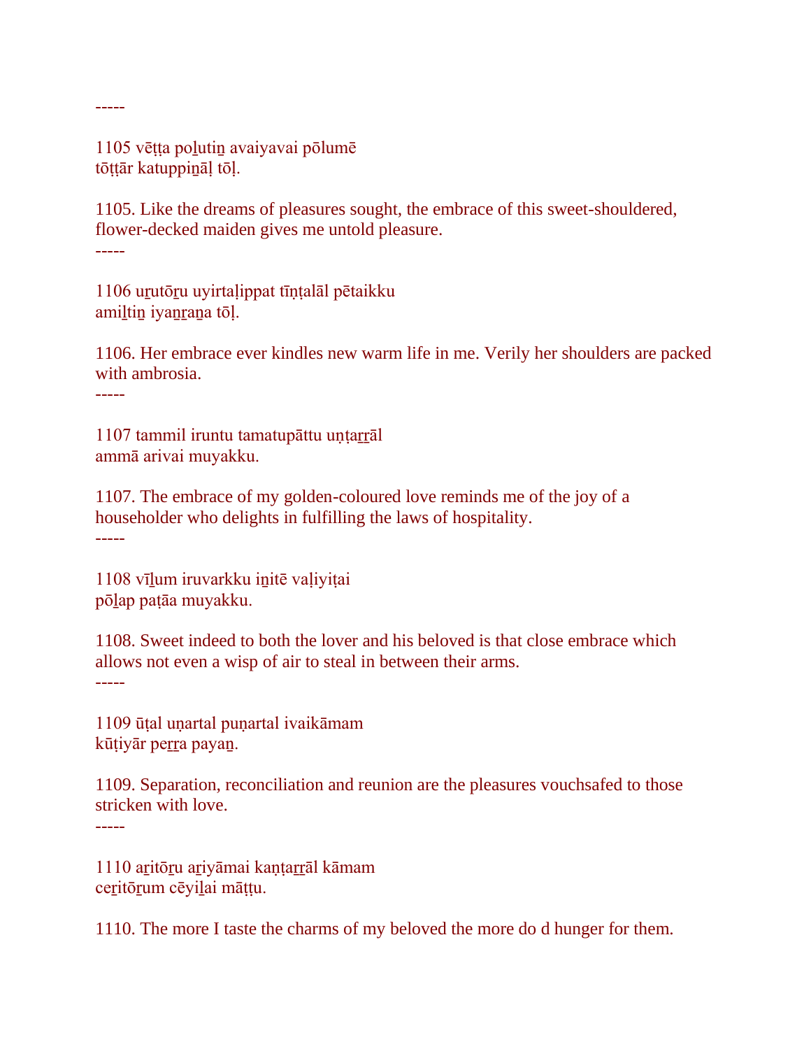-----

1105 vēṭṭa poḻutiṉ avaiyavai pōlumē
tōṭṭār katuppiṉāḷ tōḷ.

1105. Like the dreams of pleasures sought, the embrace of this sweet-shouldered, flower-decked maiden gives me untold pleasure.

-----

1106 uṟutōṟu uyirtaḷippat tīṇṭalāl pētaikku
amiḻtiṉ iyaṉṟaṉa tōḷ.

1106. Her embrace ever kindles new warm life in me. Verily her shoulders are packed with ambrosia.

-----

1107 tammil iruntu tamatupāttu uṇṭaṟṟāl
ammā arivai muyakku.

1107. The embrace of my golden-coloured love reminds me of the joy of a householder who delights in fulfilling the laws of hospitality.

-----

1108 vīḻum iruvarkku iṉitē vaḷiyiṭai
pōḻap paṭāa muyakku.

1108. Sweet indeed to both the lover and his beloved is that close embrace which allows not even a wisp of air to steal in between their arms.

-----

1109 ūṭal uṇartal puṇartal ivaikāmam
kūṭiyār peṟṟa payaṉ.

1109. Separation, reconciliation and reunion are the pleasures vouchsafed to those stricken with love.

-----

1110 aṟitōṟu aṟiyāmai kaṇṭaṟṟāl kāmam
ceṟitōṟum cēyiḻai māṭṭu.

1110. The more I taste the charms of my beloved the more do d hunger for them.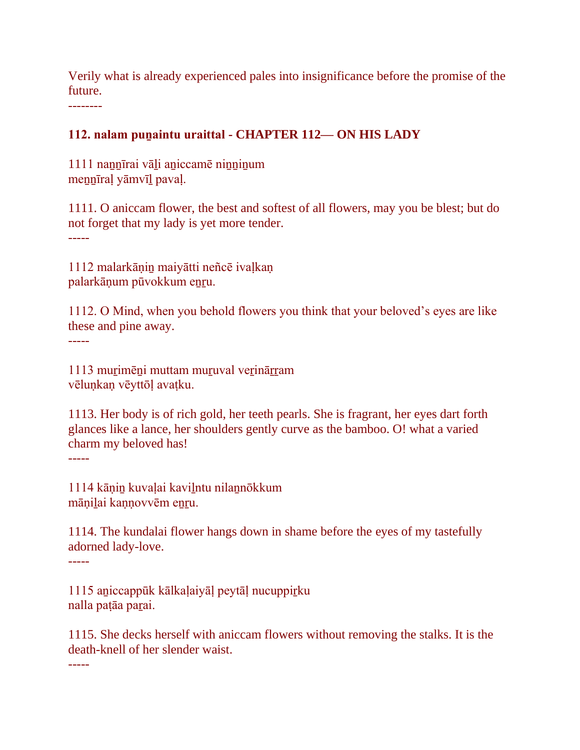Verily what is already experienced pales into insignificance before the promise of the future.

--------

## 112. nalam puṉaintu uraittal - CHAPTER 112— ON HIS LADY

1111 naṉṉīrai vāḻi aṉiccamē niṉṉiṉum
meṉṉīraḷ yāmvīḻ pavaḷ.

1111. O aniccam flower, the best and softest of all flowers, may you be blest; but do not forget that my lady is yet more tender.

-----

1112 malarkāṇiṉ maiyātti neñcē ivaḷkaṇ
palarkāṇum pūvokkum eṉṟu.

1112. O Mind, when you behold flowers you think that your beloved’s eyes are like these and pine away.

-----

1113 muṟimēṉi muttam muṟuval veṟināṟṟam
vēluṇkaṇ vēyttōḷ avaṭku.

1113. Her body is of rich gold, her teeth pearls. She is fragrant, her eyes dart forth glances like a lance, her shoulders gently curve as the bamboo. O! what a varied charm my beloved has!

-----

1114 kāṇiṉ kuvaḷai kaviḻntu nilaṉnōkkum
māṇiḻai kaṇṇovvēm eṉṟu.

1114. The kundalai flower hangs down in shame before the eyes of my tastefully adorned lady-love.

-----

1115 aṉiccappūk kālkaḷaiyāḷ peytāḷ nucuppiṟku
nalla paṭāa paṟai.

1115. She decks herself with aniccam flowers without removing the stalks. It is the death-knell of her slender waist.

-----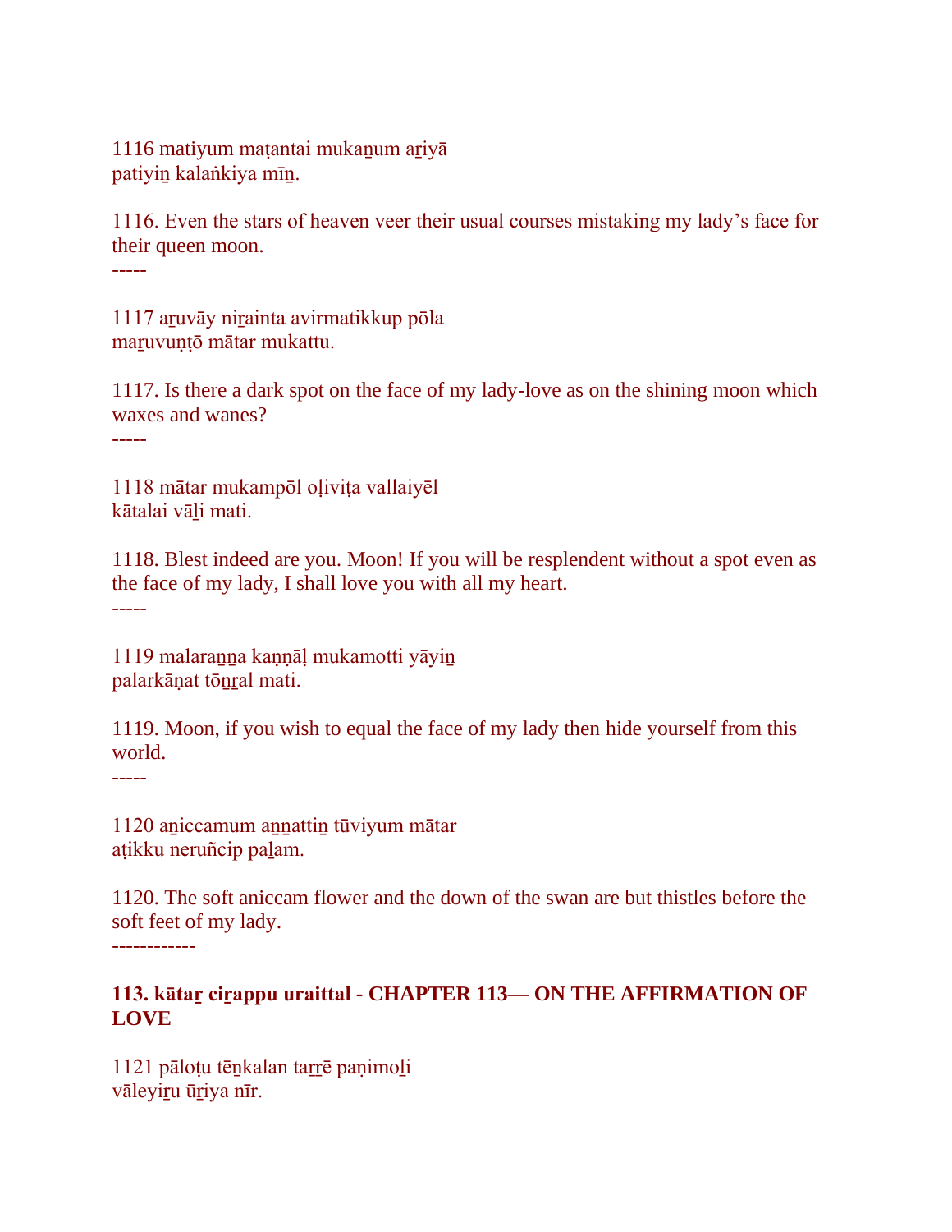1116 matiyum maṭantai mukaṉum aṟiyā
patiyiṉ kalaṅkiya mīṉ.

1116. Even the stars of heaven veer their usual courses mistaking my lady's face for their queen moon.

-----

1117 aṟuvāy niṟainta avirmatikkup pōla
maṟuvuṇṭō mātar mukattu.

1117. Is there a dark spot on the face of my lady-love as on the shining moon which waxes and wanes?

-----

1118 mātar mukampōl oḷiviṭa vallaiyēl
kātalai vāḻi mati.

1118. Blest indeed are you. Moon! If you will be resplendent without a spot even as the face of my lady, I shall love you with all my heart.

-----

1119 malaraṉṉa kaṇṇāḷ mukamotti yāyiṉ
palarkāṇat tōṉṟal mati.

1119. Moon, if you wish to equal the face of my lady then hide yourself from this world.

-----

1120 aṉiccamum aṉṉattiṉ tūviyum mātar
aṭikku neruñcip paḻam.

1120. The soft aniccam flower and the down of the swan are but thistles before the soft feet of my lady.

------------

**113. kātaṟ ciṟappu uraittal - CHAPTER 113— ON THE AFFIRMATION OF LOVE**

1121 pāloṭu tēṉkalan taṟṟē paṇimoḻi
vāleyiṟu ūṟiya nīr.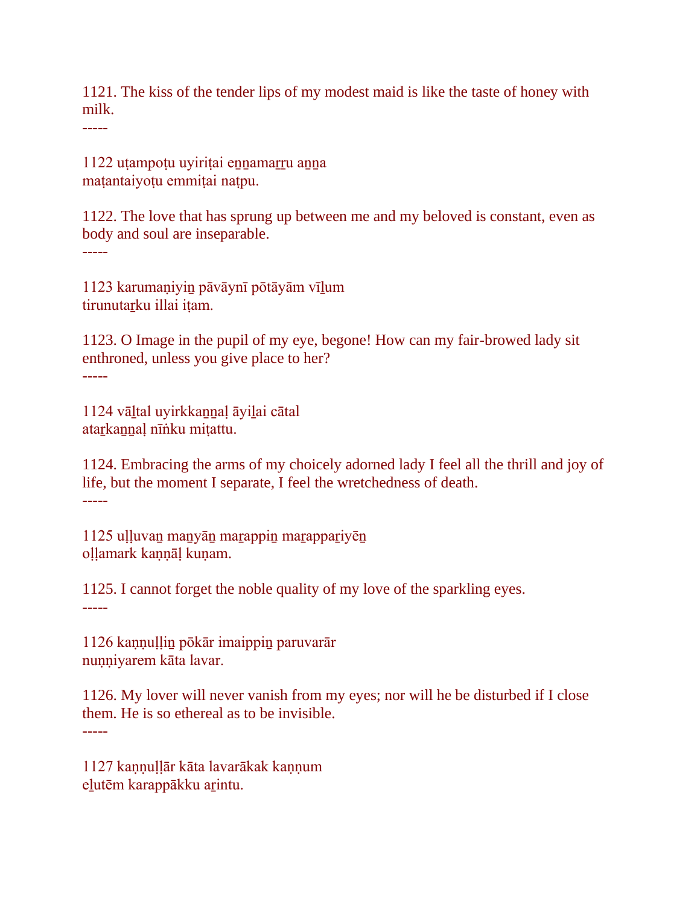1121. The kiss of the tender lips of my modest maid is like the taste of honey with milk.

-----

1122 uṭampoṭu uyiriṭai eṉṉamaṟṟu aṉṉa
maṭantaiyoṭu emmiṭai naṭpu.

1122. The love that has sprung up between me and my beloved is constant, even as body and soul are inseparable.

-----

1123 karumaṇiyiṉ pāvāynī pōtāyām vīḻum
tirunutaṟku illai iṭam.

1123. O Image in the pupil of my eye, begone! How can my fair-browed lady sit enthroned, unless you give place to her?

-----

1124 vāḻtal uyirkkaṉṉaḷ āyiḻai cātal
ataṟkaṉṉaḷ nīṅku miṭattu.

1124. Embracing the arms of my choicely adorned lady I feel all the thrill and joy of life, but the moment I separate, I feel the wretchedness of death.

-----

1125 uḷḷuvaṉ maṉyāṉ maṟappiṉ maṟappaṟiyēṉ
oḷḷamark kaṇṇāḷ kuṇam.

1125. I cannot forget the noble quality of my love of the sparkling eyes.

-----

1126 kaṇṇuḷḷiṉ pōkār imaippiṉ paruvarār
nuṇṇiyarem kāta lavar.

1126. My lover will never vanish from my eyes; nor will he be disturbed if I close them. He is so ethereal as to be invisible.

-----

1127 kaṇṇuḷḷār kāta lavarākak kaṇṇum
eḻutēm karappākku aṟintu.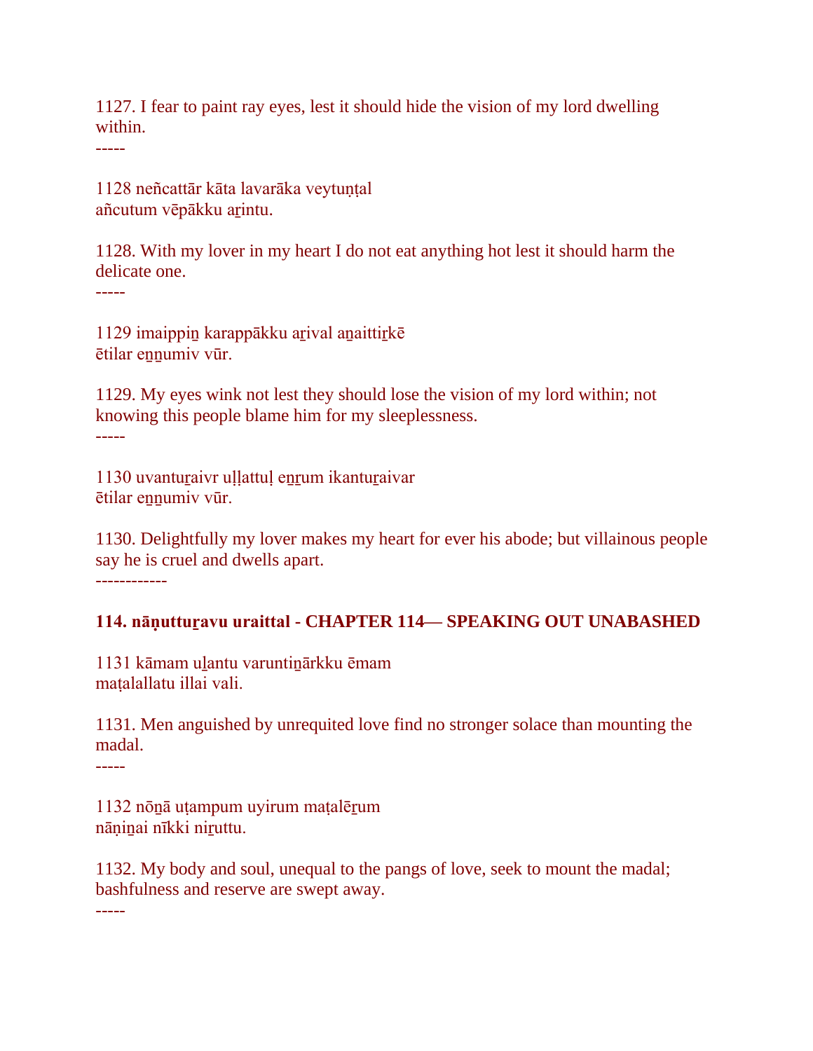1127. I fear to paint ray eyes, lest it should hide the vision of my lord dwelling within.

-----

1128 neñcattār kāta lavarāka veytuṇṭal
añcutum vēpākku aṟintu.

1128. With my lover in my heart I do not eat anything hot lest it should harm the delicate one.

-----

1129 imaippiṉ karappākku aṟival aṉaittiṟkē
ētilar eṉṉumiv vūr.

1129. My eyes wink not lest they should lose the vision of my lord within; not knowing this people blame him for my sleeplessness.

-----

1130 uvantuṟaivr uḷḷattuḷ eṉṟum ikantuṟaivar
ētilar eṉṉumiv vūr.

1130. Delightfully my lover makes my heart for ever his abode; but villainous people say he is cruel and dwells apart.

------------

**114. nāṇuttuṟavu uraittal - CHAPTER 114— SPEAKING OUT UNABASHED**

1131 kāmam uḻantu varuntiṉārkku ēmam
maṭalallatu illai vali.

1131. Men anguished by unrequited love find no stronger solace than mounting the madal.

-----

1132 nōṉā uṭampum uyirum maṭalēṟum
nāṇiṉai nīkki niṟuttu.

1132. My body and soul, unequal to the pangs of love, seek to mount the madal; bashfulness and reserve are swept away.

-----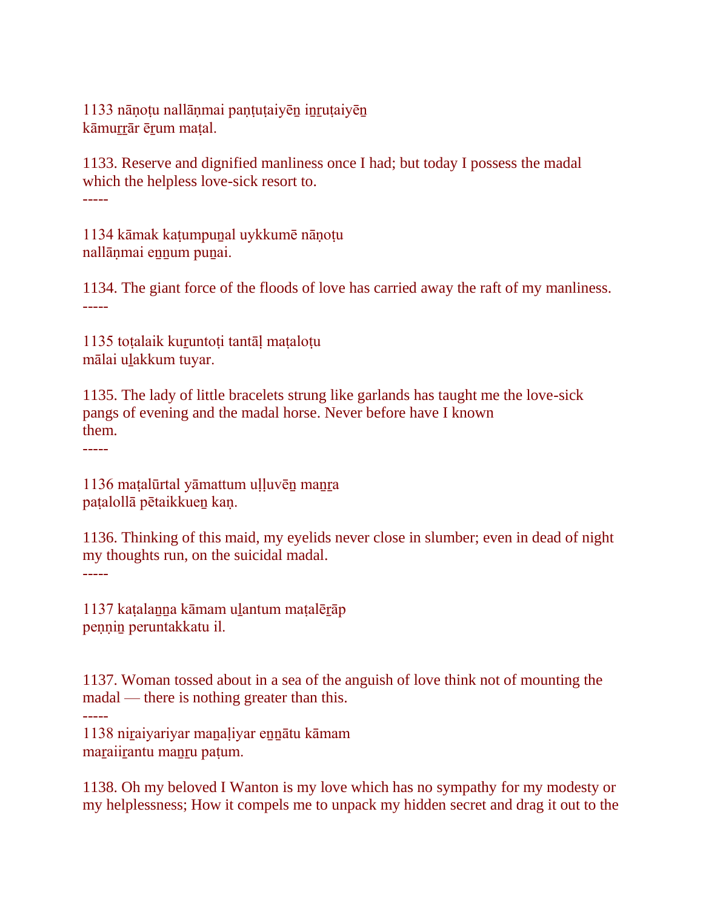1133 nāṇoṭu nallāṇmai paṇṭuṭaiyēṉ iṉṟuṭaiyēṉ
kāmuṟṟār ēṟum maṭal.

1133. Reserve and dignified manliness once I had; but today I possess the madal which the helpless love-sick resort to.

-----

1134 kāmak kaṭumpuṉal uykkumē nāṇoṭu
nallāṇmai eṉṉum puṉai.

1134. The giant force of the floods of love has carried away the raft of my manliness.

-----

1135 toṭalaik kuṟuntoṭi tantāḷ maṭaloṭu
mālai uḻakkum tuyar.

1135. The lady of little bracelets strung like garlands has taught me the love-sick pangs of evening and the madal horse. Never before have I known them.

-----

1136 maṭalūrtal yāmattum uḷḷuvēṉ maṉṟa
paṭalollā pētaikkueṉ kaṇ.

1136. Thinking of this maid, my eyelids never close in slumber; even in dead of night my thoughts run, on the suicidal madal.

-----

1137 kaṭalaṉṉa kāmam uḻantum maṭalēṟāp
peṇṇiṉ peruntakkatu il.

1137. Woman tossed about in a sea of the anguish of love think not of mounting the madal — there is nothing greater than this.

-----

1138 niṟaiyariyar maṉaḷiyar eṉṉātu kāmam
maṟaiiṟantu maṉṟu paṭum.

1138. Oh my beloved I Wanton is my love which has no sympathy for my modesty or my helplessness; How it compels me to unpack my hidden secret and drag it out to the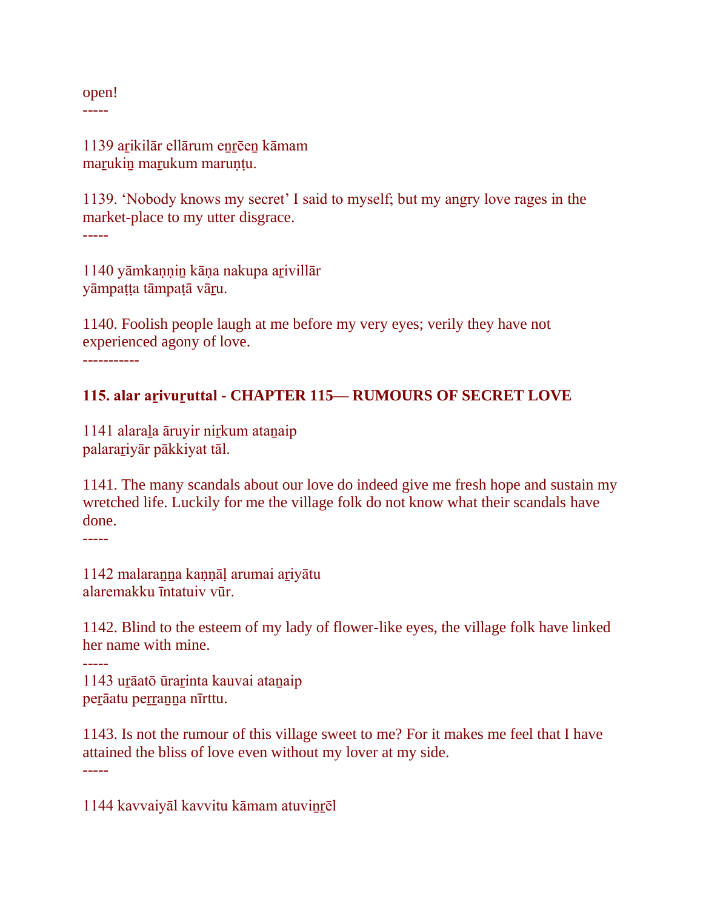open!

-----

1139 aṟikilār ellārum eṉṟēeṉ kāmam
maṟukiṉ maṟukum maruṇṭu.

1139. ‘Nobody knows my secret’ I said to myself; but my angry love rages in the market-place to my utter disgrace.

-----

1140 yāmkaṇṇiṉ kāṇa nakupa aṟivillār
yāmpaṭṭa tāmpaṭā vāṟu.

1140. Foolish people laugh at me before my very eyes; verily they have not experienced agony of love.

-----------

**115. alar aṟivuṟuttal - CHAPTER 115— RUMOURS OF SECRET LOVE**

1141 alaraḻa āruyir niṟkum ataṉaip
palaraṟiyār pākkiyat tāl.

1141. The many scandals about our love do indeed give me fresh hope and sustain my wretched life. Luckily for me the village folk do not know what their scandals have done.

-----

1142 malaraṉṉa kaṇṇāḷ arumai aṟiyātu
alaremakku īntatuiv vūr.

1142. Blind to the esteem of my lady of flower-like eyes, the village folk have linked her name with mine.

-----

1143 uṟāatō ūraṟinta kauvai ataṉaip
peṟāatu peṟṟaṉṉa nīrttu.

1143. Is not the rumour of this village sweet to me? For it makes me feel that I have attained the bliss of love even without my lover at my side.

-----

1144 kavvaiyāl kavvitu kāmam atuviṉṟēl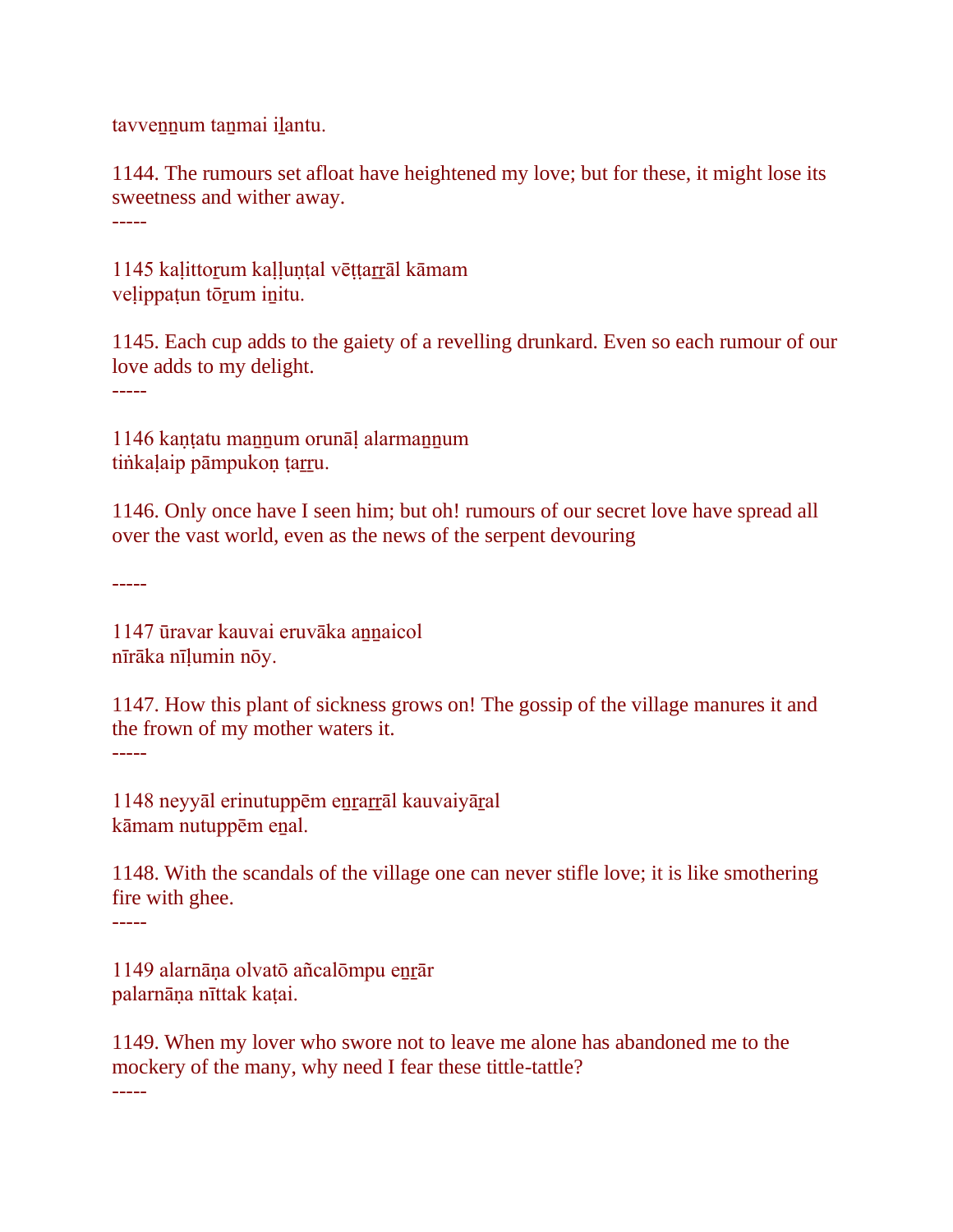tavveṉṉum taṉmai iḻantu.

1144. The rumours set afloat have heightened my love; but for these, it might lose its sweetness and wither away.
-----

1145 kaḷittoṟum kaḷḷuṇṭal vēṭṭaṟṟāl kāmam
veḷippaṭun tōṟum iṉitu.

1145. Each cup adds to the gaiety of a revelling drunkard. Even so each rumour of our love adds to my delight.
-----

1146 kaṇṭatu maṉṉum orunāḷ alarmaṉṉum
tiṅkaḷaip pāmpukoṇ ṭaṟṟu.

1146. Only once have I seen him; but oh! rumours of our secret love have spread all over the vast world, even as the news of the serpent devouring

-----

1147 ūravar kauvai eruvāka aṉṉaicol
nīrāka nīḷumin nōy.

1147. How this plant of sickness grows on! The gossip of the village manures it and the frown of my mother waters it.
-----

1148 neyyāl erinutuppēm eṉṟaṟṟāl kauvaiyāṟal
kāmam nutuppēm eṉal.

1148. With the scandals of the village one can never stifle love; it is like smothering fire with ghee.
-----

1149 alarnāṇa olvatō añcalōmpu eṉṟār
palarnāṇa nīttak kaṭai.

1149. When my lover who swore not to leave me alone has abandoned me to the mockery of the many, why need I fear these tittle-tattle?
-----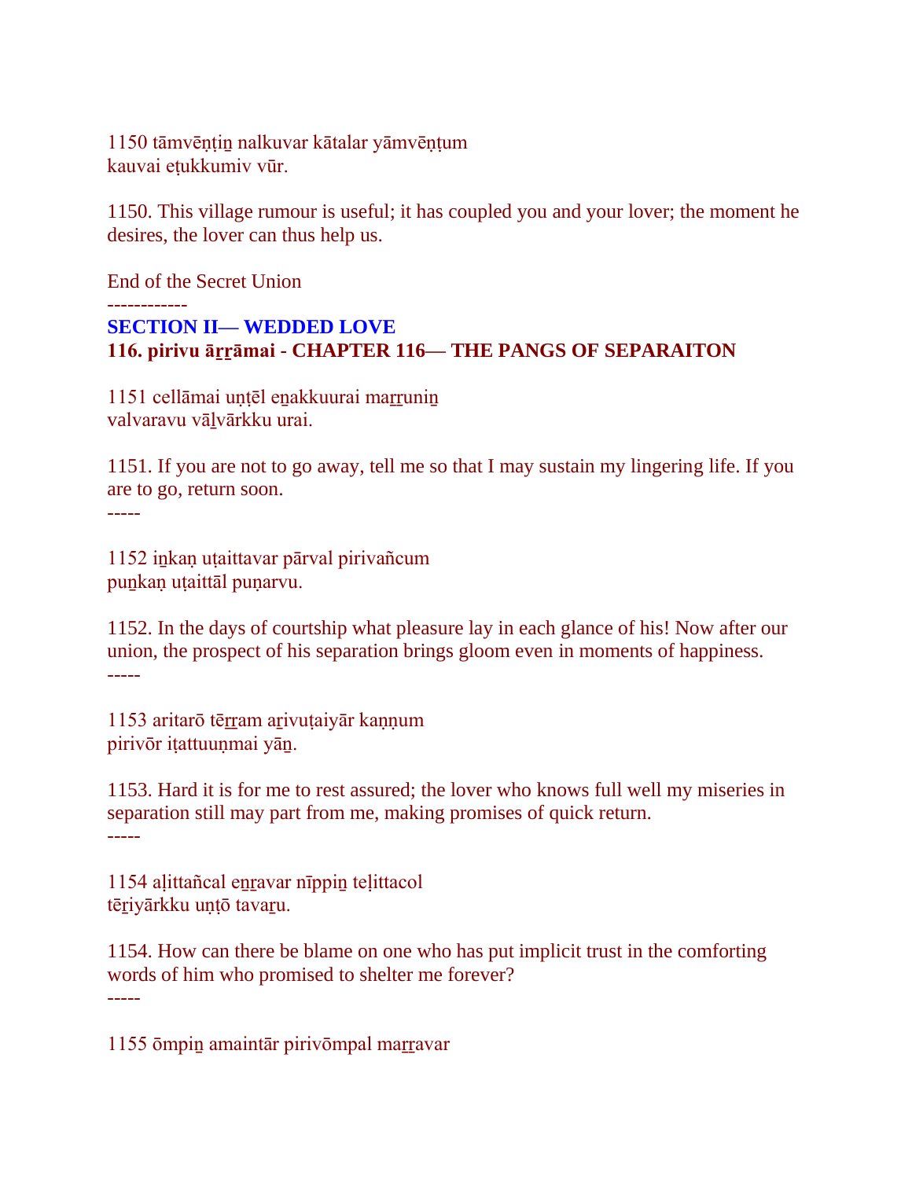1150 tāmvēṇṭiṉ nalkuvar kātalar yāmvēṇṭum
kauvai eṭukkumiv vūr.

1150. This village rumour is useful; it has coupled you and your lover; the moment he desires, the lover can thus help us.

End of the Secret Union

------------

**SECTION II— WEDDED LOVE**

**116. pirivu āṟṟāmai - CHAPTER 116— THE PANGS OF SEPARAITON**

1151 cellāmai uṇṭēl eṉakkuurai maṟṟuniṉ
valvaravu vāḻvārkku urai.

1151. If you are not to go away, tell me so that I may sustain my lingering life. If you are to go, return soon.

-----

1152 iṉkaṇ uṭaittavar pārval pirivañcum
puṉkaṇ uṭaittāl puṇarvu.

1152. In the days of courtship what pleasure lay in each glance of his! Now after our union, the prospect of his separation brings gloom even in moments of happiness.

-----

1153 aritarō tēṟṟam aṟivuṭaiyār kaṇṇum
pirivōr iṭattuuṇmai yāṉ.

1153. Hard it is for me to rest assured; the lover who knows full well my miseries in separation still may part from me, making promises of quick return.

-----

1154 aḷittañcal eṉṟavar nīppiṉ teḷittacol
tēṟiyārkku uṇṭō tavaṟu.

1154. How can there be blame on one who has put implicit trust in the comforting words of him who promised to shelter me forever?

-----

1155 ōmpiṉ amaintār pirivōmpal maṟṟavar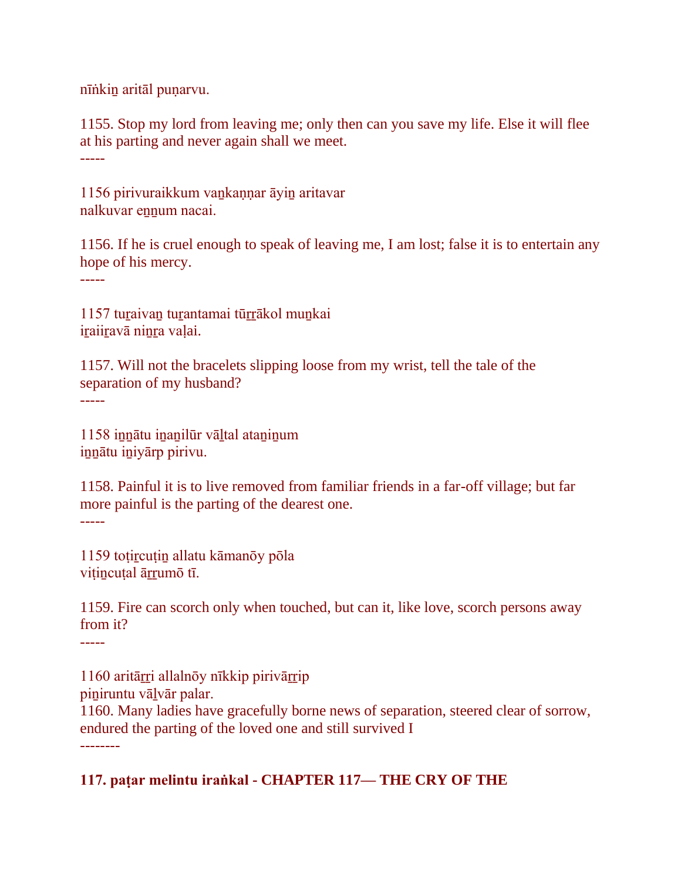nīṅkiṉ aritāl puṇarvu.

1155. Stop my lord from leaving me; only then can you save my life. Else it will flee at his parting and never again shall we meet.

-----

1156 pirivuraikkum vaṉkaṇṇar āyiṉ aritavar
nalkuvar eṉṉum nacai.

1156. If he is cruel enough to speak of leaving me, I am lost; false it is to entertain any hope of his mercy.

-----

1157 tuṟaivaṉ tuṟantamai tūṟṟākol muṉkai
iṟaiiṟavā niṉṟa vaḷai.

1157. Will not the bracelets slipping loose from my wrist, tell the tale of the separation of my husband?

-----

1158 iṉṉātu iṉaṉilūr vāḻtal ataṉiṉum
iṉṉātu iṉiyārp pirivu.

1158. Painful it is to live removed from familiar friends in a far-off village; but far more painful is the parting of the dearest one.

-----

1159 toṭiṟcuṭiṉ allatu kāmanōy pōla
viṭiṉcuṭal āṟṟumō tī.

1159. Fire can scorch only when touched, but can it, like love, scorch persons away from it?

-----

1160 aritāṟṟi allalnōy nīkkip pirivāṟṟip
piṉiruntu vāḻvār palar.

1160. Many ladies have gracefully borne news of separation, steered clear of sorrow, endured the parting of the loved one and still survived I

--------

**117. paṭar melintu iraṅkal - CHAPTER 117— THE CRY OF THE**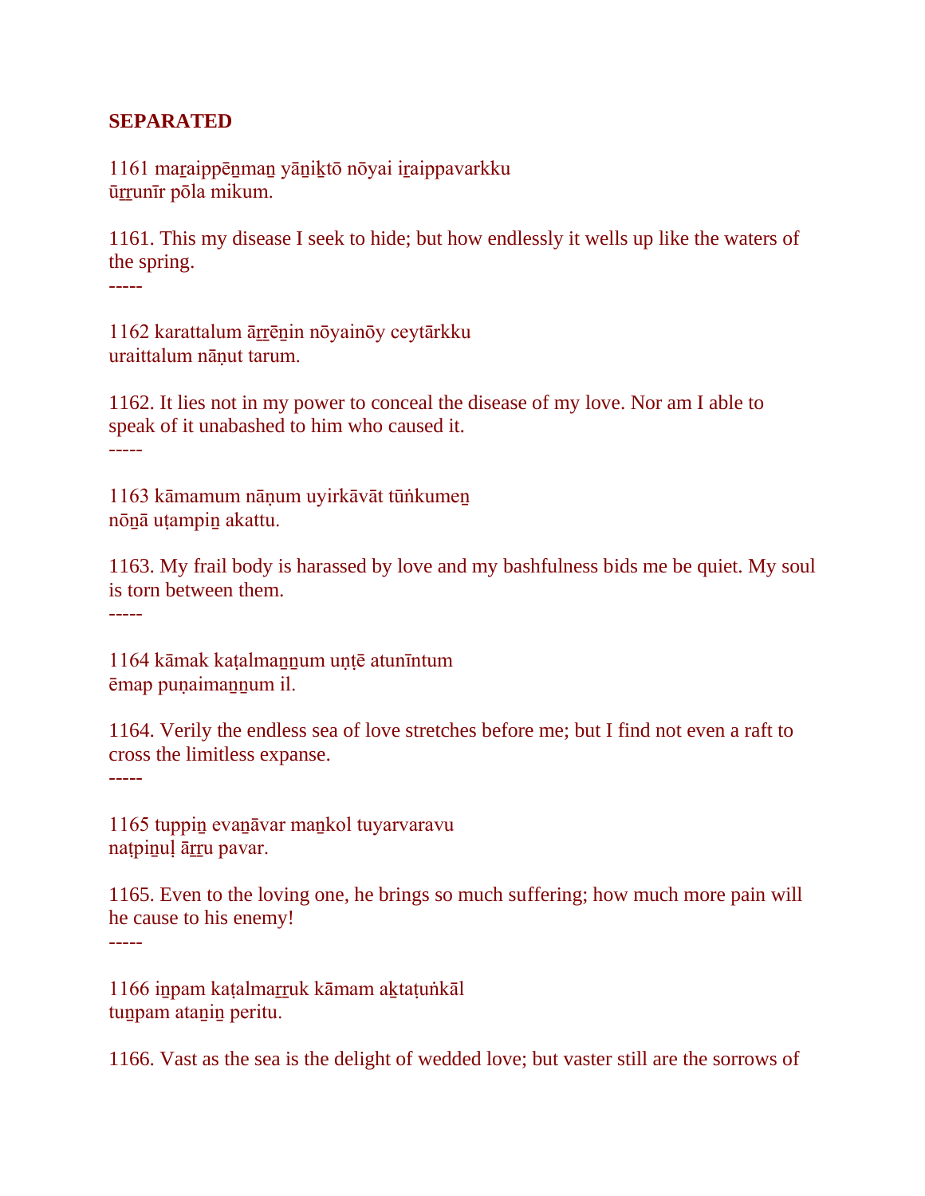**SEPARATED**

1161 maṟaippēṉmaṉ yāṉiḵtō nōyai iṟaippavarkku
ūṟṟunīr pōla mikum.

1161. This my disease I seek to hide; but how endlessly it wells up like the waters of the spring.

-----

1162 karattalum āṟṟēṉin nōyainōy ceytārkku
uraittalum nāṇut tarum.

1162. It lies not in my power to conceal the disease of my love. Nor am I able to speak of it unabashed to him who caused it.

-----

1163 kāmamum nāṇum uyirkāvāt tūṅkumeṉ
nōṉā uṭampiṉ akattu.

1163. My frail body is harassed by love and my bashfulness bids me be quiet. My soul is torn between them.

-----

1164 kāmak kaṭalmaṉṉum uṇṭē atunīntum
ēmap puṇaimaṉṉum il.

1164. Verily the endless sea of love stretches before me; but I find not even a raft to cross the limitless expanse.

-----

1165 tuppiṉ evaṉāvar maṉkol tuyarvaravu
naṭpiṉuḷ āṟṟu pavar.

1165. Even to the loving one, he brings so much suffering; how much more pain will he cause to his enemy!

-----

1166 iṉpam kaṭalmaṟṟuk kāmam aḵtaṭuṅkāl
tuṉpam ataṉiṉ peritu.

1166. Vast as the sea is the delight of wedded love; but vaster still are the sorrows of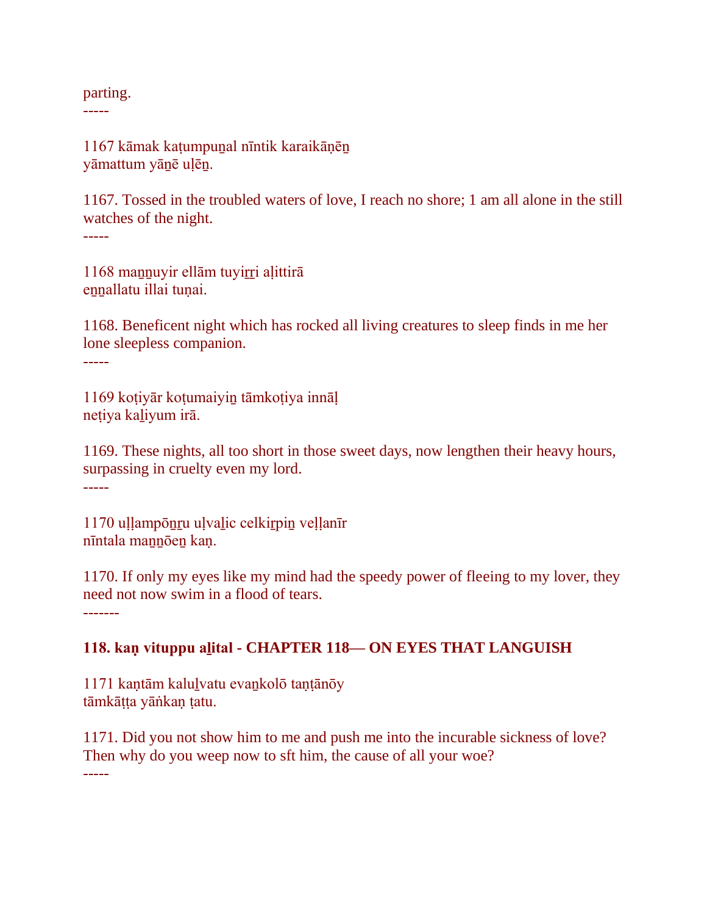parting.

-----

1167 kāmak kaṭumpuṉal nīntik karaikāṇēṉ
yāmattum yāṉē uḷēṉ.

1167. Tossed in the troubled waters of love, I reach no shore; 1 am all alone in the still watches of the night.

-----

1168 maṉṉuyir ellām tuyiṟṟi aḷittirā
eṉṉallatu illai tuṇai.

1168. Beneficent night which has rocked all living creatures to sleep finds in me her lone sleepless companion.

-----

1169 koṭiyār koṭumaiyiṉ tāmkoṭiya innāḷ
neṭiya kaḻiyum irā.

1169. These nights, all too short in those sweet days, now lengthen their heavy hours, surpassing in cruelty even my lord.

-----

1170 uḷḷampōṉṟu uḷvaḻic celkiṟpiṉ veḷḷanīr
nīntala maṉṉōeṉ kaṇ.

1170. If only my eyes like my mind had the speedy power of fleeing to my lover, they need not now swim in a flood of tears.

-------

**118. kaṇ vituppu aḻital - CHAPTER 118— ON EYES THAT LANGUISH**

1171 kaṇtām kaluḻvatu evaṉkolō taṇṭānōy
tāmkāṭṭa yāṅkaṇ ṭatu.

1171. Did you not show him to me and push me into the incurable sickness of love? Then why do you weep now to sft him, the cause of all your woe?

-----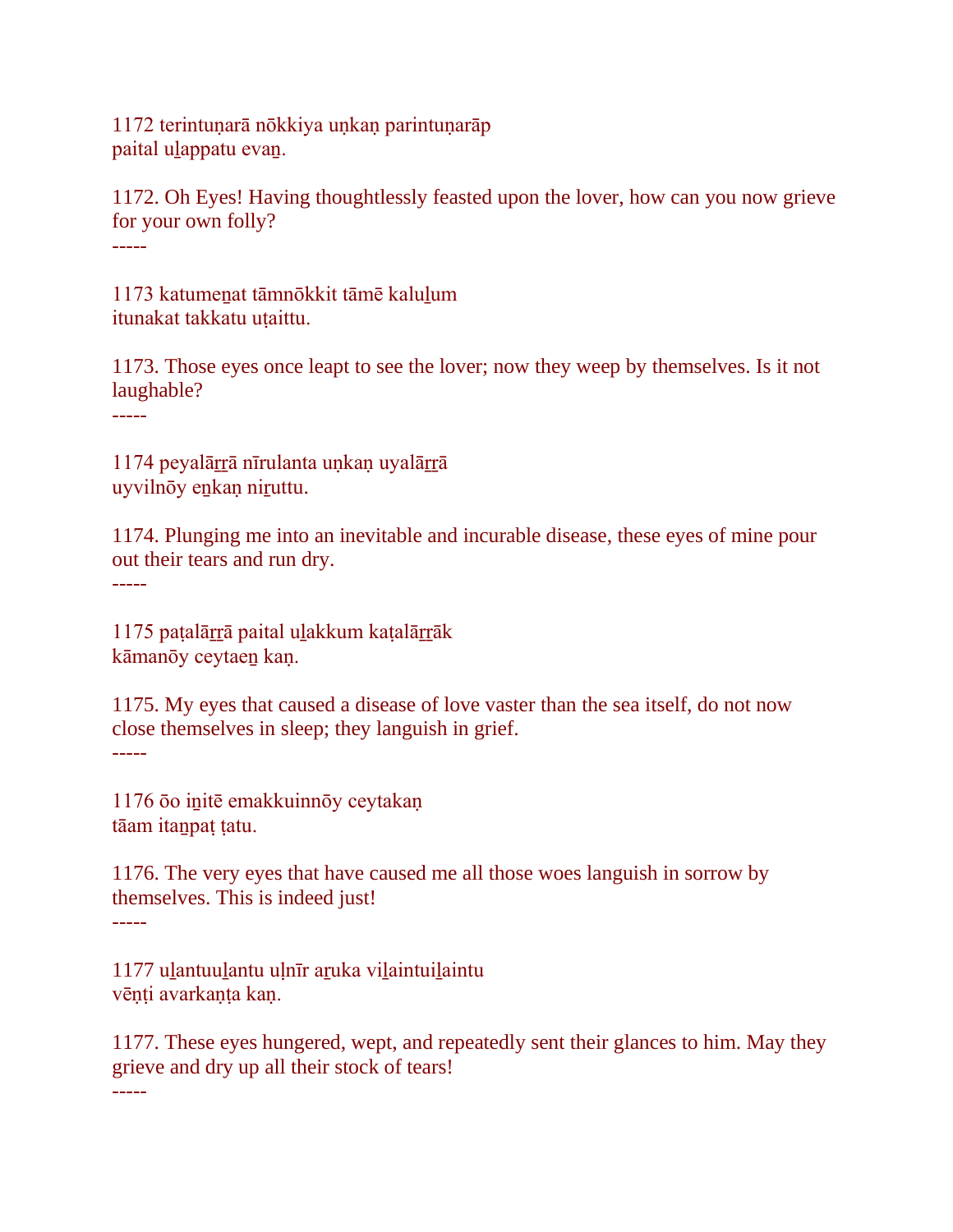1172 terintuṇarā nōkkiya uṇkaṇ parintuṇarāp
paital uḻappatu evaṉ.

1172. Oh Eyes! Having thoughtlessly feasted upon the lover, how can you now grieve for your own folly?
-----

1173 katumeṉat tāmnōkkit tāmē kaluḻum
itunakat takkatu uṭaittu.

1173. Those eyes once leapt to see the lover; now they weep by themselves. Is it not laughable?
-----

1174 peyalāṟṟā nīrulanta uṇkaṇ uyalāṟṟā
uyvilnōy eṉkaṇ niṟuttu.

1174. Plunging me into an inevitable and incurable disease, these eyes of mine pour out their tears and run dry.
-----

1175 paṭalāṟṟā paital uḻakkum kaṭalāṟṟāk
kāmanōy ceytaeṉ kaṇ.

1175. My eyes that caused a disease of love vaster than the sea itself, do not now close themselves in sleep; they languish in grief.
-----

1176 ōo iṉitē emakkuinnōy ceytakaṇ
tāam itaṉpaṭ ṭatu.

1176. The very eyes that have caused me all those woes languish in sorrow by themselves. This is indeed just!
-----

1177 uḻantuuḻantu uḷnīr aṟuka viḻaintuiḻaintu
vēṇṭi avarkaṇṭa kaṇ.

1177. These eyes hungered, wept, and repeatedly sent their glances to him. May they grieve and dry up all their stock of tears!
-----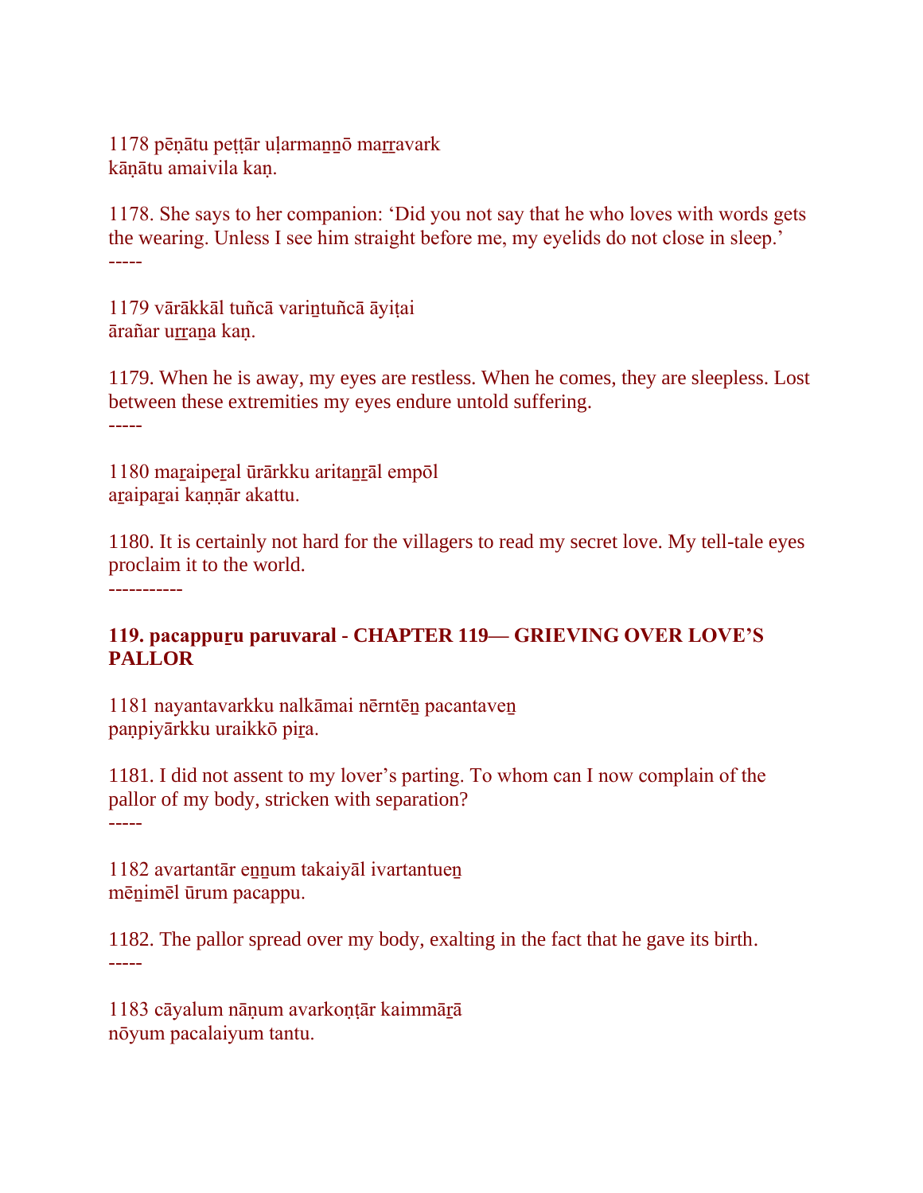1178 pēṇātu peṭṭār uḷarmaṉṉō maṟṟavark
kāṇātu amaivila kaṇ.

1178. She says to her companion: 'Did you not say that he who loves with words gets the wearing. Unless I see him straight before me, my eyelids do not close in sleep.'

-----

1179 vārākkāl tuñcā variṉtuñcā āyiṭai
ārañar uṟṟaṉa kaṇ.

1179. When he is away, my eyes are restless. When he comes, they are sleepless. Lost between these extremities my eyes endure untold suffering.

-----

1180 maṟaipeṟal ūrārkku aritaṉṟāl empōl
aṟaipaṟai kaṇṇār akattu.

1180. It is certainly not hard for the villagers to read my secret love. My tell-tale eyes proclaim it to the world.

-----------

**119. pacappuṟu paruvaral - CHAPTER 119— GRIEVING OVER LOVE'S PALLOR**

1181 nayantavarkku nalkāmai nērntēṉ pacantaveṉ
paṇpiyārkku uraikkō piṟa.

1181. I did not assent to my lover's parting. To whom can I now complain of the pallor of my body, stricken with separation?

-----

1182 avartantār eṉṉum takaiyāl ivartantueṉ
mēṉimēl ūrum pacappu.

1182. The pallor spread over my body, exalting in the fact that he gave its birth.

-----

1183 cāyalum nāṇum avarkoṇṭār kaimmāṟā
nōyum pacalaiyum tantu.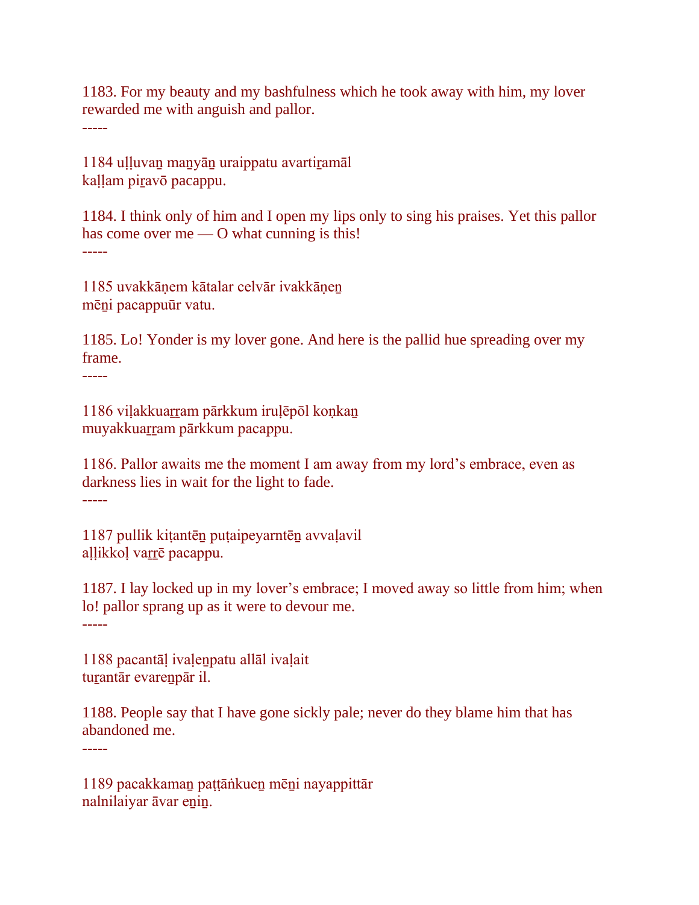1183. For my beauty and my bashfulness which he took away with him, my lover rewarded me with anguish and pallor.

-----

1184 uḷḷuvaṉ maṉyāṉ uraippatu avartiṟamāl
kaḷḷam piṟavō pacappu.

1184. I think only of him and I open my lips only to sing his praises. Yet this pallor has come over me — O what cunning is this!

-----

1185 uvakkāṇem kātalar celvār ivakkāṇeṉ
mēṉi pacappuūr vatu.

1185. Lo! Yonder is my lover gone. And here is the pallid hue spreading over my frame.

-----

1186 viḷakkuaṟṟam pārkkum iruḷēpōl koṇkaṉ
muyakkuaṟṟam pārkkum pacappu.

1186. Pallor awaits me the moment I am away from my lord's embrace, even as darkness lies in wait for the light to fade.

-----

1187 pullik kiṭantēṉ puṭaipeyarntēṉ avvaḷavil
aḷḷikkoḷ vaṟṟē pacappu.

1187. I lay locked up in my lover's embrace; I moved away so little from him; when lo! pallor sprang up as it were to devour me.

-----

1188 pacantāḷ ivaḷeṉpatu allāl ivaḷait
tuṟantār evareṉpār il.

1188. People say that I have gone sickly pale; never do they blame him that has abandoned me.

-----

1189 pacakkamaṉ paṭṭāṅkueṉ mēṉi nayappittār
nalnilaiyar āvar eṉiṉ.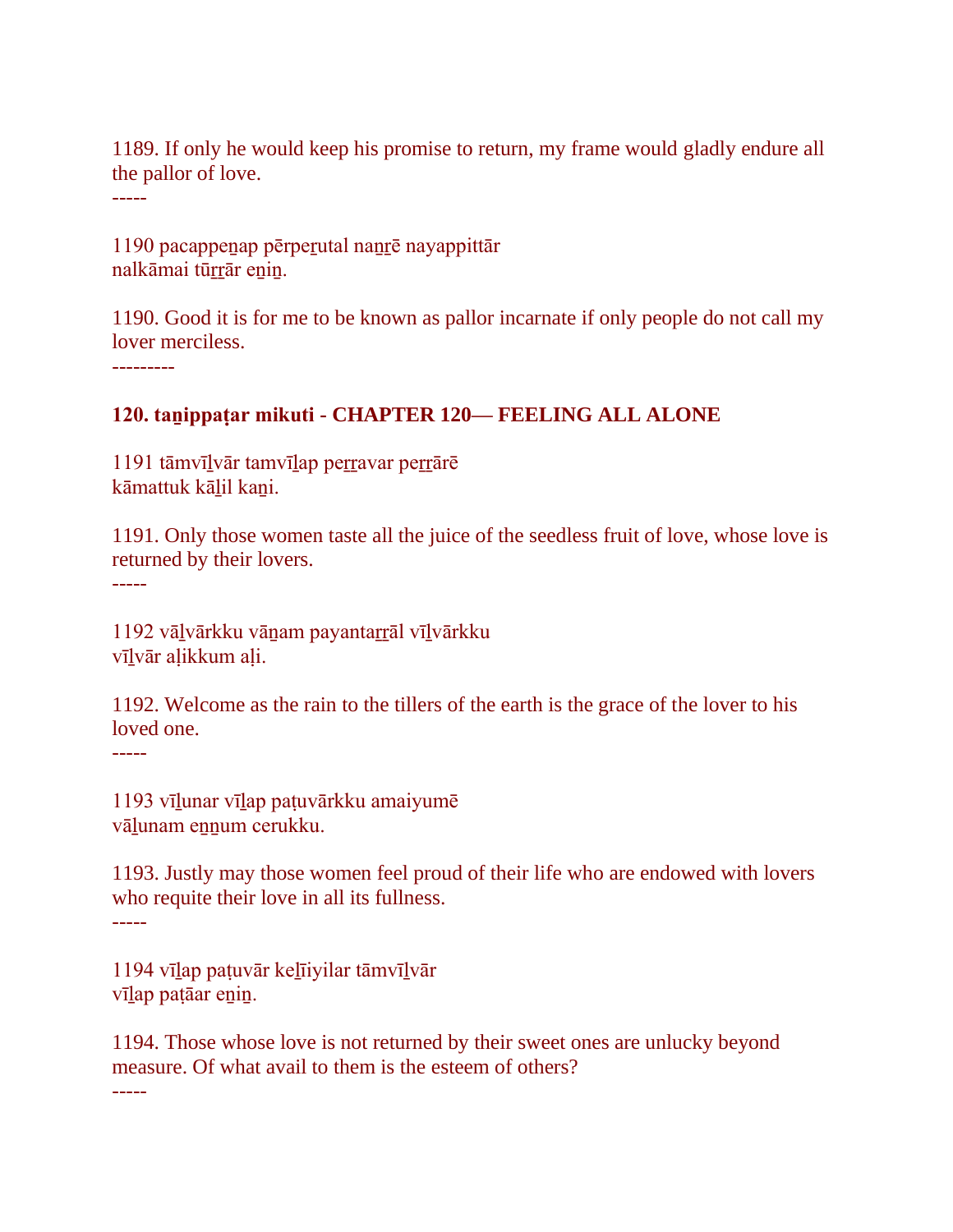1189. If only he would keep his promise to return, my frame would gladly endure all the pallor of love.
-----

1190 pacappeṉap pērpeṟutal naṉṟē nayappittār
nalkāmai tūṟṟār eṉiṉ.

1190. Good it is for me to be known as pallor incarnate if only people do not call my lover merciless.
---------

**120. taṉippaṭar mikuti - CHAPTER 120— FEELING ALL ALONE**

1191 tāmvīḻvār tamvīḻap peṟṟavar peṟṟārē
kāmattuk kāḻil kaṉi.

1191. Only those women taste all the juice of the seedless fruit of love, whose love is returned by their lovers.
-----

1192 vāḻvārkku vāṉam payantaṟṟāl vīḻvārkku
vīḻvār aḷikkum aḷi.

1192. Welcome as the rain to the tillers of the earth is the grace of the lover to his loved one.
-----

1193 vīḻunar vīḻap paṭuvārkku amaiyumē
vāḻunam eṉṉum cerukku.

1193. Justly may those women feel proud of their life who are endowed with lovers who requite their love in all its fullness.
-----

1194 vīḻap paṭuvār keḻīiyilar tāmvīḻvār
vīḻap paṭāar eṉiṉ.

1194. Those whose love is not returned by their sweet ones are unlucky beyond measure. Of what avail to them is the esteem of others?
-----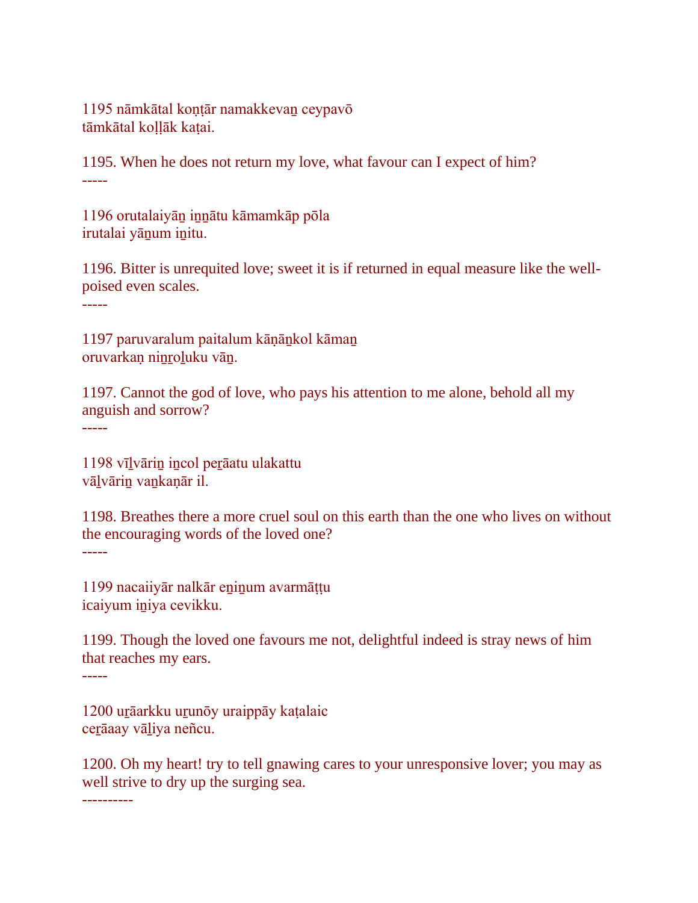1195 nāmkātal koṇṭār namakkevaṉ ceypavō
tāmkātal koḷḷāk kaṭai.

1195. When he does not return my love, what favour can I expect of him?

-----

1196 orutalaiyāṉ iṉṉātu kāmamkāp pōla
irutalai yāṉum iṉitu.

1196. Bitter is unrequited love; sweet it is if returned in equal measure like the well-poised even scales.

-----

1197 paruvaralum paitalum kāṇāṉkol kāmaṉ
oruvarkaṇ niṉṟoḻuku vāṉ.

1197. Cannot the god of love, who pays his attention to me alone, behold all my anguish and sorrow?

-----

1198 vīḻvāriṉ iṉcol peṟāatu ulakattu
vāḻvāriṉ vaṉkaṇār il.

1198. Breathes there a more cruel soul on this earth than the one who lives on without the encouraging words of the loved one?

-----

1199 nacaiiyār nalkār eṉiṉum avarmāṭṭu
icaiyum iṉiya cevikku.

1199. Though the loved one favours me not, delightful indeed is stray news of him that reaches my ears.

-----

1200 uṟāarkku uṟunōy uraippāy kaṭalaic
ceṟāaay vāḻiya neñcu.

1200. Oh my heart! try to tell gnawing cares to your unresponsive lover; you may as well strive to dry up the surging sea.

----------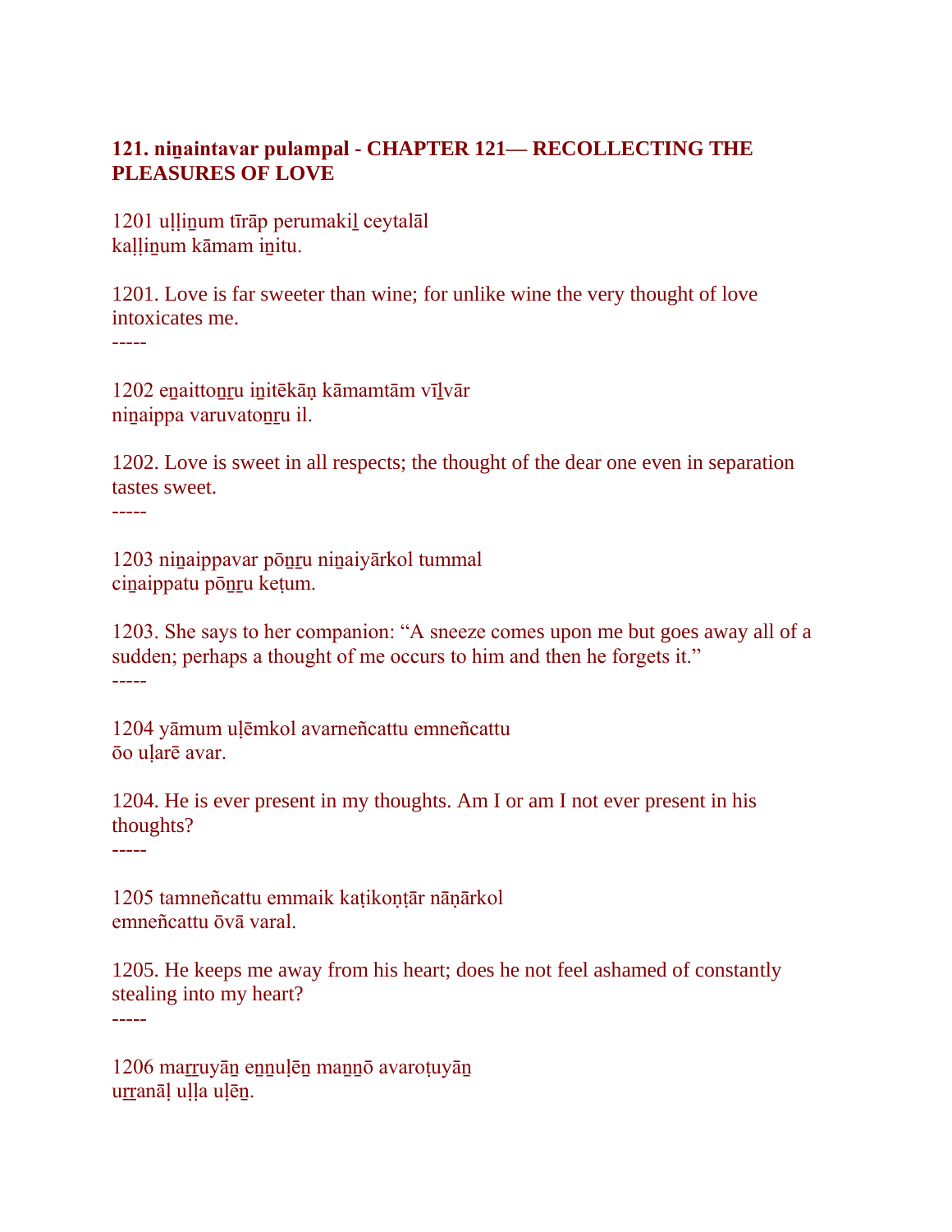**121. niṉaintavar pulampal - CHAPTER 121— RECOLLECTING THE PLEASURES OF LOVE**

1201 uḷḷiṉum tīrāp perumakiḻ ceytalāl
kaḷḷiṉum kāmam iṉitu.

1201. Love is far sweeter than wine; for unlike wine the very thought of love intoxicates me.
-----

1202 eṉaittoṉṟu iṉitēkāṇ kāmamtām vīḻvār
niṉaippa varuvatoṉṟu il.

1202. Love is sweet in all respects; the thought of the dear one even in separation tastes sweet.
-----

1203 niṉaippavar pōṉṟu niṉaiyārkol tummal
ciṉaippatu pōṉṟu keṭum.

1203. She says to her companion: “A sneeze comes upon me but goes away all of a sudden; perhaps a thought of me occurs to him and then he forgets it.”
-----

1204 yāmum uḷēmkol avarneñcattu emneñcattu
ōo uḷarē avar.

1204. He is ever present in my thoughts. Am I or am I not ever present in his thoughts?
-----

1205 tamneñcattu emmaik kaṭikoṇṭār nāṇārkol
emneñcattu ōvā varal.

1205. He keeps me away from his heart; does he not feel ashamed of constantly stealing into my heart?
-----

1206 maṟṟuyāṉ eṉṉuḷēṉ maṉṉō avaroṭuyāṉ
uṟranāḷ uḷḷa uḷēṉ.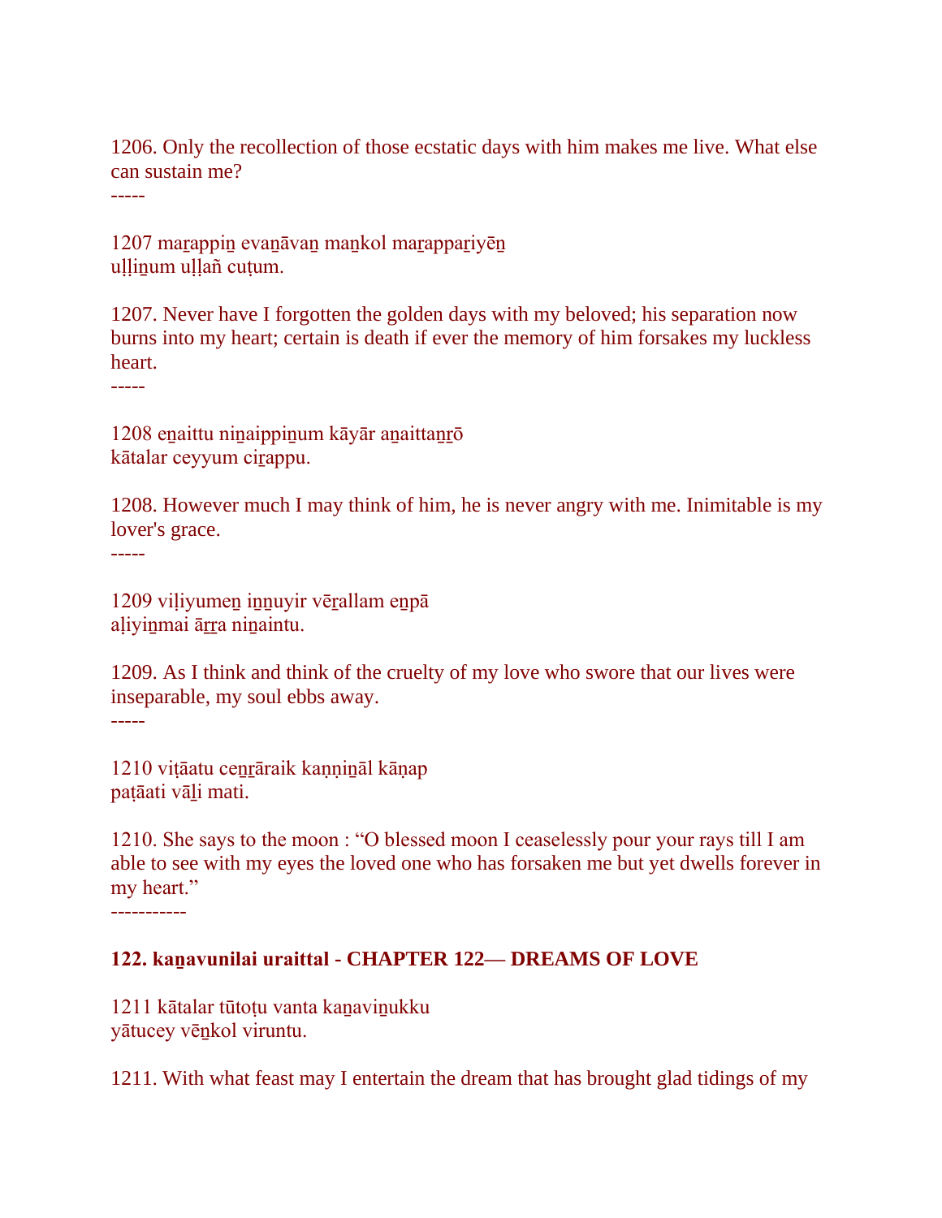1206. Only the recollection of those ecstatic days with him makes me live. What else can sustain me?
-----

1207 maṟappiṉ evaṉāvaṉ maṉkol maṟappaṟiyēṉ
uḷḷiṉum uḷḷañ cuṭum.

1207. Never have I forgotten the golden days with my beloved; his separation now burns into my heart; certain is death if ever the memory of him forsakes my luckless heart.
-----

1208 eṉaittu niṉaippiṉum kāyār aṉaittaṉṟō
kātalar ceyyum ciṟappu.

1208. However much I may think of him, he is never angry with me. Inimitable is my lover's grace.
-----

1209 viḷiyumeṉ iṉṉuyir vēṟallam eṉpā
aḷiyiṉmai āṟṟa niṉaintu.

1209. As I think and think of the cruelty of my love who swore that our lives were inseparable, my soul ebbs away.
-----

1210 viṭāatu ceṉṟāraik kaṇṇiṉāl kāṇap
paṭāati vāḻi mati.

1210. She says to the moon : “O blessed moon I ceaselessly pour your rays till I am able to see with my eyes the loved one who has forsaken me but yet dwells forever in my heart.”
-----------

**122. kaṉavunilai uraittal - CHAPTER 122— DREAMS OF LOVE**

1211 kātalar tūtoṭu vanta kaṉaviṉukku
yātucey vēṉkol viruntu.

1211. With what feast may I entertain the dream that has brought glad tidings of my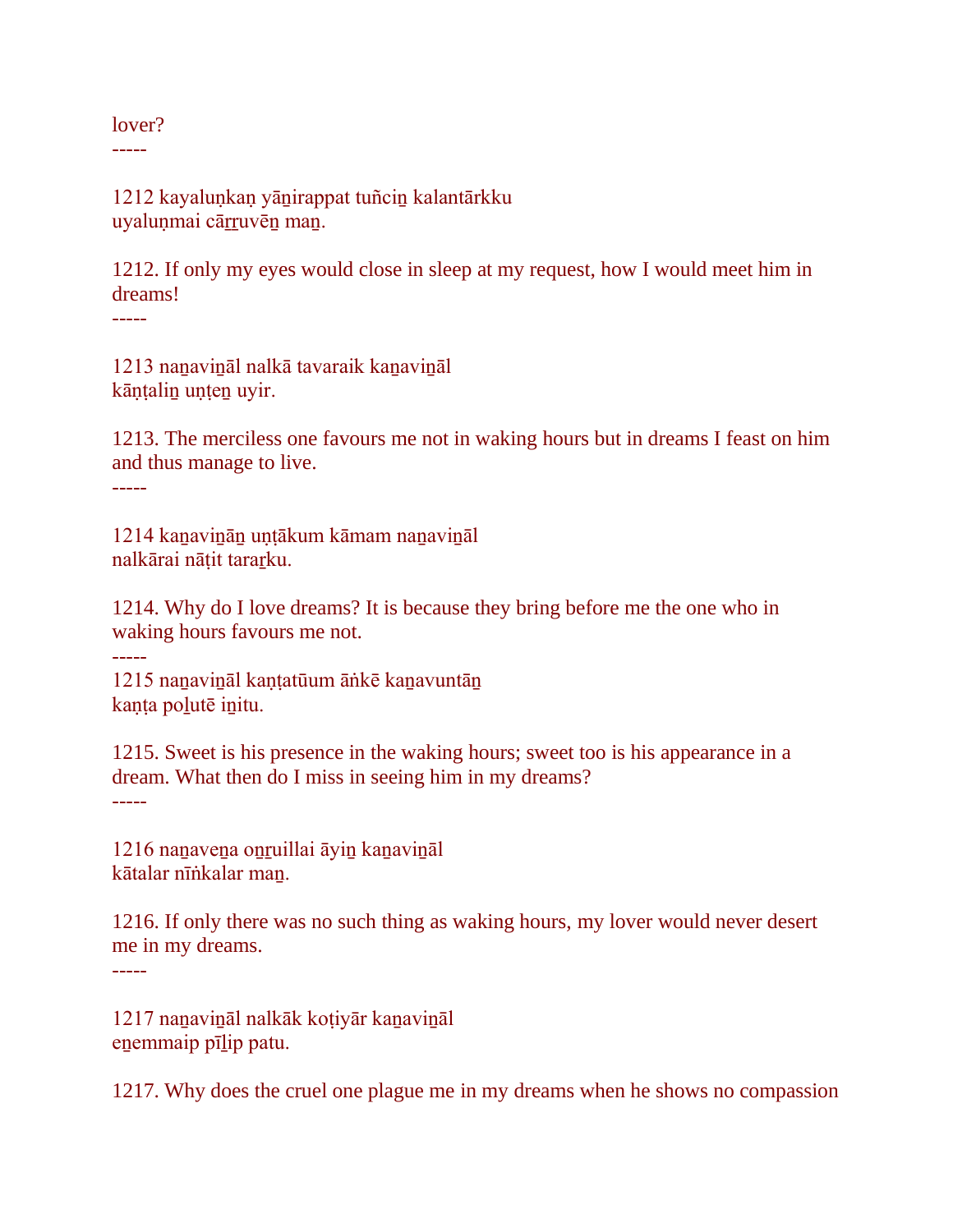lover?
-----

1212 kayaluṇkaṇ yāṉirappat tuñciṉ kalantārkku
uyaluṇmai cāṟṟuvēṉ maṉ.

1212. If only my eyes would close in sleep at my request, how I would meet him in dreams!
-----

1213 naṉaviṉāl nalkā tavaraik kaṉaviṉāl
kāṇṭaliṉ uṇṭeṉ uyir.

1213. The merciless one favours me not in waking hours but in dreams I feast on him and thus manage to live.
-----

1214 kaṉaviṉāṉ uṇṭākum kāmam naṉaviṉāl
nalkārai nāṭit taraṟku.

1214. Why do I love dreams? It is because they bring before me the one who in waking hours favours me not.
-----
1215 naṉaviṉāl kaṇṭatūum āṅkē kaṉavuntāṉ
kaṇṭa poḻutē iṉitu.

1215. Sweet is his presence in the waking hours; sweet too is his appearance in a dream. What then do I miss in seeing him in my dreams?
-----

1216 naṉaveṉa oṉṟuillai āyiṉ kaṉaviṉāl
kātalar nīṅkalar maṉ.

1216. If only there was no such thing as waking hours, my lover would never desert me in my dreams.
-----

1217 naṉaviṉāl nalkāk koṭiyār kaṉaviṉāl
eṉemmaip pīḻip patu.

1217. Why does the cruel one plague me in my dreams when he shows no compassion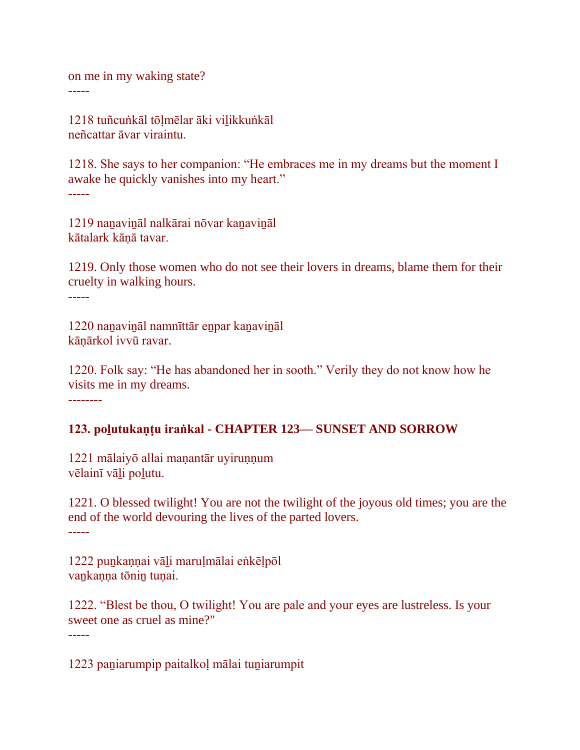on me in my waking state?
-----

1218 tuñcuṅkāl tōḷmēlar āki viḻikkuṅkāl
neñcattar āvar viraintu.

1218. She says to her companion: “He embraces me in my dreams but the moment I awake he quickly vanishes into my heart.”
-----

1219 naṉaviṉāl nalkārai nōvar kaṉaviṉāl
kātalark kāṇā tavar.

1219. Only those women who do not see their lovers in dreams, blame them for their cruelty in walking hours.
-----

1220 naṉaviṉāl namnīttār eṉpar kaṉaviṉāl
kāṇārkol ivvū ravar.

1220. Folk say: “He has abandoned her in sooth.” Verily they do not know how he visits me in my dreams.
--------

**123. poḻutukaṇṭu iraṅkal - CHAPTER 123— SUNSET AND SORROW**

1221 mālaiyō allai maṇantār uyiruṇṇum
vēlainī vāḻi poḻutu.

1221. O blessed twilight! You are not the twilight of the joyous old times; you are the end of the world devouring the lives of the parted lovers.
-----

1222 puṉkaṇṇai vāḻi maruḷmālai eṅkēḷpōl
vaṉkaṇṇa tōniṉ tuṇai.

1222. “Blest be thou, O twilight! You are pale and your eyes are lustreless. Is your sweet one as cruel as mine?"
-----

1223 paṉiarumpip paitalkoḷ mālai tuṉiarumpit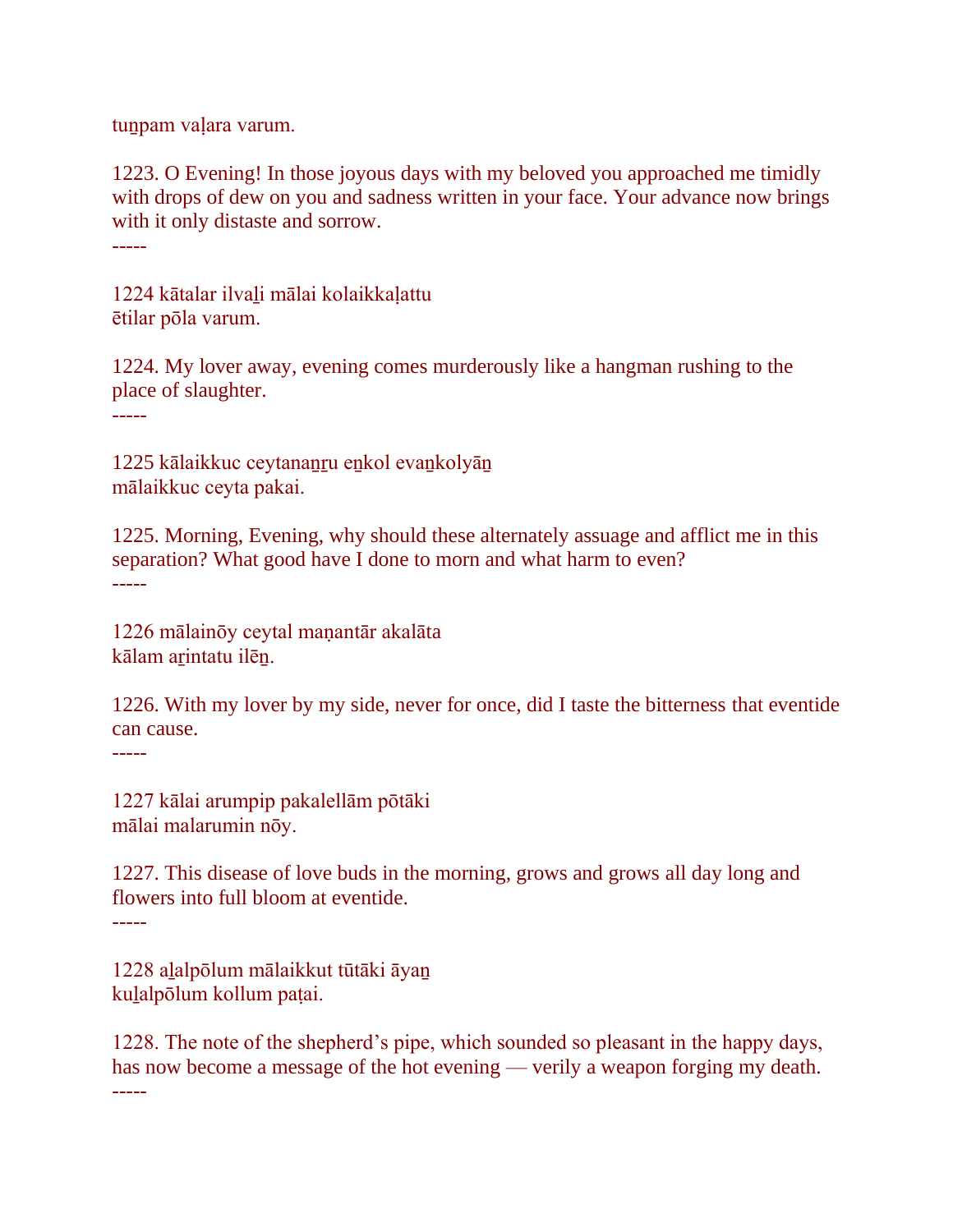tuṉpam vaḷara varum.

1223. O Evening! In those joyous days with my beloved you approached me timidly with drops of dew on you and sadness written in your face. Your advance now brings with it only distaste and sorrow.

-----

1224 kātalar ilvaḻi mālai kolaikkaḷattu
ētilar pōla varum.

1224. My lover away, evening comes murderously like a hangman rushing to the place of slaughter.

-----

1225 kālaikkuc ceytanaṉṟu eṉkol evaṉkolyāṉ
mālaikkuc ceyta pakai.

1225. Morning, Evening, why should these alternately assuage and afflict me in this separation? What good have I done to morn and what harm to even?

-----

1226 mālainōy ceytal maṇantār akalāta
kālam aṟintatu ilēṉ.

1226. With my lover by my side, never for once, did I taste the bitterness that eventide can cause.

-----

1227 kālai arumpip pakalellām pōtāki
mālai malarumin nōy.

1227. This disease of love buds in the morning, grows and grows all day long and flowers into full bloom at eventide.

-----

1228 aḻalpōlum mālaikkut tūtāki āyaṉ
kuḻalpōlum kollum paṭai.

1228. The note of the shepherd’s pipe, which sounded so pleasant in the happy days, has now become a message of the hot evening — verily a weapon forging my death.

-----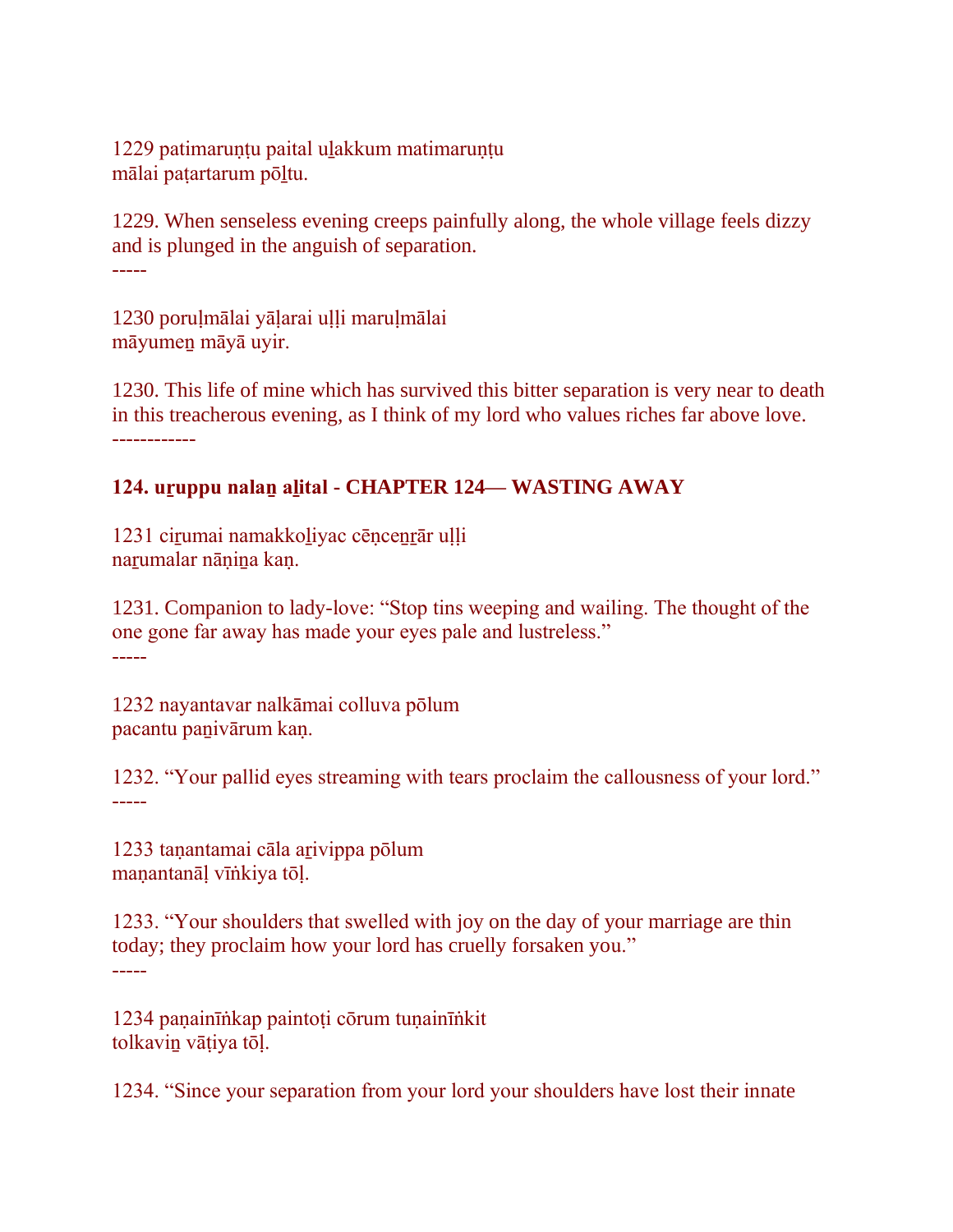1229 patimaruṇṭu paital uḻakkum matimaruṇṭu
mālai paṭartarum pōḻtu.

1229. When senseless evening creeps painfully along, the whole village feels dizzy and is plunged in the anguish of separation.

-----

1230 poruḷmālai yāḷarai uḷḷi maruḷmālai
māyumeṉ māyā uyir.

1230. This life of mine which has survived this bitter separation is very near to death in this treacherous evening, as I think of my lord who values riches far above love.

------------

**124. uṟuppu nalaṉ aḻital - CHAPTER 124— WASTING AWAY**

1231 ciṟumai namakkoḻiyac cēṇceṉṟār uḷḷi
naṟumalar nāṇiṉa kaṇ.

1231. Companion to lady-love: “Stop tins weeping and wailing. The thought of the one gone far away has made your eyes pale and lustreless.”

-----

1232 nayantavar nalkāmai colluva pōlum
pacantu paṉivārum kaṇ.

1232. “Your pallid eyes streaming with tears proclaim the callousness of your lord.”

-----

1233 taṇantamai cāla aṟivippa pōlum
maṇantanāḷ vīṅkiya tōḷ.

1233. “Your shoulders that swelled with joy on the day of your marriage are thin today; they proclaim how your lord has cruelly forsaken you.”

-----

1234 paṇainīṅkap paintoṭi cōrum tuṇainīṅkit
tolkaviṉ vāṭiya tōḷ.

1234. “Since your separation from your lord your shoulders have lost their innate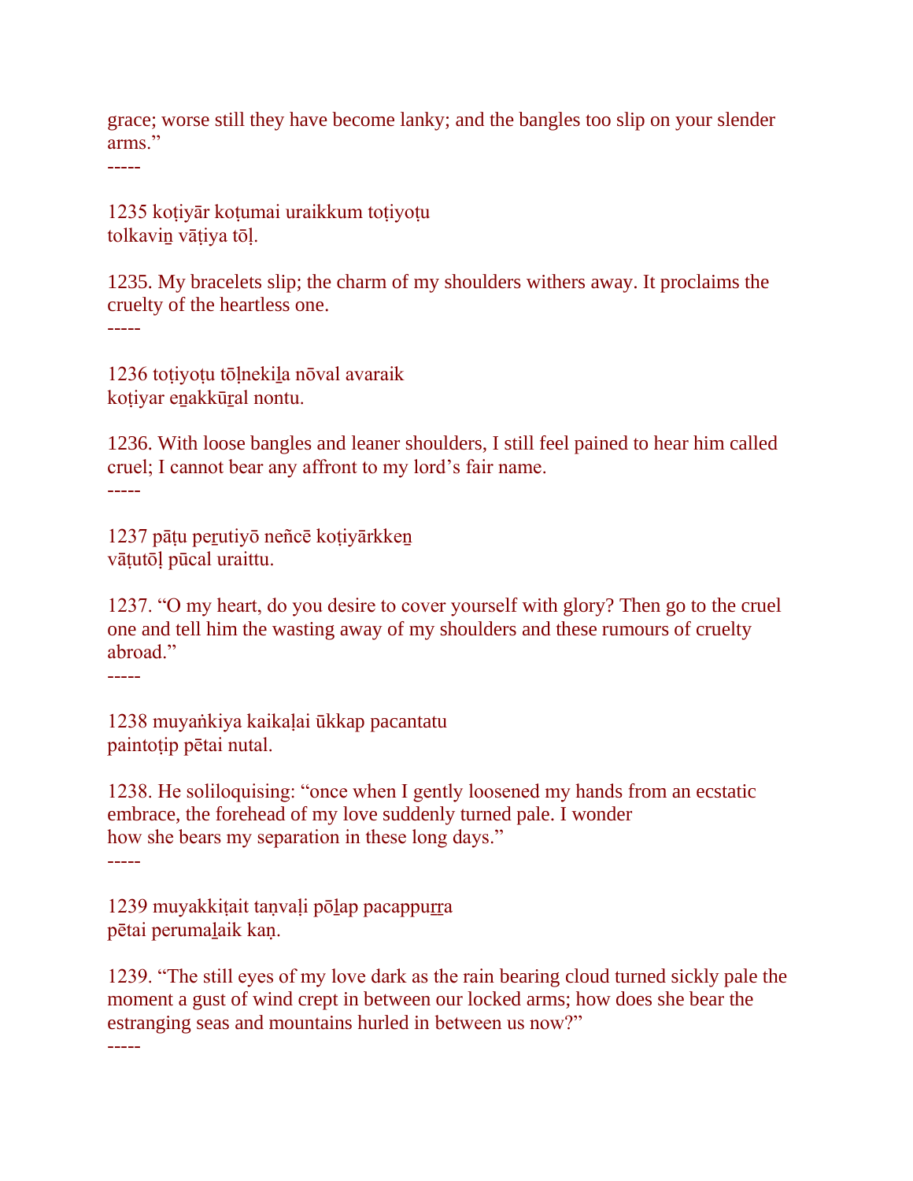grace; worse still they have become lanky; and the bangles too slip on your slender arms.”

-----

1235 koṭiyār koṭumai uraikkum toṭiyoṭu
tolkaviṉ vāṭiya tōḷ.

1235. My bracelets slip; the charm of my shoulders withers away. It proclaims the cruelty of the heartless one.

-----

1236 toṭiyoṭu tōḷnekiḻa nōval avaraik
koṭiyar eṉakkūṟal nontu.

1236. With loose bangles and leaner shoulders, I still feel pained to hear him called cruel; I cannot bear any affront to my lord’s fair name.

-----

1237 pāṭu peṟutiyō neñcē koṭiyārkkeṉ
vāṭutōḷ pūcal uraittu.

1237. “O my heart, do you desire to cover yourself with glory? Then go to the cruel one and tell him the wasting away of my shoulders and these rumours of cruelty abroad.”

-----

1238 muyaṅkiya kaikaḷai ūkkap pacantatu
paintoṭip pētai nutal.

1238. He soliloquising: “once when I gently loosened my hands from an ecstatic embrace, the forehead of my love suddenly turned pale. I wonder
how she bears my separation in these long days.”

-----

1239 muyakkiṭait taṇvaḷi pōḻap pacappuṟṟa
pētai perumaḻaik kaṇ.

1239. “The still eyes of my love dark as the rain bearing cloud turned sickly pale the moment a gust of wind crept in between our locked arms; how does she bear the estranging seas and mountains hurled in between us now?”

-----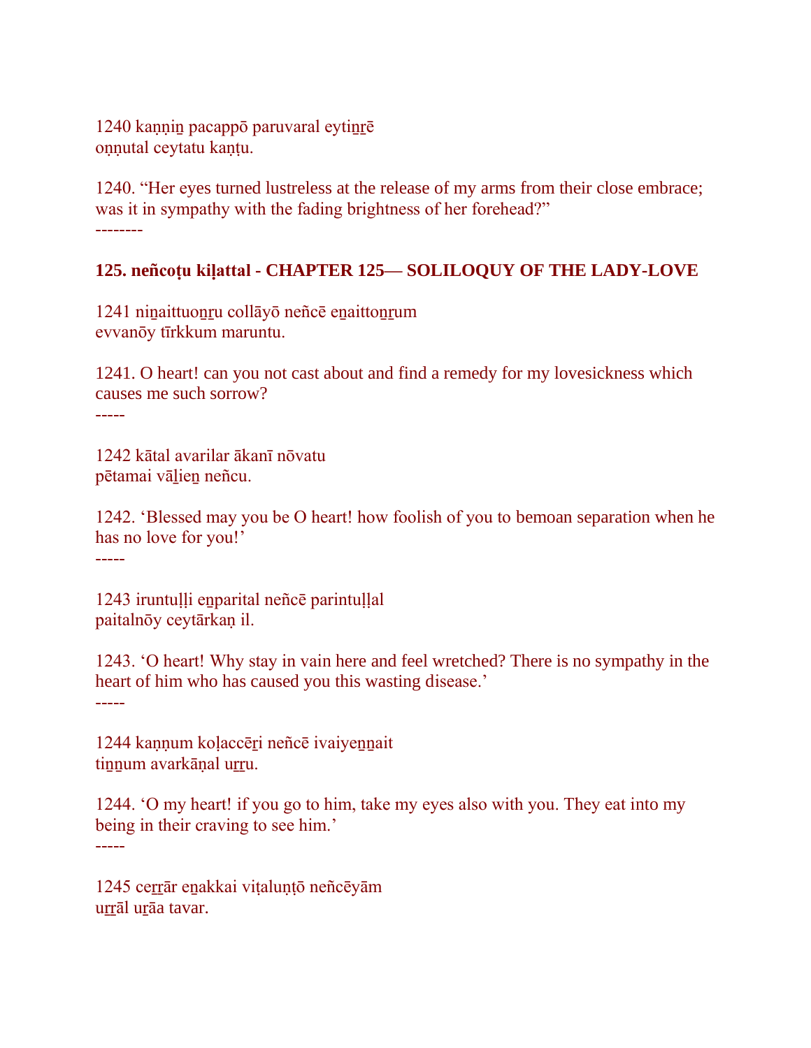1240 kaṇṇiṉ pacappō paruvaral eytiṉṟē
oṇṇutal ceytatu kaṇṭu.

1240. “Her eyes turned lustreless at the release of my arms from their close embrace; was it in sympathy with the fading brightness of her forehead?”
--------

**125. neñcoṭu kiḷattal - CHAPTER 125— SOLILOQUY OF THE LADY-LOVE**

1241 niṉaittuoṉṟu collāyō neñcē eṉaittoṉṟum
evvanōy tīrkkum maruntu.

1241. O heart! can you not cast about and find a remedy for my lovesickness which causes me such sorrow?
-----

1242 kātal avarilar ākanī nōvatu
pētamai vāḻieṉ neñcu.

1242. ‘Blessed may you be O heart! how foolish of you to bemoan separation when he has no love for you!’
-----

1243 iruntuḷḷi eṉparital neñcē parintuḷḷal
paitalnōy ceytārkaṇ il.

1243. ‘O heart! Why stay in vain here and feel wretched? There is no sympathy in the heart of him who has caused you this wasting disease.’
-----

1244 kaṇṇum koḷaccēṟi neñcē ivaiyeṉṉait
tiṉṉum avarkāṇal uṟṟu.

1244. ‘O my heart! if you go to him, take my eyes also with you. They eat into my being in their craving to see him.’
-----

1245 ceṟṟār eṉakkai viṭaluṇṭō neñcēyām
uṟṟāl uṟāa tavar.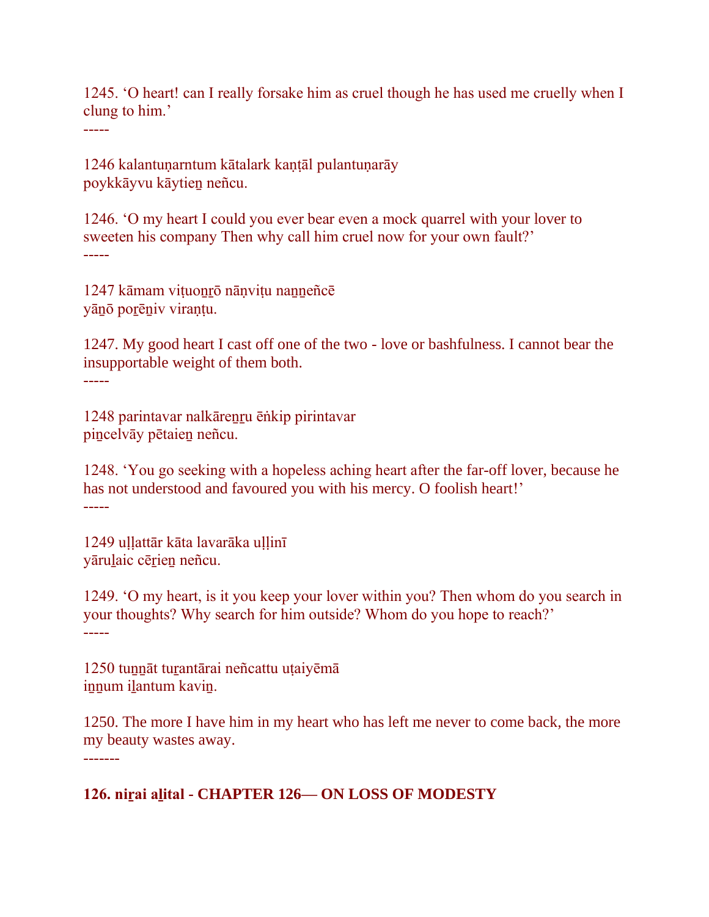1245. ‘O heart! can I really forsake him as cruel though he has used me cruelly when I clung to him.’

-----

1246 kalantuṇarntum kātalark kaṇṭāl pulantuṇarāy
poykkāyvu kāytieṉ neñcu.

1246. ‘O my heart I could you ever bear even a mock quarrel with your lover to sweeten his company Then why call him cruel now for your own fault?’

-----

1247 kāmam viṭuoṉṟō nāṇviṭu naṉṉeñcē
yāṉō poṟēṉiv viraṇṭu.

1247. My good heart I cast off one of the two - love or bashfulness. I cannot bear the insupportable weight of them both.

-----

1248 parintavar nalkāreṉṟu ēṅkip pirintavar
piṉcelvāy pētaieṉ neñcu.

1248. ‘You go seeking with a hopeless aching heart after the far-off lover, because he has not understood and favoured you with his mercy. O foolish heart!’

-----

1249 uḷḷattār kāta lavarāka uḷḷinī
yāruḻaic cēṟieṉ neñcu.

1249. ‘O my heart, is it you keep your lover within you? Then whom do you search in your thoughts? Why search for him outside? Whom do you hope to reach?’

-----

1250 tuṉṉāt tuṟantārai neñcattu uṭaiyēmā
iṉṉum iḻantum kaviṉ.

1250. The more I have him in my heart who has left me never to come back, the more my beauty wastes away.

-------

**126. niṟai aḻital - CHAPTER 126— ON LOSS OF MODESTY**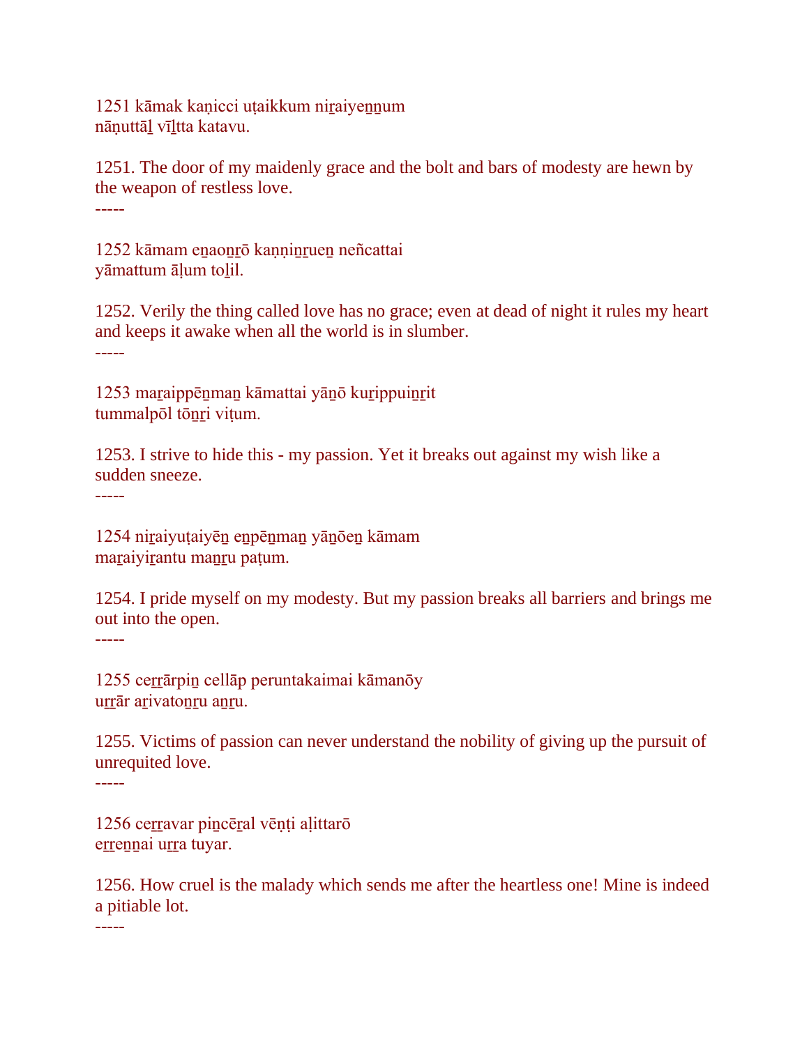1251 kāmak kaṇicci uṭaikkum niṟaiyeṉṉum
nāṇuttāḻ vīḻtta katavu.

1251. The door of my maidenly grace and the bolt and bars of modesty are hewn by the weapon of restless love.

-----

1252 kāmam eṉaoṉṟō kaṇṇiṉṟueṉ neñcattai
yāmattum āḷum toḻil.

1252. Verily the thing called love has no grace; even at dead of night it rules my heart and keeps it awake when all the world is in slumber.

-----

1253 maṟaippēṉmaṉ kāmattai yāṉō kuṟippuiṉṟit
tummalpōl tōṉṟi viṭum.

1253. I strive to hide this - my passion. Yet it breaks out against my wish like a sudden sneeze.

-----

1254 niṟaiyuṭaiyēṉ eṉpēṉmaṉ yāṉōeṉ kāmam
maṟaiyiṟantu maṉṟu paṭum.

1254. I pride myself on my modesty. But my passion breaks all barriers and brings me out into the open.

-----

1255 ceṟṟārpiṉ cellāp peruntakaimai kāmanōy
uṟṟār aṟivatoṉṟu aṉṟu.

1255. Victims of passion can never understand the nobility of giving up the pursuit of unrequited love.

-----

1256 ceṟṟavar piṉcēṟal vēṇṭi aḷittarō
eṟṟeṉṉai uṟṟa tuyar.

1256. How cruel is the malady which sends me after the heartless one! Mine is indeed a pitiable lot.

-----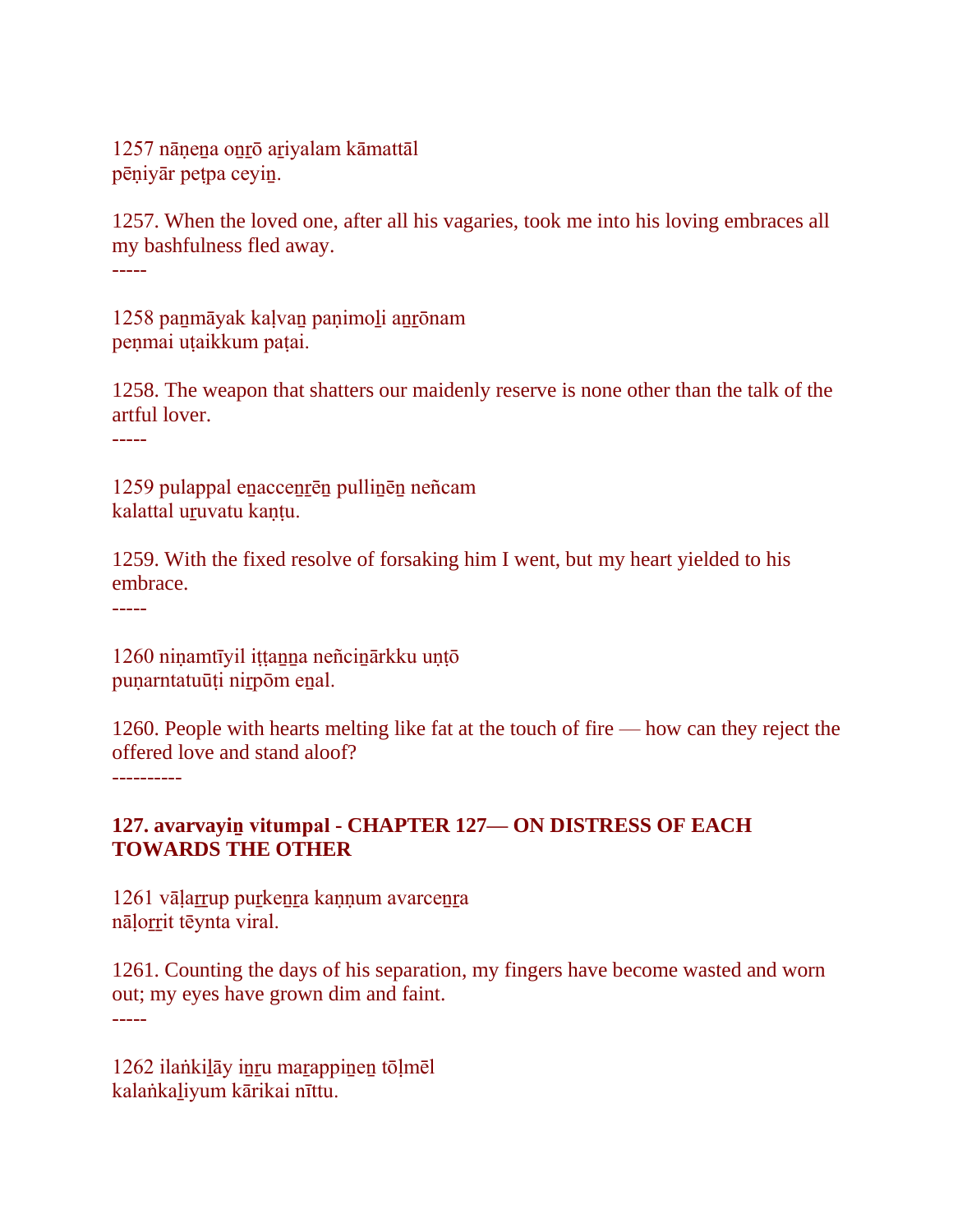1257 nāṇeṉa oṉṟō aṟiyalam kāmattāl
pēṇiyār peṭpa ceyiṉ.

1257. When the loved one, after all his vagaries, took me into his loving embraces all my bashfulness fled away.

-----

1258 paṉmāyak kaḷvaṉ paṇimoḻi aṉṟōnam
peṇmai uṭaikkum paṭai.

1258. The weapon that shatters our maidenly reserve is none other than the talk of the artful lover.

-----

1259 pulappal eṉacceṉṟēṉ pulliṉēṉ neñcam
kalattal uṟuvatu kaṇṭu.

1259. With the fixed resolve of forsaking him I went, but my heart yielded to his embrace.

-----

1260 niṇamtīyil iṭṭaṉṉa neñciṉārkku uṇṭō
puṇarntatuūṭi niṟpōm eṉal.

1260. People with hearts melting like fat at the touch of fire — how can they reject the offered love and stand aloof?

----------

**127. avarvayiṉ vitumpal - CHAPTER 127— ON DISTRESS OF EACH TOWARDS THE OTHER**

1261 vāḷaṟṟup puṟkeṉṟa kaṇṇum avarceṉṟa
nāḷoṟṟit tēynta viral.

1261. Counting the days of his separation, my fingers have become wasted and worn out; my eyes have grown dim and faint.

-----

1262 ilaṅkiḻāy iṉṟu maṟappiṉeṉ tōḷmēl
kalaṅkaḻiyum kārikai nīttu.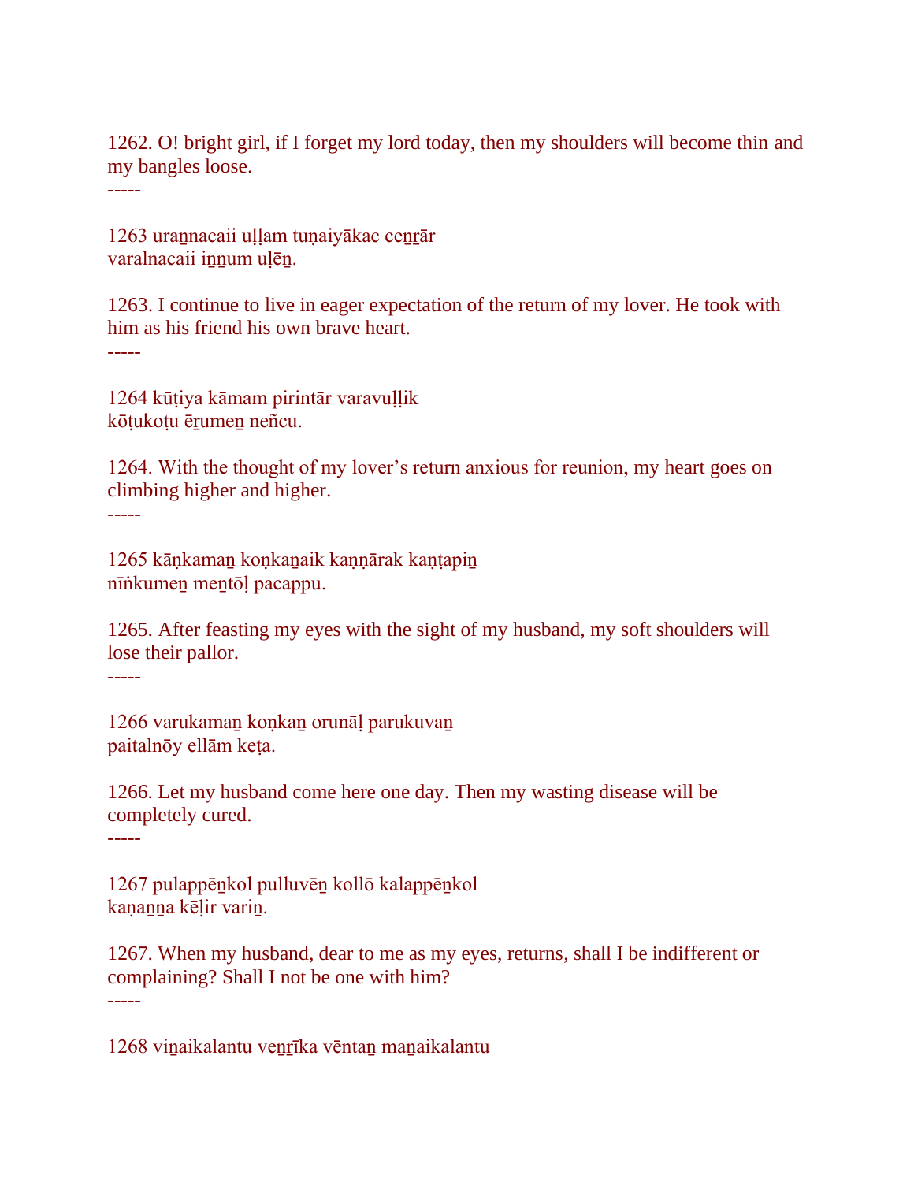1262. O! bright girl, if I forget my lord today, then my shoulders will become thin and my bangles loose.
-----

1263 uraṉnacaii uḷḷam tuṇaiyākac ceṉṟār
varalnacaii iṉṉum uḷēṉ.

1263. I continue to live in eager expectation of the return of my lover. He took with him as his friend his own brave heart.
-----

1264 kūṭiya kāmam pirintār varavuḷḷik
kōṭukoṭu ēṟumeṉ neñcu.

1264. With the thought of my lover's return anxious for reunion, my heart goes on climbing higher and higher.
-----

1265 kāṇkamaṉ koṇkaṉaik kaṇṇārak kaṇṭapiṉ
nīṅkumeṉ meṉtōḷ pacappu.

1265. After feasting my eyes with the sight of my husband, my soft shoulders will lose their pallor.
-----

1266 varukamaṉ koṇkaṉ orunāḷ parukuvaṉ
paitalnōy ellām keṭa.

1266. Let my husband come here one day. Then my wasting disease will be completely cured.
-----

1267 pulappēṉkol pulluvēṉ kollō kalappēṉkol
kaṇaṉṉa kēḷir variṉ.

1267. When my husband, dear to me as my eyes, returns, shall I be indifferent or complaining? Shall I not be one with him?
-----

1268 viṉaikalantu veṉṟīka vēntaṉ maṉaikalantu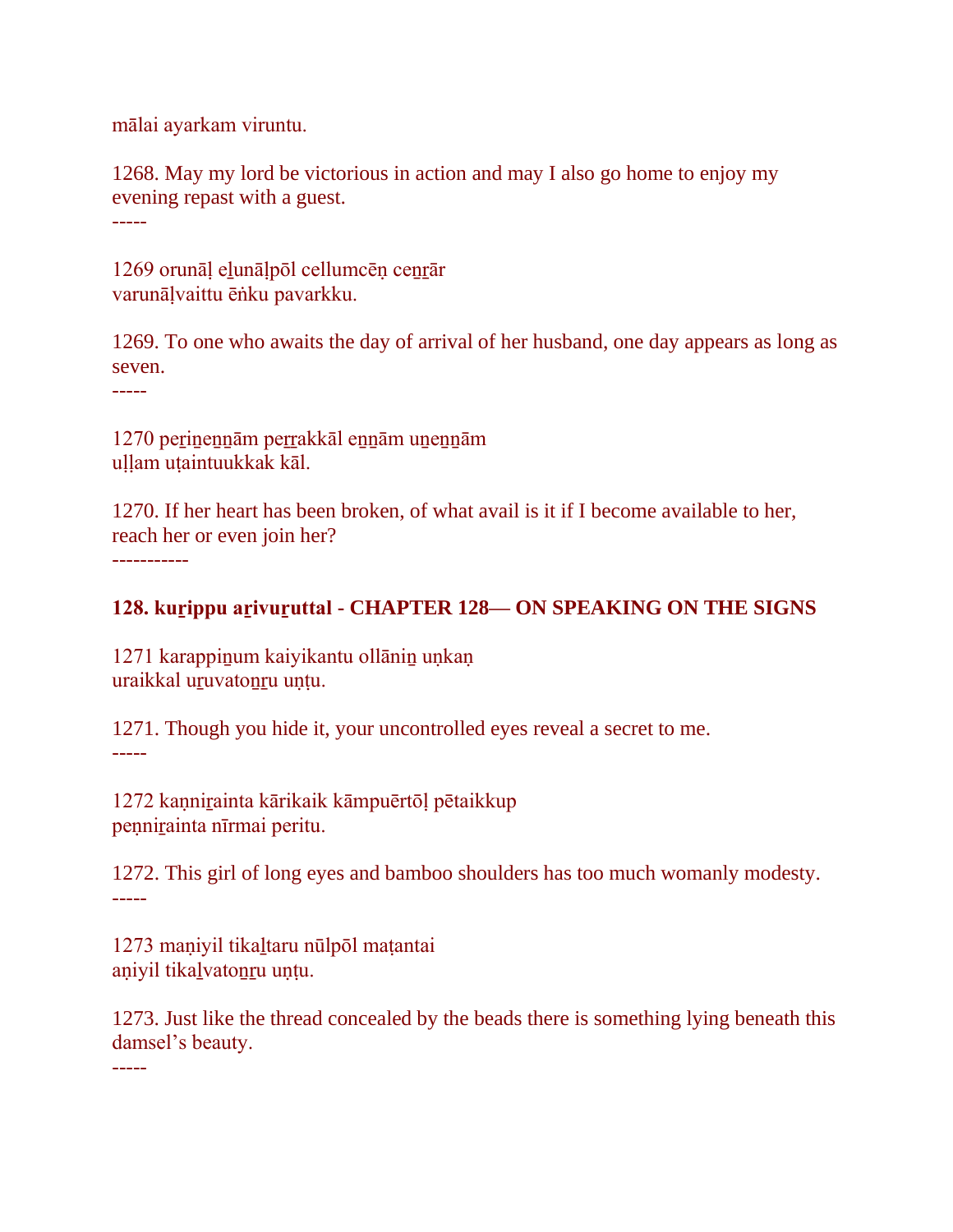mālai ayarkam viruntu.

1268. May my lord be victorious in action and may I also go home to enjoy my evening repast with a guest.

-----

1269 orunāḷ eḻunāḷpōl cellumcēṇ ceṉṟār
varunāḷvaittu ēṅku pavarkku.

1269. To one who awaits the day of arrival of her husband, one day appears as long as seven.

-----

1270 peṟiṉeṉṉām peṟṟakkāl eṉṉām uṉeṉṉām
uḷḷam uṭaintuukkak kāl.

1270. If her heart has been broken, of what avail is it if I become available to her, reach her or even join her?

-----------

**128. kuṟippu aṟivuṟuttal - CHAPTER 128— ON SPEAKING ON THE SIGNS**

1271 karappiṉum kaiyikantu ollāniṉ uṇkaṇ
uraikkal uṟuvatoṉṟu uṇṭu.

1271. Though you hide it, your uncontrolled eyes reveal a secret to me.

-----

1272 kaṇniṟainta kārikaik kāmpuērtōḷ pētaikkup
peṇniṟainta nīrmai peritu.

1272. This girl of long eyes and bamboo shoulders has too much womanly modesty.

-----

1273 maṇiyil tikaḻtaru nūlpōl maṭantai
aṇiyil tikaḻvatoṉṟu uṇṭu.

1273. Just like the thread concealed by the beads there is something lying beneath this damsel’s beauty.

-----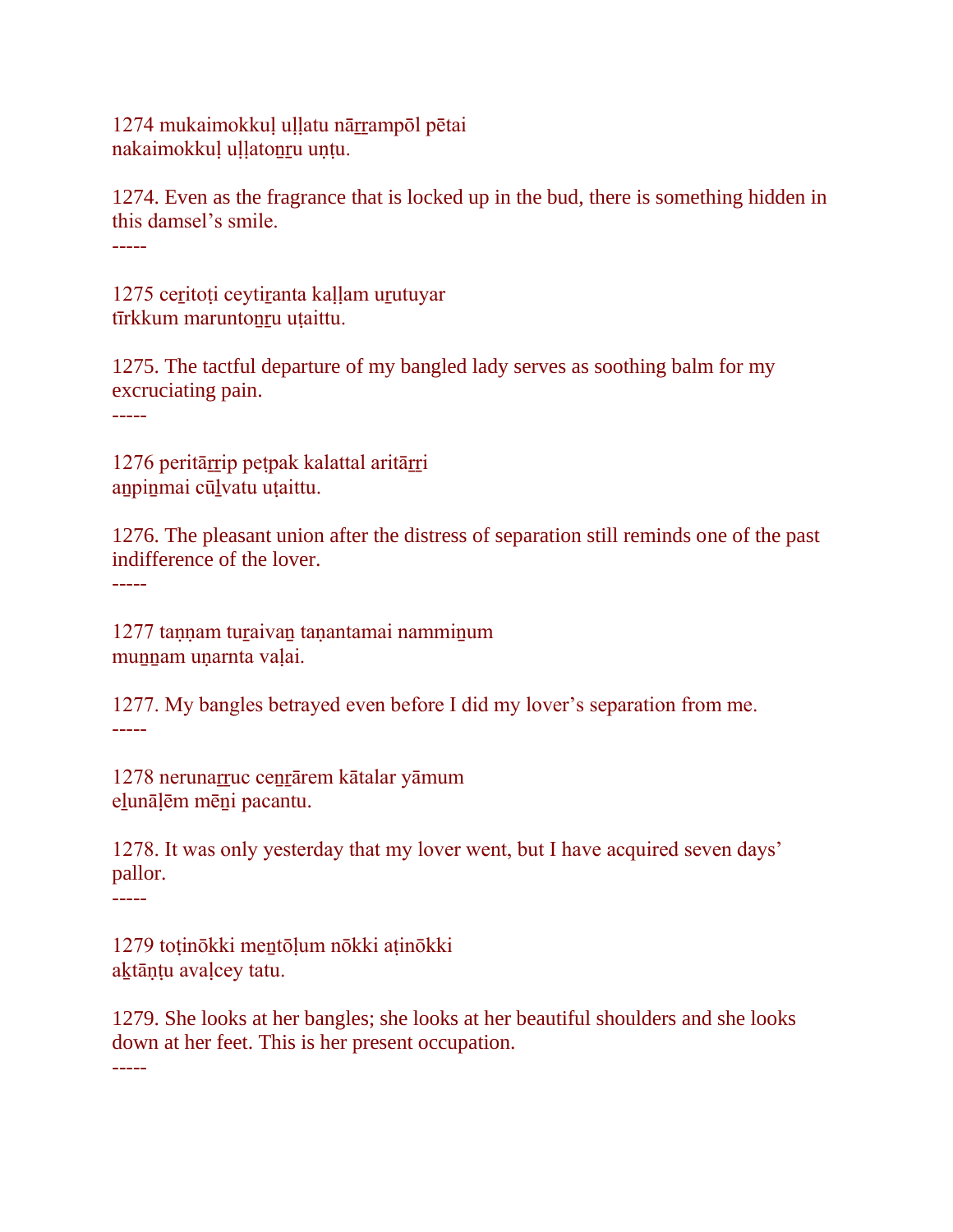1274 mukaimokkuḷ uḷḷatu nāṟṟampōl pētai
nakaimokkuḷ uḷḷatoṉṟu uṇṭu.

1274. Even as the fragrance that is locked up in the bud, there is something hidden in this damsel’s smile.

-----

1275 ceṟitoṭi ceytiṟanta kaḷḷam uṟutuyar
tīrkkum maruntoṉṟu uṭaittu.

1275. The tactful departure of my bangled lady serves as soothing balm for my excruciating pain.

-----

1276 peritāṟṟip peṭpak kalattal aritāṟṟi
aṉpiṉmai cūḻvatu uṭaittu.

1276. The pleasant union after the distress of separation still reminds one of the past indifference of the lover.

-----

1277 taṇṇam tuṟaivaṉ taṇantamai nammiṉum
muṉṉam uṇarnta vaḷai.

1277. My bangles betrayed even before I did my lover’s separation from me.

-----

1278 nerunaṟṟuc ceṉṟārem kātalar yāmum
eḻunāḷēm mēṉi pacantu.

1278. It was only yesterday that my lover went, but I have acquired seven days’ pallor.

-----

1279 toṭinōkki meṉtōḷum nōkki aṭinōkki
aḵtāṇṭu avaḷcey tatu.

1279. She looks at her bangles; she looks at her beautiful shoulders and she looks down at her feet. This is her present occupation.

-----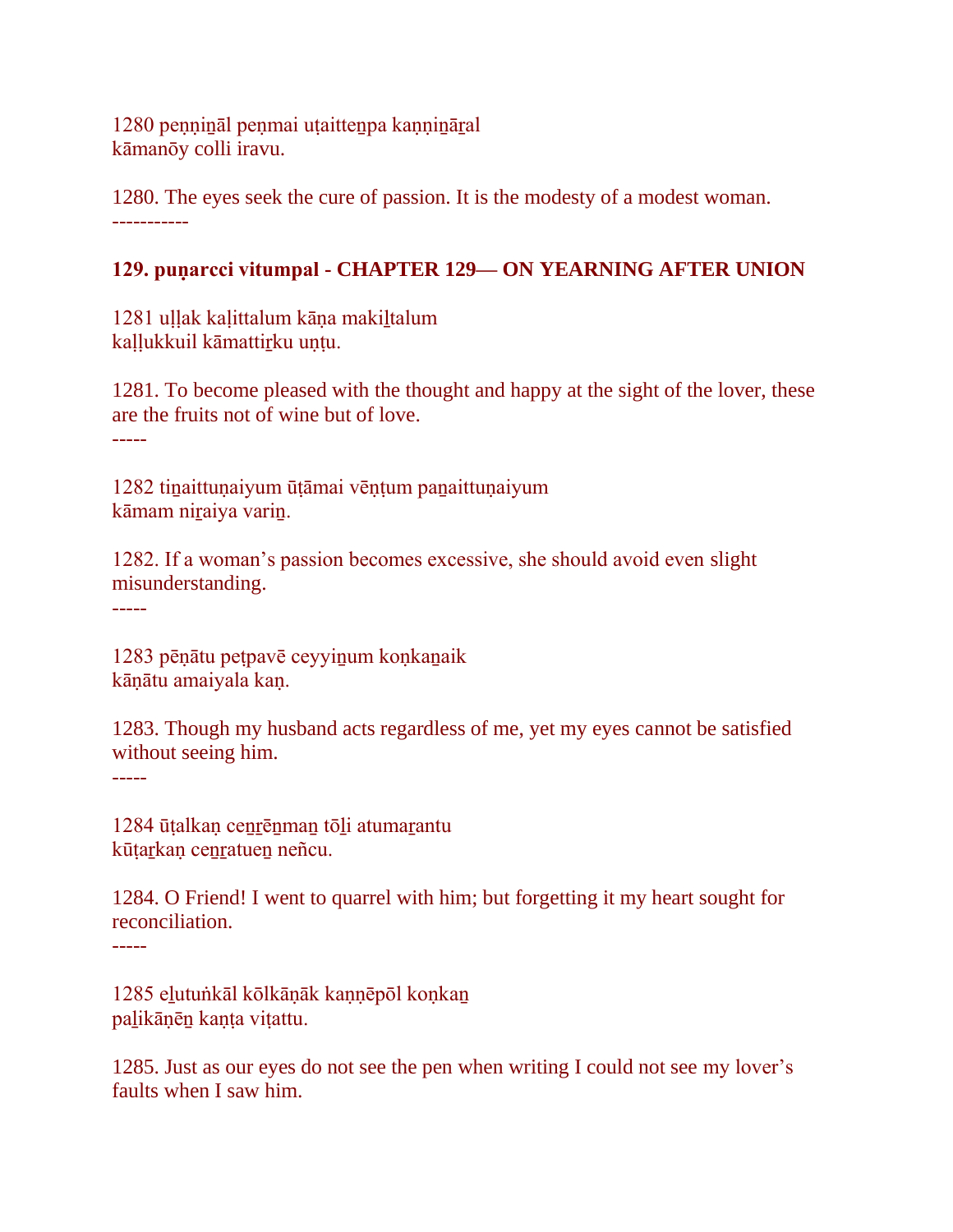1280 peṇṇiṉāl peṇmai uṭaitteṉpa kaṇṇiṉāṟal
kāmanōy colli iravu.

1280. The eyes seek the cure of passion. It is the modesty of a modest woman.
-----------

**129. puṇarcci vitumpal - CHAPTER 129— ON YEARNING AFTER UNION**

1281 uḷḷak kaḷittalum kāṇa makiḻtalum
kaḷḷukkuil kāmattiṟku uṇṭu.

1281. To become pleased with the thought and happy at the sight of the lover, these are the fruits not of wine but of love.
-----

1282 tiṉaittuṇaiyum ūṭāmai vēṇṭum paṉaittuṇaiyum
kāmam niṟaiya variṉ.

1282. If a woman's passion becomes excessive, she should avoid even slight misunderstanding.
-----

1283 pēṇātu peṭpavē ceyyiṉum koṇkaṉaik
kāṇātu amaiyala kaṇ.

1283. Though my husband acts regardless of me, yet my eyes cannot be satisfied without seeing him.
-----

1284 ūṭalkaṇ ceṉṟēṉmaṉ tōḻi atumaṟantu
kūṭaṟkaṇ ceṉṟatueṉ neñcu.

1284. O Friend! I went to quarrel with him; but forgetting it my heart sought for reconciliation.
-----

1285 eḻutuṅkāl kōlkāṇāk kaṇṇēpōl koṇkaṉ
paḻikāṇēṉ kaṇṭa viṭattu.

1285. Just as our eyes do not see the pen when writing I could not see my lover's faults when I saw him.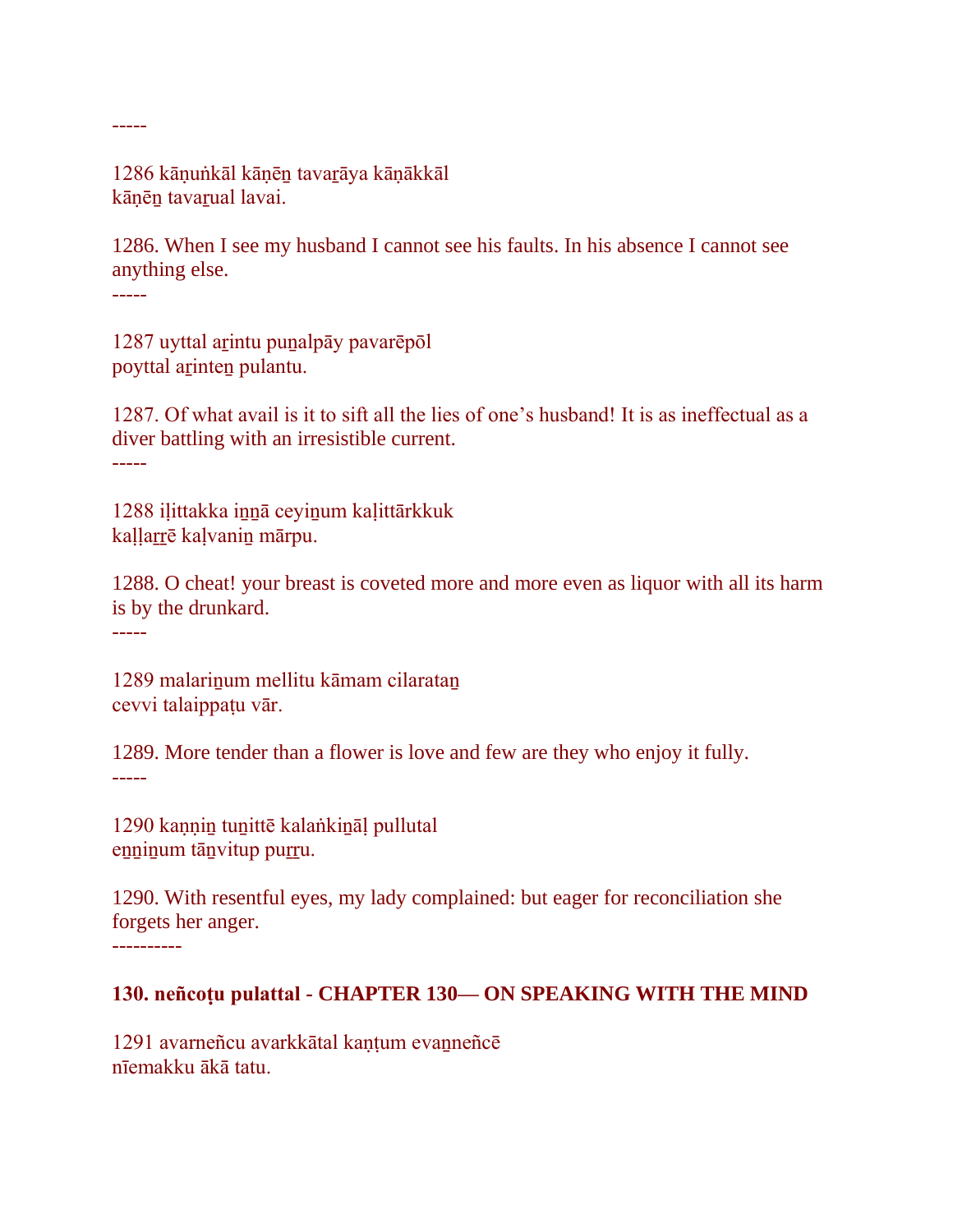-----

1286 kāṇuṅkāl kāṇēṉ tavaṟāya kāṇākkāl
kāṇēṉ tavaṟual lavai.

1286. When I see my husband I cannot see his faults. In his absence I cannot see anything else.

-----

1287 uyttal aṟintu puṉalpāy pavarēpōl
poyttal aṟinteṉ pulantu.

1287. Of what avail is it to sift all the lies of one’s husband! It is as ineffectual as a diver battling with an irresistible current.

-----

1288 iḷittakka iṉṉā ceyiṉum kaḷittārkkuk
kaḷḷaṟṟē kaḷvaniṉ mārpu.

1288. O cheat! your breast is coveted more and more even as liquor with all its harm is by the drunkard.

-----

1289 malariṉum mellitu kāmam cilarataṉ
cevvi talaippaṭu vār.

1289. More tender than a flower is love and few are they who enjoy it fully.

-----

1290 kaṇṇiṉ tuṉittē kalaṅkiṉāḷ pullutal
eṉṉiṉum tāṉvitup puṟṟu.

1290. With resentful eyes, my lady complained: but eager for reconciliation she forgets her anger.

----------

**130. neñcoṭu pulattal - CHAPTER 130— ON SPEAKING WITH THE MIND**

1291 avarneñcu avarkkātal kaṇṭum evaṉneñcē
nīemakku ākā tatu.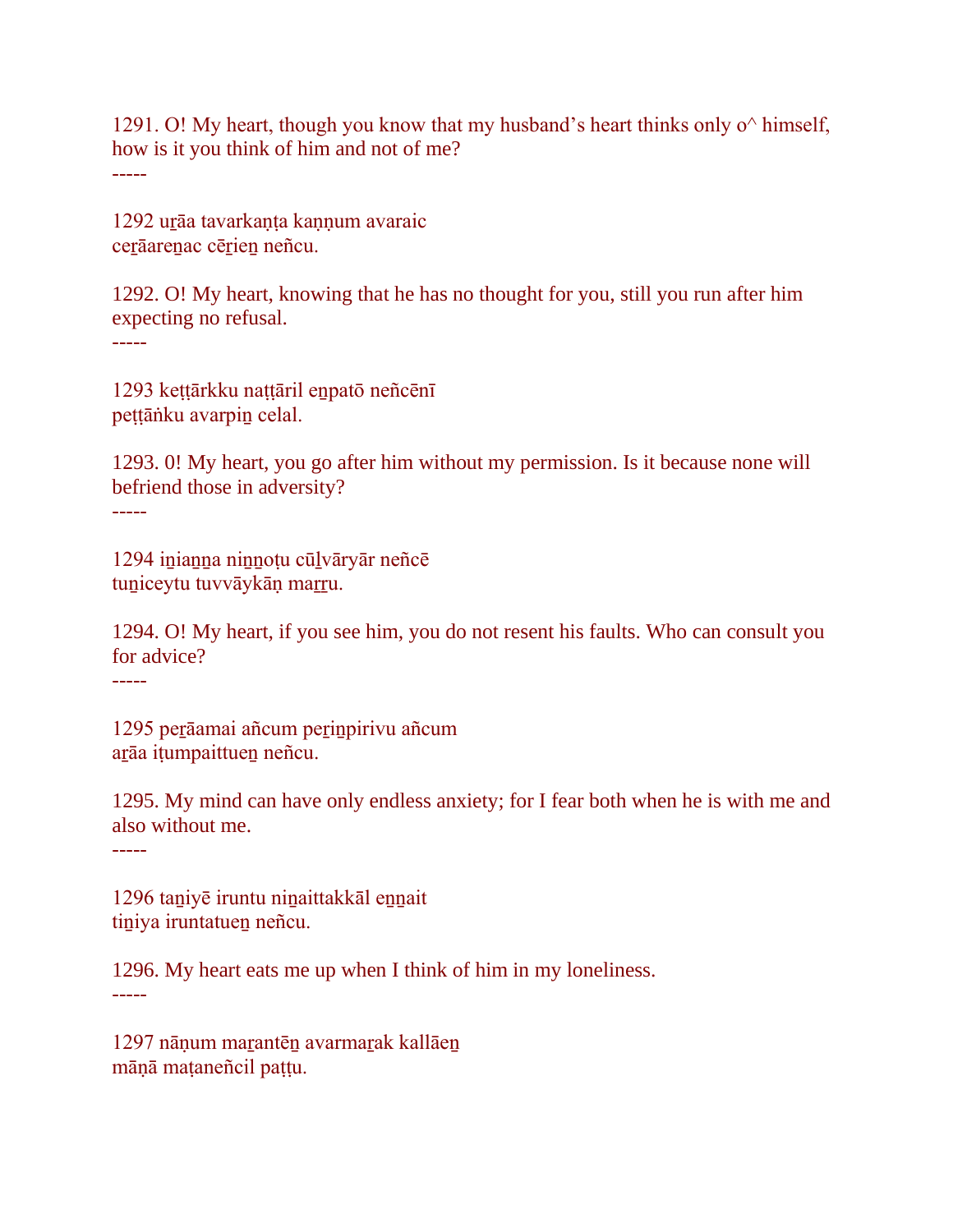1291. O! My heart, though you know that my husband’s heart thinks only o^ himself, how is it you think of him and not of me?
-----

1292 uṟāa tavarkaṇṭa kaṇṇum avaraic
ceṟāareṉac cēṟieṉ neñcu.

1292. O! My heart, knowing that he has no thought for you, still you run after him expecting no refusal.
-----

1293 keṭṭārkku naṭṭāril eṉpatō neñcēnī
peṭṭāṅku avarpiṉ celal.

1293. 0! My heart, you go after him without my permission. Is it because none will befriend those in adversity?
-----

1294 iṉiaṉṉa niṉṉoṭu cūḻvāryār neñcē
tuṉiceytu tuvvāykāṇ maṟṟu.

1294. O! My heart, if you see him, you do not resent his faults. Who can consult you for advice?
-----

1295 peṟāamai añcum peṟiṉpirivu añcum
aṟāa iṭumpaittueṉ neñcu.

1295. My mind can have only endless anxiety; for I fear both when he is with me and also without me.
-----

1296 taṉiyē iruntu niṉaittakkāl eṉṉait
tiṉiya iruntatueṉ neñcu.

1296. My heart eats me up when I think of him in my loneliness.
-----

1297 nāṇum maṟantēṉ avarmaṟak kallāeṉ
māṇā maṭaneñcil paṭṭu.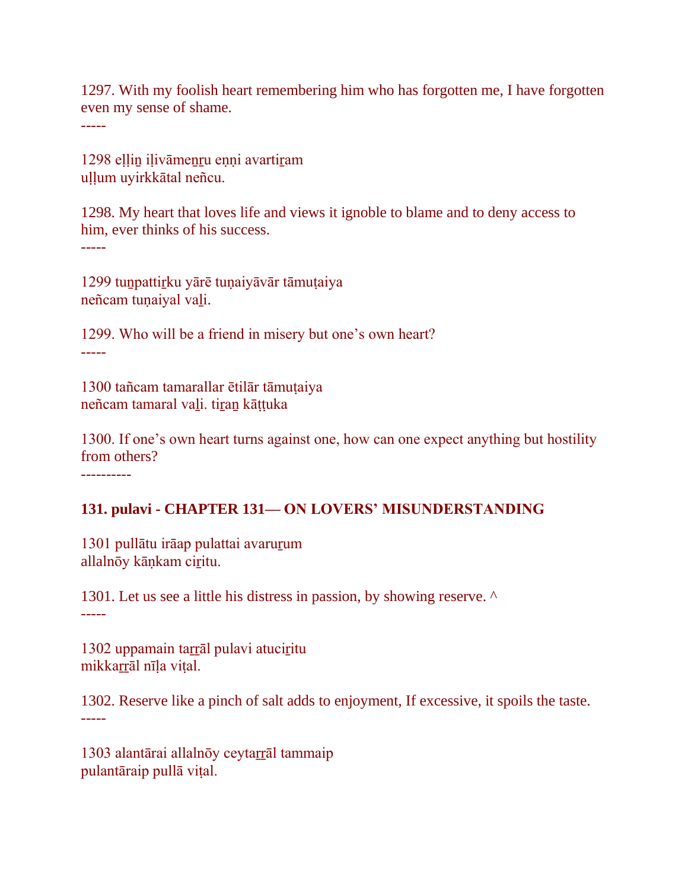1297. With my foolish heart remembering him who has forgotten me, I have forgotten even my sense of shame.
-----

1298 eḷḷiṉ iḷivāmeṉṟu eṇṇi avartiṟam
uḷḷum uyirkkātal neñcu.

1298. My heart that loves life and views it ignoble to blame and to deny access to him, ever thinks of his success.
-----

1299 tuṉpattiṟku yārē tuṇaiyāvār tāmuṭaiya
neñcam tuṇaiyal vaḻi.

1299. Who will be a friend in misery but one's own heart?
-----

1300 tañcam tamarallar ētilār tāmuṭaiya
neñcam tamaral vaḻi. tiṟaṉ kāṭṭuka

1300. If one's own heart turns against one, how can one expect anything but hostility from others?
----------

**131. pulavi - CHAPTER 131— ON LOVERS' MISUNDERSTANDING**

1301 pullātu irāap pulattai avaruṟum
allalnōy kāṇkam ciṟitu.

1301. Let us see a little his distress in passion, by showing reserve. ^
-----

1302 uppamain taṟṟāl pulavi atuciṟitu
mikkaṟṟāl nīḷa viṭal.

1302. Reserve like a pinch of salt adds to enjoyment, If excessive, it spoils the taste.
-----

1303 alantārai allalnōy ceytaṟṟāl tammaip
pulantāraip pullā viṭal.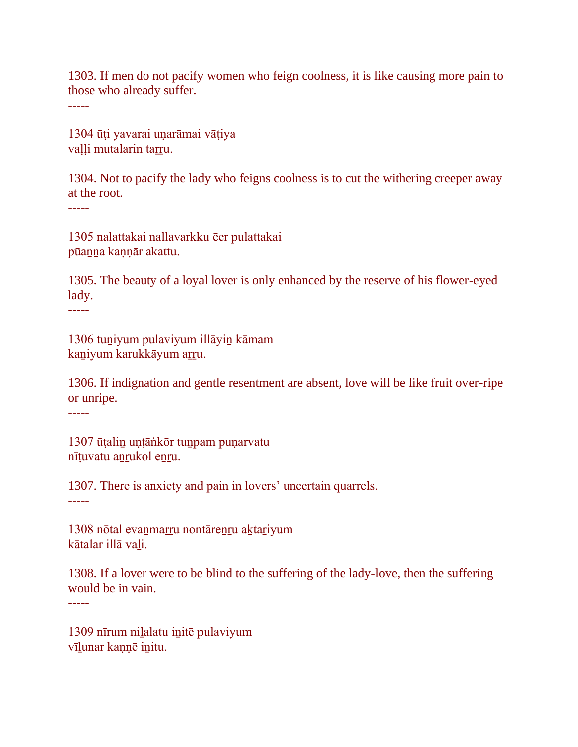1303. If men do not pacify women who feign coolness, it is like causing more pain to those who already suffer.

-----

1304 ūṭi yavarai uṇarāmai vāṭiya
vaḷḷi mutalarin taṟṟu.

1304. Not to pacify the lady who feigns coolness is to cut the withering creeper away at the root.

-----

1305 nalattakai nallavarkku ēer pulattakai
pūaṉṉa kaṇṇār akattu.

1305. The beauty of a loyal lover is only enhanced by the reserve of his flower-eyed lady.

-----

1306 tuṉiyum pulaviyum illāyiṉ kāmam
kaṉiyum karukkāyum aṟṟu.

1306. If indignation and gentle resentment are absent, love will be like fruit over-ripe or unripe.

-----

1307 ūṭaliṉ uṇṭāṅkōr tuṉpam puṇarvatu
nīṭuvatu aṉṟukol eṉṟu.

1307. There is anxiety and pain in lovers' uncertain quarrels.

-----

1308 nōtal evaṉmaṟṟu nontāreṉṟu aḵtaṟiyum
kātalar illā vaḻi.

1308. If a lover were to be blind to the suffering of the lady-love, then the suffering would be in vain.

-----

1309 nīrum niḻalatu iṉitē pulaviyum
vīḻunar kaṇṇē iṉitu.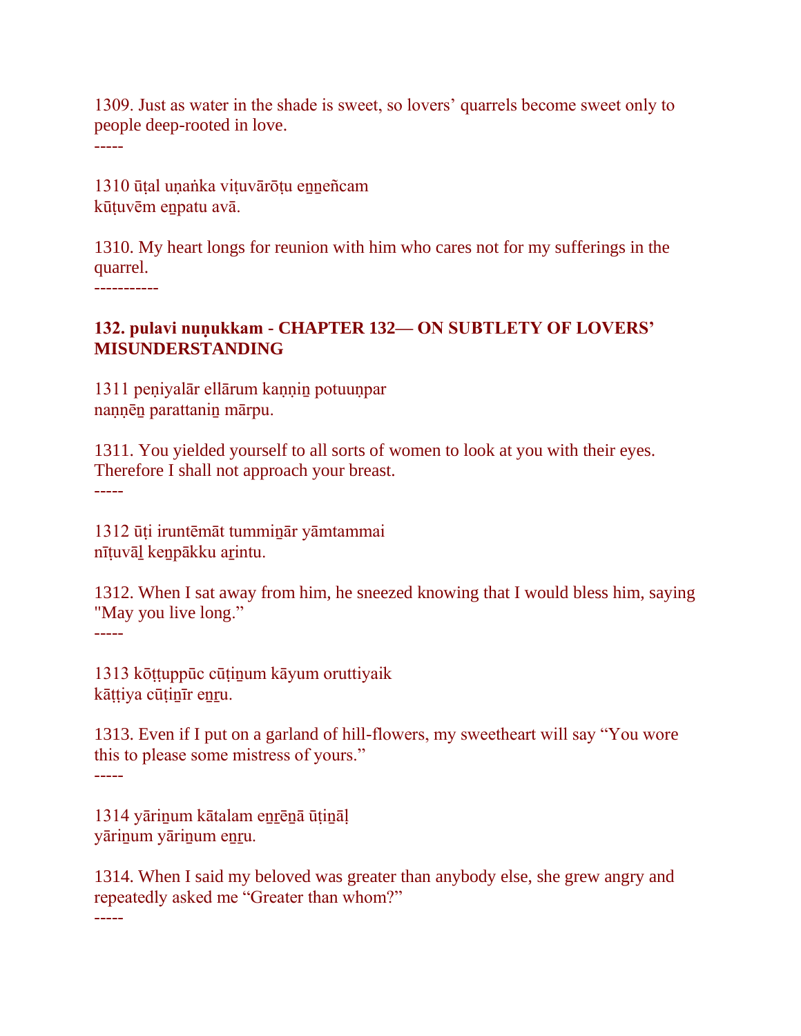1309. Just as water in the shade is sweet, so lovers' quarrels become sweet only to people deep-rooted in love.
-----

1310 ūṭal uṇaṅka viṭuvārōṭu eṉṉeñcam
kūṭuvēm eṉpatu avā.

1310. My heart longs for reunion with him who cares not for my sufferings in the quarrel.
-----------

### 132. pulavi nuṇukkam - CHAPTER 132— ON SUBTLETY OF LOVERS' MISUNDERSTANDING

1311 peṇiyalār ellārum kaṇṇiṉ potuuṇpar
naṇṇēṉ parattaniṉ mārpu.

1311. You yielded yourself to all sorts of women to look at you with their eyes. Therefore I shall not approach your breast.
-----

1312 ūṭi iruntēmāt tummiṉār yāmtammai
nīṭuvāḻ keṉpākku aṟintu.

1312. When I sat away from him, he sneezed knowing that I would bless him, saying "May you live long."
-----

1313 kōṭṭuppūc cūṭiṉum kāyum oruttiyaik
kāṭṭiya cūṭiṉīr eṉṟu.

1313. Even if I put on a garland of hill-flowers, my sweetheart will say "You wore this to please some mistress of yours."
-----

1314 yāriṉum kātalam eṉṟēṉā ūṭiṉāḷ
yāriṉum yāriṉum eṉṟu.

1314. When I said my beloved was greater than anybody else, she grew angry and repeatedly asked me "Greater than whom?"
-----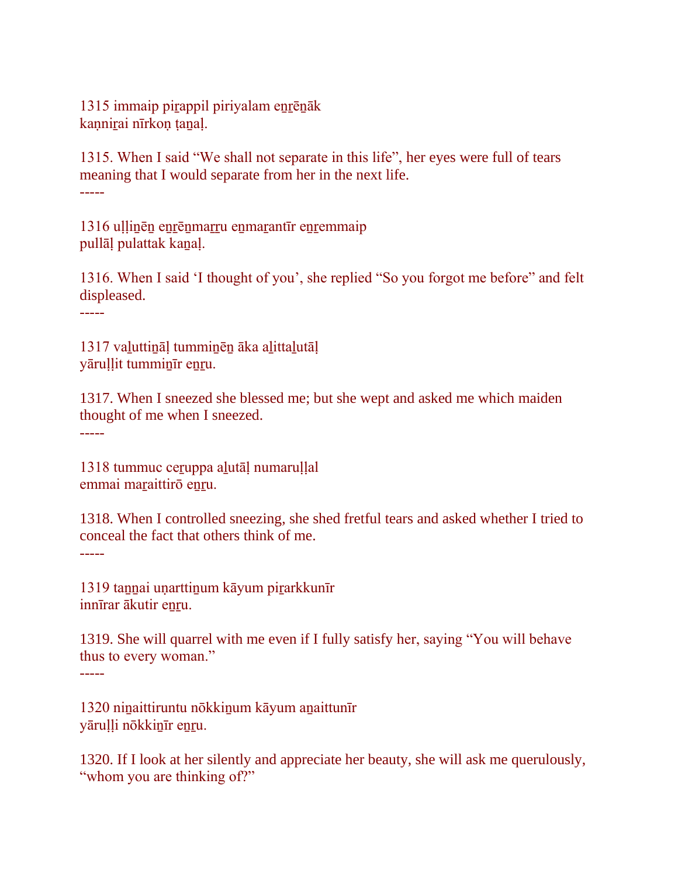1315 immaip piṟappil piriyalam eṉṟēṉāk
kaṇṇiṟai nīrkoṇ ṭaṉaḷ.

1315. When I said "We shall not separate in this life", her eyes were full of tears meaning that I would separate from her in the next life.

-----

1316 uḷḷiṉēṉ eṉṟēṉmaṟṟu eṉmaṟantīr eṉṟemmaip
pullāḷ pulattak kaṉaḷ.

1316. When I said 'I thought of you', she replied "So you forgot me before" and felt displeased.

-----

1317 vaḻuttiṉāḷ tummiṉēṉ āka aḻittaḻutāḷ
yāruḷḷit tummiṉīr eṉṟu.

1317. When I sneezed she blessed me; but she wept and asked me which maiden thought of me when I sneezed.

-----

1318 tummuc ceṟuppa aḻutāḷ numaruḷḷal
emmai maṟaittirō eṉṟu.

1318. When I controlled sneezing, she shed fretful tears and asked whether I tried to conceal the fact that others think of me.

-----

1319 taṉṉai uṇarttiṉum kāyum piṟarkkunīr
innīrar ākutir eṉṟu.

1319. She will quarrel with me even if I fully satisfy her, saying "You will behave thus to every woman."

-----

1320 niṉaittiruntu nōkkiṉum kāyum aṉaittunīr
yāruḷḷi nōkkiṉīr eṉṟu.

1320. If I look at her silently and appreciate her beauty, she will ask me querulously, "whom you are thinking of?"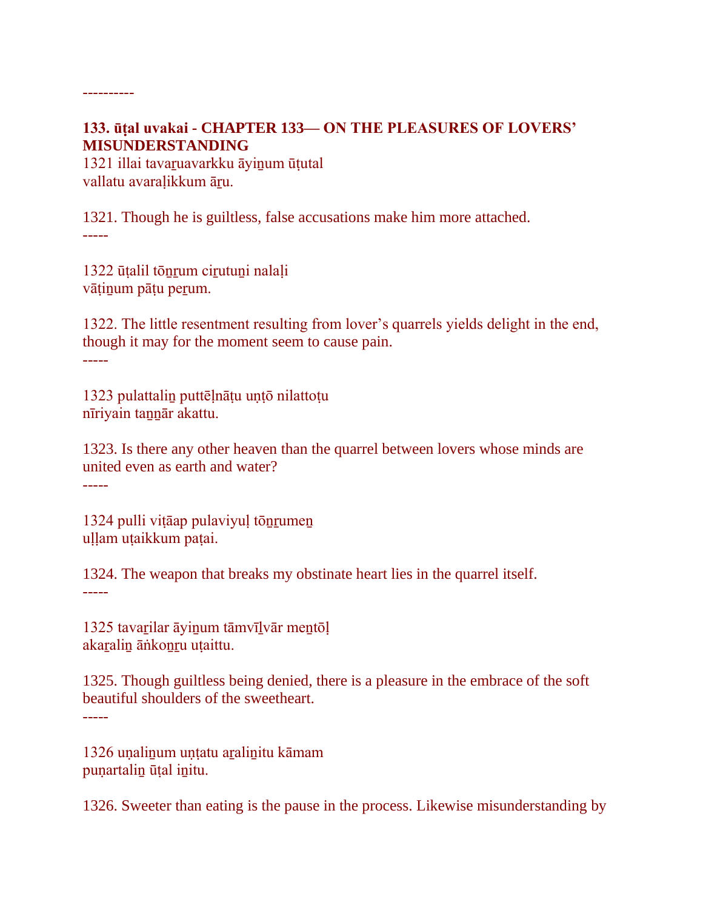----------

### 133. ūṭal uvakai - CHAPTER 133— ON THE PLEASURES OF LOVERS' MISUNDERSTANDING

1321 illai tavaṟuavarkku āyiṉum ūṭutal
vallatu avaraḷikkum āṟu.

1321. Though he is guiltless, false accusations make him more attached.

-----

1322 ūṭalil tōṉṟum ciṟutuṉi nalaḷi
vāṭiṉum pāṭu peṟum.

1322. The little resentment resulting from lover's quarrels yields delight in the end, though it may for the moment seem to cause pain.

-----

1323 pulattaliṉ puttēḷnāṭu uṇṭō nilattoṭu
nīriyain taṉṉār akattu.

1323. Is there any other heaven than the quarrel between lovers whose minds are united even as earth and water?

-----

1324 pulli viṭāap pulaviyuḷ tōṉṟumeṉ
uḷḷam uṭaikkum paṭai.

1324. The weapon that breaks my obstinate heart lies in the quarrel itself.

-----

1325 tavaṟilar āyiṉum tāmvīḻvār meṉtōḷ
akaṟaliṉ āṅkoṉṟu uṭaittu.

1325. Though guiltless being denied, there is a pleasure in the embrace of the soft beautiful shoulders of the sweetheart.

-----

1326 uṇaliṉum uṇṭatu aṟaliṉitu kāmam
puṇartaliṉ ūṭal iṉitu.

1326. Sweeter than eating is the pause in the process. Likewise misunderstanding by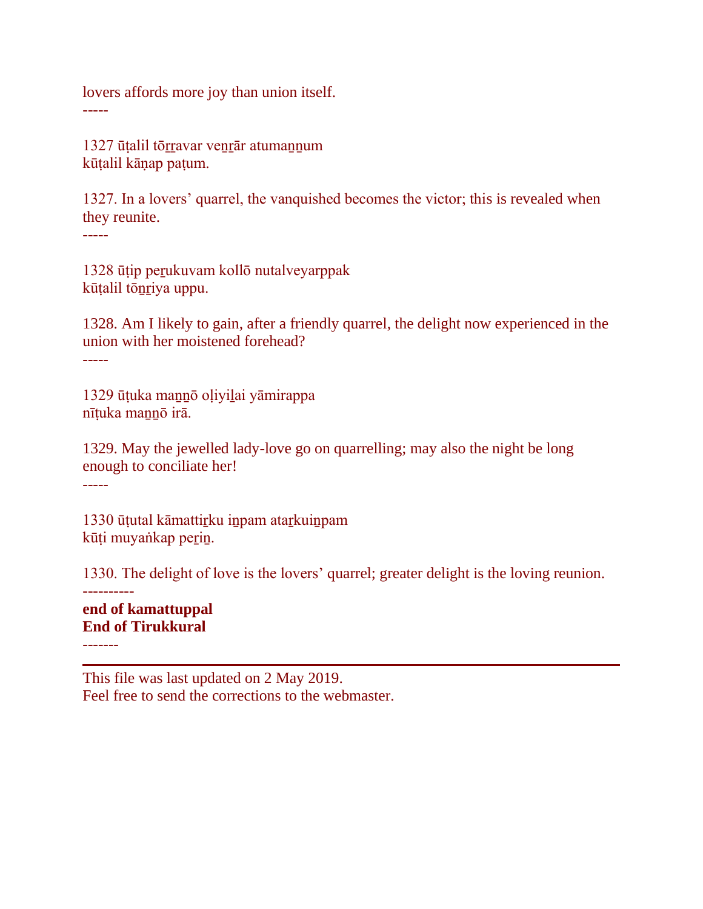lovers affords more joy than union itself.

-----

1327 ūṭalil tōṟṟavar veṉṟār atumaṉṉum
kūṭalil kāṇap paṭum.

1327. In a lovers' quarrel, the vanquished becomes the victor; this is revealed when they reunite.

-----

1328 ūṭip peṟukuvam kollō nutalveyarppak
kūṭalil tōṉṟiya uppu.

1328. Am I likely to gain, after a friendly quarrel, the delight now experienced in the union with her moistened forehead?

-----

1329 ūṭuka maṉṉō oḷiyiḻai yāmirappa
nīṭuka maṉṉō irā.

1329. May the jewelled lady-love go on quarrelling; may also the night be long enough to conciliate her!

-----

1330 ūṭutal kāmattiṟku iṉpam ataṟkuiṉpam
kūṭi muyaṅkap peṟiṉ.

1330. The delight of love is the lovers' quarrel; greater delight is the loving reunion.

----------

**end of kamattuppal**
**End of Tirukkural**

-------

---

This file was last updated on 2 May 2019.
Feel free to send the corrections to the webmaster.